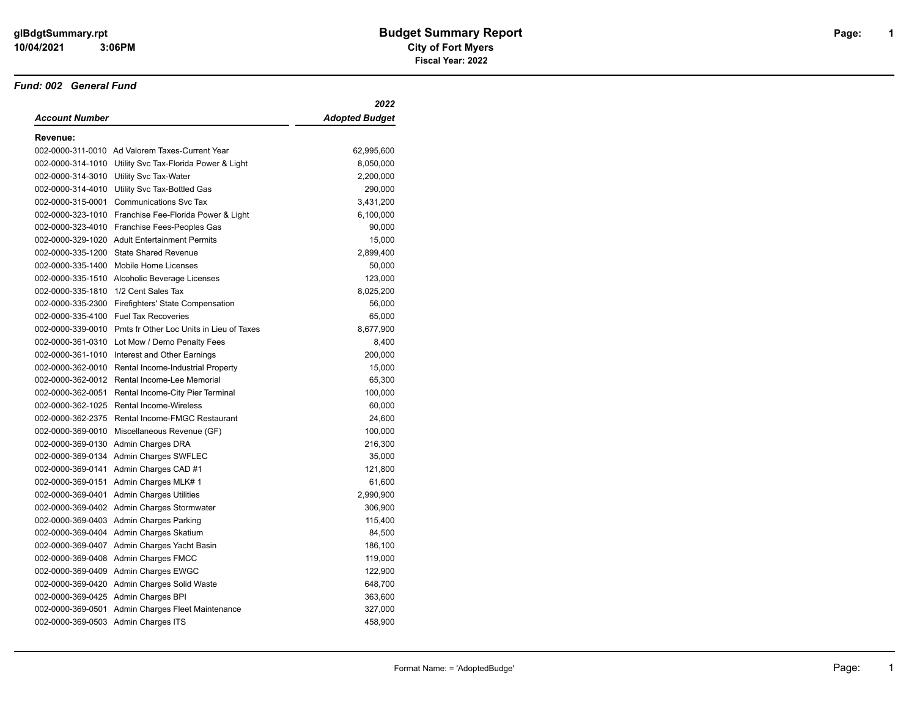# Budget Summary Report

## City of Fort Myers

### Fiscal Year: 2022

*Fund: 002 General Fund*

| *Account Number* | | *2022 Adopted Budget* |
|---|---|---|
| **Revenue:** | | |
| 002-0000-311-0010 | Ad Valorem Taxes-Current Year | 62,995,600 |
| 002-0000-314-1010 | Utility Svc Tax-Florida Power & Light | 8,050,000 |
| 002-0000-314-3010 | Utility Svc Tax-Water | 2,200,000 |
| 002-0000-314-4010 | Utility Svc Tax-Bottled Gas | 290,000 |
| 002-0000-315-0001 | Communications Svc Tax | 3,431,200 |
| 002-0000-323-1010 | Franchise Fee-Florida Power & Light | 6,100,000 |
| 002-0000-323-4010 | Franchise Fees-Peoples Gas | 90,000 |
| 002-0000-329-1020 | Adult Entertainment Permits | 15,000 |
| 002-0000-335-1200 | State Shared Revenue | 2,899,400 |
| 002-0000-335-1400 | Mobile Home Licenses | 50,000 |
| 002-0000-335-1510 | Alcoholic Beverage Licenses | 123,000 |
| 002-0000-335-1810 | 1/2 Cent Sales Tax | 8,025,200 |
| 002-0000-335-2300 | Firefighters' State Compensation | 56,000 |
| 002-0000-335-4100 | Fuel Tax Recoveries | 65,000 |
| 002-0000-339-0010 | Pmts fr Other Loc Units in Lieu of Taxes | 8,677,900 |
| 002-0000-361-0310 | Lot Mow / Demo Penalty Fees | 8,400 |
| 002-0000-361-1010 | Interest and Other Earnings | 200,000 |
| 002-0000-362-0010 | Rental Income-Industrial Property | 15,000 |
| 002-0000-362-0012 | Rental Income-Lee Memorial | 65,300 |
| 002-0000-362-0051 | Rental Income-City Pier Terminal | 100,000 |
| 002-0000-362-1025 | Rental Income-Wireless | 60,000 |
| 002-0000-362-2375 | Rental Income-FMGC Restaurant | 24,600 |
| 002-0000-369-0010 | Miscellaneous Revenue (GF) | 100,000 |
| 002-0000-369-0130 | Admin Charges DRA | 216,300 |
| 002-0000-369-0134 | Admin Charges SWFLEC | 35,000 |
| 002-0000-369-0141 | Admin Charges CAD #1 | 121,800 |
| 002-0000-369-0151 | Admin Charges MLK# 1 | 61,600 |
| 002-0000-369-0401 | Admin Charges Utilities | 2,990,900 |
| 002-0000-369-0402 | Admin Charges Stormwater | 306,900 |
| 002-0000-369-0403 | Admin Charges Parking | 115,400 |
| 002-0000-369-0404 | Admin Charges Skatium | 84,500 |
| 002-0000-369-0407 | Admin Charges Yacht Basin | 186,100 |
| 002-0000-369-0408 | Admin Charges FMCC | 119,000 |
| 002-0000-369-0409 | Admin Charges EWGC | 122,900 |
| 002-0000-369-0420 | Admin Charges Solid Waste | 648,700 |
| 002-0000-369-0425 | Admin Charges BPI | 363,600 |
| 002-0000-369-0501 | Admin Charges Fleet Maintenance | 327,000 |
| 002-0000-369-0503 | Admin Charges ITS | 458,900 |

Format Name: = 'AdoptedBudge'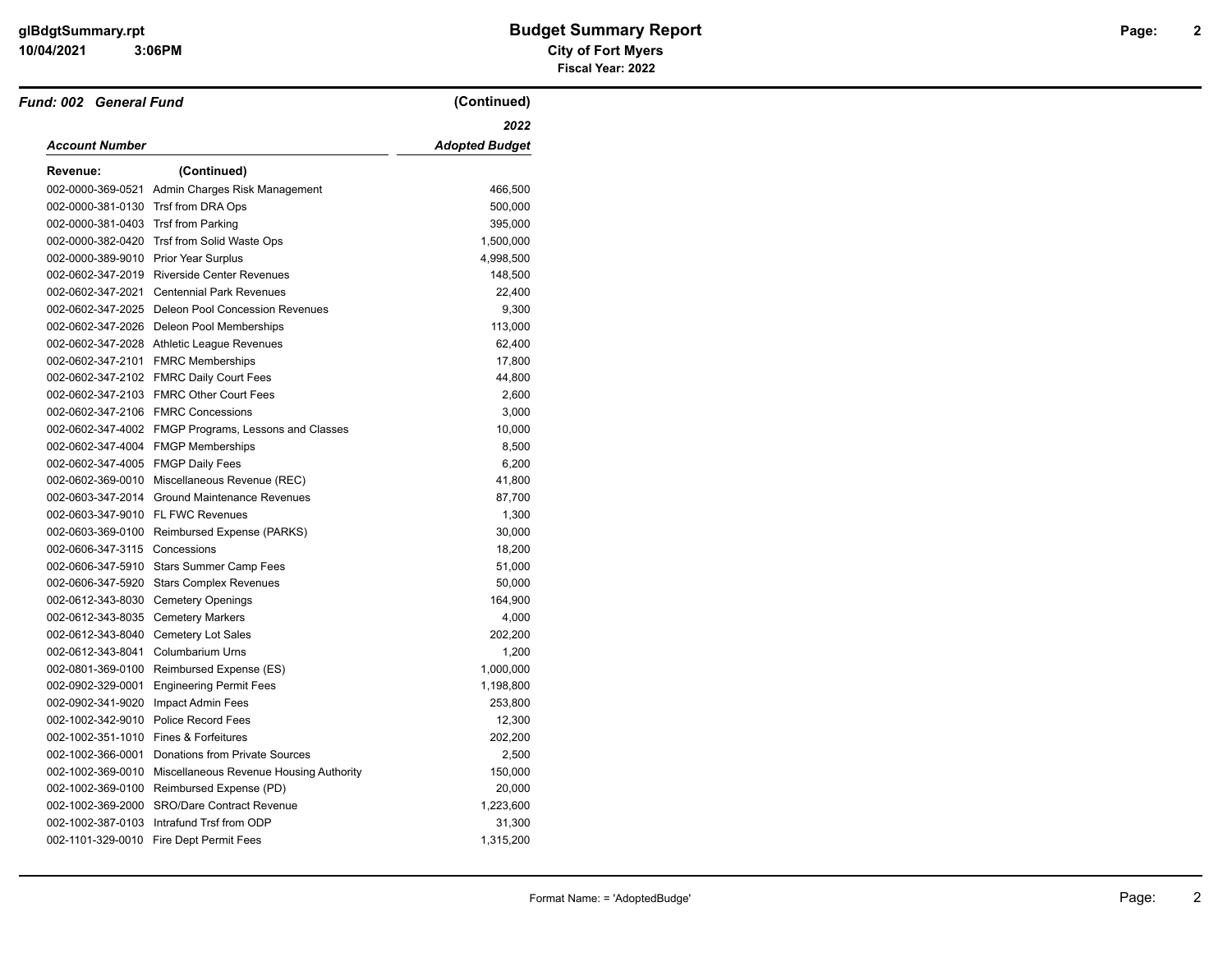# Budget Summary Report

**City of Fort Myers**

**Fiscal Year: 2022**

***Fund: 002 General Fund*** **(Continued)**

| ***Account Number*** | | ***2022 Adopted Budget*** |
|---|---|---:|
| **Revenue:** | **(Continued)** | |
| 002-0000-369-0521 | Admin Charges Risk Management | 466,500 |
| 002-0000-381-0130 | Trsf from DRA Ops | 500,000 |
| 002-0000-381-0403 | Trsf from Parking | 395,000 |
| 002-0000-382-0420 | Trsf from Solid Waste Ops | 1,500,000 |
| 002-0000-389-9010 | Prior Year Surplus | 4,998,500 |
| 002-0602-347-2019 | Riverside Center Revenues | 148,500 |
| 002-0602-347-2021 | Centennial Park Revenues | 22,400 |
| 002-0602-347-2025 | Deleon Pool Concession Revenues | 9,300 |
| 002-0602-347-2026 | Deleon Pool Memberships | 113,000 |
| 002-0602-347-2028 | Athletic League Revenues | 62,400 |
| 002-0602-347-2101 | FMRC Memberships | 17,800 |
| 002-0602-347-2102 | FMRC Daily Court Fees | 44,800 |
| 002-0602-347-2103 | FMRC Other Court Fees | 2,600 |
| 002-0602-347-2106 | FMRC Concessions | 3,000 |
| 002-0602-347-4002 | FMGP Programs, Lessons and Classes | 10,000 |
| 002-0602-347-4004 | FMGP Memberships | 8,500 |
| 002-0602-347-4005 | FMGP Daily Fees | 6,200 |
| 002-0602-369-0010 | Miscellaneous Revenue (REC) | 41,800 |
| 002-0603-347-2014 | Ground Maintenance Revenues | 87,700 |
| 002-0603-347-9010 | FL FWC Revenues | 1,300 |
| 002-0603-369-0100 | Reimbursed Expense (PARKS) | 30,000 |
| 002-0606-347-3115 | Concessions | 18,200 |
| 002-0606-347-5910 | Stars Summer Camp Fees | 51,000 |
| 002-0606-347-5920 | Stars Complex Revenues | 50,000 |
| 002-0612-343-8030 | Cemetery Openings | 164,900 |
| 002-0612-343-8035 | Cemetery Markers | 4,000 |
| 002-0612-343-8040 | Cemetery Lot Sales | 202,200 |
| 002-0612-343-8041 | Columbarium Urns | 1,200 |
| 002-0801-369-0100 | Reimbursed Expense (ES) | 1,000,000 |
| 002-0902-329-0001 | Engineering Permit Fees | 1,198,800 |
| 002-0902-341-9020 | Impact Admin Fees | 253,800 |
| 002-1002-342-9010 | Police Record Fees | 12,300 |
| 002-1002-351-1010 | Fines & Forfeitures | 202,200 |
| 002-1002-366-0001 | Donations from Private Sources | 2,500 |
| 002-1002-369-0010 | Miscellaneous Revenue Housing Authority | 150,000 |
| 002-1002-369-0100 | Reimbursed Expense (PD) | 20,000 |
| 002-1002-369-2000 | SRO/Dare Contract Revenue | 1,223,600 |
| 002-1002-387-0103 | Intrafund Trsf from ODP | 31,300 |
| 002-1101-329-0010 | Fire Dept Permit Fees | 1,315,200 |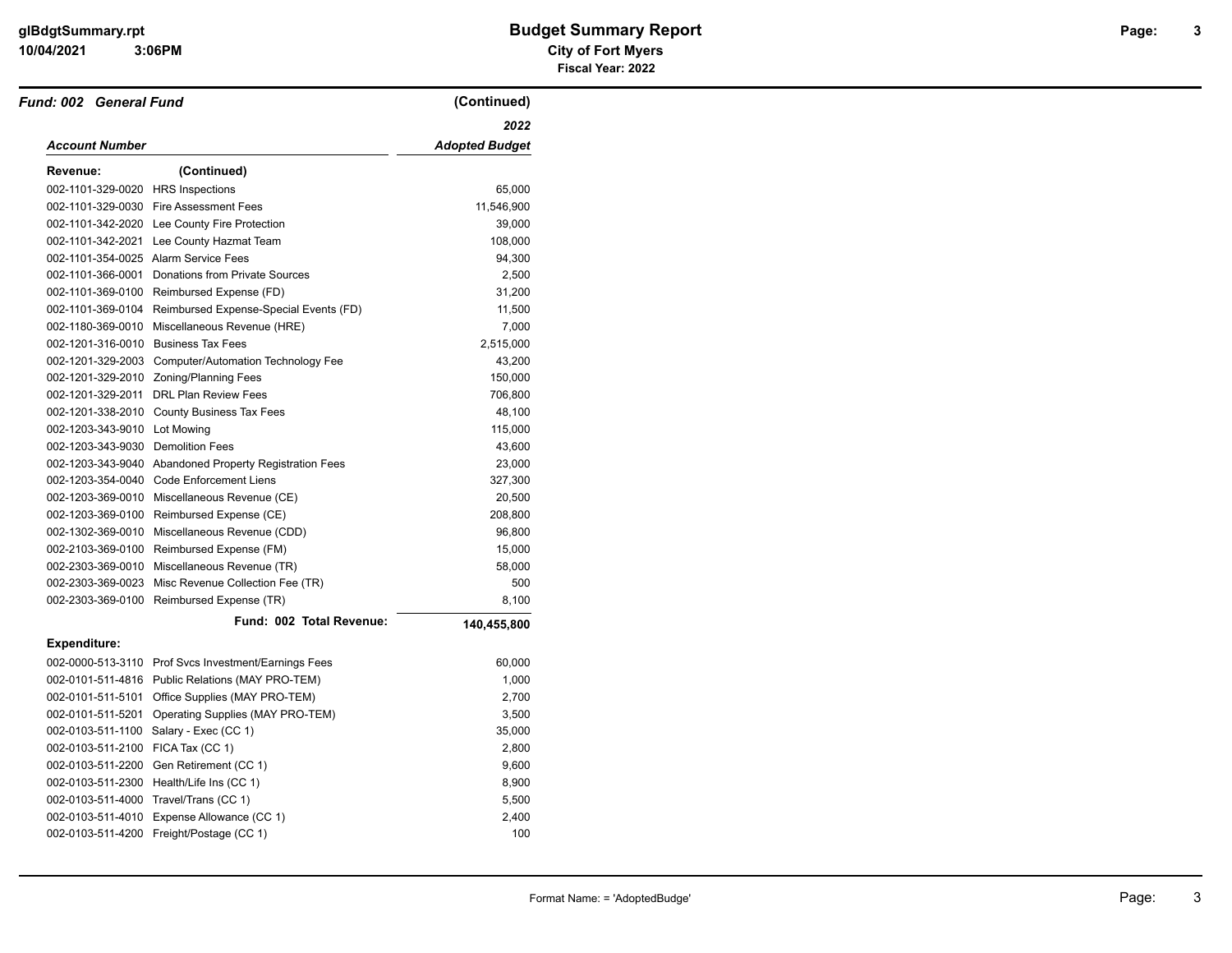# Budget Summary Report

**City of Fort Myers**

**Fiscal Year: 2022**

## *Fund: 002 General Fund* (Continued)

| Account Number | | 2022 Adopted Budget |
|---|---|---|
| **Revenue:** | (Continued) | |
| 002-1101-329-0020 | HRS Inspections | 65,000 |
| 002-1101-329-0030 | Fire Assessment Fees | 11,546,900 |
| 002-1101-342-2020 | Lee County Fire Protection | 39,000 |
| 002-1101-342-2021 | Lee County Hazmat Team | 108,000 |
| 002-1101-354-0025 | Alarm Service Fees | 94,300 |
| 002-1101-366-0001 | Donations from Private Sources | 2,500 |
| 002-1101-369-0100 | Reimbursed Expense (FD) | 31,200 |
| 002-1101-369-0104 | Reimbursed Expense-Special Events (FD) | 11,500 |
| 002-1180-369-0010 | Miscellaneous Revenue (HRE) | 7,000 |
| 002-1201-316-0010 | Business Tax Fees | 2,515,000 |
| 002-1201-329-2003 | Computer/Automation Technology Fee | 43,200 |
| 002-1201-329-2010 | Zoning/Planning Fees | 150,000 |
| 002-1201-329-2011 | DRL Plan Review Fees | 706,800 |
| 002-1201-338-2010 | County Business Tax Fees | 48,100 |
| 002-1203-343-9010 | Lot Mowing | 115,000 |
| 002-1203-343-9030 | Demolition Fees | 43,600 |
| 002-1203-343-9040 | Abandoned Property Registration Fees | 23,000 |
| 002-1203-354-0040 | Code Enforcement Liens | 327,300 |
| 002-1203-369-0010 | Miscellaneous Revenue (CE) | 20,500 |
| 002-1203-369-0100 | Reimbursed Expense (CE) | 208,800 |
| 002-1302-369-0010 | Miscellaneous Revenue (CDD) | 96,800 |
| 002-2103-369-0100 | Reimbursed Expense (FM) | 15,000 |
| 002-2303-369-0010 | Miscellaneous Revenue (TR) | 58,000 |
| 002-2303-369-0023 | Misc Revenue Collection Fee (TR) | 500 |
| 002-2303-369-0100 | Reimbursed Expense (TR) | 8,100 |
| | **Fund: 002 Total Revenue:** | **140,455,800** |
| **Expenditure:** | | |
| 002-0000-513-3110 | Prof Svcs Investment/Earnings Fees | 60,000 |
| 002-0101-511-4816 | Public Relations (MAY PRO-TEM) | 1,000 |
| 002-0101-511-5101 | Office Supplies (MAY PRO-TEM) | 2,700 |
| 002-0101-511-5201 | Operating Supplies (MAY PRO-TEM) | 3,500 |
| 002-0103-511-1100 | Salary - Exec (CC 1) | 35,000 |
| 002-0103-511-2100 | FICA Tax (CC 1) | 2,800 |
| 002-0103-511-2200 | Gen Retirement (CC 1) | 9,600 |
| 002-0103-511-2300 | Health/Life Ins (CC 1) | 8,900 |
| 002-0103-511-4000 | Travel/Trans (CC 1) | 5,500 |
| 002-0103-511-4010 | Expense Allowance (CC 1) | 2,400 |
| 002-0103-511-4200 | Freight/Postage (CC 1) | 100 |

Format Name: = 'AdoptedBudge'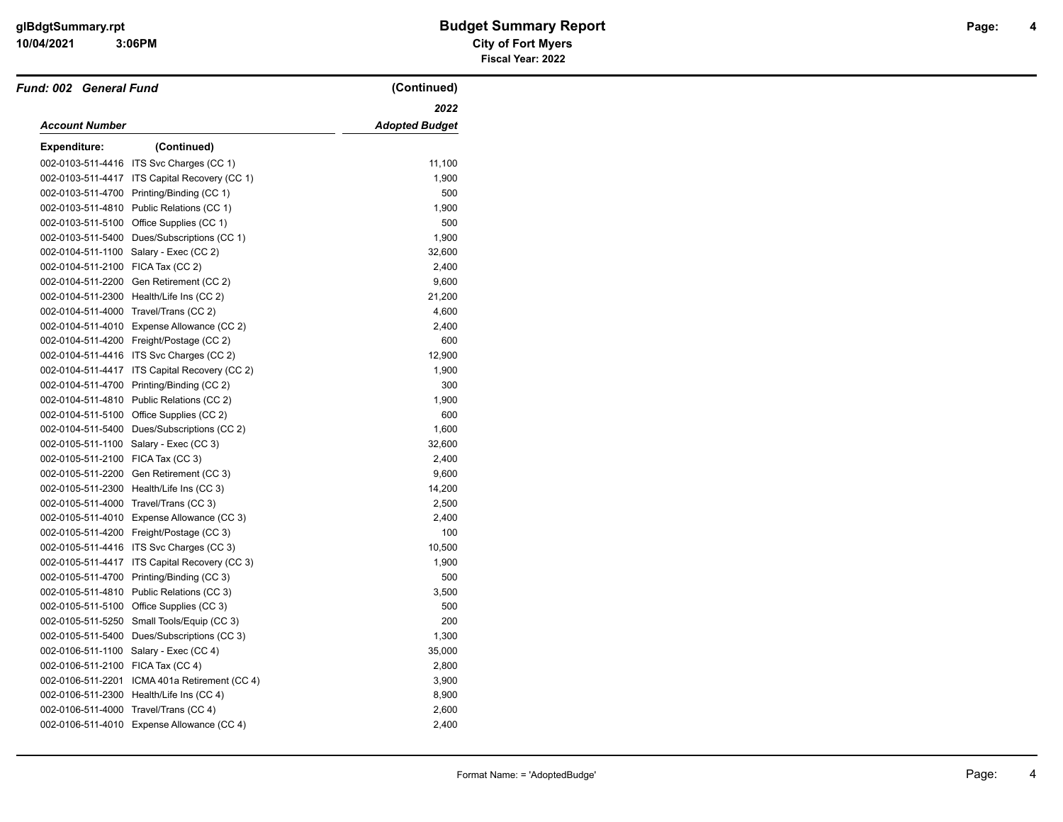# Budget Summary Report

## City of Fort Myers

### Fiscal Year: 2022

**Fund: 002 General Fund** **(Continued)**

| Account Number | | 2022 Adopted Budget |
|---|---|---|
| **Expenditure:** | **(Continued)** | |
| 002-0103-511-4416 | ITS Svc Charges (CC 1) | 11,100 |
| 002-0103-511-4417 | ITS Capital Recovery (CC 1) | 1,900 |
| 002-0103-511-4700 | Printing/Binding (CC 1) | 500 |
| 002-0103-511-4810 | Public Relations (CC 1) | 1,900 |
| 002-0103-511-5100 | Office Supplies (CC 1) | 500 |
| 002-0103-511-5400 | Dues/Subscriptions (CC 1) | 1,900 |
| 002-0104-511-1100 | Salary - Exec (CC 2) | 32,600 |
| 002-0104-511-2100 | FICA Tax (CC 2) | 2,400 |
| 002-0104-511-2200 | Gen Retirement (CC 2) | 9,600 |
| 002-0104-511-2300 | Health/Life Ins (CC 2) | 21,200 |
| 002-0104-511-4000 | Travel/Trans (CC 2) | 4,600 |
| 002-0104-511-4010 | Expense Allowance (CC 2) | 2,400 |
| 002-0104-511-4200 | Freight/Postage (CC 2) | 600 |
| 002-0104-511-4416 | ITS Svc Charges (CC 2) | 12,900 |
| 002-0104-511-4417 | ITS Capital Recovery (CC 2) | 1,900 |
| 002-0104-511-4700 | Printing/Binding (CC 2) | 300 |
| 002-0104-511-4810 | Public Relations (CC 2) | 1,900 |
| 002-0104-511-5100 | Office Supplies (CC 2) | 600 |
| 002-0104-511-5400 | Dues/Subscriptions (CC 2) | 1,600 |
| 002-0105-511-1100 | Salary - Exec (CC 3) | 32,600 |
| 002-0105-511-2100 | FICA Tax (CC 3) | 2,400 |
| 002-0105-511-2200 | Gen Retirement (CC 3) | 9,600 |
| 002-0105-511-2300 | Health/Life Ins (CC 3) | 14,200 |
| 002-0105-511-4000 | Travel/Trans (CC 3) | 2,500 |
| 002-0105-511-4010 | Expense Allowance (CC 3) | 2,400 |
| 002-0105-511-4200 | Freight/Postage (CC 3) | 100 |
| 002-0105-511-4416 | ITS Svc Charges (CC 3) | 10,500 |
| 002-0105-511-4417 | ITS Capital Recovery (CC 3) | 1,900 |
| 002-0105-511-4700 | Printing/Binding (CC 3) | 500 |
| 002-0105-511-4810 | Public Relations (CC 3) | 3,500 |
| 002-0105-511-5100 | Office Supplies (CC 3) | 500 |
| 002-0105-511-5250 | Small Tools/Equip (CC 3) | 200 |
| 002-0105-511-5400 | Dues/Subscriptions (CC 3) | 1,300 |
| 002-0106-511-1100 | Salary - Exec (CC 4) | 35,000 |
| 002-0106-511-2100 | FICA Tax (CC 4) | 2,800 |
| 002-0106-511-2201 | ICMA 401a Retirement (CC 4) | 3,900 |
| 002-0106-511-2300 | Health/Life Ins (CC 4) | 8,900 |
| 002-0106-511-4000 | Travel/Trans (CC 4) | 2,600 |
| 002-0106-511-4010 | Expense Allowance (CC 4) | 2,400 |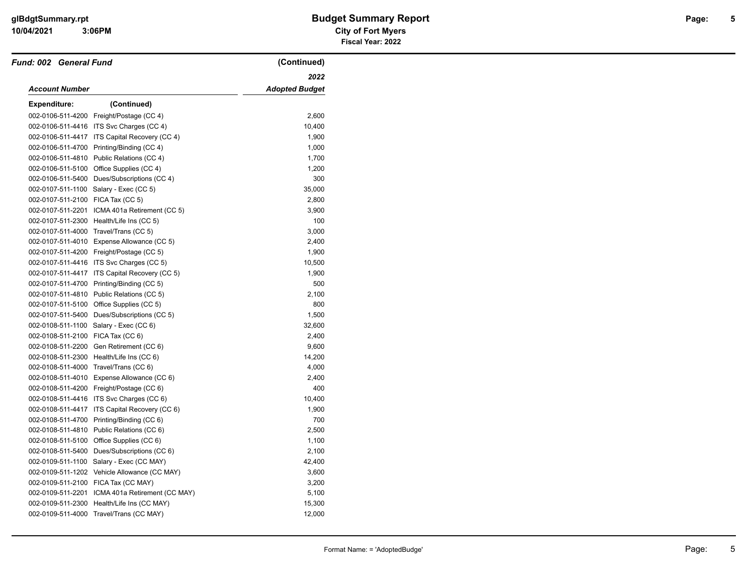# Budget Summary Report

**City of Fort Myers**

**Fiscal Year: 2022**

***Fund: 002 General Fund*** **(Continued)**

| *Account Number* | *2022 Adopted Budget* |
|---|---|
| **Expenditure:** **(Continued)** | |
| 002-0106-511-4200 Freight/Postage (CC 4) | 2,600 |
| 002-0106-511-4416 ITS Svc Charges (CC 4) | 10,400 |
| 002-0106-511-4417 ITS Capital Recovery (CC 4) | 1,900 |
| 002-0106-511-4700 Printing/Binding (CC 4) | 1,000 |
| 002-0106-511-4810 Public Relations (CC 4) | 1,700 |
| 002-0106-511-5100 Office Supplies (CC 4) | 1,200 |
| 002-0106-511-5400 Dues/Subscriptions (CC 4) | 300 |
| 002-0107-511-1100 Salary - Exec (CC 5) | 35,000 |
| 002-0107-511-2100 FICA Tax (CC 5) | 2,800 |
| 002-0107-511-2201 ICMA 401a Retirement (CC 5) | 3,900 |
| 002-0107-511-2300 Health/Life Ins (CC 5) | 100 |
| 002-0107-511-4000 Travel/Trans (CC 5) | 3,000 |
| 002-0107-511-4010 Expense Allowance (CC 5) | 2,400 |
| 002-0107-511-4200 Freight/Postage (CC 5) | 1,900 |
| 002-0107-511-4416 ITS Svc Charges (CC 5) | 10,500 |
| 002-0107-511-4417 ITS Capital Recovery (CC 5) | 1,900 |
| 002-0107-511-4700 Printing/Binding (CC 5) | 500 |
| 002-0107-511-4810 Public Relations (CC 5) | 2,100 |
| 002-0107-511-5100 Office Supplies (CC 5) | 800 |
| 002-0107-511-5400 Dues/Subscriptions (CC 5) | 1,500 |
| 002-0108-511-1100 Salary - Exec (CC 6) | 32,600 |
| 002-0108-511-2100 FICA Tax (CC 6) | 2,400 |
| 002-0108-511-2200 Gen Retirement (CC 6) | 9,600 |
| 002-0108-511-2300 Health/Life Ins (CC 6) | 14,200 |
| 002-0108-511-4000 Travel/Trans (CC 6) | 4,000 |
| 002-0108-511-4010 Expense Allowance (CC 6) | 2,400 |
| 002-0108-511-4200 Freight/Postage (CC 6) | 400 |
| 002-0108-511-4416 ITS Svc Charges (CC 6) | 10,400 |
| 002-0108-511-4417 ITS Capital Recovery (CC 6) | 1,900 |
| 002-0108-511-4700 Printing/Binding (CC 6) | 700 |
| 002-0108-511-4810 Public Relations (CC 6) | 2,500 |
| 002-0108-511-5100 Office Supplies (CC 6) | 1,100 |
| 002-0108-511-5400 Dues/Subscriptions (CC 6) | 2,100 |
| 002-0109-511-1100 Salary - Exec (CC MAY) | 42,400 |
| 002-0109-511-1202 Vehicle Allowance (CC MAY) | 3,600 |
| 002-0109-511-2100 FICA Tax (CC MAY) | 3,200 |
| 002-0109-511-2201 ICMA 401a Retirement (CC MAY) | 5,100 |
| 002-0109-511-2300 Health/Life Ins (CC MAY) | 15,300 |
| 002-0109-511-4000 Travel/Trans (CC MAY) | 12,000 |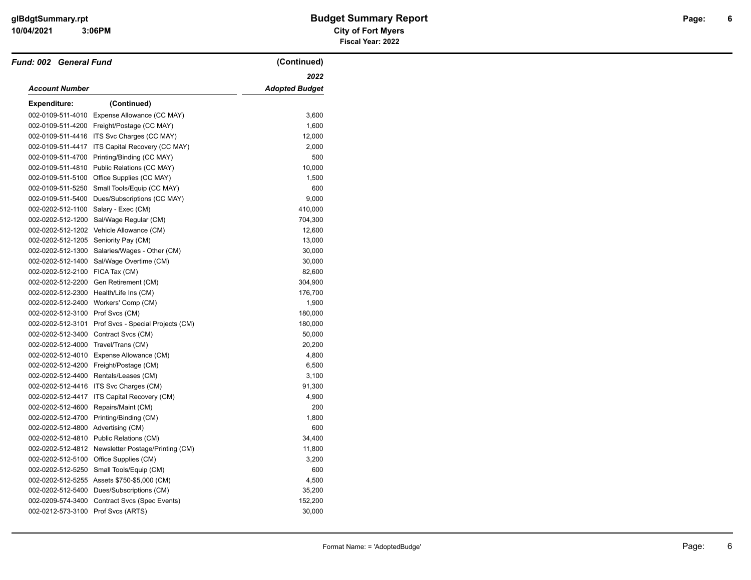## Budget Summary Report

**City of Fort Myers**

**Fiscal Year: 2022**

### *Fund: 002 General Fund* (Continued)

| *Account Number* | | *2022 Adopted Budget* |
|---|---|---|
| **Expenditure:** | **(Continued)** | |
| 002-0109-511-4010 | Expense Allowance (CC MAY) | 3,600 |
| 002-0109-511-4200 | Freight/Postage (CC MAY) | 1,600 |
| 002-0109-511-4416 | ITS Svc Charges (CC MAY) | 12,000 |
| 002-0109-511-4417 | ITS Capital Recovery (CC MAY) | 2,000 |
| 002-0109-511-4700 | Printing/Binding (CC MAY) | 500 |
| 002-0109-511-4810 | Public Relations (CC MAY) | 10,000 |
| 002-0109-511-5100 | Office Supplies (CC MAY) | 1,500 |
| 002-0109-511-5250 | Small Tools/Equip (CC MAY) | 600 |
| 002-0109-511-5400 | Dues/Subscriptions (CC MAY) | 9,000 |
| 002-0202-512-1100 | Salary - Exec (CM) | 410,000 |
| 002-0202-512-1200 | Sal/Wage Regular (CM) | 704,300 |
| 002-0202-512-1202 | Vehicle Allowance (CM) | 12,600 |
| 002-0202-512-1205 | Seniority Pay (CM) | 13,000 |
| 002-0202-512-1300 | Salaries/Wages - Other (CM) | 30,000 |
| 002-0202-512-1400 | Sal/Wage Overtime (CM) | 30,000 |
| 002-0202-512-2100 | FICA Tax (CM) | 82,600 |
| 002-0202-512-2200 | Gen Retirement (CM) | 304,900 |
| 002-0202-512-2300 | Health/Life Ins (CM) | 176,700 |
| 002-0202-512-2400 | Workers' Comp (CM) | 1,900 |
| 002-0202-512-3100 | Prof Svcs (CM) | 180,000 |
| 002-0202-512-3101 | Prof Svcs - Special Projects (CM) | 180,000 |
| 002-0202-512-3400 | Contract Svcs (CM) | 50,000 |
| 002-0202-512-4000 | Travel/Trans (CM) | 20,200 |
| 002-0202-512-4010 | Expense Allowance (CM) | 4,800 |
| 002-0202-512-4200 | Freight/Postage (CM) | 6,500 |
| 002-0202-512-4400 | Rentals/Leases (CM) | 3,100 |
| 002-0202-512-4416 | ITS Svc Charges (CM) | 91,300 |
| 002-0202-512-4417 | ITS Capital Recovery (CM) | 4,900 |
| 002-0202-512-4600 | Repairs/Maint (CM) | 200 |
| 002-0202-512-4700 | Printing/Binding (CM) | 1,800 |
| 002-0202-512-4800 | Advertising (CM) | 600 |
| 002-0202-512-4810 | Public Relations (CM) | 34,400 |
| 002-0202-512-4812 | Newsletter Postage/Printing (CM) | 11,800 |
| 002-0202-512-5100 | Office Supplies (CM) | 3,200 |
| 002-0202-512-5250 | Small Tools/Equip (CM) | 600 |
| 002-0202-512-5255 | Assets $750-$5,000 (CM) | 4,500 |
| 002-0202-512-5400 | Dues/Subscriptions (CM) | 35,200 |
| 002-0209-574-3400 | Contract Svcs (Spec Events) | 152,200 |
| 002-0212-573-3100 | Prof Svcs (ARTS) | 30,000 |

Format Name: = 'AdoptedBudge'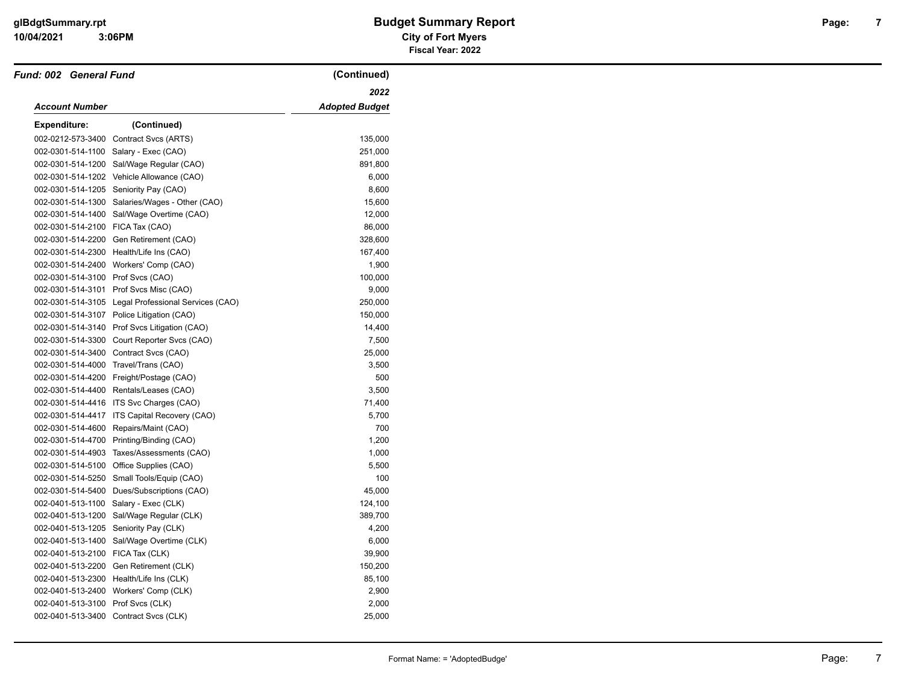**Budget Summary Report**

**City of Fort Myers**

**Fiscal Year: 2022**

***Fund: 002 General Fund*** **(Continued)**

| *Account Number* | | *2022 Adopted Budget* |
|---|---|---|
| **Expenditure:** | **(Continued)** | |
| 002-0212-573-3400 | Contract Svcs (ARTS) | 135,000 |
| 002-0301-514-1100 | Salary - Exec (CAO) | 251,000 |
| 002-0301-514-1200 | Sal/Wage Regular (CAO) | 891,800 |
| 002-0301-514-1202 | Vehicle Allowance (CAO) | 6,000 |
| 002-0301-514-1205 | Seniority Pay (CAO) | 8,600 |
| 002-0301-514-1300 | Salaries/Wages - Other (CAO) | 15,600 |
| 002-0301-514-1400 | Sal/Wage Overtime (CAO) | 12,000 |
| 002-0301-514-2100 | FICA Tax (CAO) | 86,000 |
| 002-0301-514-2200 | Gen Retirement (CAO) | 328,600 |
| 002-0301-514-2300 | Health/Life Ins (CAO) | 167,400 |
| 002-0301-514-2400 | Workers' Comp (CAO) | 1,900 |
| 002-0301-514-3100 | Prof Svcs (CAO) | 100,000 |
| 002-0301-514-3101 | Prof Svcs Misc (CAO) | 9,000 |
| 002-0301-514-3105 | Legal Professional Services (CAO) | 250,000 |
| 002-0301-514-3107 | Police Litigation (CAO) | 150,000 |
| 002-0301-514-3140 | Prof Svcs Litigation (CAO) | 14,400 |
| 002-0301-514-3300 | Court Reporter Svcs (CAO) | 7,500 |
| 002-0301-514-3400 | Contract Svcs (CAO) | 25,000 |
| 002-0301-514-4000 | Travel/Trans (CAO) | 3,500 |
| 002-0301-514-4200 | Freight/Postage (CAO) | 500 |
| 002-0301-514-4400 | Rentals/Leases (CAO) | 3,500 |
| 002-0301-514-4416 | ITS Svc Charges (CAO) | 71,400 |
| 002-0301-514-4417 | ITS Capital Recovery (CAO) | 5,700 |
| 002-0301-514-4600 | Repairs/Maint (CAO) | 700 |
| 002-0301-514-4700 | Printing/Binding (CAO) | 1,200 |
| 002-0301-514-4903 | Taxes/Assessments (CAO) | 1,000 |
| 002-0301-514-5100 | Office Supplies (CAO) | 5,500 |
| 002-0301-514-5250 | Small Tools/Equip (CAO) | 100 |
| 002-0301-514-5400 | Dues/Subscriptions (CAO) | 45,000 |
| 002-0401-513-1100 | Salary - Exec (CLK) | 124,100 |
| 002-0401-513-1200 | Sal/Wage Regular (CLK) | 389,700 |
| 002-0401-513-1205 | Seniority Pay (CLK) | 4,200 |
| 002-0401-513-1400 | Sal/Wage Overtime (CLK) | 6,000 |
| 002-0401-513-2100 | FICA Tax (CLK) | 39,900 |
| 002-0401-513-2200 | Gen Retirement (CLK) | 150,200 |
| 002-0401-513-2300 | Health/Life Ins (CLK) | 85,100 |
| 002-0401-513-2400 | Workers' Comp (CLK) | 2,900 |
| 002-0401-513-3100 | Prof Svcs (CLK) | 2,000 |
| 002-0401-513-3400 | Contract Svcs (CLK) | 25,000 |

Format Name: = 'AdoptedBudge'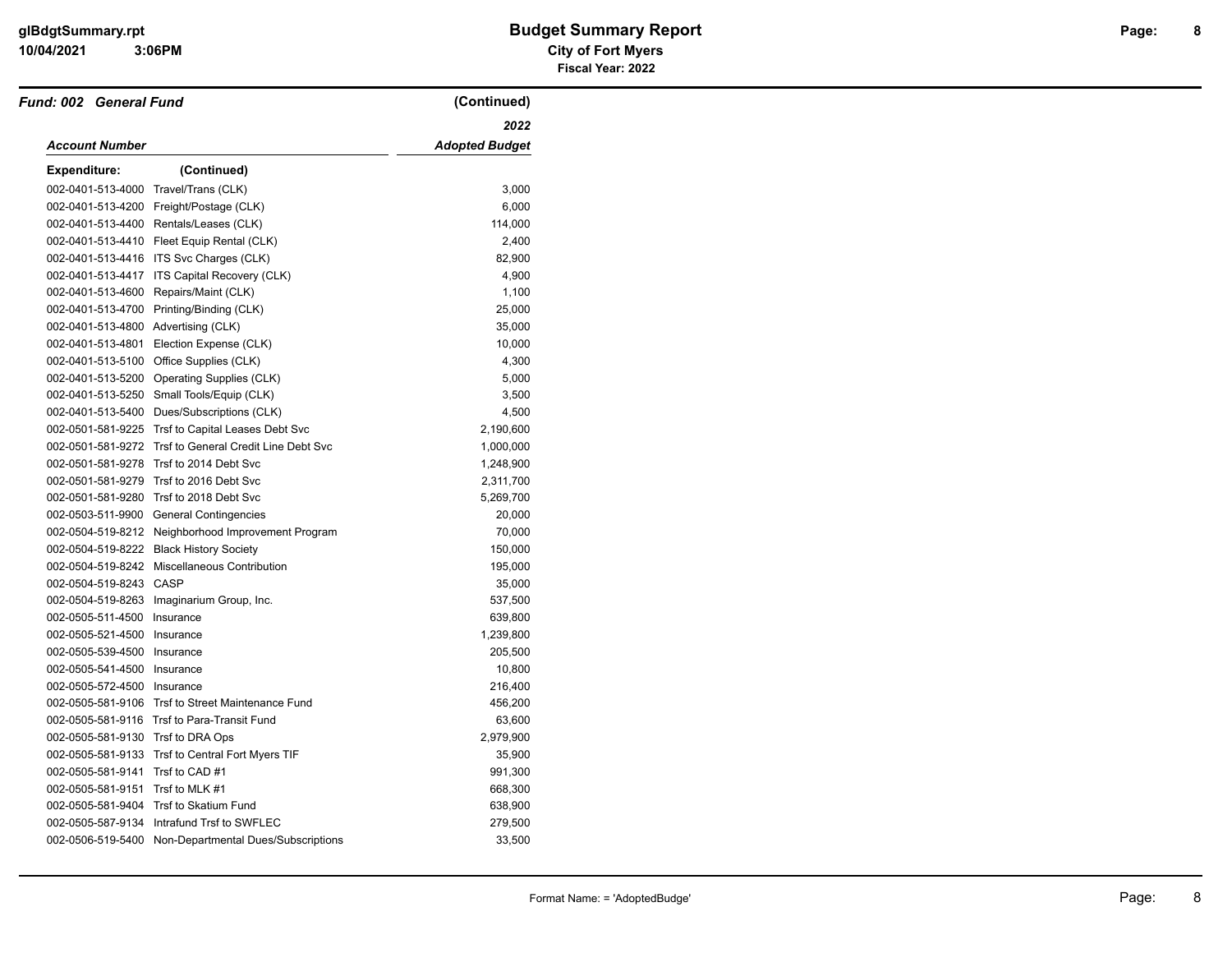**Fund: 002 General Fund** (Continued)

| Account Number | | 2022 Adopted Budget |
|---|---|---|
| **Expenditure:** | **(Continued)** | |
| 002-0401-513-4000 | Travel/Trans (CLK) | 3,000 |
| 002-0401-513-4200 | Freight/Postage (CLK) | 6,000 |
| 002-0401-513-4400 | Rentals/Leases (CLK) | 114,000 |
| 002-0401-513-4410 | Fleet Equip Rental (CLK) | 2,400 |
| 002-0401-513-4416 | ITS Svc Charges (CLK) | 82,900 |
| 002-0401-513-4417 | ITS Capital Recovery (CLK) | 4,900 |
| 002-0401-513-4600 | Repairs/Maint (CLK) | 1,100 |
| 002-0401-513-4700 | Printing/Binding (CLK) | 25,000 |
| 002-0401-513-4800 | Advertising (CLK) | 35,000 |
| 002-0401-513-4801 | Election Expense (CLK) | 10,000 |
| 002-0401-513-5100 | Office Supplies (CLK) | 4,300 |
| 002-0401-513-5200 | Operating Supplies (CLK) | 5,000 |
| 002-0401-513-5250 | Small Tools/Equip (CLK) | 3,500 |
| 002-0401-513-5400 | Dues/Subscriptions (CLK) | 4,500 |
| 002-0501-581-9225 | Trsf to Capital Leases Debt Svc | 2,190,600 |
| 002-0501-581-9272 | Trsf to General Credit Line Debt Svc | 1,000,000 |
| 002-0501-581-9278 | Trsf to 2014 Debt Svc | 1,248,900 |
| 002-0501-581-9279 | Trsf to 2016 Debt Svc | 2,311,700 |
| 002-0501-581-9280 | Trsf to 2018 Debt Svc | 5,269,700 |
| 002-0503-511-9900 | General Contingencies | 20,000 |
| 002-0504-519-8212 | Neighborhood Improvement Program | 70,000 |
| 002-0504-519-8222 | Black History Society | 150,000 |
| 002-0504-519-8242 | Miscellaneous Contribution | 195,000 |
| 002-0504-519-8243 | CASP | 35,000 |
| 002-0504-519-8263 | Imaginarium Group, Inc. | 537,500 |
| 002-0505-511-4500 | Insurance | 639,800 |
| 002-0505-521-4500 | Insurance | 1,239,800 |
| 002-0505-539-4500 | Insurance | 205,500 |
| 002-0505-541-4500 | Insurance | 10,800 |
| 002-0505-572-4500 | Insurance | 216,400 |
| 002-0505-581-9106 | Trsf to Street Maintenance Fund | 456,200 |
| 002-0505-581-9116 | Trsf to Para-Transit Fund | 63,600 |
| 002-0505-581-9130 | Trsf to DRA Ops | 2,979,900 |
| 002-0505-581-9133 | Trsf to Central Fort Myers TIF | 35,900 |
| 002-0505-581-9141 | Trsf to CAD #1 | 991,300 |
| 002-0505-581-9151 | Trsf to MLK #1 | 668,300 |
| 002-0505-581-9404 | Trsf to Skatium Fund | 638,900 |
| 002-0505-587-9134 | Intrafund Trsf to SWFLEC | 279,500 |
| 002-0506-519-5400 | Non-Departmental Dues/Subscriptions | 33,500 |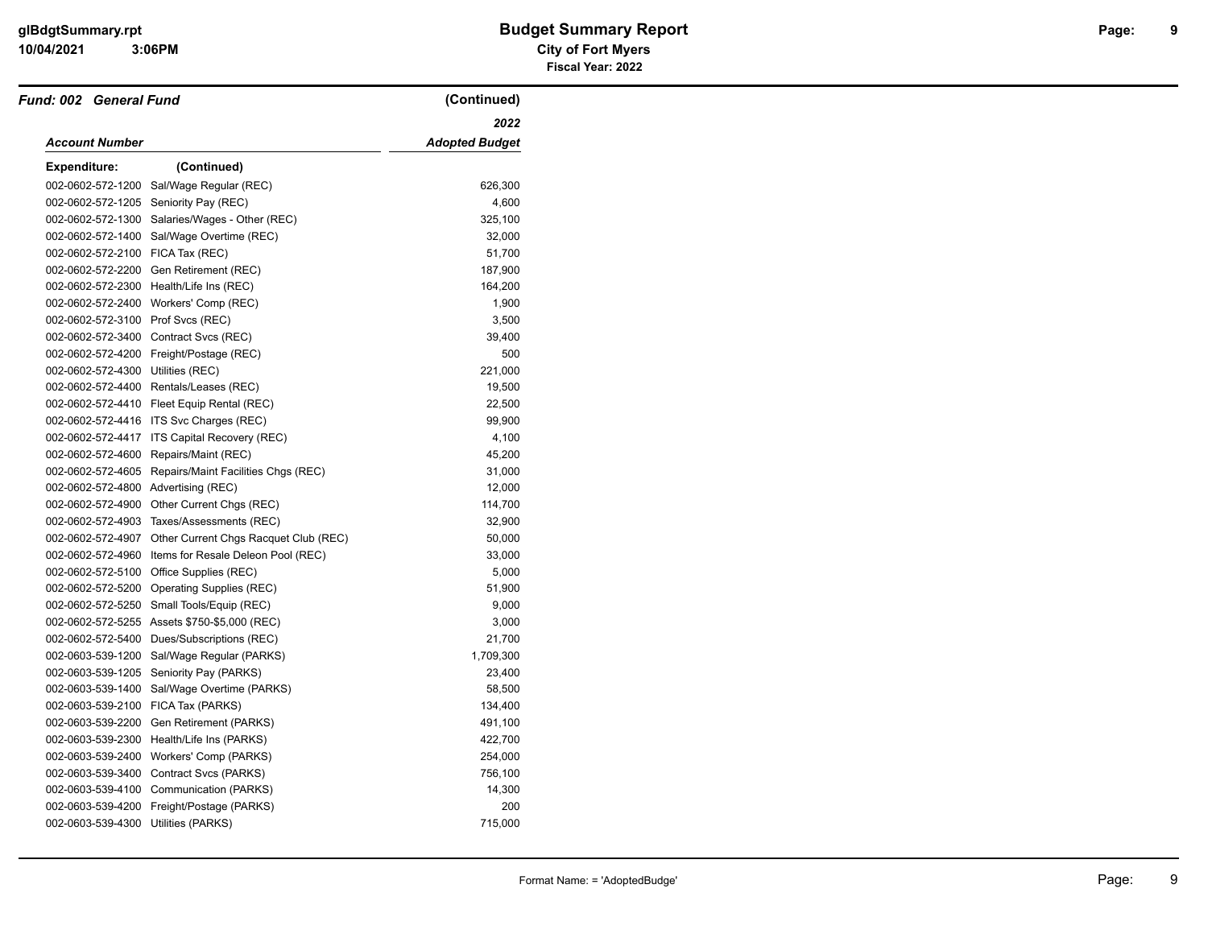## Fund: 002 General Fund (Continued)

| Account Number | | 2022 Adopted Budget |
|---|---|---|
| **Expenditure:** (Continued) | | |
| 002-0602-572-1200 | Sal/Wage Regular (REC) | 626,300 |
| 002-0602-572-1205 | Seniority Pay (REC) | 4,600 |
| 002-0602-572-1300 | Salaries/Wages - Other (REC) | 325,100 |
| 002-0602-572-1400 | Sal/Wage Overtime (REC) | 32,000 |
| 002-0602-572-2100 | FICA Tax (REC) | 51,700 |
| 002-0602-572-2200 | Gen Retirement (REC) | 187,900 |
| 002-0602-572-2300 | Health/Life Ins (REC) | 164,200 |
| 002-0602-572-2400 | Workers' Comp (REC) | 1,900 |
| 002-0602-572-3100 | Prof Svcs (REC) | 3,500 |
| 002-0602-572-3400 | Contract Svcs (REC) | 39,400 |
| 002-0602-572-4200 | Freight/Postage (REC) | 500 |
| 002-0602-572-4300 | Utilities (REC) | 221,000 |
| 002-0602-572-4400 | Rentals/Leases (REC) | 19,500 |
| 002-0602-572-4410 | Fleet Equip Rental (REC) | 22,500 |
| 002-0602-572-4416 | ITS Svc Charges (REC) | 99,900 |
| 002-0602-572-4417 | ITS Capital Recovery (REC) | 4,100 |
| 002-0602-572-4600 | Repairs/Maint (REC) | 45,200 |
| 002-0602-572-4605 | Repairs/Maint Facilities Chgs (REC) | 31,000 |
| 002-0602-572-4800 | Advertising (REC) | 12,000 |
| 002-0602-572-4900 | Other Current Chgs (REC) | 114,700 |
| 002-0602-572-4903 | Taxes/Assessments (REC) | 32,900 |
| 002-0602-572-4907 | Other Current Chgs Racquet Club (REC) | 50,000 |
| 002-0602-572-4960 | Items for Resale Deleon Pool (REC) | 33,000 |
| 002-0602-572-5100 | Office Supplies (REC) | 5,000 |
| 002-0602-572-5200 | Operating Supplies (REC) | 51,900 |
| 002-0602-572-5250 | Small Tools/Equip (REC) | 9,000 |
| 002-0602-572-5255 | Assets $750-$5,000 (REC) | 3,000 |
| 002-0602-572-5400 | Dues/Subscriptions (REC) | 21,700 |
| 002-0603-539-1200 | Sal/Wage Regular (PARKS) | 1,709,300 |
| 002-0603-539-1205 | Seniority Pay (PARKS) | 23,400 |
| 002-0603-539-1400 | Sal/Wage Overtime (PARKS) | 58,500 |
| 002-0603-539-2100 | FICA Tax (PARKS) | 134,400 |
| 002-0603-539-2200 | Gen Retirement (PARKS) | 491,100 |
| 002-0603-539-2300 | Health/Life Ins (PARKS) | 422,700 |
| 002-0603-539-2400 | Workers' Comp (PARKS) | 254,000 |
| 002-0603-539-3400 | Contract Svcs (PARKS) | 756,100 |
| 002-0603-539-4100 | Communication (PARKS) | 14,300 |
| 002-0603-539-4200 | Freight/Postage (PARKS) | 200 |
| 002-0603-539-4300 | Utilities (PARKS) | 715,000 |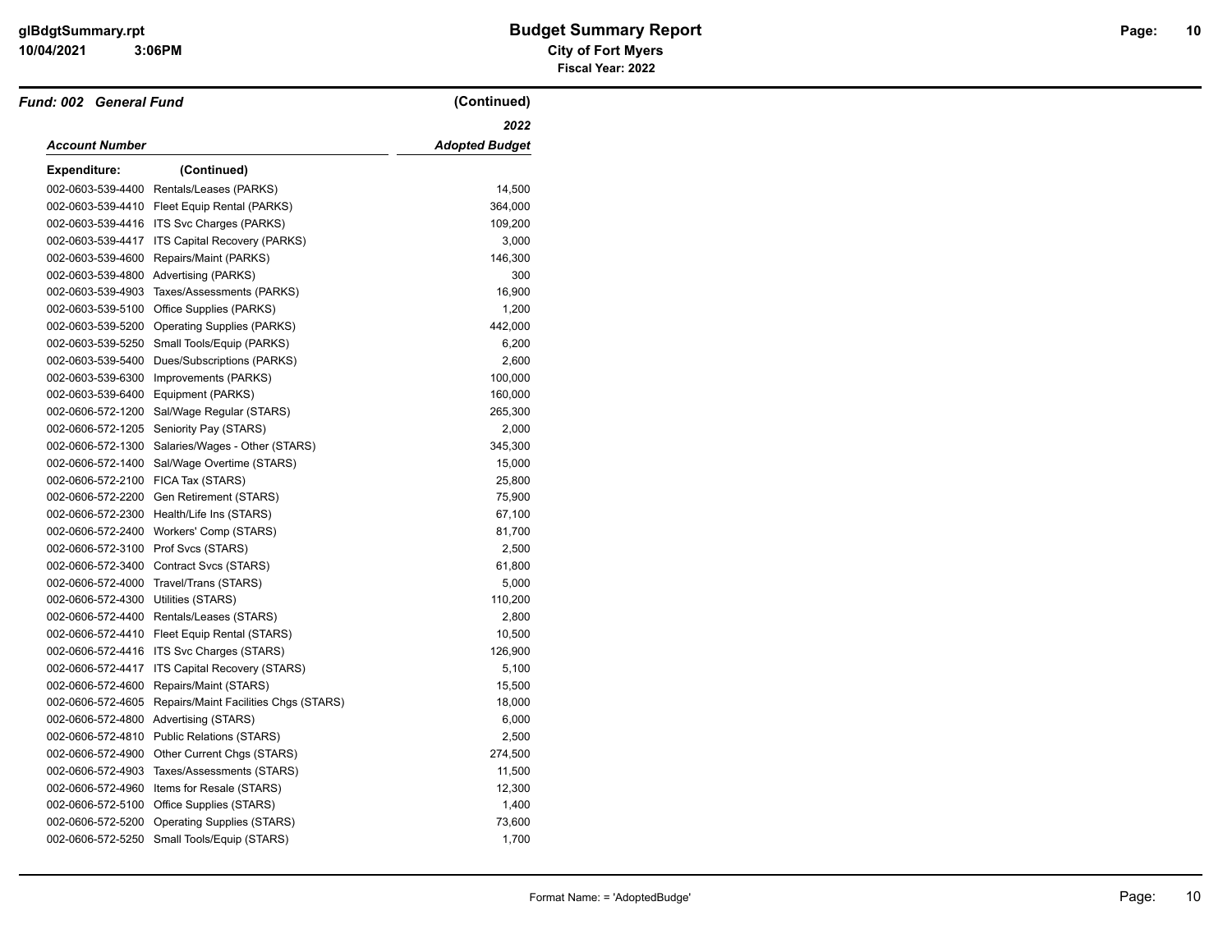**Fund: 002 General Fund** (Continued)

| Account Number | | 2022 Adopted Budget |
|---|---|---|
| **Expenditure:** | (Continued) | |
| 002-0603-539-4400 | Rentals/Leases (PARKS) | 14,500 |
| 002-0603-539-4410 | Fleet Equip Rental (PARKS) | 364,000 |
| 002-0603-539-4416 | ITS Svc Charges (PARKS) | 109,200 |
| 002-0603-539-4417 | ITS Capital Recovery (PARKS) | 3,000 |
| 002-0603-539-4600 | Repairs/Maint (PARKS) | 146,300 |
| 002-0603-539-4800 | Advertising (PARKS) | 300 |
| 002-0603-539-4903 | Taxes/Assessments (PARKS) | 16,900 |
| 002-0603-539-5100 | Office Supplies (PARKS) | 1,200 |
| 002-0603-539-5200 | Operating Supplies (PARKS) | 442,000 |
| 002-0603-539-5250 | Small Tools/Equip (PARKS) | 6,200 |
| 002-0603-539-5400 | Dues/Subscriptions (PARKS) | 2,600 |
| 002-0603-539-6300 | Improvements (PARKS) | 100,000 |
| 002-0603-539-6400 | Equipment (PARKS) | 160,000 |
| 002-0606-572-1200 | Sal/Wage Regular (STARS) | 265,300 |
| 002-0606-572-1205 | Seniority Pay (STARS) | 2,000 |
| 002-0606-572-1300 | Salaries/Wages - Other (STARS) | 345,300 |
| 002-0606-572-1400 | Sal/Wage Overtime (STARS) | 15,000 |
| 002-0606-572-2100 | FICA Tax (STARS) | 25,800 |
| 002-0606-572-2200 | Gen Retirement (STARS) | 75,900 |
| 002-0606-572-2300 | Health/Life Ins (STARS) | 67,100 |
| 002-0606-572-2400 | Workers' Comp (STARS) | 81,700 |
| 002-0606-572-3100 | Prof Svcs (STARS) | 2,500 |
| 002-0606-572-3400 | Contract Svcs (STARS) | 61,800 |
| 002-0606-572-4000 | Travel/Trans (STARS) | 5,000 |
| 002-0606-572-4300 | Utilities (STARS) | 110,200 |
| 002-0606-572-4400 | Rentals/Leases (STARS) | 2,800 |
| 002-0606-572-4410 | Fleet Equip Rental (STARS) | 10,500 |
| 002-0606-572-4416 | ITS Svc Charges (STARS) | 126,900 |
| 002-0606-572-4417 | ITS Capital Recovery (STARS) | 5,100 |
| 002-0606-572-4600 | Repairs/Maint (STARS) | 15,500 |
| 002-0606-572-4605 | Repairs/Maint Facilities Chgs (STARS) | 18,000 |
| 002-0606-572-4800 | Advertising (STARS) | 6,000 |
| 002-0606-572-4810 | Public Relations (STARS) | 2,500 |
| 002-0606-572-4900 | Other Current Chgs (STARS) | 274,500 |
| 002-0606-572-4903 | Taxes/Assessments (STARS) | 11,500 |
| 002-0606-572-4960 | Items for Resale (STARS) | 12,300 |
| 002-0606-572-5100 | Office Supplies (STARS) | 1,400 |
| 002-0606-572-5200 | Operating Supplies (STARS) | 73,600 |
| 002-0606-572-5250 | Small Tools/Equip (STARS) | 1,700 |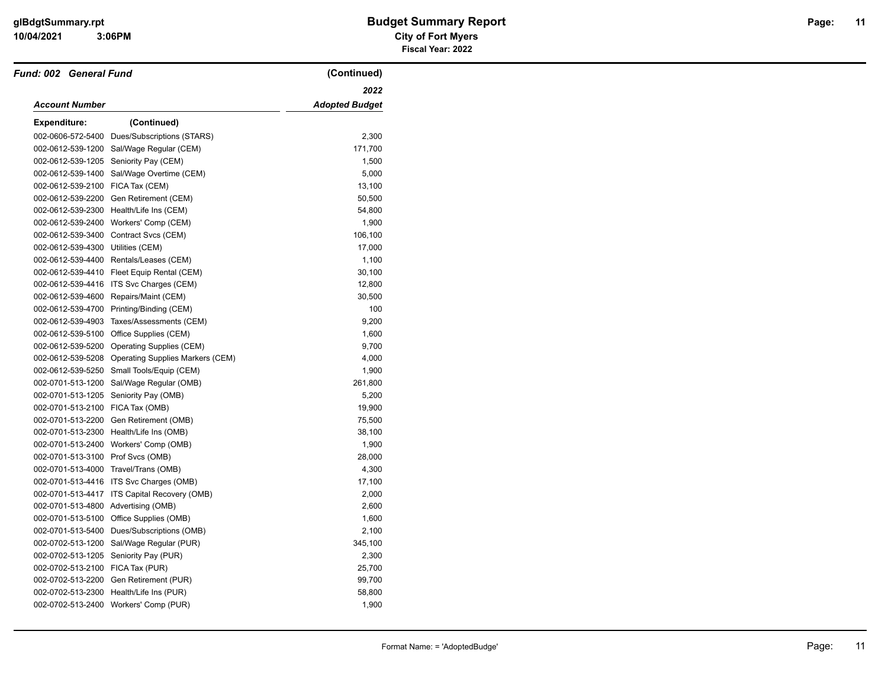## Fund: 002 General Fund (Continued)

| Account Number | | 2022 Adopted Budget |
|---|---|---|
| **Expenditure:** | **(Continued)** | |
| 002-0606-572-5400 | Dues/Subscriptions (STARS) | 2,300 |
| 002-0612-539-1200 | Sal/Wage Regular (CEM) | 171,700 |
| 002-0612-539-1205 | Seniority Pay (CEM) | 1,500 |
| 002-0612-539-1400 | Sal/Wage Overtime (CEM) | 5,000 |
| 002-0612-539-2100 | FICA Tax (CEM) | 13,100 |
| 002-0612-539-2200 | Gen Retirement (CEM) | 50,500 |
| 002-0612-539-2300 | Health/Life Ins (CEM) | 54,800 |
| 002-0612-539-2400 | Workers' Comp (CEM) | 1,900 |
| 002-0612-539-3400 | Contract Svcs (CEM) | 106,100 |
| 002-0612-539-4300 | Utilities (CEM) | 17,000 |
| 002-0612-539-4400 | Rentals/Leases (CEM) | 1,100 |
| 002-0612-539-4410 | Fleet Equip Rental (CEM) | 30,100 |
| 002-0612-539-4416 | ITS Svc Charges (CEM) | 12,800 |
| 002-0612-539-4600 | Repairs/Maint (CEM) | 30,500 |
| 002-0612-539-4700 | Printing/Binding (CEM) | 100 |
| 002-0612-539-4903 | Taxes/Assessments (CEM) | 9,200 |
| 002-0612-539-5100 | Office Supplies (CEM) | 1,600 |
| 002-0612-539-5200 | Operating Supplies (CEM) | 9,700 |
| 002-0612-539-5208 | Operating Supplies Markers (CEM) | 4,000 |
| 002-0612-539-5250 | Small Tools/Equip (CEM) | 1,900 |
| 002-0701-513-1200 | Sal/Wage Regular (OMB) | 261,800 |
| 002-0701-513-1205 | Seniority Pay (OMB) | 5,200 |
| 002-0701-513-2100 | FICA Tax (OMB) | 19,900 |
| 002-0701-513-2200 | Gen Retirement (OMB) | 75,500 |
| 002-0701-513-2300 | Health/Life Ins (OMB) | 38,100 |
| 002-0701-513-2400 | Workers' Comp (OMB) | 1,900 |
| 002-0701-513-3100 | Prof Svcs (OMB) | 28,000 |
| 002-0701-513-4000 | Travel/Trans (OMB) | 4,300 |
| 002-0701-513-4416 | ITS Svc Charges (OMB) | 17,100 |
| 002-0701-513-4417 | ITS Capital Recovery (OMB) | 2,000 |
| 002-0701-513-4800 | Advertising (OMB) | 2,600 |
| 002-0701-513-5100 | Office Supplies (OMB) | 1,600 |
| 002-0701-513-5400 | Dues/Subscriptions (OMB) | 2,100 |
| 002-0702-513-1200 | Sal/Wage Regular (PUR) | 345,100 |
| 002-0702-513-1205 | Seniority Pay (PUR) | 2,300 |
| 002-0702-513-2100 | FICA Tax (PUR) | 25,700 |
| 002-0702-513-2200 | Gen Retirement (PUR) | 99,700 |
| 002-0702-513-2300 | Health/Life Ins (PUR) | 58,800 |
| 002-0702-513-2400 | Workers' Comp (PUR) | 1,900 |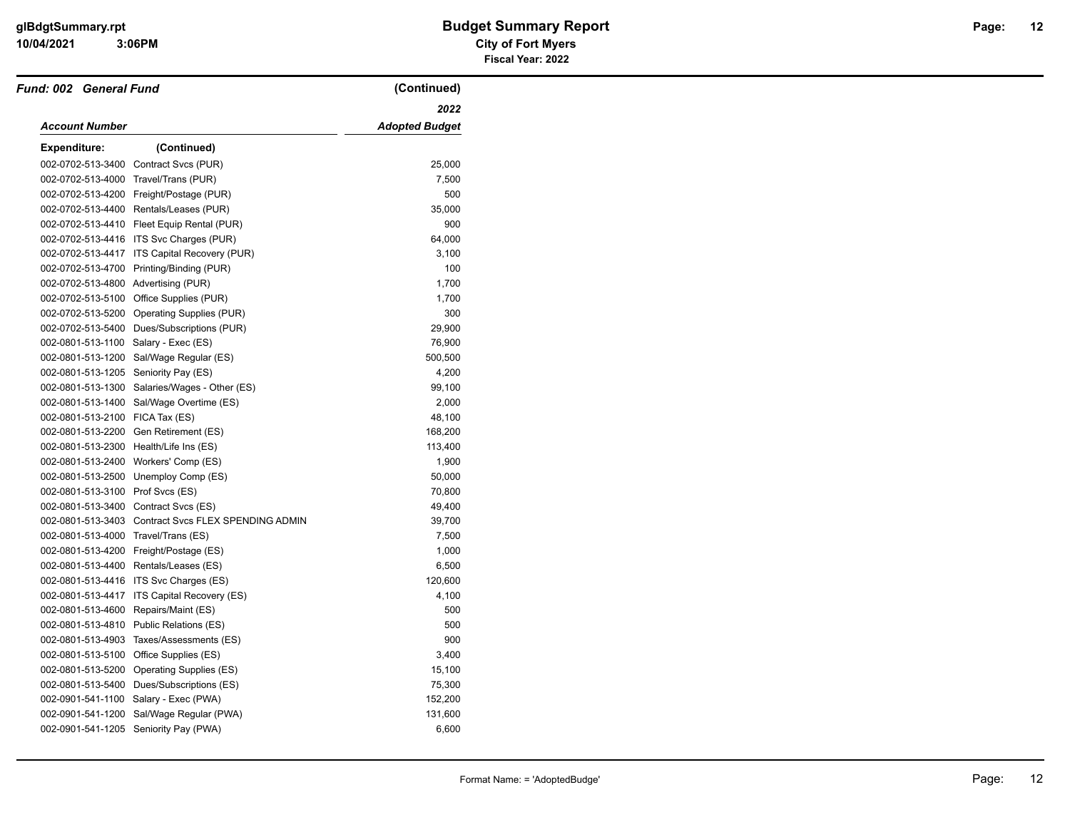**Fund: 002 General Fund** (Continued)

| Account Number | | 2022 Adopted Budget |
|---|---|---|
| **Expenditure:** | (Continued) | |
| 002-0702-513-3400 | Contract Svcs (PUR) | 25,000 |
| 002-0702-513-4000 | Travel/Trans (PUR) | 7,500 |
| 002-0702-513-4200 | Freight/Postage (PUR) | 500 |
| 002-0702-513-4400 | Rentals/Leases (PUR) | 35,000 |
| 002-0702-513-4410 | Fleet Equip Rental (PUR) | 900 |
| 002-0702-513-4416 | ITS Svc Charges (PUR) | 64,000 |
| 002-0702-513-4417 | ITS Capital Recovery (PUR) | 3,100 |
| 002-0702-513-4700 | Printing/Binding (PUR) | 100 |
| 002-0702-513-4800 | Advertising (PUR) | 1,700 |
| 002-0702-513-5100 | Office Supplies (PUR) | 1,700 |
| 002-0702-513-5200 | Operating Supplies (PUR) | 300 |
| 002-0702-513-5400 | Dues/Subscriptions (PUR) | 29,900 |
| 002-0801-513-1100 | Salary - Exec (ES) | 76,900 |
| 002-0801-513-1200 | Sal/Wage Regular (ES) | 500,500 |
| 002-0801-513-1205 | Seniority Pay (ES) | 4,200 |
| 002-0801-513-1300 | Salaries/Wages - Other (ES) | 99,100 |
| 002-0801-513-1400 | Sal/Wage Overtime (ES) | 2,000 |
| 002-0801-513-2100 | FICA Tax (ES) | 48,100 |
| 002-0801-513-2200 | Gen Retirement (ES) | 168,200 |
| 002-0801-513-2300 | Health/Life Ins (ES) | 113,400 |
| 002-0801-513-2400 | Workers' Comp (ES) | 1,900 |
| 002-0801-513-2500 | Unemploy Comp (ES) | 50,000 |
| 002-0801-513-3100 | Prof Svcs (ES) | 70,800 |
| 002-0801-513-3400 | Contract Svcs (ES) | 49,400 |
| 002-0801-513-3403 | Contract Svcs FLEX SPENDING ADMIN | 39,700 |
| 002-0801-513-4000 | Travel/Trans (ES) | 7,500 |
| 002-0801-513-4200 | Freight/Postage (ES) | 1,000 |
| 002-0801-513-4400 | Rentals/Leases (ES) | 6,500 |
| 002-0801-513-4416 | ITS Svc Charges (ES) | 120,600 |
| 002-0801-513-4417 | ITS Capital Recovery (ES) | 4,100 |
| 002-0801-513-4600 | Repairs/Maint (ES) | 500 |
| 002-0801-513-4810 | Public Relations (ES) | 500 |
| 002-0801-513-4903 | Taxes/Assessments (ES) | 900 |
| 002-0801-513-5100 | Office Supplies (ES) | 3,400 |
| 002-0801-513-5200 | Operating Supplies (ES) | 15,100 |
| 002-0801-513-5400 | Dues/Subscriptions (ES) | 75,300 |
| 002-0901-541-1100 | Salary - Exec (PWA) | 152,200 |
| 002-0901-541-1200 | Sal/Wage Regular (PWA) | 131,600 |
| 002-0901-541-1205 | Seniority Pay (PWA) | 6,600 |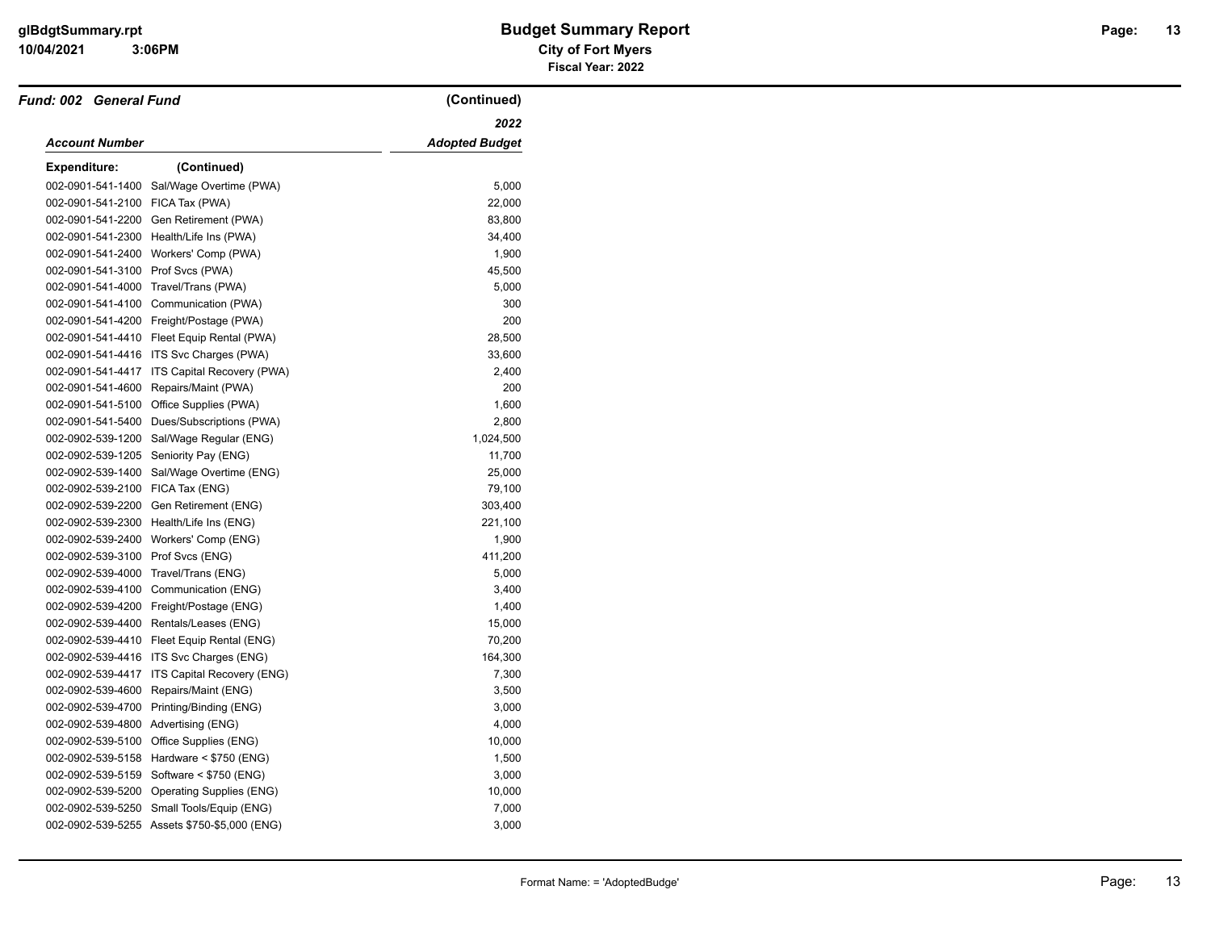## Fund: 002 General Fund (Continued)

| Account Number | | 2022 Adopted Budget |
|---|---|---|
| **Expenditure:** | (Continued) | |
| 002-0901-541-1400 | Sal/Wage Overtime (PWA) | 5,000 |
| 002-0901-541-2100 | FICA Tax (PWA) | 22,000 |
| 002-0901-541-2200 | Gen Retirement (PWA) | 83,800 |
| 002-0901-541-2300 | Health/Life Ins (PWA) | 34,400 |
| 002-0901-541-2400 | Workers' Comp (PWA) | 1,900 |
| 002-0901-541-3100 | Prof Svcs (PWA) | 45,500 |
| 002-0901-541-4000 | Travel/Trans (PWA) | 5,000 |
| 002-0901-541-4100 | Communication (PWA) | 300 |
| 002-0901-541-4200 | Freight/Postage (PWA) | 200 |
| 002-0901-541-4410 | Fleet Equip Rental (PWA) | 28,500 |
| 002-0901-541-4416 | ITS Svc Charges (PWA) | 33,600 |
| 002-0901-541-4417 | ITS Capital Recovery (PWA) | 2,400 |
| 002-0901-541-4600 | Repairs/Maint (PWA) | 200 |
| 002-0901-541-5100 | Office Supplies (PWA) | 1,600 |
| 002-0901-541-5400 | Dues/Subscriptions (PWA) | 2,800 |
| 002-0902-539-1200 | Sal/Wage Regular (ENG) | 1,024,500 |
| 002-0902-539-1205 | Seniority Pay (ENG) | 11,700 |
| 002-0902-539-1400 | Sal/Wage Overtime (ENG) | 25,000 |
| 002-0902-539-2100 | FICA Tax (ENG) | 79,100 |
| 002-0902-539-2200 | Gen Retirement (ENG) | 303,400 |
| 002-0902-539-2300 | Health/Life Ins (ENG) | 221,100 |
| 002-0902-539-2400 | Workers' Comp (ENG) | 1,900 |
| 002-0902-539-3100 | Prof Svcs (ENG) | 411,200 |
| 002-0902-539-4000 | Travel/Trans (ENG) | 5,000 |
| 002-0902-539-4100 | Communication (ENG) | 3,400 |
| 002-0902-539-4200 | Freight/Postage (ENG) | 1,400 |
| 002-0902-539-4400 | Rentals/Leases (ENG) | 15,000 |
| 002-0902-539-4410 | Fleet Equip Rental (ENG) | 70,200 |
| 002-0902-539-4416 | ITS Svc Charges (ENG) | 164,300 |
| 002-0902-539-4417 | ITS Capital Recovery (ENG) | 7,300 |
| 002-0902-539-4600 | Repairs/Maint (ENG) | 3,500 |
| 002-0902-539-4700 | Printing/Binding (ENG) | 3,000 |
| 002-0902-539-4800 | Advertising (ENG) | 4,000 |
| 002-0902-539-5100 | Office Supplies (ENG) | 10,000 |
| 002-0902-539-5158 | Hardware < $750 (ENG) | 1,500 |
| 002-0902-539-5159 | Software < $750 (ENG) | 3,000 |
| 002-0902-539-5200 | Operating Supplies (ENG) | 10,000 |
| 002-0902-539-5250 | Small Tools/Equip (ENG) | 7,000 |
| 002-0902-539-5255 | Assets $750-$5,000 (ENG) | 3,000 |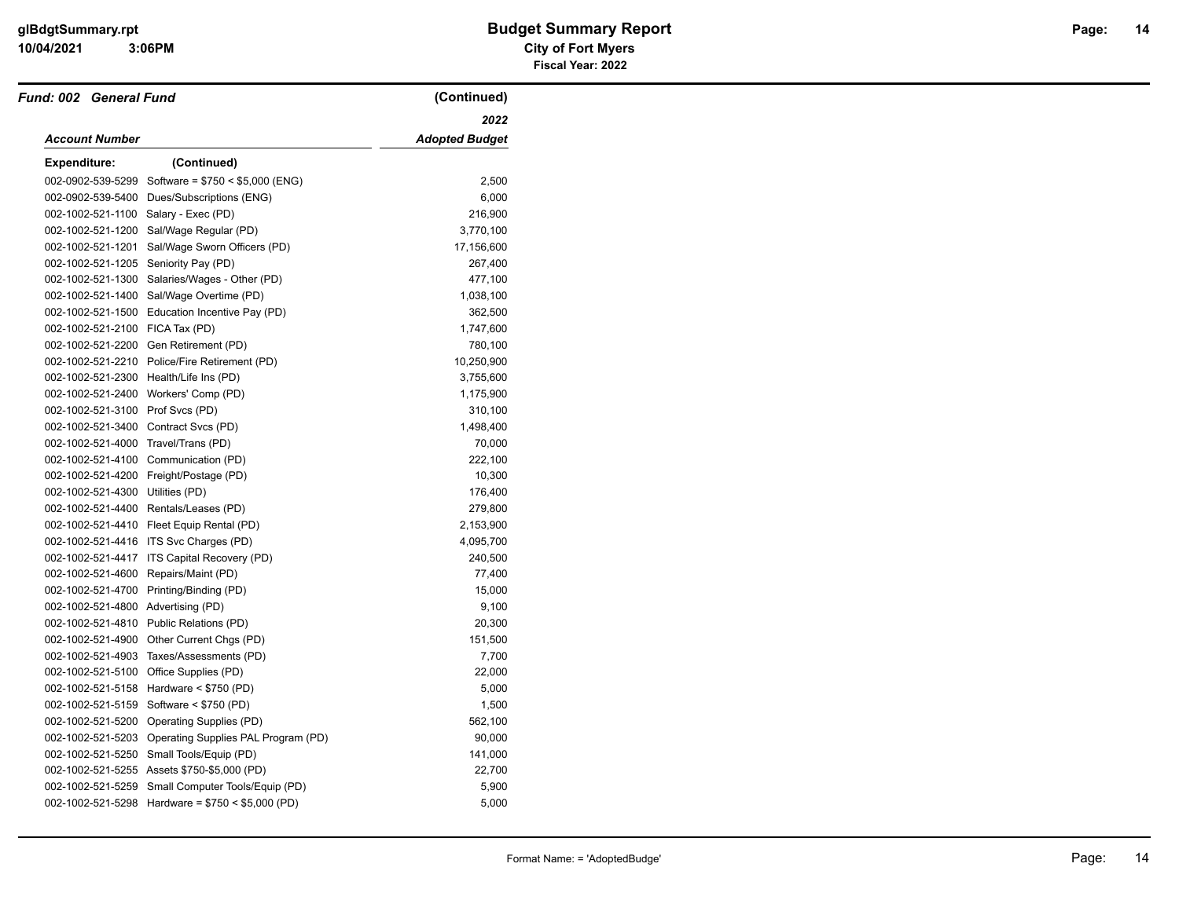**Fund: 002 General Fund** (Continued)

| Account Number | | 2022 Adopted Budget |
|---|---|---|
| **Expenditure:** | (Continued) | |
| 002-0902-539-5299 | Software = $750 < $5,000 (ENG) | 2,500 |
| 002-0902-539-5400 | Dues/Subscriptions (ENG) | 6,000 |
| 002-1002-521-1100 | Salary - Exec (PD) | 216,900 |
| 002-1002-521-1200 | Sal/Wage Regular (PD) | 3,770,100 |
| 002-1002-521-1201 | Sal/Wage Sworn Officers (PD) | 17,156,600 |
| 002-1002-521-1205 | Seniority Pay (PD) | 267,400 |
| 002-1002-521-1300 | Salaries/Wages - Other (PD) | 477,100 |
| 002-1002-521-1400 | Sal/Wage Overtime (PD) | 1,038,100 |
| 002-1002-521-1500 | Education Incentive Pay (PD) | 362,500 |
| 002-1002-521-2100 | FICA Tax (PD) | 1,747,600 |
| 002-1002-521-2200 | Gen Retirement (PD) | 780,100 |
| 002-1002-521-2210 | Police/Fire Retirement (PD) | 10,250,900 |
| 002-1002-521-2300 | Health/Life Ins (PD) | 3,755,600 |
| 002-1002-521-2400 | Workers' Comp (PD) | 1,175,900 |
| 002-1002-521-3100 | Prof Svcs (PD) | 310,100 |
| 002-1002-521-3400 | Contract Svcs (PD) | 1,498,400 |
| 002-1002-521-4000 | Travel/Trans (PD) | 70,000 |
| 002-1002-521-4100 | Communication (PD) | 222,100 |
| 002-1002-521-4200 | Freight/Postage (PD) | 10,300 |
| 002-1002-521-4300 | Utilities (PD) | 176,400 |
| 002-1002-521-4400 | Rentals/Leases (PD) | 279,800 |
| 002-1002-521-4410 | Fleet Equip Rental (PD) | 2,153,900 |
| 002-1002-521-4416 | ITS Svc Charges (PD) | 4,095,700 |
| 002-1002-521-4417 | ITS Capital Recovery (PD) | 240,500 |
| 002-1002-521-4600 | Repairs/Maint (PD) | 77,400 |
| 002-1002-521-4700 | Printing/Binding (PD) | 15,000 |
| 002-1002-521-4800 | Advertising (PD) | 9,100 |
| 002-1002-521-4810 | Public Relations (PD) | 20,300 |
| 002-1002-521-4900 | Other Current Chgs (PD) | 151,500 |
| 002-1002-521-4903 | Taxes/Assessments (PD) | 7,700 |
| 002-1002-521-5100 | Office Supplies (PD) | 22,000 |
| 002-1002-521-5158 | Hardware < $750 (PD) | 5,000 |
| 002-1002-521-5159 | Software < $750 (PD) | 1,500 |
| 002-1002-521-5200 | Operating Supplies (PD) | 562,100 |
| 002-1002-521-5203 | Operating Supplies PAL Program (PD) | 90,000 |
| 002-1002-521-5250 | Small Tools/Equip (PD) | 141,000 |
| 002-1002-521-5255 | Assets $750-$5,000 (PD) | 22,700 |
| 002-1002-521-5259 | Small Computer Tools/Equip (PD) | 5,900 |
| 002-1002-521-5298 | Hardware = $750 < $5,000 (PD) | 5,000 |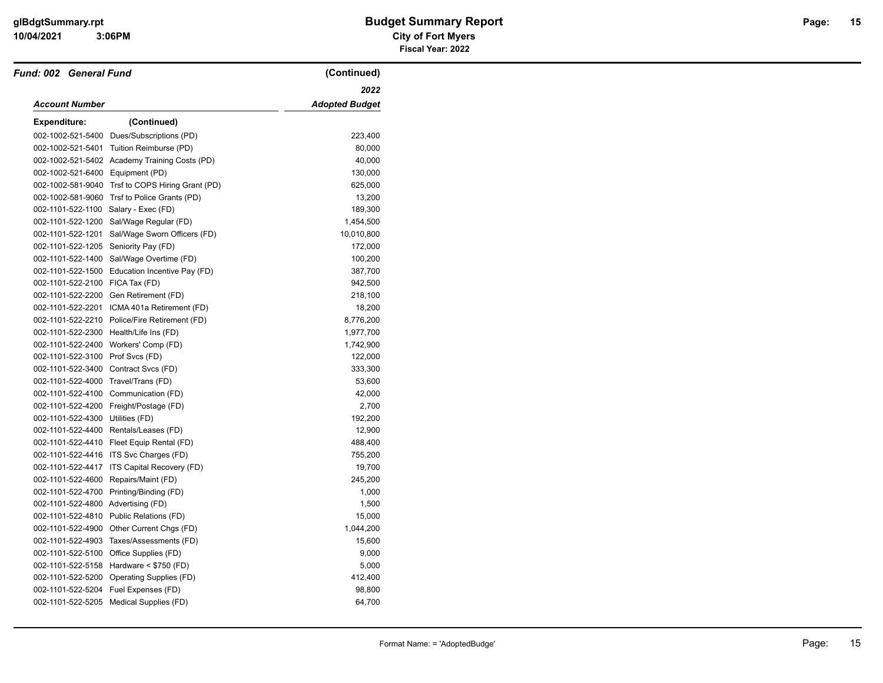**Fund: 002 General Fund** (Continued)

| Account Number | | 2022 Adopted Budget |
|---|---|---|
| **Expenditure:** | (Continued) | |
| 002-1002-521-5400 | Dues/Subscriptions (PD) | 223,400 |
| 002-1002-521-5401 | Tuition Reimburse (PD) | 80,000 |
| 002-1002-521-5402 | Academy Training Costs (PD) | 40,000 |
| 002-1002-521-6400 | Equipment (PD) | 130,000 |
| 002-1002-581-9040 | Trsf to COPS Hiring Grant (PD) | 625,000 |
| 002-1002-581-9060 | Trsf to Police Grants (PD) | 13,200 |
| 002-1101-522-1100 | Salary - Exec (FD) | 189,300 |
| 002-1101-522-1200 | Sal/Wage Regular (FD) | 1,454,500 |
| 002-1101-522-1201 | Sal/Wage Sworn Officers (FD) | 10,010,800 |
| 002-1101-522-1205 | Seniority Pay (FD) | 172,000 |
| 002-1101-522-1400 | Sal/Wage Overtime (FD) | 100,200 |
| 002-1101-522-1500 | Education Incentive Pay (FD) | 387,700 |
| 002-1101-522-2100 | FICA Tax (FD) | 942,500 |
| 002-1101-522-2200 | Gen Retirement (FD) | 218,100 |
| 002-1101-522-2201 | ICMA 401a Retirement (FD) | 18,200 |
| 002-1101-522-2210 | Police/Fire Retirement (FD) | 8,776,200 |
| 002-1101-522-2300 | Health/Life Ins (FD) | 1,977,700 |
| 002-1101-522-2400 | Workers' Comp (FD) | 1,742,900 |
| 002-1101-522-3100 | Prof Svcs (FD) | 122,000 |
| 002-1101-522-3400 | Contract Svcs (FD) | 333,300 |
| 002-1101-522-4000 | Travel/Trans (FD) | 53,600 |
| 002-1101-522-4100 | Communication (FD) | 42,000 |
| 002-1101-522-4200 | Freight/Postage (FD) | 2,700 |
| 002-1101-522-4300 | Utilities (FD) | 192,200 |
| 002-1101-522-4400 | Rentals/Leases (FD) | 12,900 |
| 002-1101-522-4410 | Fleet Equip Rental (FD) | 488,400 |
| 002-1101-522-4416 | ITS Svc Charges (FD) | 755,200 |
| 002-1101-522-4417 | ITS Capital Recovery (FD) | 19,700 |
| 002-1101-522-4600 | Repairs/Maint (FD) | 245,200 |
| 002-1101-522-4700 | Printing/Binding (FD) | 1,000 |
| 002-1101-522-4800 | Advertising (FD) | 1,500 |
| 002-1101-522-4810 | Public Relations (FD) | 15,000 |
| 002-1101-522-4900 | Other Current Chgs (FD) | 1,044,200 |
| 002-1101-522-4903 | Taxes/Assessments (FD) | 15,600 |
| 002-1101-522-5100 | Office Supplies (FD) | 9,000 |
| 002-1101-522-5158 | Hardware < $750 (FD) | 5,000 |
| 002-1101-522-5200 | Operating Supplies (FD) | 412,400 |
| 002-1101-522-5204 | Fuel Expenses (FD) | 98,800 |
| 002-1101-522-5205 | Medical Supplies (FD) | 64,700 |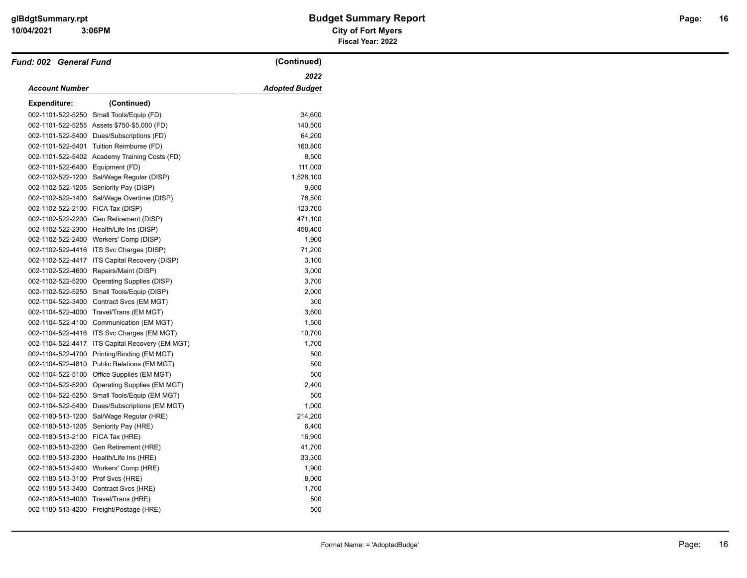## Fund: 002 General Fund (Continued)

| Account Number | | 2022 Adopted Budget |
|---|---|---|
| **Expenditure:** (Continued) | | |
| 002-1101-522-5250 | Small Tools/Equip (FD) | 34,600 |
| 002-1101-522-5255 | Assets $750-$5,000 (FD) | 140,500 |
| 002-1101-522-5400 | Dues/Subscriptions (FD) | 64,200 |
| 002-1101-522-5401 | Tuition Reimburse (FD) | 160,800 |
| 002-1101-522-5402 | Academy Training Costs (FD) | 8,500 |
| 002-1101-522-6400 | Equipment (FD) | 111,000 |
| 002-1102-522-1200 | Sal/Wage Regular (DISP) | 1,528,100 |
| 002-1102-522-1205 | Seniority Pay (DISP) | 9,600 |
| 002-1102-522-1400 | Sal/Wage Overtime (DISP) | 78,500 |
| 002-1102-522-2100 | FICA Tax (DISP) | 123,700 |
| 002-1102-522-2200 | Gen Retirement (DISP) | 471,100 |
| 002-1102-522-2300 | Health/Life Ins (DISP) | 458,400 |
| 002-1102-522-2400 | Workers' Comp (DISP) | 1,900 |
| 002-1102-522-4416 | ITS Svc Charges (DISP) | 71,200 |
| 002-1102-522-4417 | ITS Capital Recovery (DISP) | 3,100 |
| 002-1102-522-4600 | Repairs/Maint (DISP) | 3,000 |
| 002-1102-522-5200 | Operating Supplies (DISP) | 3,700 |
| 002-1102-522-5250 | Small Tools/Equip (DISP) | 2,000 |
| 002-1104-522-3400 | Contract Svcs (EM MGT) | 300 |
| 002-1104-522-4000 | Travel/Trans (EM MGT) | 3,600 |
| 002-1104-522-4100 | Communication (EM MGT) | 1,500 |
| 002-1104-522-4416 | ITS Svc Charges (EM MGT) | 10,700 |
| 002-1104-522-4417 | ITS Capital Recovery (EM MGT) | 1,700 |
| 002-1104-522-4700 | Printing/Binding (EM MGT) | 500 |
| 002-1104-522-4810 | Public Relations (EM MGT) | 500 |
| 002-1104-522-5100 | Office Supplies (EM MGT) | 500 |
| 002-1104-522-5200 | Operating Supplies (EM MGT) | 2,400 |
| 002-1104-522-5250 | Small Tools/Equip (EM MGT) | 500 |
| 002-1104-522-5400 | Dues/Subscriptions (EM MGT) | 1,000 |
| 002-1180-513-1200 | Sal/Wage Regular (HRE) | 214,200 |
| 002-1180-513-1205 | Seniority Pay (HRE) | 6,400 |
| 002-1180-513-2100 | FICA Tax (HRE) | 16,900 |
| 002-1180-513-2200 | Gen Retirement (HRE) | 41,700 |
| 002-1180-513-2300 | Health/Life Ins (HRE) | 33,300 |
| 002-1180-513-2400 | Workers' Comp (HRE) | 1,900 |
| 002-1180-513-3100 | Prof Svcs (HRE) | 8,000 |
| 002-1180-513-3400 | Contract Svcs (HRE) | 1,700 |
| 002-1180-513-4000 | Travel/Trans (HRE) | 500 |
| 002-1180-513-4200 | Freight/Postage (HRE) | 500 |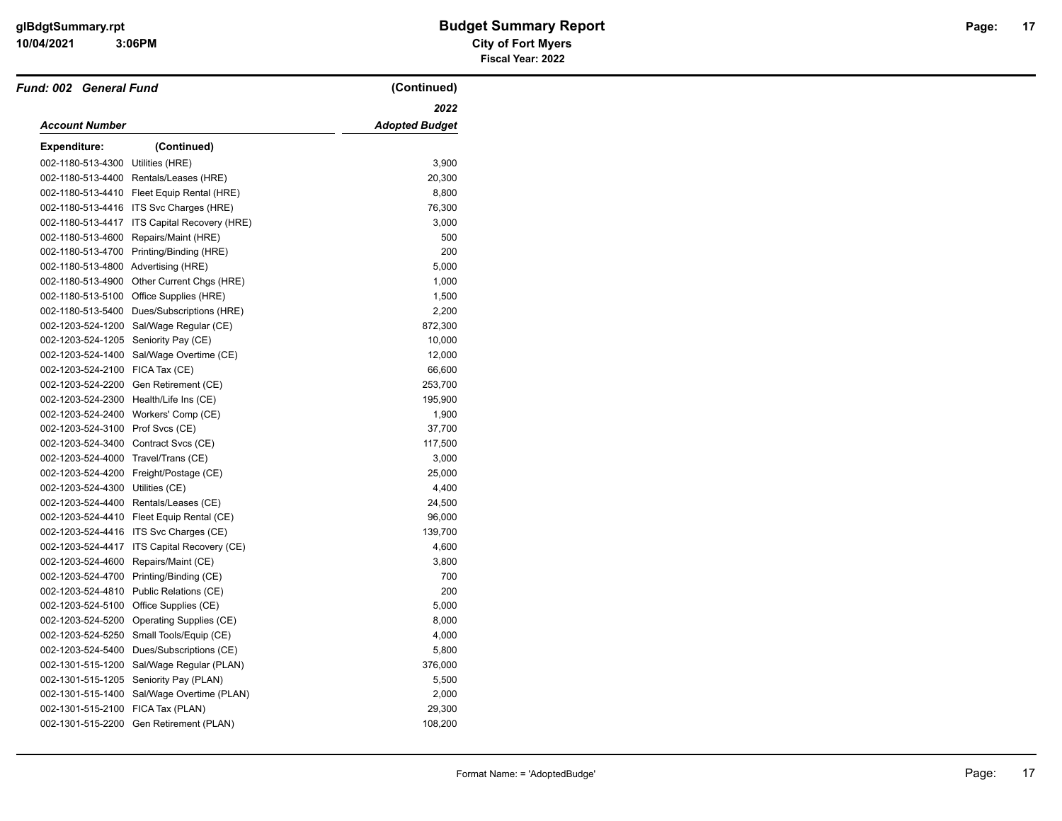## Fund: 002 General Fund (Continued)

| Account Number | | 2022 Adopted Budget |
|---|---|---|
| **Expenditure:** | **(Continued)** | |
| 002-1180-513-4300 | Utilities (HRE) | 3,900 |
| 002-1180-513-4400 | Rentals/Leases (HRE) | 20,300 |
| 002-1180-513-4410 | Fleet Equip Rental (HRE) | 8,800 |
| 002-1180-513-4416 | ITS Svc Charges (HRE) | 76,300 |
| 002-1180-513-4417 | ITS Capital Recovery (HRE) | 3,000 |
| 002-1180-513-4600 | Repairs/Maint (HRE) | 500 |
| 002-1180-513-4700 | Printing/Binding (HRE) | 200 |
| 002-1180-513-4800 | Advertising (HRE) | 5,000 |
| 002-1180-513-4900 | Other Current Chgs (HRE) | 1,000 |
| 002-1180-513-5100 | Office Supplies (HRE) | 1,500 |
| 002-1180-513-5400 | Dues/Subscriptions (HRE) | 2,200 |
| 002-1203-524-1200 | Sal/Wage Regular (CE) | 872,300 |
| 002-1203-524-1205 | Seniority Pay (CE) | 10,000 |
| 002-1203-524-1400 | Sal/Wage Overtime (CE) | 12,000 |
| 002-1203-524-2100 | FICA Tax (CE) | 66,600 |
| 002-1203-524-2200 | Gen Retirement (CE) | 253,700 |
| 002-1203-524-2300 | Health/Life Ins (CE) | 195,900 |
| 002-1203-524-2400 | Workers' Comp (CE) | 1,900 |
| 002-1203-524-3100 | Prof Svcs (CE) | 37,700 |
| 002-1203-524-3400 | Contract Svcs (CE) | 117,500 |
| 002-1203-524-4000 | Travel/Trans (CE) | 3,000 |
| 002-1203-524-4200 | Freight/Postage (CE) | 25,000 |
| 002-1203-524-4300 | Utilities (CE) | 4,400 |
| 002-1203-524-4400 | Rentals/Leases (CE) | 24,500 |
| 002-1203-524-4410 | Fleet Equip Rental (CE) | 96,000 |
| 002-1203-524-4416 | ITS Svc Charges (CE) | 139,700 |
| 002-1203-524-4417 | ITS Capital Recovery (CE) | 4,600 |
| 002-1203-524-4600 | Repairs/Maint (CE) | 3,800 |
| 002-1203-524-4700 | Printing/Binding (CE) | 700 |
| 002-1203-524-4810 | Public Relations (CE) | 200 |
| 002-1203-524-5100 | Office Supplies (CE) | 5,000 |
| 002-1203-524-5200 | Operating Supplies (CE) | 8,000 |
| 002-1203-524-5250 | Small Tools/Equip (CE) | 4,000 |
| 002-1203-524-5400 | Dues/Subscriptions (CE) | 5,800 |
| 002-1301-515-1200 | Sal/Wage Regular (PLAN) | 376,000 |
| 002-1301-515-1205 | Seniority Pay (PLAN) | 5,500 |
| 002-1301-515-1400 | Sal/Wage Overtime (PLAN) | 2,000 |
| 002-1301-515-2100 | FICA Tax (PLAN) | 29,300 |
| 002-1301-515-2200 | Gen Retirement (PLAN) | 108,200 |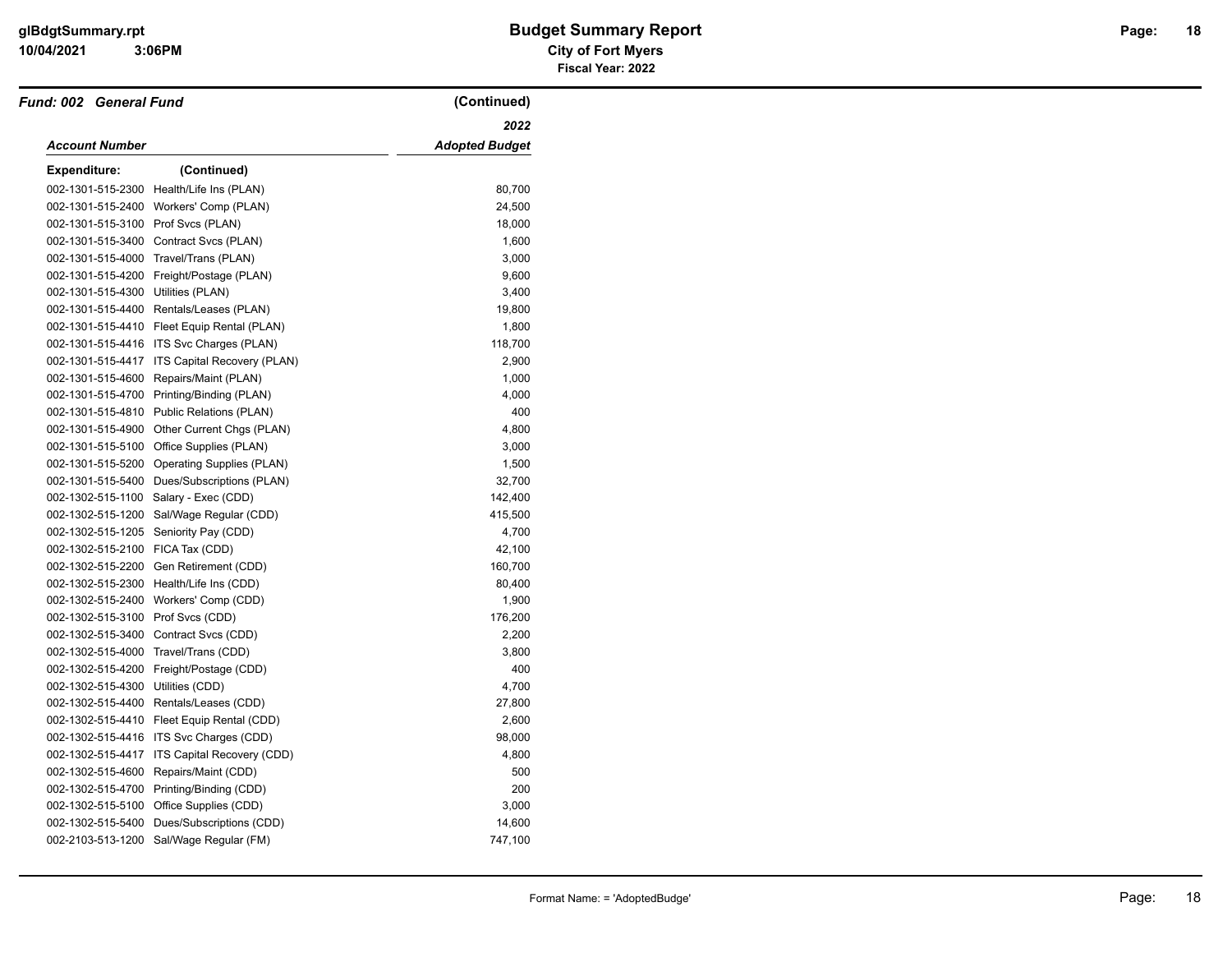## Budget Summary Report

**City of Fort Myers**

**Fiscal Year: 2022**

***Fund: 002 General Fund*** **(Continued)**

| *Account Number* | | *2022 Adopted Budget* |
|---|---|---|
| **Expenditure:** | **(Continued)** | |
| 002-1301-515-2300 | Health/Life Ins (PLAN) | 80,700 |
| 002-1301-515-2400 | Workers' Comp (PLAN) | 24,500 |
| 002-1301-515-3100 | Prof Svcs (PLAN) | 18,000 |
| 002-1301-515-3400 | Contract Svcs (PLAN) | 1,600 |
| 002-1301-515-4000 | Travel/Trans (PLAN) | 3,000 |
| 002-1301-515-4200 | Freight/Postage (PLAN) | 9,600 |
| 002-1301-515-4300 | Utilities (PLAN) | 3,400 |
| 002-1301-515-4400 | Rentals/Leases (PLAN) | 19,800 |
| 002-1301-515-4410 | Fleet Equip Rental (PLAN) | 1,800 |
| 002-1301-515-4416 | ITS Svc Charges (PLAN) | 118,700 |
| 002-1301-515-4417 | ITS Capital Recovery (PLAN) | 2,900 |
| 002-1301-515-4600 | Repairs/Maint (PLAN) | 1,000 |
| 002-1301-515-4700 | Printing/Binding (PLAN) | 4,000 |
| 002-1301-515-4810 | Public Relations (PLAN) | 400 |
| 002-1301-515-4900 | Other Current Chgs (PLAN) | 4,800 |
| 002-1301-515-5100 | Office Supplies (PLAN) | 3,000 |
| 002-1301-515-5200 | Operating Supplies (PLAN) | 1,500 |
| 002-1301-515-5400 | Dues/Subscriptions (PLAN) | 32,700 |
| 002-1302-515-1100 | Salary - Exec (CDD) | 142,400 |
| 002-1302-515-1200 | Sal/Wage Regular (CDD) | 415,500 |
| 002-1302-515-1205 | Seniority Pay (CDD) | 4,700 |
| 002-1302-515-2100 | FICA Tax (CDD) | 42,100 |
| 002-1302-515-2200 | Gen Retirement (CDD) | 160,700 |
| 002-1302-515-2300 | Health/Life Ins (CDD) | 80,400 |
| 002-1302-515-2400 | Workers' Comp (CDD) | 1,900 |
| 002-1302-515-3100 | Prof Svcs (CDD) | 176,200 |
| 002-1302-515-3400 | Contract Svcs (CDD) | 2,200 |
| 002-1302-515-4000 | Travel/Trans (CDD) | 3,800 |
| 002-1302-515-4200 | Freight/Postage (CDD) | 400 |
| 002-1302-515-4300 | Utilities (CDD) | 4,700 |
| 002-1302-515-4400 | Rentals/Leases (CDD) | 27,800 |
| 002-1302-515-4410 | Fleet Equip Rental (CDD) | 2,600 |
| 002-1302-515-4416 | ITS Svc Charges (CDD) | 98,000 |
| 002-1302-515-4417 | ITS Capital Recovery (CDD) | 4,800 |
| 002-1302-515-4600 | Repairs/Maint (CDD) | 500 |
| 002-1302-515-4700 | Printing/Binding (CDD) | 200 |
| 002-1302-515-5100 | Office Supplies (CDD) | 3,000 |
| 002-1302-515-5400 | Dues/Subscriptions (CDD) | 14,600 |
| 002-2103-513-1200 | Sal/Wage Regular (FM) | 747,100 |

Format Name: = 'AdoptedBudge'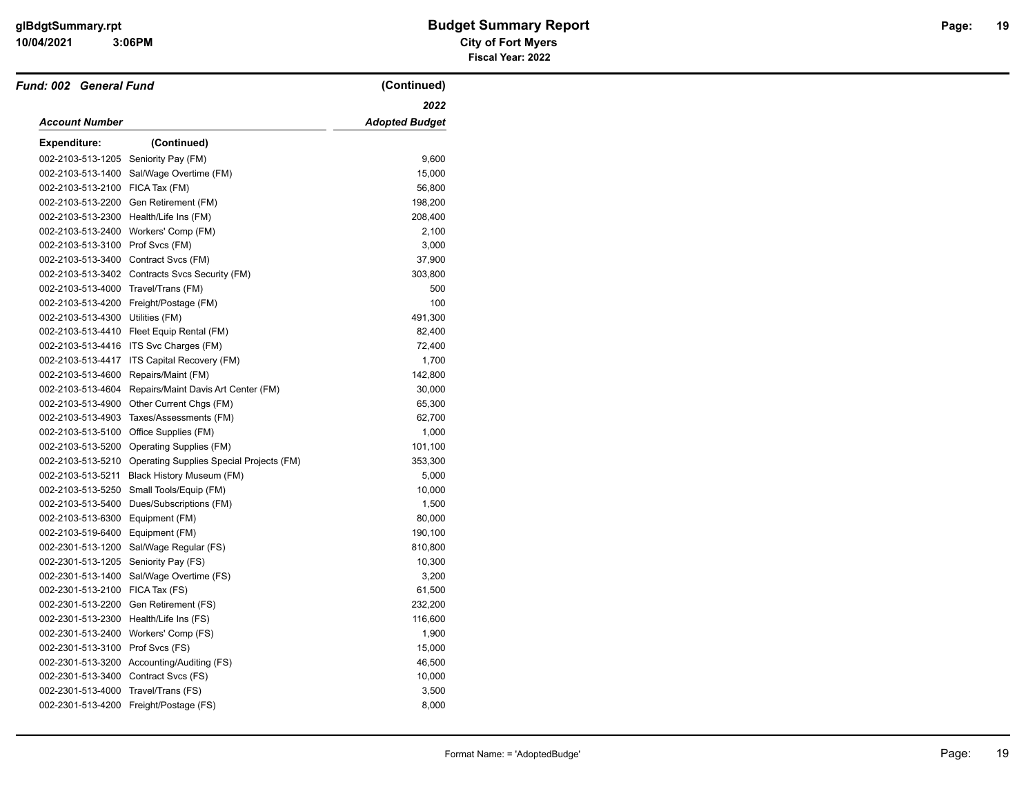**Fund: 002 General Fund** (Continued)

| Account Number | | 2022 Adopted Budget |
|---|---|---|
| **Expenditure:** | (Continued) | |
| 002-2103-513-1205 | Seniority Pay (FM) | 9,600 |
| 002-2103-513-1400 | Sal/Wage Overtime (FM) | 15,000 |
| 002-2103-513-2100 | FICA Tax (FM) | 56,800 |
| 002-2103-513-2200 | Gen Retirement (FM) | 198,200 |
| 002-2103-513-2300 | Health/Life Ins (FM) | 208,400 |
| 002-2103-513-2400 | Workers' Comp (FM) | 2,100 |
| 002-2103-513-3100 | Prof Svcs (FM) | 3,000 |
| 002-2103-513-3400 | Contract Svcs (FM) | 37,900 |
| 002-2103-513-3402 | Contracts Svcs Security (FM) | 303,800 |
| 002-2103-513-4000 | Travel/Trans (FM) | 500 |
| 002-2103-513-4200 | Freight/Postage (FM) | 100 |
| 002-2103-513-4300 | Utilities (FM) | 491,300 |
| 002-2103-513-4410 | Fleet Equip Rental (FM) | 82,400 |
| 002-2103-513-4416 | ITS Svc Charges (FM) | 72,400 |
| 002-2103-513-4417 | ITS Capital Recovery (FM) | 1,700 |
| 002-2103-513-4600 | Repairs/Maint (FM) | 142,800 |
| 002-2103-513-4604 | Repairs/Maint Davis Art Center (FM) | 30,000 |
| 002-2103-513-4900 | Other Current Chgs (FM) | 65,300 |
| 002-2103-513-4903 | Taxes/Assessments (FM) | 62,700 |
| 002-2103-513-5100 | Office Supplies (FM) | 1,000 |
| 002-2103-513-5200 | Operating Supplies (FM) | 101,100 |
| 002-2103-513-5210 | Operating Supplies Special Projects (FM) | 353,300 |
| 002-2103-513-5211 | Black History Museum (FM) | 5,000 |
| 002-2103-513-5250 | Small Tools/Equip (FM) | 10,000 |
| 002-2103-513-5400 | Dues/Subscriptions (FM) | 1,500 |
| 002-2103-513-6300 | Equipment (FM) | 80,000 |
| 002-2103-519-6400 | Equipment (FM) | 190,100 |
| 002-2301-513-1200 | Sal/Wage Regular (FS) | 810,800 |
| 002-2301-513-1205 | Seniority Pay (FS) | 10,300 |
| 002-2301-513-1400 | Sal/Wage Overtime (FS) | 3,200 |
| 002-2301-513-2100 | FICA Tax (FS) | 61,500 |
| 002-2301-513-2200 | Gen Retirement (FS) | 232,200 |
| 002-2301-513-2300 | Health/Life Ins (FS) | 116,600 |
| 002-2301-513-2400 | Workers' Comp (FS) | 1,900 |
| 002-2301-513-3100 | Prof Svcs (FS) | 15,000 |
| 002-2301-513-3200 | Accounting/Auditing (FS) | 46,500 |
| 002-2301-513-3400 | Contract Svcs (FS) | 10,000 |
| 002-2301-513-4000 | Travel/Trans (FS) | 3,500 |
| 002-2301-513-4200 | Freight/Postage (FS) | 8,000 |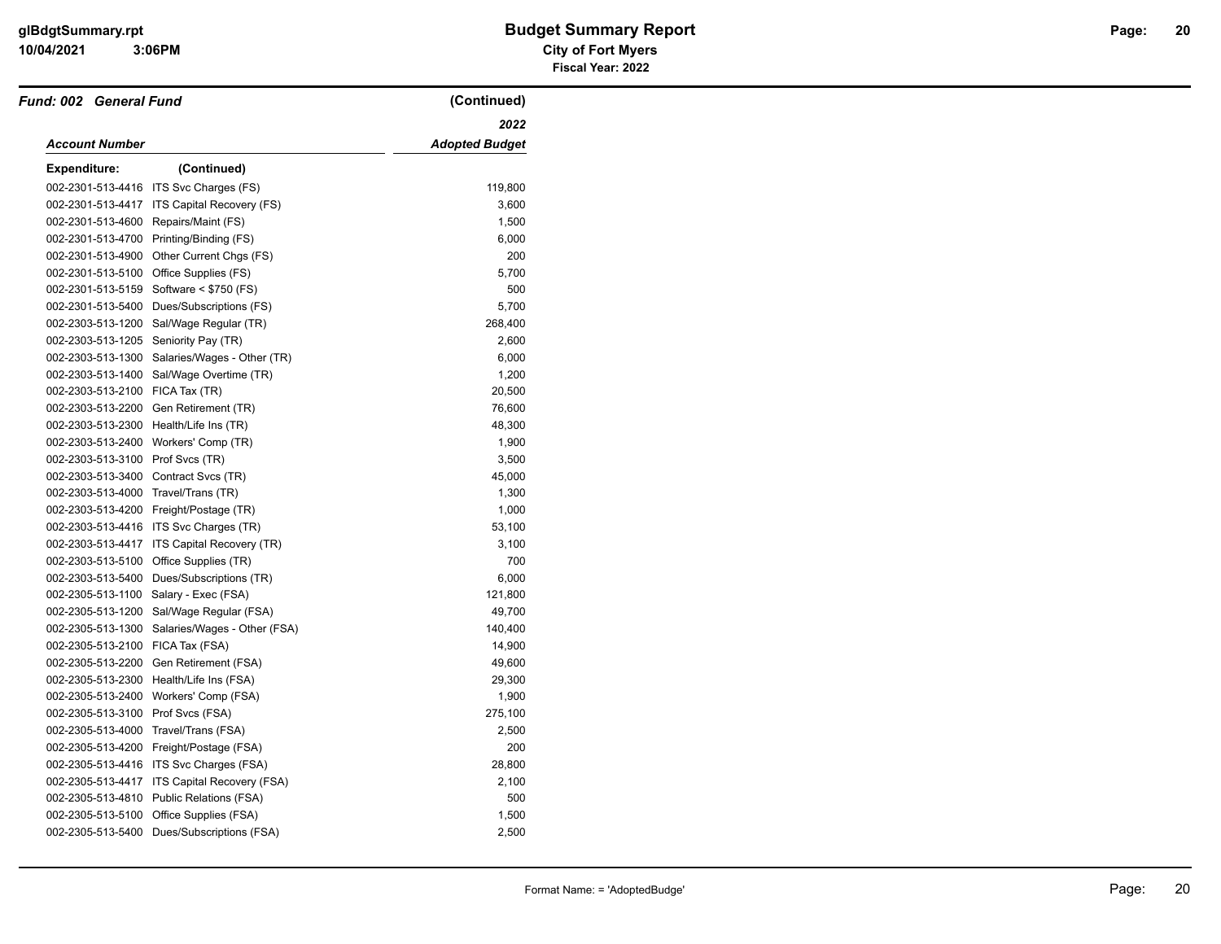## Fund: 002 General Fund (Continued)

| Account Number | | 2022 Adopted Budget |
|---|---|---|
| **Expenditure:** (Continued) | | |
| 002-2301-513-4416 | ITS Svc Charges (FS) | 119,800 |
| 002-2301-513-4417 | ITS Capital Recovery (FS) | 3,600 |
| 002-2301-513-4600 | Repairs/Maint (FS) | 1,500 |
| 002-2301-513-4700 | Printing/Binding (FS) | 6,000 |
| 002-2301-513-4900 | Other Current Chgs (FS) | 200 |
| 002-2301-513-5100 | Office Supplies (FS) | 5,700 |
| 002-2301-513-5159 | Software < $750 (FS) | 500 |
| 002-2301-513-5400 | Dues/Subscriptions (FS) | 5,700 |
| 002-2303-513-1200 | Sal/Wage Regular (TR) | 268,400 |
| 002-2303-513-1205 | Seniority Pay (TR) | 2,600 |
| 002-2303-513-1300 | Salaries/Wages - Other (TR) | 6,000 |
| 002-2303-513-1400 | Sal/Wage Overtime (TR) | 1,200 |
| 002-2303-513-2100 | FICA Tax (TR) | 20,500 |
| 002-2303-513-2200 | Gen Retirement (TR) | 76,600 |
| 002-2303-513-2300 | Health/Life Ins (TR) | 48,300 |
| 002-2303-513-2400 | Workers' Comp (TR) | 1,900 |
| 002-2303-513-3100 | Prof Svcs (TR) | 3,500 |
| 002-2303-513-3400 | Contract Svcs (TR) | 45,000 |
| 002-2303-513-4000 | Travel/Trans (TR) | 1,300 |
| 002-2303-513-4200 | Freight/Postage (TR) | 1,000 |
| 002-2303-513-4416 | ITS Svc Charges (TR) | 53,100 |
| 002-2303-513-4417 | ITS Capital Recovery (TR) | 3,100 |
| 002-2303-513-5100 | Office Supplies (TR) | 700 |
| 002-2303-513-5400 | Dues/Subscriptions (TR) | 6,000 |
| 002-2305-513-1100 | Salary - Exec (FSA) | 121,800 |
| 002-2305-513-1200 | Sal/Wage Regular (FSA) | 49,700 |
| 002-2305-513-1300 | Salaries/Wages - Other (FSA) | 140,400 |
| 002-2305-513-2100 | FICA Tax (FSA) | 14,900 |
| 002-2305-513-2200 | Gen Retirement (FSA) | 49,600 |
| 002-2305-513-2300 | Health/Life Ins (FSA) | 29,300 |
| 002-2305-513-2400 | Workers' Comp (FSA) | 1,900 |
| 002-2305-513-3100 | Prof Svcs (FSA) | 275,100 |
| 002-2305-513-4000 | Travel/Trans (FSA) | 2,500 |
| 002-2305-513-4200 | Freight/Postage (FSA) | 200 |
| 002-2305-513-4416 | ITS Svc Charges (FSA) | 28,800 |
| 002-2305-513-4417 | ITS Capital Recovery (FSA) | 2,100 |
| 002-2305-513-4810 | Public Relations (FSA) | 500 |
| 002-2305-513-5100 | Office Supplies (FSA) | 1,500 |
| 002-2305-513-5400 | Dues/Subscriptions (FSA) | 2,500 |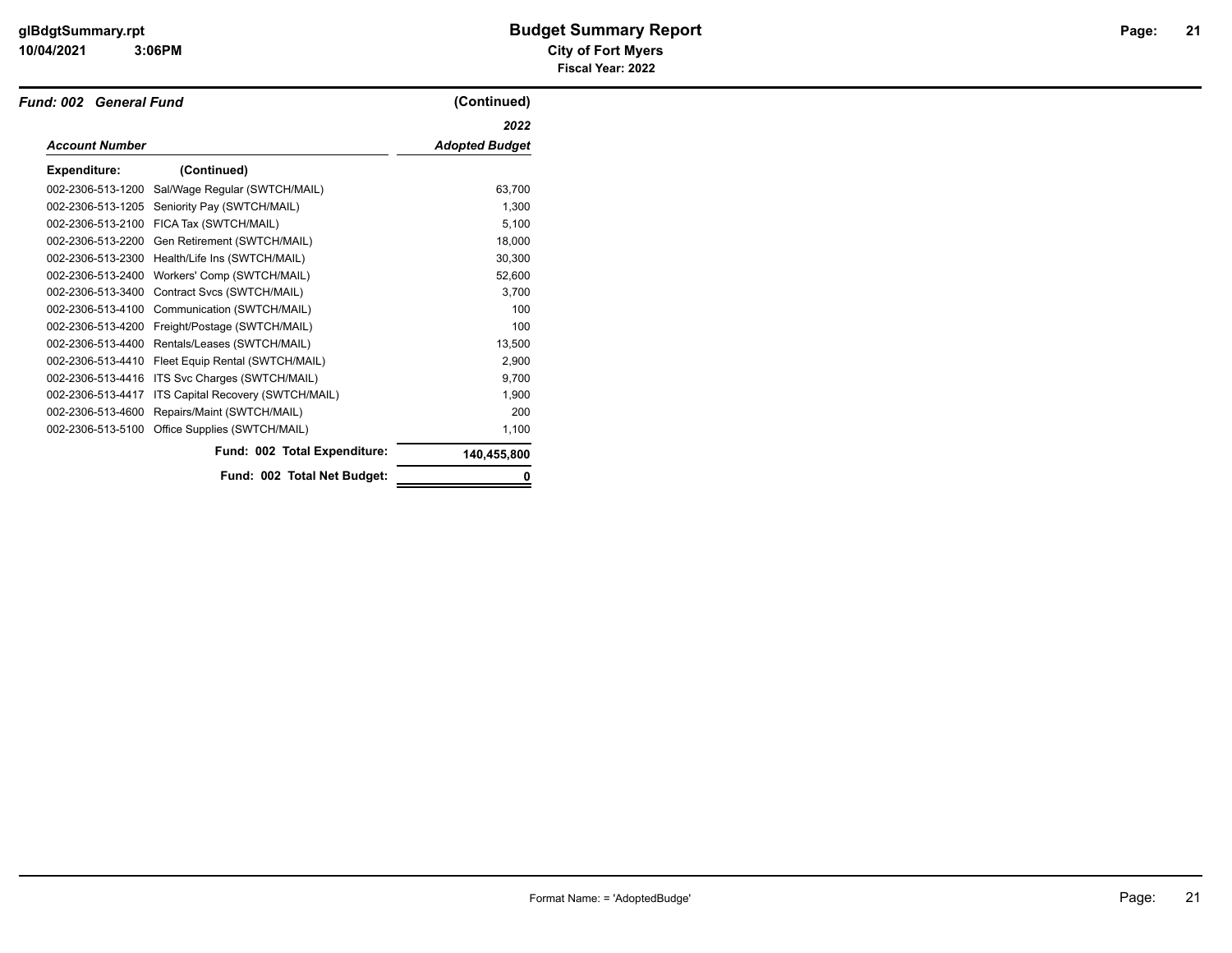**Budget Summary Report**
**City of Fort Myers**
**Fiscal Year: 2022**

***Fund: 002 General Fund*** **(Continued)**

| *Account Number* | | *2022 Adopted Budget* |
|---|---|---|
| **Expenditure:** | **(Continued)** | |
| 002-2306-513-1200 | Sal/Wage Regular (SWTCH/MAIL) | 63,700 |
| 002-2306-513-1205 | Seniority Pay (SWTCH/MAIL) | 1,300 |
| 002-2306-513-2100 | FICA Tax (SWTCH/MAIL) | 5,100 |
| 002-2306-513-2200 | Gen Retirement (SWTCH/MAIL) | 18,000 |
| 002-2306-513-2300 | Health/Life Ins (SWTCH/MAIL) | 30,300 |
| 002-2306-513-2400 | Workers' Comp (SWTCH/MAIL) | 52,600 |
| 002-2306-513-3400 | Contract Svcs (SWTCH/MAIL) | 3,700 |
| 002-2306-513-4100 | Communication (SWTCH/MAIL) | 100 |
| 002-2306-513-4200 | Freight/Postage (SWTCH/MAIL) | 100 |
| 002-2306-513-4400 | Rentals/Leases (SWTCH/MAIL) | 13,500 |
| 002-2306-513-4410 | Fleet Equip Rental (SWTCH/MAIL) | 2,900 |
| 002-2306-513-4416 | ITS Svc Charges (SWTCH/MAIL) | 9,700 |
| 002-2306-513-4417 | ITS Capital Recovery (SWTCH/MAIL) | 1,900 |
| 002-2306-513-4600 | Repairs/Maint (SWTCH/MAIL) | 200 |
| 002-2306-513-5100 | Office Supplies (SWTCH/MAIL) | 1,100 |
| | **Fund: 002 Total Expenditure:** | **140,455,800** |
| | **Fund: 002 Total Net Budget:** | **0** |

Format Name: = 'AdoptedBudge'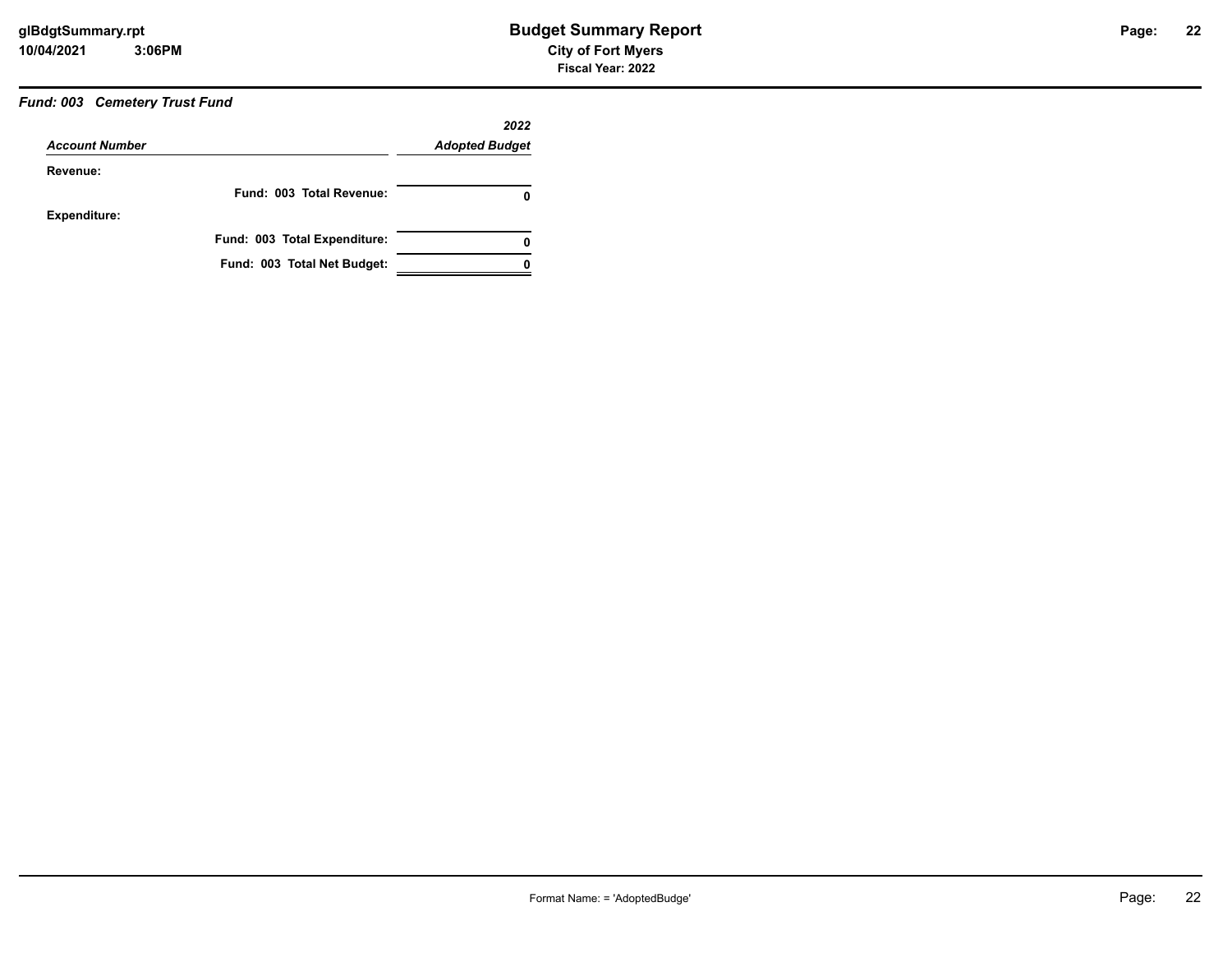### *Fund: 003 Cemetery Trust Fund*

| *Account Number* | *2022 Adopted Budget* |
|---|---|
| **Revenue:** | |
| **Fund: 003 Total Revenue:** | **0** |
| **Expenditure:** | |
| **Fund: 003 Total Expenditure:** | **0** |
| **Fund: 003 Total Net Budget:** | **0** |

Format Name: = 'AdoptedBudge'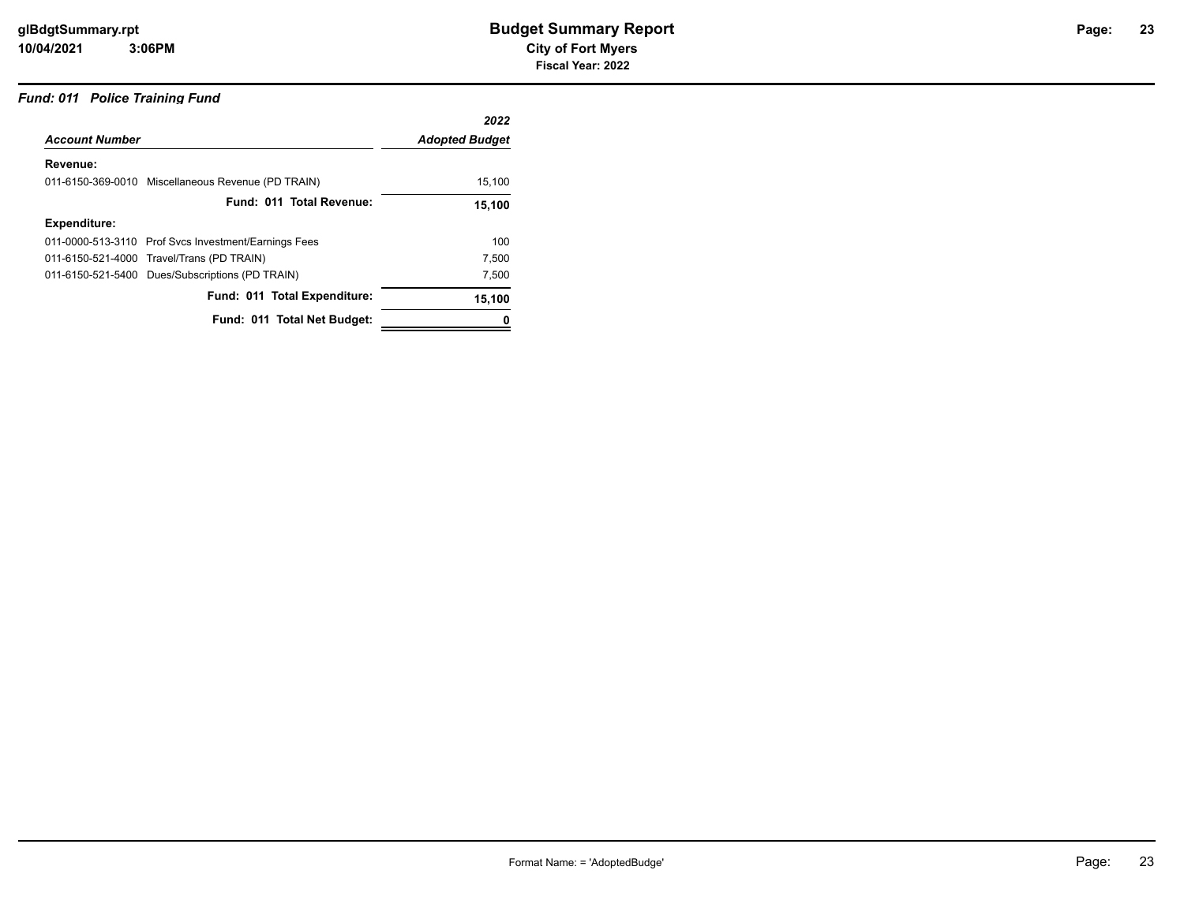# Budget Summary Report

**City of Fort Myers**

**Fiscal Year: 2022**

### *Fund: 011 Police Training Fund*

| *Account Number* | *2022 Adopted Budget* |
|---|---|
| **Revenue:** | |
| 011-6150-369-0010 Miscellaneous Revenue (PD TRAIN) | 15,100 |
| **Fund: 011 Total Revenue:** | **15,100** |
| **Expenditure:** | |
| 011-0000-513-3110 Prof Svcs Investment/Earnings Fees | 100 |
| 011-6150-521-4000 Travel/Trans (PD TRAIN) | 7,500 |
| 011-6150-521-5400 Dues/Subscriptions (PD TRAIN) | 7,500 |
| **Fund: 011 Total Expenditure:** | **15,100** |
| **Fund: 011 Total Net Budget:** | **0** |

Format Name: = 'AdoptedBudge'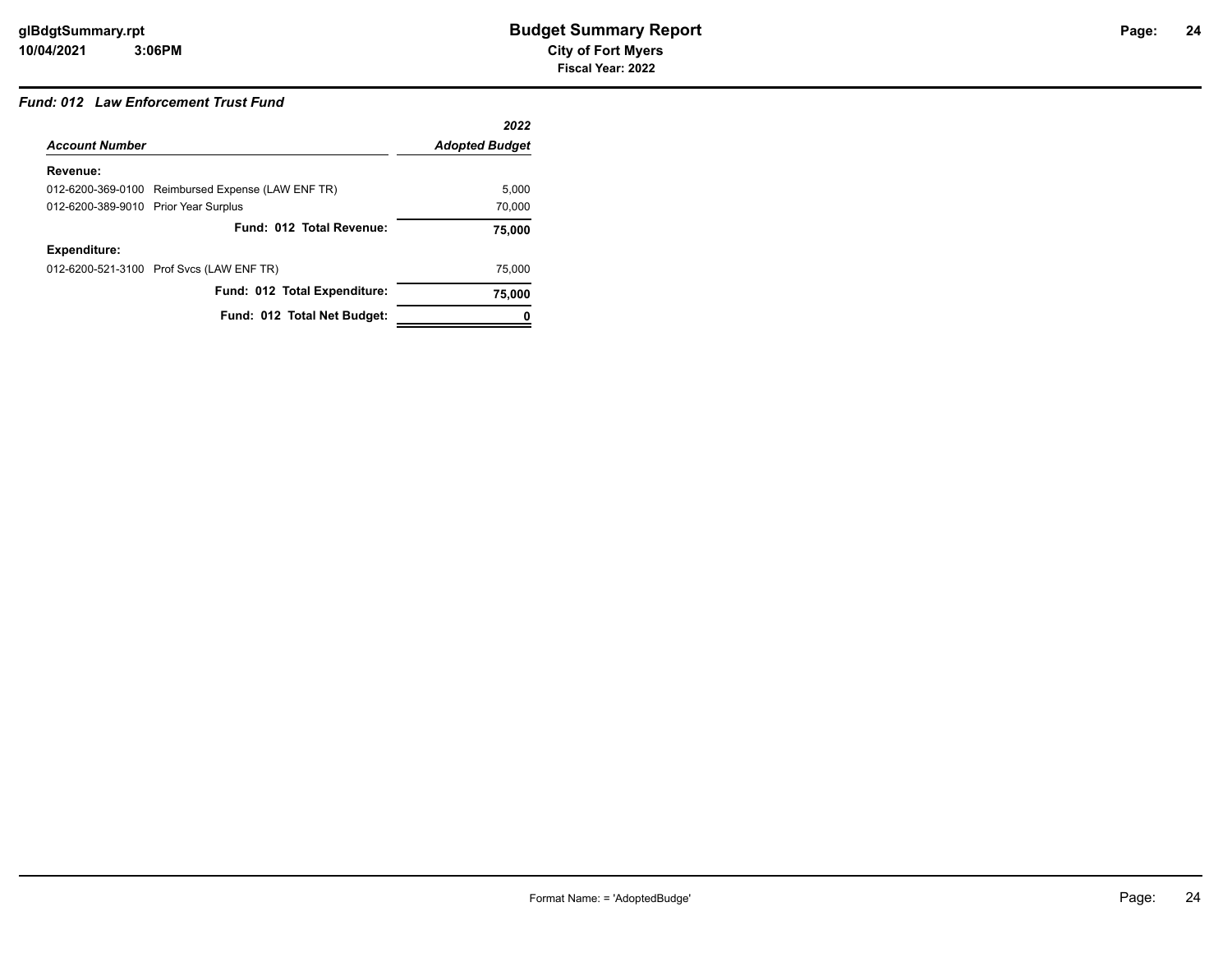# Budget Summary Report

**City of Fort Myers**

**Fiscal Year: 2022**

### *Fund: 012 Law Enforcement Trust Fund*

| *Account Number* | | *2022 Adopted Budget* |
|---|---|---|
| **Revenue:** | | |
| 012-6200-369-0100 | Reimbursed Expense (LAW ENF TR) | 5,000 |
| 012-6200-389-9010 | Prior Year Surplus | 70,000 |
| | **Fund: 012 Total Revenue:** | **75,000** |
| **Expenditure:** | | |
| 012-6200-521-3100 | Prof Svcs (LAW ENF TR) | 75,000 |
| | **Fund: 012 Total Expenditure:** | **75,000** |
| | **Fund: 012 Total Net Budget:** | **0** |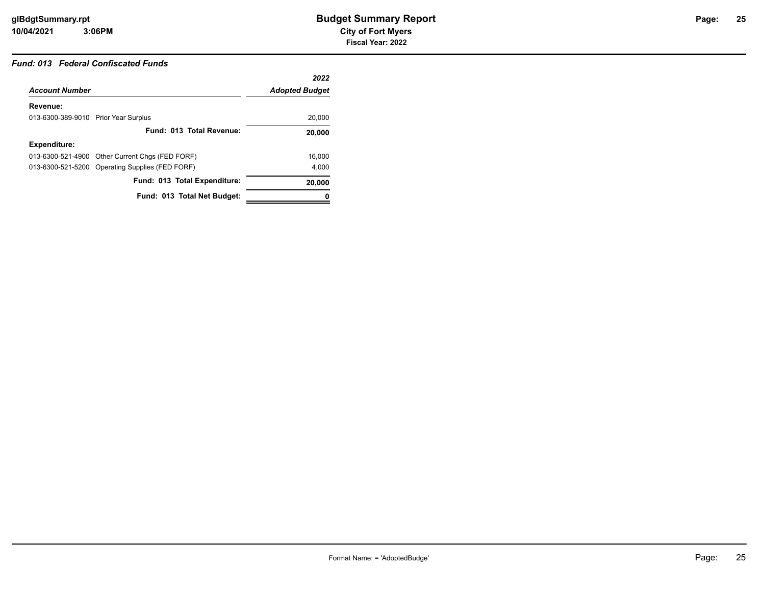### *Fund: 013 Federal Confiscated Funds*

| *Account Number* | | *2022 Adopted Budget* |
|---|---|---|
| **Revenue:** | | |
| 013-6300-389-9010 | Prior Year Surplus | 20,000 |
| | **Fund: 013 Total Revenue:** | **20,000** |
| **Expenditure:** | | |
| 013-6300-521-4900 | Other Current Chgs (FED FORF) | 16,000 |
| 013-6300-521-5200 | Operating Supplies (FED FORF) | 4,000 |
| | **Fund: 013 Total Expenditure:** | **20,000** |
| | **Fund: 013 Total Net Budget:** | **0** |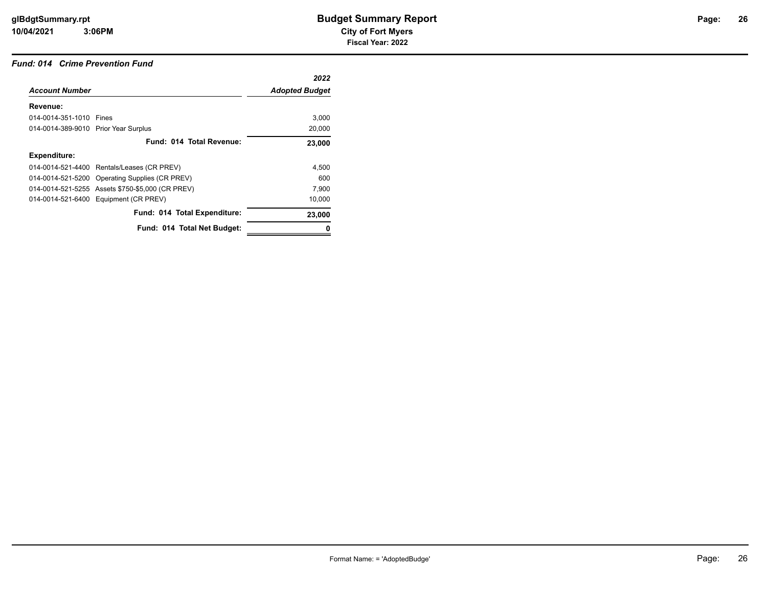# Budget Summary Report

**City of Fort Myers**

**Fiscal Year: 2022**

### *Fund: 014 Crime Prevention Fund*

| *Account Number* | | *2022 Adopted Budget* |
|---|---|---|
| **Revenue:** | | |
| 014-0014-351-1010 | Fines | 3,000 |
| 014-0014-389-9010 | Prior Year Surplus | 20,000 |
| | **Fund: 014 Total Revenue:** | **23,000** |
| **Expenditure:** | | |
| 014-0014-521-4400 | Rentals/Leases (CR PREV) | 4,500 |
| 014-0014-521-5200 | Operating Supplies (CR PREV) | 600 |
| 014-0014-521-5255 | Assets $750-$5,000 (CR PREV) | 7,900 |
| 014-0014-521-6400 | Equipment (CR PREV) | 10,000 |
| | **Fund: 014 Total Expenditure:** | **23,000** |
| | **Fund: 014 Total Net Budget:** | **0** |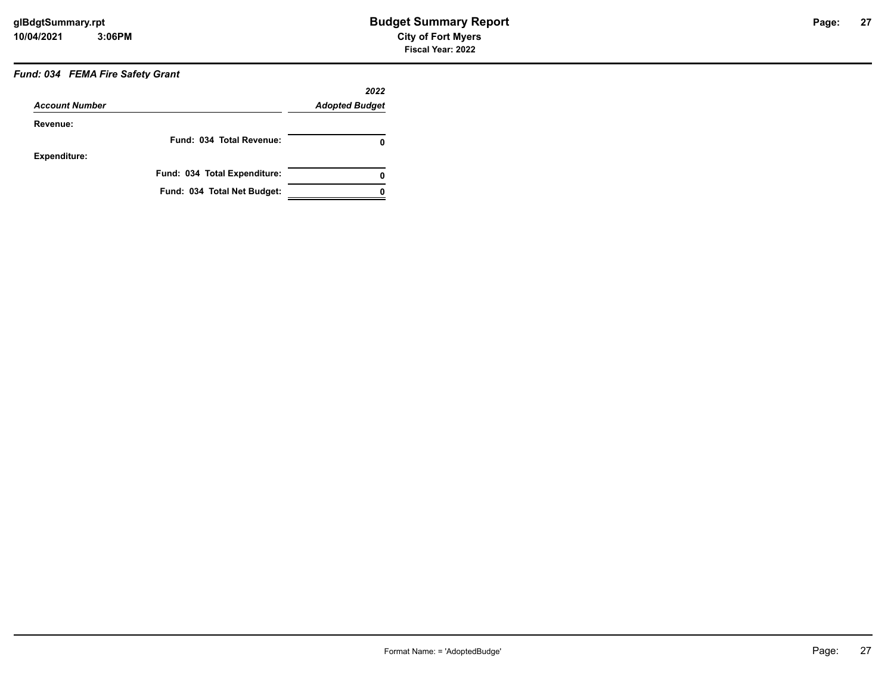### *Fund: 034 FEMA Fire Safety Grant*

| *Account Number* | *2022 Adopted Budget* |
|---|---|
| **Revenue:** | |
| **Fund: 034 Total Revenue:** | **0** |
| **Expenditure:** | |
| **Fund: 034 Total Expenditure:** | **0** |
| **Fund: 034 Total Net Budget:** | **0** |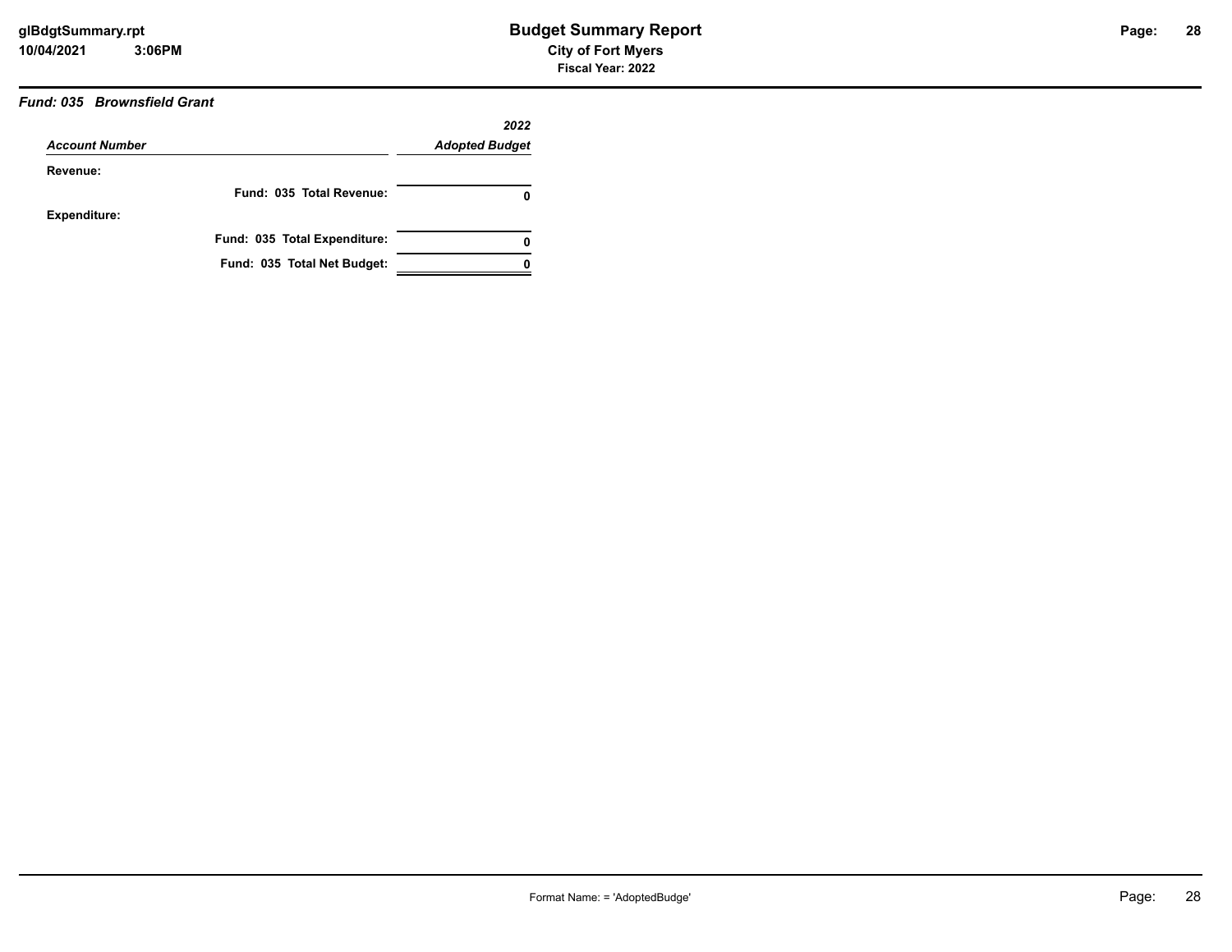### *Fund: 035 Brownsfield Grant*

| *Account Number* | *2022 Adopted Budget* |
|---|---|
| **Revenue:** | |
| **Fund: 035 Total Revenue:** | **0** |
| **Expenditure:** | |
| **Fund: 035 Total Expenditure:** | **0** |
| **Fund: 035 Total Net Budget:** | **0** |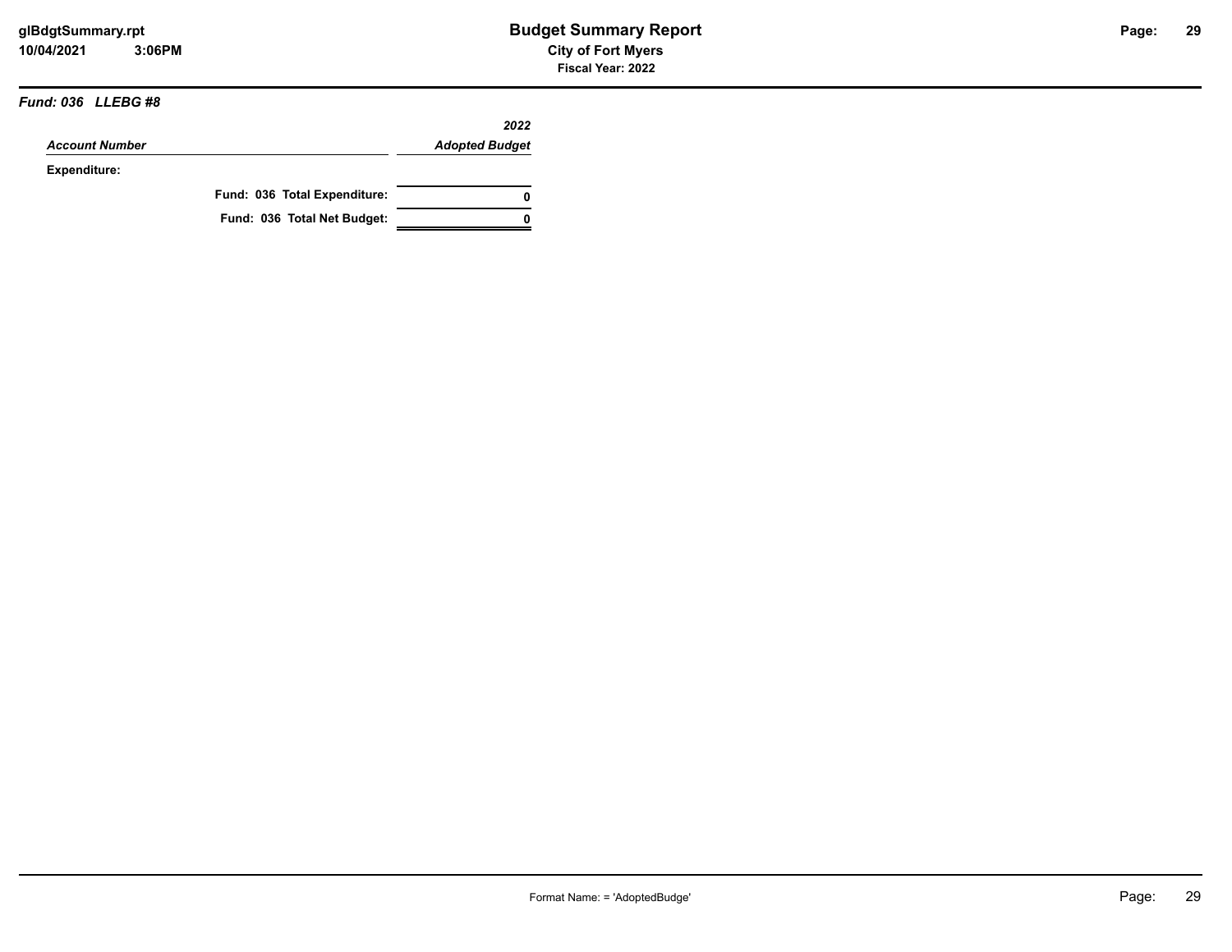***Fund: 036 LLEBG #8***

| *Account Number* | *2022 Adopted Budget* |
|---|---|
| **Expenditure:** | |
| **Fund: 036 Total Expenditure:** | **0** |
| **Fund: 036 Total Net Budget:** | **0** |

Format Name: = 'AdoptedBudge'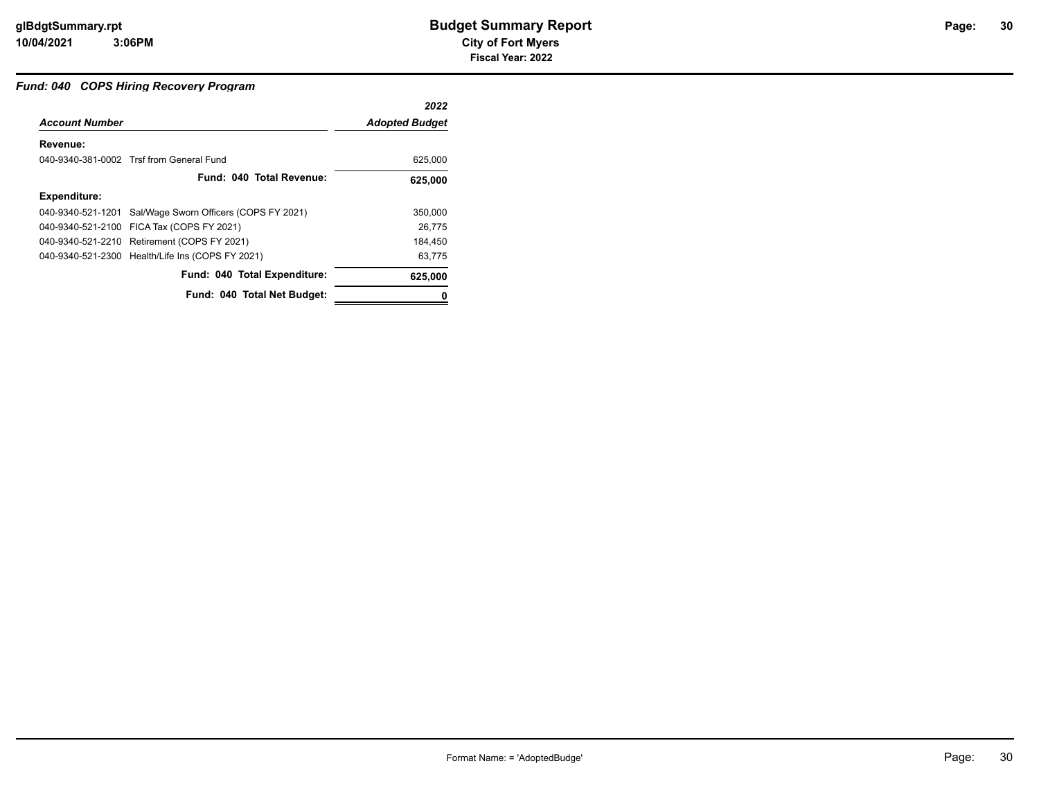### *Fund: 040 COPS Hiring Recovery Program*

| *Account Number* | | *2022 Adopted Budget* |
|---|---|---|
| **Revenue:** | | |
| 040-9340-381-0002 | Trsf from General Fund | 625,000 |
| | **Fund: 040 Total Revenue:** | **625,000** |
| **Expenditure:** | | |
| 040-9340-521-1201 | Sal/Wage Sworn Officers (COPS FY 2021) | 350,000 |
| 040-9340-521-2100 | FICA Tax (COPS FY 2021) | 26,775 |
| 040-9340-521-2210 | Retirement (COPS FY 2021) | 184,450 |
| 040-9340-521-2300 | Health/Life Ins (COPS FY 2021) | 63,775 |
| | **Fund: 040 Total Expenditure:** | **625,000** |
| | **Fund: 040 Total Net Budget:** | **0** |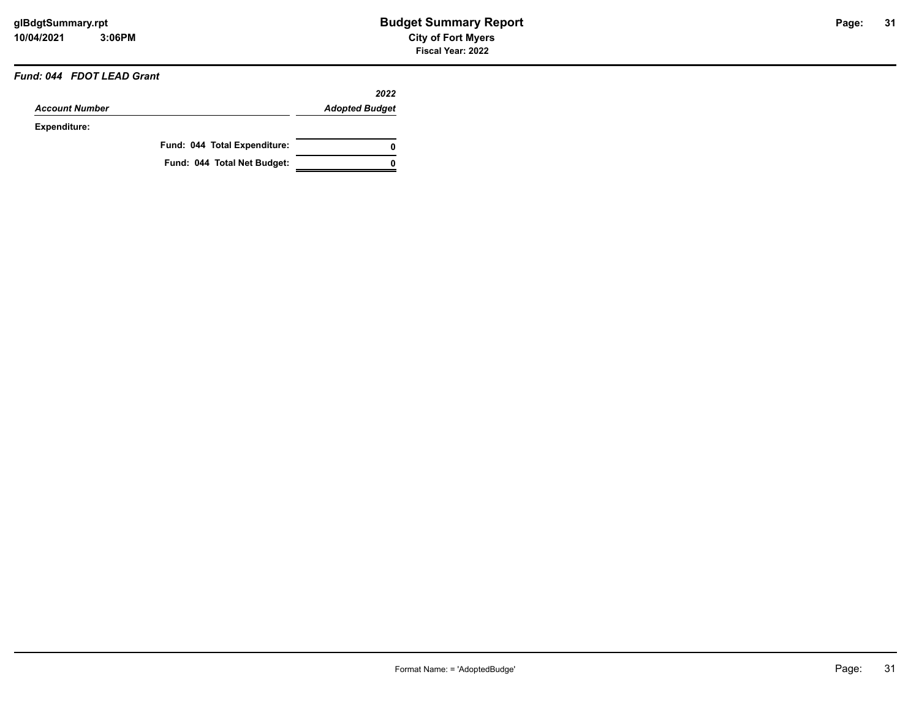### *Fund: 044 FDOT LEAD Grant*

| *Account Number* | *2022 Adopted Budget* |
|---|---|
| **Expenditure:** | |
| **Fund: 044 Total Expenditure:** | **0** |
| **Fund: 044 Total Net Budget:** | **0** |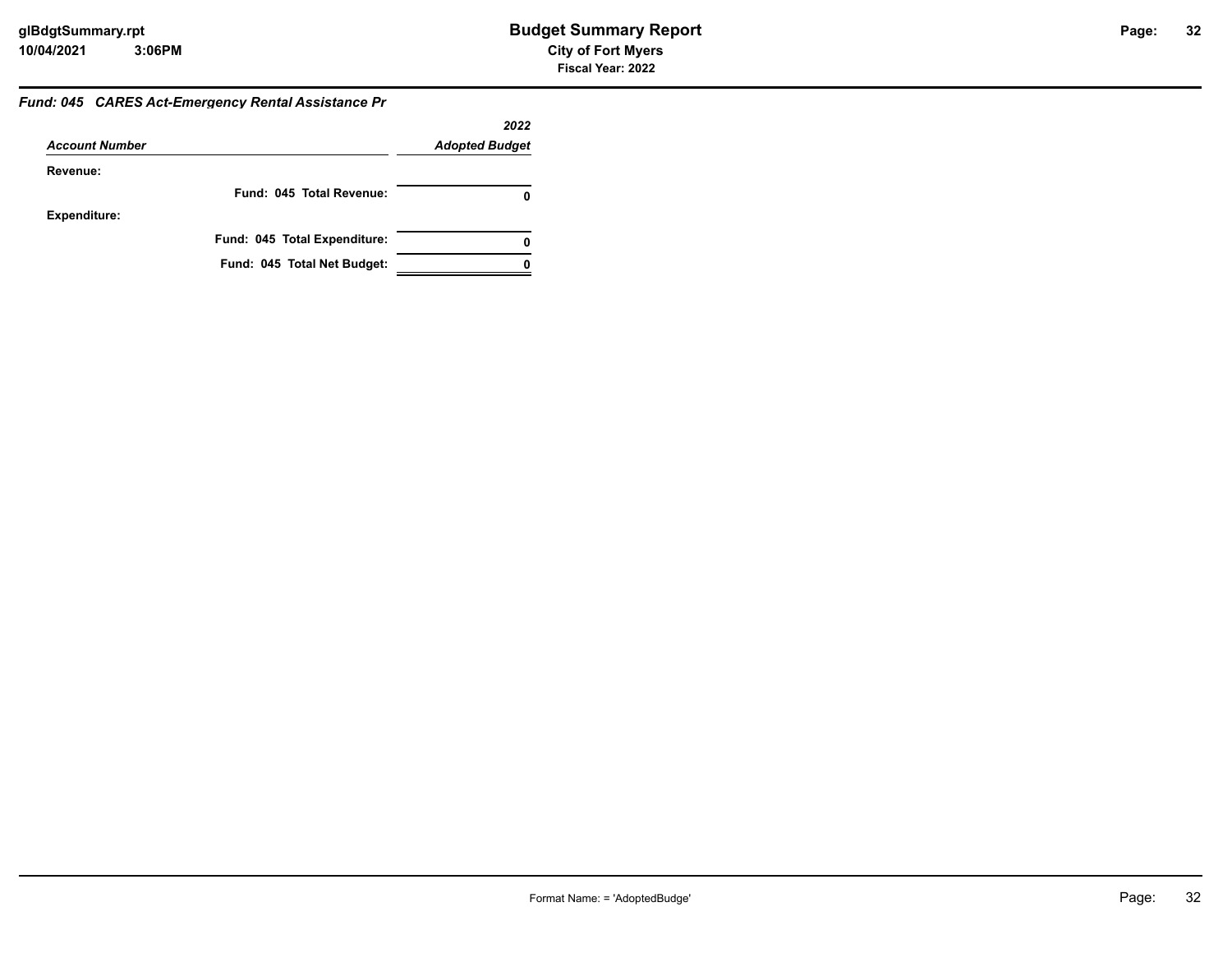### *Fund: 045 CARES Act-Emergency Rental Assistance Pr*

| *Account Number* | *2022 Adopted Budget* |
|---|---|
| **Revenue:** | |
| **Fund: 045 Total Revenue:** | **0** |
| **Expenditure:** | |
| **Fund: 045 Total Expenditure:** | **0** |
| **Fund: 045 Total Net Budget:** | **0** |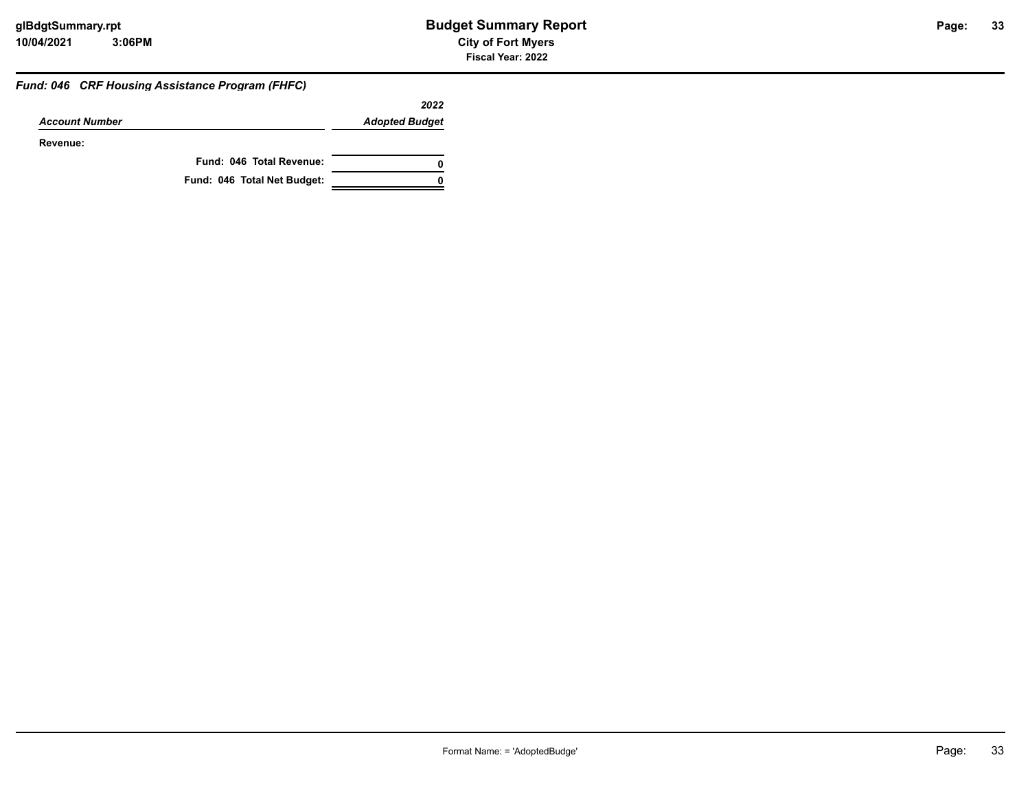### *Fund: 046 CRF Housing Assistance Program (FHFC)*

| *Account Number* | *2022 Adopted Budget* |
|---|---|
| **Revenue:** | |
| **Fund: 046 Total Revenue:** | **0** |
| **Fund: 046 Total Net Budget:** | **0** |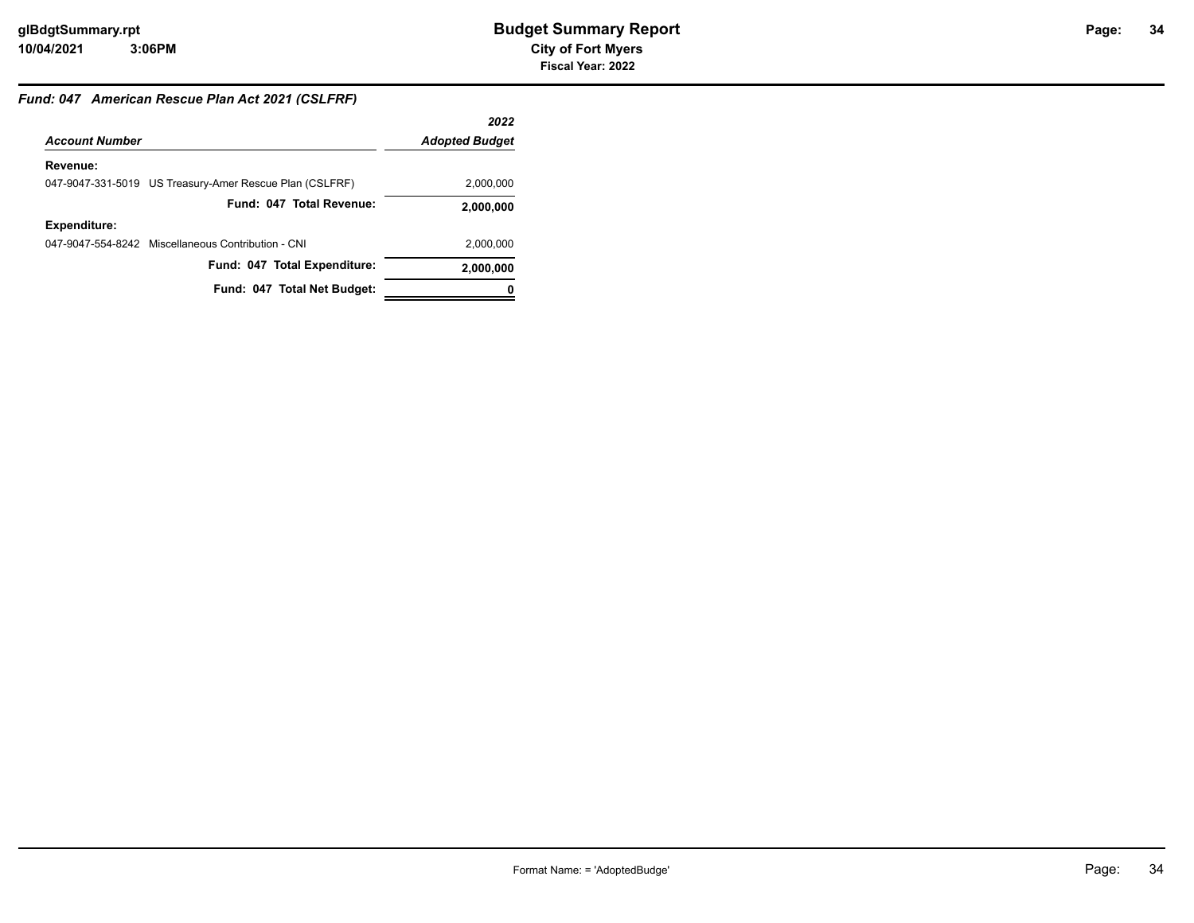### *Fund: 047 American Rescue Plan Act 2021 (CSLFRF)*

| *Account Number* | *2022 Adopted Budget* |
|---|---|
| **Revenue:** | |
| 047-9047-331-5019 US Treasury-Amer Rescue Plan (CSLFRF) | 2,000,000 |
| **Fund: 047 Total Revenue:** | **2,000,000** |
| **Expenditure:** | |
| 047-9047-554-8242 Miscellaneous Contribution - CNI | 2,000,000 |
| **Fund: 047 Total Expenditure:** | **2,000,000** |
| **Fund: 047 Total Net Budget:** | **0** |

Format Name: = 'AdoptedBudge'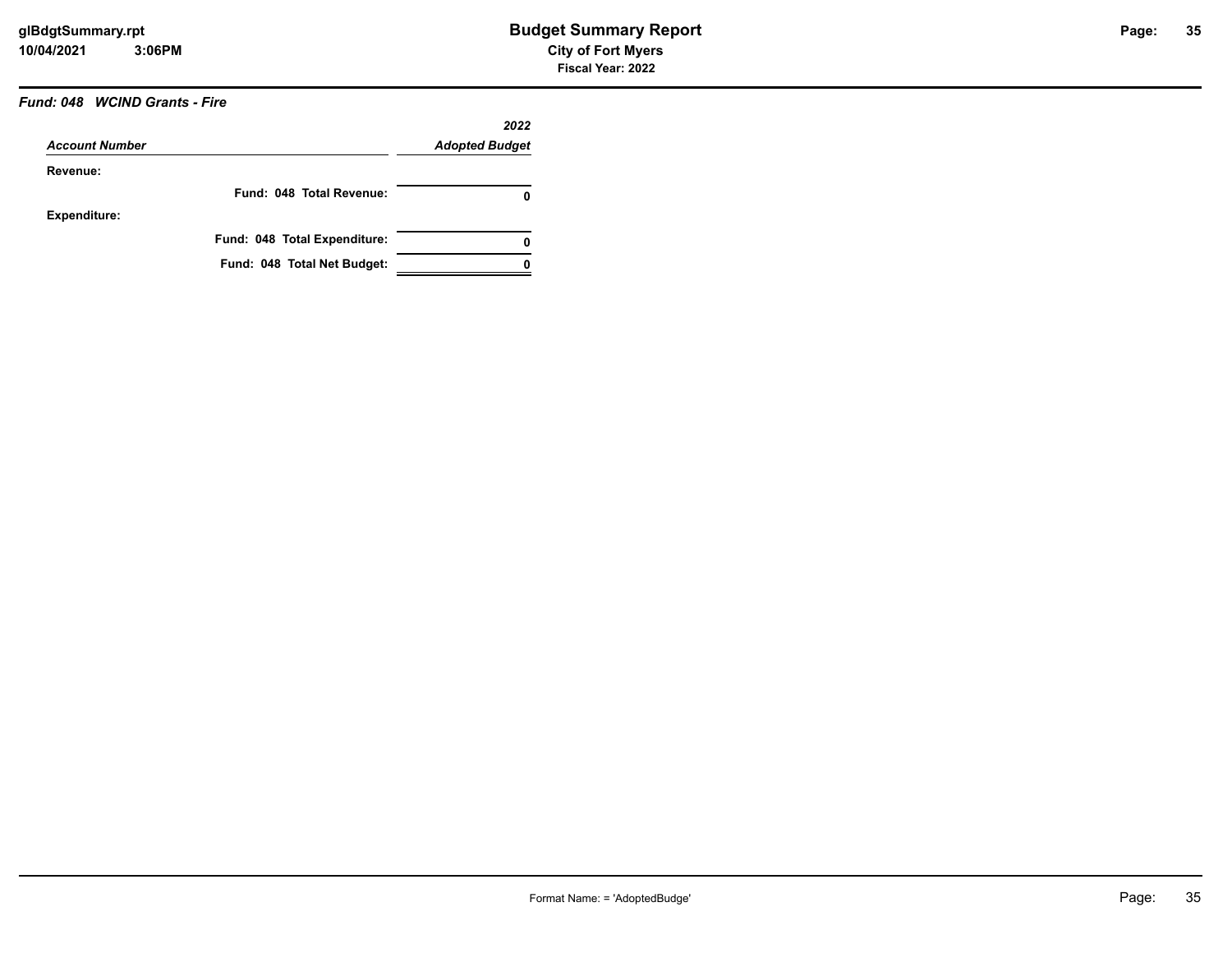### *Fund: 048 WCIND Grants - Fire*

| *Account Number* | *2022 Adopted Budget* |
|---|---|
| **Revenue:** | |
| **Fund: 048 Total Revenue:** | **0** |
| **Expenditure:** | |
| **Fund: 048 Total Expenditure:** | **0** |
| **Fund: 048 Total Net Budget:** | **0** |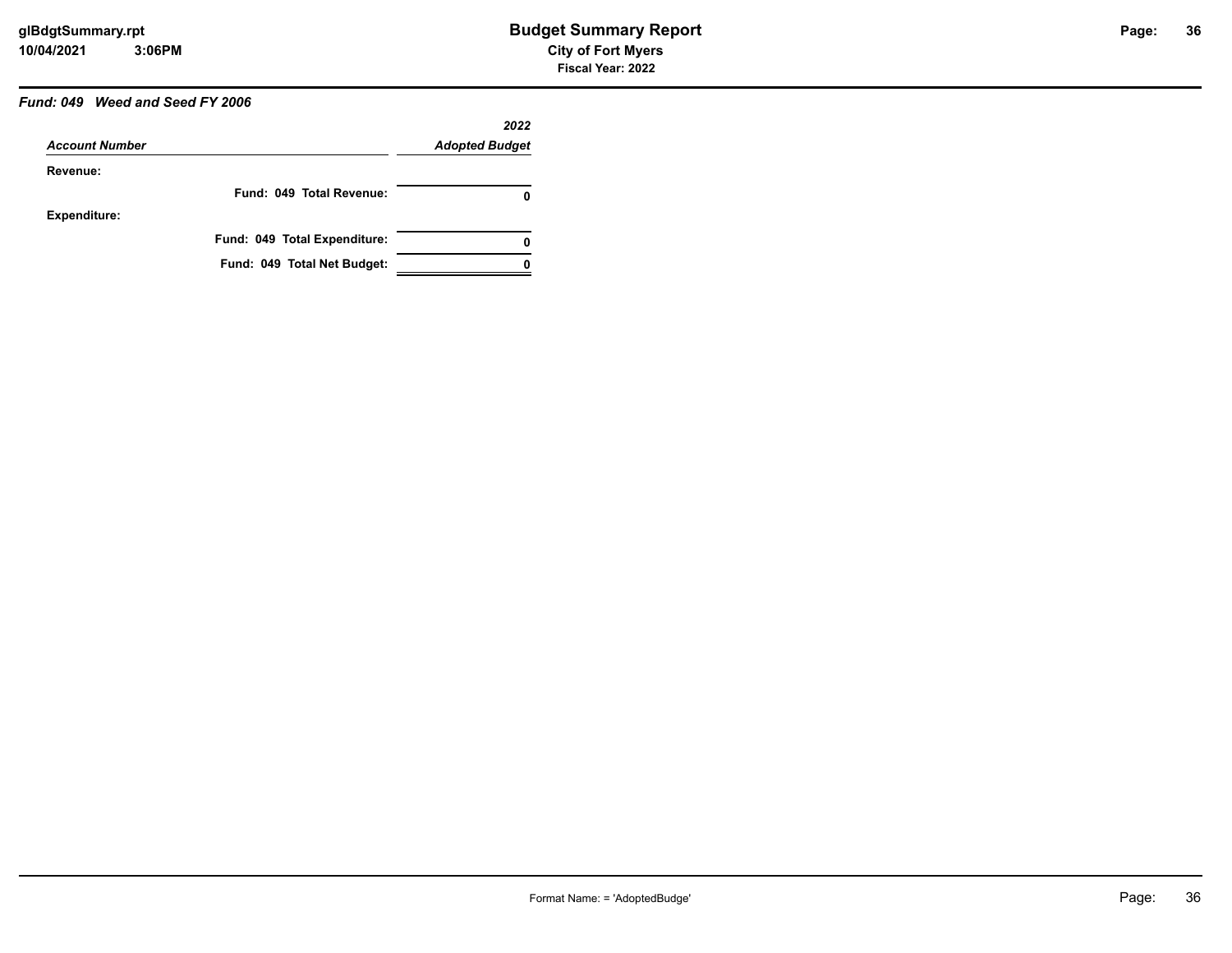### *Fund: 049 Weed and Seed FY 2006*

| *Account Number* | *2022 Adopted Budget* |
|---|---|
| **Revenue:** | |
| **Fund: 049 Total Revenue:** | **0** |
| **Expenditure:** | |
| **Fund: 049 Total Expenditure:** | **0** |
| **Fund: 049 Total Net Budget:** | **0** |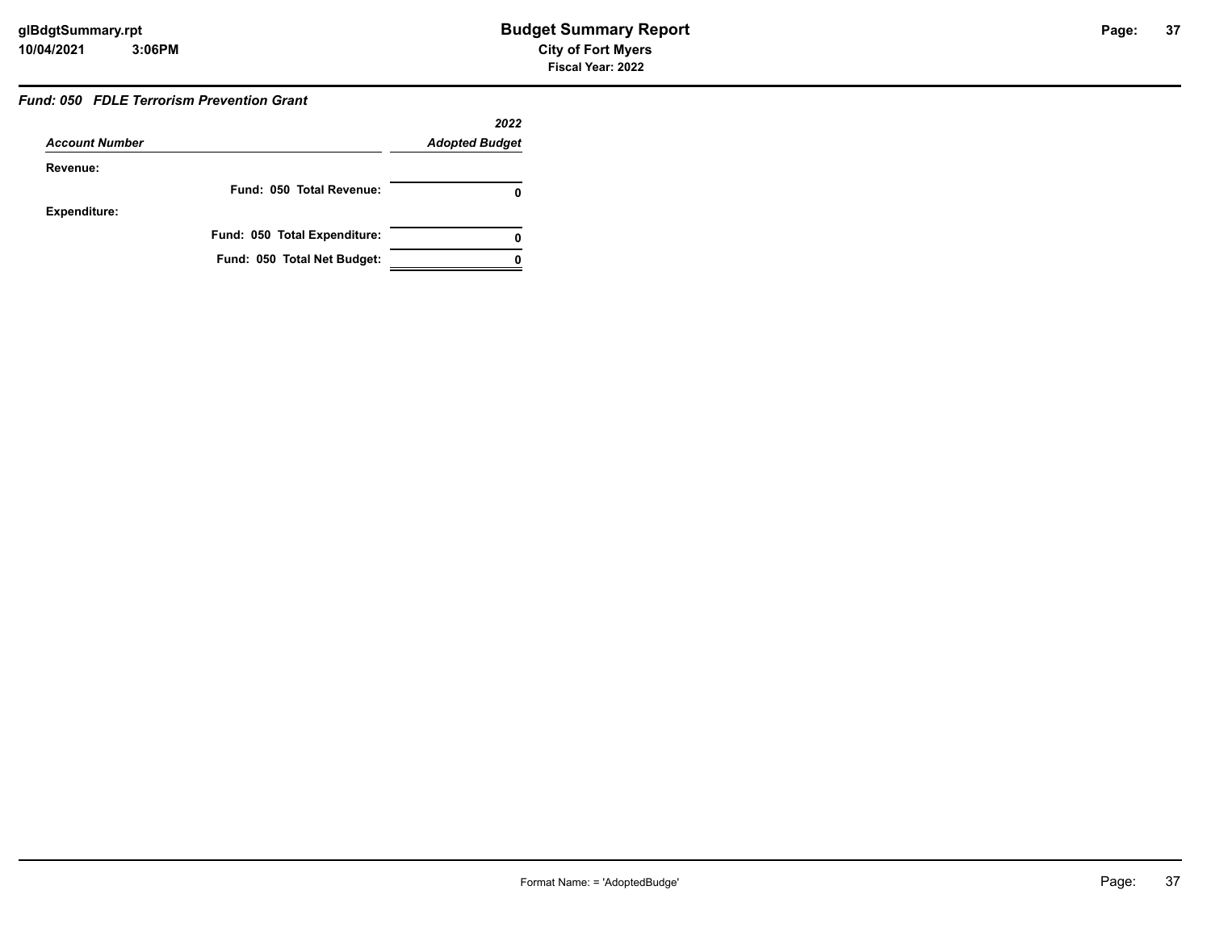### *Fund: 050 FDLE Terrorism Prevention Grant*

| *Account Number* | *2022 Adopted Budget* |
|---|---|
| **Revenue:** | |
| **Fund: 050 Total Revenue:** | **0** |
| **Expenditure:** | |
| **Fund: 050 Total Expenditure:** | **0** |
| **Fund: 050 Total Net Budget:** | **0** |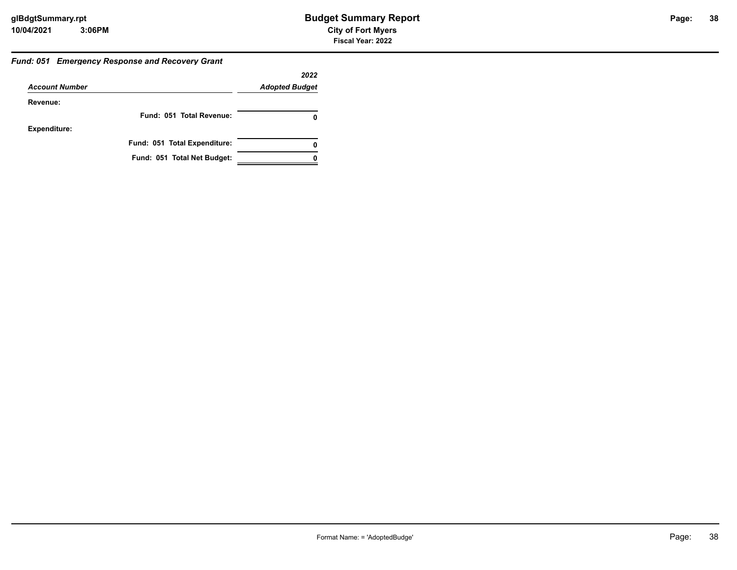### *Fund: 051 Emergency Response and Recovery Grant*

| *Account Number* | *2022 Adopted Budget* |
|---|---|
| **Revenue:** | |
| **Fund: 051 Total Revenue:** | **0** |
| **Expenditure:** | |
| **Fund: 051 Total Expenditure:** | **0** |
| **Fund: 051 Total Net Budget:** | **0** |

Format Name: = 'AdoptedBudge'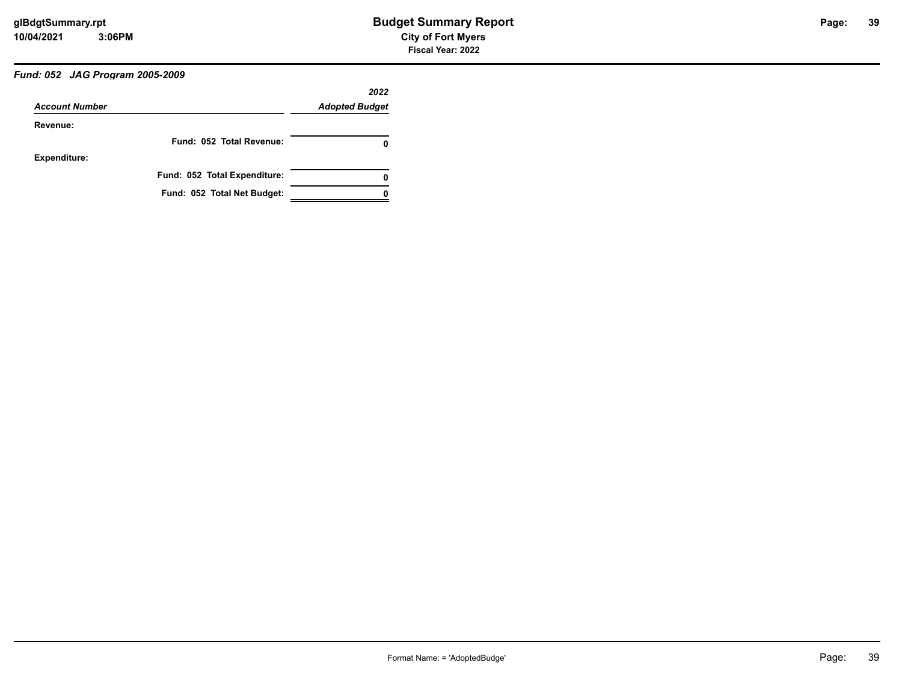### *Fund: 052 JAG Program 2005-2009*

| *Account Number* | *2022 Adopted Budget* |
|---|---|
| **Revenue:** | |
| **Fund: 052 Total Revenue:** | **0** |
| **Expenditure:** | |
| **Fund: 052 Total Expenditure:** | **0** |
| **Fund: 052 Total Net Budget:** | **0** |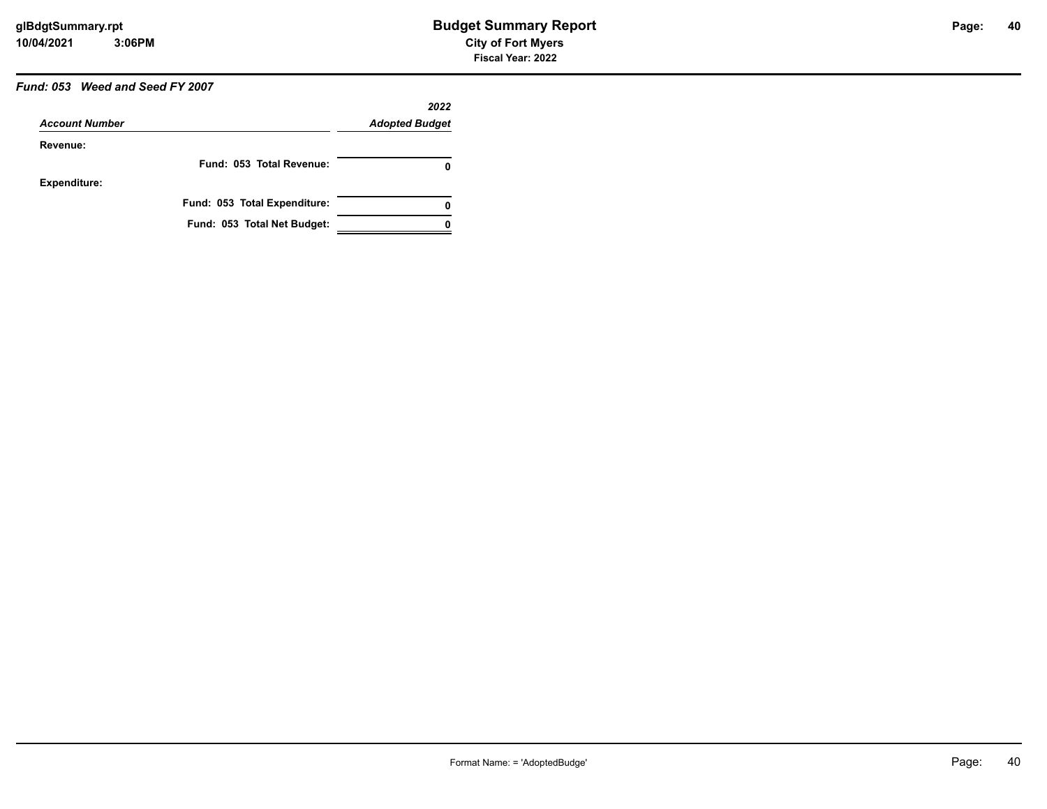### *Fund: 053 Weed and Seed FY 2007*

| *Account Number* | *2022 Adopted Budget* |
|---|---|
| **Revenue:** | |
| **Fund: 053 Total Revenue:** | **0** |
| **Expenditure:** | |
| **Fund: 053 Total Expenditure:** | **0** |
| **Fund: 053 Total Net Budget:** | **0** |

Format Name: = 'AdoptedBudge'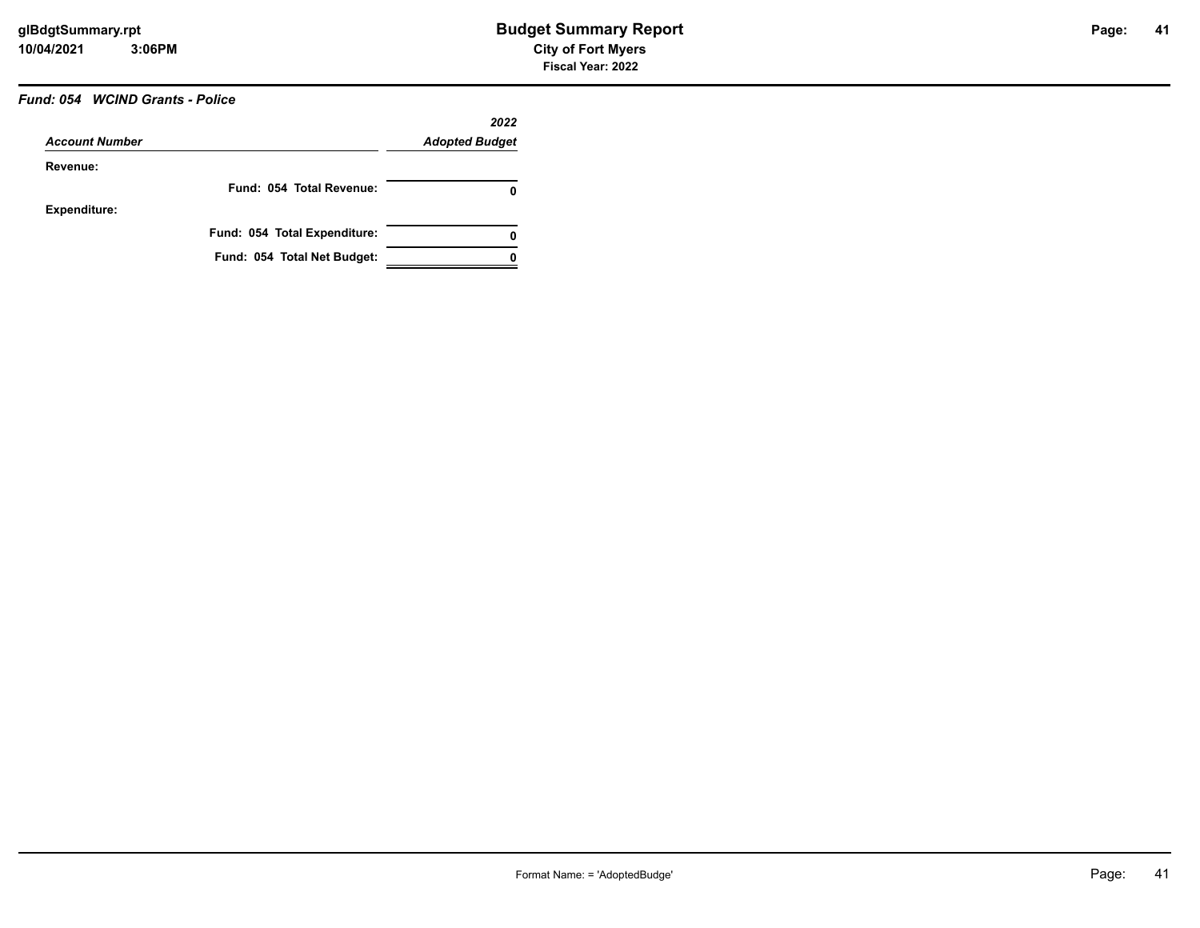### Fund: 054 WCIND Grants - Police

| Account Number | 2022 Adopted Budget |
|---|---|
| **Revenue:** | |
| **Fund: 054 Total Revenue:** | **0** |
| **Expenditure:** | |
| **Fund: 054 Total Expenditure:** | **0** |
| **Fund: 054 Total Net Budget:** | **0** |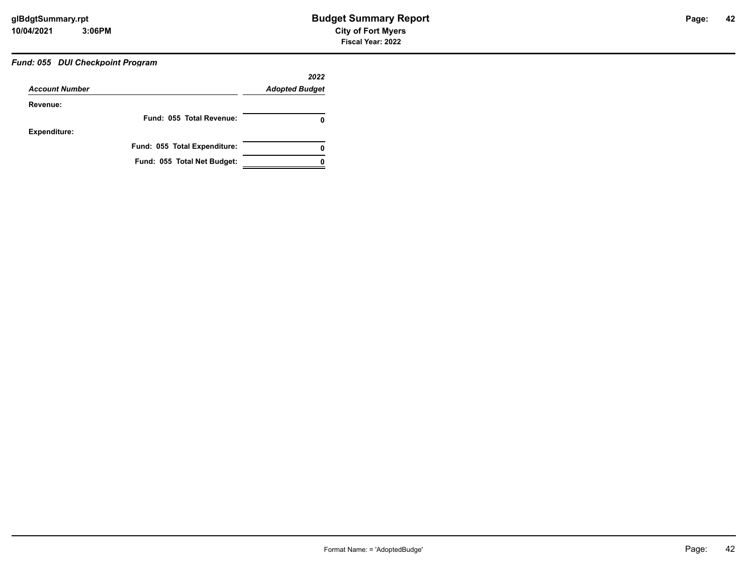### *Fund: 055 DUI Checkpoint Program*

| *Account Number* | *2022 Adopted Budget* |
|---|---|
| **Revenue:** | |
| **Fund: 055 Total Revenue:** | **0** |
| **Expenditure:** | |
| **Fund: 055 Total Expenditure:** | **0** |
| **Fund: 055 Total Net Budget:** | **0** |

Format Name: = 'AdoptedBudge'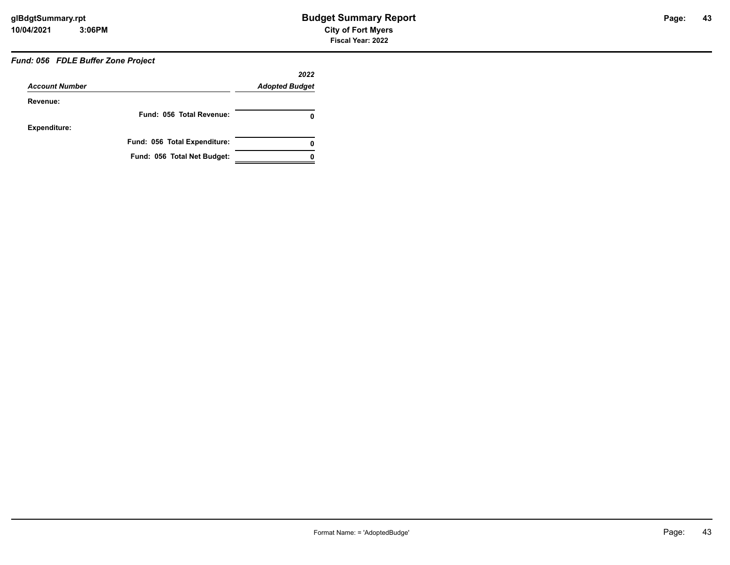### *Fund: 056 FDLE Buffer Zone Project*

| *Account Number* | *2022 Adopted Budget* |
|---|---|
| **Revenue:** | |
| **Fund: 056 Total Revenue:** | **0** |
| **Expenditure:** | |
| **Fund: 056 Total Expenditure:** | **0** |
| **Fund: 056 Total Net Budget:** | **0** |

Format Name: = 'AdoptedBudge'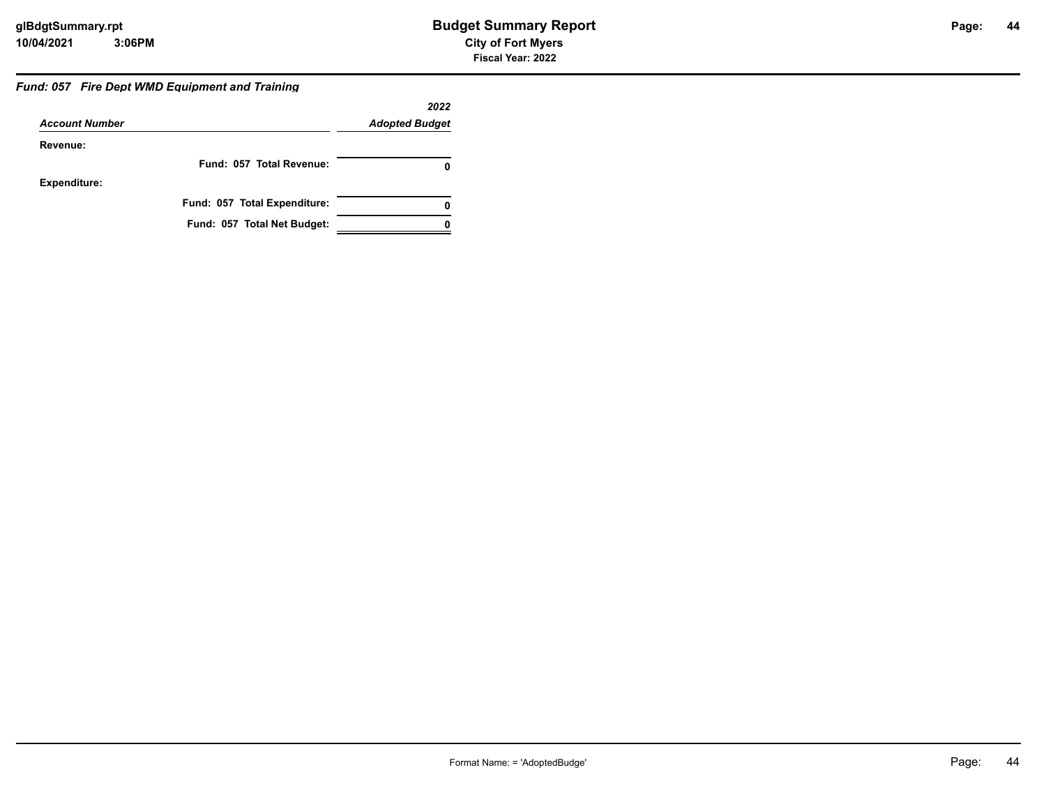### *Fund: 057 Fire Dept WMD Equipment and Training*

| *Account Number* | *2022 Adopted Budget* |
|---|---|
| **Revenue:** | |
| **Fund: 057 Total Revenue:** | **0** |
| **Expenditure:** | |
| **Fund: 057 Total Expenditure:** | **0** |
| **Fund: 057 Total Net Budget:** | **0** |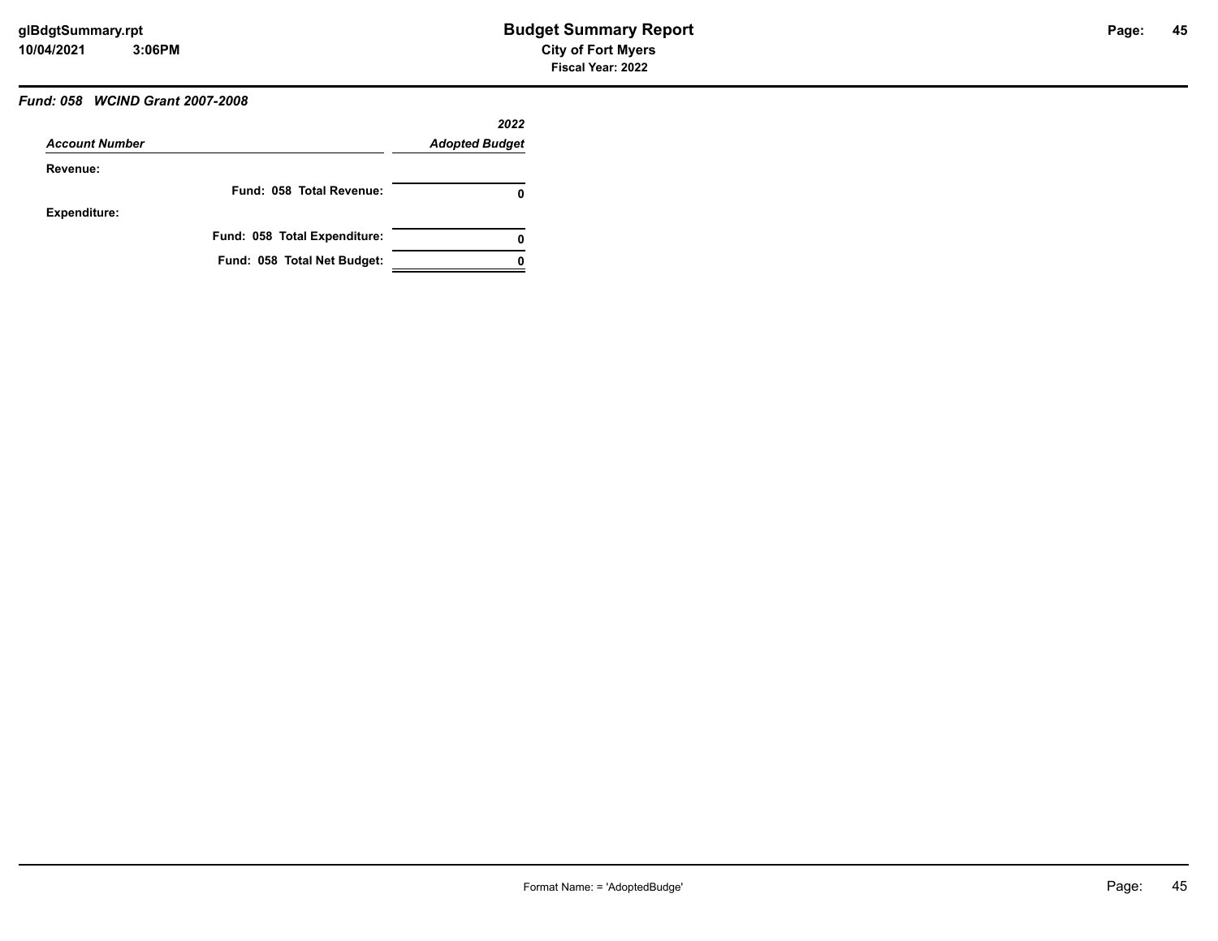### *Fund: 058 WCIND Grant 2007-2008*

| *Account Number* | *2022* *Adopted Budget* |
|---|---|
| **Revenue:** | |
| **Fund: 058 Total Revenue:** | **0** |
| **Expenditure:** | |
| **Fund: 058 Total Expenditure:** | **0** |
| **Fund: 058 Total Net Budget:** | **0** |

Format Name: = 'AdoptedBudge'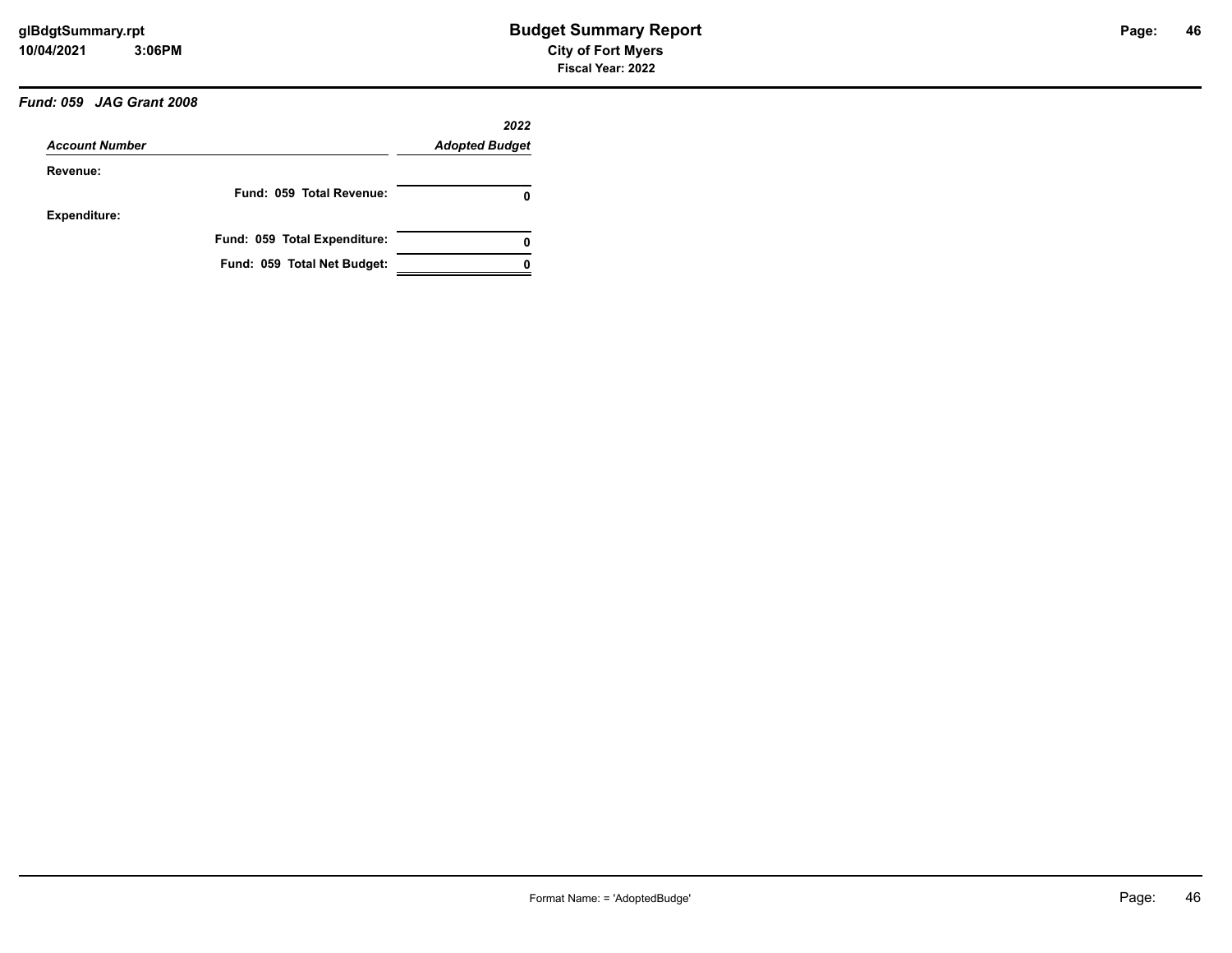### *Fund: 059 JAG Grant 2008*

| *Account Number* | *2022 Adopted Budget* |
|---|---|
| **Revenue:** | |
| **Fund: 059 Total Revenue:** | **0** |
| **Expenditure:** | |
| **Fund: 059 Total Expenditure:** | **0** |
| **Fund: 059 Total Net Budget:** | **0** |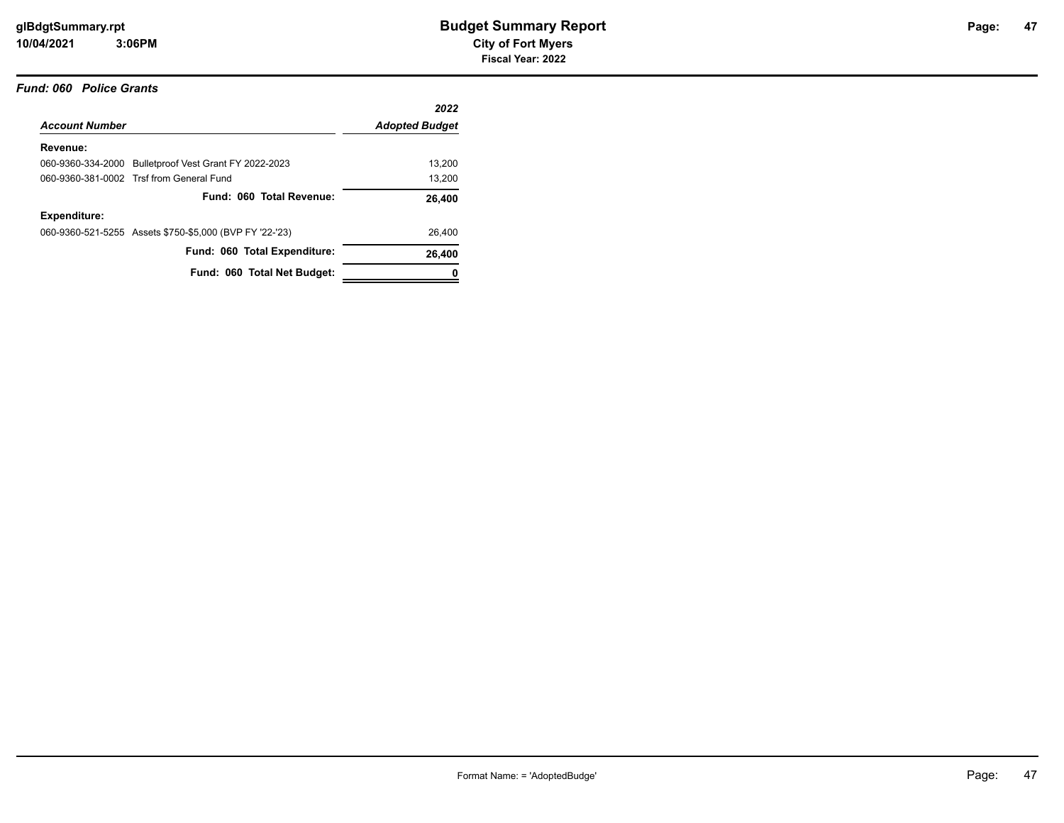### *Fund: 060 Police Grants*

| *Account Number* | *2022 Adopted Budget* |
|---|---|
| **Revenue:** | |
| 060-9360-334-2000 Bulletproof Vest Grant FY 2022-2023 | 13,200 |
| 060-9360-381-0002 Trsf from General Fund | 13,200 |
| **Fund: 060 Total Revenue:** | **26,400** |
| **Expenditure:** | |
| 060-9360-521-5255 Assets $750-$5,000 (BVP FY '22-'23) | 26,400 |
| **Fund: 060 Total Expenditure:** | **26,400** |
| **Fund: 060 Total Net Budget:** | **0** |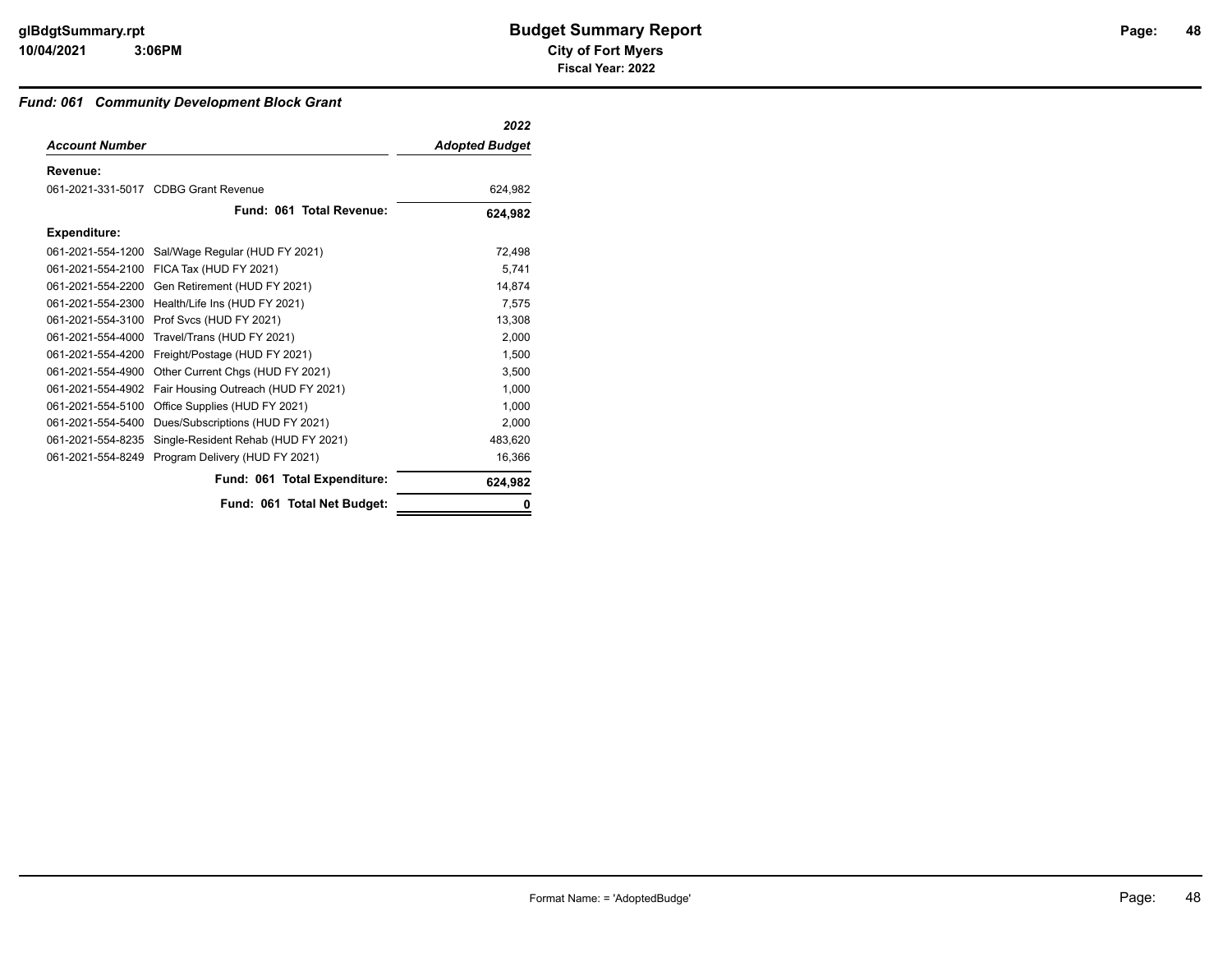### *Fund: 061 Community Development Block Grant*

| Account Number | | 2022 Adopted Budget |
|---|---|---|
| **Revenue:** | | |
| 061-2021-331-5017 | CDBG Grant Revenue | 624,982 |
| | **Fund: 061 Total Revenue:** | **624,982** |
| **Expenditure:** | | |
| 061-2021-554-1200 | Sal/Wage Regular (HUD FY 2021) | 72,498 |
| 061-2021-554-2100 | FICA Tax (HUD FY 2021) | 5,741 |
| 061-2021-554-2200 | Gen Retirement (HUD FY 2021) | 14,874 |
| 061-2021-554-2300 | Health/Life Ins (HUD FY 2021) | 7,575 |
| 061-2021-554-3100 | Prof Svcs (HUD FY 2021) | 13,308 |
| 061-2021-554-4000 | Travel/Trans (HUD FY 2021) | 2,000 |
| 061-2021-554-4200 | Freight/Postage (HUD FY 2021) | 1,500 |
| 061-2021-554-4900 | Other Current Chgs (HUD FY 2021) | 3,500 |
| 061-2021-554-4902 | Fair Housing Outreach (HUD FY 2021) | 1,000 |
| 061-2021-554-5100 | Office Supplies (HUD FY 2021) | 1,000 |
| 061-2021-554-5400 | Dues/Subscriptions (HUD FY 2021) | 2,000 |
| 061-2021-554-8235 | Single-Resident Rehab (HUD FY 2021) | 483,620 |
| 061-2021-554-8249 | Program Delivery (HUD FY 2021) | 16,366 |
| | **Fund: 061 Total Expenditure:** | **624,982** |
| | **Fund: 061 Total Net Budget:** | **0** |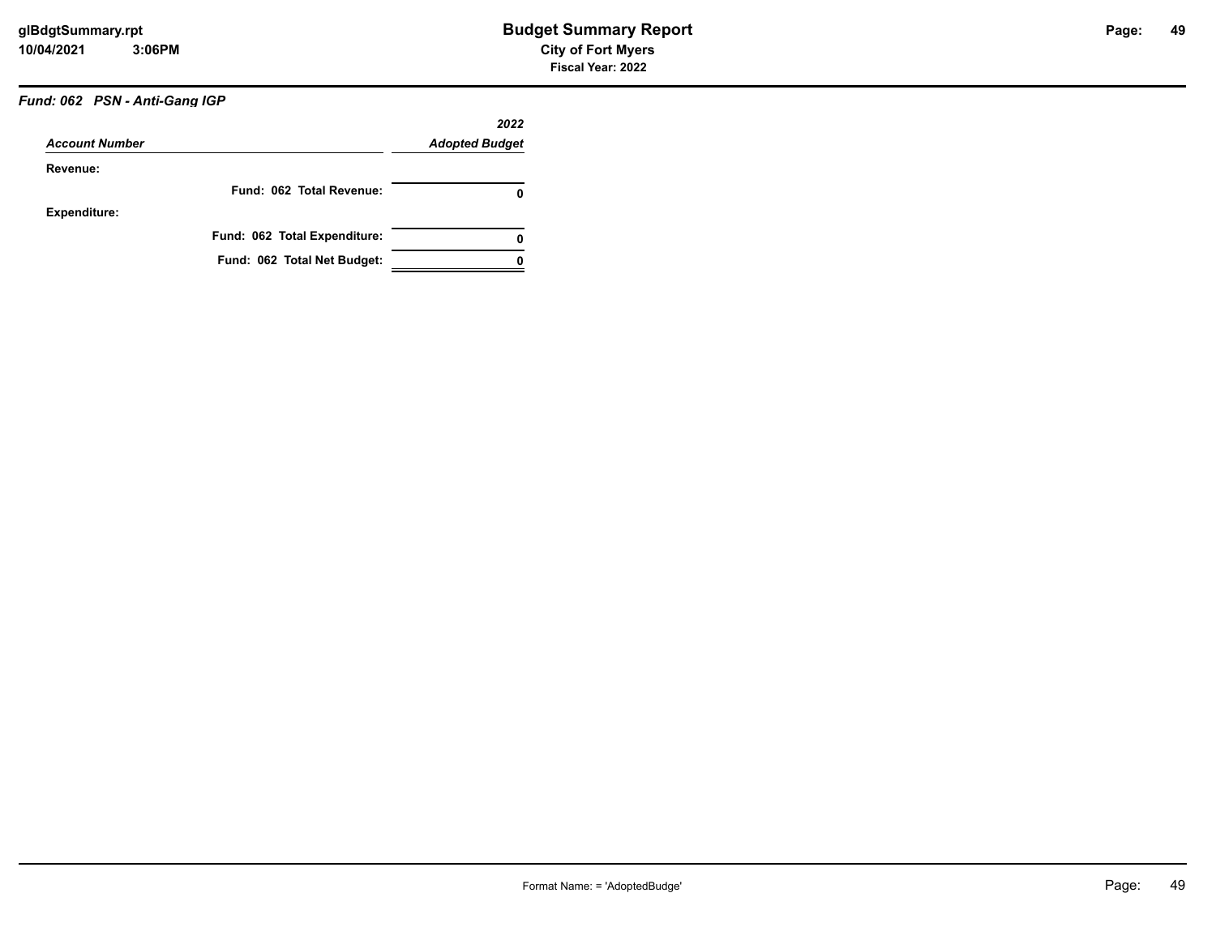### *Fund: 062 PSN - Anti-Gang IGP*

| *Account Number* | *2022 Adopted Budget* |
|---|---|
| **Revenue:** | |
| **Fund: 062 Total Revenue:** | **0** |
| **Expenditure:** | |
| **Fund: 062 Total Expenditure:** | **0** |
| **Fund: 062 Total Net Budget:** | **0** |

Format Name: = 'AdoptedBudge'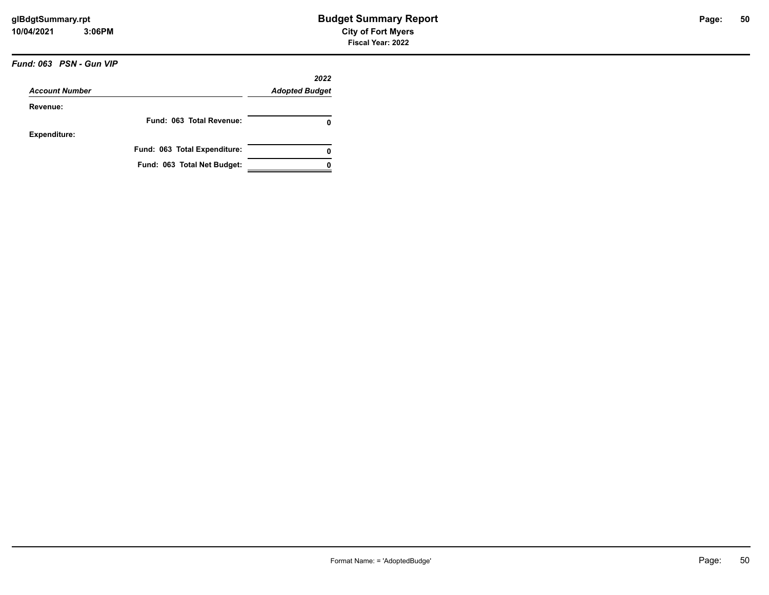### *Fund: 063 PSN - Gun VIP*

| *Account Number* | *2022 Adopted Budget* |
|---|---|
| **Revenue:** | |
| **Fund: 063 Total Revenue:** | **0** |
| **Expenditure:** | |
| **Fund: 063 Total Expenditure:** | **0** |
| **Fund: 063 Total Net Budget:** | **0** |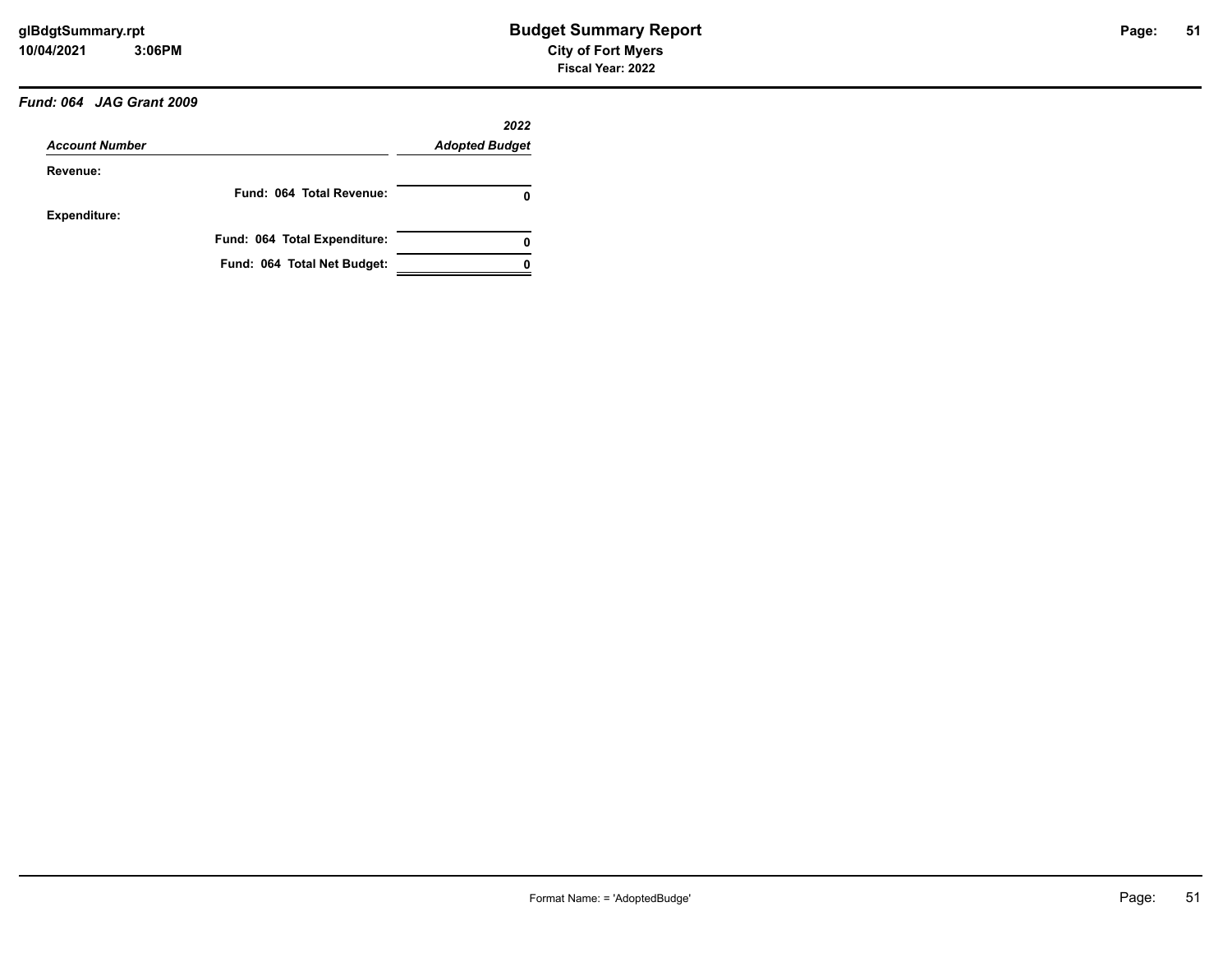### Fund: 064 JAG Grant 2009

| Account Number | 2022 Adopted Budget |
|---|---|
| **Revenue:** | |
| Fund: 064 Total Revenue: | 0 |
| **Expenditure:** | |
| Fund: 064 Total Expenditure: | 0 |
| Fund: 064 Total Net Budget: | 0 |

Format Name: = 'AdoptedBudge'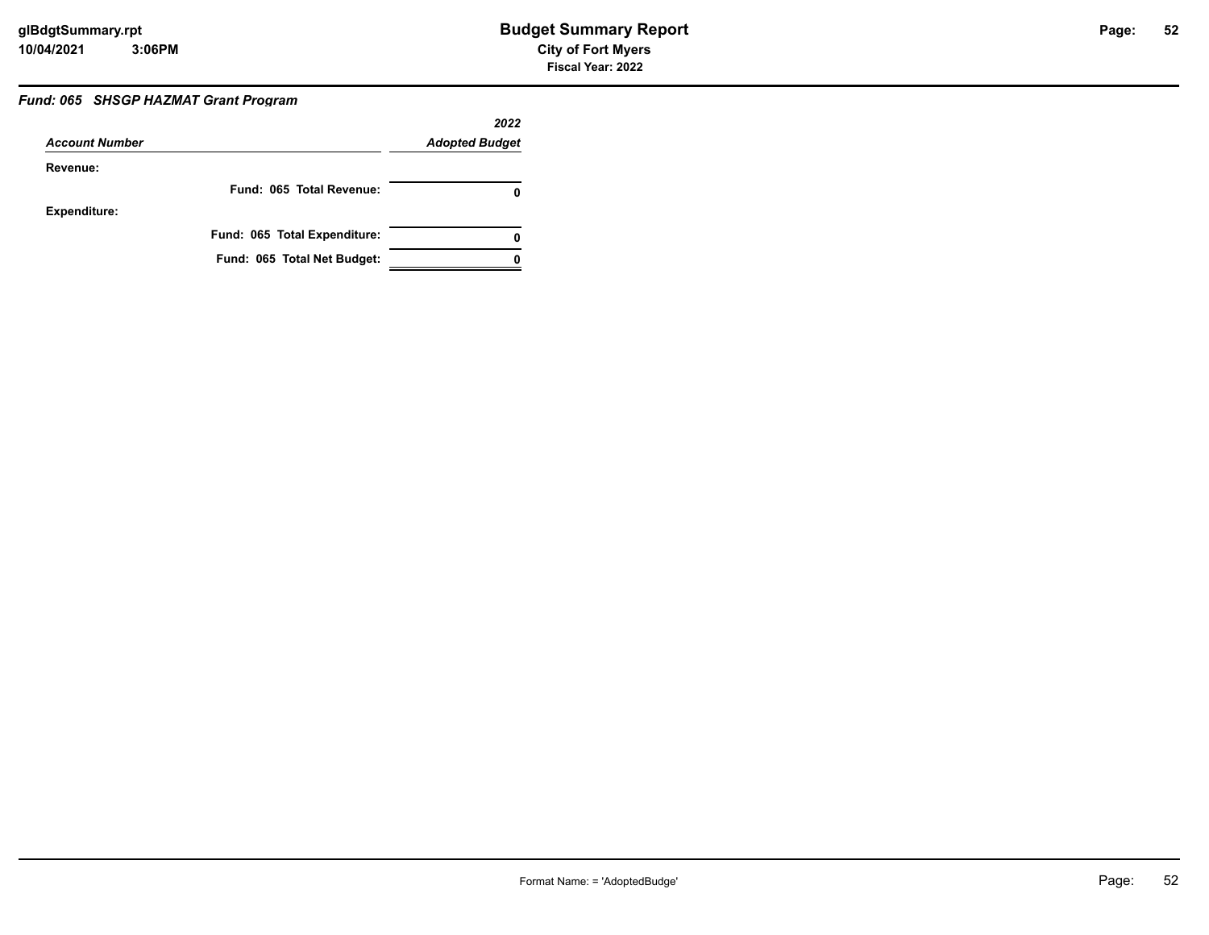**Budget Summary Report**

**City of Fort Myers**

**Fiscal Year: 2022**

### *Fund: 065 SHSGP HAZMAT Grant Program*

| *Account Number* | *2022 Adopted Budget* |
|---|---|
| **Revenue:** | |
| **Fund: 065 Total Revenue:** | **0** |
| **Expenditure:** | |
| **Fund: 065 Total Expenditure:** | **0** |
| **Fund: 065 Total Net Budget:** | **0** |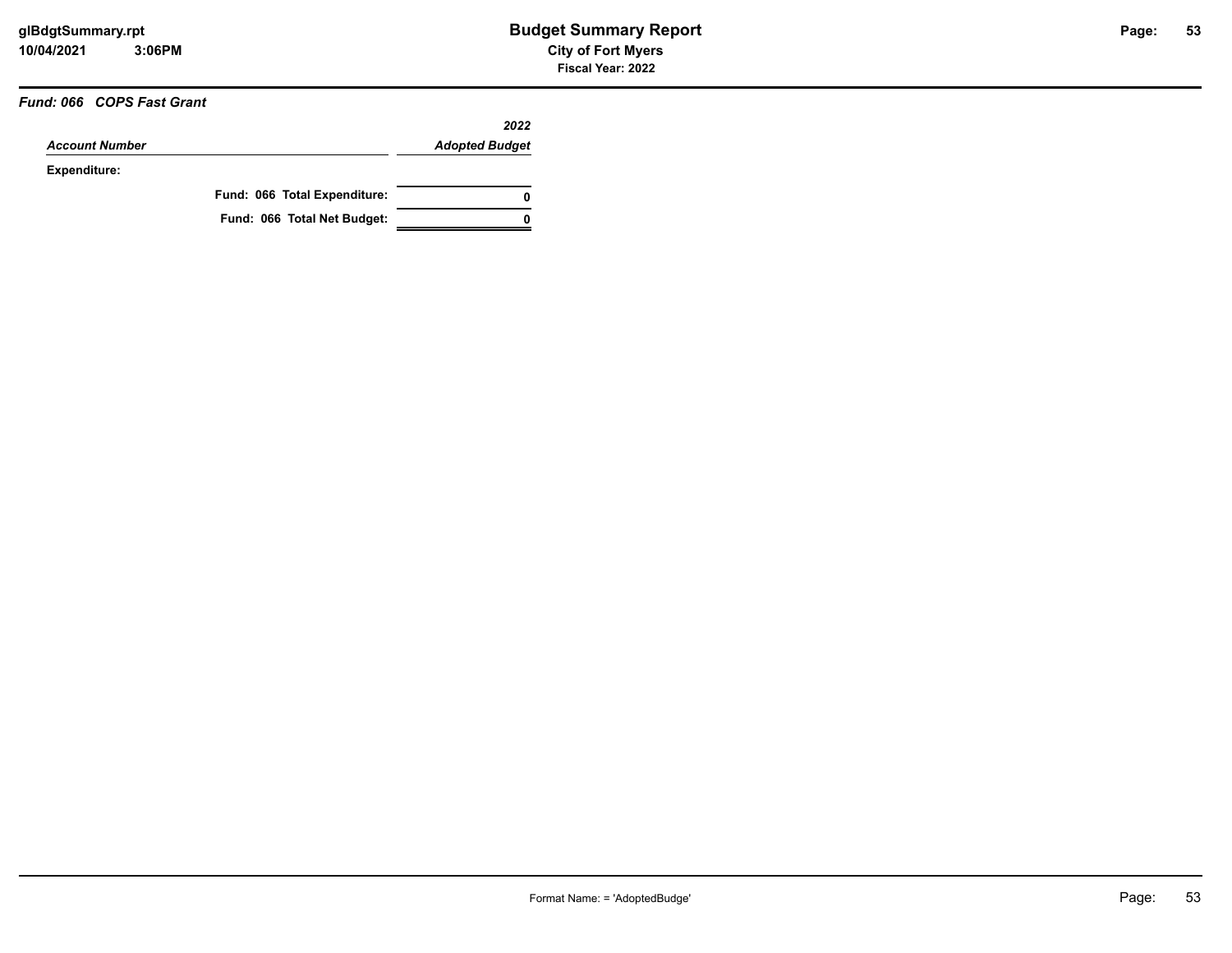### *Fund: 066 COPS Fast Grant*

| *Account Number* | *2022 Adopted Budget* |
|---|---|
| **Expenditure:** | |
| **Fund: 066 Total Expenditure:** | **0** |
| **Fund: 066 Total Net Budget:** | **0** |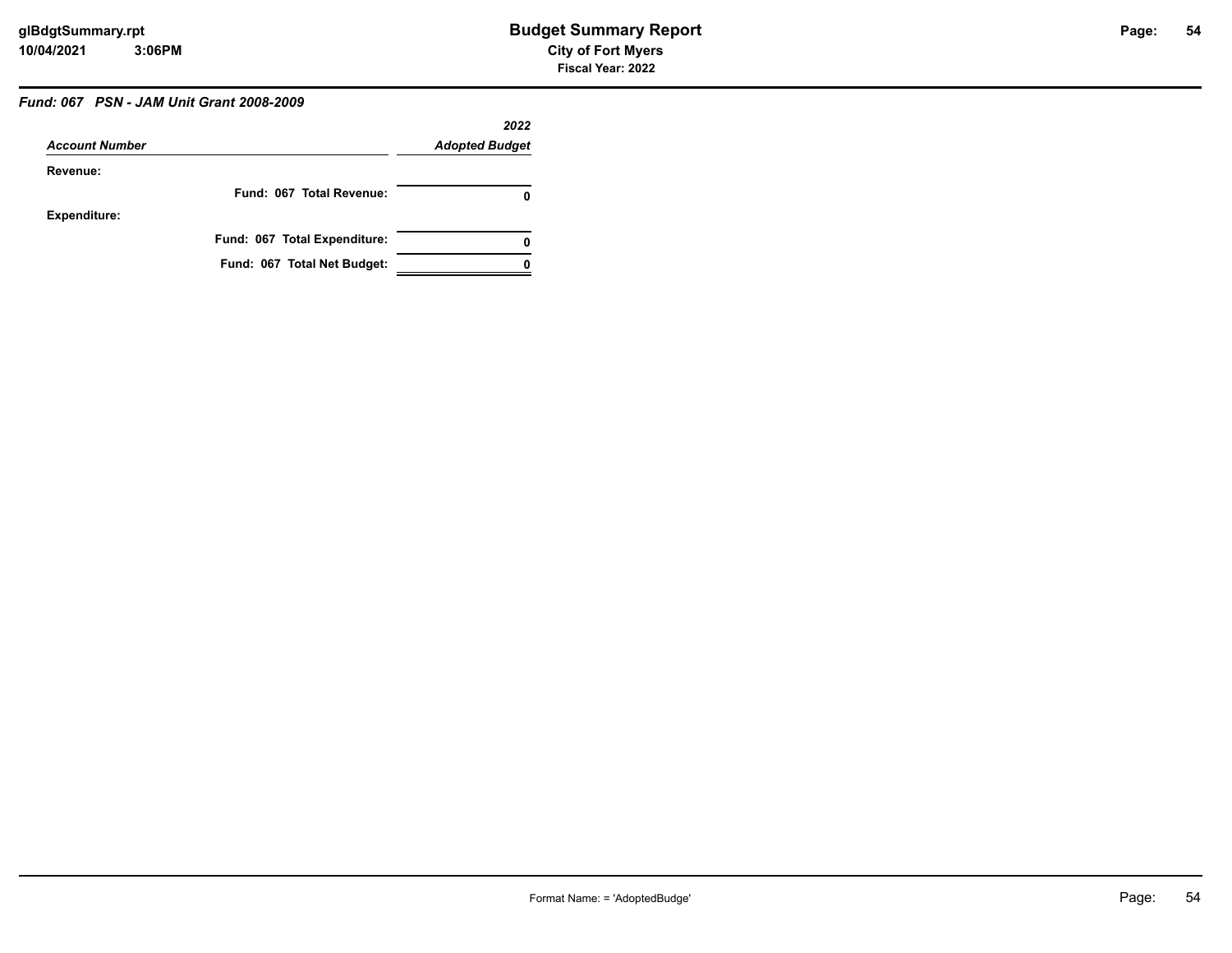### *Fund: 067 PSN - JAM Unit Grant 2008-2009*

| *Account Number* | *2022 Adopted Budget* |
|---|---|
| **Revenue:** | |
| **Fund: 067 Total Revenue:** | **0** |
| **Expenditure:** | |
| **Fund: 067 Total Expenditure:** | **0** |
| **Fund: 067 Total Net Budget:** | **0** |

Format Name: = 'AdoptedBudge'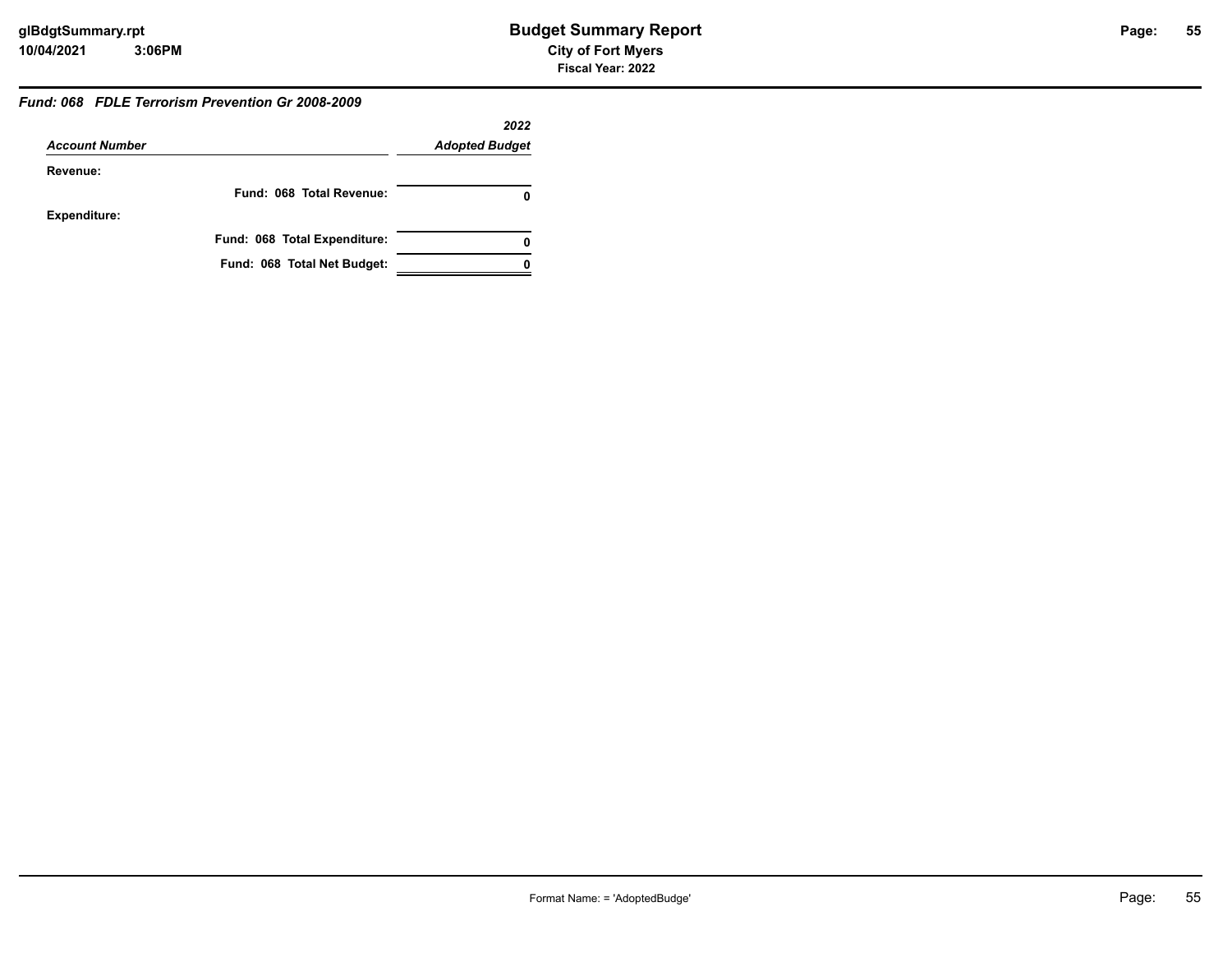### *Fund: 068 FDLE Terrorism Prevention Gr 2008-2009*

| *Account Number* | *2022* *Adopted Budget* |
|---|---|
| **Revenue:** | |
| **Fund: 068 Total Revenue:** | **0** |
| **Expenditure:** | |
| **Fund: 068 Total Expenditure:** | **0** |
| **Fund: 068 Total Net Budget:** | **0** |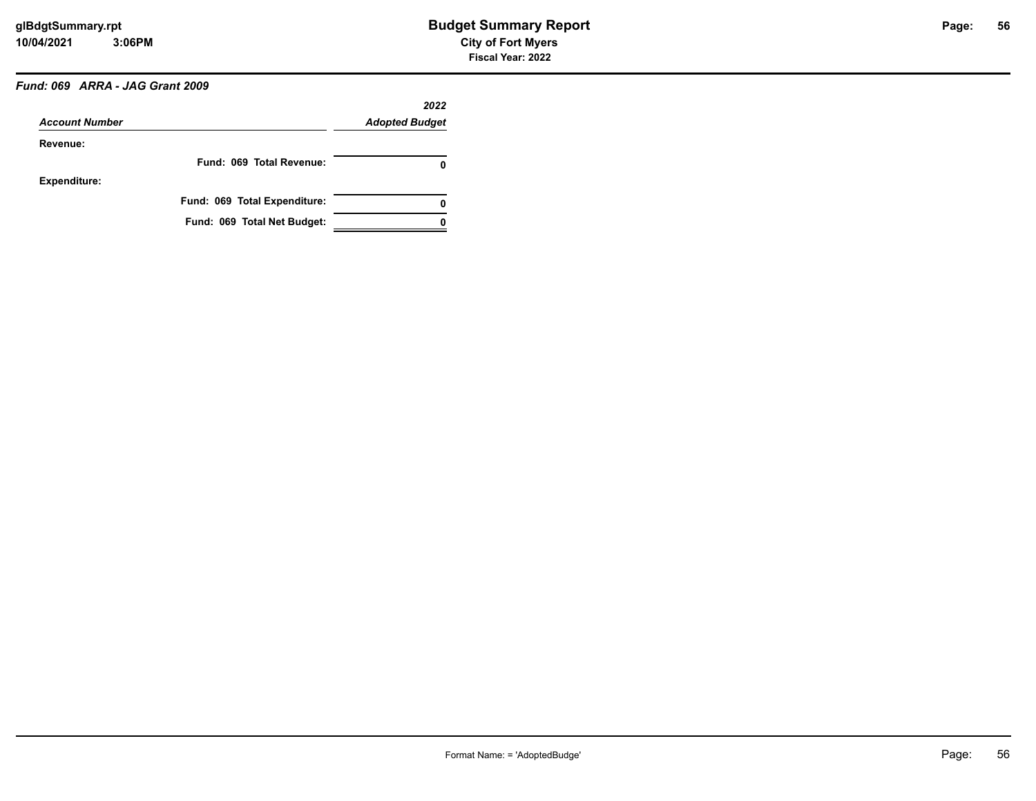### *Fund: 069 ARRA - JAG Grant 2009*

| *Account Number* | *2022 Adopted Budget* |
|---|---|
| **Revenue:** | |
| **Fund: 069 Total Revenue:** | **0** |
| **Expenditure:** | |
| **Fund: 069 Total Expenditure:** | **0** |
| **Fund: 069 Total Net Budget:** | **0** |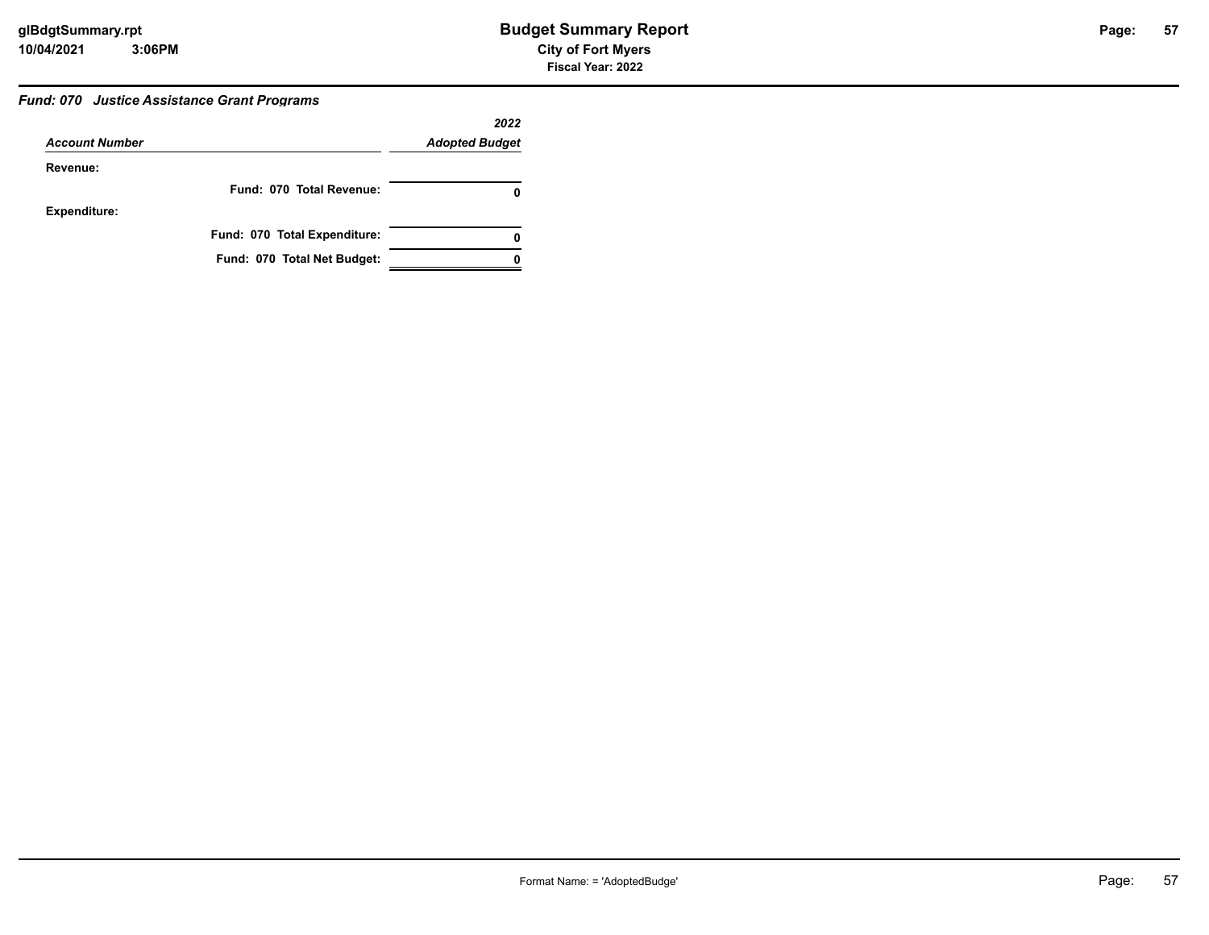### *Fund: 070 Justice Assistance Grant Programs*

| *Account Number* | *2022 Adopted Budget* |
|---|---|
| **Revenue:** | |
| **Fund: 070 Total Revenue:** | **0** |
| **Expenditure:** | |
| **Fund: 070 Total Expenditure:** | **0** |
| **Fund: 070 Total Net Budget:** | **0** |

Format Name: = 'AdoptedBudge'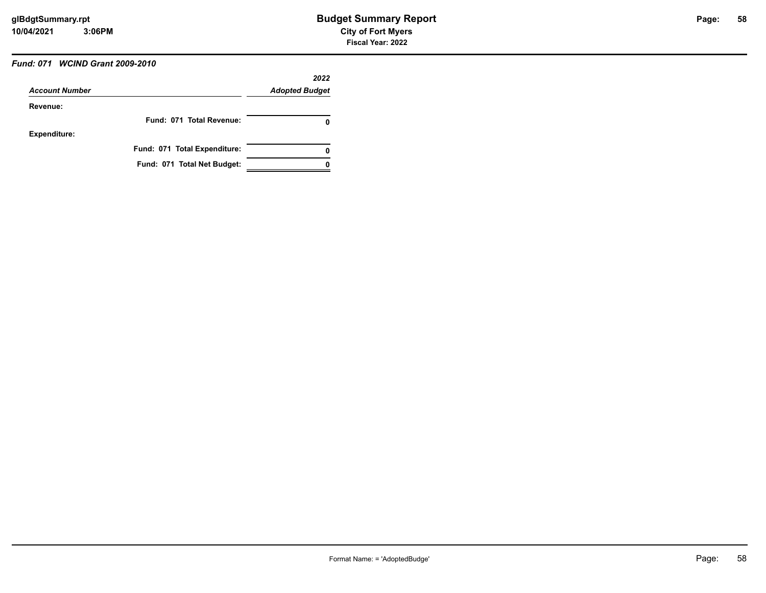### *Fund: 071 WCIND Grant 2009-2010*

| *Account Number* | *2022 Adopted Budget* |
|---|---|
| **Revenue:** | |
| **Fund: 071 Total Revenue:** | **0** |
| **Expenditure:** | |
| **Fund: 071 Total Expenditure:** | **0** |
| **Fund: 071 Total Net Budget:** | **0** |

Format Name: = 'AdoptedBudge'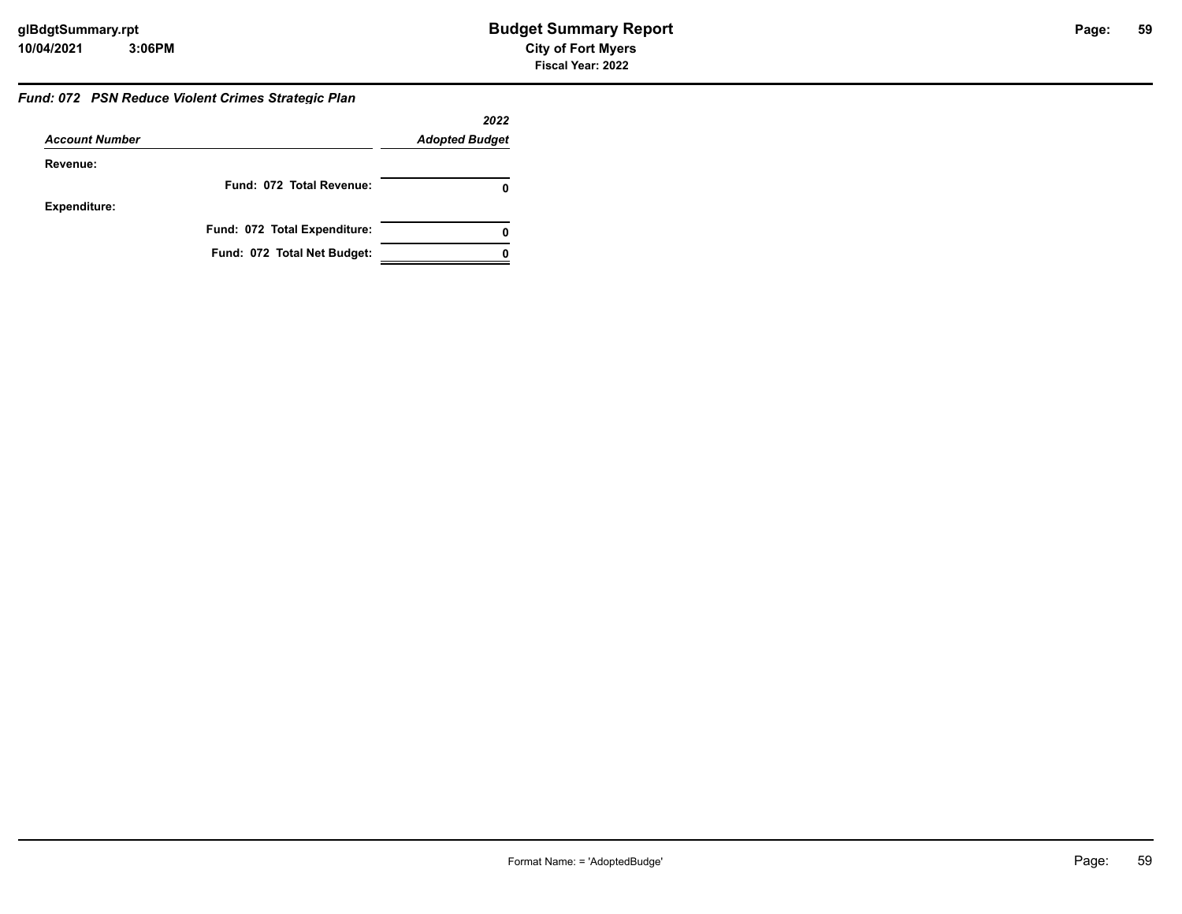## Fund: 072 PSN Reduce Violent Crimes Strategic Plan

| Account Number | 2022 Adopted Budget |
|---|---|
| **Revenue:** | |
| **Fund: 072 Total Revenue:** | **0** |
| **Expenditure:** | |
| **Fund: 072 Total Expenditure:** | **0** |
| **Fund: 072 Total Net Budget:** | **0** |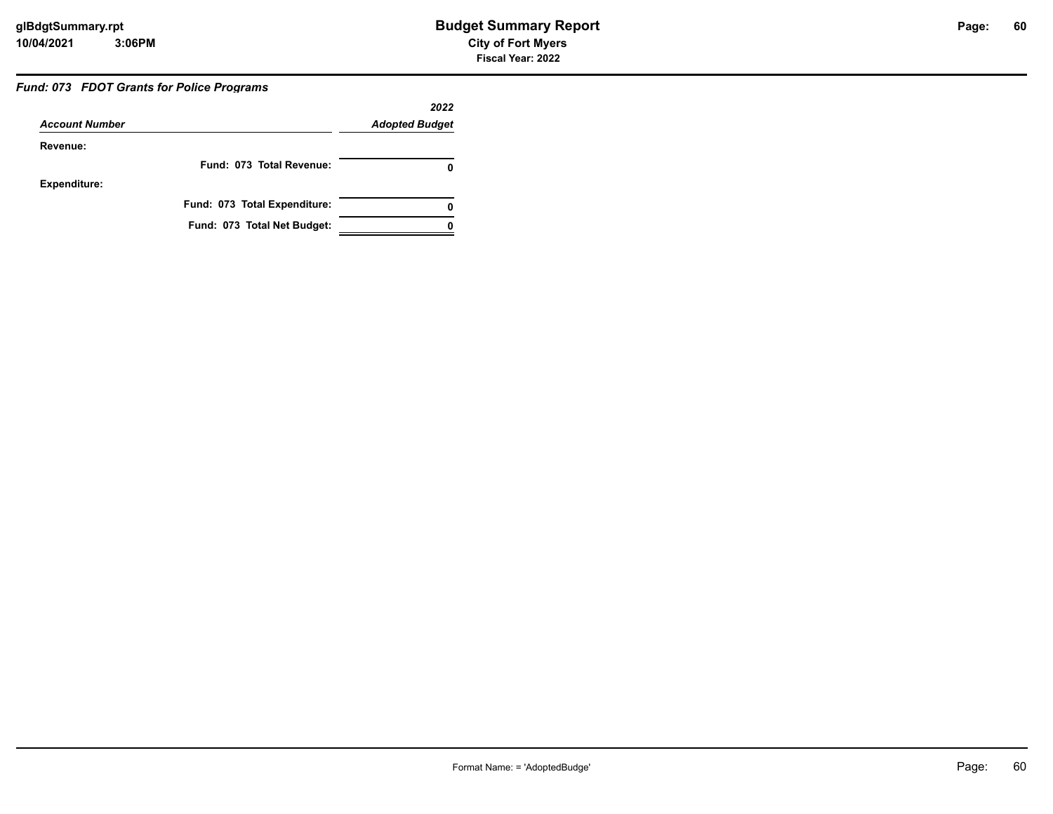### *Fund: 073 FDOT Grants for Police Programs*

| *Account Number* | *2022 Adopted Budget* |
|---|---|
| **Revenue:** | |
| **Fund: 073 Total Revenue:** | **0** |
| **Expenditure:** | |
| **Fund: 073 Total Expenditure:** | **0** |
| **Fund: 073 Total Net Budget:** | **0** |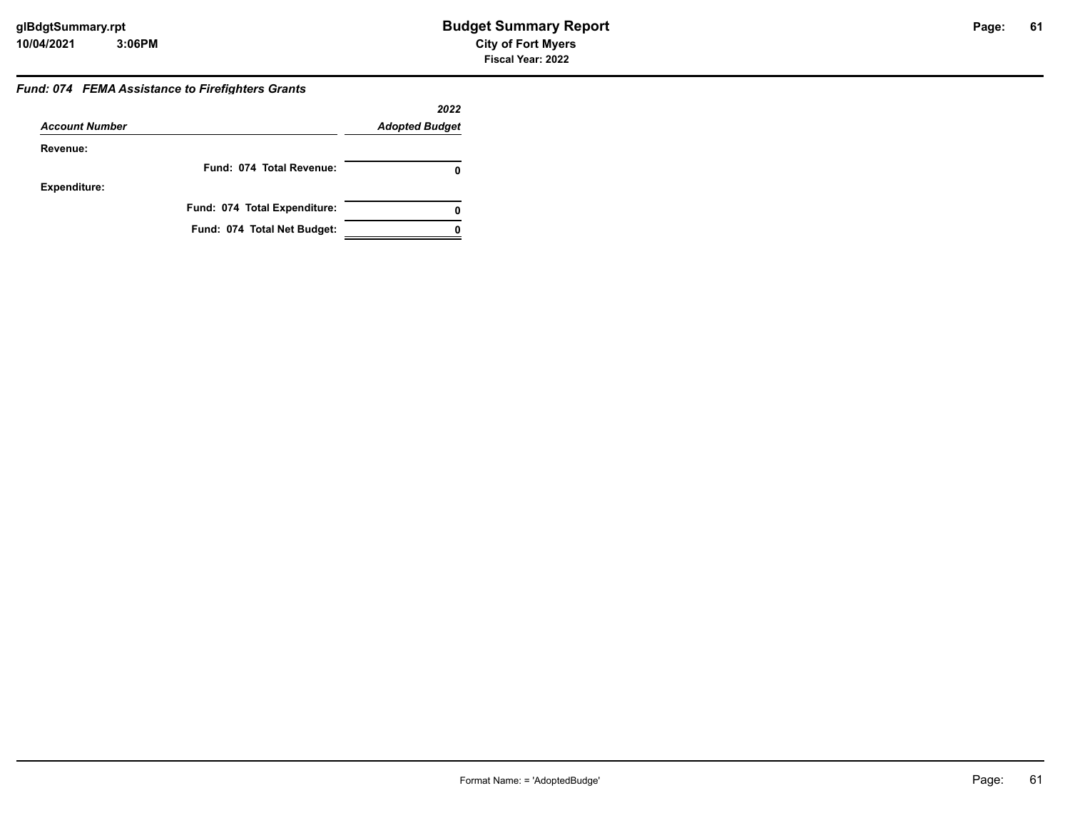# Budget Summary Report

**City of Fort Myers**

**Fiscal Year: 2022**

***Fund: 074 FEMA Assistance to Firefighters Grants***

| *Account Number* | *2022 Adopted Budget* |
|---|---|
| **Revenue:** | |
| **Fund: 074 Total Revenue:** | **0** |
| **Expenditure:** | |
| **Fund: 074 Total Expenditure:** | **0** |
| **Fund: 074 Total Net Budget:** | **0** |

Format Name: = 'AdoptedBudge'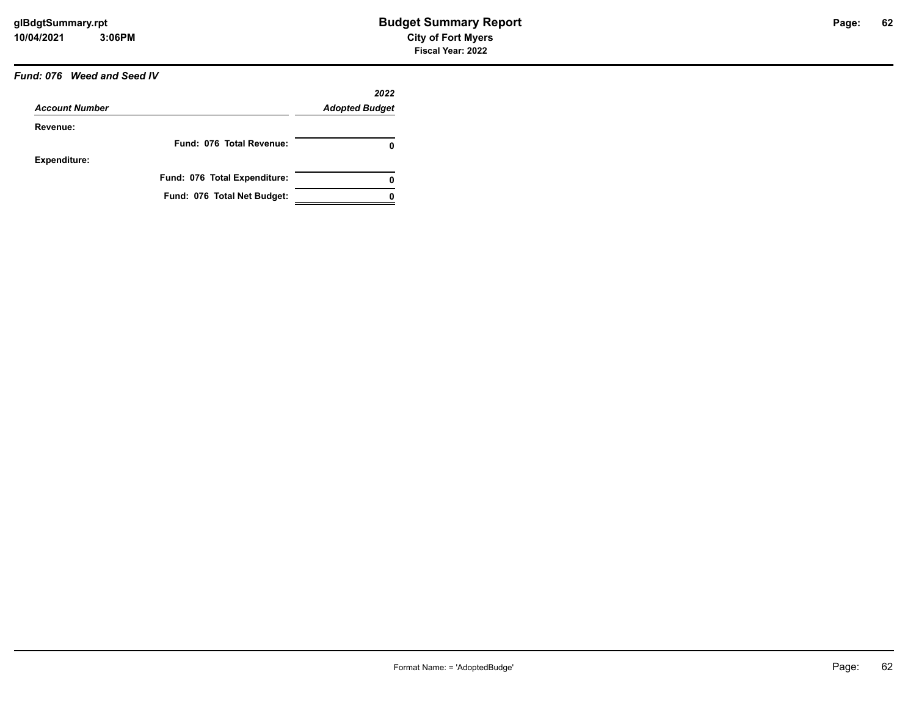## Fund: 076 Weed and Seed IV

| Account Number | 2022 Adopted Budget |
|---|---|
| **Revenue:** | |
| **Fund: 076 Total Revenue:** | **0** |
| **Expenditure:** | |
| **Fund: 076 Total Expenditure:** | **0** |
| **Fund: 076 Total Net Budget:** | **0** |

Format Name: = 'AdoptedBudge'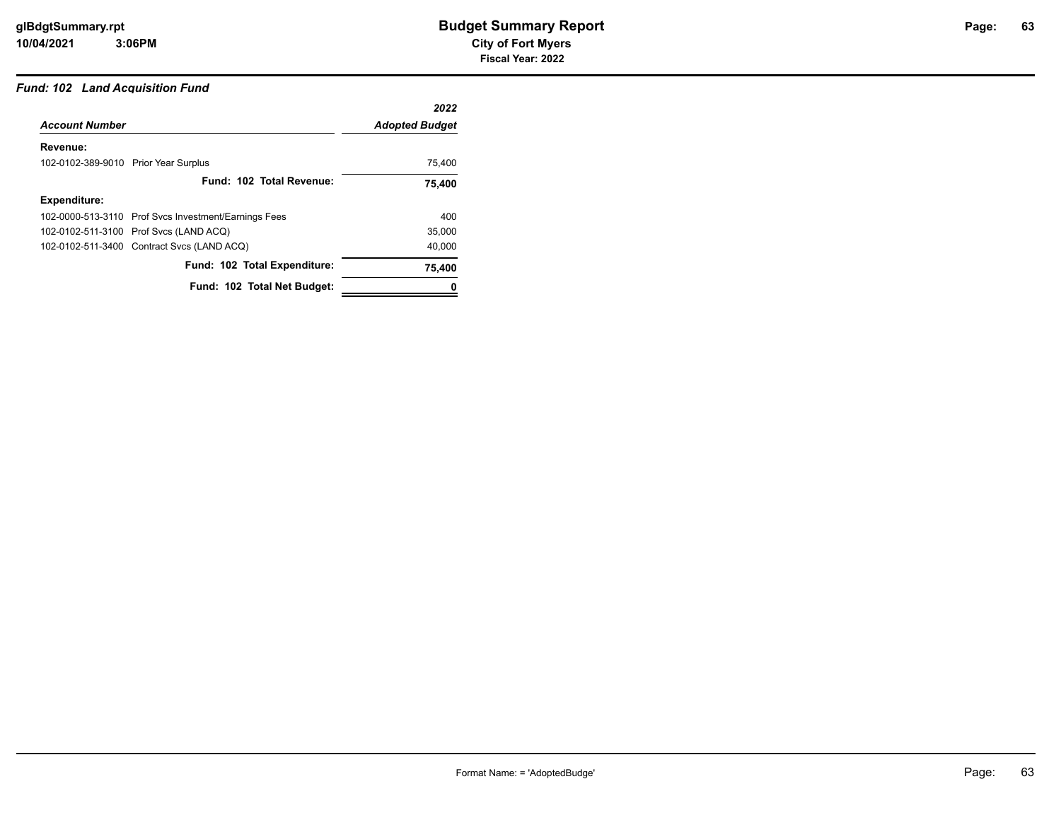# Budget Summary Report

**City of Fort Myers**

**Fiscal Year: 2022**

### *Fund: 102 Land Acquisition Fund*

| *Account Number* | | *2022 Adopted Budget* |
|---|---|---|
| **Revenue:** | | |
| 102-0102-389-9010 | Prior Year Surplus | 75,400 |
| | **Fund: 102 Total Revenue:** | **75,400** |
| **Expenditure:** | | |
| 102-0000-513-3110 | Prof Svcs Investment/Earnings Fees | 400 |
| 102-0102-511-3100 | Prof Svcs (LAND ACQ) | 35,000 |
| 102-0102-511-3400 | Contract Svcs (LAND ACQ) | 40,000 |
| | **Fund: 102 Total Expenditure:** | **75,400** |
| | **Fund: 102 Total Net Budget:** | **0** |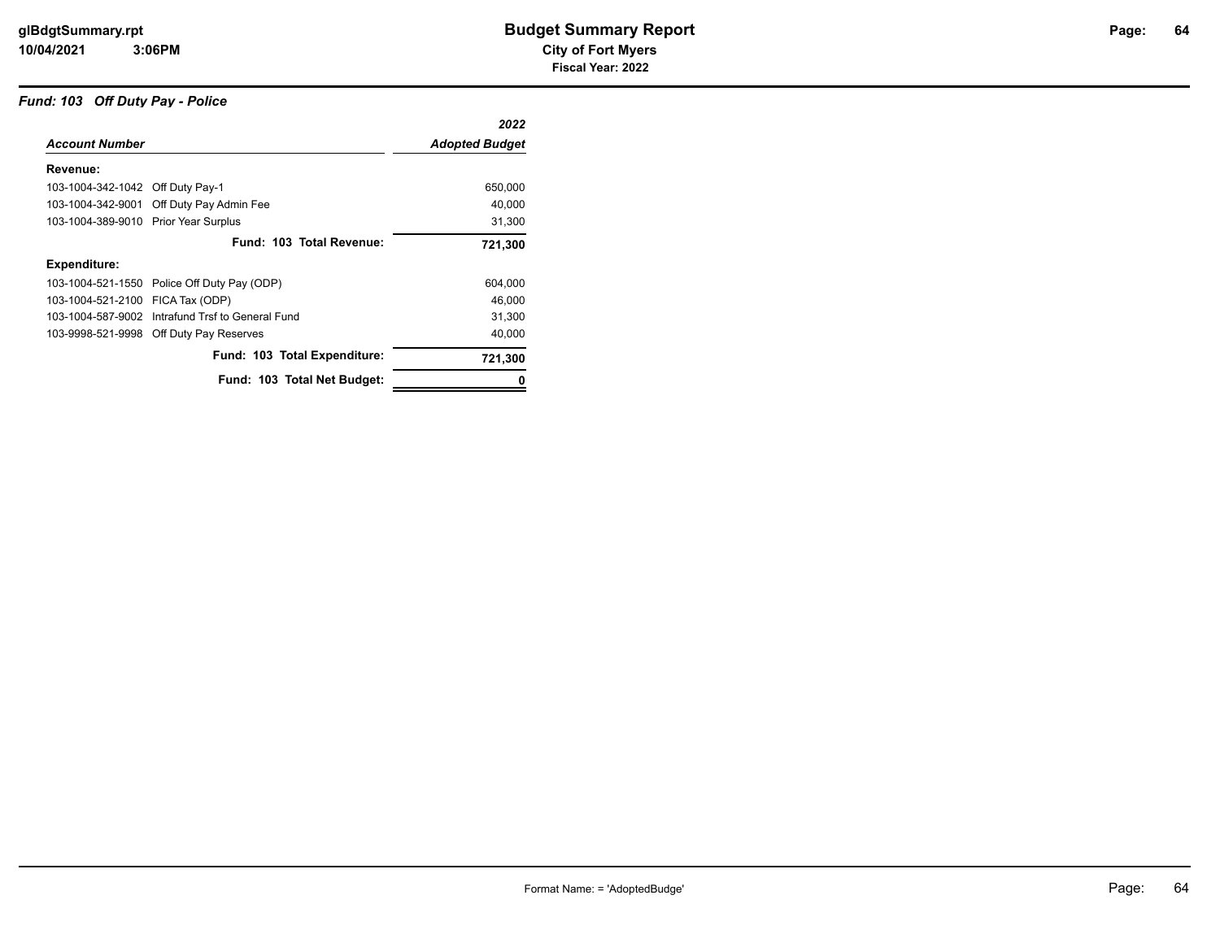# Budget Summary Report

## City of Fort Myers

### Fiscal Year: 2022

### *Fund: 103 Off Duty Pay - Police*

| *Account Number* | | *2022 Adopted Budget* |
|---|---|---|
| **Revenue:** | | |
| 103-1004-342-1042 | Off Duty Pay-1 | 650,000 |
| 103-1004-342-9001 | Off Duty Pay Admin Fee | 40,000 |
| 103-1004-389-9010 | Prior Year Surplus | 31,300 |
| | **Fund: 103 Total Revenue:** | **721,300** |
| **Expenditure:** | | |
| 103-1004-521-1550 | Police Off Duty Pay (ODP) | 604,000 |
| 103-1004-521-2100 | FICA Tax (ODP) | 46,000 |
| 103-1004-587-9002 | Intrafund Trsf to General Fund | 31,300 |
| 103-9998-521-9998 | Off Duty Pay Reserves | 40,000 |
| | **Fund: 103 Total Expenditure:** | **721,300** |
| | **Fund: 103 Total Net Budget:** | **0** |

Format Name: = 'AdoptedBudge'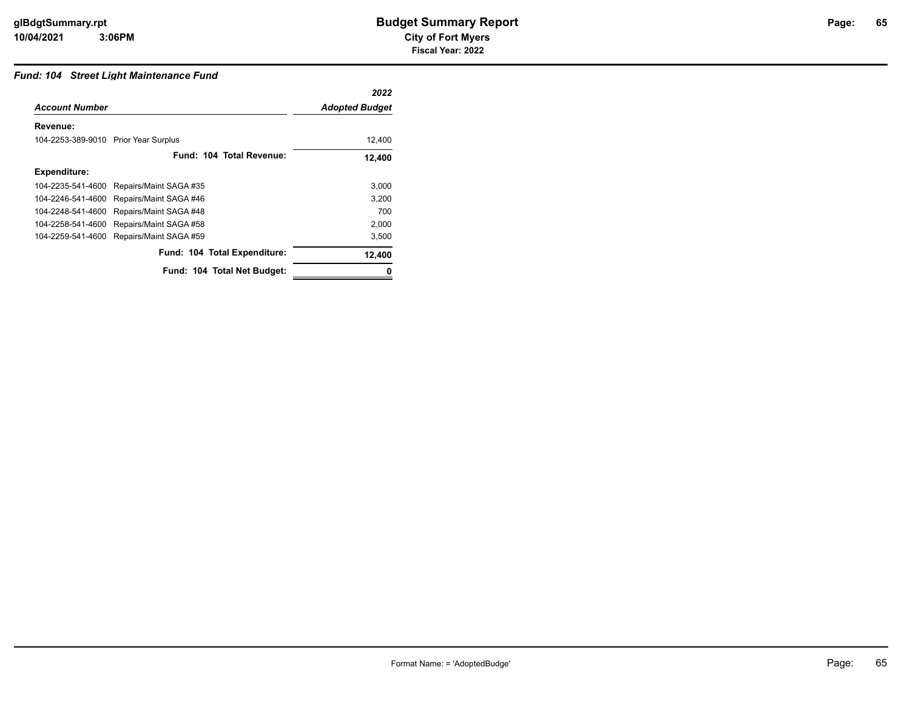# Budget Summary Report

**City of Fort Myers**

**Fiscal Year: 2022**

### *Fund: 104 Street Light Maintenance Fund*

| *Account Number* | | *2022 Adopted Budget* |
|---|---|---|
| **Revenue:** | | |
| 104-2253-389-9010 | Prior Year Surplus | 12,400 |
| | **Fund: 104 Total Revenue:** | **12,400** |
| **Expenditure:** | | |
| 104-2235-541-4600 | Repairs/Maint SAGA #35 | 3,000 |
| 104-2246-541-4600 | Repairs/Maint SAGA #46 | 3,200 |
| 104-2248-541-4600 | Repairs/Maint SAGA #48 | 700 |
| 104-2258-541-4600 | Repairs/Maint SAGA #58 | 2,000 |
| 104-2259-541-4600 | Repairs/Maint SAGA #59 | 3,500 |
| | **Fund: 104 Total Expenditure:** | **12,400** |
| | **Fund: 104 Total Net Budget:** | **0** |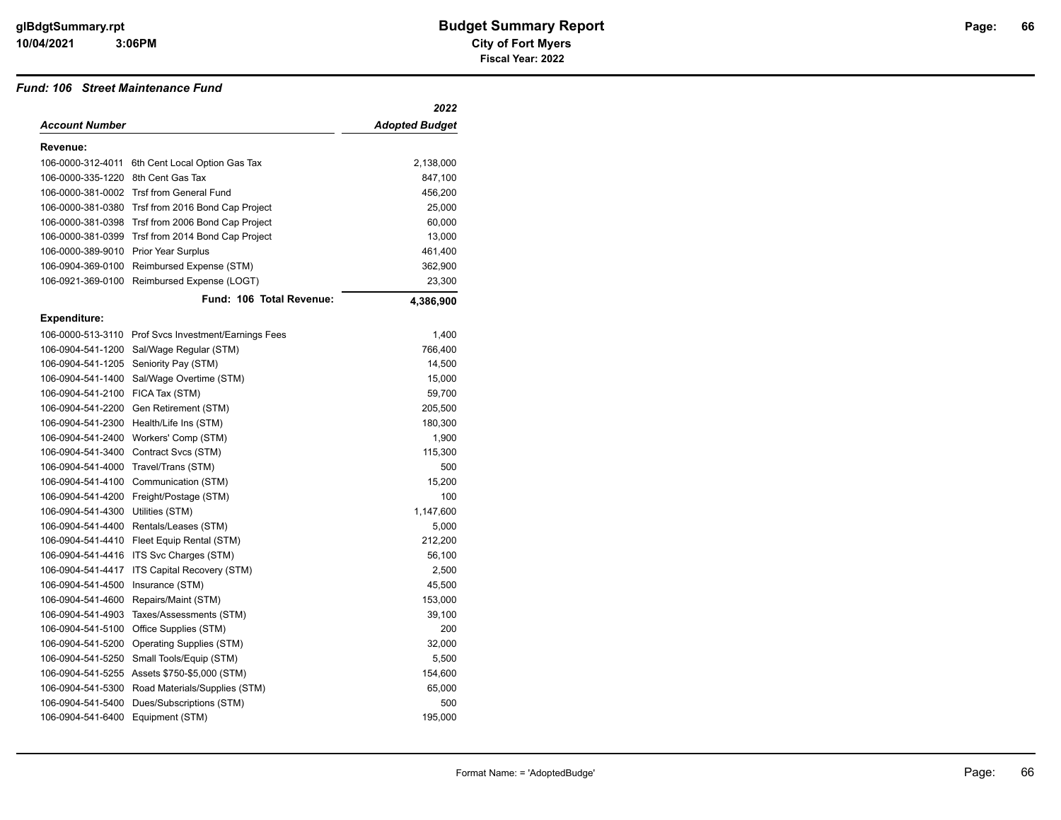# Budget Summary Report

**City of Fort Myers**

**Fiscal Year: 2022**

### *Fund: 106 Street Maintenance Fund*

| *Account Number* | | *2022 Adopted Budget* |
|---|---|---|
| **Revenue:** | | |
| 106-0000-312-4011 | 6th Cent Local Option Gas Tax | 2,138,000 |
| 106-0000-335-1220 | 8th Cent Gas Tax | 847,100 |
| 106-0000-381-0002 | Trsf from General Fund | 456,200 |
| 106-0000-381-0380 | Trsf from 2016 Bond Cap Project | 25,000 |
| 106-0000-381-0398 | Trsf from 2006 Bond Cap Project | 60,000 |
| 106-0000-381-0399 | Trsf from 2014 Bond Cap Project | 13,000 |
| 106-0000-389-9010 | Prior Year Surplus | 461,400 |
| 106-0904-369-0100 | Reimbursed Expense (STM) | 362,900 |
| 106-0921-369-0100 | Reimbursed Expense (LOGT) | 23,300 |
| | **Fund: 106 Total Revenue:** | **4,386,900** |
| **Expenditure:** | | |
| 106-0000-513-3110 | Prof Svcs Investment/Earnings Fees | 1,400 |
| 106-0904-541-1200 | Sal/Wage Regular (STM) | 766,400 |
| 106-0904-541-1205 | Seniority Pay (STM) | 14,500 |
| 106-0904-541-1400 | Sal/Wage Overtime (STM) | 15,000 |
| 106-0904-541-2100 | FICA Tax (STM) | 59,700 |
| 106-0904-541-2200 | Gen Retirement (STM) | 205,500 |
| 106-0904-541-2300 | Health/Life Ins (STM) | 180,300 |
| 106-0904-541-2400 | Workers' Comp (STM) | 1,900 |
| 106-0904-541-3400 | Contract Svcs (STM) | 115,300 |
| 106-0904-541-4000 | Travel/Trans (STM) | 500 |
| 106-0904-541-4100 | Communication (STM) | 15,200 |
| 106-0904-541-4200 | Freight/Postage (STM) | 100 |
| 106-0904-541-4300 | Utilities (STM) | 1,147,600 |
| 106-0904-541-4400 | Rentals/Leases (STM) | 5,000 |
| 106-0904-541-4410 | Fleet Equip Rental (STM) | 212,200 |
| 106-0904-541-4416 | ITS Svc Charges (STM) | 56,100 |
| 106-0904-541-4417 | ITS Capital Recovery (STM) | 2,500 |
| 106-0904-541-4500 | Insurance (STM) | 45,500 |
| 106-0904-541-4600 | Repairs/Maint (STM) | 153,000 |
| 106-0904-541-4903 | Taxes/Assessments (STM) | 39,100 |
| 106-0904-541-5100 | Office Supplies (STM) | 200 |
| 106-0904-541-5200 | Operating Supplies (STM) | 32,000 |
| 106-0904-541-5250 | Small Tools/Equip (STM) | 5,500 |
| 106-0904-541-5255 | Assets $750-$5,000 (STM) | 154,600 |
| 106-0904-541-5300 | Road Materials/Supplies (STM) | 65,000 |
| 106-0904-541-5400 | Dues/Subscriptions (STM) | 500 |
| 106-0904-541-6400 | Equipment (STM) | 195,000 |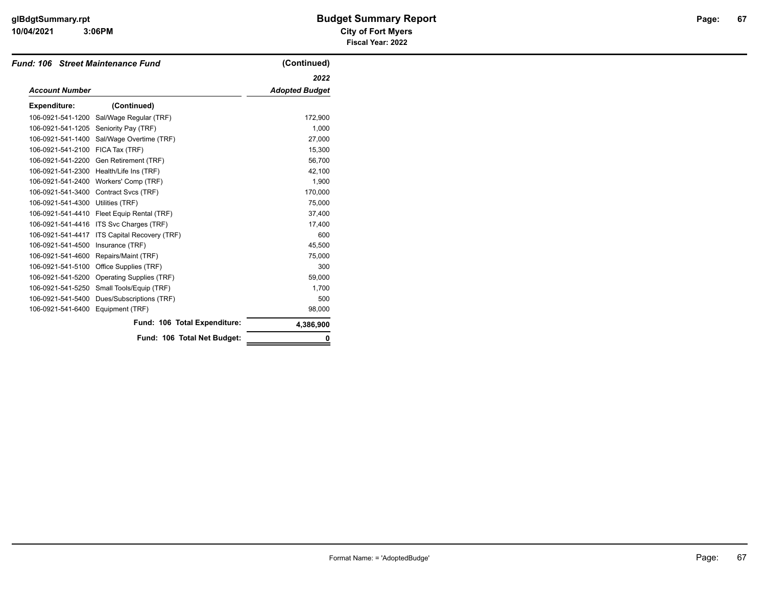# Budget Summary Report

**City of Fort Myers**

**Fiscal Year: 2022**

## *Fund: 106 Street Maintenance Fund* (Continued)

| *Account Number* | | *2022 Adopted Budget* |
|---|---|---|
| **Expenditure:** | **(Continued)** | |
| 106-0921-541-1200 | Sal/Wage Regular (TRF) | 172,900 |
| 106-0921-541-1205 | Seniority Pay (TRF) | 1,000 |
| 106-0921-541-1400 | Sal/Wage Overtime (TRF) | 27,000 |
| 106-0921-541-2100 | FICA Tax (TRF) | 15,300 |
| 106-0921-541-2200 | Gen Retirement (TRF) | 56,700 |
| 106-0921-541-2300 | Health/Life Ins (TRF) | 42,100 |
| 106-0921-541-2400 | Workers' Comp (TRF) | 1,900 |
| 106-0921-541-3400 | Contract Svcs (TRF) | 170,000 |
| 106-0921-541-4300 | Utilities (TRF) | 75,000 |
| 106-0921-541-4410 | Fleet Equip Rental (TRF) | 37,400 |
| 106-0921-541-4416 | ITS Svc Charges (TRF) | 17,400 |
| 106-0921-541-4417 | ITS Capital Recovery (TRF) | 600 |
| 106-0921-541-4500 | Insurance (TRF) | 45,500 |
| 106-0921-541-4600 | Repairs/Maint (TRF) | 75,000 |
| 106-0921-541-5100 | Office Supplies (TRF) | 300 |
| 106-0921-541-5200 | Operating Supplies (TRF) | 59,000 |
| 106-0921-541-5250 | Small Tools/Equip (TRF) | 1,700 |
| 106-0921-541-5400 | Dues/Subscriptions (TRF) | 500 |
| 106-0921-541-6400 | Equipment (TRF) | 98,000 |
| | **Fund: 106 Total Expenditure:** | **4,386,900** |
| | **Fund: 106 Total Net Budget:** | **0** |

Format Name: = 'AdoptedBudge'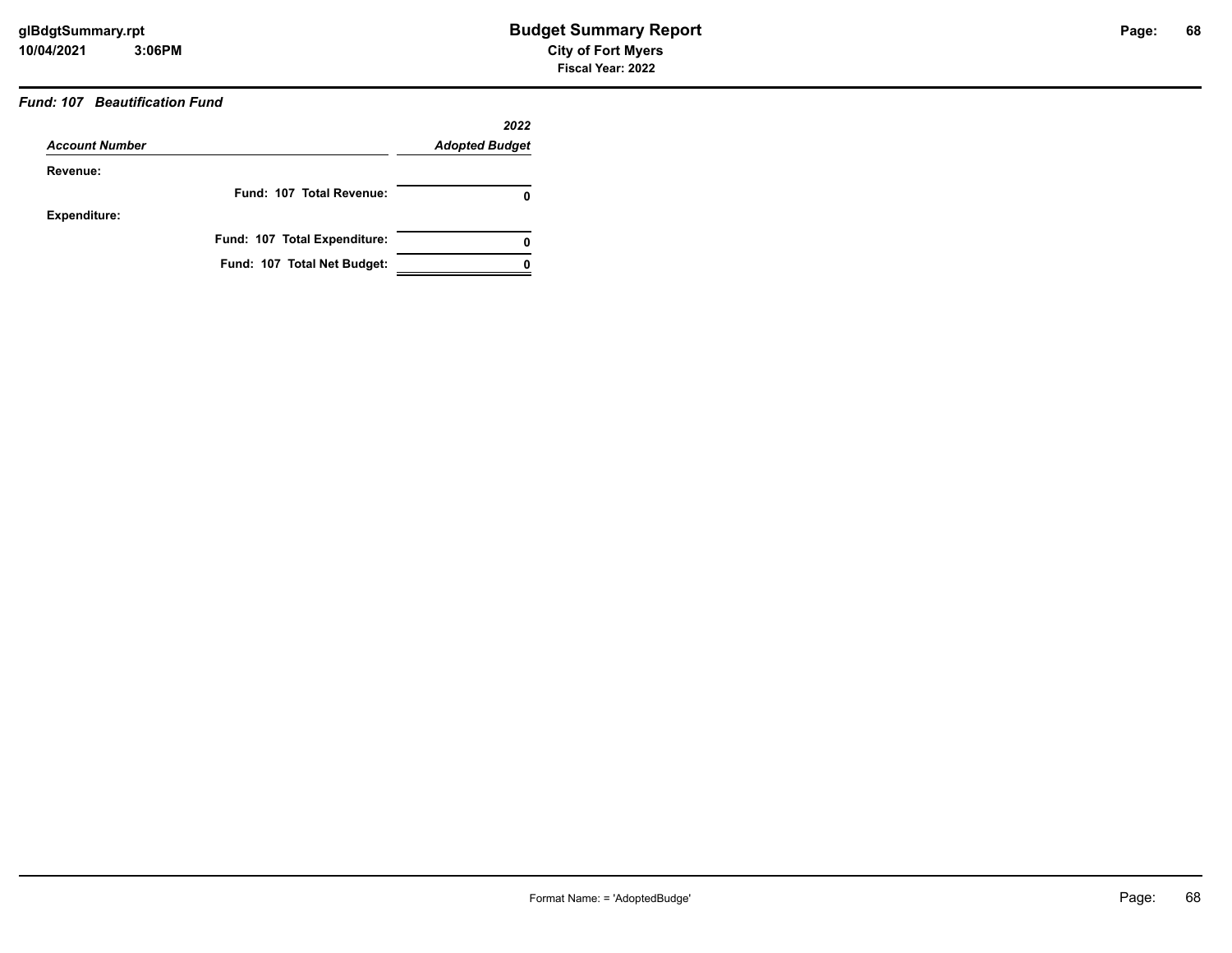# Budget Summary Report

**City of Fort Myers**

**Fiscal Year: 2022**

***Fund: 107 Beautification Fund***

| *Account Number* | *2022 Adopted Budget* |
|---|---|
| **Revenue:** | |
| **Fund: 107 Total Revenue:** | **0** |
| **Expenditure:** | |
| **Fund: 107 Total Expenditure:** | **0** |
| **Fund: 107 Total Net Budget:** | **0** |

Format Name: = 'AdoptedBudge'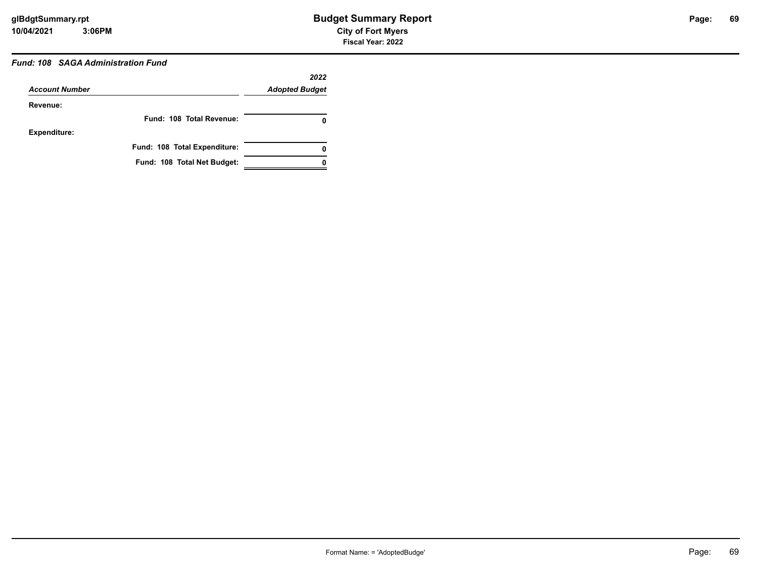# Budget Summary Report

**City of Fort Myers**

**Fiscal Year: 2022**

***Fund: 108 SAGA Administration Fund***

| *Account Number* | *2022 Adopted Budget* |
|---|---|
| **Revenue:** | |
| **Fund: 108 Total Revenue:** | **0** |
| **Expenditure:** | |
| **Fund: 108 Total Expenditure:** | **0** |
| **Fund: 108 Total Net Budget:** | **0** |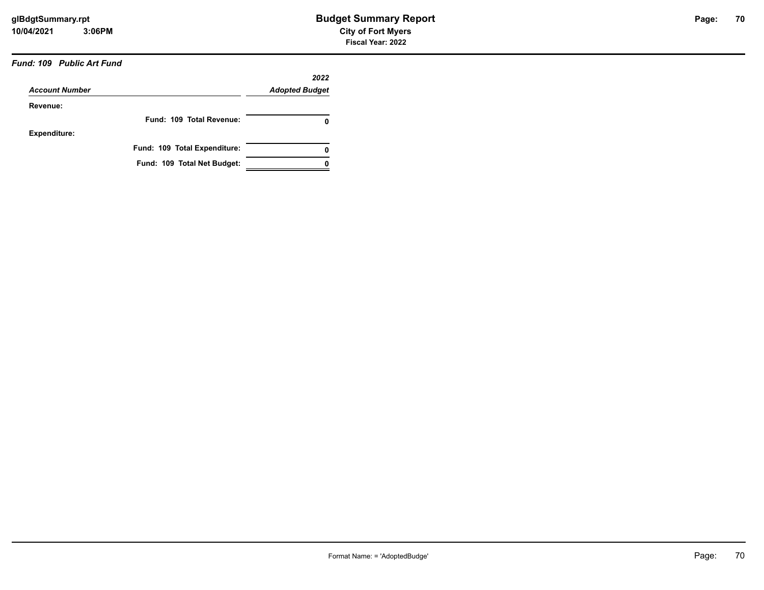# Budget Summary Report

**City of Fort Myers**

**Fiscal Year: 2022**

***Fund: 109 Public Art Fund***

| *Account Number* | *2022 Adopted Budget* |
|---|---|
| **Revenue:** | |
| **Fund: 109 Total Revenue:** | **0** |
| **Expenditure:** | |
| **Fund: 109 Total Expenditure:** | **0** |
| **Fund: 109 Total Net Budget:** | **0** |

Format Name: = 'AdoptedBudge'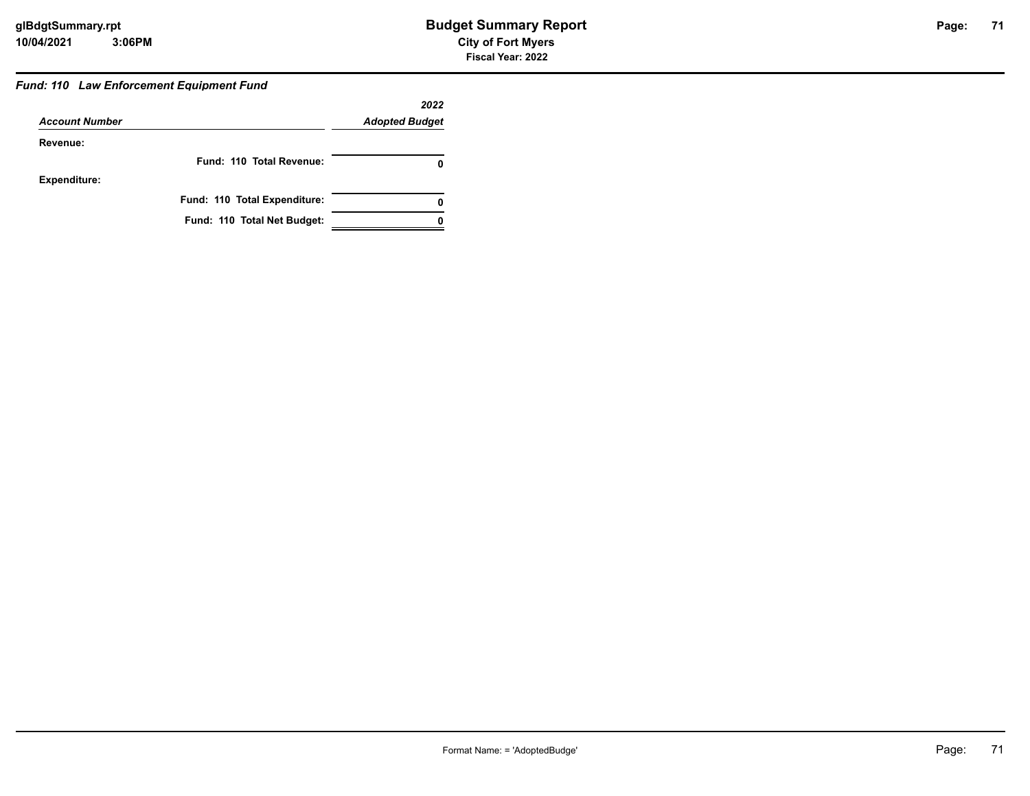### *Fund: 110 Law Enforcement Equipment Fund*

| *Account Number* | *2022 Adopted Budget* |
|---|---|
| **Revenue:** | |
| **Fund: 110 Total Revenue:** | **0** |
| **Expenditure:** | |
| **Fund: 110 Total Expenditure:** | **0** |
| **Fund: 110 Total Net Budget:** | **0** |

Format Name: = 'AdoptedBudge'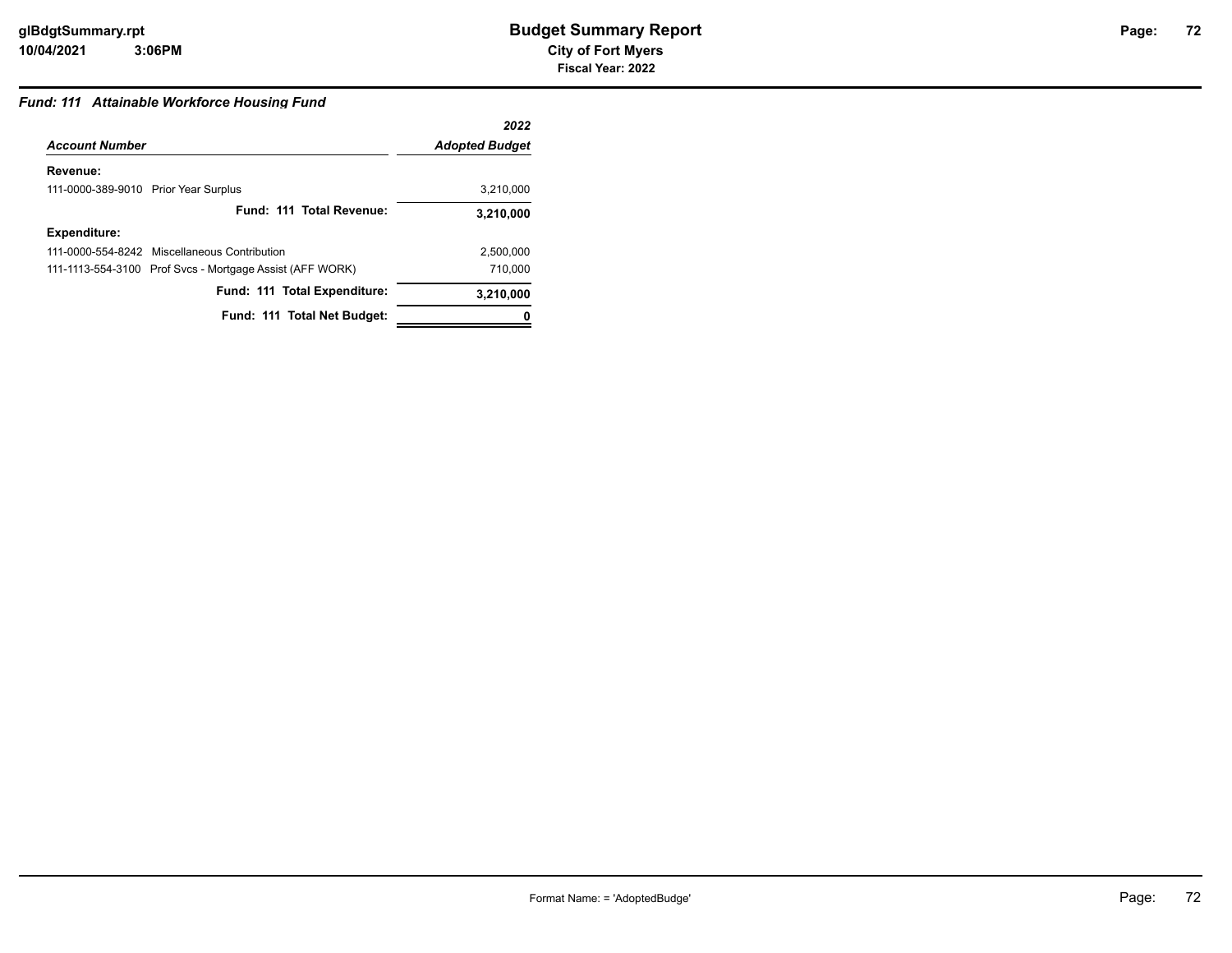# Budget Summary Report

**City of Fort Myers**

**Fiscal Year: 2022**

### *Fund: 111 Attainable Workforce Housing Fund*

| *Account Number* | *2022 Adopted Budget* |
|---|---|
| **Revenue:** | |
| 111-0000-389-9010 Prior Year Surplus | 3,210,000 |
| **Fund: 111 Total Revenue:** | **3,210,000** |
| **Expenditure:** | |
| 111-0000-554-8242 Miscellaneous Contribution | 2,500,000 |
| 111-1113-554-3100 Prof Svcs - Mortgage Assist (AFF WORK) | 710,000 |
| **Fund: 111 Total Expenditure:** | **3,210,000** |
| **Fund: 111 Total Net Budget:** | **0** |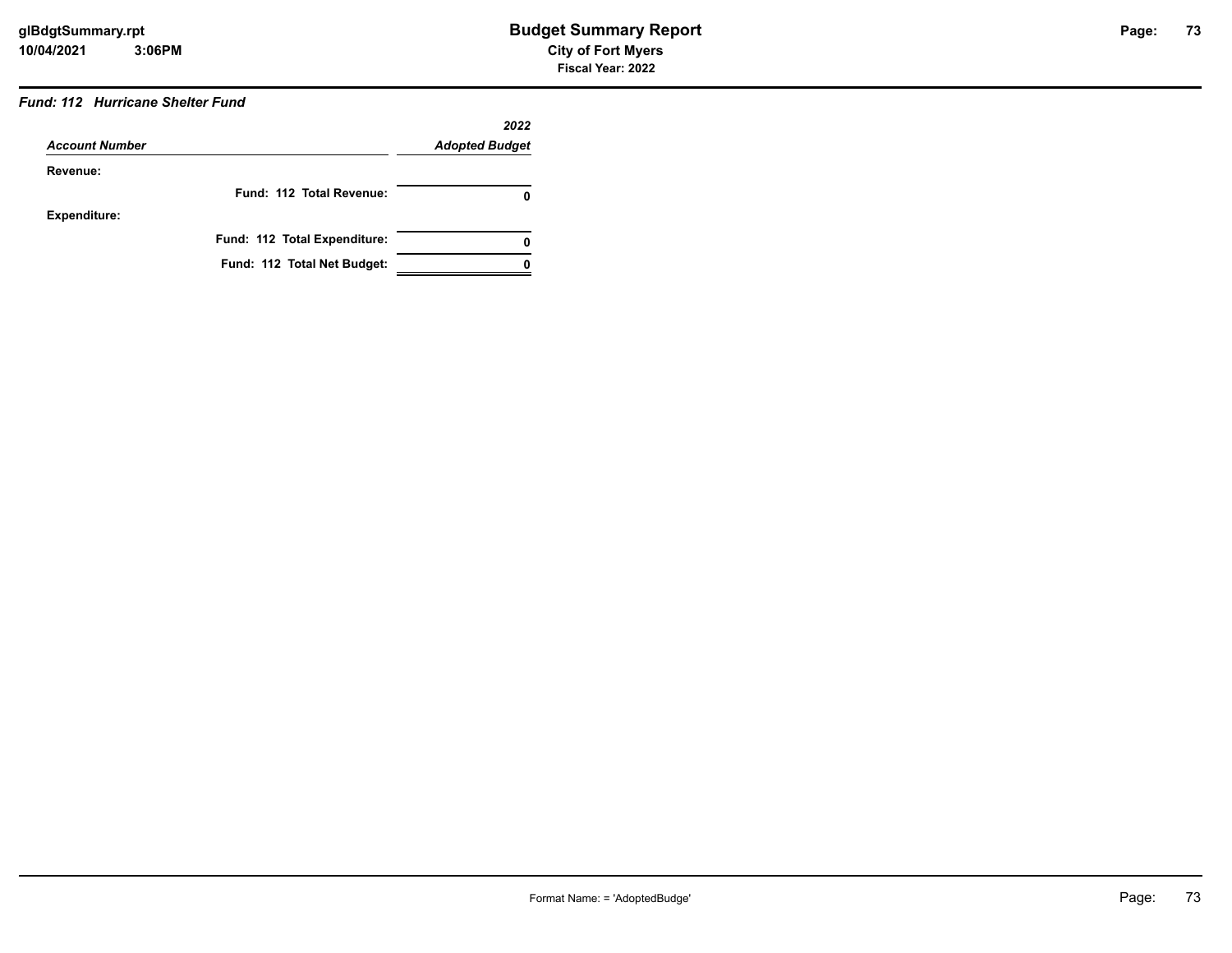### *Fund: 112 Hurricane Shelter Fund*

| *Account Number* | *2022 Adopted Budget* |
|---|---|
| **Revenue:** | |
| **Fund: 112 Total Revenue:** | **0** |
| **Expenditure:** | |
| **Fund: 112 Total Expenditure:** | **0** |
| **Fund: 112 Total Net Budget:** | **0** |

Format Name: = 'AdoptedBudge'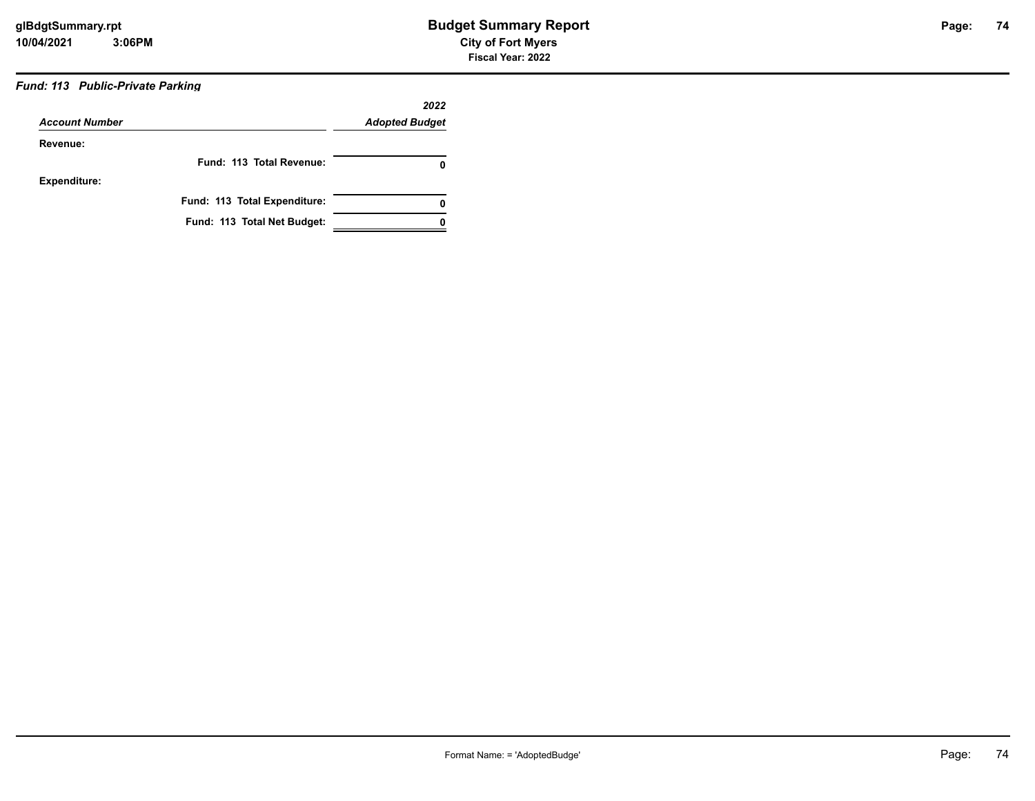### *Fund: 113 Public-Private Parking*

| *Account Number* | *2022 Adopted Budget* |
|---|---|
| **Revenue:** | |
| **Fund: 113 Total Revenue:** | **0** |
| **Expenditure:** | |
| **Fund: 113 Total Expenditure:** | **0** |
| **Fund: 113 Total Net Budget:** | **0** |

Format Name: = 'AdoptedBudge'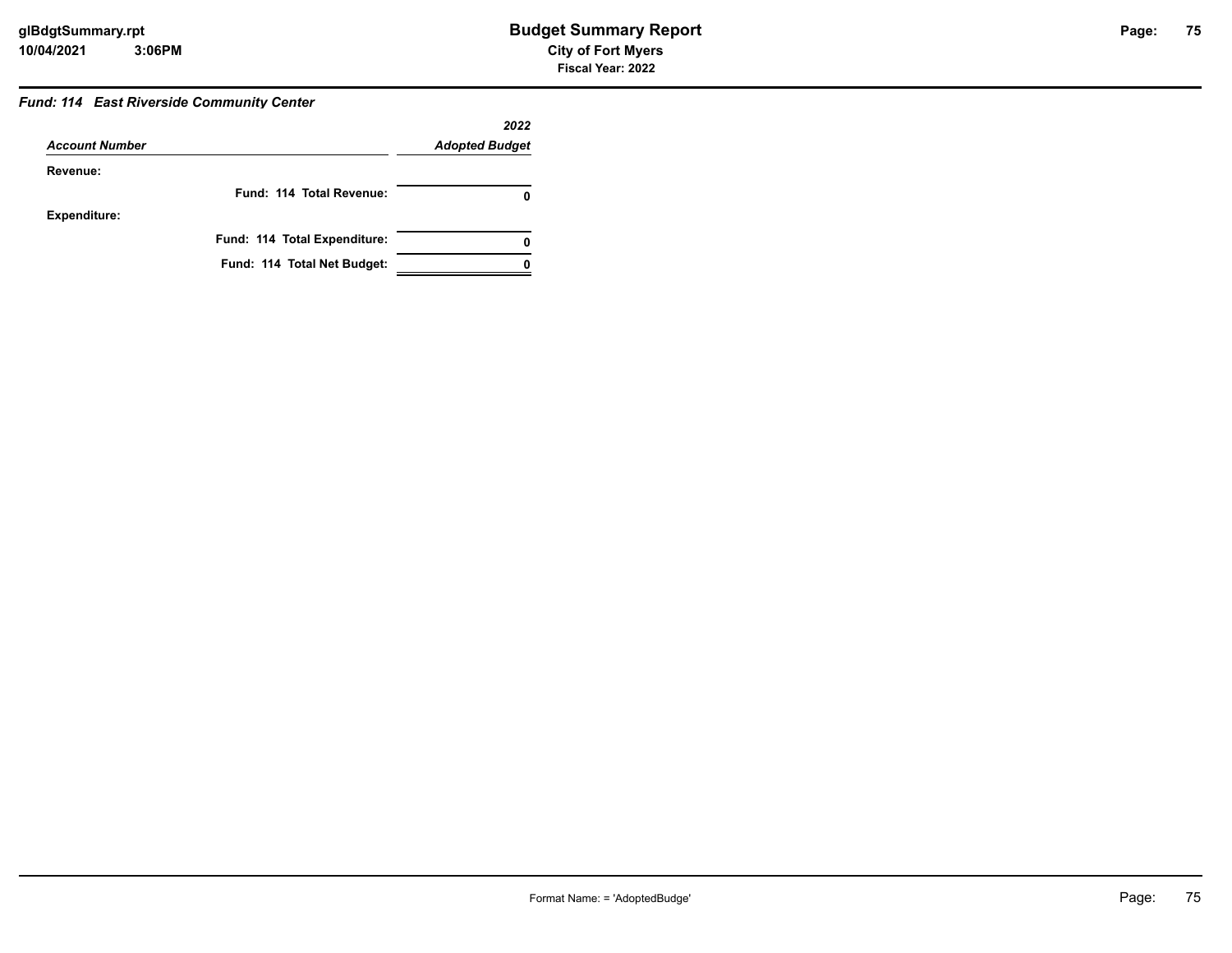### *Fund: 114 East Riverside Community Center*

| *Account Number* | *2022 Adopted Budget* |
|---|---|
| **Revenue:** | |
| **Fund: 114 Total Revenue:** | **0** |
| **Expenditure:** | |
| **Fund: 114 Total Expenditure:** | **0** |
| **Fund: 114 Total Net Budget:** | **0** |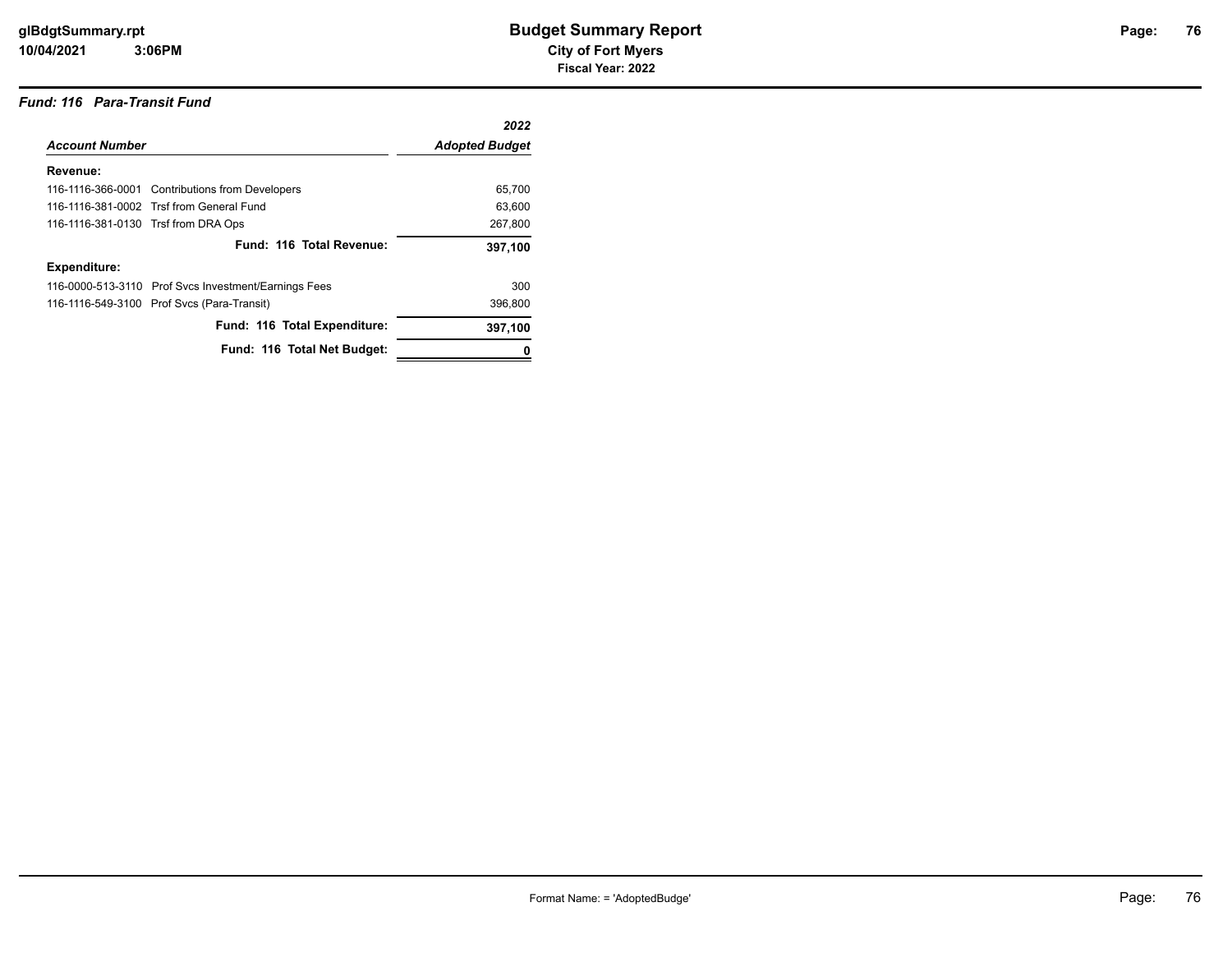### *Fund: 116 Para-Transit Fund*

| *Account Number* | | *2022 Adopted Budget* |
|---|---|---|
| **Revenue:** | | |
| 116-1116-366-0001 | Contributions from Developers | 65,700 |
| 116-1116-381-0002 | Trsf from General Fund | 63,600 |
| 116-1116-381-0130 | Trsf from DRA Ops | 267,800 |
| | **Fund: 116 Total Revenue:** | **397,100** |
| **Expenditure:** | | |
| 116-0000-513-3110 | Prof Svcs Investment/Earnings Fees | 300 |
| 116-1116-549-3100 | Prof Svcs (Para-Transit) | 396,800 |
| | **Fund: 116 Total Expenditure:** | **397,100** |
| | **Fund: 116 Total Net Budget:** | **0** |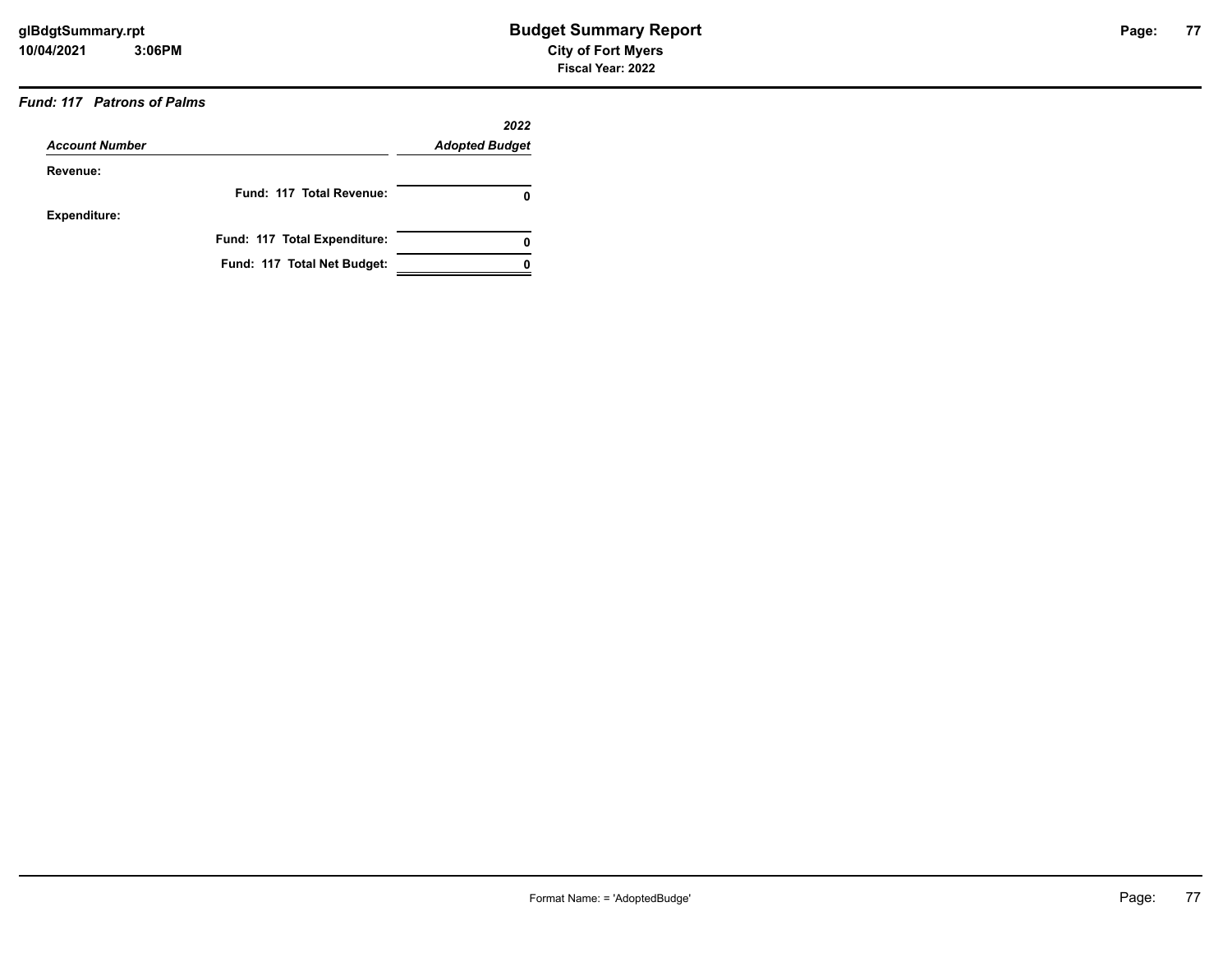***Fund: 117 Patrons of Palms***

| *Account Number* | *2022 Adopted Budget* |
| --- | --- |
| **Revenue:** | |
| **Fund: 117 Total Revenue:** | **0** |
| **Expenditure:** | |
| **Fund: 117 Total Expenditure:** | **0** |
| **Fund: 117 Total Net Budget:** | **0** |

Format Name: = 'AdoptedBudge'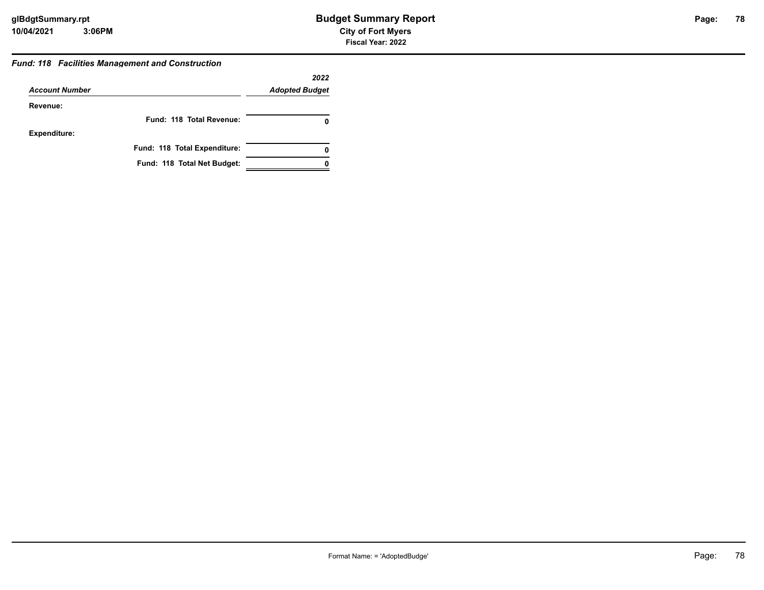### *Fund: 118 Facilities Management and Construction*

| *Account Number* | *2022 Adopted Budget* |
|---|---|
| **Revenue:** | |
| **Fund: 118 Total Revenue:** | **0** |
| **Expenditure:** | |
| **Fund: 118 Total Expenditure:** | **0** |
| **Fund: 118 Total Net Budget:** | **0** |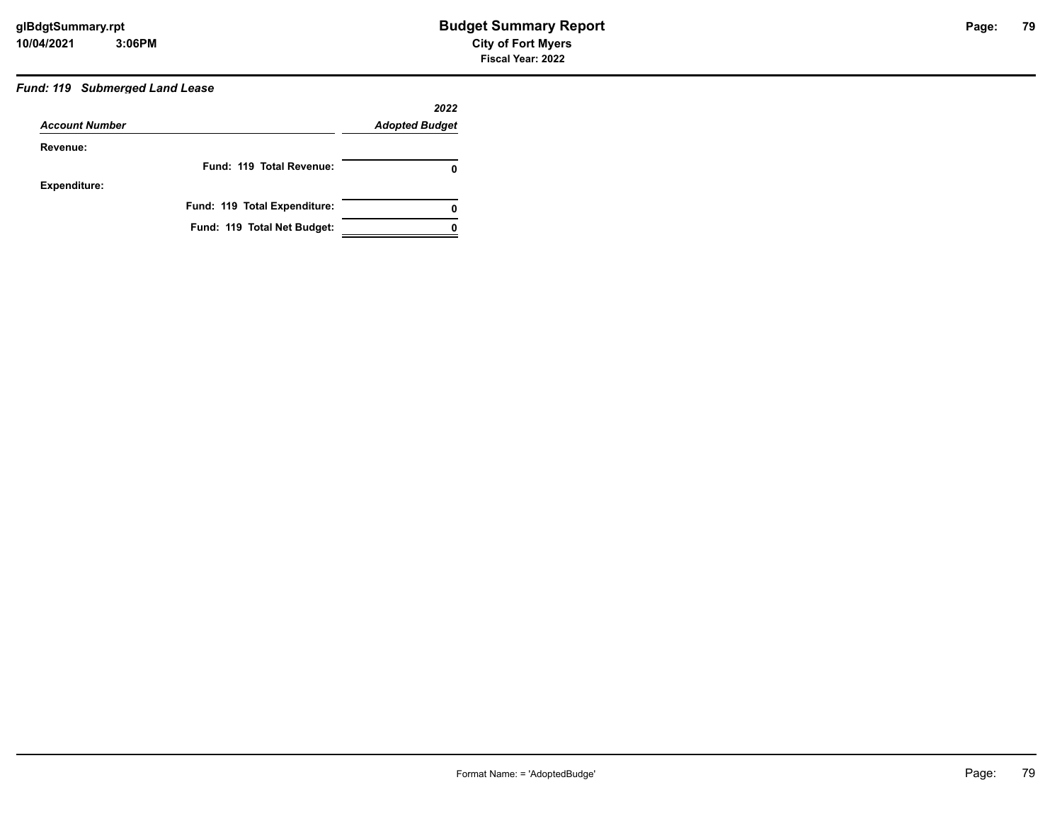# Budget Summary Report

**City of Fort Myers**

**Fiscal Year: 2022**

***Fund: 119 Submerged Land Lease***

| *Account Number* | *2022 Adopted Budget* |
|---|---|
| **Revenue:** | |
| **Fund: 119 Total Revenue:** | **0** |
| **Expenditure:** | |
| **Fund: 119 Total Expenditure:** | **0** |
| **Fund: 119 Total Net Budget:** | **0** |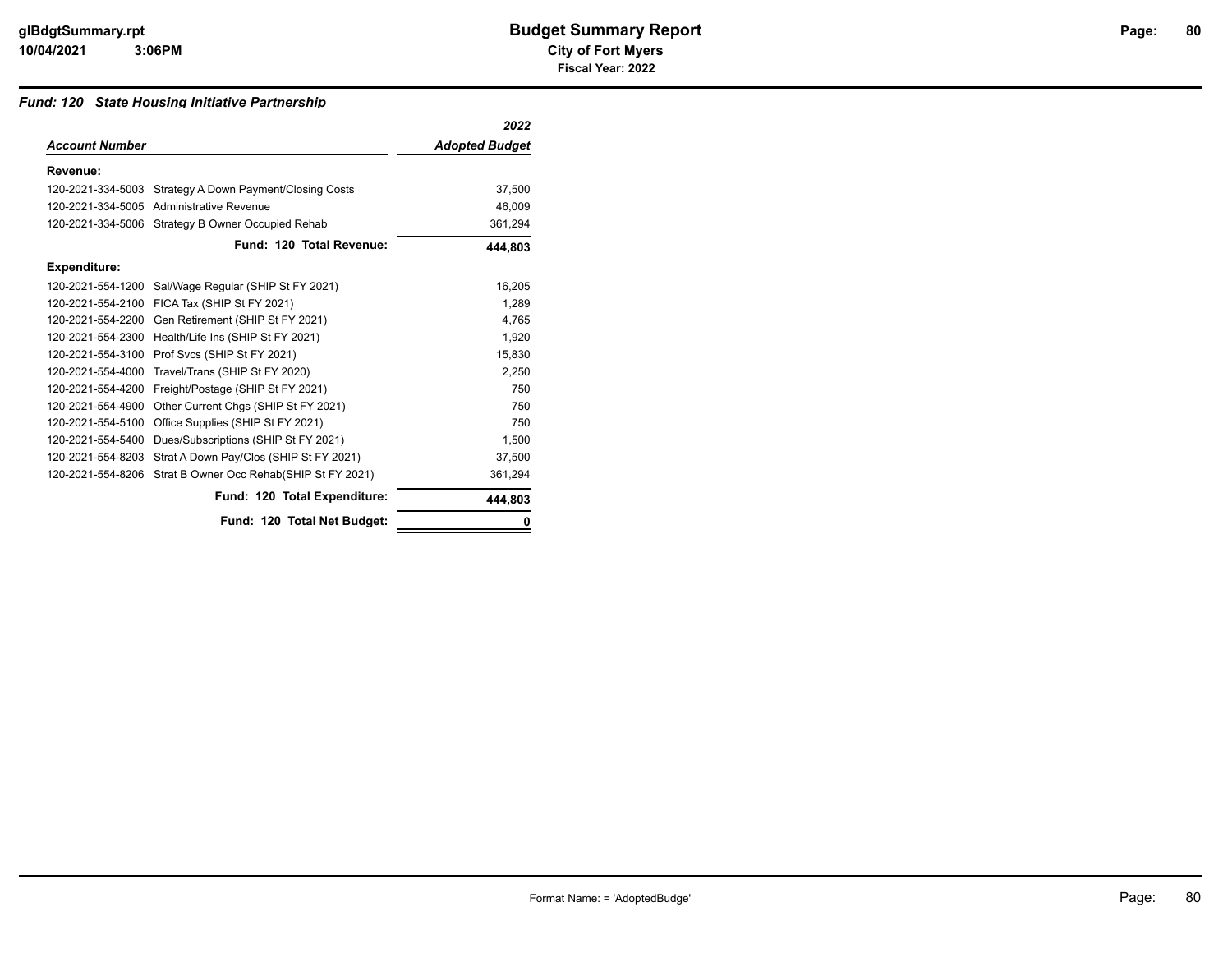## Budget Summary Report

**City of Fort Myers**

**Fiscal Year: 2022**

### *Fund: 120 State Housing Initiative Partnership*

| *Account Number* | | *2022 Adopted Budget* |
|---|---|---|
| **Revenue:** | | |
| 120-2021-334-5003 | Strategy A Down Payment/Closing Costs | 37,500 |
| 120-2021-334-5005 | Administrative Revenue | 46,009 |
| 120-2021-334-5006 | Strategy B Owner Occupied Rehab | 361,294 |
| | **Fund: 120 Total Revenue:** | **444,803** |
| **Expenditure:** | | |
| 120-2021-554-1200 | Sal/Wage Regular (SHIP St FY 2021) | 16,205 |
| 120-2021-554-2100 | FICA Tax (SHIP St FY 2021) | 1,289 |
| 120-2021-554-2200 | Gen Retirement (SHIP St FY 2021) | 4,765 |
| 120-2021-554-2300 | Health/Life Ins (SHIP St FY 2021) | 1,920 |
| 120-2021-554-3100 | Prof Svcs (SHIP St FY 2021) | 15,830 |
| 120-2021-554-4000 | Travel/Trans (SHIP St FY 2020) | 2,250 |
| 120-2021-554-4200 | Freight/Postage (SHIP St FY 2021) | 750 |
| 120-2021-554-4900 | Other Current Chgs (SHIP St FY 2021) | 750 |
| 120-2021-554-5100 | Office Supplies (SHIP St FY 2021) | 750 |
| 120-2021-554-5400 | Dues/Subscriptions (SHIP St FY 2021) | 1,500 |
| 120-2021-554-8203 | Strat A Down Pay/Clos (SHIP St FY 2021) | 37,500 |
| 120-2021-554-8206 | Strat B Owner Occ Rehab(SHIP St FY 2021) | 361,294 |
| | **Fund: 120 Total Expenditure:** | **444,803** |
| | **Fund: 120 Total Net Budget:** | **0** |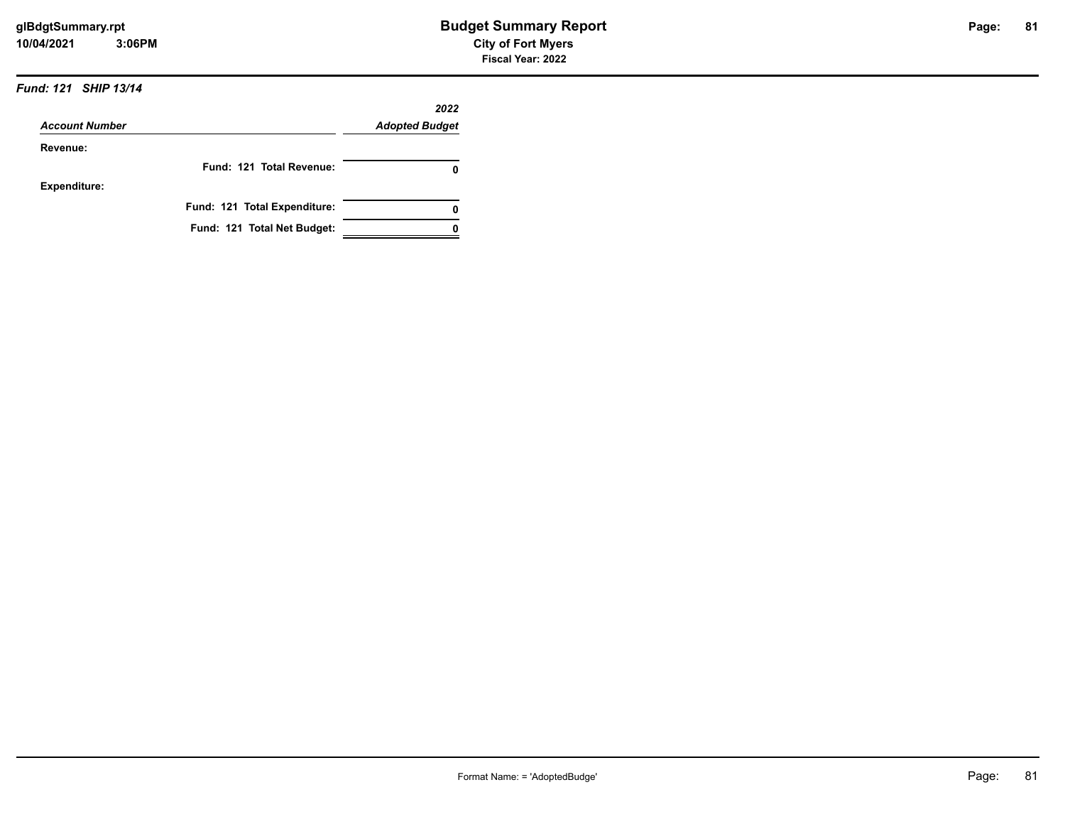***Fund: 121 SHIP 13/14***

| *Account Number* | *2022 Adopted Budget* |
|---|---|
| **Revenue:** | |
| **Fund: 121 Total Revenue:** | **0** |
| **Expenditure:** | |
| **Fund: 121 Total Expenditure:** | **0** |
| **Fund: 121 Total Net Budget:** | **0** |

Format Name: = 'AdoptedBudge'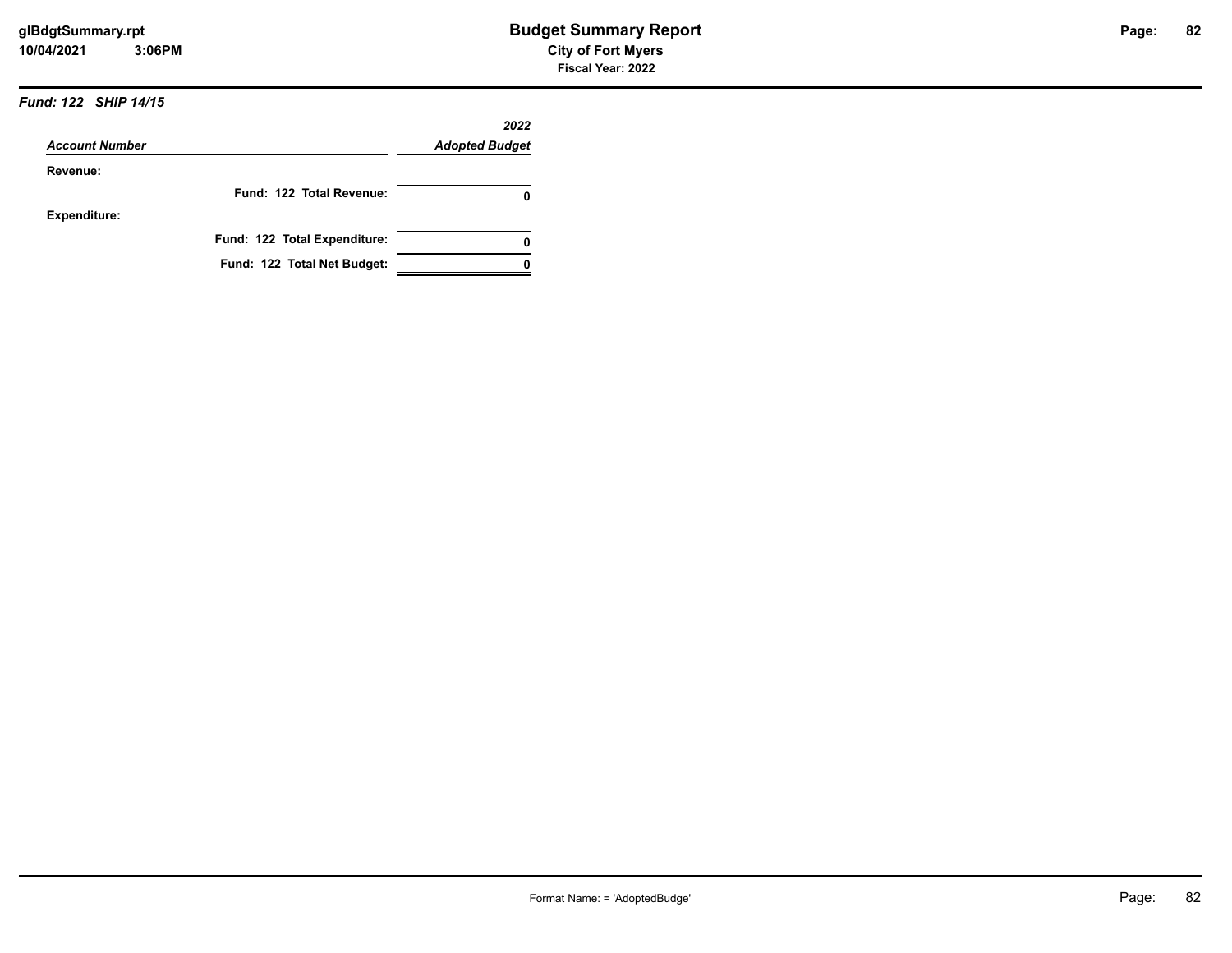### *Fund: 122 SHIP 14/15*

| *Account Number* | *2022 Adopted Budget* |
|---|---|
| **Revenue:** | |
| **Fund: 122 Total Revenue:** | **0** |
| **Expenditure:** | |
| **Fund: 122 Total Expenditure:** | **0** |
| **Fund: 122 Total Net Budget:** | **0** |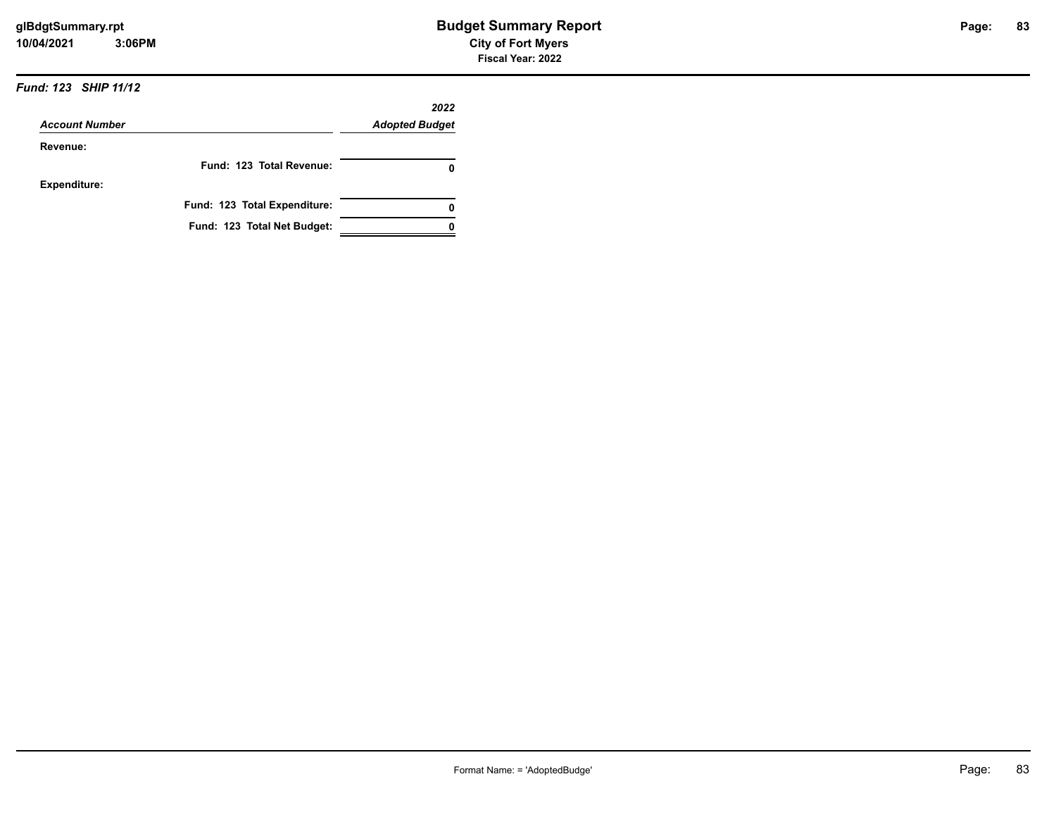# Budget Summary Report

**City of Fort Myers**

**Fiscal Year: 2022**

***Fund: 123 SHIP 11/12***

| *Account Number* | *2022 Adopted Budget* |
|---|---|
| **Revenue:** | |
| **Fund: 123 Total Revenue:** | **0** |
| **Expenditure:** | |
| **Fund: 123 Total Expenditure:** | **0** |
| **Fund: 123 Total Net Budget:** | **0** |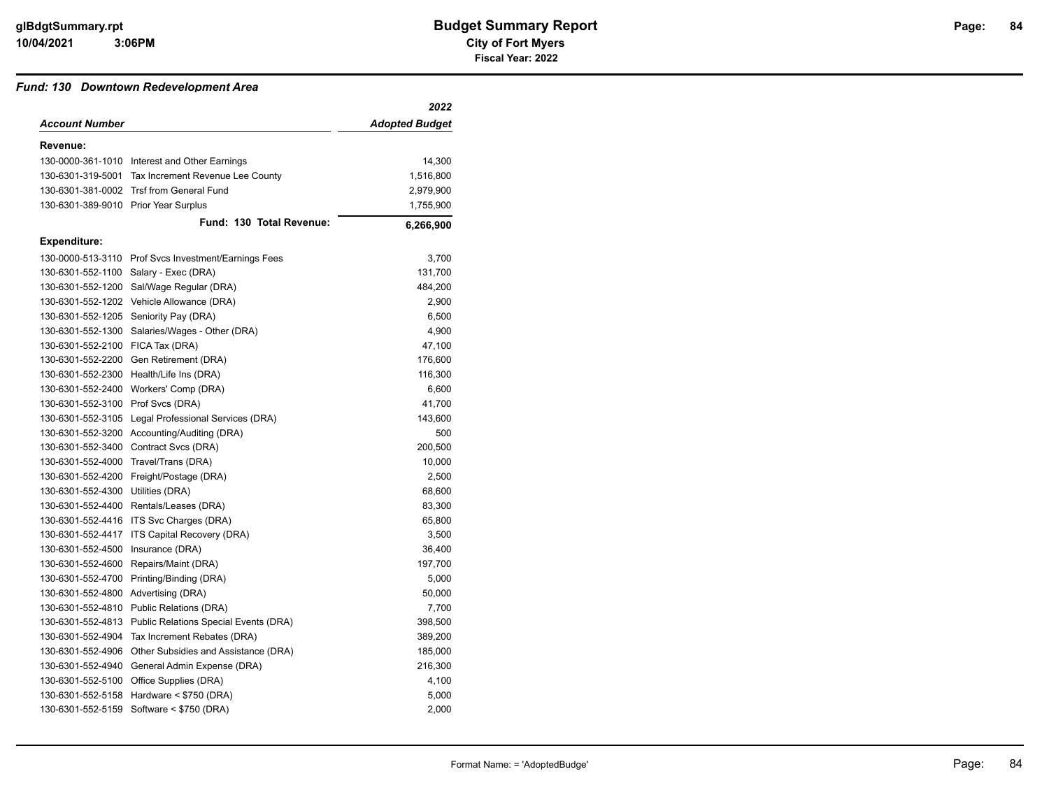## Fund: 130 Downtown Redevelopment Area

| Account Number | | 2022 Adopted Budget |
|---|---|---|
| **Revenue:** | | |
| 130-0000-361-1010 | Interest and Other Earnings | 14,300 |
| 130-6301-319-5001 | Tax Increment Revenue Lee County | 1,516,800 |
| 130-6301-381-0002 | Trsf from General Fund | 2,979,900 |
| 130-6301-389-9010 | Prior Year Surplus | 1,755,900 |
| | **Fund: 130 Total Revenue:** | **6,266,900** |
| **Expenditure:** | | |
| 130-0000-513-3110 | Prof Svcs Investment/Earnings Fees | 3,700 |
| 130-6301-552-1100 | Salary - Exec (DRA) | 131,700 |
| 130-6301-552-1200 | Sal/Wage Regular (DRA) | 484,200 |
| 130-6301-552-1202 | Vehicle Allowance (DRA) | 2,900 |
| 130-6301-552-1205 | Seniority Pay (DRA) | 6,500 |
| 130-6301-552-1300 | Salaries/Wages - Other (DRA) | 4,900 |
| 130-6301-552-2100 | FICA Tax (DRA) | 47,100 |
| 130-6301-552-2200 | Gen Retirement (DRA) | 176,600 |
| 130-6301-552-2300 | Health/Life Ins (DRA) | 116,300 |
| 130-6301-552-2400 | Workers' Comp (DRA) | 6,600 |
| 130-6301-552-3100 | Prof Svcs (DRA) | 41,700 |
| 130-6301-552-3105 | Legal Professional Services (DRA) | 143,600 |
| 130-6301-552-3200 | Accounting/Auditing (DRA) | 500 |
| 130-6301-552-3400 | Contract Svcs (DRA) | 200,500 |
| 130-6301-552-4000 | Travel/Trans (DRA) | 10,000 |
| 130-6301-552-4200 | Freight/Postage (DRA) | 2,500 |
| 130-6301-552-4300 | Utilities (DRA) | 68,600 |
| 130-6301-552-4400 | Rentals/Leases (DRA) | 83,300 |
| 130-6301-552-4416 | ITS Svc Charges (DRA) | 65,800 |
| 130-6301-552-4417 | ITS Capital Recovery (DRA) | 3,500 |
| 130-6301-552-4500 | Insurance (DRA) | 36,400 |
| 130-6301-552-4600 | Repairs/Maint (DRA) | 197,700 |
| 130-6301-552-4700 | Printing/Binding (DRA) | 5,000 |
| 130-6301-552-4800 | Advertising (DRA) | 50,000 |
| 130-6301-552-4810 | Public Relations (DRA) | 7,700 |
| 130-6301-552-4813 | Public Relations Special Events (DRA) | 398,500 |
| 130-6301-552-4904 | Tax Increment Rebates (DRA) | 389,200 |
| 130-6301-552-4906 | Other Subsidies and Assistance (DRA) | 185,000 |
| 130-6301-552-4940 | General Admin Expense (DRA) | 216,300 |
| 130-6301-552-5100 | Office Supplies (DRA) | 4,100 |
| 130-6301-552-5158 | Hardware < $750 (DRA) | 5,000 |
| 130-6301-552-5159 | Software < $750 (DRA) | 2,000 |

Format Name: = 'AdoptedBudge'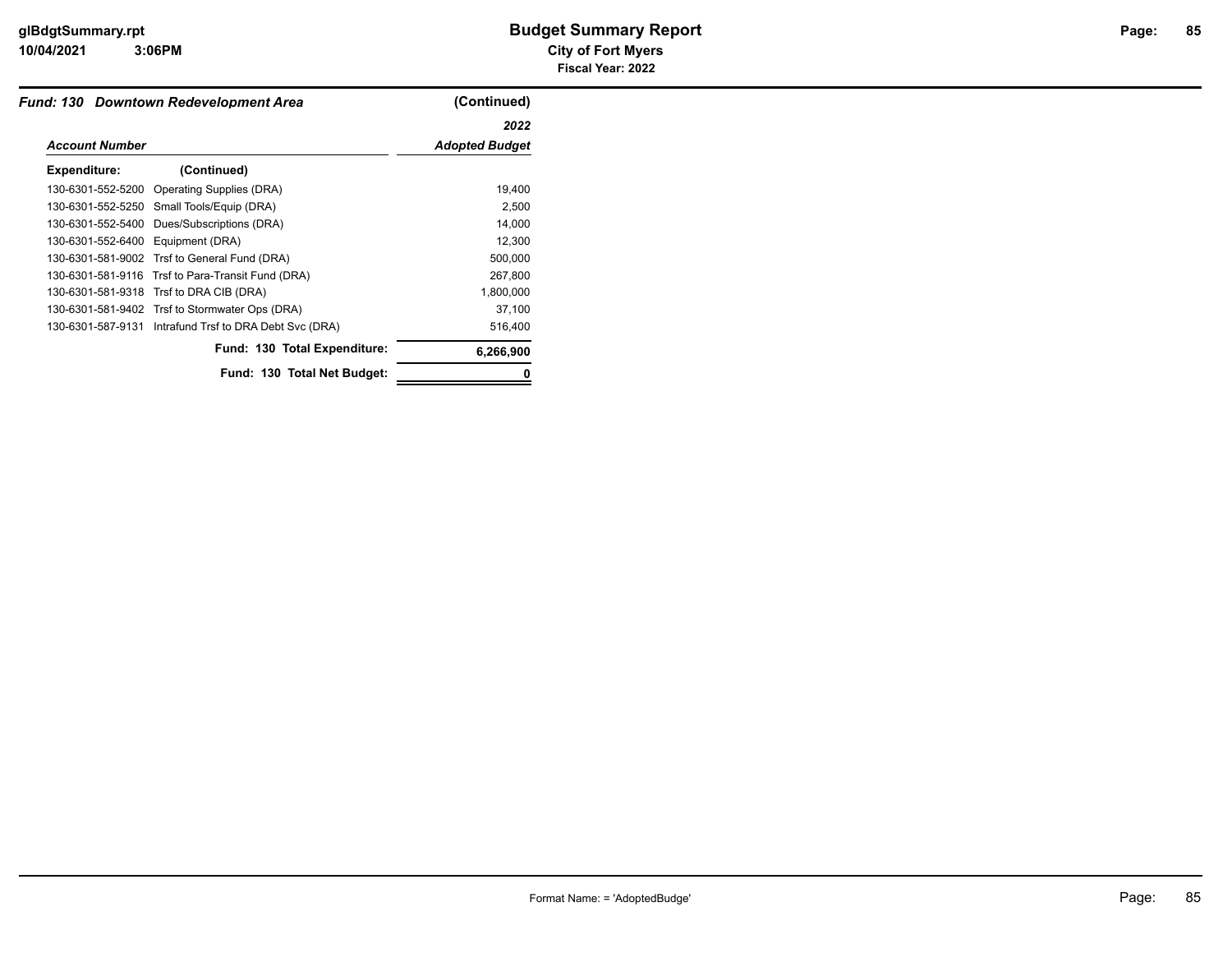## Fund: 130 Downtown Redevelopment Area (Continued)

| Account Number | | 2022 Adopted Budget |
|---|---|---|
| **Expenditure:** | **(Continued)** | |
| 130-6301-552-5200 | Operating Supplies (DRA) | 19,400 |
| 130-6301-552-5250 | Small Tools/Equip (DRA) | 2,500 |
| 130-6301-552-5400 | Dues/Subscriptions (DRA) | 14,000 |
| 130-6301-552-6400 | Equipment (DRA) | 12,300 |
| 130-6301-581-9002 | Trsf to General Fund (DRA) | 500,000 |
| 130-6301-581-9116 | Trsf to Para-Transit Fund (DRA) | 267,800 |
| 130-6301-581-9318 | Trsf to DRA CIB (DRA) | 1,800,000 |
| 130-6301-581-9402 | Trsf to Stormwater Ops (DRA) | 37,100 |
| 130-6301-587-9131 | Intrafund Trsf to DRA Debt Svc (DRA) | 516,400 |
| | **Fund: 130 Total Expenditure:** | **6,266,900** |
| | **Fund: 130 Total Net Budget:** | **0** |

Format Name: = 'AdoptedBudge'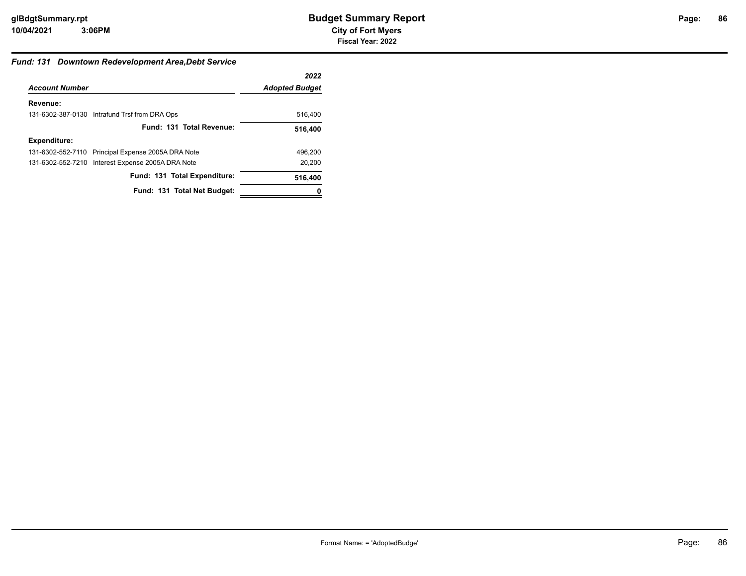### *Fund: 131 Downtown Redevelopment Area,Debt Service*

| *Account Number* | *2022 Adopted Budget* |
|---|---|
| **Revenue:** | |
| 131-6302-387-0130 Intrafund Trsf from DRA Ops | 516,400 |
| **Fund: 131 Total Revenue:** | **516,400** |
| **Expenditure:** | |
| 131-6302-552-7110 Principal Expense 2005A DRA Note | 496,200 |
| 131-6302-552-7210 Interest Expense 2005A DRA Note | 20,200 |
| **Fund: 131 Total Expenditure:** | **516,400** |
| **Fund: 131 Total Net Budget:** | **0** |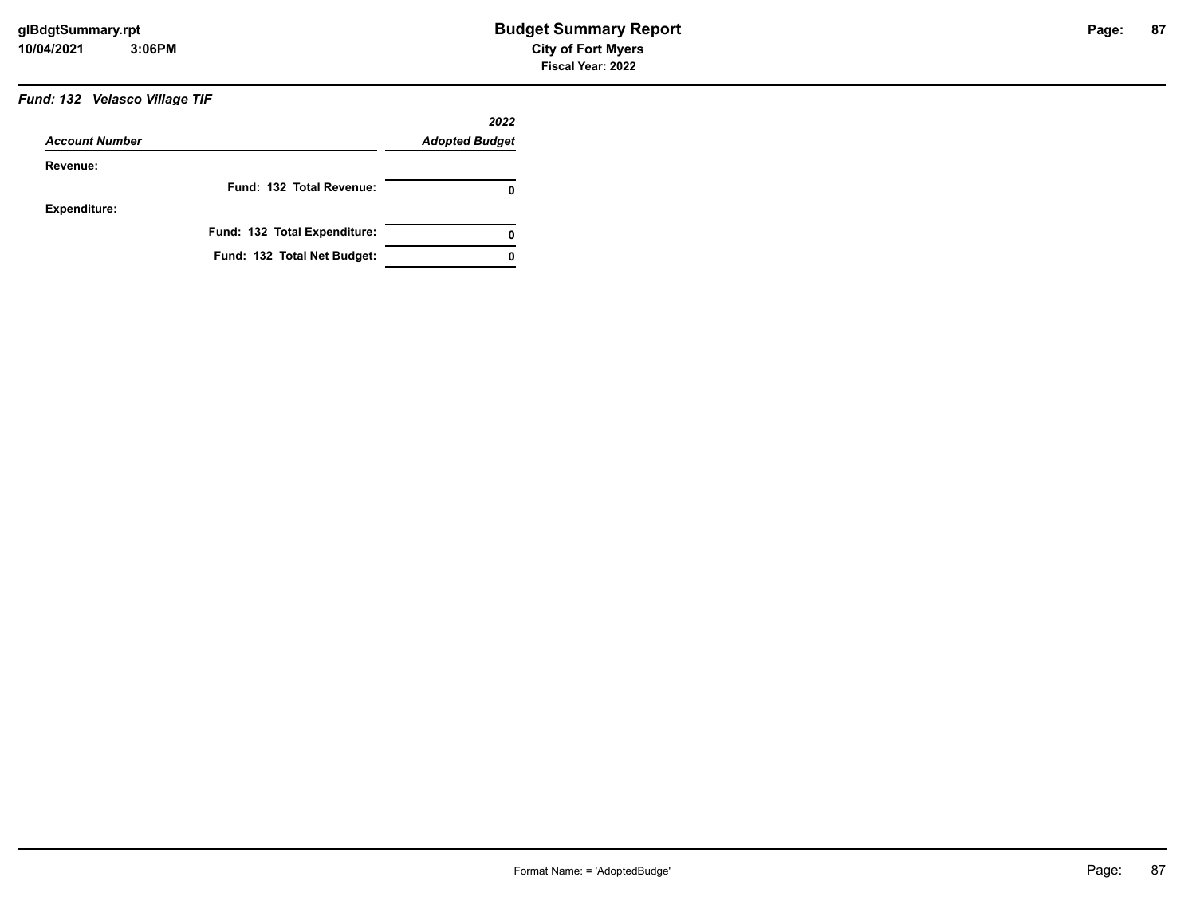**Budget Summary Report**

**City of Fort Myers**

**Fiscal Year: 2022**

***Fund: 132 Velasco Village TIF***

| *Account Number* | *2022 Adopted Budget* |
|---|---|
| **Revenue:** | |
| **Fund: 132 Total Revenue:** | **0** |
| **Expenditure:** | |
| **Fund: 132 Total Expenditure:** | **0** |
| **Fund: 132 Total Net Budget:** | **0** |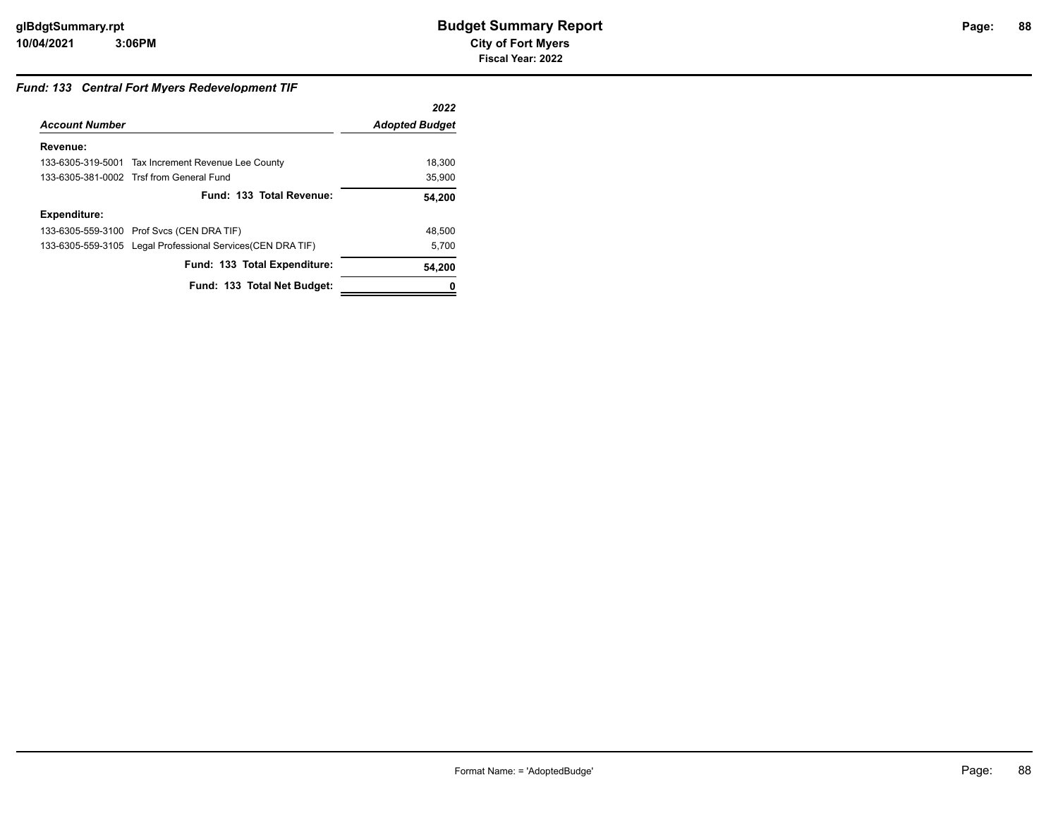### *Fund: 133 Central Fort Myers Redevelopment TIF*

| *Account Number* | | *2022 Adopted Budget* |
|---|---|---|
| **Revenue:** | | |
| 133-6305-319-5001 | Tax Increment Revenue Lee County | 18,300 |
| 133-6305-381-0002 | Trsf from General Fund | 35,900 |
| | **Fund: 133 Total Revenue:** | **54,200** |
| **Expenditure:** | | |
| 133-6305-559-3100 | Prof Svcs (CEN DRA TIF) | 48,500 |
| 133-6305-559-3105 | Legal Professional Services(CEN DRA TIF) | 5,700 |
| | **Fund: 133 Total Expenditure:** | **54,200** |
| | **Fund: 133 Total Net Budget:** | **0** |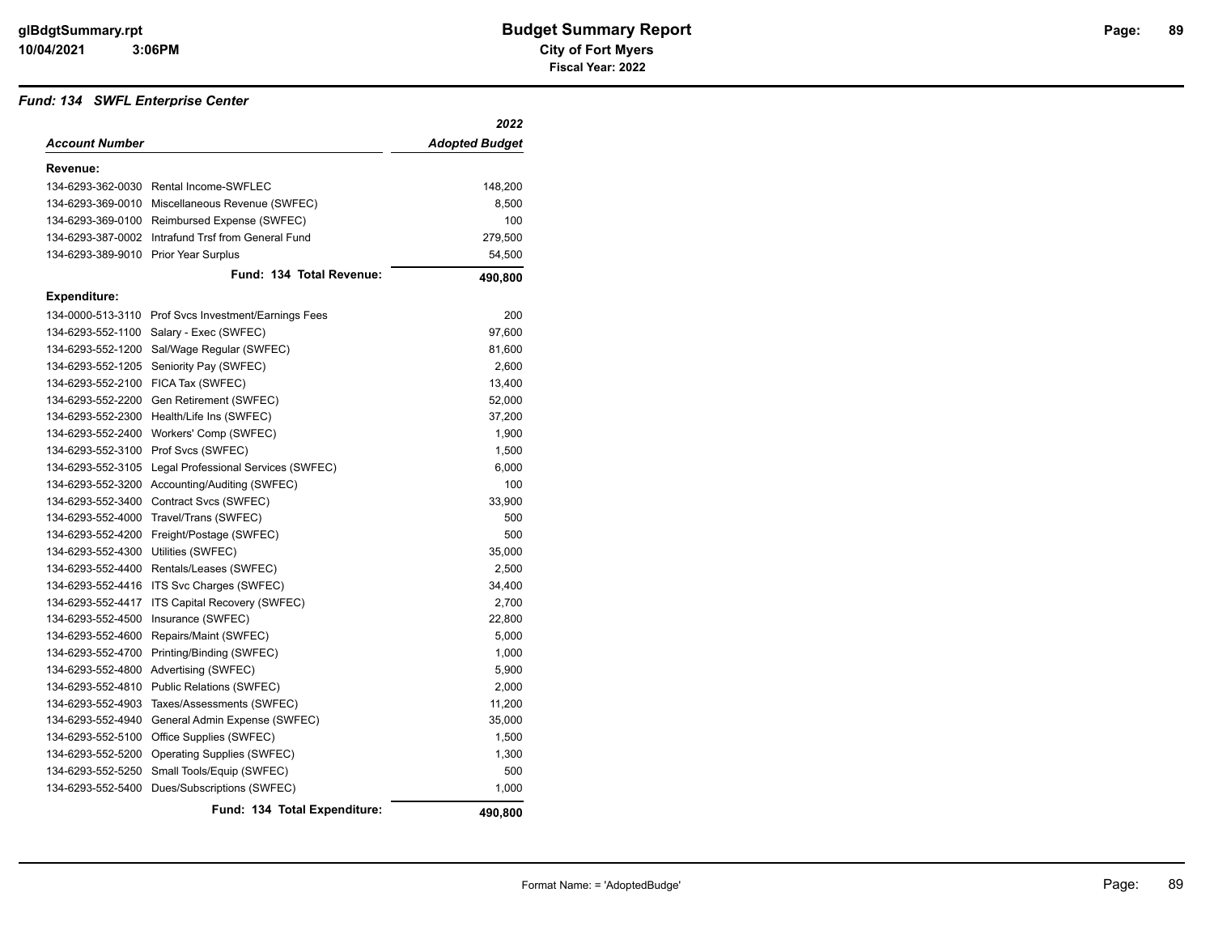# Budget Summary Report

**City of Fort Myers**

**Fiscal Year: 2022**

### *Fund: 134 SWFL Enterprise Center*

| *Account Number* | | *2022 Adopted Budget* |
|---|---|---|
| **Revenue:** | | |
| 134-6293-362-0030 | Rental Income-SWFLEC | 148,200 |
| 134-6293-369-0010 | Miscellaneous Revenue (SWFEC) | 8,500 |
| 134-6293-369-0100 | Reimbursed Expense (SWFEC) | 100 |
| 134-6293-387-0002 | Intrafund Trsf from General Fund | 279,500 |
| 134-6293-389-9010 | Prior Year Surplus | 54,500 |
| | **Fund: 134 Total Revenue:** | **490,800** |
| **Expenditure:** | | |
| 134-0000-513-3110 | Prof Svcs Investment/Earnings Fees | 200 |
| 134-6293-552-1100 | Salary - Exec (SWFEC) | 97,600 |
| 134-6293-552-1200 | Sal/Wage Regular (SWFEC) | 81,600 |
| 134-6293-552-1205 | Seniority Pay (SWFEC) | 2,600 |
| 134-6293-552-2100 | FICA Tax (SWFEC) | 13,400 |
| 134-6293-552-2200 | Gen Retirement (SWFEC) | 52,000 |
| 134-6293-552-2300 | Health/Life Ins (SWFEC) | 37,200 |
| 134-6293-552-2400 | Workers' Comp (SWFEC) | 1,900 |
| 134-6293-552-3100 | Prof Svcs (SWFEC) | 1,500 |
| 134-6293-552-3105 | Legal Professional Services (SWFEC) | 6,000 |
| 134-6293-552-3200 | Accounting/Auditing (SWFEC) | 100 |
| 134-6293-552-3400 | Contract Svcs (SWFEC) | 33,900 |
| 134-6293-552-4000 | Travel/Trans (SWFEC) | 500 |
| 134-6293-552-4200 | Freight/Postage (SWFEC) | 500 |
| 134-6293-552-4300 | Utilities (SWFEC) | 35,000 |
| 134-6293-552-4400 | Rentals/Leases (SWFEC) | 2,500 |
| 134-6293-552-4416 | ITS Svc Charges (SWFEC) | 34,400 |
| 134-6293-552-4417 | ITS Capital Recovery (SWFEC) | 2,700 |
| 134-6293-552-4500 | Insurance (SWFEC) | 22,800 |
| 134-6293-552-4600 | Repairs/Maint (SWFEC) | 5,000 |
| 134-6293-552-4700 | Printing/Binding (SWFEC) | 1,000 |
| 134-6293-552-4800 | Advertising (SWFEC) | 5,900 |
| 134-6293-552-4810 | Public Relations (SWFEC) | 2,000 |
| 134-6293-552-4903 | Taxes/Assessments (SWFEC) | 11,200 |
| 134-6293-552-4940 | General Admin Expense (SWFEC) | 35,000 |
| 134-6293-552-5100 | Office Supplies (SWFEC) | 1,500 |
| 134-6293-552-5200 | Operating Supplies (SWFEC) | 1,300 |
| 134-6293-552-5250 | Small Tools/Equip (SWFEC) | 500 |
| 134-6293-552-5400 | Dues/Subscriptions (SWFEC) | 1,000 |
| | **Fund: 134 Total Expenditure:** | **490,800** |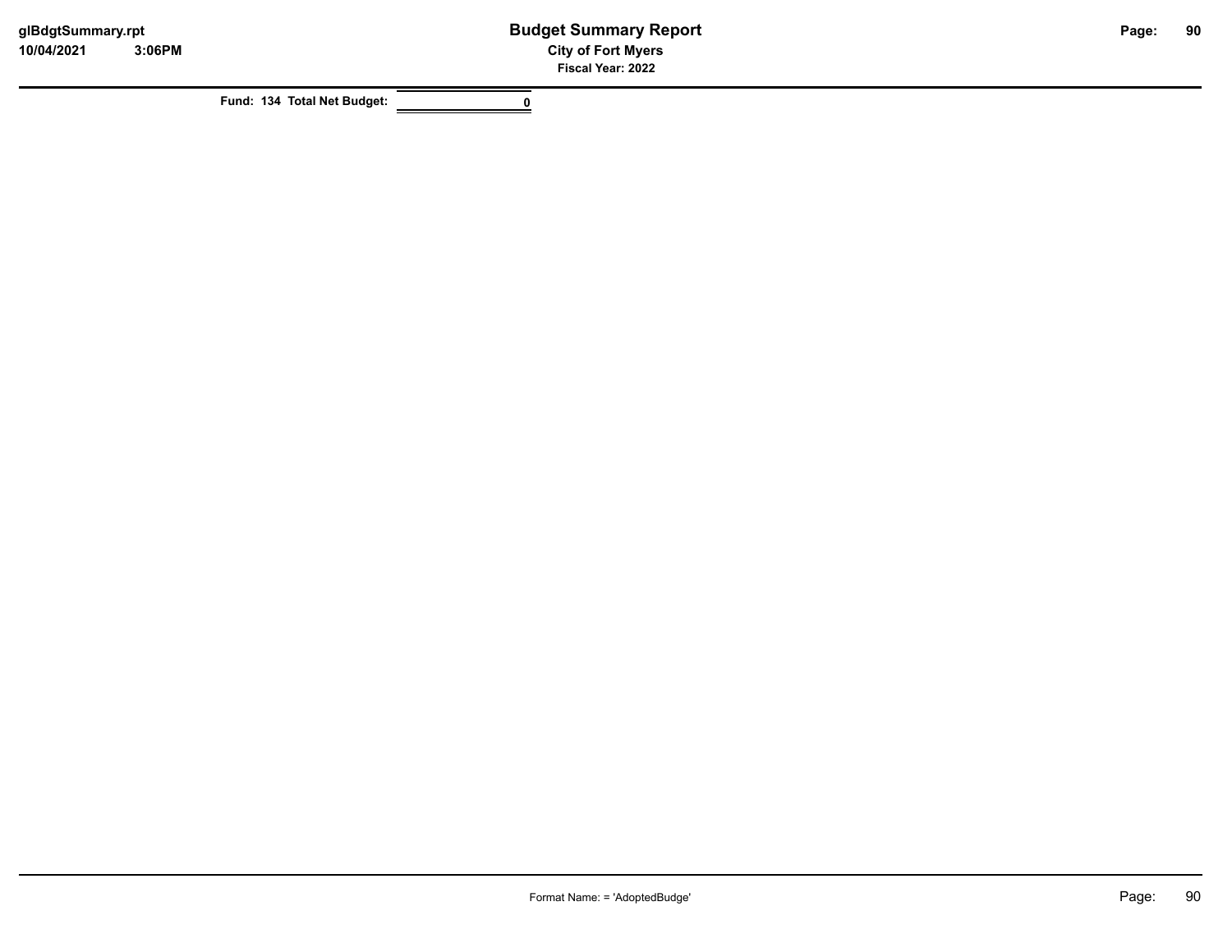| Fund: 134 Total Net Budget: | 0 |
| --- | --- |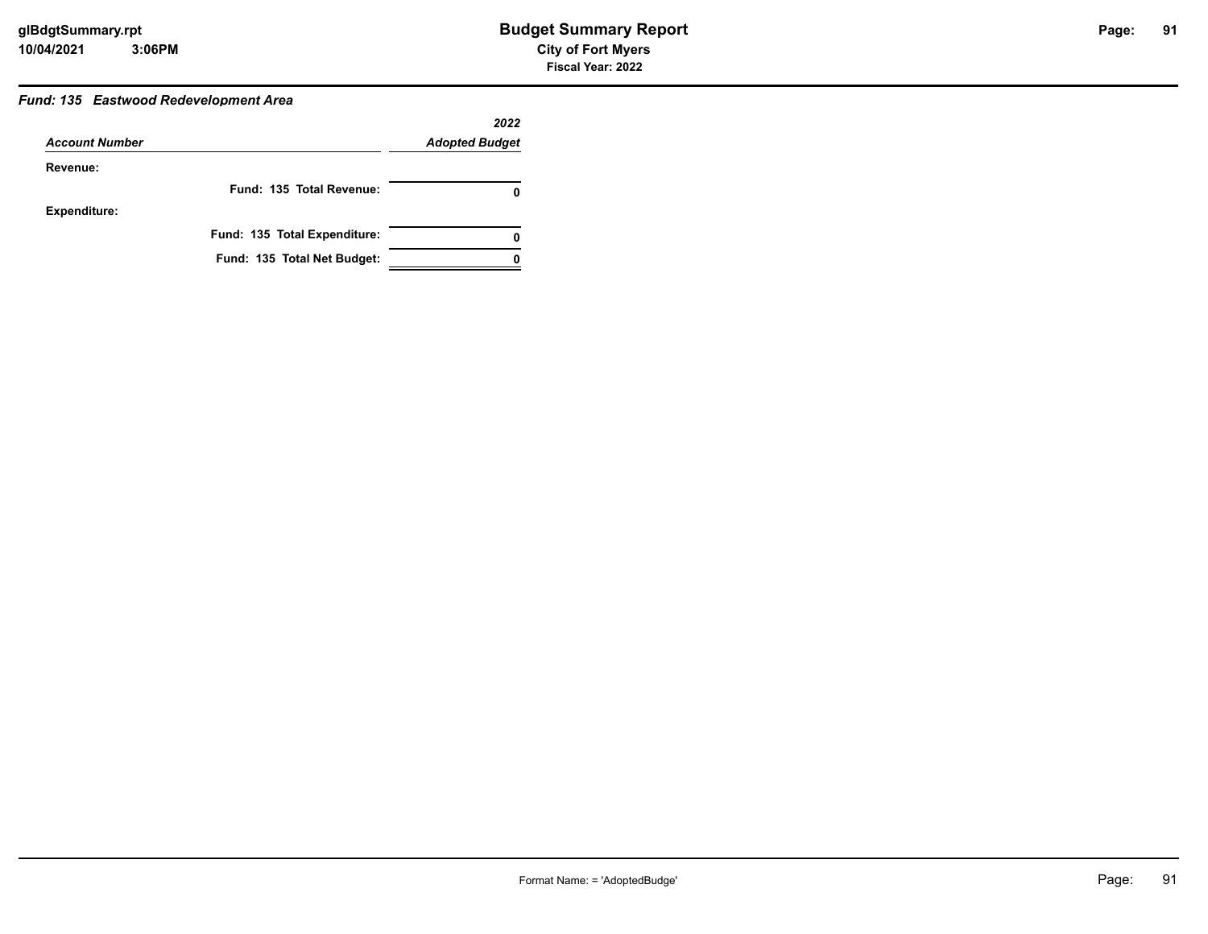### *Fund: 135 Eastwood Redevelopment Area*

| *Account Number* | *2022 Adopted Budget* |
|---|---|
| **Revenue:** | |
| **Fund: 135 Total Revenue:** | **0** |
| **Expenditure:** | |
| **Fund: 135 Total Expenditure:** | **0** |
| **Fund: 135 Total Net Budget:** | **0** |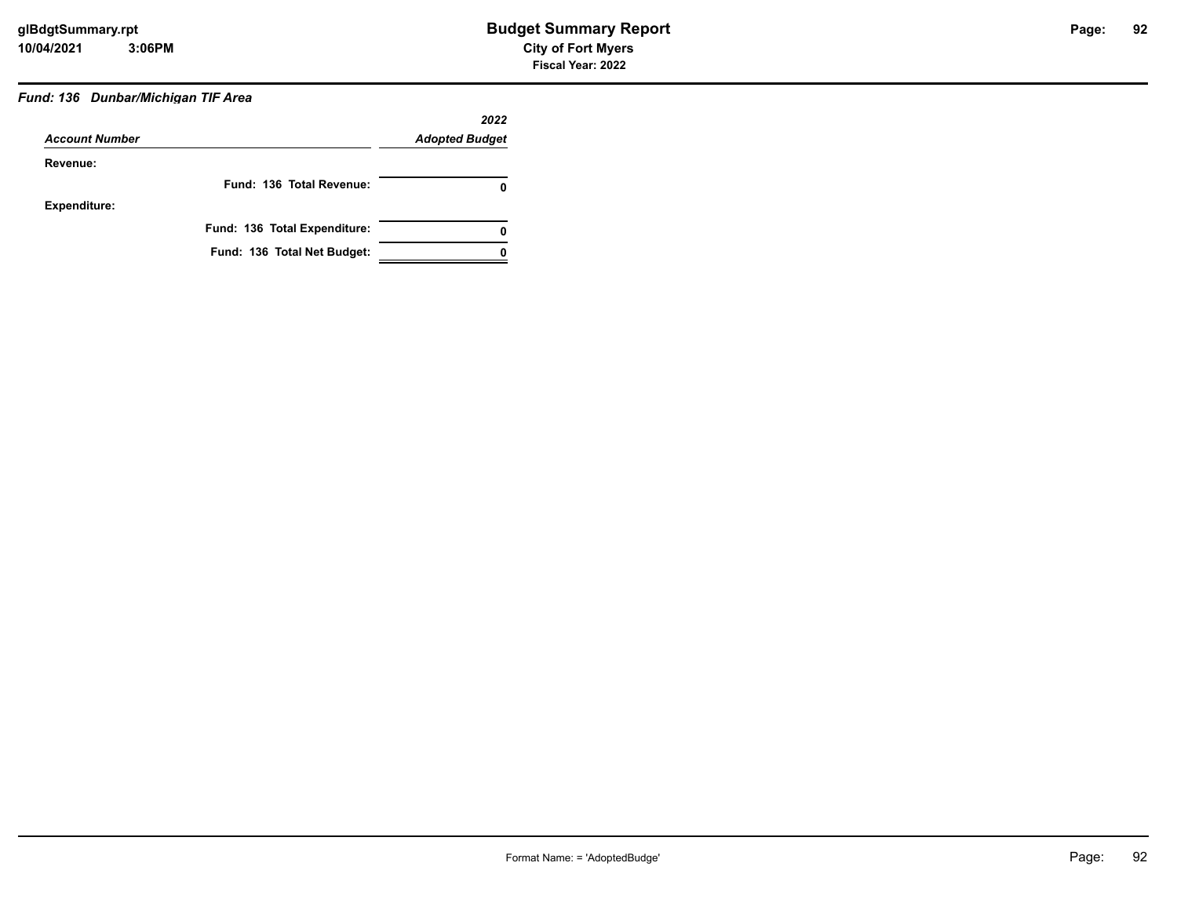### *Fund: 136 Dunbar/Michigan TIF Area*

| *Account Number* | *2022 Adopted Budget* |
|---|---|
| **Revenue:** | |
| **Fund: 136 Total Revenue:** | **0** |
| **Expenditure:** | |
| **Fund: 136 Total Expenditure:** | **0** |
| **Fund: 136 Total Net Budget:** | **0** |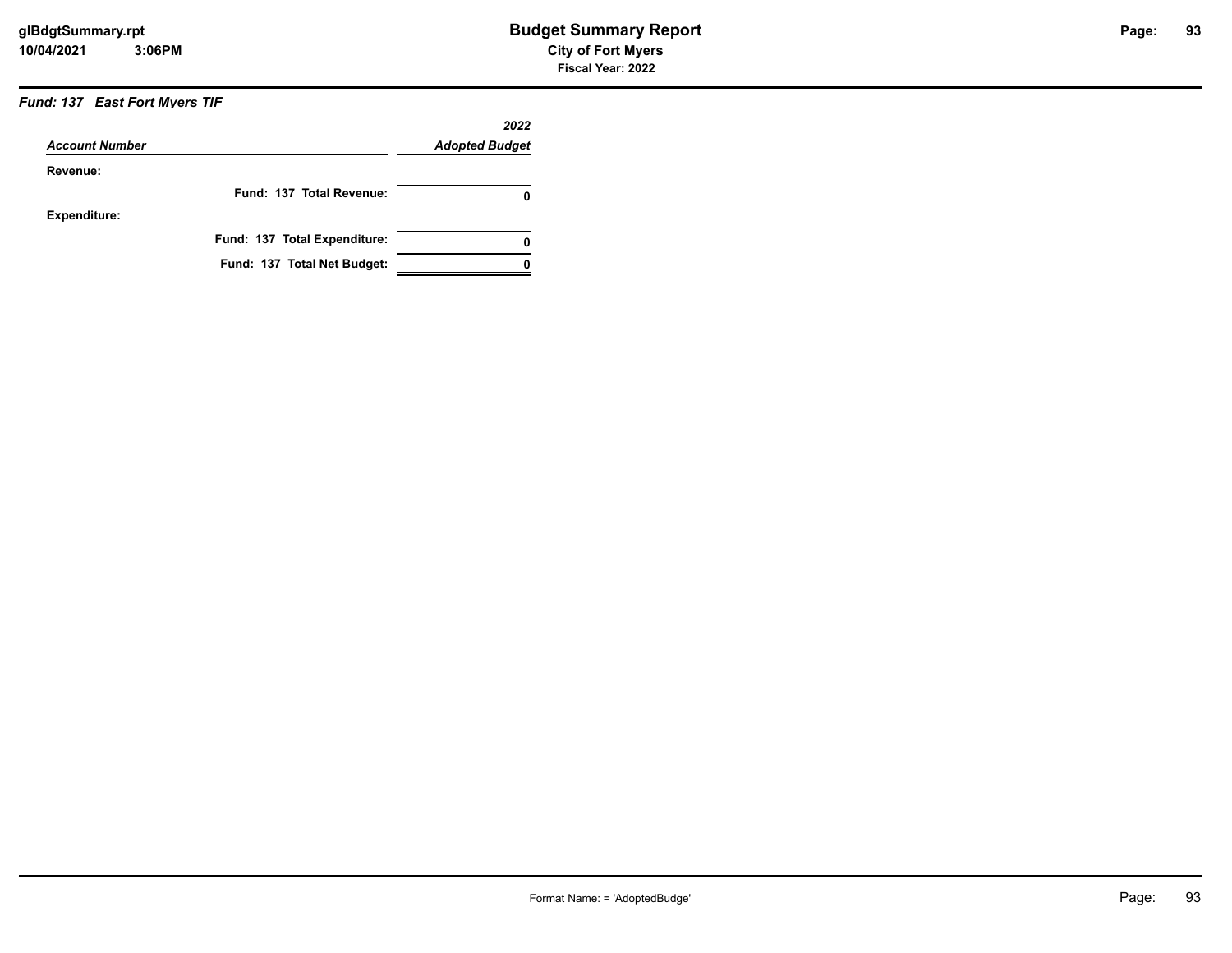### *Fund: 137 East Fort Myers TIF*

| *Account Number* | *2022 Adopted Budget* |
|---|---|
| **Revenue:** | |
| **Fund: 137 Total Revenue:** | **0** |
| **Expenditure:** | |
| **Fund: 137 Total Expenditure:** | **0** |
| **Fund: 137 Total Net Budget:** | **0** |

Format Name: = 'AdoptedBudge'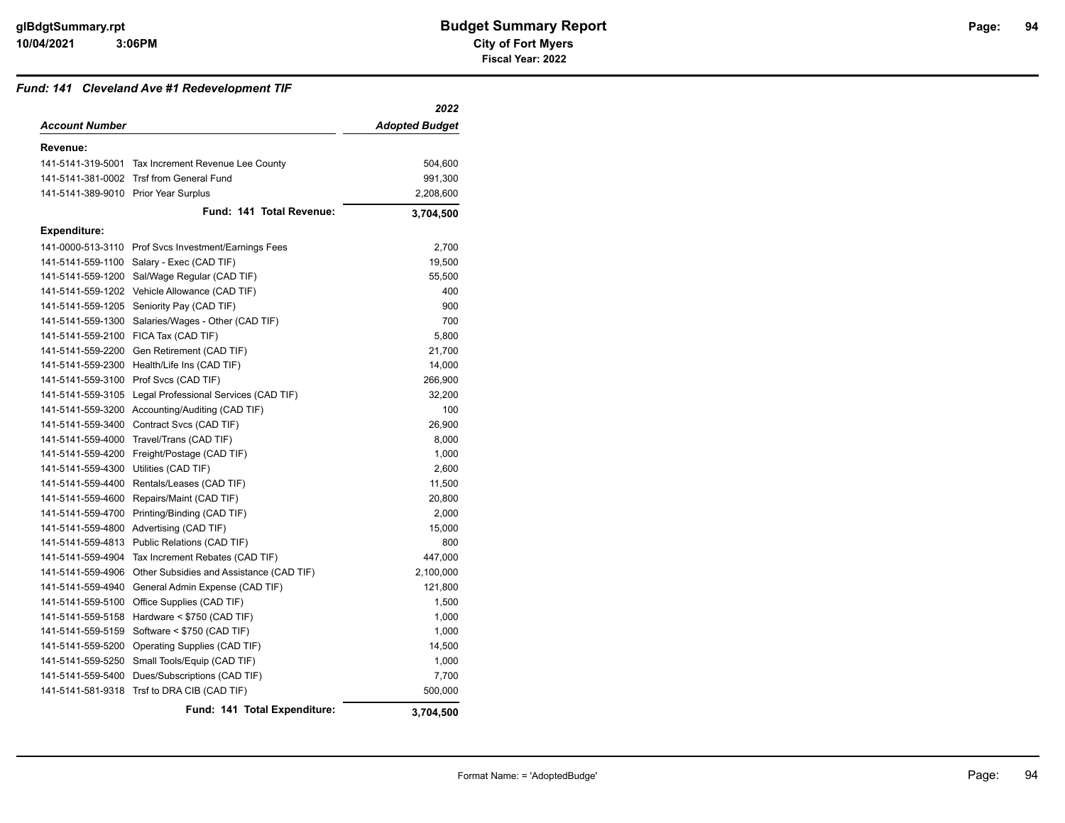# Budget Summary Report

**City of Fort Myers**

**Fiscal Year: 2022**

### *Fund: 141 Cleveland Ave #1 Redevelopment TIF*

| *Account Number* | | *2022 Adopted Budget* |
|---|---|---|
| **Revenue:** | | |
| 141-5141-319-5001 | Tax Increment Revenue Lee County | 504,600 |
| 141-5141-381-0002 | Trsf from General Fund | 991,300 |
| 141-5141-389-9010 | Prior Year Surplus | 2,208,600 |
| | **Fund: 141 Total Revenue:** | **3,704,500** |
| **Expenditure:** | | |
| 141-0000-513-3110 | Prof Svcs Investment/Earnings Fees | 2,700 |
| 141-5141-559-1100 | Salary - Exec (CAD TIF) | 19,500 |
| 141-5141-559-1200 | Sal/Wage Regular (CAD TIF) | 55,500 |
| 141-5141-559-1202 | Vehicle Allowance (CAD TIF) | 400 |
| 141-5141-559-1205 | Seniority Pay (CAD TIF) | 900 |
| 141-5141-559-1300 | Salaries/Wages - Other (CAD TIF) | 700 |
| 141-5141-559-2100 | FICA Tax (CAD TIF) | 5,800 |
| 141-5141-559-2200 | Gen Retirement (CAD TIF) | 21,700 |
| 141-5141-559-2300 | Health/Life Ins (CAD TIF) | 14,000 |
| 141-5141-559-3100 | Prof Svcs (CAD TIF) | 266,900 |
| 141-5141-559-3105 | Legal Professional Services (CAD TIF) | 32,200 |
| 141-5141-559-3200 | Accounting/Auditing (CAD TIF) | 100 |
| 141-5141-559-3400 | Contract Svcs (CAD TIF) | 26,900 |
| 141-5141-559-4000 | Travel/Trans (CAD TIF) | 8,000 |
| 141-5141-559-4200 | Freight/Postage (CAD TIF) | 1,000 |
| 141-5141-559-4300 | Utilities (CAD TIF) | 2,600 |
| 141-5141-559-4400 | Rentals/Leases (CAD TIF) | 11,500 |
| 141-5141-559-4600 | Repairs/Maint (CAD TIF) | 20,800 |
| 141-5141-559-4700 | Printing/Binding (CAD TIF) | 2,000 |
| 141-5141-559-4800 | Advertising (CAD TIF) | 15,000 |
| 141-5141-559-4813 | Public Relations (CAD TIF) | 800 |
| 141-5141-559-4904 | Tax Increment Rebates (CAD TIF) | 447,000 |
| 141-5141-559-4906 | Other Subsidies and Assistance (CAD TIF) | 2,100,000 |
| 141-5141-559-4940 | General Admin Expense (CAD TIF) | 121,800 |
| 141-5141-559-5100 | Office Supplies (CAD TIF) | 1,500 |
| 141-5141-559-5158 | Hardware < $750 (CAD TIF) | 1,000 |
| 141-5141-559-5159 | Software < $750 (CAD TIF) | 1,000 |
| 141-5141-559-5200 | Operating Supplies (CAD TIF) | 14,500 |
| 141-5141-559-5250 | Small Tools/Equip (CAD TIF) | 1,000 |
| 141-5141-559-5400 | Dues/Subscriptions (CAD TIF) | 7,700 |
| 141-5141-581-9318 | Trsf to DRA CIB (CAD TIF) | 500,000 |
| | **Fund: 141 Total Expenditure:** | **3,704,500** |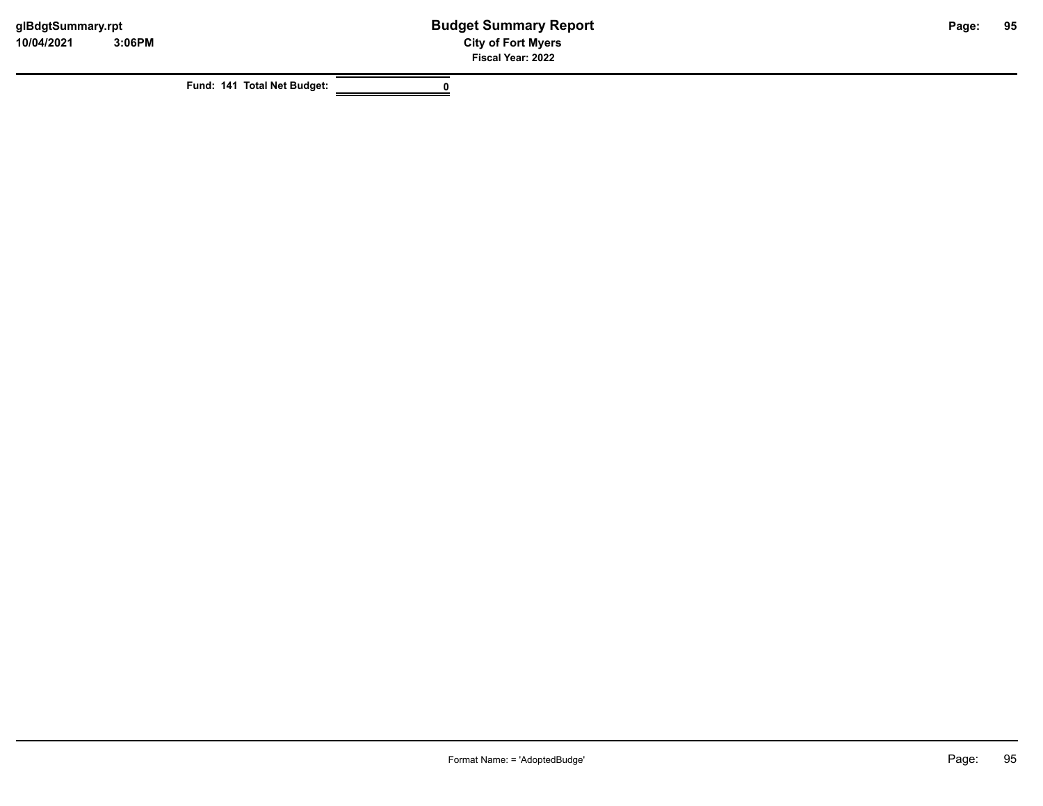**Fund: 141 Total Net Budget:** 0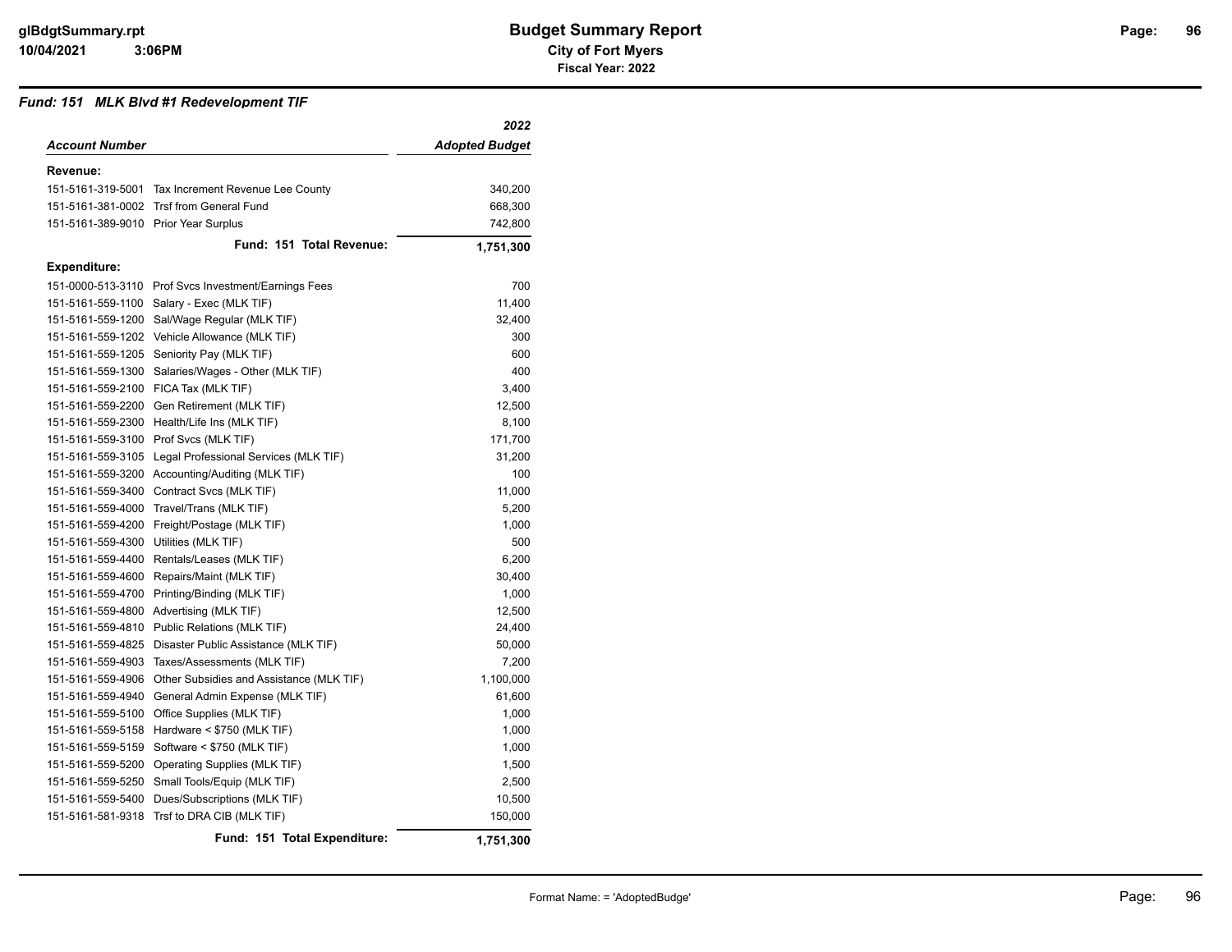# Budget Summary Report

**City of Fort Myers**

**Fiscal Year: 2022**

### *Fund: 151 MLK Blvd #1 Redevelopment TIF*

| *Account Number* | | *2022 Adopted Budget* |
|---|---|---|
| **Revenue:** | | |
| 151-5161-319-5001 | Tax Increment Revenue Lee County | 340,200 |
| 151-5161-381-0002 | Trsf from General Fund | 668,300 |
| 151-5161-389-9010 | Prior Year Surplus | 742,800 |
| | **Fund: 151 Total Revenue:** | **1,751,300** |
| **Expenditure:** | | |
| 151-0000-513-3110 | Prof Svcs Investment/Earnings Fees | 700 |
| 151-5161-559-1100 | Salary - Exec (MLK TIF) | 11,400 |
| 151-5161-559-1200 | Sal/Wage Regular (MLK TIF) | 32,400 |
| 151-5161-559-1202 | Vehicle Allowance (MLK TIF) | 300 |
| 151-5161-559-1205 | Seniority Pay (MLK TIF) | 600 |
| 151-5161-559-1300 | Salaries/Wages - Other (MLK TIF) | 400 |
| 151-5161-559-2100 | FICA Tax (MLK TIF) | 3,400 |
| 151-5161-559-2200 | Gen Retirement (MLK TIF) | 12,500 |
| 151-5161-559-2300 | Health/Life Ins (MLK TIF) | 8,100 |
| 151-5161-559-3100 | Prof Svcs (MLK TIF) | 171,700 |
| 151-5161-559-3105 | Legal Professional Services (MLK TIF) | 31,200 |
| 151-5161-559-3200 | Accounting/Auditing (MLK TIF) | 100 |
| 151-5161-559-3400 | Contract Svcs (MLK TIF) | 11,000 |
| 151-5161-559-4000 | Travel/Trans (MLK TIF) | 5,200 |
| 151-5161-559-4200 | Freight/Postage (MLK TIF) | 1,000 |
| 151-5161-559-4300 | Utilities (MLK TIF) | 500 |
| 151-5161-559-4400 | Rentals/Leases (MLK TIF) | 6,200 |
| 151-5161-559-4600 | Repairs/Maint (MLK TIF) | 30,400 |
| 151-5161-559-4700 | Printing/Binding (MLK TIF) | 1,000 |
| 151-5161-559-4800 | Advertising (MLK TIF) | 12,500 |
| 151-5161-559-4810 | Public Relations (MLK TIF) | 24,400 |
| 151-5161-559-4825 | Disaster Public Assistance (MLK TIF) | 50,000 |
| 151-5161-559-4903 | Taxes/Assessments (MLK TIF) | 7,200 |
| 151-5161-559-4906 | Other Subsidies and Assistance (MLK TIF) | 1,100,000 |
| 151-5161-559-4940 | General Admin Expense (MLK TIF) | 61,600 |
| 151-5161-559-5100 | Office Supplies (MLK TIF) | 1,000 |
| 151-5161-559-5158 | Hardware < $750 (MLK TIF) | 1,000 |
| 151-5161-559-5159 | Software < $750 (MLK TIF) | 1,000 |
| 151-5161-559-5200 | Operating Supplies (MLK TIF) | 1,500 |
| 151-5161-559-5250 | Small Tools/Equip (MLK TIF) | 2,500 |
| 151-5161-559-5400 | Dues/Subscriptions (MLK TIF) | 10,500 |
| 151-5161-581-9318 | Trsf to DRA CIB (MLK TIF) | 150,000 |
| | **Fund: 151 Total Expenditure:** | **1,751,300** |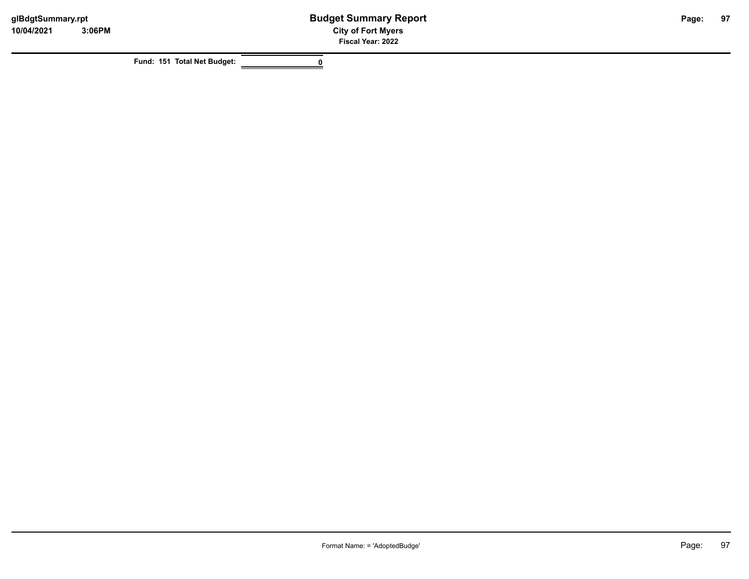**Fund: 151 Total Net Budget:** 0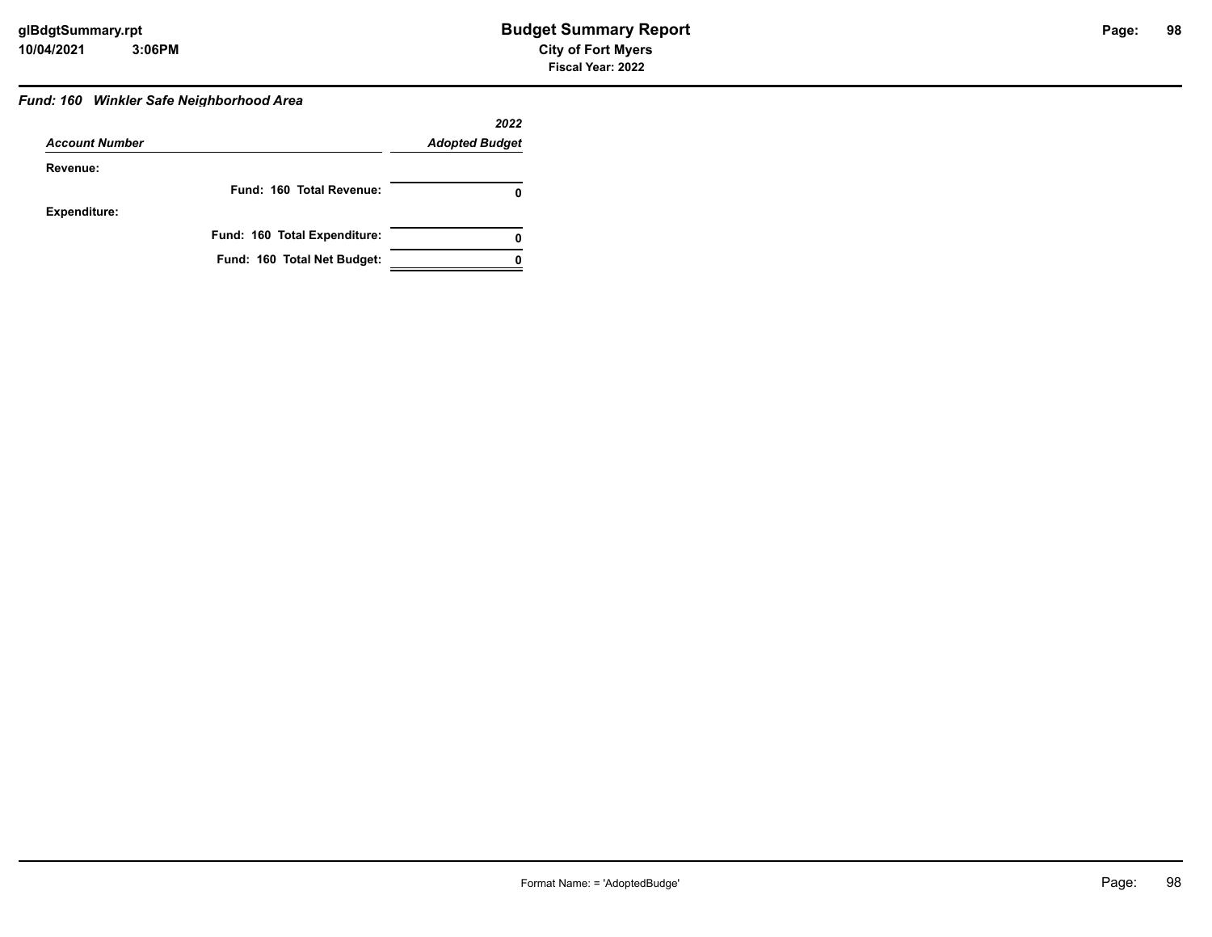### Fund: 160 Winkler Safe Neighborhood Area

| Account Number | 2022 Adopted Budget |
|---|---|
| **Revenue:** | |
| **Fund: 160 Total Revenue:** | **0** |
| **Expenditure:** | |
| **Fund: 160 Total Expenditure:** | **0** |
| **Fund: 160 Total Net Budget:** | **0** |

Format Name: = 'AdoptedBudge'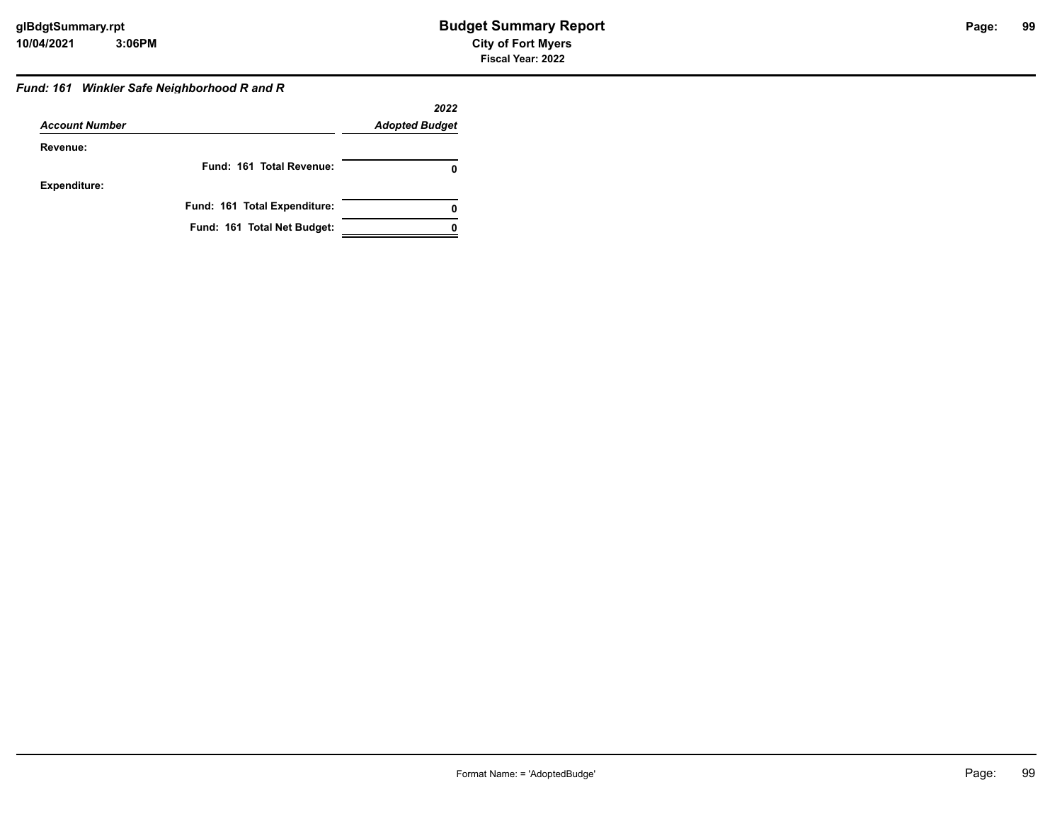### *Fund: 161 Winkler Safe Neighborhood R and R*

| *Account Number* | *2022 Adopted Budget* |
|---|---|
| **Revenue:** | |
| **Fund: 161 Total Revenue:** | **0** |
| **Expenditure:** | |
| **Fund: 161 Total Expenditure:** | **0** |
| **Fund: 161 Total Net Budget:** | **0** |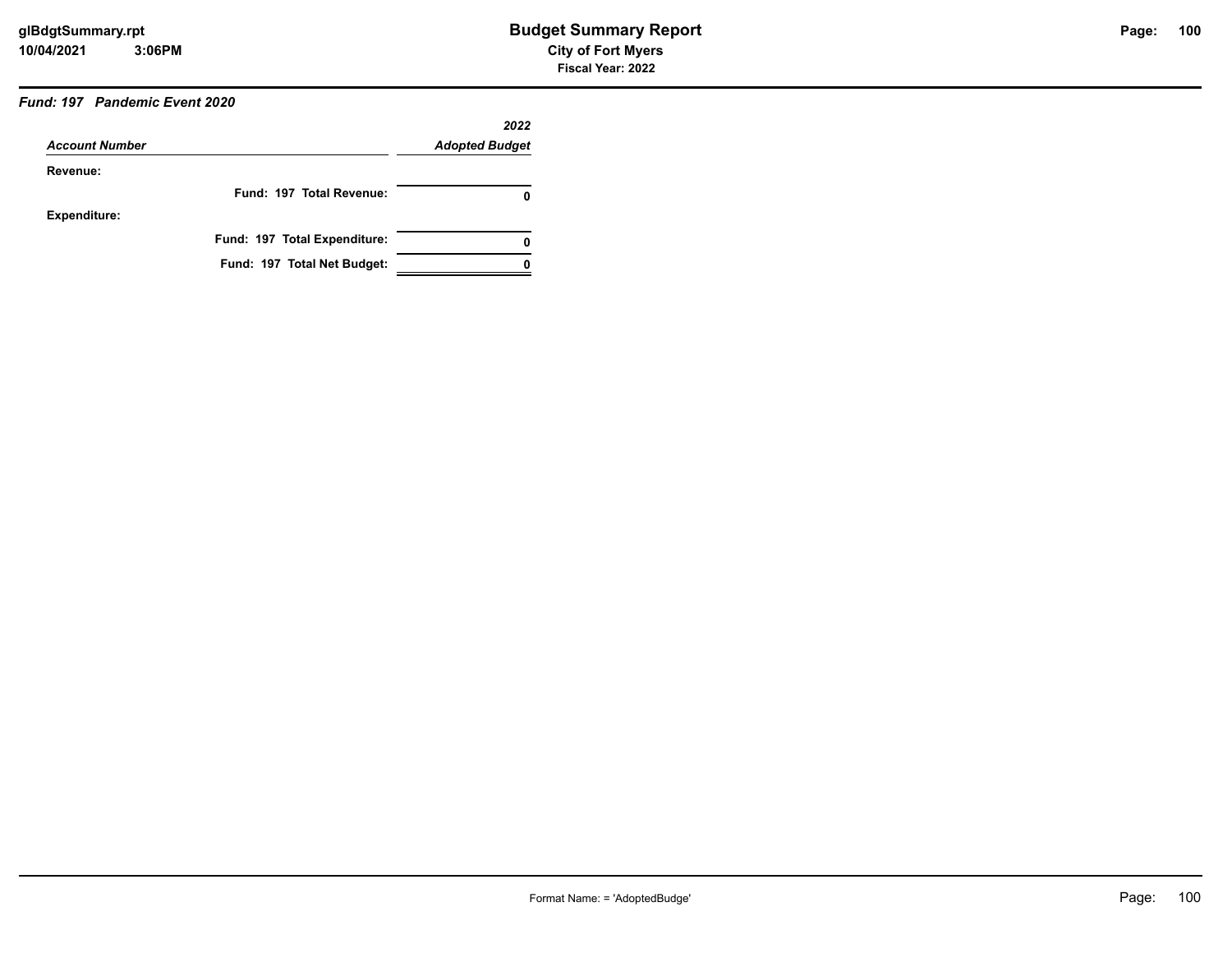### *Fund: 197 Pandemic Event 2020*

| *Account Number* | *2022 Adopted Budget* |
|---|---|
| **Revenue:** | |
| **Fund: 197 Total Revenue:** | **0** |
| **Expenditure:** | |
| **Fund: 197 Total Expenditure:** | **0** |
| **Fund: 197 Total Net Budget:** | **0** |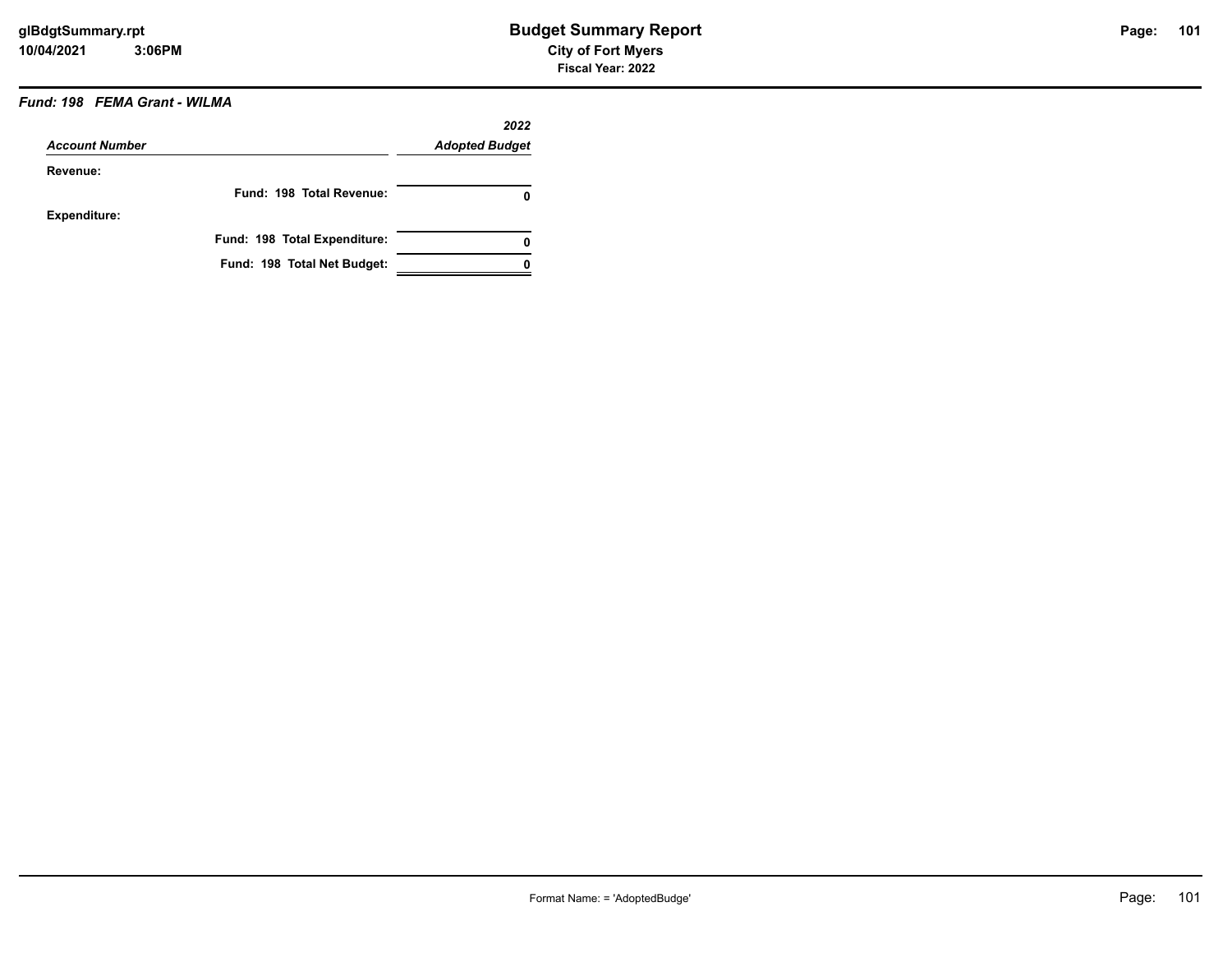# Budget Summary Report

**City of Fort Myers**

**Fiscal Year: 2022**

***Fund: 198 FEMA Grant - WILMA***

| *Account Number* | *2022 Adopted Budget* |
|---|---|
| **Revenue:** | |
| **Fund: 198 Total Revenue:** | **0** |
| **Expenditure:** | |
| **Fund: 198 Total Expenditure:** | **0** |
| **Fund: 198 Total Net Budget:** | **0** |

Format Name: = 'AdoptedBudge'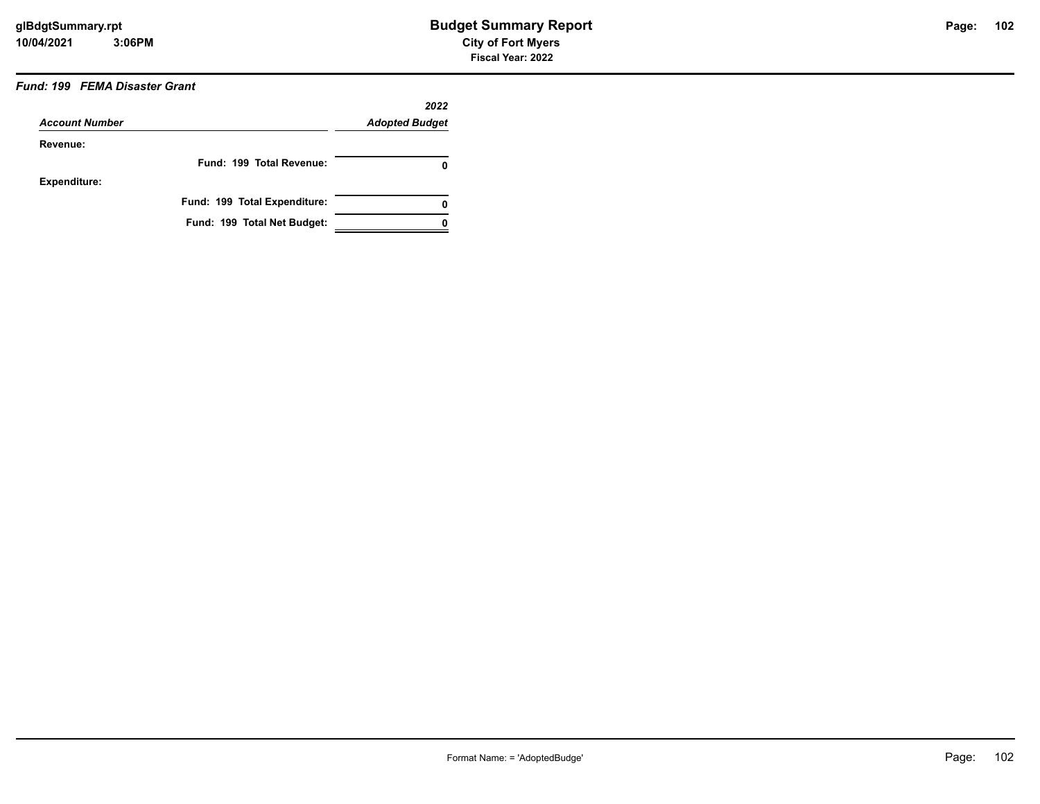# Budget Summary Report

**City of Fort Myers**

**Fiscal Year: 2022**

***Fund: 199 FEMA Disaster Grant***

| *Account Number* | *2022 Adopted Budget* |
|---|---|
| **Revenue:** | |
| **Fund: 199 Total Revenue:** | **0** |
| **Expenditure:** | |
| **Fund: 199 Total Expenditure:** | **0** |
| **Fund: 199 Total Net Budget:** | **0** |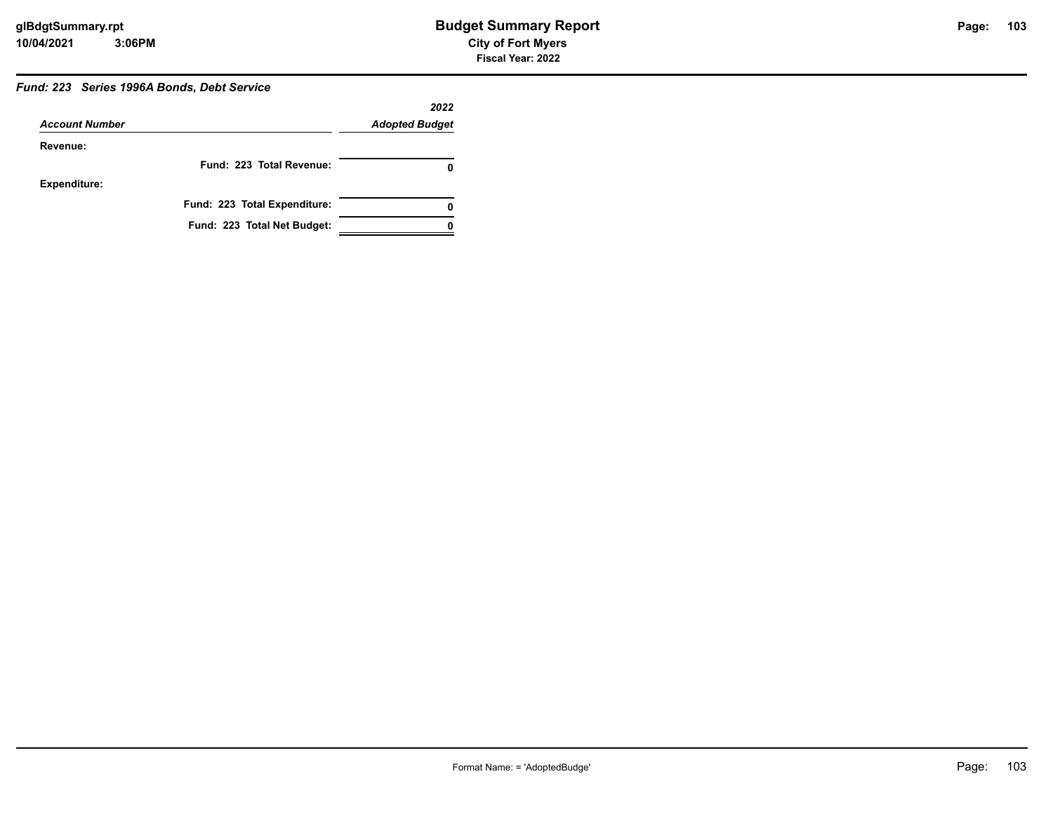### *Fund: 223 Series 1996A Bonds, Debt Service*

| *Account Number* | *2022 Adopted Budget* |
|---|---|
| **Revenue:** | |
| **Fund: 223 Total Revenue:** | **0** |
| **Expenditure:** | |
| **Fund: 223 Total Expenditure:** | **0** |
| **Fund: 223 Total Net Budget:** | **0** |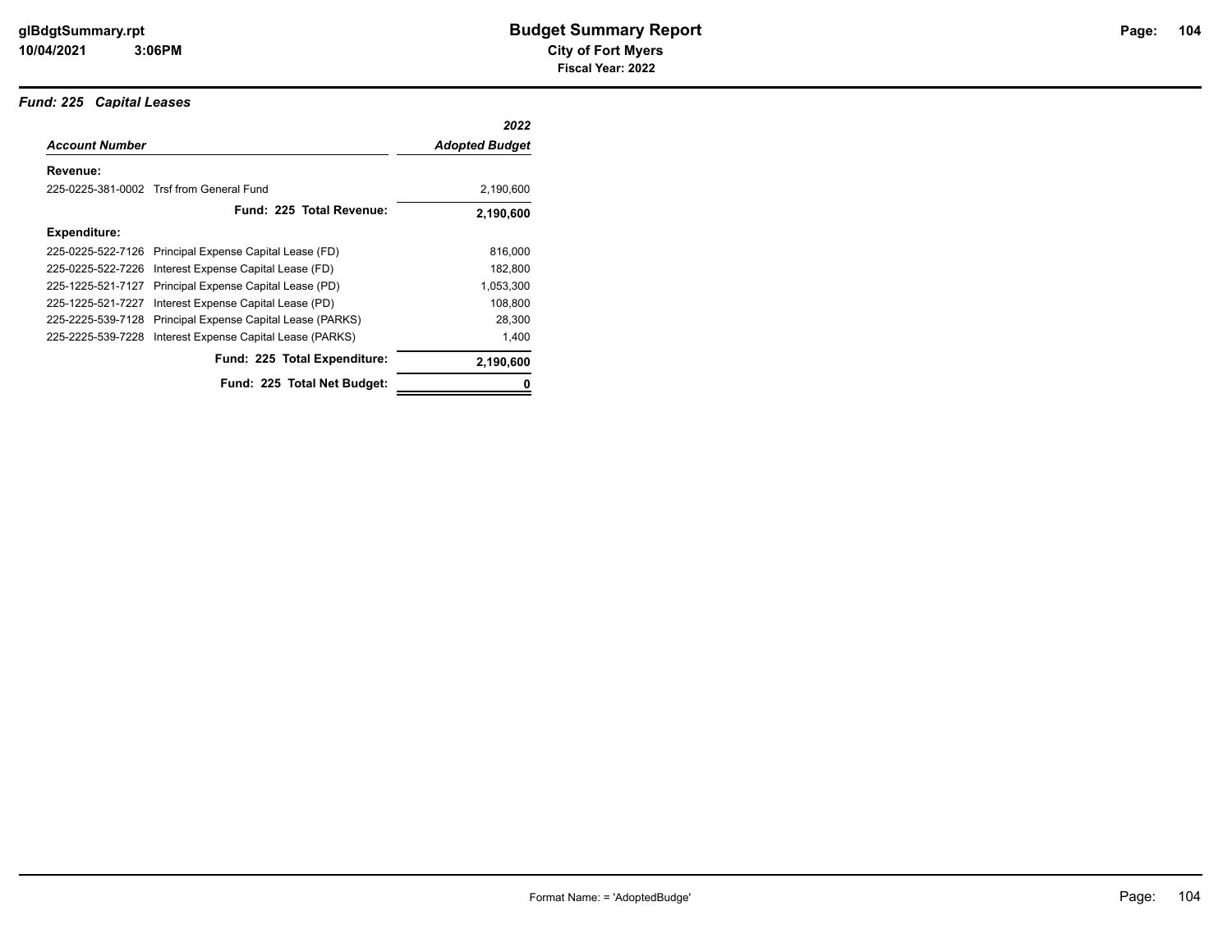# Budget Summary Report

**City of Fort Myers**

**Fiscal Year: 2022**

### *Fund: 225 Capital Leases*

| *Account Number* | | *2022 Adopted Budget* |
|---|---|---|
| **Revenue:** | | |
| 225-0225-381-0002 | Trsf from General Fund | 2,190,600 |
| | **Fund: 225 Total Revenue:** | **2,190,600** |
| **Expenditure:** | | |
| 225-0225-522-7126 | Principal Expense Capital Lease (FD) | 816,000 |
| 225-0225-522-7226 | Interest Expense Capital Lease (FD) | 182,800 |
| 225-1225-521-7127 | Principal Expense Capital Lease (PD) | 1,053,300 |
| 225-1225-521-7227 | Interest Expense Capital Lease (PD) | 108,800 |
| 225-2225-539-7128 | Principal Expense Capital Lease (PARKS) | 28,300 |
| 225-2225-539-7228 | Interest Expense Capital Lease (PARKS) | 1,400 |
| | **Fund: 225 Total Expenditure:** | **2,190,600** |
| | **Fund: 225 Total Net Budget:** | **0** |

Format Name: = 'AdoptedBudge'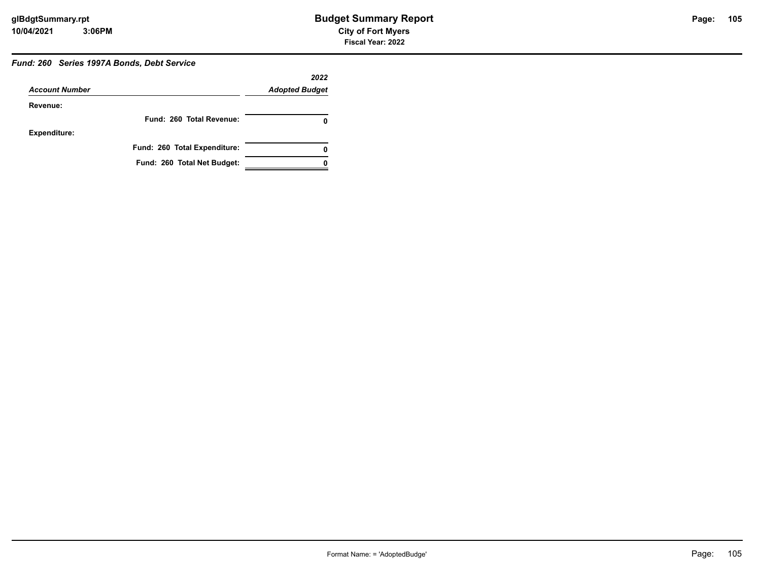### *Fund: 260 Series 1997A Bonds, Debt Service*

| *Account Number* | *2022 Adopted Budget* |
|---|---|
| **Revenue:** | |
| **Fund: 260 Total Revenue:** | **0** |
| **Expenditure:** | |
| **Fund: 260 Total Expenditure:** | **0** |
| **Fund: 260 Total Net Budget:** | **0** |

Format Name: = 'AdoptedBudge'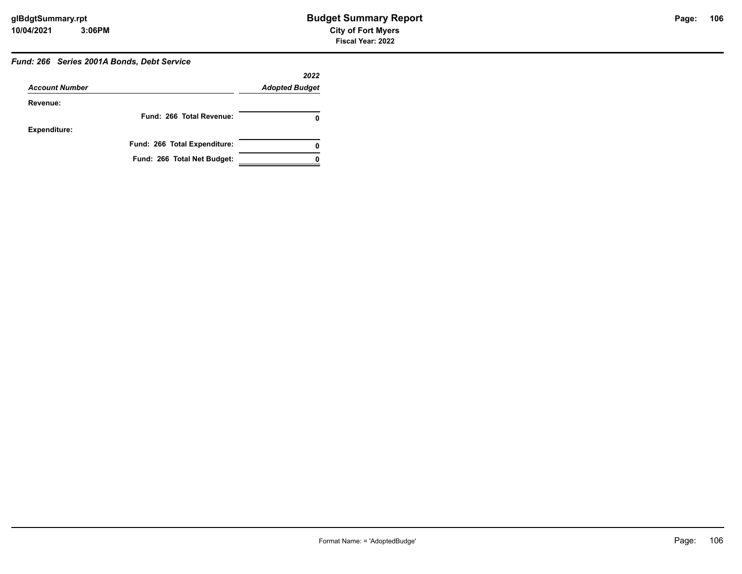### *Fund: 266 Series 2001A Bonds, Debt Service*

| *Account Number* | *2022 Adopted Budget* |
|---|---|
| **Revenue:** | |
| **Fund: 266 Total Revenue:** | **0** |
| **Expenditure:** | |
| **Fund: 266 Total Expenditure:** | **0** |
| **Fund: 266 Total Net Budget:** | **0** |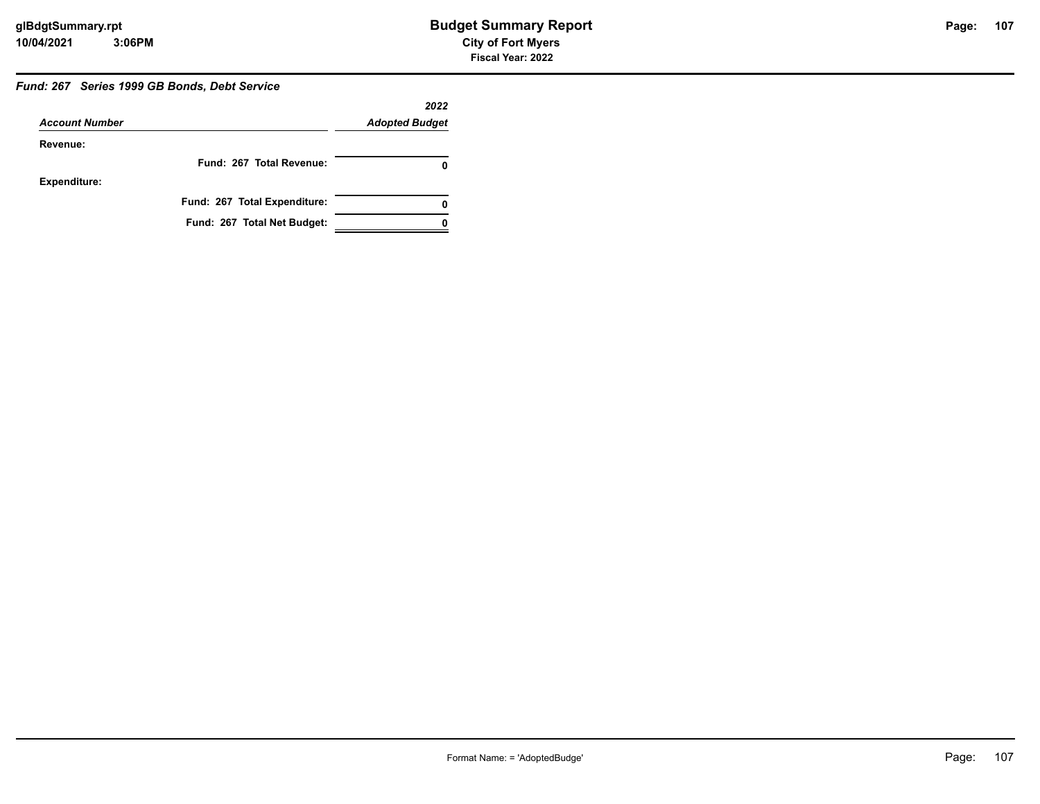### *Fund: 267 Series 1999 GB Bonds, Debt Service*

| *Account Number* | *2022 Adopted Budget* |
|---|---|
| **Revenue:** | |
| **Fund: 267 Total Revenue:** | **0** |
| **Expenditure:** | |
| **Fund: 267 Total Expenditure:** | **0** |
| **Fund: 267 Total Net Budget:** | **0** |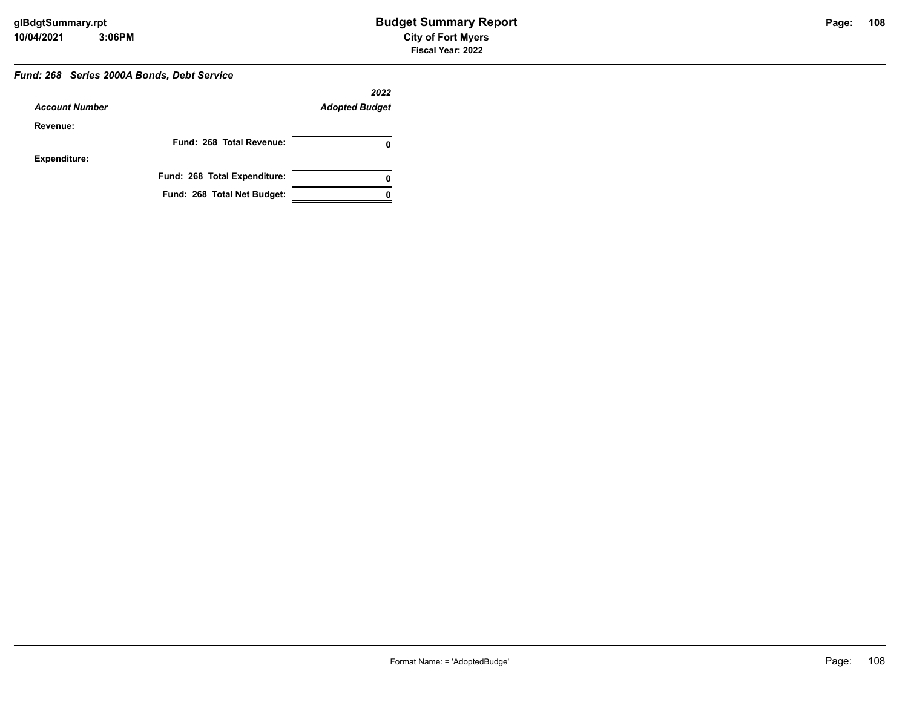### *Fund: 268 Series 2000A Bonds, Debt Service*

| *Account Number* | *2022 Adopted Budget* |
|---|---|
| **Revenue:** | |
| **Fund: 268 Total Revenue:** | **0** |
| **Expenditure:** | |
| **Fund: 268 Total Expenditure:** | **0** |
| **Fund: 268 Total Net Budget:** | **0** |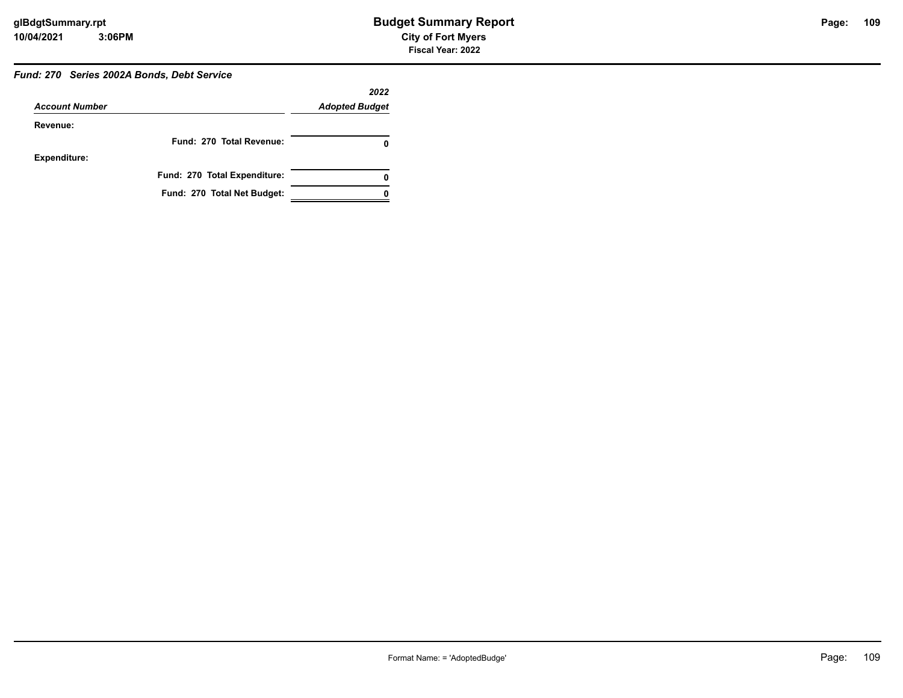### *Fund: 270 Series 2002A Bonds, Debt Service*

| *Account Number* | *2022 Adopted Budget* |
|---|---|
| **Revenue:** | |
| **Fund: 270 Total Revenue:** | **0** |
| **Expenditure:** | |
| **Fund: 270 Total Expenditure:** | **0** |
| **Fund: 270 Total Net Budget:** | **0** |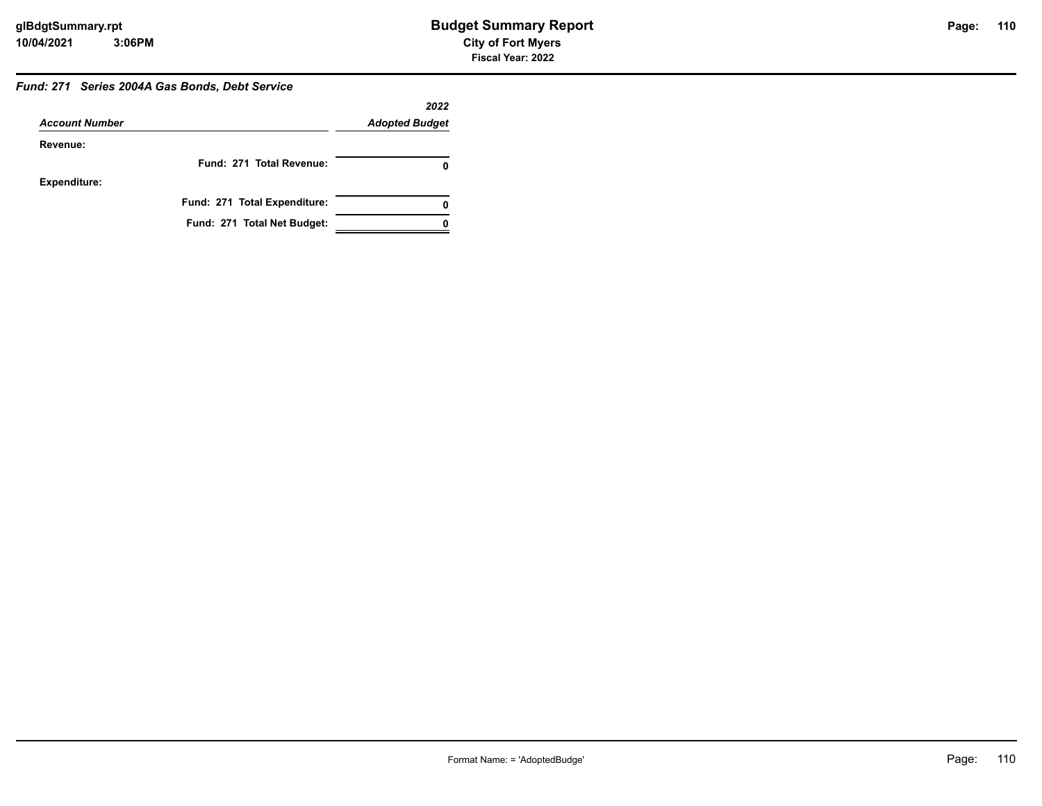### *Fund: 271 Series 2004A Gas Bonds, Debt Service*

| *Account Number* | *2022 Adopted Budget* |
|---|---|
| **Revenue:** | |
| **Fund: 271 Total Revenue:** | **0** |
| **Expenditure:** | |
| **Fund: 271 Total Expenditure:** | **0** |
| **Fund: 271 Total Net Budget:** | **0** |

Format Name: = 'AdoptedBudge'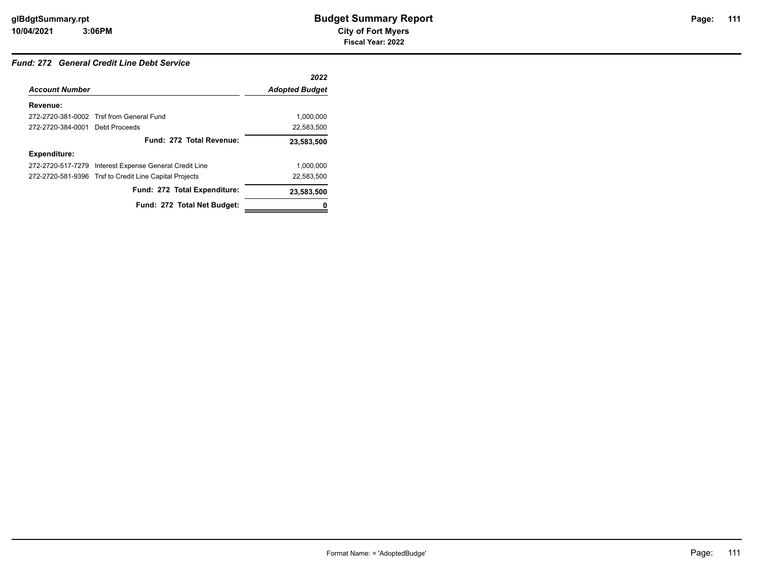# Budget Summary Report

**City of Fort Myers**

**Fiscal Year: 2022**

### *Fund: 272 General Credit Line Debt Service*

| *Account Number* | | *2022 Adopted Budget* |
|---|---|---|
| **Revenue:** | | |
| 272-2720-381-0002 | Trsf from General Fund | 1,000,000 |
| 272-2720-384-0001 | Debt Proceeds | 22,583,500 |
| | **Fund: 272 Total Revenue:** | **23,583,500** |
| **Expenditure:** | | |
| 272-2720-517-7279 | Interest Expense General Credit Line | 1,000,000 |
| 272-2720-581-9396 | Trsf to Credit Line Capital Projects | 22,583,500 |
| | **Fund: 272 Total Expenditure:** | **23,583,500** |
| | **Fund: 272 Total Net Budget:** | **0** |

Format Name: = 'AdoptedBudge'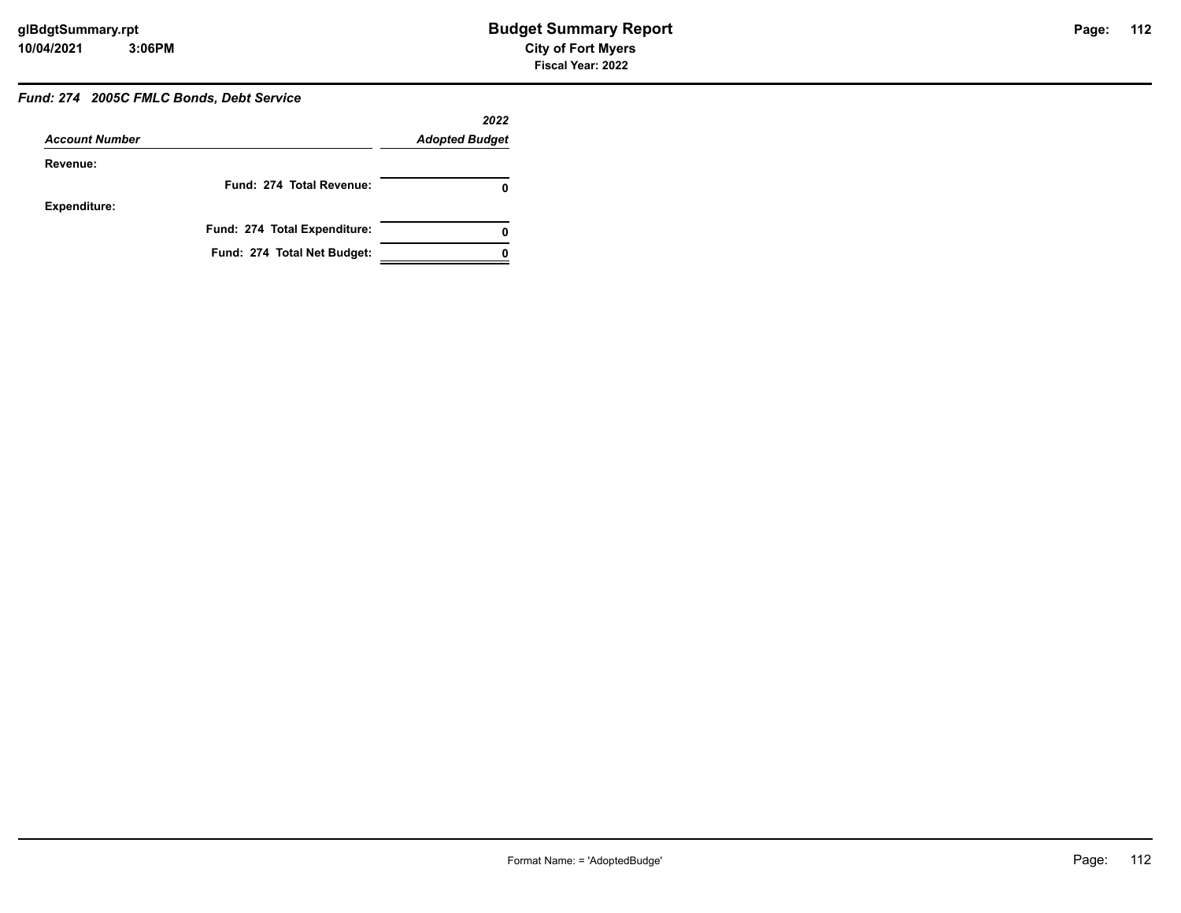### *Fund: 274 2005C FMLC Bonds, Debt Service*

| *Account Number* | *2022 Adopted Budget* |
|---|---|
| **Revenue:** | |
| **Fund: 274 Total Revenue:** | **0** |
| **Expenditure:** | |
| **Fund: 274 Total Expenditure:** | **0** |
| **Fund: 274 Total Net Budget:** | **0** |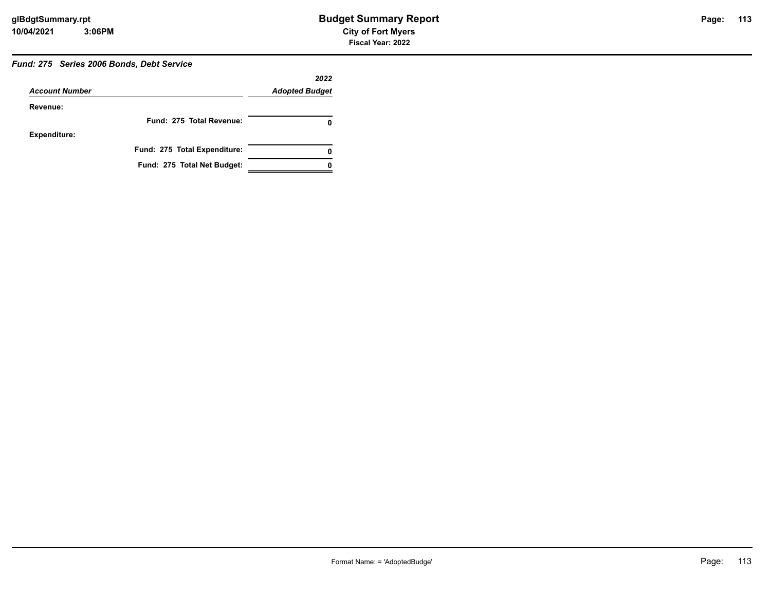### *Fund: 275 Series 2006 Bonds, Debt Service*

| *Account Number* | *2022 Adopted Budget* |
|---|---|
| **Revenue:** | |
| **Fund: 275 Total Revenue:** | **0** |
| **Expenditure:** | |
| **Fund: 275 Total Expenditure:** | **0** |
| **Fund: 275 Total Net Budget:** | **0** |

Format Name: = 'AdoptedBudge'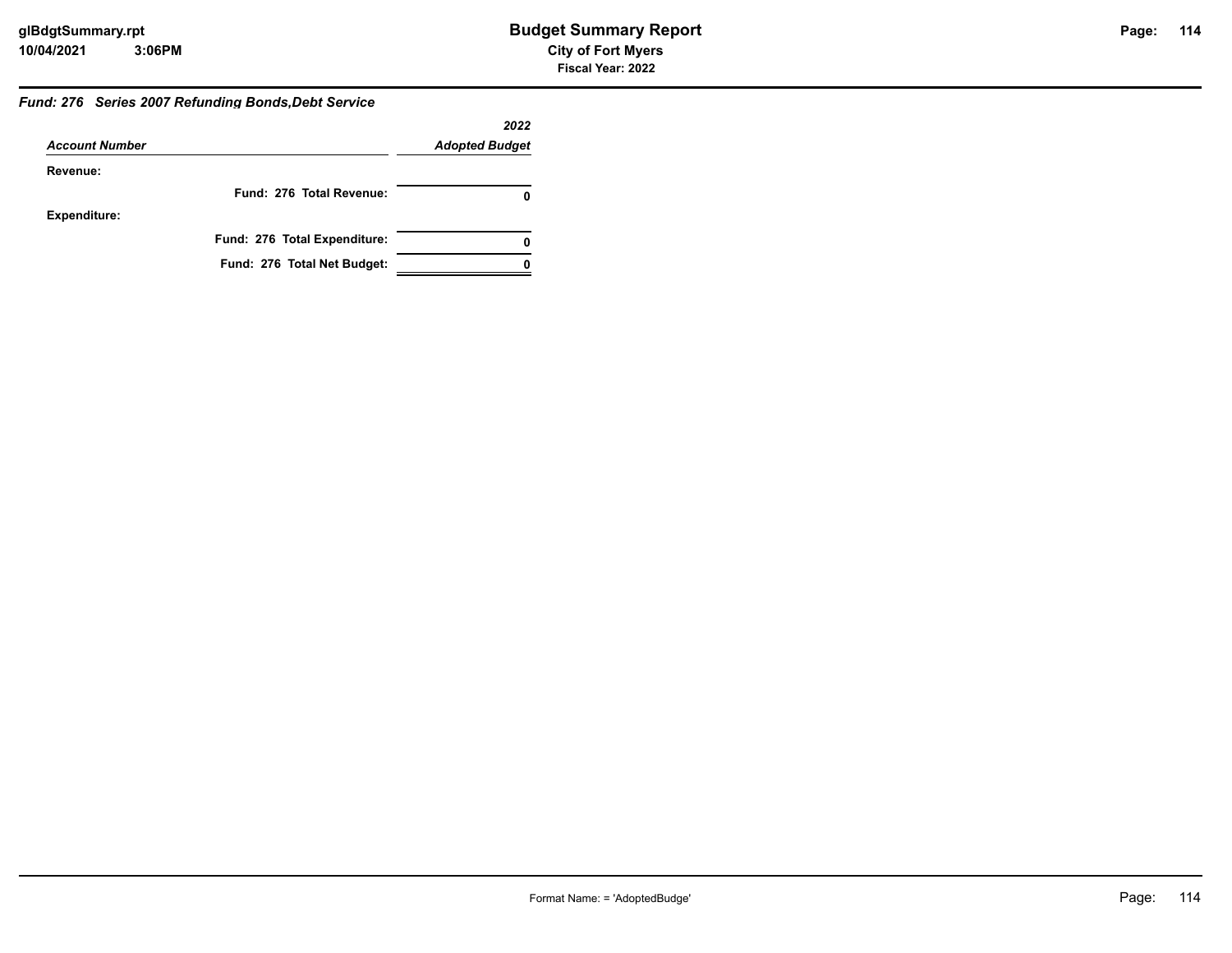### *Fund: 276 Series 2007 Refunding Bonds,Debt Service*

| *Account Number* | *2022 Adopted Budget* |
|---|---|
| **Revenue:** | |
| **Fund: 276 Total Revenue:** | **0** |
| **Expenditure:** | |
| **Fund: 276 Total Expenditure:** | **0** |
| **Fund: 276 Total Net Budget:** | **0** |

Format Name: = 'AdoptedBudge'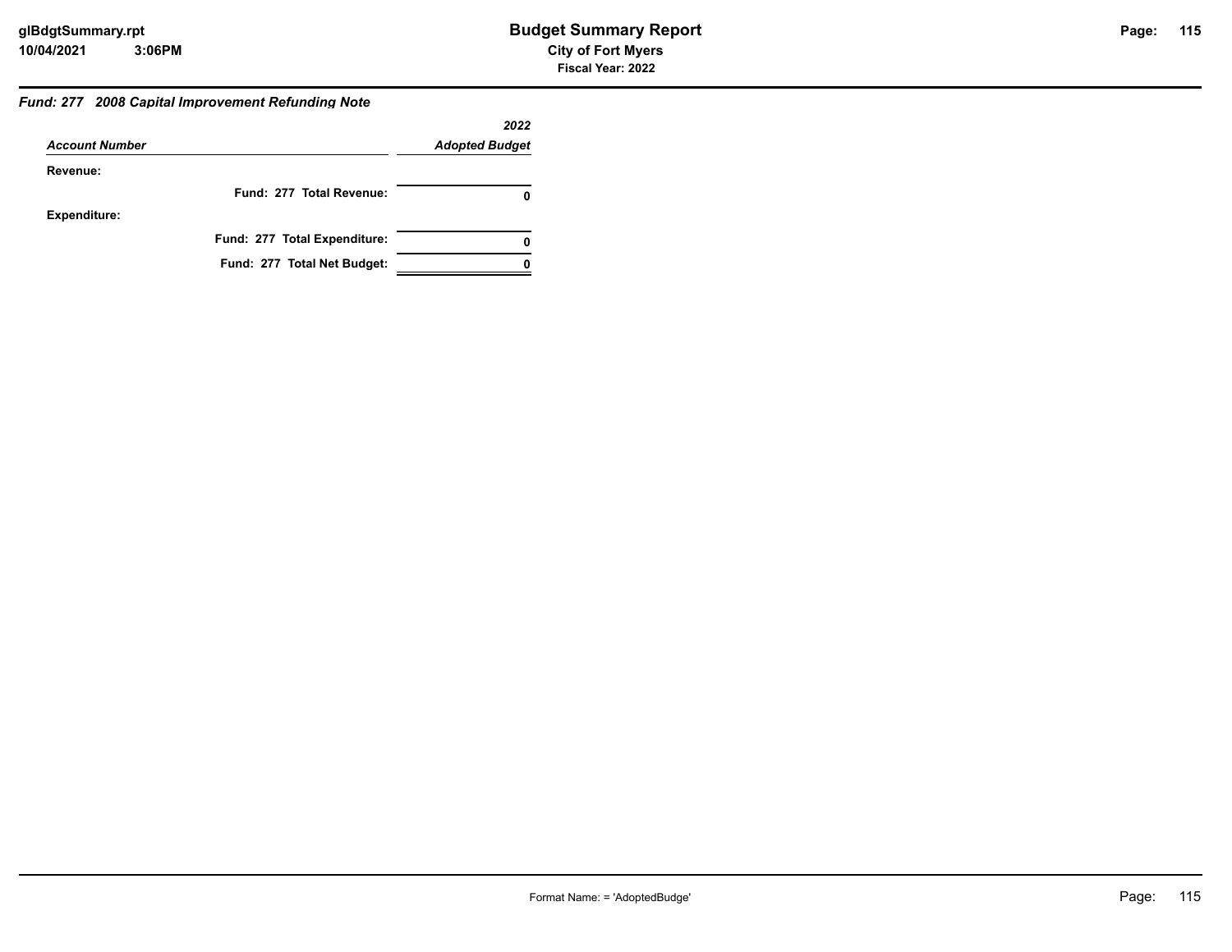### *Fund: 277 2008 Capital Improvement Refunding Note*

| *Account Number* | *2022 Adopted Budget* |
|---|---|
| **Revenue:** | |
| **Fund: 277 Total Revenue:** | **0** |
| **Expenditure:** | |
| **Fund: 277 Total Expenditure:** | **0** |
| **Fund: 277 Total Net Budget:** | **0** |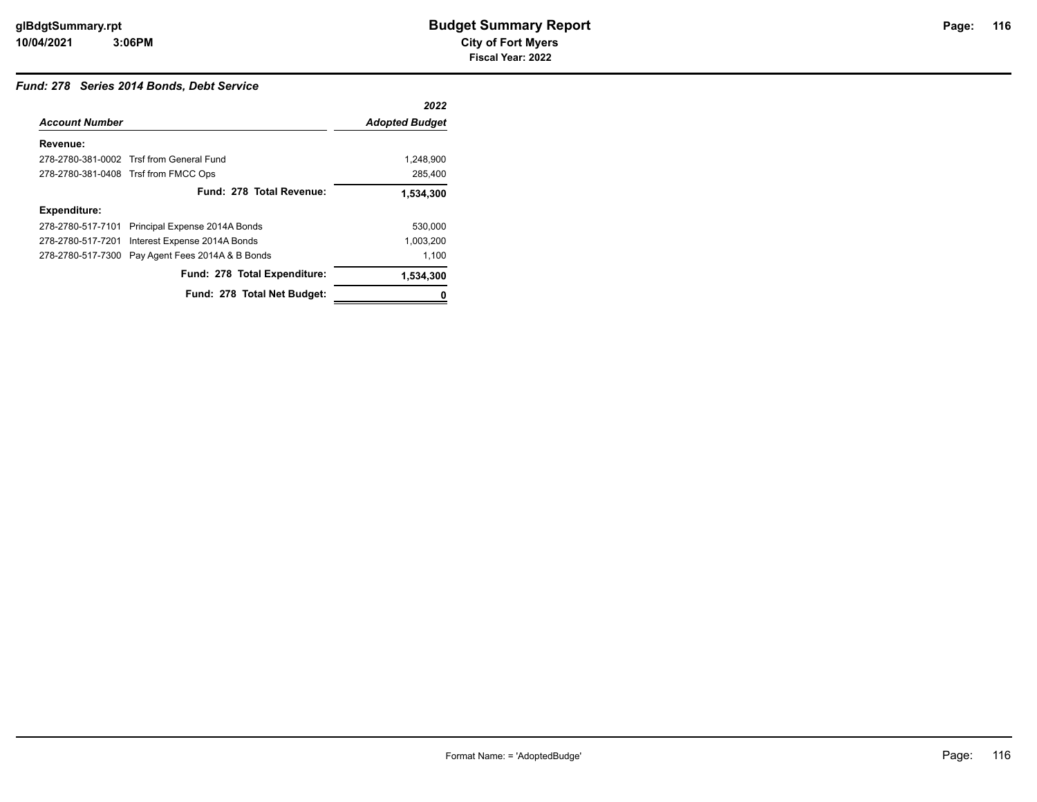## Fund: 278 Series 2014 Bonds, Debt Service

| Account Number | | 2022 Adopted Budget |
|---|---|---|
| **Revenue:** | | |
| 278-2780-381-0002 | Trsf from General Fund | 1,248,900 |
| 278-2780-381-0408 | Trsf from FMCC Ops | 285,400 |
| | **Fund: 278 Total Revenue:** | **1,534,300** |
| **Expenditure:** | | |
| 278-2780-517-7101 | Principal Expense 2014A Bonds | 530,000 |
| 278-2780-517-7201 | Interest Expense 2014A Bonds | 1,003,200 |
| 278-2780-517-7300 | Pay Agent Fees 2014A & B Bonds | 1,100 |
| | **Fund: 278 Total Expenditure:** | **1,534,300** |
| | **Fund: 278 Total Net Budget:** | **0** |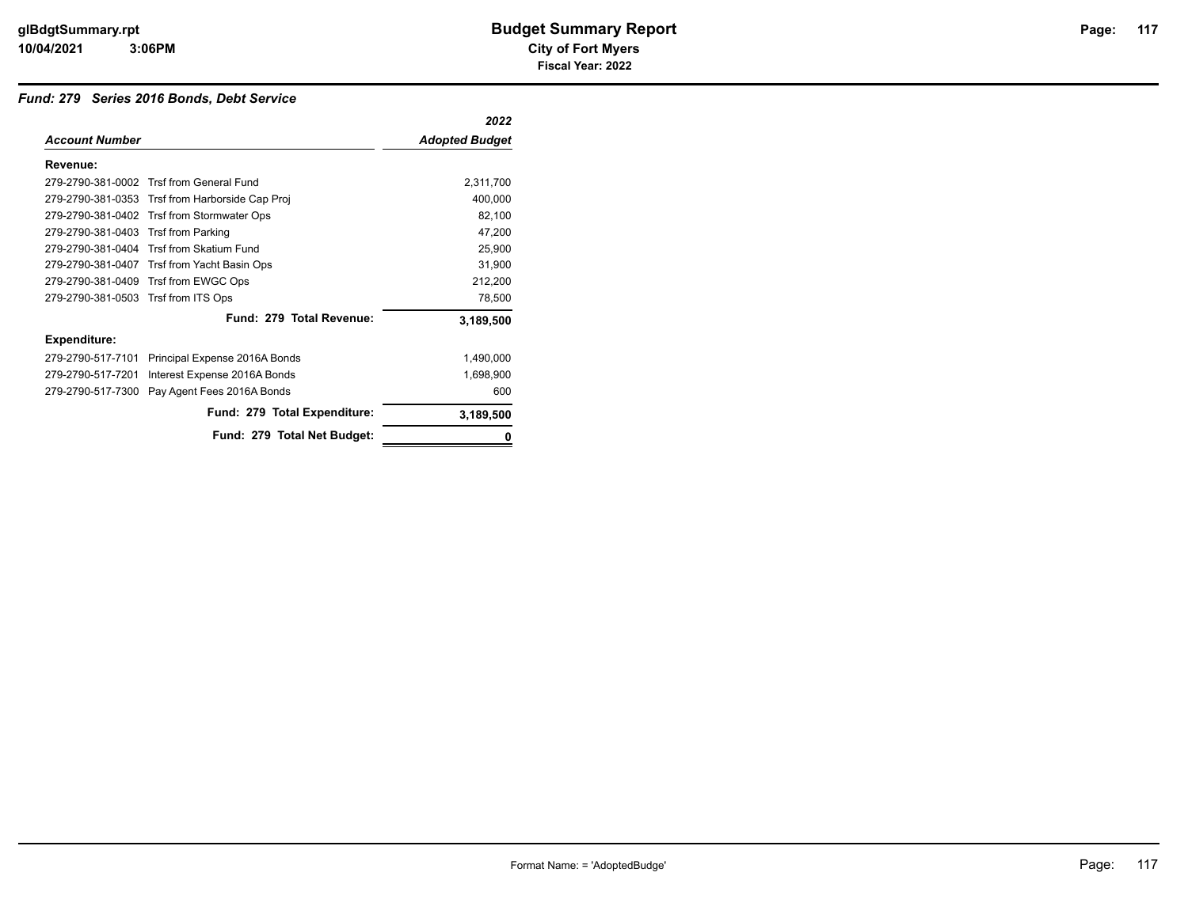# Budget Summary Report

**City of Fort Myers**

**Fiscal Year: 2022**

### *Fund: 279 Series 2016 Bonds, Debt Service*

| *Account Number* | | *2022 Adopted Budget* |
|---|---|---|
| **Revenue:** | | |
| 279-2790-381-0002 | Trsf from General Fund | 2,311,700 |
| 279-2790-381-0353 | Trsf from Harborside Cap Proj | 400,000 |
| 279-2790-381-0402 | Trsf from Stormwater Ops | 82,100 |
| 279-2790-381-0403 | Trsf from Parking | 47,200 |
| 279-2790-381-0404 | Trsf from Skatium Fund | 25,900 |
| 279-2790-381-0407 | Trsf from Yacht Basin Ops | 31,900 |
| 279-2790-381-0409 | Trsf from EWGC Ops | 212,200 |
| 279-2790-381-0503 | Trsf from ITS Ops | 78,500 |
| | **Fund: 279 Total Revenue:** | **3,189,500** |
| **Expenditure:** | | |
| 279-2790-517-7101 | Principal Expense 2016A Bonds | 1,490,000 |
| 279-2790-517-7201 | Interest Expense 2016A Bonds | 1,698,900 |
| 279-2790-517-7300 | Pay Agent Fees 2016A Bonds | 600 |
| | **Fund: 279 Total Expenditure:** | **3,189,500** |
| | **Fund: 279 Total Net Budget:** | **0** |

Format Name: = 'AdoptedBudge'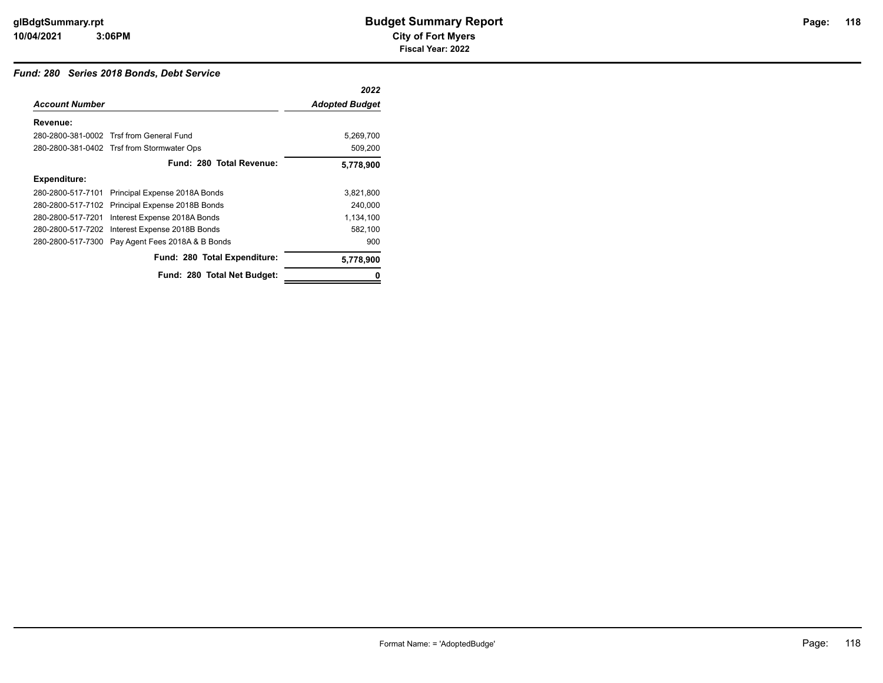# Budget Summary Report

**City of Fort Myers**

**Fiscal Year: 2022**

## *Fund: 280 Series 2018 Bonds, Debt Service*

| *Account Number* | | *2022 Adopted Budget* |
|---|---|---|
| **Revenue:** | | |
| 280-2800-381-0002 | Trsf from General Fund | 5,269,700 |
| 280-2800-381-0402 | Trsf from Stormwater Ops | 509,200 |
| | **Fund: 280 Total Revenue:** | **5,778,900** |
| **Expenditure:** | | |
| 280-2800-517-7101 | Principal Expense 2018A Bonds | 3,821,800 |
| 280-2800-517-7102 | Principal Expense 2018B Bonds | 240,000 |
| 280-2800-517-7201 | Interest Expense 2018A Bonds | 1,134,100 |
| 280-2800-517-7202 | Interest Expense 2018B Bonds | 582,100 |
| 280-2800-517-7300 | Pay Agent Fees 2018A & B Bonds | 900 |
| | **Fund: 280 Total Expenditure:** | **5,778,900** |
| | **Fund: 280 Total Net Budget:** | **0** |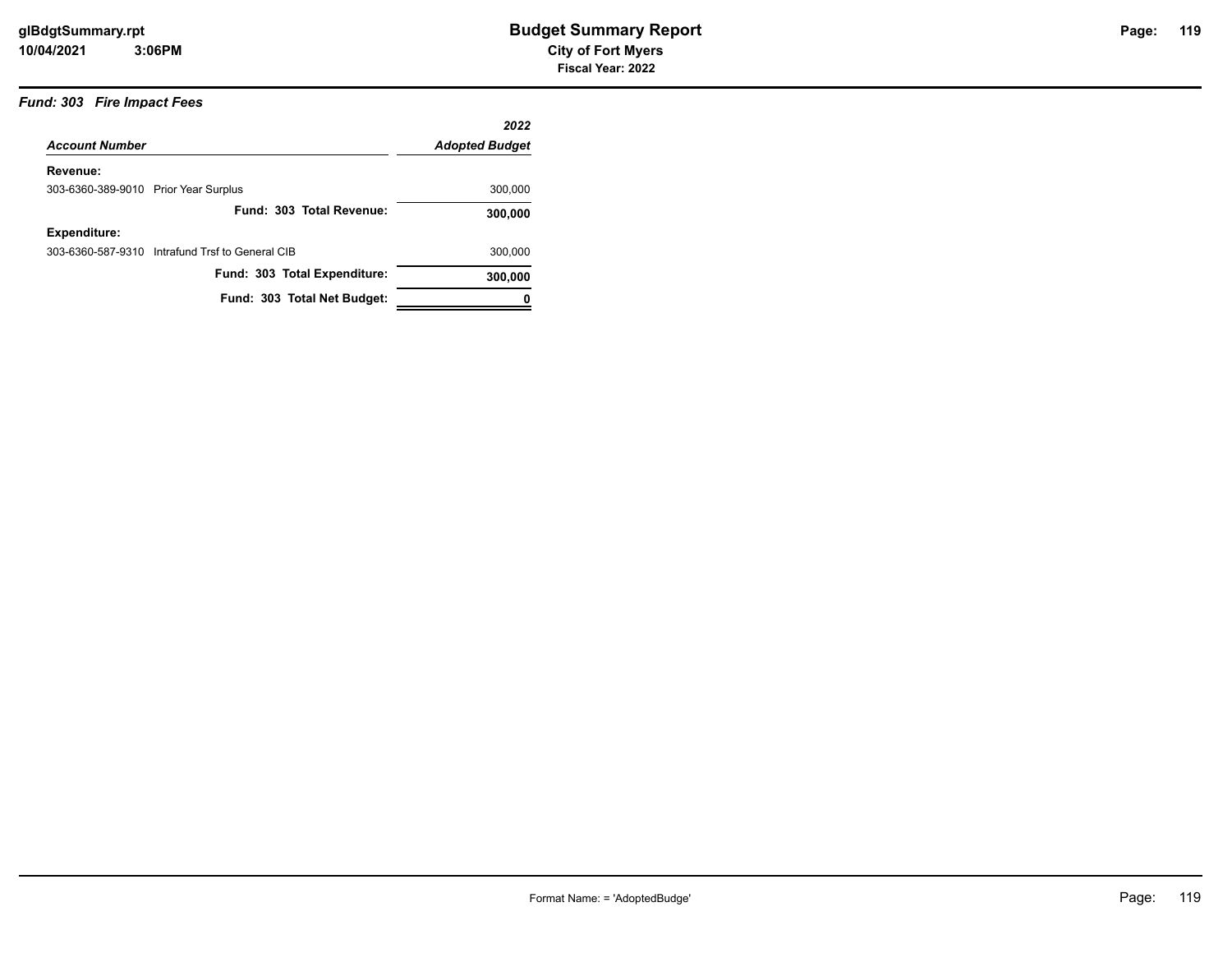# Budget Summary Report

**City of Fort Myers**

**Fiscal Year: 2022**

### *Fund: 303 Fire Impact Fees*

| *Account Number* | *2022 Adopted Budget* |
|---|---|
| **Revenue:** | |
| 303-6360-389-9010 Prior Year Surplus | 300,000 |
| **Fund: 303 Total Revenue:** | **300,000** |
| **Expenditure:** | |
| 303-6360-587-9310 Intrafund Trsf to General CIB | 300,000 |
| **Fund: 303 Total Expenditure:** | **300,000** |
| **Fund: 303 Total Net Budget:** | **0** |

Format Name: = 'AdoptedBudge'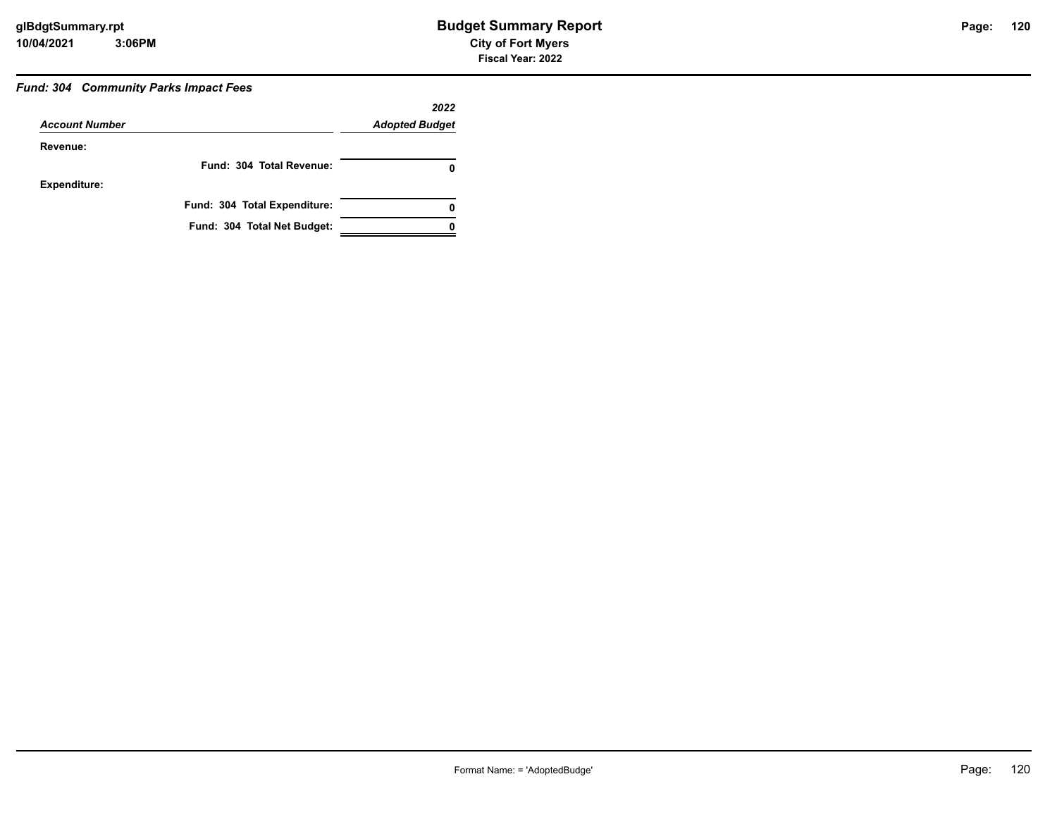### *Fund: 304 Community Parks Impact Fees*

| *Account Number* | *2022 Adopted Budget* |
|---|---|
| **Revenue:** | |
| **Fund: 304 Total Revenue:** | **0** |
| **Expenditure:** | |
| **Fund: 304 Total Expenditure:** | **0** |
| **Fund: 304 Total Net Budget:** | **0** |

Format Name: = 'AdoptedBudge'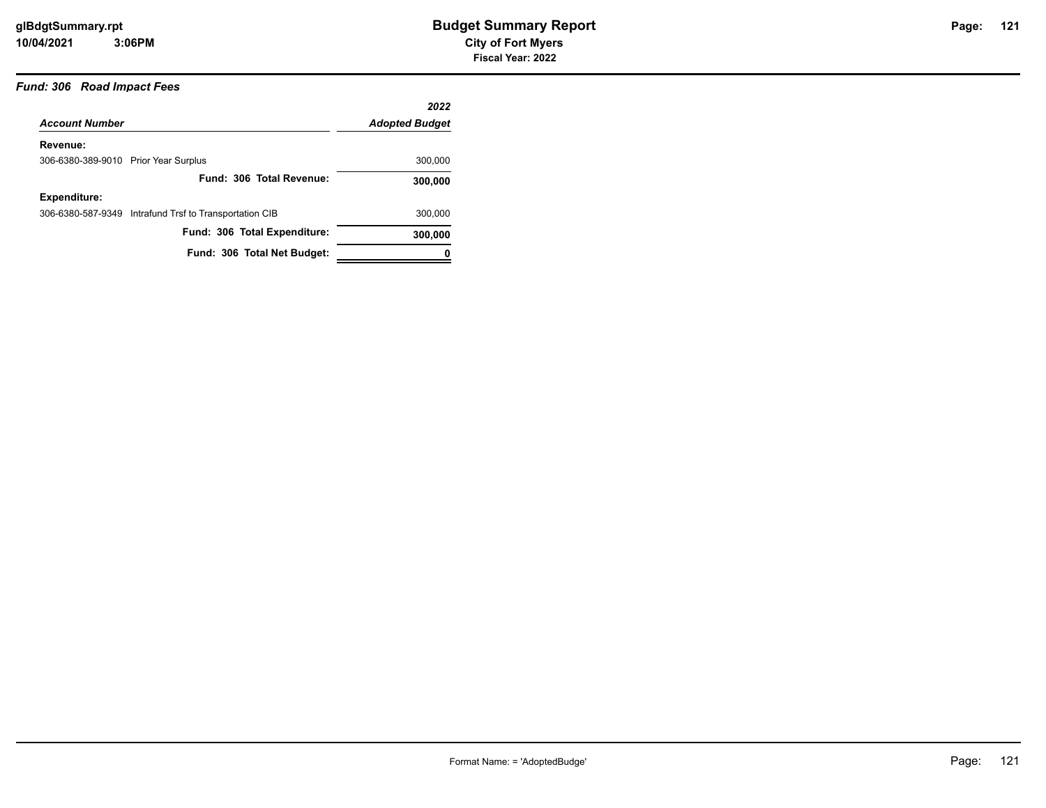### *Fund: 306 Road Impact Fees*

| *Account Number* | *2022 Adopted Budget* |
|---|---|
| **Revenue:** | |
| 306-6380-389-9010 Prior Year Surplus | 300,000 |
| **Fund: 306 Total Revenue:** | **300,000** |
| **Expenditure:** | |
| 306-6380-587-9349 Intrafund Trsf to Transportation CIB | 300,000 |
| **Fund: 306 Total Expenditure:** | **300,000** |
| **Fund: 306 Total Net Budget:** | **0** |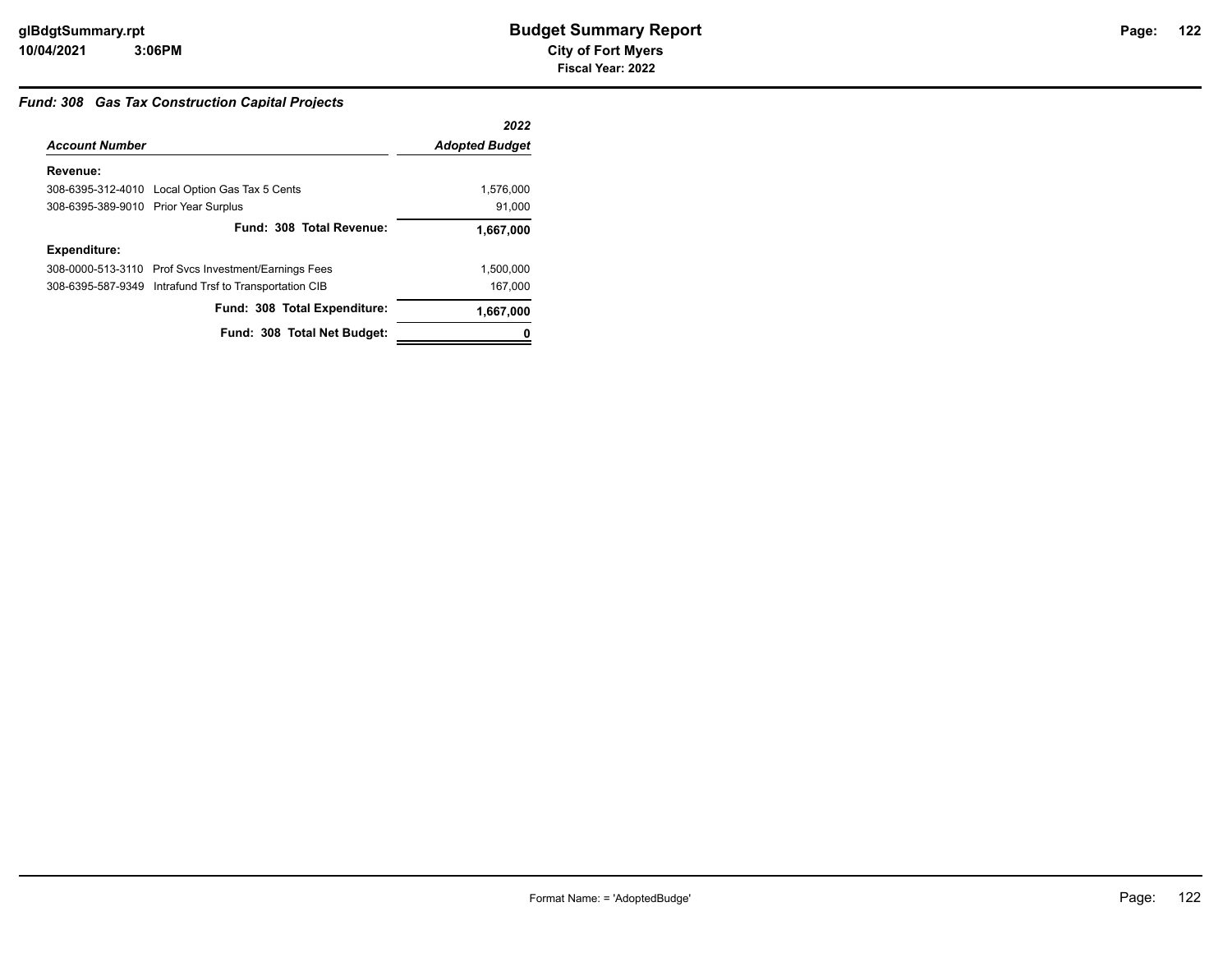# Budget Summary Report

**City of Fort Myers**

**Fiscal Year: 2022**

### *Fund: 308 Gas Tax Construction Capital Projects*

| *Account Number* | | *2022 Adopted Budget* |
|---|---|---|
| **Revenue:** | | |
| 308-6395-312-4010 | Local Option Gas Tax 5 Cents | 1,576,000 |
| 308-6395-389-9010 | Prior Year Surplus | 91,000 |
| | **Fund: 308 Total Revenue:** | **1,667,000** |
| **Expenditure:** | | |
| 308-0000-513-3110 | Prof Svcs Investment/Earnings Fees | 1,500,000 |
| 308-6395-587-9349 | Intrafund Trsf to Transportation CIB | 167,000 |
| | **Fund: 308 Total Expenditure:** | **1,667,000** |
| | **Fund: 308 Total Net Budget:** | **0** |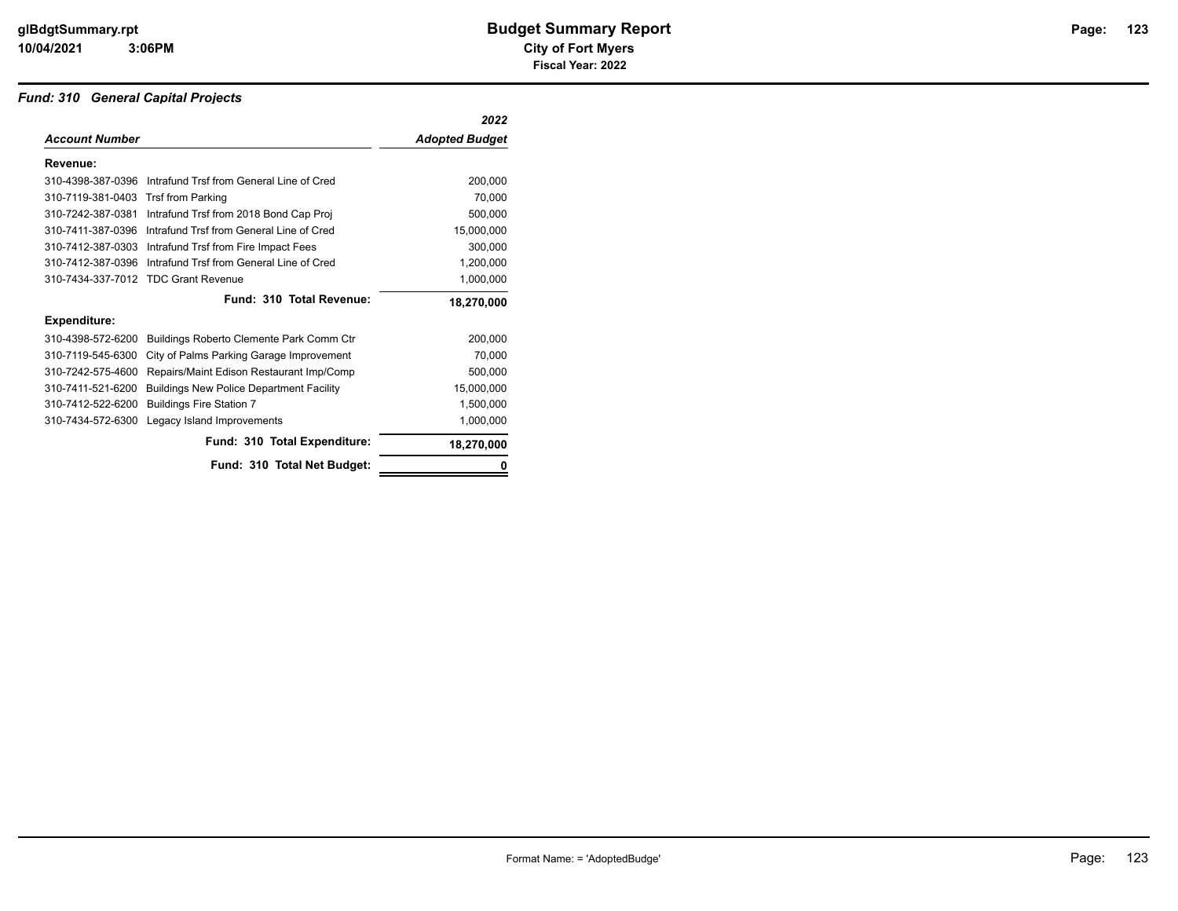# Budget Summary Report

**City of Fort Myers**

**Fiscal Year: 2022**

### *Fund: 310 General Capital Projects*

| *Account Number* | | *2022 Adopted Budget* |
|---|---|---|
| **Revenue:** | | |
| 310-4398-387-0396 | Intrafund Trsf from General Line of Cred | 200,000 |
| 310-7119-381-0403 | Trsf from Parking | 70,000 |
| 310-7242-387-0381 | Intrafund Trsf from 2018 Bond Cap Proj | 500,000 |
| 310-7411-387-0396 | Intrafund Trsf from General Line of Cred | 15,000,000 |
| 310-7412-387-0303 | Intrafund Trsf from Fire Impact Fees | 300,000 |
| 310-7412-387-0396 | Intrafund Trsf from General Line of Cred | 1,200,000 |
| 310-7434-337-7012 | TDC Grant Revenue | 1,000,000 |
| | **Fund: 310 Total Revenue:** | **18,270,000** |
| **Expenditure:** | | |
| 310-4398-572-6200 | Buildings Roberto Clemente Park Comm Ctr | 200,000 |
| 310-7119-545-6300 | City of Palms Parking Garage Improvement | 70,000 |
| 310-7242-575-4600 | Repairs/Maint Edison Restaurant Imp/Comp | 500,000 |
| 310-7411-521-6200 | Buildings New Police Department Facility | 15,000,000 |
| 310-7412-522-6200 | Buildings Fire Station 7 | 1,500,000 |
| 310-7434-572-6300 | Legacy Island Improvements | 1,000,000 |
| | **Fund: 310 Total Expenditure:** | **18,270,000** |
| | **Fund: 310 Total Net Budget:** | **0** |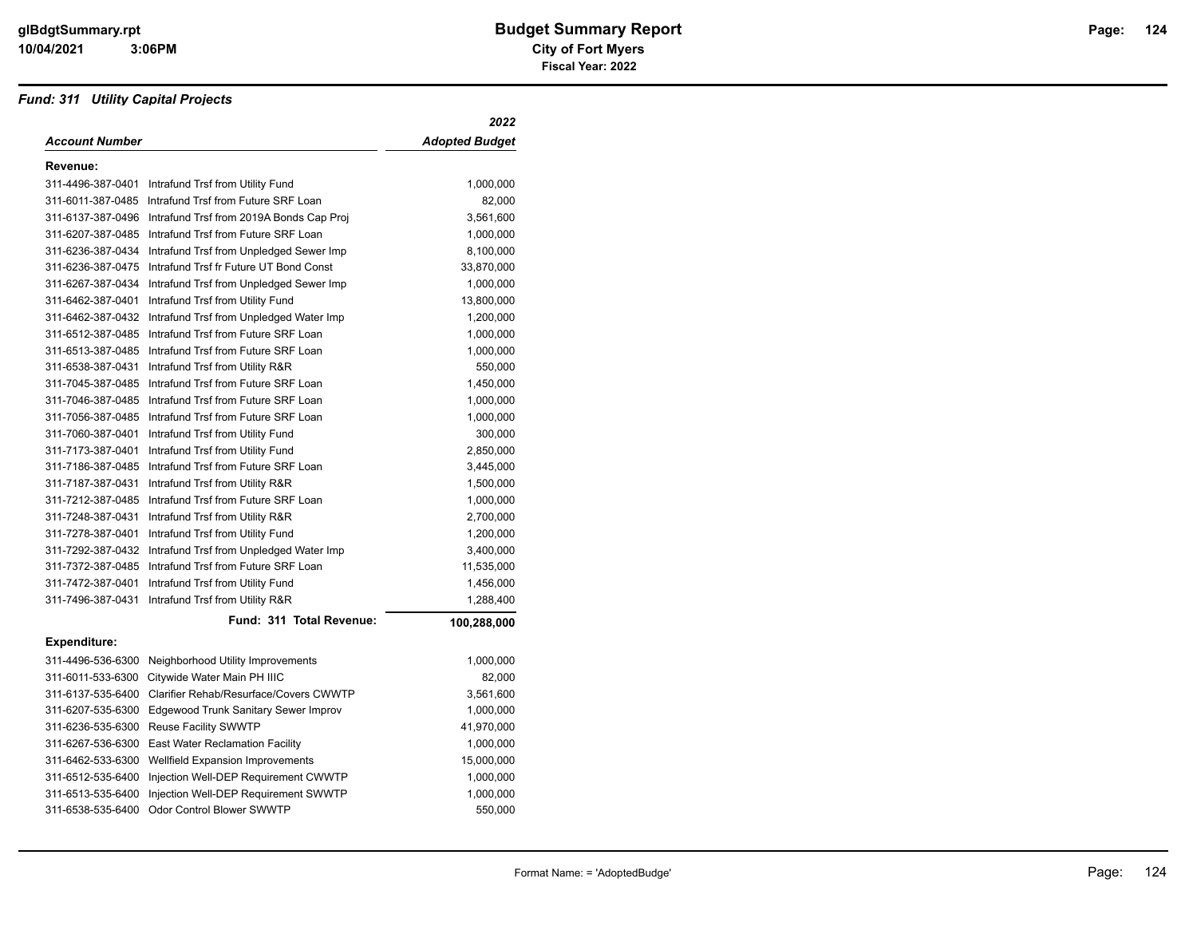**Budget Summary Report**
**City of Fort Myers**
**Fiscal Year: 2022**

### *Fund: 311 Utility Capital Projects*

| *Account Number* | | *2022 Adopted Budget* |
|---|---|---|
| **Revenue:** | | |
| 311-4496-387-0401 | Intrafund Trsf from Utility Fund | 1,000,000 |
| 311-6011-387-0485 | Intrafund Trsf from Future SRF Loan | 82,000 |
| 311-6137-387-0496 | Intrafund Trsf from 2019A Bonds Cap Proj | 3,561,600 |
| 311-6207-387-0485 | Intrafund Trsf from Future SRF Loan | 1,000,000 |
| 311-6236-387-0434 | Intrafund Trsf from Unpledged Sewer Imp | 8,100,000 |
| 311-6236-387-0475 | Intrafund Trsf fr Future UT Bond Const | 33,870,000 |
| 311-6267-387-0434 | Intrafund Trsf from Unpledged Sewer Imp | 1,000,000 |
| 311-6462-387-0401 | Intrafund Trsf from Utility Fund | 13,800,000 |
| 311-6462-387-0432 | Intrafund Trsf from Unpledged Water Imp | 1,200,000 |
| 311-6512-387-0485 | Intrafund Trsf from Future SRF Loan | 1,000,000 |
| 311-6513-387-0485 | Intrafund Trsf from Future SRF Loan | 1,000,000 |
| 311-6538-387-0431 | Intrafund Trsf from Utility R&R | 550,000 |
| 311-7045-387-0485 | Intrafund Trsf from Future SRF Loan | 1,450,000 |
| 311-7046-387-0485 | Intrafund Trsf from Future SRF Loan | 1,000,000 |
| 311-7056-387-0485 | Intrafund Trsf from Future SRF Loan | 1,000,000 |
| 311-7060-387-0401 | Intrafund Trsf from Utility Fund | 300,000 |
| 311-7173-387-0401 | Intrafund Trsf from Utility Fund | 2,850,000 |
| 311-7186-387-0485 | Intrafund Trsf from Future SRF Loan | 3,445,000 |
| 311-7187-387-0431 | Intrafund Trsf from Utility R&R | 1,500,000 |
| 311-7212-387-0485 | Intrafund Trsf from Future SRF Loan | 1,000,000 |
| 311-7248-387-0431 | Intrafund Trsf from Utility R&R | 2,700,000 |
| 311-7278-387-0401 | Intrafund Trsf from Utility Fund | 1,200,000 |
| 311-7292-387-0432 | Intrafund Trsf from Unpledged Water Imp | 3,400,000 |
| 311-7372-387-0485 | Intrafund Trsf from Future SRF Loan | 11,535,000 |
| 311-7472-387-0401 | Intrafund Trsf from Utility Fund | 1,456,000 |
| 311-7496-387-0431 | Intrafund Trsf from Utility R&R | 1,288,400 |
| | **Fund: 311 Total Revenue:** | **100,288,000** |
| **Expenditure:** | | |
| 311-4496-536-6300 | Neighborhood Utility Improvements | 1,000,000 |
| 311-6011-533-6300 | Citywide Water Main PH IIIC | 82,000 |
| 311-6137-535-6400 | Clarifier Rehab/Resurface/Covers CWWTP | 3,561,600 |
| 311-6207-535-6300 | Edgewood Trunk Sanitary Sewer Improv | 1,000,000 |
| 311-6236-535-6300 | Reuse Facility SWWTP | 41,970,000 |
| 311-6267-536-6300 | East Water Reclamation Facility | 1,000,000 |
| 311-6462-533-6300 | Wellfield Expansion Improvements | 15,000,000 |
| 311-6512-535-6400 | Injection Well-DEP Requirement CWWTP | 1,000,000 |
| 311-6513-535-6400 | Injection Well-DEP Requirement SWWTP | 1,000,000 |
| 311-6538-535-6400 | Odor Control Blower SWWTP | 550,000 |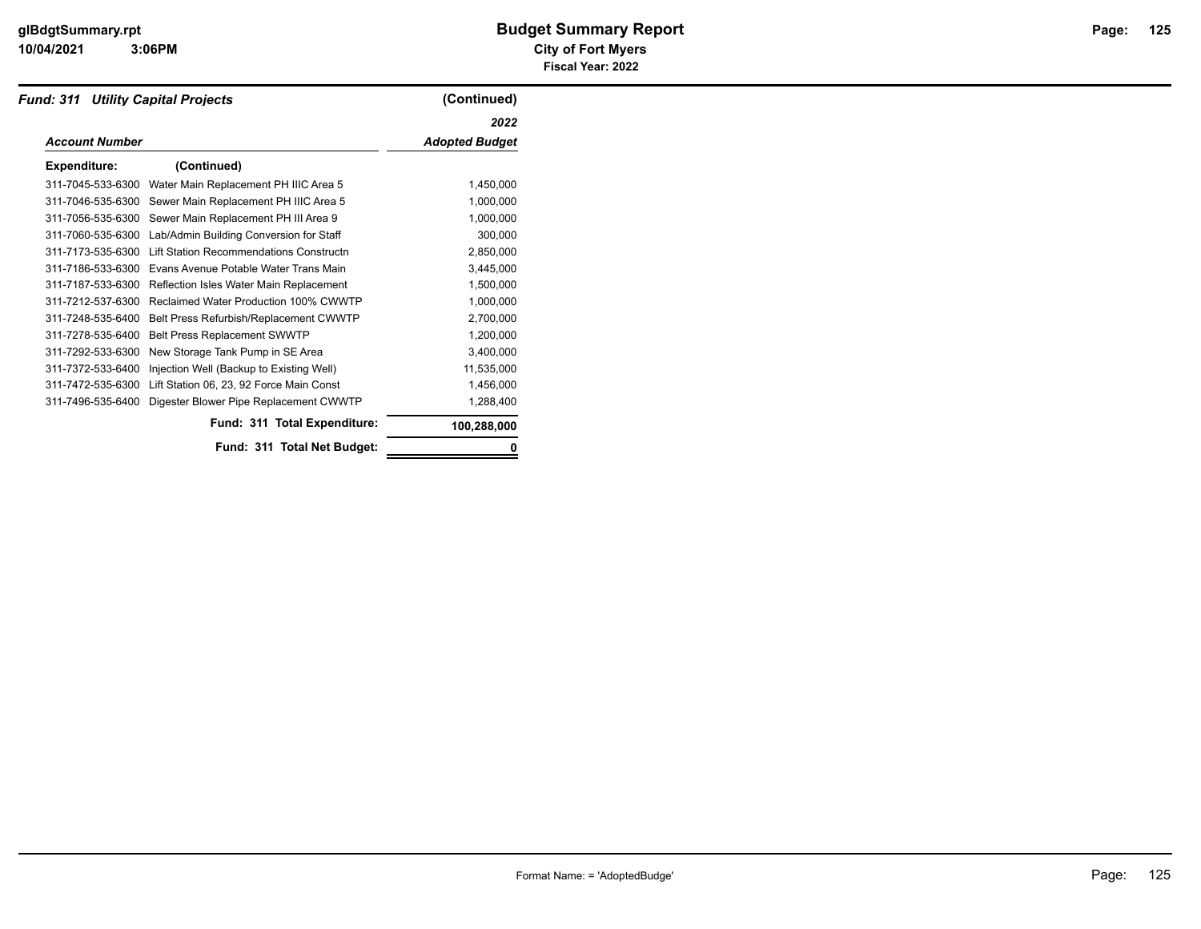**Fund: 311 Utility Capital Projects** (Continued)

| Account Number | | 2022 Adopted Budget |
|---|---|---|
| **Expenditure:** | (Continued) | |
| 311-7045-533-6300 | Water Main Replacement PH IIIC Area 5 | 1,450,000 |
| 311-7046-535-6300 | Sewer Main Replacement PH IIIC Area 5 | 1,000,000 |
| 311-7056-535-6300 | Sewer Main Replacement PH III Area 9 | 1,000,000 |
| 311-7060-535-6300 | Lab/Admin Building Conversion for Staff | 300,000 |
| 311-7173-535-6300 | Lift Station Recommendations Constructn | 2,850,000 |
| 311-7186-533-6300 | Evans Avenue Potable Water Trans Main | 3,445,000 |
| 311-7187-533-6300 | Reflection Isles Water Main Replacement | 1,500,000 |
| 311-7212-537-6300 | Reclaimed Water Production 100% CWWTP | 1,000,000 |
| 311-7248-535-6400 | Belt Press Refurbish/Replacement CWWTP | 2,700,000 |
| 311-7278-535-6400 | Belt Press Replacement SWWTP | 1,200,000 |
| 311-7292-533-6300 | New Storage Tank Pump in SE Area | 3,400,000 |
| 311-7372-533-6400 | Injection Well (Backup to Existing Well) | 11,535,000 |
| 311-7472-535-6300 | Lift Station 06, 23, 92 Force Main Const | 1,456,000 |
| 311-7496-535-6400 | Digester Blower Pipe Replacement CWWTP | 1,288,400 |
| | **Fund: 311 Total Expenditure:** | **100,288,000** |
| | **Fund: 311 Total Net Budget:** | **0** |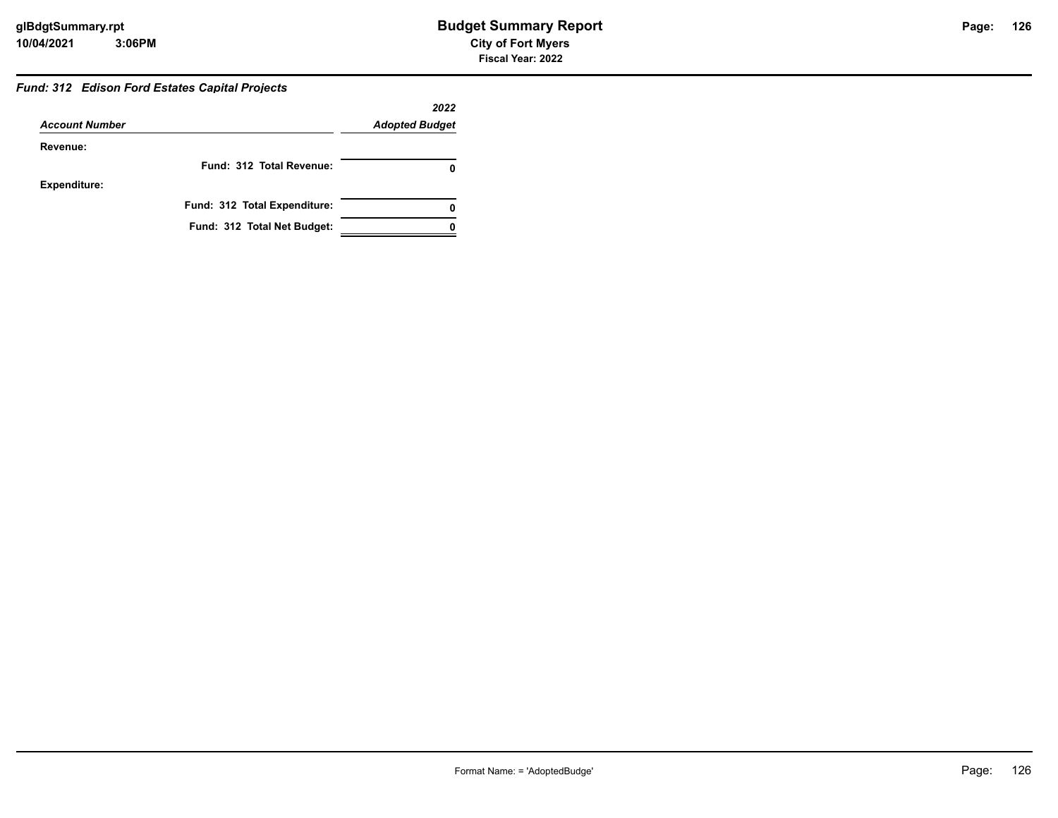### *Fund: 312 Edison Ford Estates Capital Projects*

| *Account Number* | *2022 Adopted Budget* |
|---|---|
| **Revenue:** | |
| **Fund: 312 Total Revenue:** | **0** |
| **Expenditure:** | |
| **Fund: 312 Total Expenditure:** | **0** |
| **Fund: 312 Total Net Budget:** | **0** |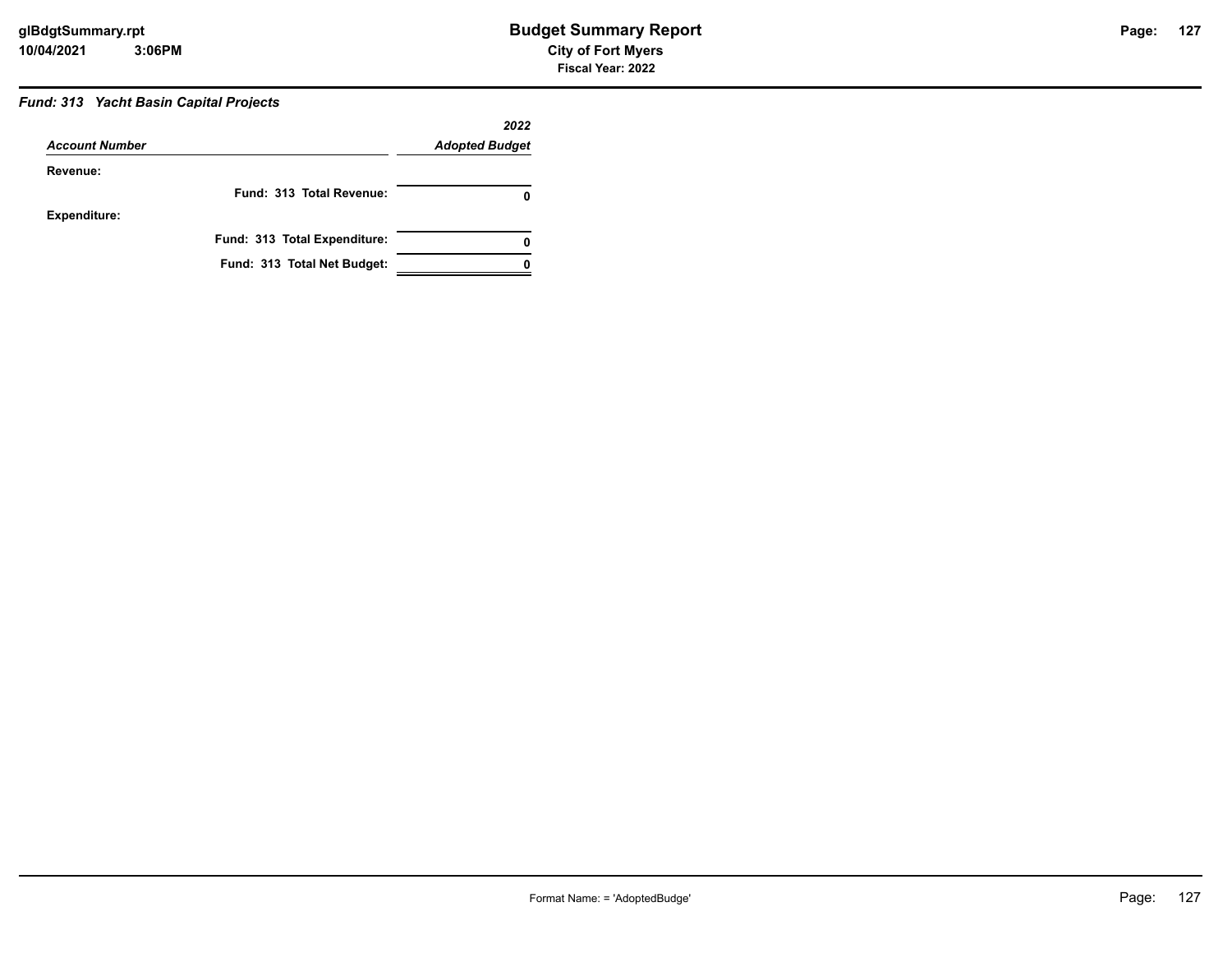### *Fund: 313 Yacht Basin Capital Projects*

| *Account Number* | *2022 Adopted Budget* |
|---|---|
| **Revenue:** | |
| **Fund: 313 Total Revenue:** | **0** |
| **Expenditure:** | |
| **Fund: 313 Total Expenditure:** | **0** |
| **Fund: 313 Total Net Budget:** | **0** |

Format Name: = 'AdoptedBudge'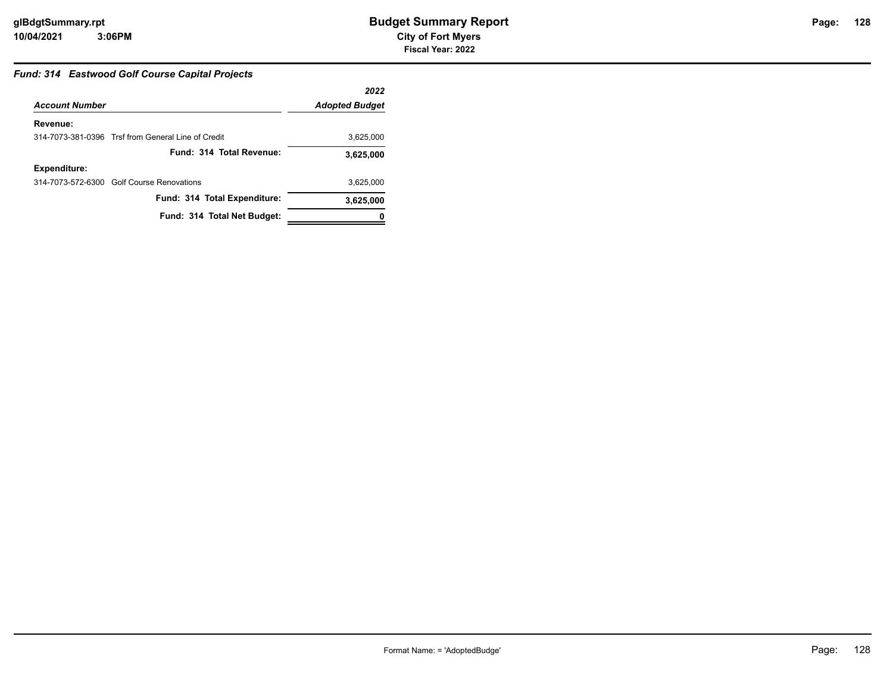### *Fund: 314 Eastwood Golf Course Capital Projects*

| *Account Number* | *2022 Adopted Budget* |
|---|---|
| **Revenue:** | |
| 314-7073-381-0396 Trsf from General Line of Credit | 3,625,000 |
| **Fund: 314 Total Revenue:** | **3,625,000** |
| **Expenditure:** | |
| 314-7073-572-6300 Golf Course Renovations | 3,625,000 |
| **Fund: 314 Total Expenditure:** | **3,625,000** |
| **Fund: 314 Total Net Budget:** | **0** |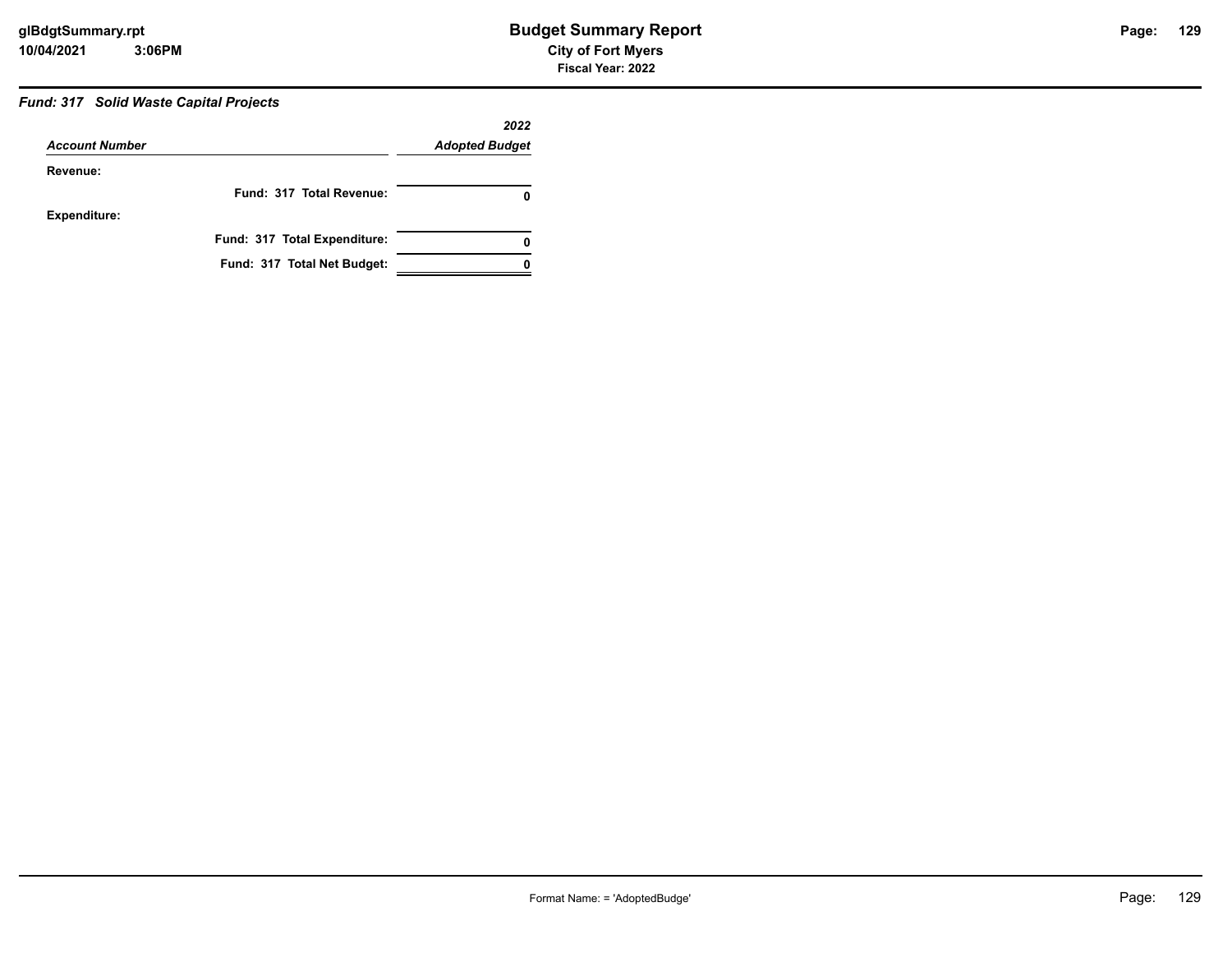### *Fund: 317 Solid Waste Capital Projects*

| *Account Number* | *2022 Adopted Budget* |
|---|---|
| **Revenue:** | |
| **Fund: 317 Total Revenue:** | **0** |
| **Expenditure:** | |
| **Fund: 317 Total Expenditure:** | **0** |
| **Fund: 317 Total Net Budget:** | **0** |

Format Name: = 'AdoptedBudge'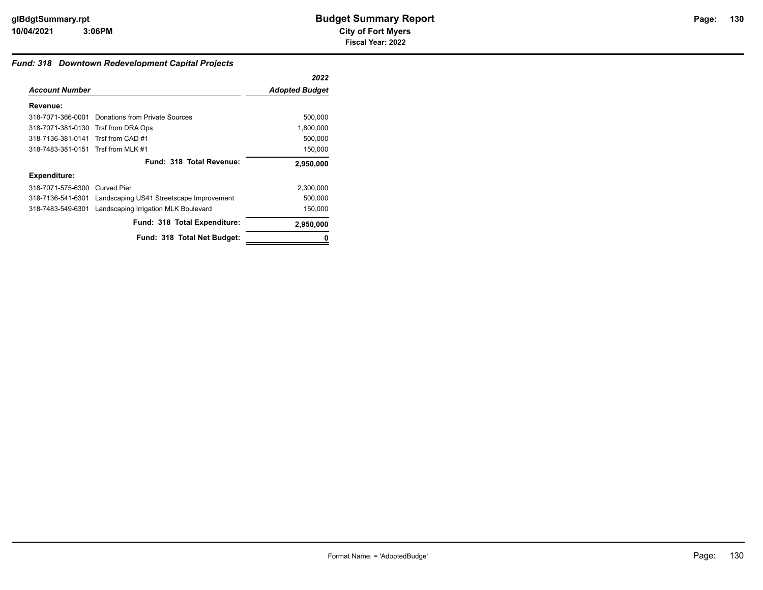### *Fund: 318 Downtown Redevelopment Capital Projects*

| *Account Number* | | *2022 Adopted Budget* |
|---|---|---|
| **Revenue:** | | |
| 318-7071-366-0001 | Donations from Private Sources | 500,000 |
| 318-7071-381-0130 | Trsf from DRA Ops | 1,800,000 |
| 318-7136-381-0141 | Trsf from CAD #1 | 500,000 |
| 318-7483-381-0151 | Trsf from MLK #1 | 150,000 |
| | **Fund: 318 Total Revenue:** | **2,950,000** |
| **Expenditure:** | | |
| 318-7071-575-6300 | Curved Pier | 2,300,000 |
| 318-7136-541-6301 | Landscaping US41 Streetscape Improvement | 500,000 |
| 318-7483-549-6301 | Landscaping Irrigation MLK Boulevard | 150,000 |
| | **Fund: 318 Total Expenditure:** | **2,950,000** |
| | **Fund: 318 Total Net Budget:** | **0** |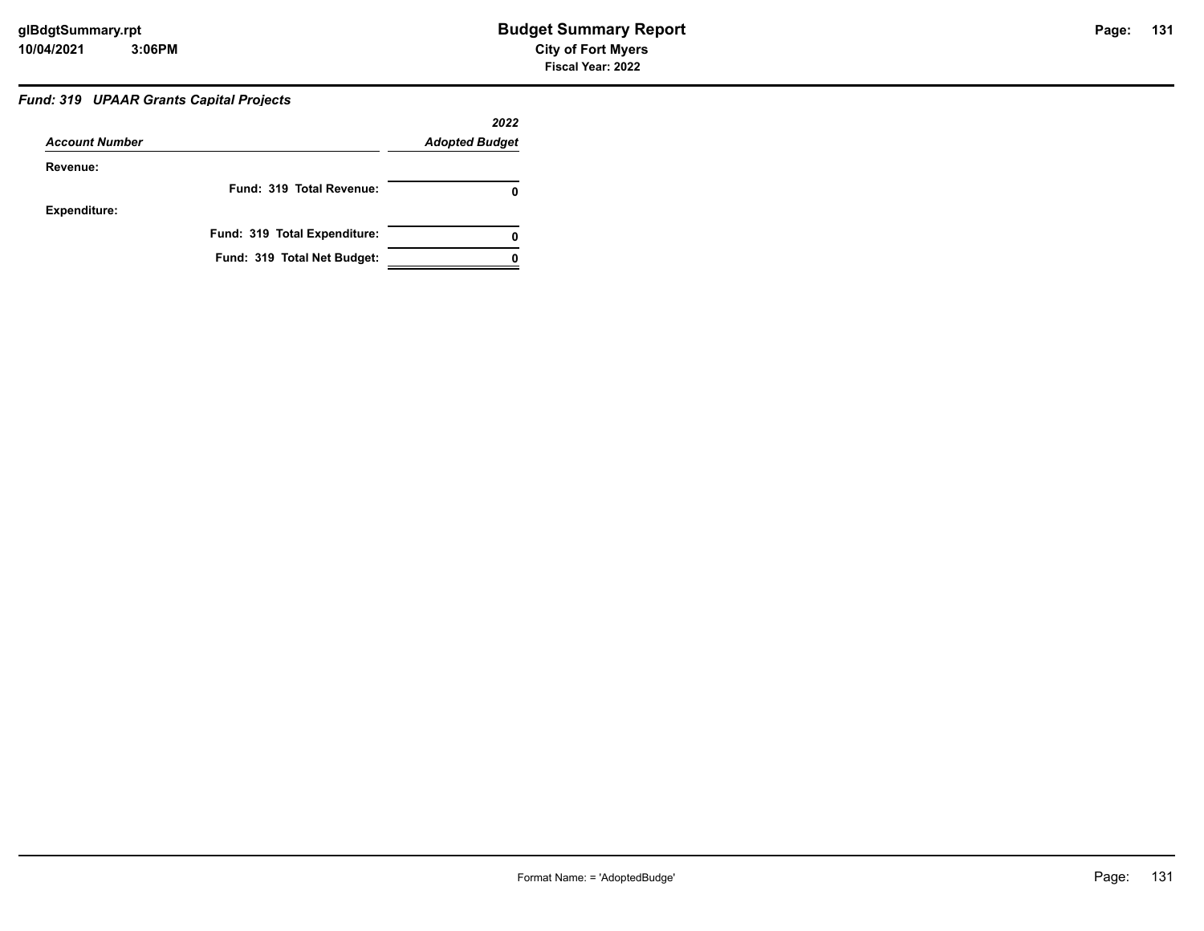### *Fund: 319 UPAAR Grants Capital Projects*

| *Account Number* | *2022 Adopted Budget* |
|---|---|
| **Revenue:** | |
| **Fund: 319 Total Revenue:** | **0** |
| **Expenditure:** | |
| **Fund: 319 Total Expenditure:** | **0** |
| **Fund: 319 Total Net Budget:** | **0** |

Format Name: = 'AdoptedBudge'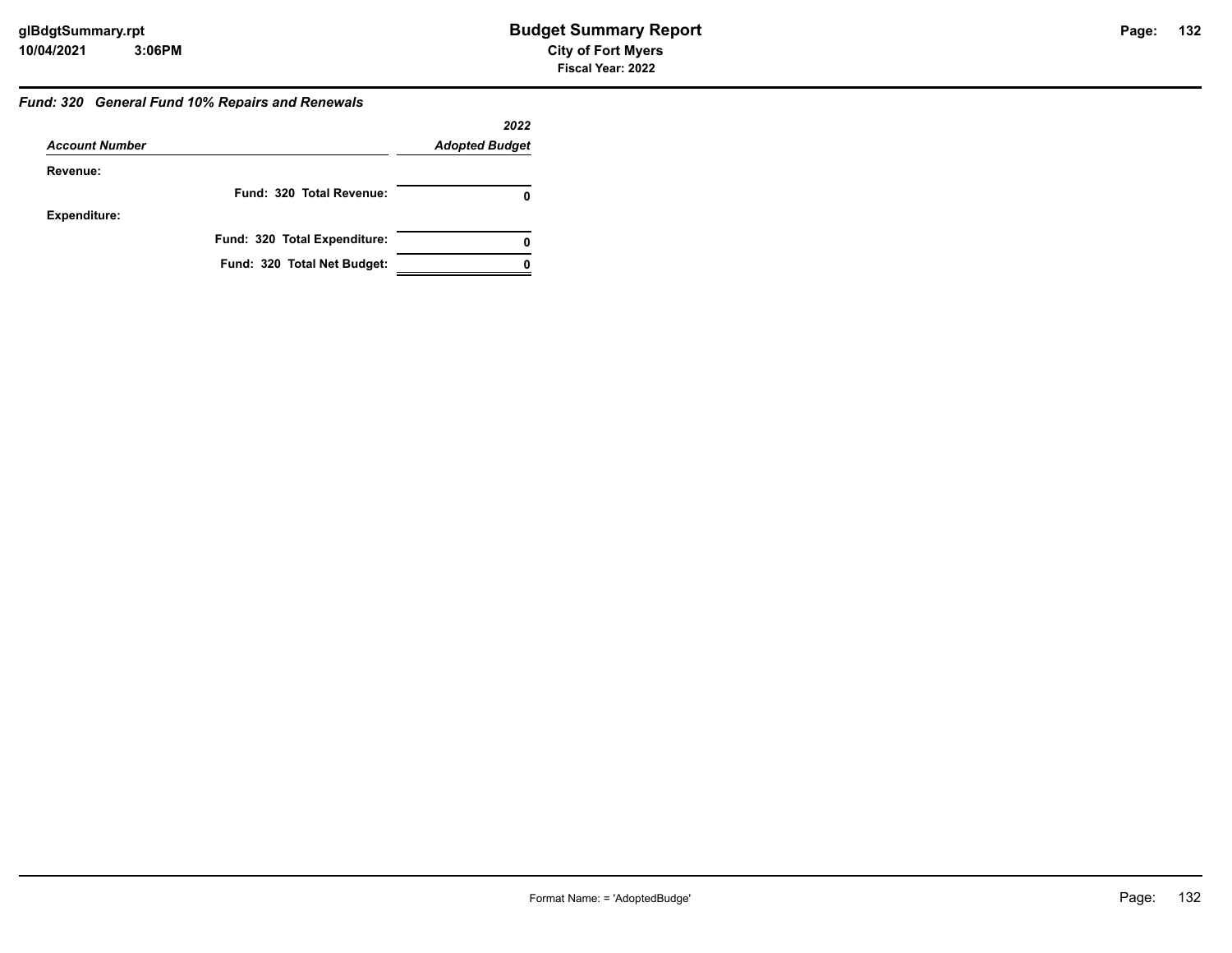### *Fund: 320 General Fund 10% Repairs and Renewals*

| *Account Number* | *2022 Adopted Budget* |
|---|---|
| **Revenue:** | |
| **Fund: 320 Total Revenue:** | **0** |
| **Expenditure:** | |
| **Fund: 320 Total Expenditure:** | **0** |
| **Fund: 320 Total Net Budget:** | **0** |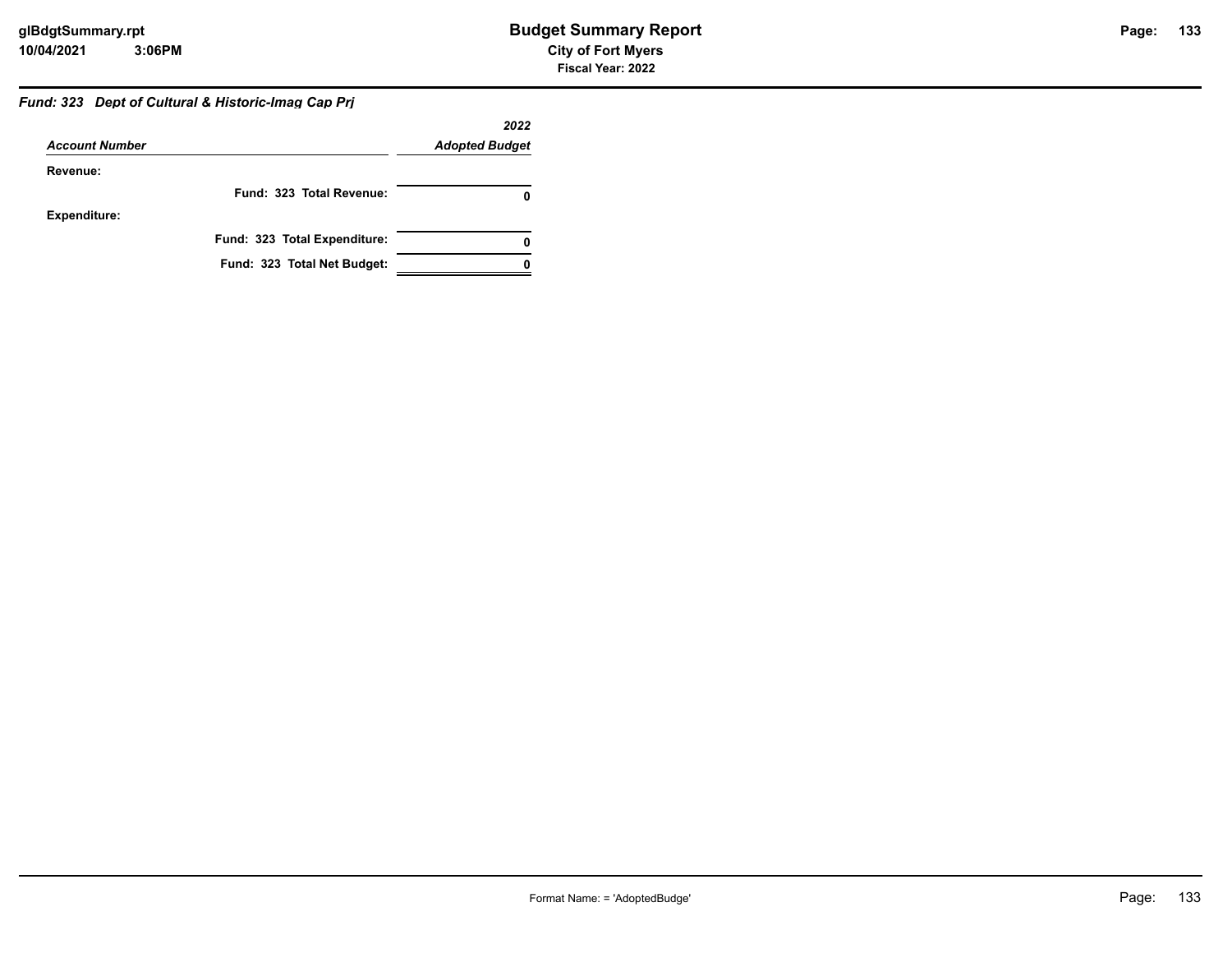### *Fund: 323 Dept of Cultural & Historic-Imag Cap Prj*

| *Account Number* | *2022 Adopted Budget* |
|---|---|
| **Revenue:** | |
| **Fund: 323 Total Revenue:** | **0** |
| **Expenditure:** | |
| **Fund: 323 Total Expenditure:** | **0** |
| **Fund: 323 Total Net Budget:** | **0** |

Format Name: = 'AdoptedBudge'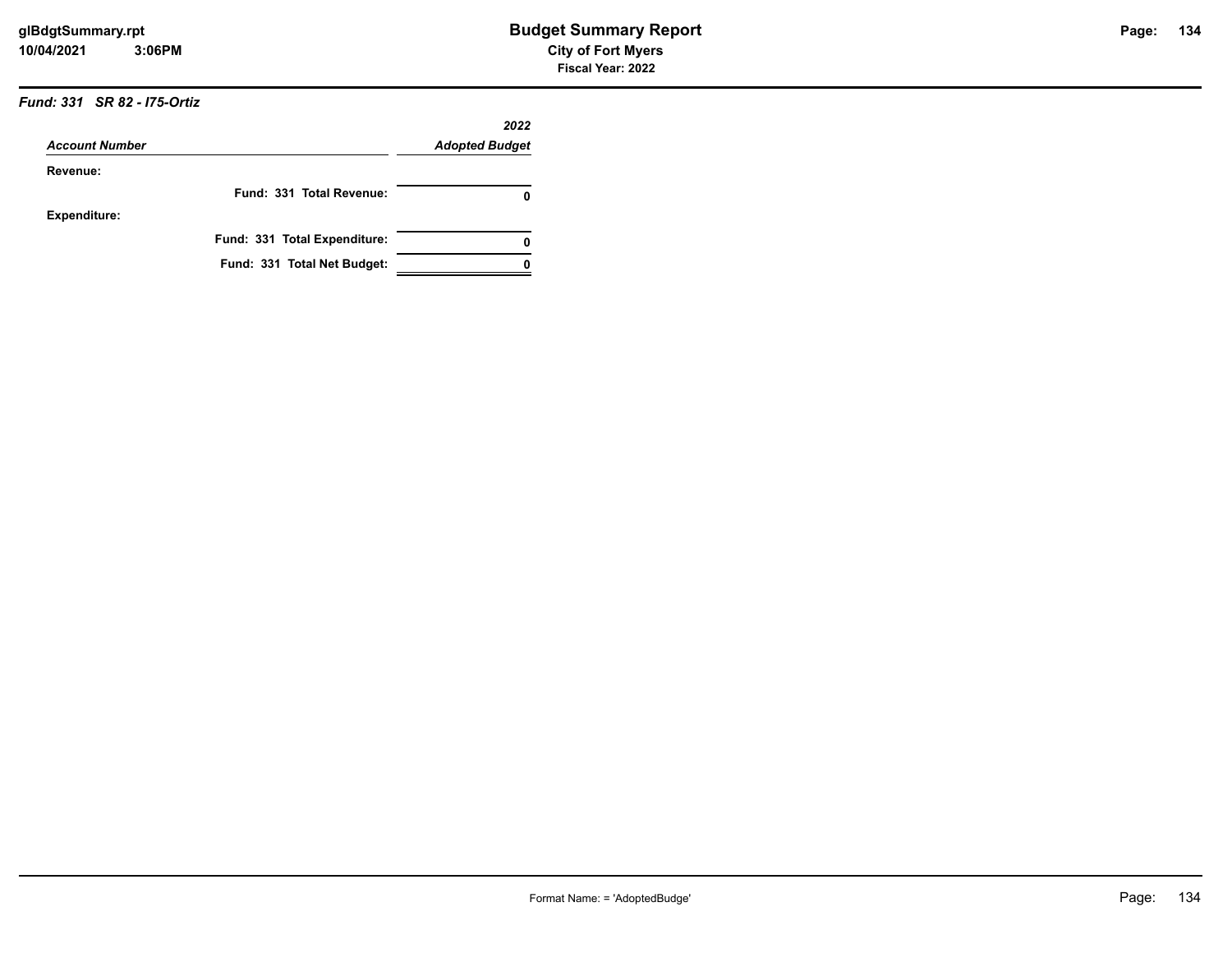### *Fund: 331 SR 82 - I75-Ortiz*

| *Account Number* | *2022 Adopted Budget* |
|---|---|
| **Revenue:** | |
| **Fund: 331 Total Revenue:** | **0** |
| **Expenditure:** | |
| **Fund: 331 Total Expenditure:** | **0** |
| **Fund: 331 Total Net Budget:** | **0** |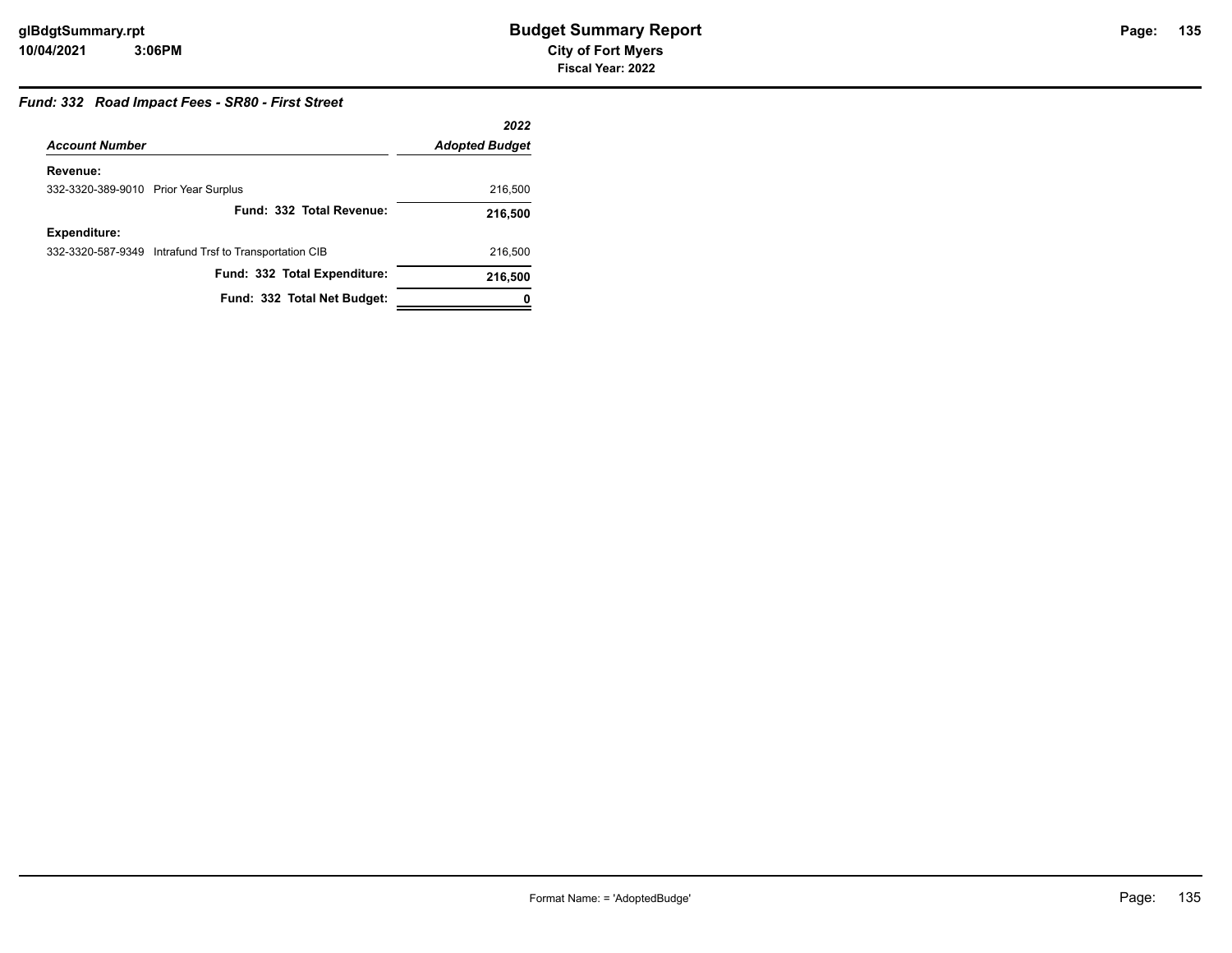## Fund: 332 Road Impact Fees - SR80 - First Street

| Account Number | 2022 Adopted Budget |
|---|---|
| **Revenue:** | |
| 332-3320-389-9010 Prior Year Surplus | 216,500 |
| **Fund: 332 Total Revenue:** | **216,500** |
| **Expenditure:** | |
| 332-3320-587-9349 Intrafund Trsf to Transportation CIB | 216,500 |
| **Fund: 332 Total Expenditure:** | **216,500** |
| **Fund: 332 Total Net Budget:** | **0** |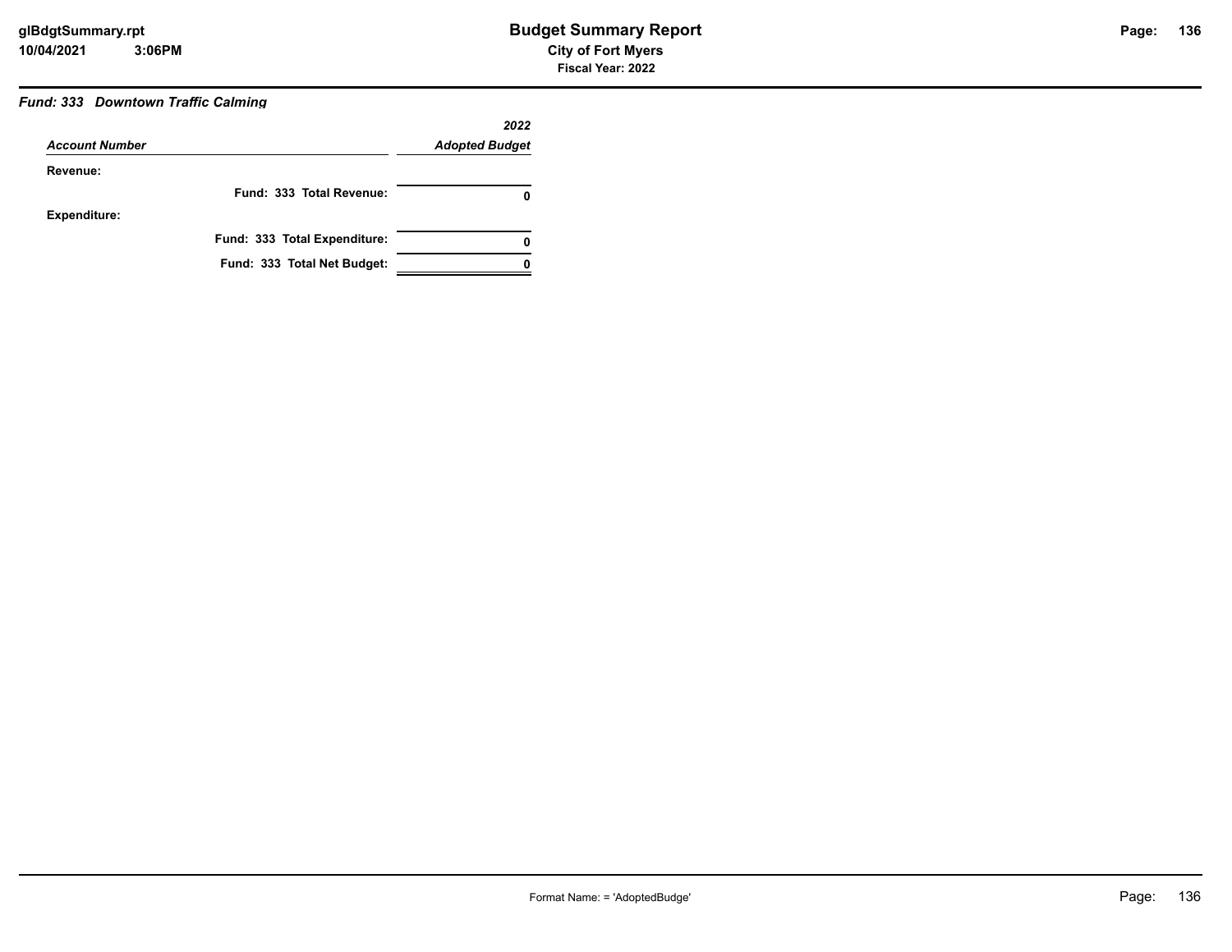### *Fund: 333 Downtown Traffic Calming*

| *Account Number* | *2022 Adopted Budget* |
|---|---|
| **Revenue:** | |
| **Fund: 333 Total Revenue:** | **0** |
| **Expenditure:** | |
| **Fund: 333 Total Expenditure:** | **0** |
| **Fund: 333 Total Net Budget:** | **0** |

Format Name: = 'AdoptedBudge'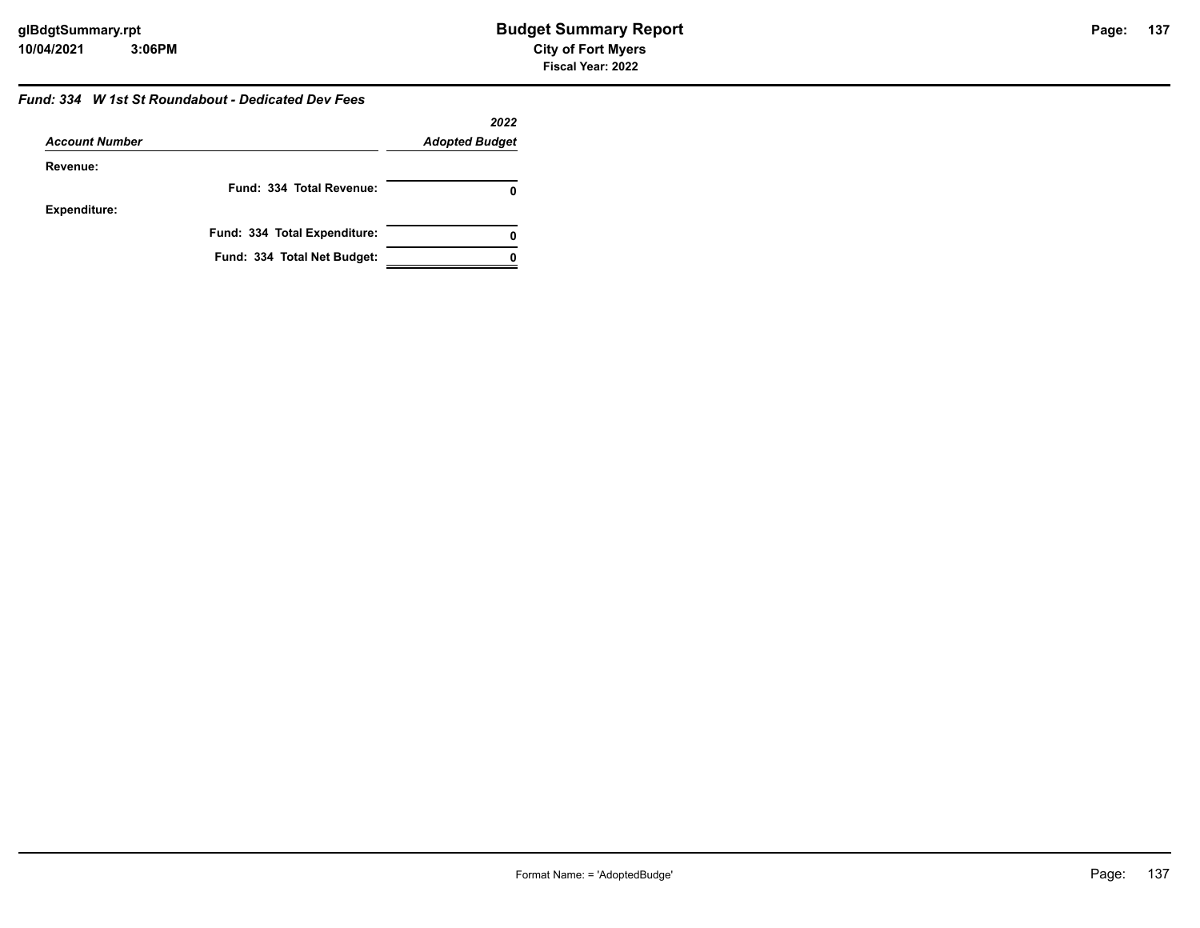### *Fund: 334 W 1st St Roundabout - Dedicated Dev Fees*

| *Account Number* | *2022 Adopted Budget* |
|---|---|
| **Revenue:** | |
| **Fund: 334 Total Revenue:** | **0** |
| **Expenditure:** | |
| **Fund: 334 Total Expenditure:** | **0** |
| **Fund: 334 Total Net Budget:** | **0** |

Format Name: = 'AdoptedBudge'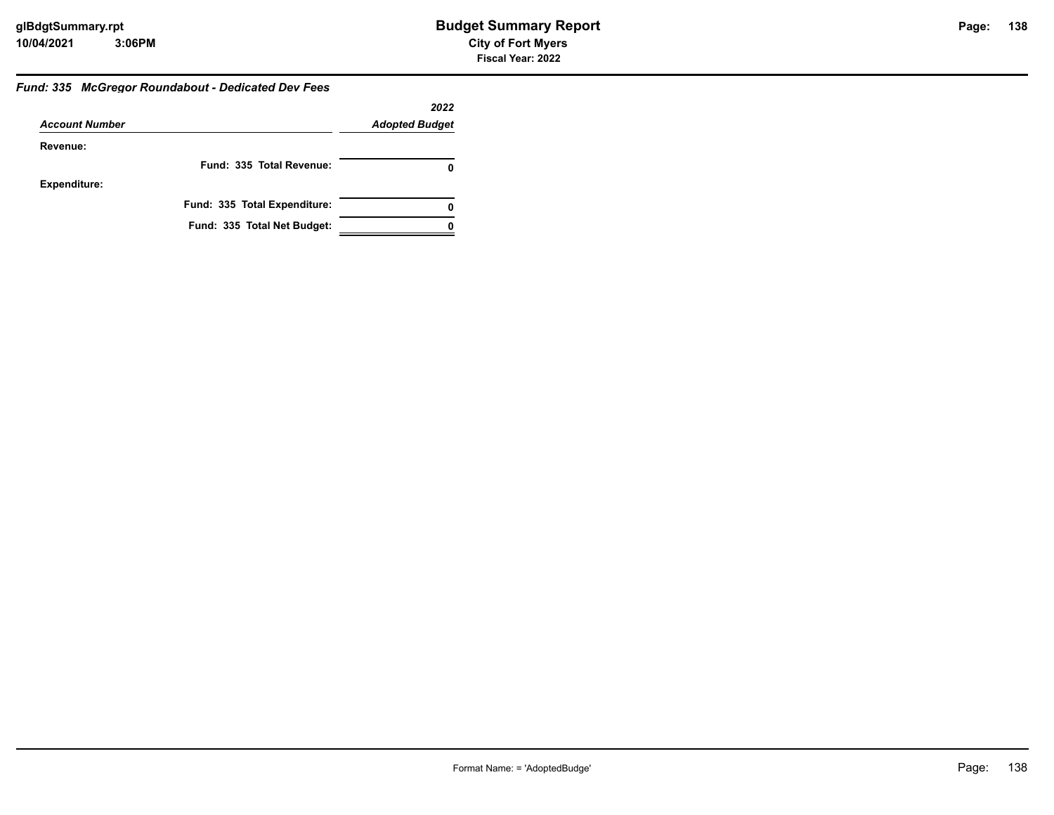### *Fund: 335 McGregor Roundabout - Dedicated Dev Fees*

| *Account Number* | *2022 Adopted Budget* |
|---|---|
| **Revenue:** | |
| **Fund: 335 Total Revenue:** | **0** |
| **Expenditure:** | |
| **Fund: 335 Total Expenditure:** | **0** |
| **Fund: 335 Total Net Budget:** | **0** |

Format Name: = 'AdoptedBudge'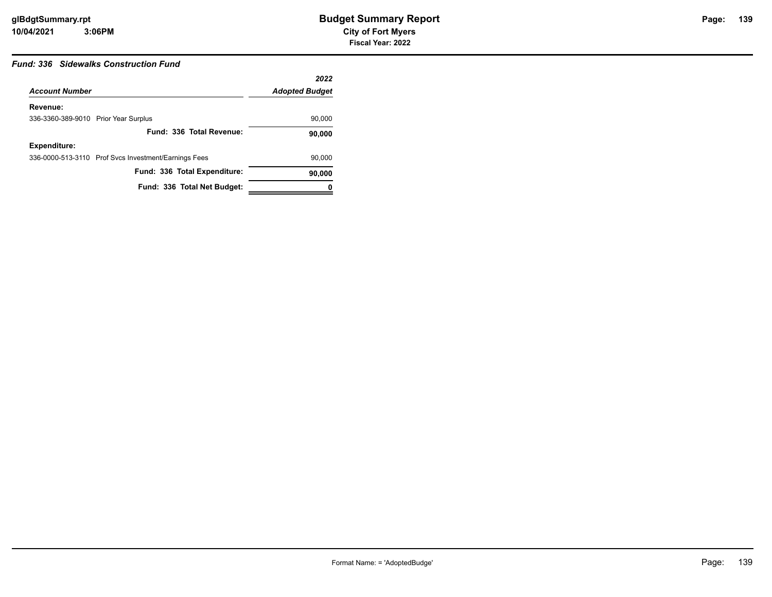# Budget Summary Report

**City of Fort Myers**

**Fiscal Year: 2022**

***Fund: 336 Sidewalks Construction Fund***

| *Account Number* | *2022 Adopted Budget* |
|---|---|
| **Revenue:** | |
| 336-3360-389-9010 Prior Year Surplus | 90,000 |
| **Fund: 336 Total Revenue:** | **90,000** |
| **Expenditure:** | |
| 336-0000-513-3110 Prof Svcs Investment/Earnings Fees | 90,000 |
| **Fund: 336 Total Expenditure:** | **90,000** |
| **Fund: 336 Total Net Budget:** | **0** |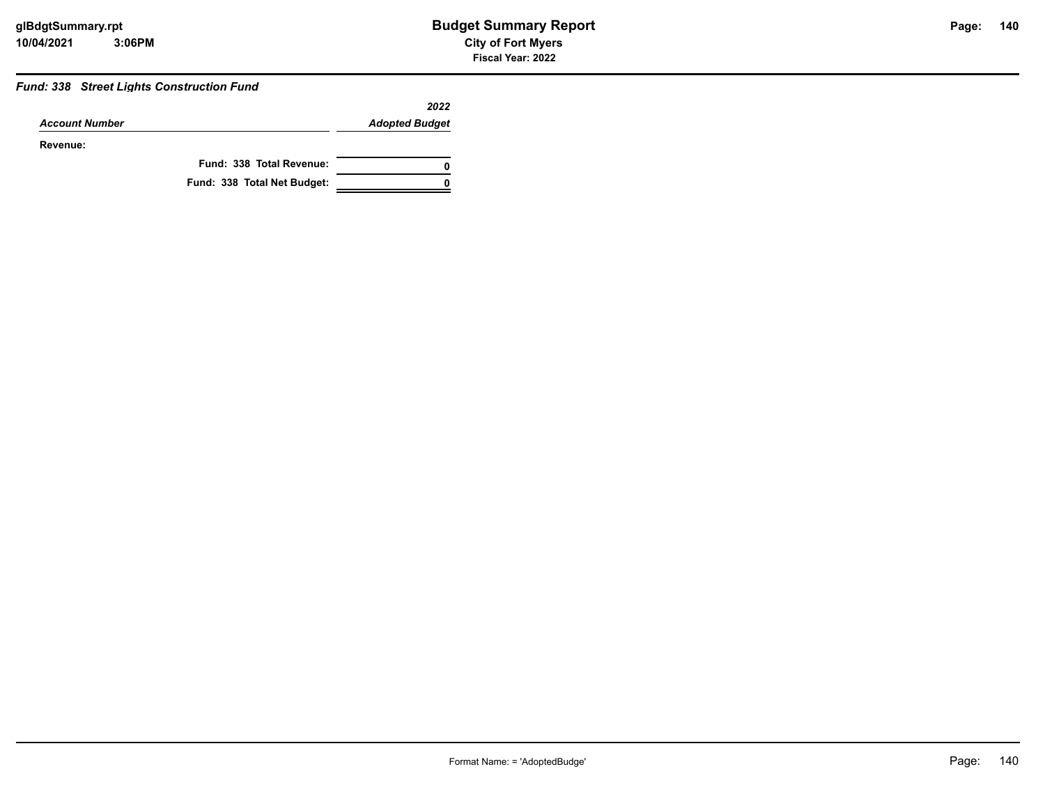### Fund: 338 Street Lights Construction Fund

| Account Number | 2022 Adopted Budget |
|---|---|
| **Revenue:** | |
| **Fund: 338 Total Revenue:** | **0** |
| **Fund: 338 Total Net Budget:** | **0** |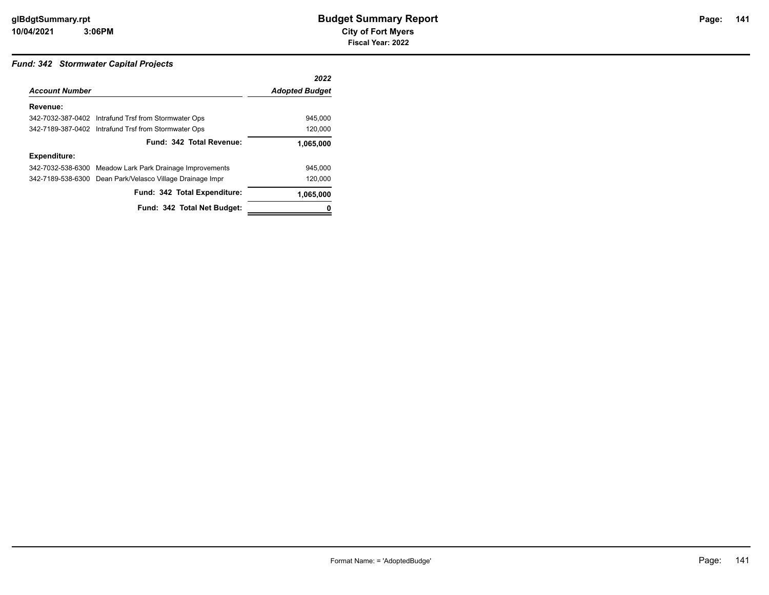# Budget Summary Report

**City of Fort Myers**

**Fiscal Year: 2022**

### *Fund: 342 Stormwater Capital Projects*

| *Account Number* | | *2022 Adopted Budget* |
|---|---|---|
| **Revenue:** | | |
| 342-7032-387-0402 | Intrafund Trsf from Stormwater Ops | 945,000 |
| 342-7189-387-0402 | Intrafund Trsf from Stormwater Ops | 120,000 |
| | **Fund: 342 Total Revenue:** | **1,065,000** |
| **Expenditure:** | | |
| 342-7032-538-6300 | Meadow Lark Park Drainage Improvements | 945,000 |
| 342-7189-538-6300 | Dean Park/Velasco Village Drainage Impr | 120,000 |
| | **Fund: 342 Total Expenditure:** | **1,065,000** |
| | **Fund: 342 Total Net Budget:** | **0** |

Format Name: = 'AdoptedBudge'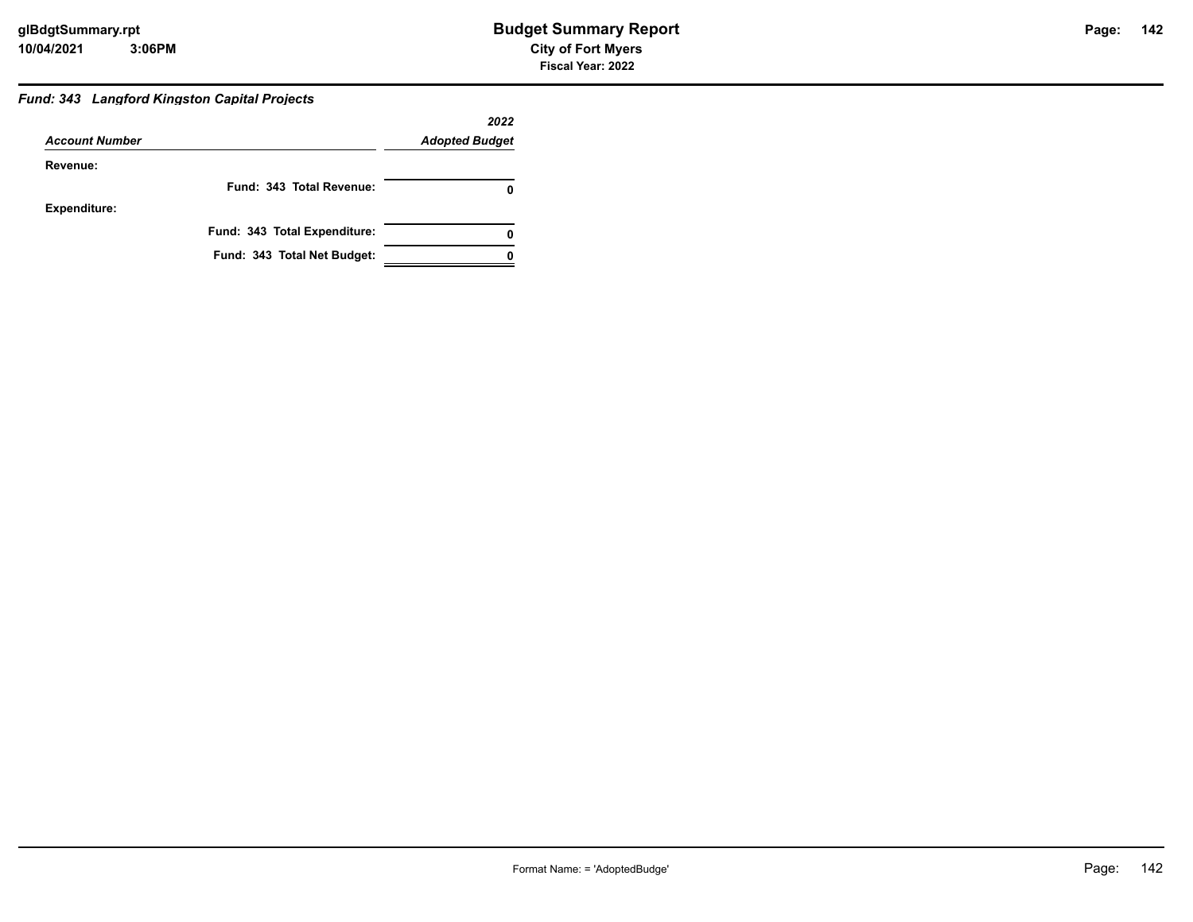## Fund: 343 Langford Kingston Capital Projects

| Account Number | 2022 Adopted Budget |
|---|---|
| **Revenue:** | |
| **Fund: 343 Total Revenue:** | **0** |
| **Expenditure:** | |
| **Fund: 343 Total Expenditure:** | **0** |
| **Fund: 343 Total Net Budget:** | **0** |

Format Name: = 'AdoptedBudge'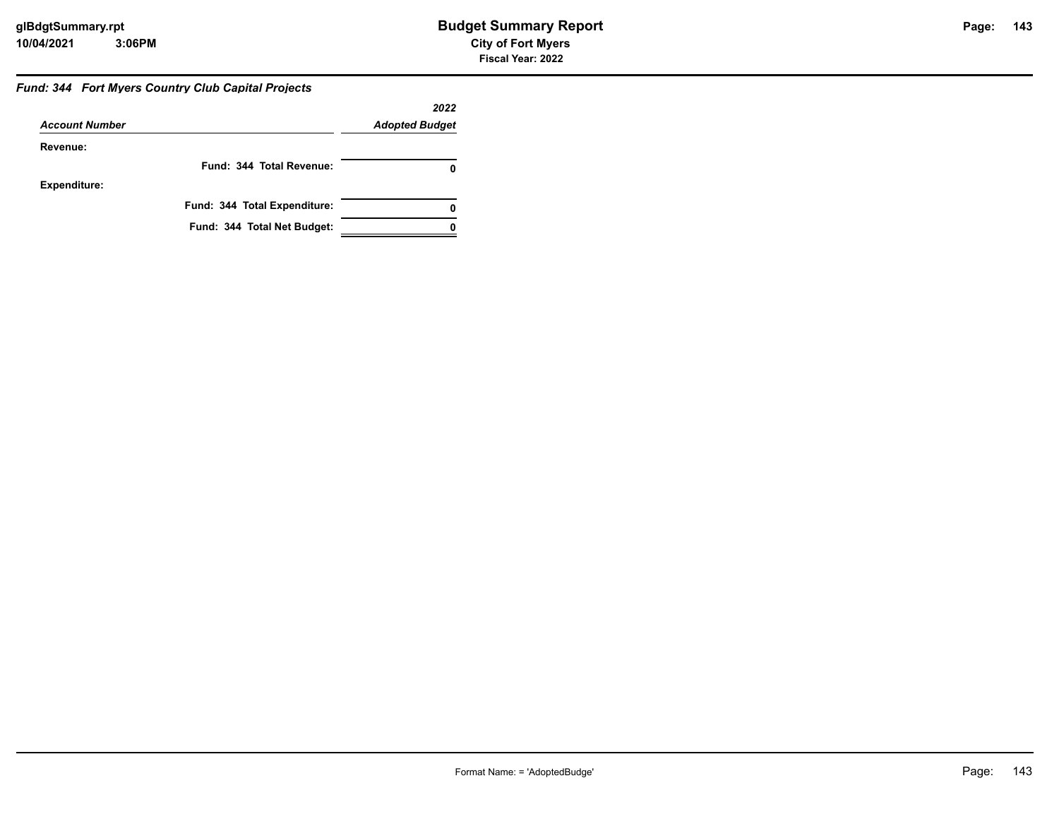### *Fund: 344 Fort Myers Country Club Capital Projects*

| *Account Number* | *2022 Adopted Budget* |
|---|---|
| **Revenue:** | |
| **Fund: 344 Total Revenue:** | **0** |
| **Expenditure:** | |
| **Fund: 344 Total Expenditure:** | **0** |
| **Fund: 344 Total Net Budget:** | **0** |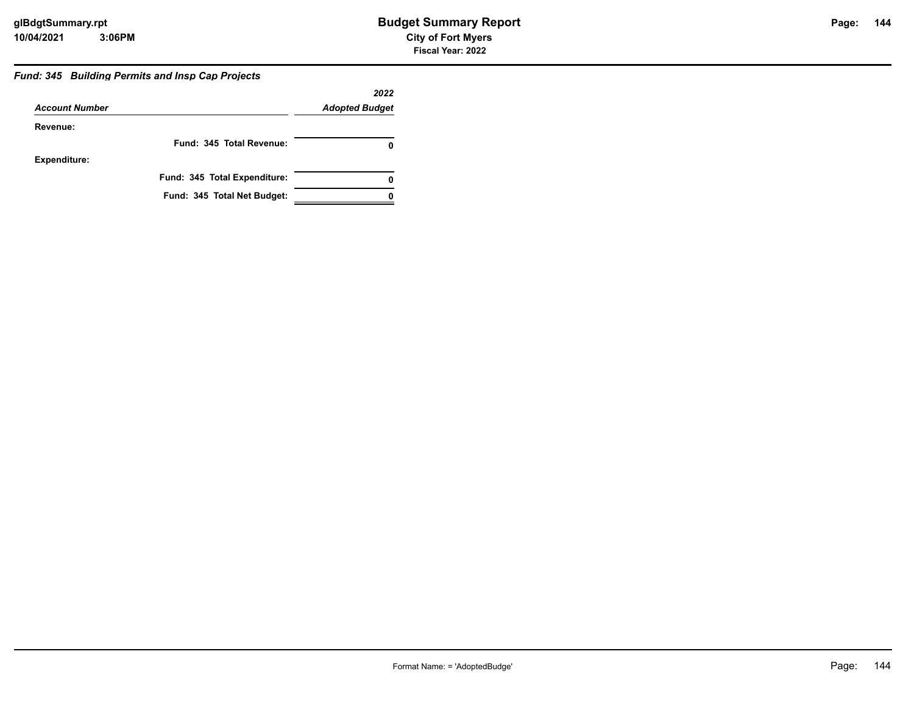### *Fund: 345 Building Permits and Insp Cap Projects*

| *Account Number* | *2022 Adopted Budget* |
|---|---|
| **Revenue:** | |
| **Fund: 345 Total Revenue:** | **0** |
| **Expenditure:** | |
| **Fund: 345 Total Expenditure:** | **0** |
| **Fund: 345 Total Net Budget:** | **0** |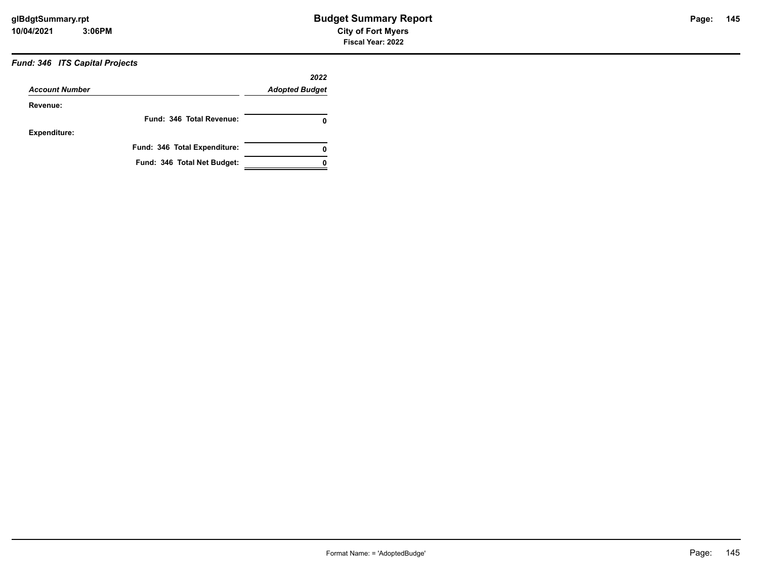### *Fund: 346 ITS Capital Projects*

| *Account Number* | *2022 Adopted Budget* |
|---|---|
| **Revenue:** | |
| **Fund: 346 Total Revenue:** | **0** |
| **Expenditure:** | |
| **Fund: 346 Total Expenditure:** | **0** |
| **Fund: 346 Total Net Budget:** | **0** |

Format Name: = 'AdoptedBudge'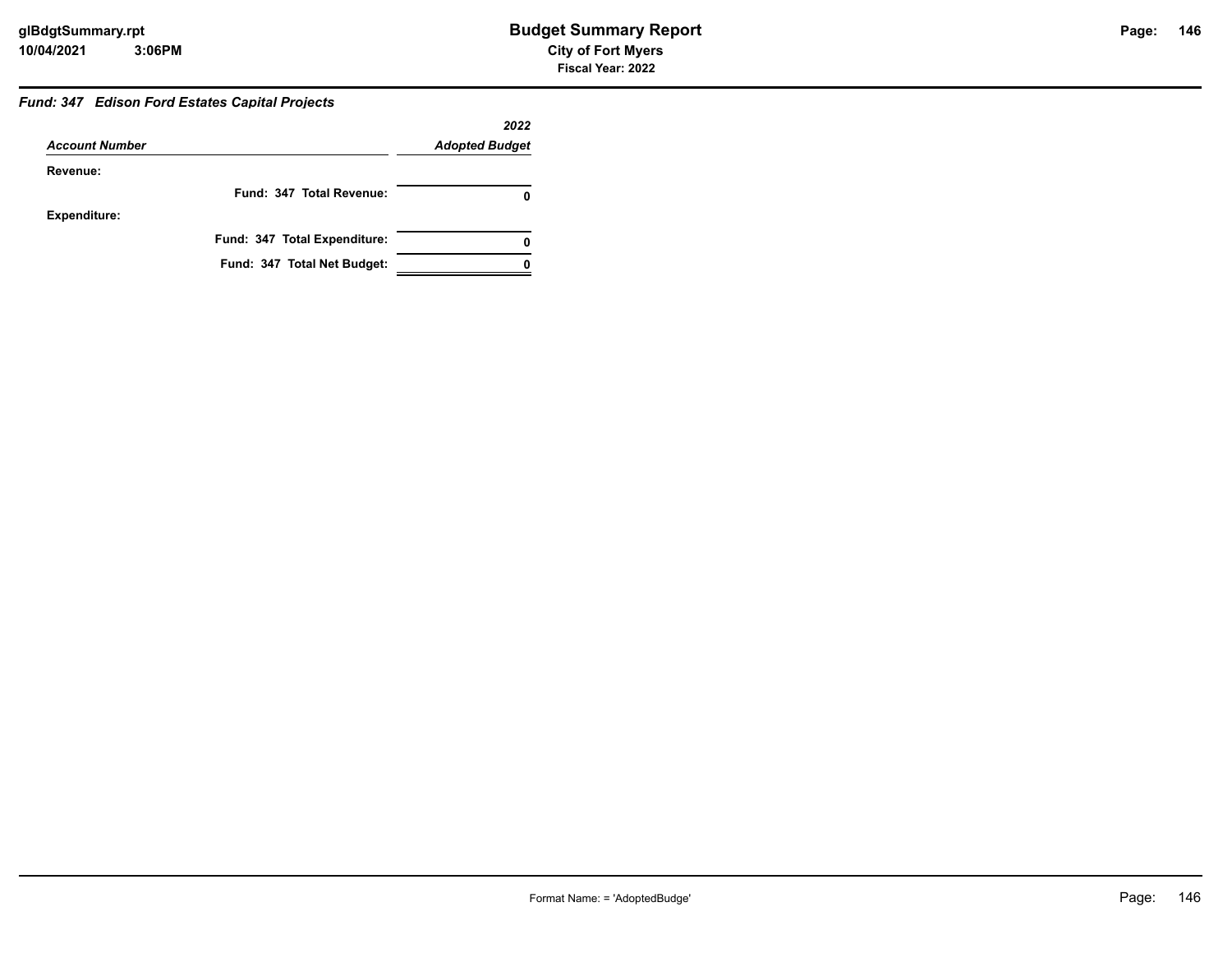### *Fund: 347 Edison Ford Estates Capital Projects*

| *Account Number* | *2022 Adopted Budget* |
|---|---|
| **Revenue:** | |
| **Fund: 347 Total Revenue:** | **0** |
| **Expenditure:** | |
| **Fund: 347 Total Expenditure:** | **0** |
| **Fund: 347 Total Net Budget:** | **0** |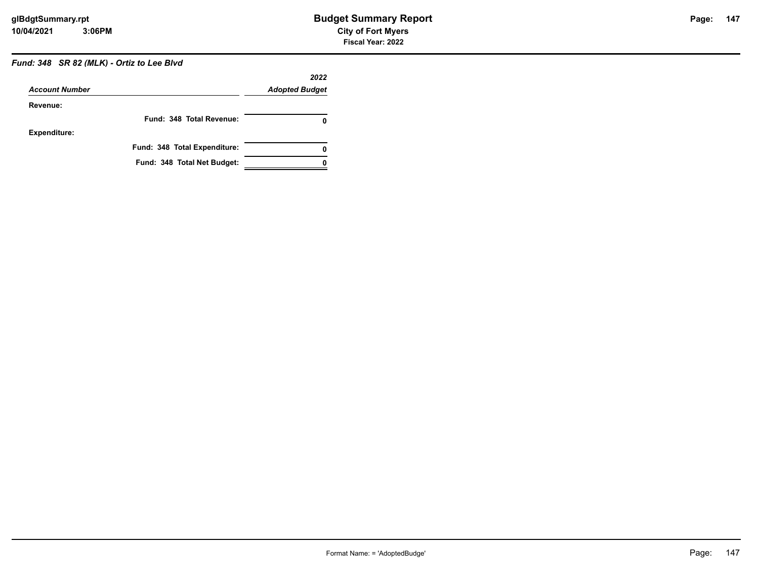### *Fund: 348 SR 82 (MLK) - Ortiz to Lee Blvd*

| *Account Number* | *2022 Adopted Budget* |
|---|---|
| **Revenue:** | |
| **Fund: 348 Total Revenue:** | **0** |
| **Expenditure:** | |
| **Fund: 348 Total Expenditure:** | **0** |
| **Fund: 348 Total Net Budget:** | **0** |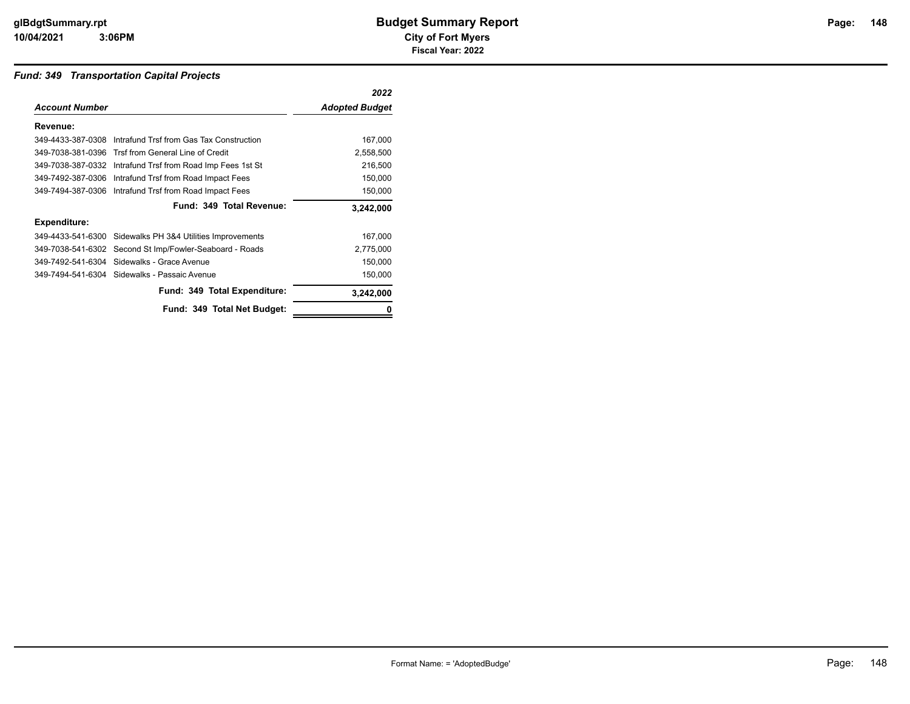## *Fund: 349 Transportation Capital Projects*

| Account Number | | 2022 Adopted Budget |
|---|---|---|
| **Revenue:** | | |
| 349-4433-387-0308 | Intrafund Trsf from Gas Tax Construction | 167,000 |
| 349-7038-381-0396 | Trsf from General Line of Credit | 2,558,500 |
| 349-7038-387-0332 | Intrafund Trsf from Road Imp Fees 1st St | 216,500 |
| 349-7492-387-0306 | Intrafund Trsf from Road Impact Fees | 150,000 |
| 349-7494-387-0306 | Intrafund Trsf from Road Impact Fees | 150,000 |
| | **Fund: 349 Total Revenue:** | **3,242,000** |
| **Expenditure:** | | |
| 349-4433-541-6300 | Sidewalks PH 3&4 Utilities Improvements | 167,000 |
| 349-7038-541-6302 | Second St Imp/Fowler-Seaboard - Roads | 2,775,000 |
| 349-7492-541-6304 | Sidewalks - Grace Avenue | 150,000 |
| 349-7494-541-6304 | Sidewalks - Passaic Avenue | 150,000 |
| | **Fund: 349 Total Expenditure:** | **3,242,000** |
| | **Fund: 349 Total Net Budget:** | **0** |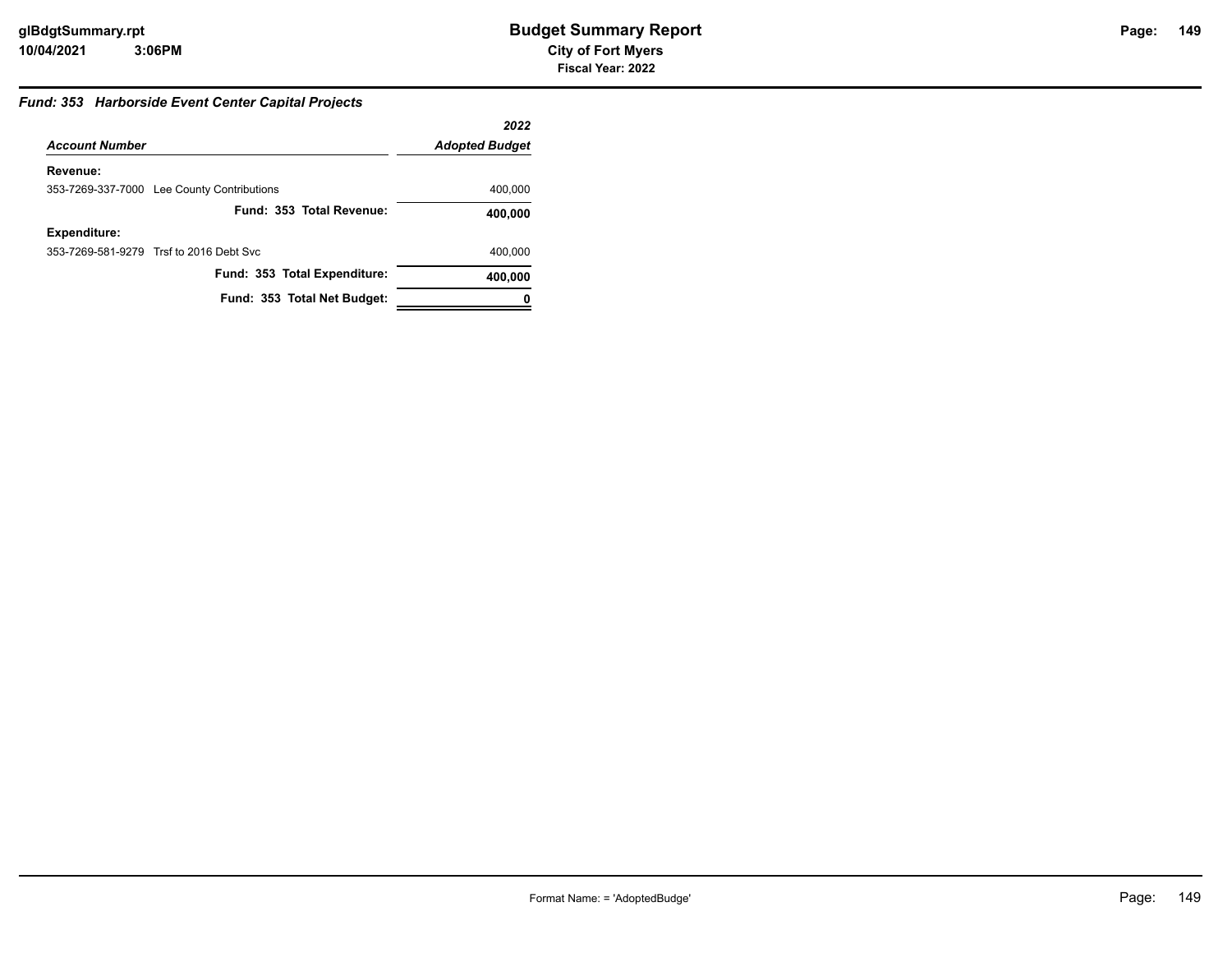# Budget Summary Report

**City of Fort Myers**

**Fiscal Year: 2022**

### *Fund: 353 Harborside Event Center Capital Projects*

| *Account Number* | *2022 Adopted Budget* |
|---|---|
| **Revenue:** | |
| 353-7269-337-7000 Lee County Contributions | 400,000 |
| **Fund: 353 Total Revenue:** | **400,000** |
| **Expenditure:** | |
| 353-7269-581-9279 Trsf to 2016 Debt Svc | 400,000 |
| **Fund: 353 Total Expenditure:** | **400,000** |
| **Fund: 353 Total Net Budget:** | **0** |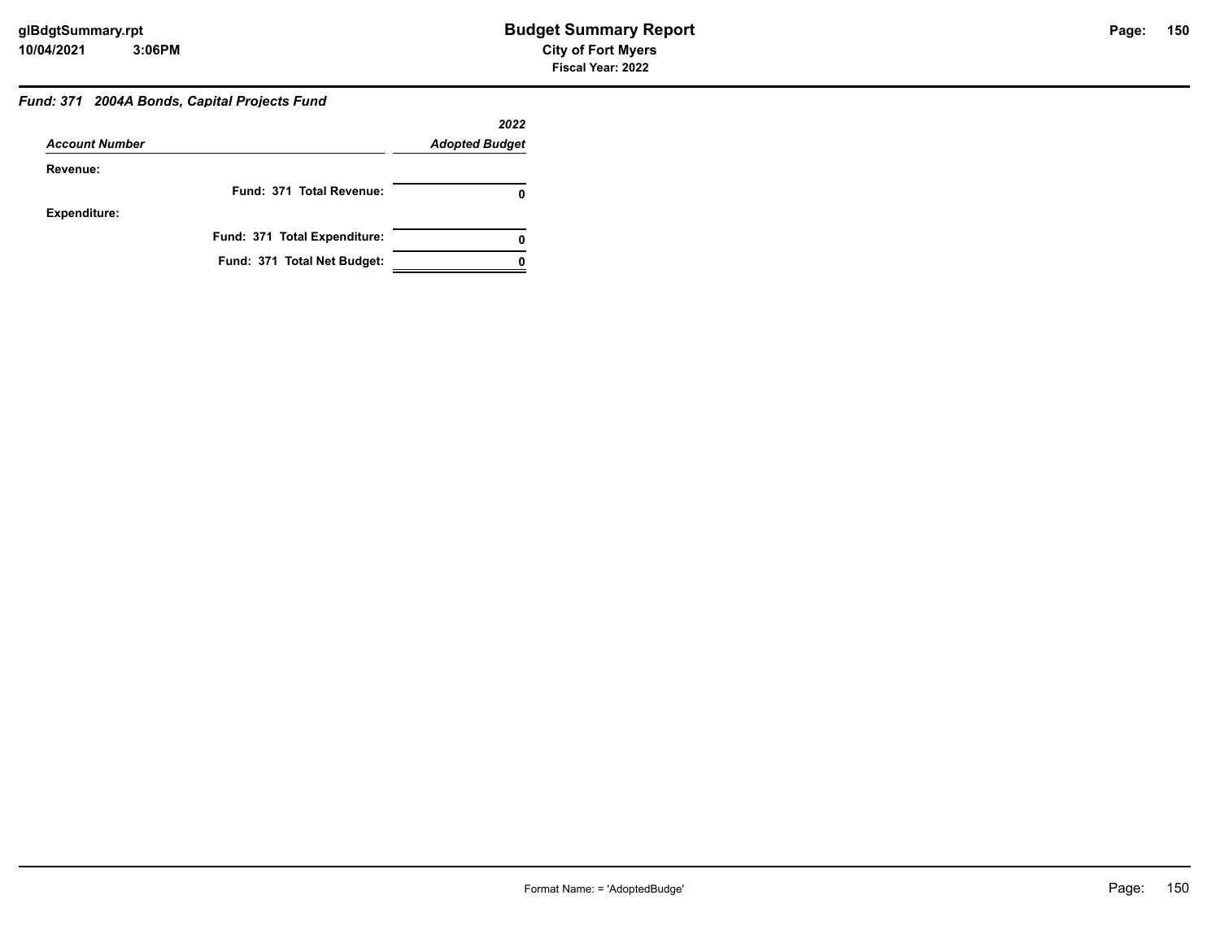### Fund: 371 2004A Bonds, Capital Projects Fund

| Account Number | 2022 Adopted Budget |
|---|---|
| **Revenue:** | |
| **Fund: 371 Total Revenue:** | **0** |
| **Expenditure:** | |
| **Fund: 371 Total Expenditure:** | **0** |
| **Fund: 371 Total Net Budget:** | **0** |

Format Name: = 'AdoptedBudge'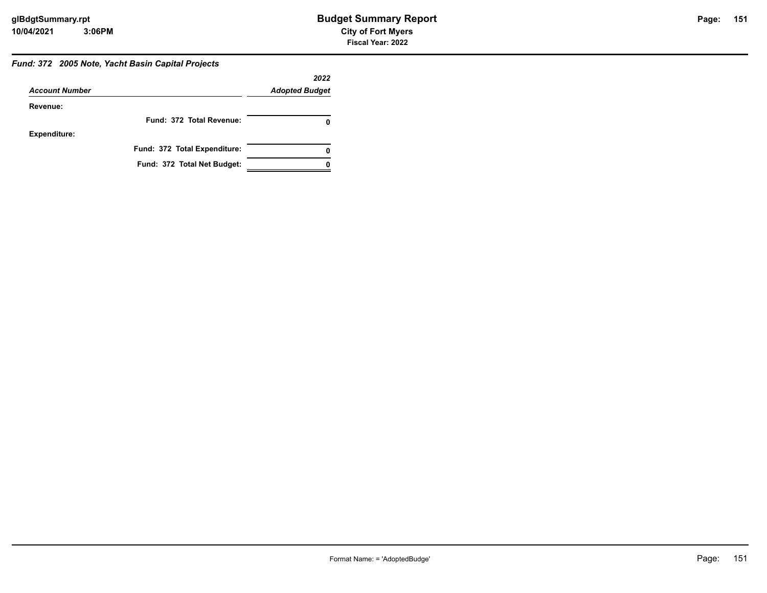### *Fund: 372 2005 Note, Yacht Basin Capital Projects*

| *Account Number* | *2022 Adopted Budget* |
|---|---|
| **Revenue:** | |
| **Fund: 372 Total Revenue:** | **0** |
| **Expenditure:** | |
| **Fund: 372 Total Expenditure:** | **0** |
| **Fund: 372 Total Net Budget:** | **0** |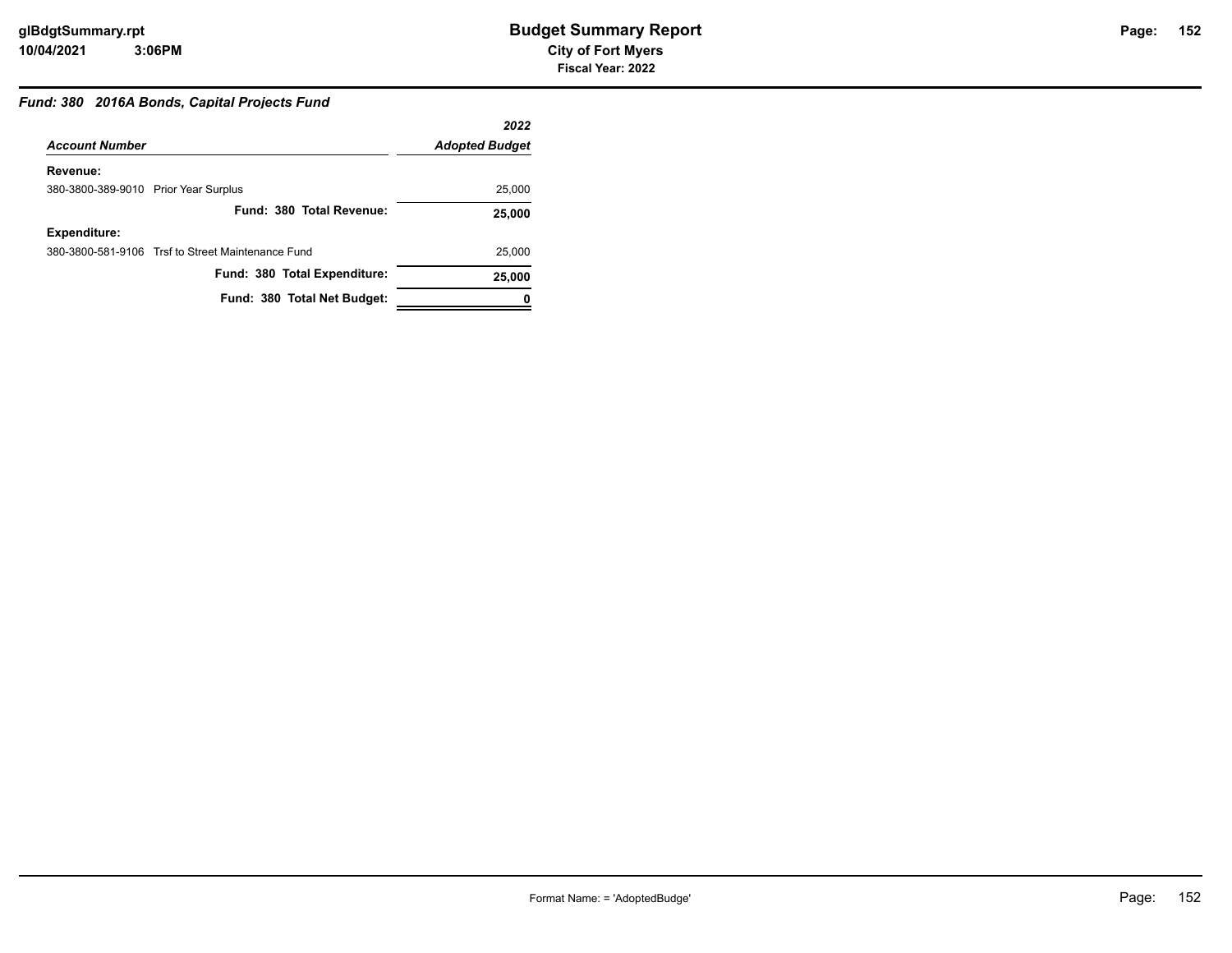# Budget Summary Report

**City of Fort Myers**

**Fiscal Year: 2022**

### *Fund: 380 2016A Bonds, Capital Projects Fund*

| *Account Number* | *2022 Adopted Budget* |
|---|---|
| **Revenue:** | |
| 380-3800-389-9010 Prior Year Surplus | 25,000 |
| **Fund: 380 Total Revenue:** | **25,000** |
| **Expenditure:** | |
| 380-3800-581-9106 Trsf to Street Maintenance Fund | 25,000 |
| **Fund: 380 Total Expenditure:** | **25,000** |
| **Fund: 380 Total Net Budget:** | **0** |

Format Name: = 'AdoptedBudge'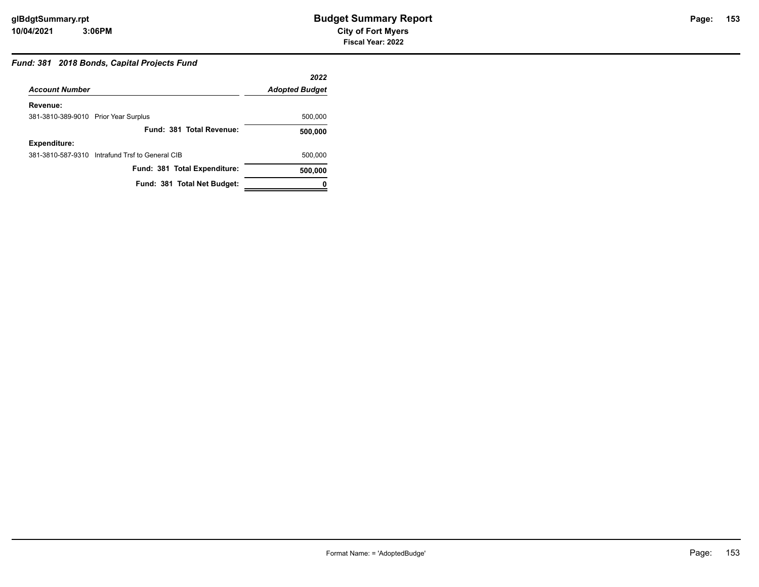# Budget Summary Report

**City of Fort Myers**

**Fiscal Year: 2022**

### *Fund: 381 2018 Bonds, Capital Projects Fund*

| *Account Number* | *2022 Adopted Budget* |
|---|---|
| **Revenue:** | |
| 381-3810-389-9010 Prior Year Surplus | 500,000 |
| **Fund: 381 Total Revenue:** | **500,000** |
| **Expenditure:** | |
| 381-3810-587-9310 Intrafund Trsf to General CIB | 500,000 |
| **Fund: 381 Total Expenditure:** | **500,000** |
| **Fund: 381 Total Net Budget:** | **0** |

Format Name: = 'AdoptedBudge'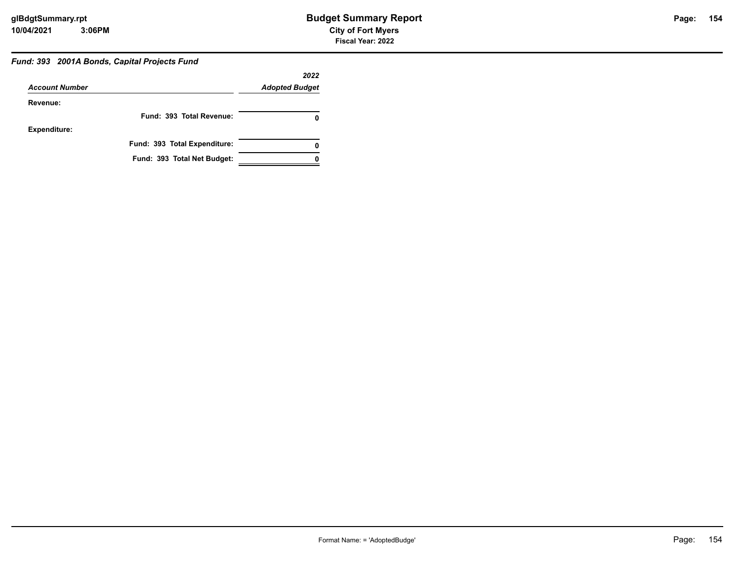## *Fund: 393 2001A Bonds, Capital Projects Fund*

| *Account Number* | *2022 Adopted Budget* |
|---|---|
| **Revenue:** | |
| **Fund: 393 Total Revenue:** | **0** |
| **Expenditure:** | |
| **Fund: 393 Total Expenditure:** | **0** |
| **Fund: 393 Total Net Budget:** | **0** |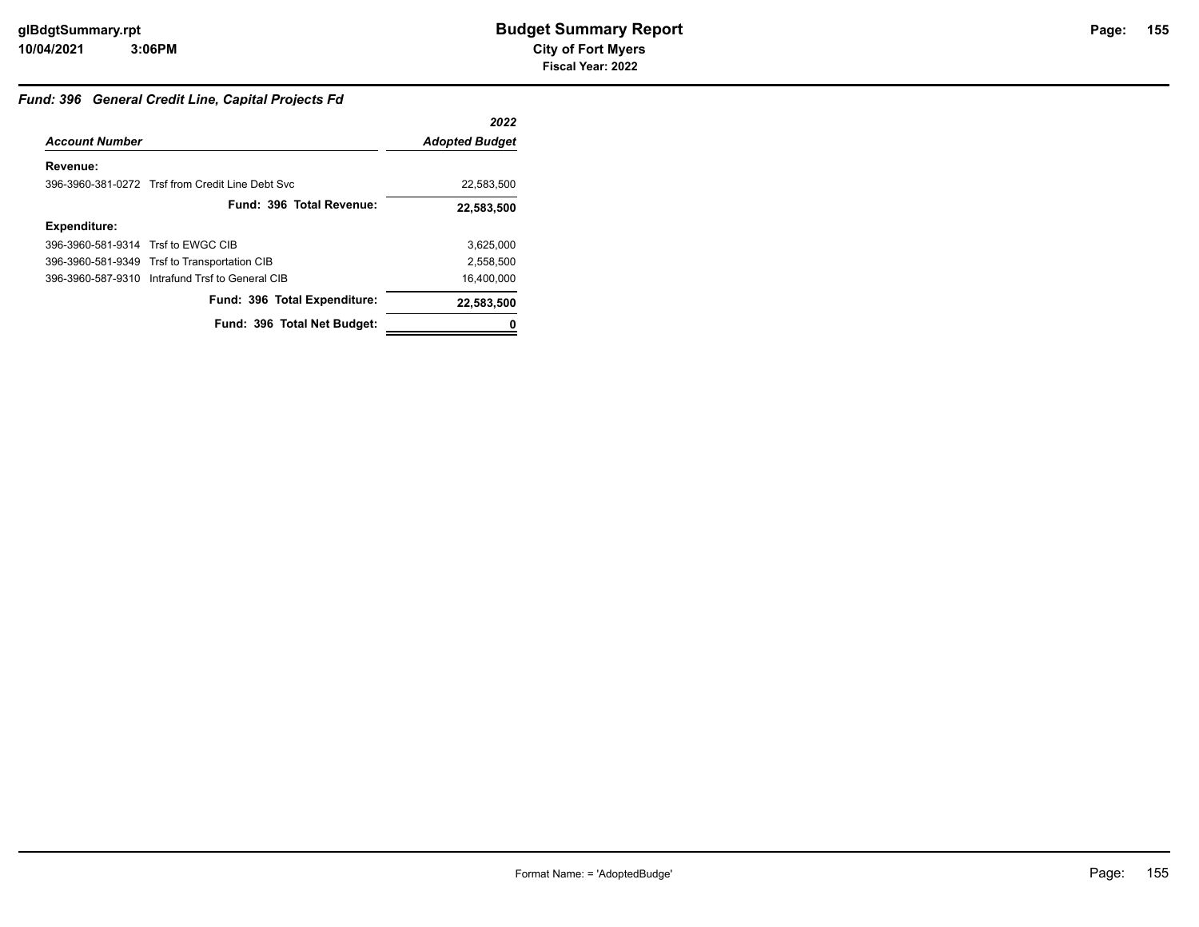# Budget Summary Report

**City of Fort Myers**

**Fiscal Year: 2022**

### *Fund: 396 General Credit Line, Capital Projects Fd*

| *Account Number* | | *2022 Adopted Budget* |
|---|---|---|
| **Revenue:** | | |
| 396-3960-381-0272 | Trsf from Credit Line Debt Svc | 22,583,500 |
| | **Fund: 396 Total Revenue:** | **22,583,500** |
| **Expenditure:** | | |
| 396-3960-581-9314 | Trsf to EWGC CIB | 3,625,000 |
| 396-3960-581-9349 | Trsf to Transportation CIB | 2,558,500 |
| 396-3960-587-9310 | Intrafund Trsf to General CIB | 16,400,000 |
| | **Fund: 396 Total Expenditure:** | **22,583,500** |
| | **Fund: 396 Total Net Budget:** | **0** |

Format Name: = 'AdoptedBudge'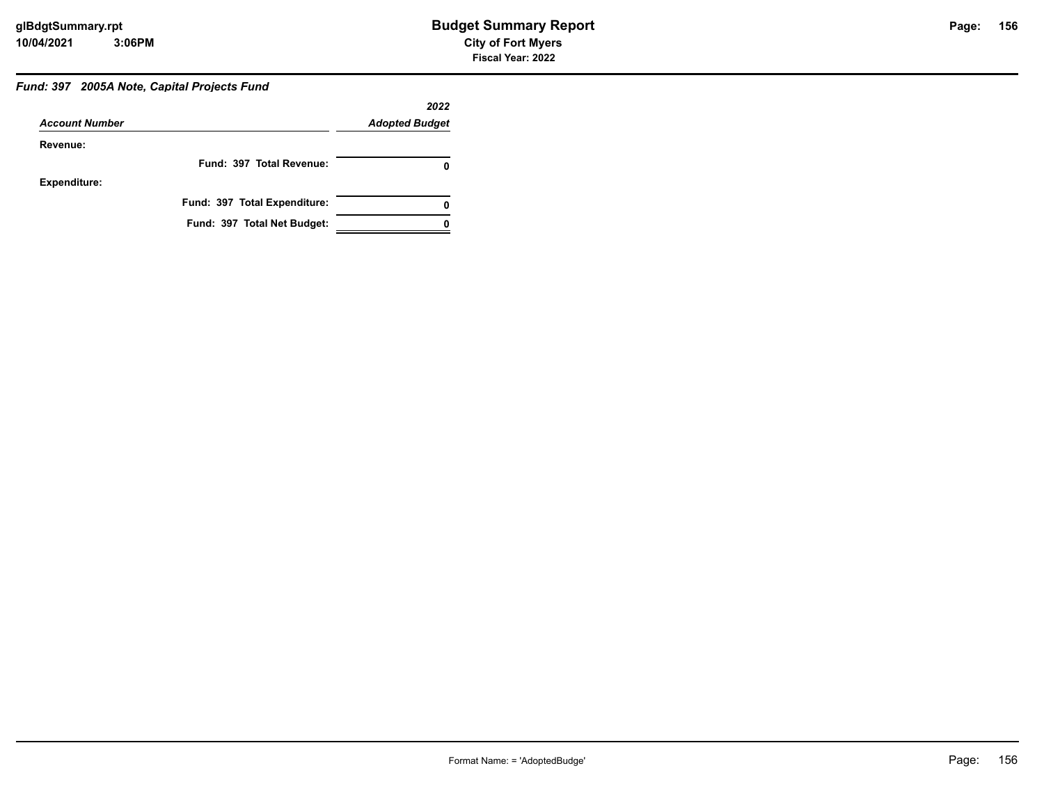### Fund: 397 2005A Note, Capital Projects Fund

| Account Number | 2022 Adopted Budget |
|---|---|
| **Revenue:** | |
| **Fund: 397 Total Revenue:** | **0** |
| **Expenditure:** | |
| **Fund: 397 Total Expenditure:** | **0** |
| **Fund: 397 Total Net Budget:** | **0** |

Format Name: = 'AdoptedBudge'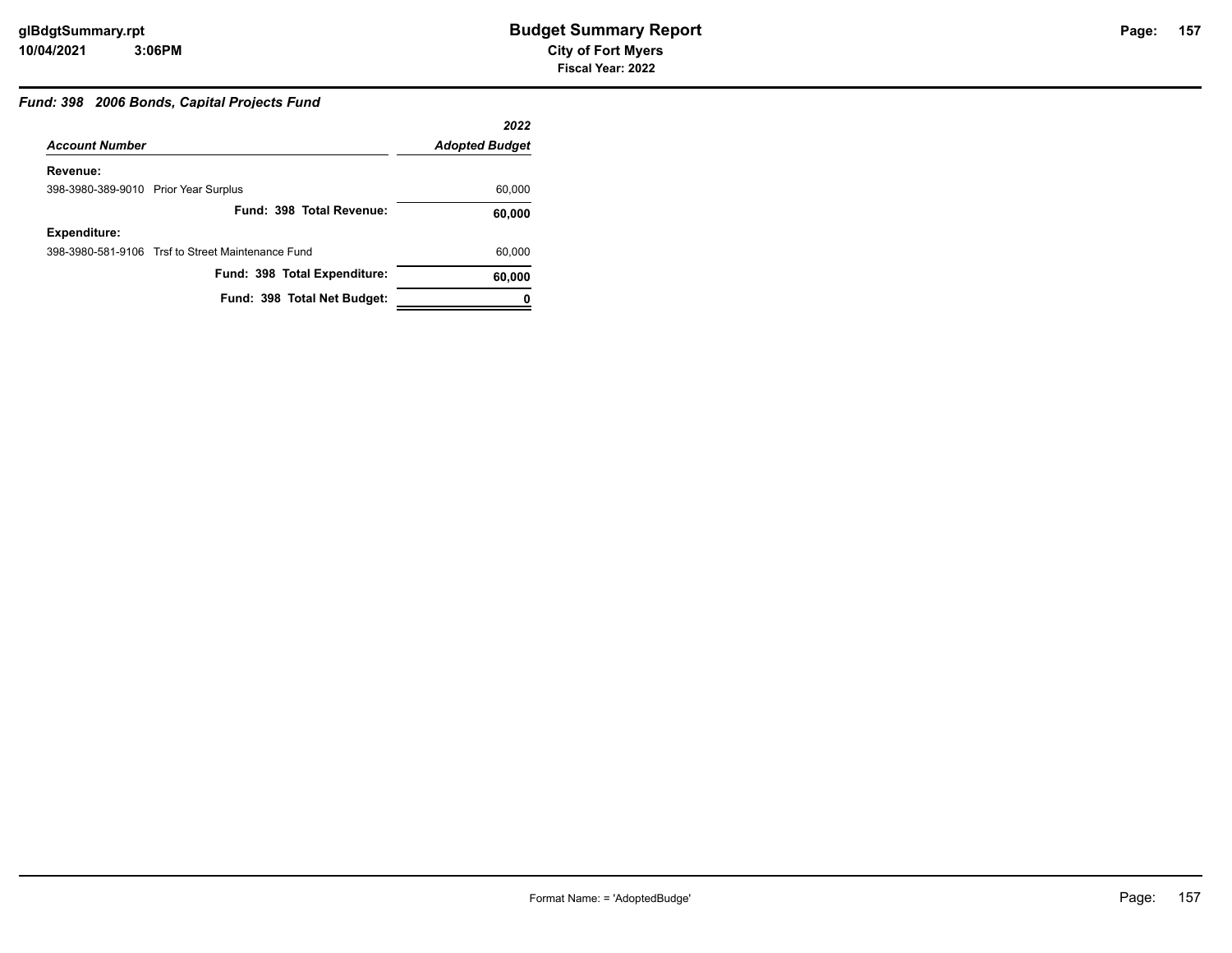# Budget Summary Report

**City of Fort Myers**

**Fiscal Year: 2022**

### *Fund: 398 2006 Bonds, Capital Projects Fund*

| *Account Number* | *2022 Adopted Budget* |
|---|---|
| **Revenue:** | |
| 398-3980-389-9010 Prior Year Surplus | 60,000 |
| **Fund: 398 Total Revenue:** | **60,000** |
| **Expenditure:** | |
| 398-3980-581-9106 Trsf to Street Maintenance Fund | 60,000 |
| **Fund: 398 Total Expenditure:** | **60,000** |
| **Fund: 398 Total Net Budget:** | **0** |

Format Name: = 'AdoptedBudge'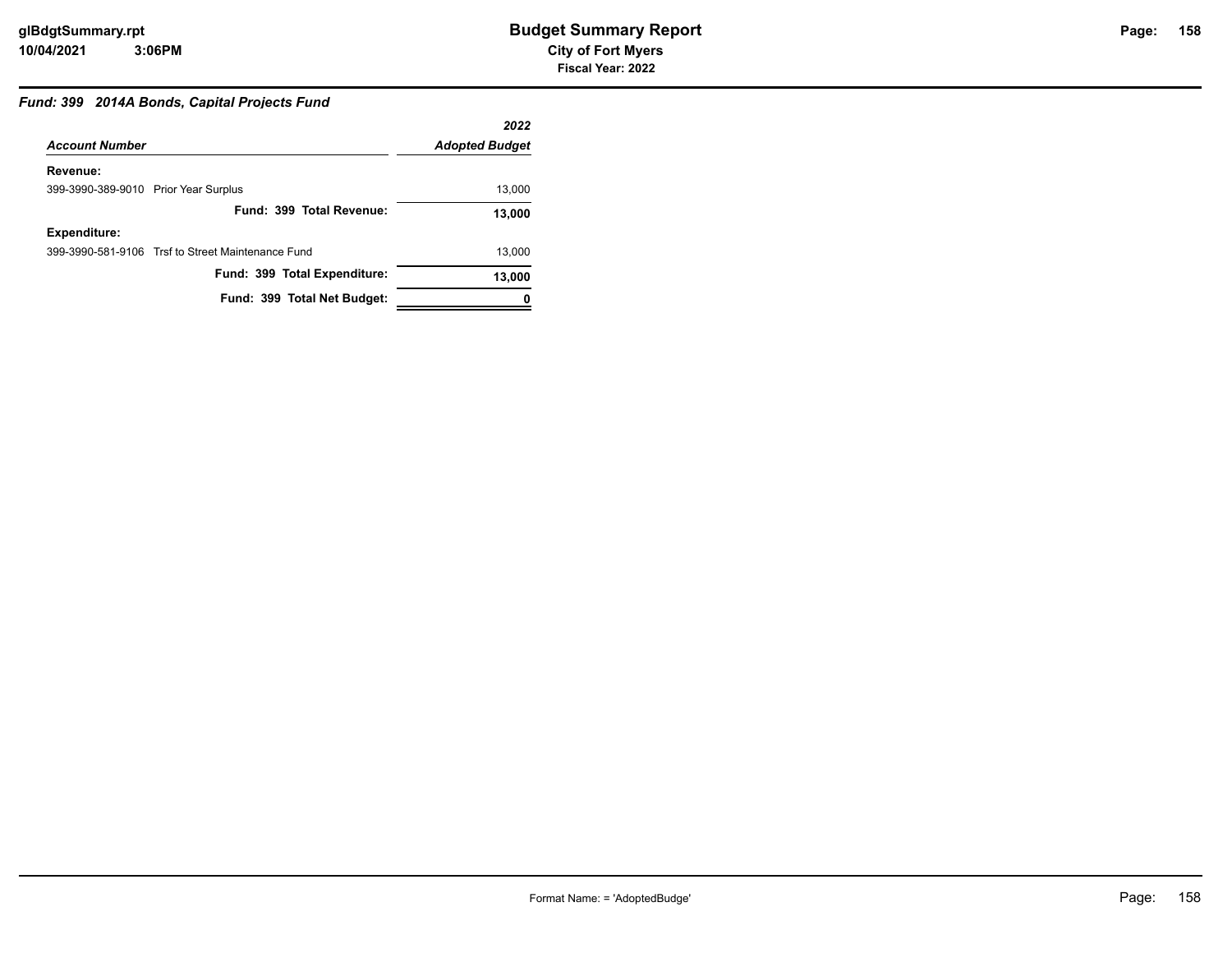# Budget Summary Report

**City of Fort Myers**

**Fiscal Year: 2022**

***Fund: 399 2014A Bonds, Capital Projects Fund***

| *Account Number* | *2022 Adopted Budget* |
|---|---|
| **Revenue:** | |
| 399-3990-389-9010 Prior Year Surplus | 13,000 |
| **Fund: 399 Total Revenue:** | **13,000** |
| **Expenditure:** | |
| 399-3990-581-9106 Trsf to Street Maintenance Fund | 13,000 |
| **Fund: 399 Total Expenditure:** | **13,000** |
| **Fund: 399 Total Net Budget:** | **0** |

Format Name: = 'AdoptedBudge'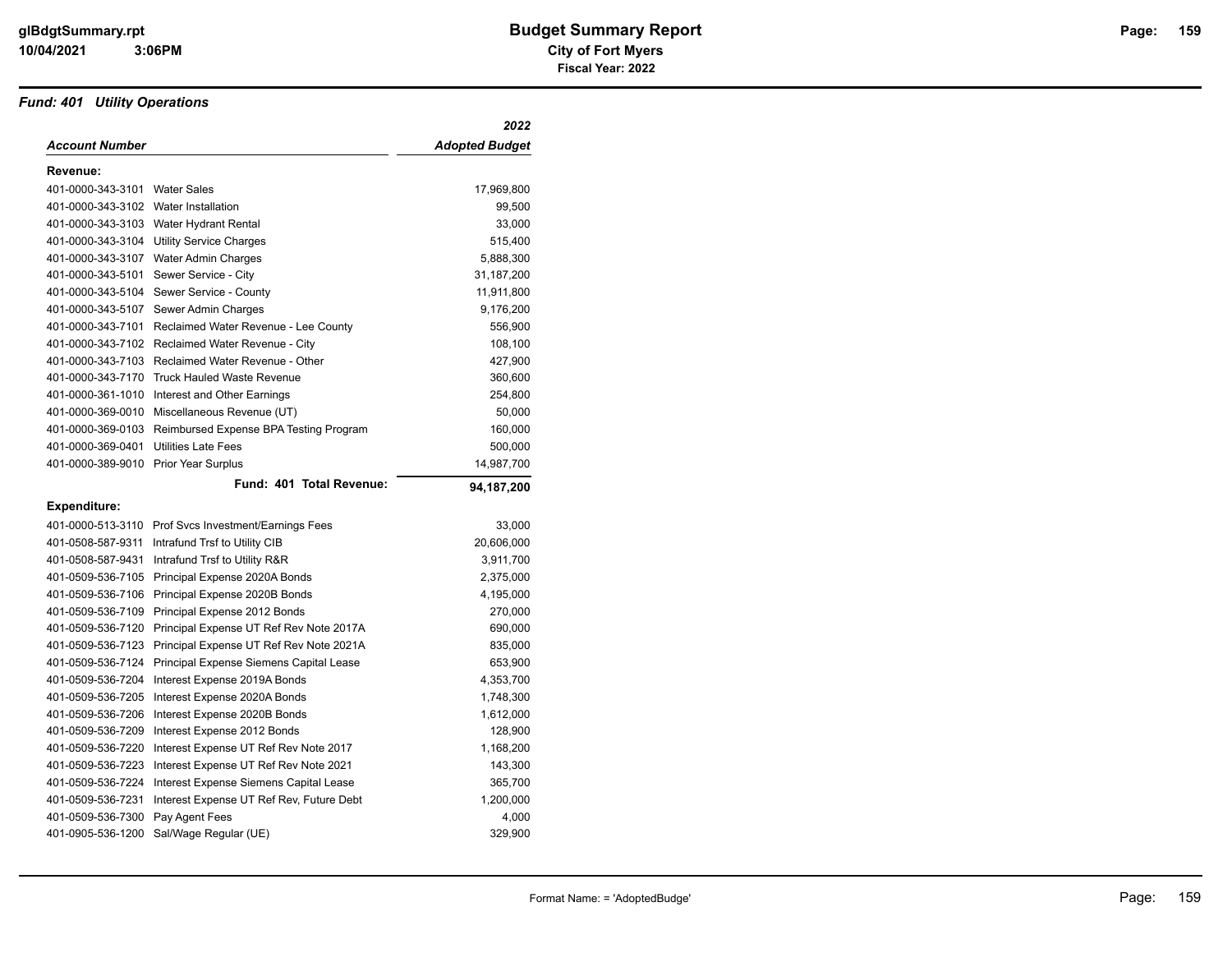# Budget Summary Report

**City of Fort Myers**

**Fiscal Year: 2022**

## *Fund: 401 Utility Operations*

| *Account Number* | | *2022 Adopted Budget* |
|---|---|---|
| **Revenue:** | | |
| 401-0000-343-3101 | Water Sales | 17,969,800 |
| 401-0000-343-3102 | Water Installation | 99,500 |
| 401-0000-343-3103 | Water Hydrant Rental | 33,000 |
| 401-0000-343-3104 | Utility Service Charges | 515,400 |
| 401-0000-343-3107 | Water Admin Charges | 5,888,300 |
| 401-0000-343-5101 | Sewer Service - City | 31,187,200 |
| 401-0000-343-5104 | Sewer Service - County | 11,911,800 |
| 401-0000-343-5107 | Sewer Admin Charges | 9,176,200 |
| 401-0000-343-7101 | Reclaimed Water Revenue - Lee County | 556,900 |
| 401-0000-343-7102 | Reclaimed Water Revenue - City | 108,100 |
| 401-0000-343-7103 | Reclaimed Water Revenue - Other | 427,900 |
| 401-0000-343-7170 | Truck Hauled Waste Revenue | 360,600 |
| 401-0000-361-1010 | Interest and Other Earnings | 254,800 |
| 401-0000-369-0010 | Miscellaneous Revenue (UT) | 50,000 |
| 401-0000-369-0103 | Reimbursed Expense BPA Testing Program | 160,000 |
| 401-0000-369-0401 | Utilities Late Fees | 500,000 |
| 401-0000-389-9010 | Prior Year Surplus | 14,987,700 |
| | **Fund: 401 Total Revenue:** | **94,187,200** |
| **Expenditure:** | | |
| 401-0000-513-3110 | Prof Svcs Investment/Earnings Fees | 33,000 |
| 401-0508-587-9311 | Intrafund Trsf to Utility CIB | 20,606,000 |
| 401-0508-587-9431 | Intrafund Trsf to Utility R&R | 3,911,700 |
| 401-0509-536-7105 | Principal Expense 2020A Bonds | 2,375,000 |
| 401-0509-536-7106 | Principal Expense 2020B Bonds | 4,195,000 |
| 401-0509-536-7109 | Principal Expense 2012 Bonds | 270,000 |
| 401-0509-536-7120 | Principal Expense UT Ref Rev Note 2017A | 690,000 |
| 401-0509-536-7123 | Principal Expense UT Ref Rev Note 2021A | 835,000 |
| 401-0509-536-7124 | Principal Expense Siemens Capital Lease | 653,900 |
| 401-0509-536-7204 | Interest Expense 2019A Bonds | 4,353,700 |
| 401-0509-536-7205 | Interest Expense 2020A Bonds | 1,748,300 |
| 401-0509-536-7206 | Interest Expense 2020B Bonds | 1,612,000 |
| 401-0509-536-7209 | Interest Expense 2012 Bonds | 128,900 |
| 401-0509-536-7220 | Interest Expense UT Ref Rev Note 2017 | 1,168,200 |
| 401-0509-536-7223 | Interest Expense UT Ref Rev Note 2021 | 143,300 |
| 401-0509-536-7224 | Interest Expense Siemens Capital Lease | 365,700 |
| 401-0509-536-7231 | Interest Expense UT Ref Rev, Future Debt | 1,200,000 |
| 401-0509-536-7300 | Pay Agent Fees | 4,000 |
| 401-0905-536-1200 | Sal/Wage Regular (UE) | 329,900 |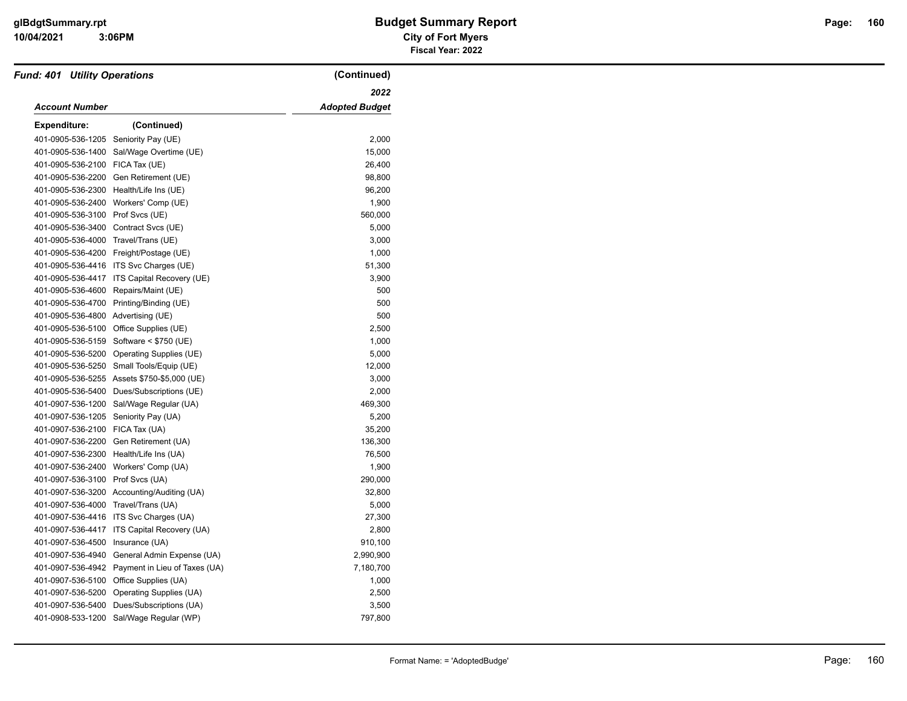## Budget Summary Report

**City of Fort Myers**

**Fiscal Year: 2022**

### *Fund: 401 Utility Operations* (Continued)

| *Account Number* | | *2022 Adopted Budget* |
|---|---|---|
| **Expenditure:** | **(Continued)** | |
| 401-0905-536-1205 | Seniority Pay (UE) | 2,000 |
| 401-0905-536-1400 | Sal/Wage Overtime (UE) | 15,000 |
| 401-0905-536-2100 | FICA Tax (UE) | 26,400 |
| 401-0905-536-2200 | Gen Retirement (UE) | 98,800 |
| 401-0905-536-2300 | Health/Life Ins (UE) | 96,200 |
| 401-0905-536-2400 | Workers' Comp (UE) | 1,900 |
| 401-0905-536-3100 | Prof Svcs (UE) | 560,000 |
| 401-0905-536-3400 | Contract Svcs (UE) | 5,000 |
| 401-0905-536-4000 | Travel/Trans (UE) | 3,000 |
| 401-0905-536-4200 | Freight/Postage (UE) | 1,000 |
| 401-0905-536-4416 | ITS Svc Charges (UE) | 51,300 |
| 401-0905-536-4417 | ITS Capital Recovery (UE) | 3,900 |
| 401-0905-536-4600 | Repairs/Maint (UE) | 500 |
| 401-0905-536-4700 | Printing/Binding (UE) | 500 |
| 401-0905-536-4800 | Advertising (UE) | 500 |
| 401-0905-536-5100 | Office Supplies (UE) | 2,500 |
| 401-0905-536-5159 | Software < $750 (UE) | 1,000 |
| 401-0905-536-5200 | Operating Supplies (UE) | 5,000 |
| 401-0905-536-5250 | Small Tools/Equip (UE) | 12,000 |
| 401-0905-536-5255 | Assets $750-$5,000 (UE) | 3,000 |
| 401-0905-536-5400 | Dues/Subscriptions (UE) | 2,000 |
| 401-0907-536-1200 | Sal/Wage Regular (UA) | 469,300 |
| 401-0907-536-1205 | Seniority Pay (UA) | 5,200 |
| 401-0907-536-2100 | FICA Tax (UA) | 35,200 |
| 401-0907-536-2200 | Gen Retirement (UA) | 136,300 |
| 401-0907-536-2300 | Health/Life Ins (UA) | 76,500 |
| 401-0907-536-2400 | Workers' Comp (UA) | 1,900 |
| 401-0907-536-3100 | Prof Svcs (UA) | 290,000 |
| 401-0907-536-3200 | Accounting/Auditing (UA) | 32,800 |
| 401-0907-536-4000 | Travel/Trans (UA) | 5,000 |
| 401-0907-536-4416 | ITS Svc Charges (UA) | 27,300 |
| 401-0907-536-4417 | ITS Capital Recovery (UA) | 2,800 |
| 401-0907-536-4500 | Insurance (UA) | 910,100 |
| 401-0907-536-4940 | General Admin Expense (UA) | 2,990,900 |
| 401-0907-536-4942 | Payment in Lieu of Taxes (UA) | 7,180,700 |
| 401-0907-536-5100 | Office Supplies (UA) | 1,000 |
| 401-0907-536-5200 | Operating Supplies (UA) | 2,500 |
| 401-0907-536-5400 | Dues/Subscriptions (UA) | 3,500 |
| 401-0908-533-1200 | Sal/Wage Regular (WP) | 797,800 |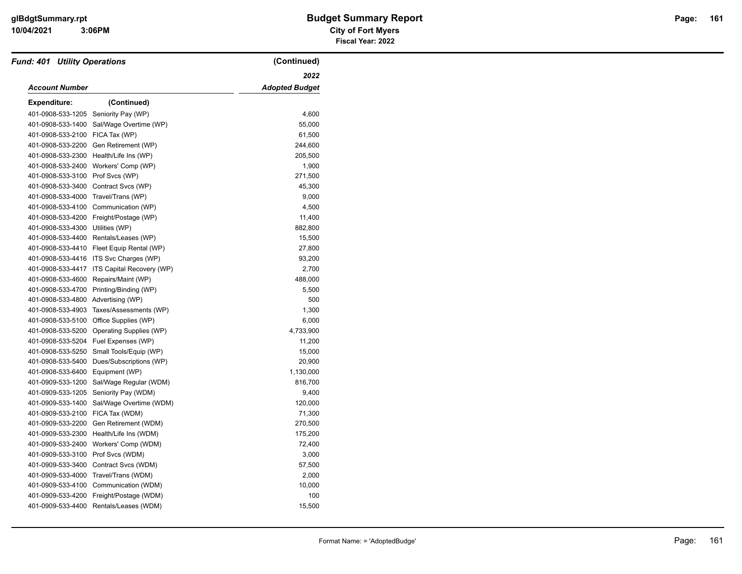## Budget Summary Report

**City of Fort Myers**

**Fiscal Year: 2022**

***Fund: 401 Utility Operations*** **(Continued)**

| *Account Number* | | *2022 Adopted Budget* |
|---|---|---|
| **Expenditure:** | **(Continued)** | |
| 401-0908-533-1205 | Seniority Pay (WP) | 4,600 |
| 401-0908-533-1400 | Sal/Wage Overtime (WP) | 55,000 |
| 401-0908-533-2100 | FICA Tax (WP) | 61,500 |
| 401-0908-533-2200 | Gen Retirement (WP) | 244,600 |
| 401-0908-533-2300 | Health/Life Ins (WP) | 205,500 |
| 401-0908-533-2400 | Workers' Comp (WP) | 1,900 |
| 401-0908-533-3100 | Prof Svcs (WP) | 271,500 |
| 401-0908-533-3400 | Contract Svcs (WP) | 45,300 |
| 401-0908-533-4000 | Travel/Trans (WP) | 9,000 |
| 401-0908-533-4100 | Communication (WP) | 4,500 |
| 401-0908-533-4200 | Freight/Postage (WP) | 11,400 |
| 401-0908-533-4300 | Utilities (WP) | 882,800 |
| 401-0908-533-4400 | Rentals/Leases (WP) | 15,500 |
| 401-0908-533-4410 | Fleet Equip Rental (WP) | 27,800 |
| 401-0908-533-4416 | ITS Svc Charges (WP) | 93,200 |
| 401-0908-533-4417 | ITS Capital Recovery (WP) | 2,700 |
| 401-0908-533-4600 | Repairs/Maint (WP) | 488,000 |
| 401-0908-533-4700 | Printing/Binding (WP) | 5,500 |
| 401-0908-533-4800 | Advertising (WP) | 500 |
| 401-0908-533-4903 | Taxes/Assessments (WP) | 1,300 |
| 401-0908-533-5100 | Office Supplies (WP) | 6,000 |
| 401-0908-533-5200 | Operating Supplies (WP) | 4,733,900 |
| 401-0908-533-5204 | Fuel Expenses (WP) | 11,200 |
| 401-0908-533-5250 | Small Tools/Equip (WP) | 15,000 |
| 401-0908-533-5400 | Dues/Subscriptions (WP) | 20,900 |
| 401-0908-533-6400 | Equipment (WP) | 1,130,000 |
| 401-0909-533-1200 | Sal/Wage Regular (WDM) | 816,700 |
| 401-0909-533-1205 | Seniority Pay (WDM) | 9,400 |
| 401-0909-533-1400 | Sal/Wage Overtime (WDM) | 120,000 |
| 401-0909-533-2100 | FICA Tax (WDM) | 71,300 |
| 401-0909-533-2200 | Gen Retirement (WDM) | 270,500 |
| 401-0909-533-2300 | Health/Life Ins (WDM) | 175,200 |
| 401-0909-533-2400 | Workers' Comp (WDM) | 72,400 |
| 401-0909-533-3100 | Prof Svcs (WDM) | 3,000 |
| 401-0909-533-3400 | Contract Svcs (WDM) | 57,500 |
| 401-0909-533-4000 | Travel/Trans (WDM) | 2,000 |
| 401-0909-533-4100 | Communication (WDM) | 10,000 |
| 401-0909-533-4200 | Freight/Postage (WDM) | 100 |
| 401-0909-533-4400 | Rentals/Leases (WDM) | 15,500 |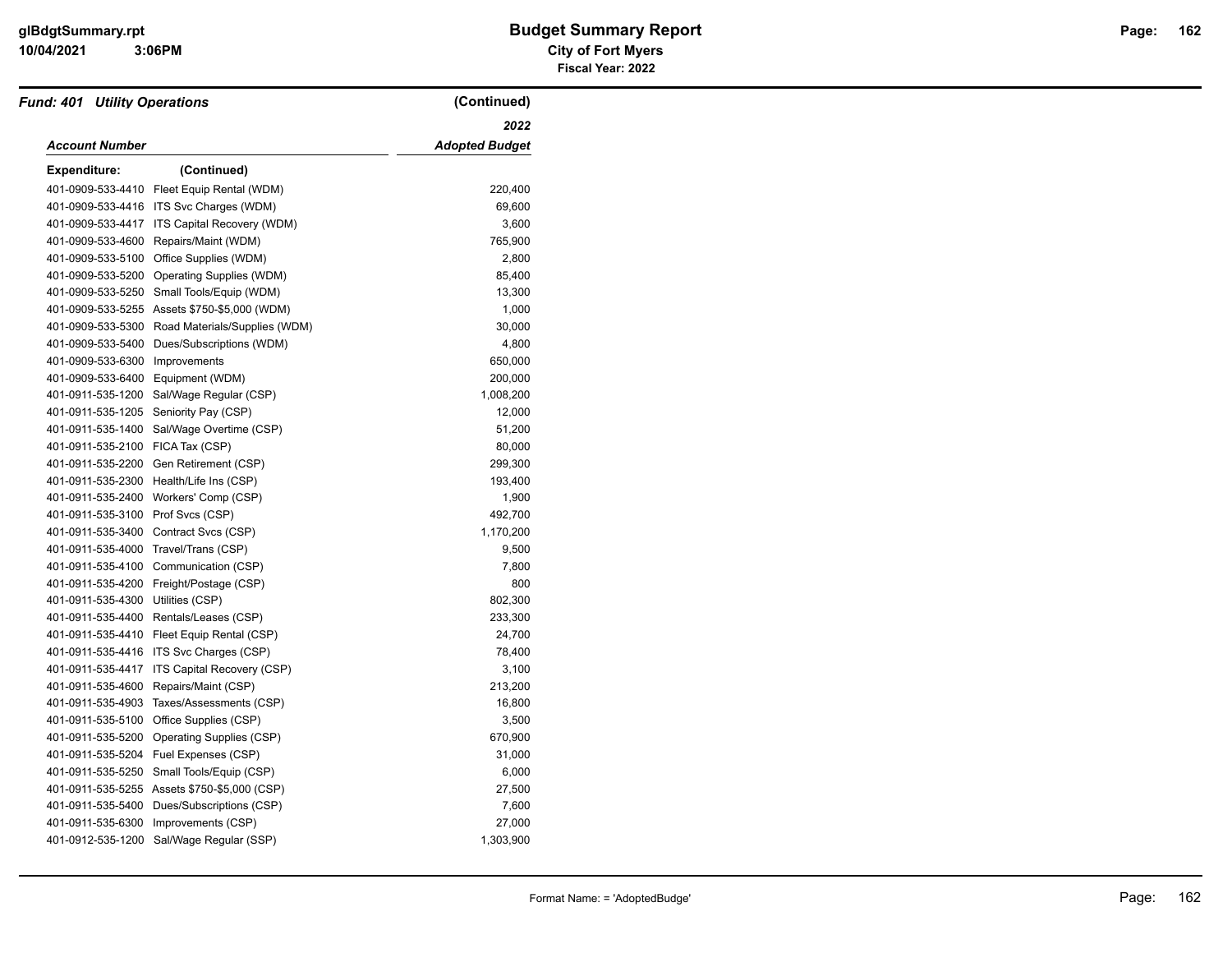**Budget Summary Report**
**City of Fort Myers**
**Fiscal Year: 2022**

***Fund: 401 Utility Operations*** **(Continued)**

| *Account Number* | | *2022 Adopted Budget* |
|---|---|---|
| **Expenditure:** | **(Continued)** | |
| 401-0909-533-4410 | Fleet Equip Rental (WDM) | 220,400 |
| 401-0909-533-4416 | ITS Svc Charges (WDM) | 69,600 |
| 401-0909-533-4417 | ITS Capital Recovery (WDM) | 3,600 |
| 401-0909-533-4600 | Repairs/Maint (WDM) | 765,900 |
| 401-0909-533-5100 | Office Supplies (WDM) | 2,800 |
| 401-0909-533-5200 | Operating Supplies (WDM) | 85,400 |
| 401-0909-533-5250 | Small Tools/Equip (WDM) | 13,300 |
| 401-0909-533-5255 | Assets $750-$5,000 (WDM) | 1,000 |
| 401-0909-533-5300 | Road Materials/Supplies (WDM) | 30,000 |
| 401-0909-533-5400 | Dues/Subscriptions (WDM) | 4,800 |
| 401-0909-533-6300 | Improvements | 650,000 |
| 401-0909-533-6400 | Equipment (WDM) | 200,000 |
| 401-0911-535-1200 | Sal/Wage Regular (CSP) | 1,008,200 |
| 401-0911-535-1205 | Seniority Pay (CSP) | 12,000 |
| 401-0911-535-1400 | Sal/Wage Overtime (CSP) | 51,200 |
| 401-0911-535-2100 | FICA Tax (CSP) | 80,000 |
| 401-0911-535-2200 | Gen Retirement (CSP) | 299,300 |
| 401-0911-535-2300 | Health/Life Ins (CSP) | 193,400 |
| 401-0911-535-2400 | Workers' Comp (CSP) | 1,900 |
| 401-0911-535-3100 | Prof Svcs (CSP) | 492,700 |
| 401-0911-535-3400 | Contract Svcs (CSP) | 1,170,200 |
| 401-0911-535-4000 | Travel/Trans (CSP) | 9,500 |
| 401-0911-535-4100 | Communication (CSP) | 7,800 |
| 401-0911-535-4200 | Freight/Postage (CSP) | 800 |
| 401-0911-535-4300 | Utilities (CSP) | 802,300 |
| 401-0911-535-4400 | Rentals/Leases (CSP) | 233,300 |
| 401-0911-535-4410 | Fleet Equip Rental (CSP) | 24,700 |
| 401-0911-535-4416 | ITS Svc Charges (CSP) | 78,400 |
| 401-0911-535-4417 | ITS Capital Recovery (CSP) | 3,100 |
| 401-0911-535-4600 | Repairs/Maint (CSP) | 213,200 |
| 401-0911-535-4903 | Taxes/Assessments (CSP) | 16,800 |
| 401-0911-535-5100 | Office Supplies (CSP) | 3,500 |
| 401-0911-535-5200 | Operating Supplies (CSP) | 670,900 |
| 401-0911-535-5204 | Fuel Expenses (CSP) | 31,000 |
| 401-0911-535-5250 | Small Tools/Equip (CSP) | 6,000 |
| 401-0911-535-5255 | Assets $750-$5,000 (CSP) | 27,500 |
| 401-0911-535-5400 | Dues/Subscriptions (CSP) | 7,600 |
| 401-0911-535-6300 | Improvements (CSP) | 27,000 |
| 401-0912-535-1200 | Sal/Wage Regular (SSP) | 1,303,900 |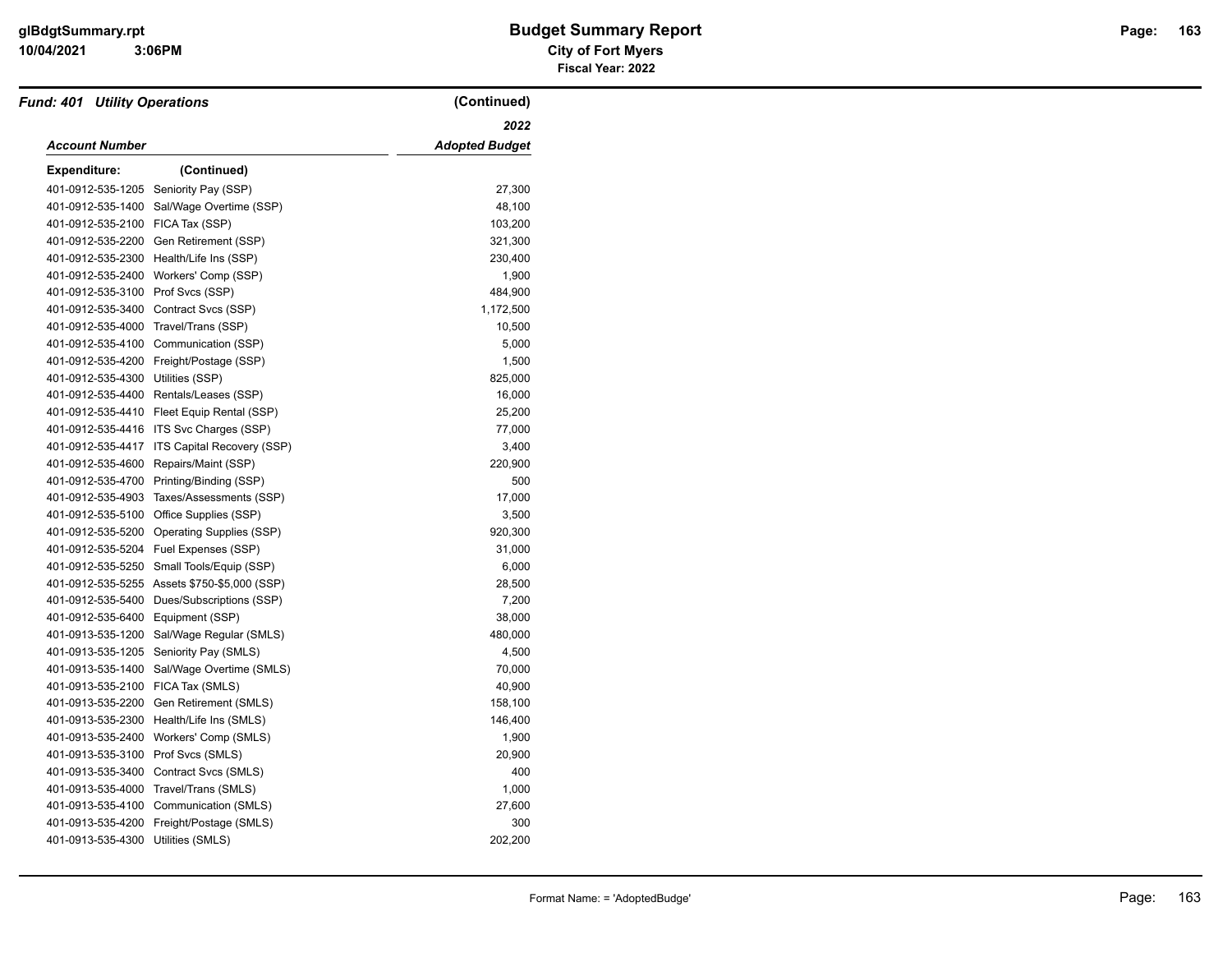**Fund: 401 Utility Operations** (Continued)

| Account Number | | 2022 Adopted Budget |
|---|---|---|
| **Expenditure:** | (Continued) | |
| 401-0912-535-1205 | Seniority Pay (SSP) | 27,300 |
| 401-0912-535-1400 | Sal/Wage Overtime (SSP) | 48,100 |
| 401-0912-535-2100 | FICA Tax (SSP) | 103,200 |
| 401-0912-535-2200 | Gen Retirement (SSP) | 321,300 |
| 401-0912-535-2300 | Health/Life Ins (SSP) | 230,400 |
| 401-0912-535-2400 | Workers' Comp (SSP) | 1,900 |
| 401-0912-535-3100 | Prof Svcs (SSP) | 484,900 |
| 401-0912-535-3400 | Contract Svcs (SSP) | 1,172,500 |
| 401-0912-535-4000 | Travel/Trans (SSP) | 10,500 |
| 401-0912-535-4100 | Communication (SSP) | 5,000 |
| 401-0912-535-4200 | Freight/Postage (SSP) | 1,500 |
| 401-0912-535-4300 | Utilities (SSP) | 825,000 |
| 401-0912-535-4400 | Rentals/Leases (SSP) | 16,000 |
| 401-0912-535-4410 | Fleet Equip Rental (SSP) | 25,200 |
| 401-0912-535-4416 | ITS Svc Charges (SSP) | 77,000 |
| 401-0912-535-4417 | ITS Capital Recovery (SSP) | 3,400 |
| 401-0912-535-4600 | Repairs/Maint (SSP) | 220,900 |
| 401-0912-535-4700 | Printing/Binding (SSP) | 500 |
| 401-0912-535-4903 | Taxes/Assessments (SSP) | 17,000 |
| 401-0912-535-5100 | Office Supplies (SSP) | 3,500 |
| 401-0912-535-5200 | Operating Supplies (SSP) | 920,300 |
| 401-0912-535-5204 | Fuel Expenses (SSP) | 31,000 |
| 401-0912-535-5250 | Small Tools/Equip (SSP) | 6,000 |
| 401-0912-535-5255 | Assets $750-$5,000 (SSP) | 28,500 |
| 401-0912-535-5400 | Dues/Subscriptions (SSP) | 7,200 |
| 401-0912-535-6400 | Equipment (SSP) | 38,000 |
| 401-0913-535-1200 | Sal/Wage Regular (SMLS) | 480,000 |
| 401-0913-535-1205 | Seniority Pay (SMLS) | 4,500 |
| 401-0913-535-1400 | Sal/Wage Overtime (SMLS) | 70,000 |
| 401-0913-535-2100 | FICA Tax (SMLS) | 40,900 |
| 401-0913-535-2200 | Gen Retirement (SMLS) | 158,100 |
| 401-0913-535-2300 | Health/Life Ins (SMLS) | 146,400 |
| 401-0913-535-2400 | Workers' Comp (SMLS) | 1,900 |
| 401-0913-535-3100 | Prof Svcs (SMLS) | 20,900 |
| 401-0913-535-3400 | Contract Svcs (SMLS) | 400 |
| 401-0913-535-4000 | Travel/Trans (SMLS) | 1,000 |
| 401-0913-535-4100 | Communication (SMLS) | 27,600 |
| 401-0913-535-4200 | Freight/Postage (SMLS) | 300 |
| 401-0913-535-4300 | Utilities (SMLS) | 202,200 |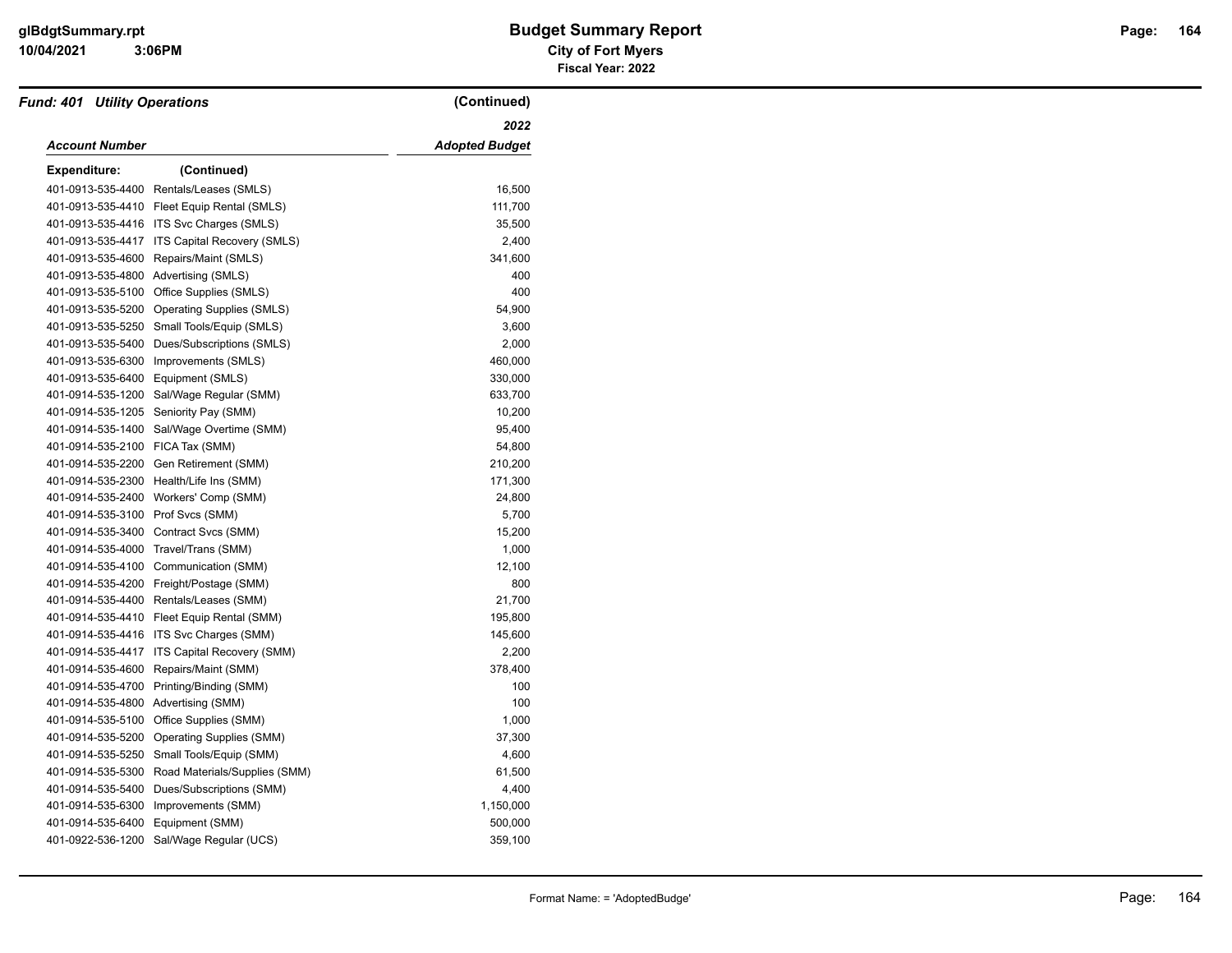# Budget Summary Report

**City of Fort Myers**

**Fiscal Year: 2022**

***Fund: 401 Utility Operations*** **(Continued)**

| *Account Number* | | *2022 Adopted Budget* |
|---|---|---|
| **Expenditure:** | **(Continued)** | |
| 401-0913-535-4400 | Rentals/Leases (SMLS) | 16,500 |
| 401-0913-535-4410 | Fleet Equip Rental (SMLS) | 111,700 |
| 401-0913-535-4416 | ITS Svc Charges (SMLS) | 35,500 |
| 401-0913-535-4417 | ITS Capital Recovery (SMLS) | 2,400 |
| 401-0913-535-4600 | Repairs/Maint (SMLS) | 341,600 |
| 401-0913-535-4800 | Advertising (SMLS) | 400 |
| 401-0913-535-5100 | Office Supplies (SMLS) | 400 |
| 401-0913-535-5200 | Operating Supplies (SMLS) | 54,900 |
| 401-0913-535-5250 | Small Tools/Equip (SMLS) | 3,600 |
| 401-0913-535-5400 | Dues/Subscriptions (SMLS) | 2,000 |
| 401-0913-535-6300 | Improvements (SMLS) | 460,000 |
| 401-0913-535-6400 | Equipment (SMLS) | 330,000 |
| 401-0914-535-1200 | Sal/Wage Regular (SMM) | 633,700 |
| 401-0914-535-1205 | Seniority Pay (SMM) | 10,200 |
| 401-0914-535-1400 | Sal/Wage Overtime (SMM) | 95,400 |
| 401-0914-535-2100 | FICA Tax (SMM) | 54,800 |
| 401-0914-535-2200 | Gen Retirement (SMM) | 210,200 |
| 401-0914-535-2300 | Health/Life Ins (SMM) | 171,300 |
| 401-0914-535-2400 | Workers' Comp (SMM) | 24,800 |
| 401-0914-535-3100 | Prof Svcs (SMM) | 5,700 |
| 401-0914-535-3400 | Contract Svcs (SMM) | 15,200 |
| 401-0914-535-4000 | Travel/Trans (SMM) | 1,000 |
| 401-0914-535-4100 | Communication (SMM) | 12,100 |
| 401-0914-535-4200 | Freight/Postage (SMM) | 800 |
| 401-0914-535-4400 | Rentals/Leases (SMM) | 21,700 |
| 401-0914-535-4410 | Fleet Equip Rental (SMM) | 195,800 |
| 401-0914-535-4416 | ITS Svc Charges (SMM) | 145,600 |
| 401-0914-535-4417 | ITS Capital Recovery (SMM) | 2,200 |
| 401-0914-535-4600 | Repairs/Maint (SMM) | 378,400 |
| 401-0914-535-4700 | Printing/Binding (SMM) | 100 |
| 401-0914-535-4800 | Advertising (SMM) | 100 |
| 401-0914-535-5100 | Office Supplies (SMM) | 1,000 |
| 401-0914-535-5200 | Operating Supplies (SMM) | 37,300 |
| 401-0914-535-5250 | Small Tools/Equip (SMM) | 4,600 |
| 401-0914-535-5300 | Road Materials/Supplies (SMM) | 61,500 |
| 401-0914-535-5400 | Dues/Subscriptions (SMM) | 4,400 |
| 401-0914-535-6300 | Improvements (SMM) | 1,150,000 |
| 401-0914-535-6400 | Equipment (SMM) | 500,000 |
| 401-0922-536-1200 | Sal/Wage Regular (UCS) | 359,100 |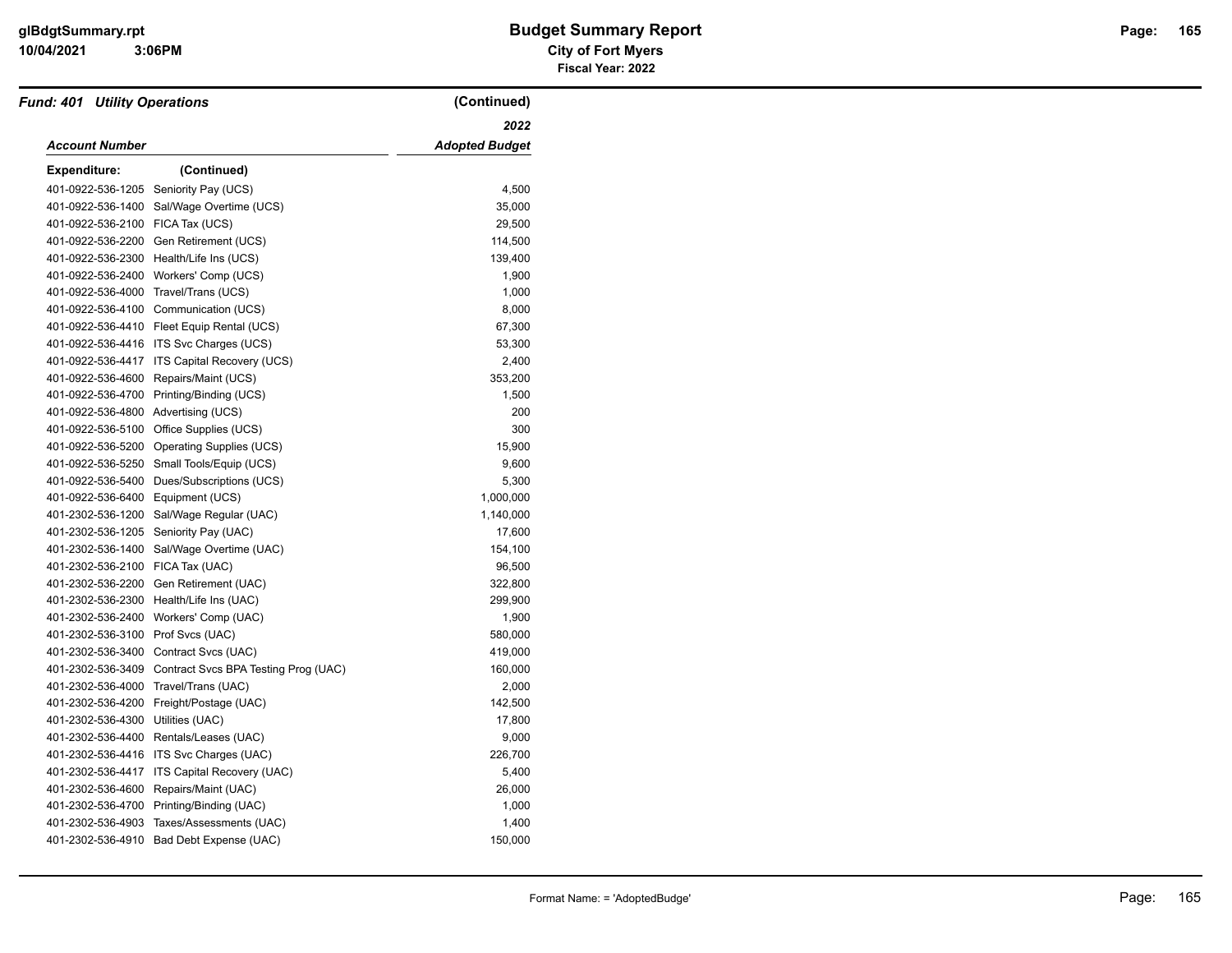## Fund: 401 Utility Operations (Continued)

| Account Number | | 2022 Adopted Budget |
|---|---|---|
| **Expenditure:** | **(Continued)** | |
| 401-0922-536-1205 | Seniority Pay (UCS) | 4,500 |
| 401-0922-536-1400 | Sal/Wage Overtime (UCS) | 35,000 |
| 401-0922-536-2100 | FICA Tax (UCS) | 29,500 |
| 401-0922-536-2200 | Gen Retirement (UCS) | 114,500 |
| 401-0922-536-2300 | Health/Life Ins (UCS) | 139,400 |
| 401-0922-536-2400 | Workers' Comp (UCS) | 1,900 |
| 401-0922-536-4000 | Travel/Trans (UCS) | 1,000 |
| 401-0922-536-4100 | Communication (UCS) | 8,000 |
| 401-0922-536-4410 | Fleet Equip Rental (UCS) | 67,300 |
| 401-0922-536-4416 | ITS Svc Charges (UCS) | 53,300 |
| 401-0922-536-4417 | ITS Capital Recovery (UCS) | 2,400 |
| 401-0922-536-4600 | Repairs/Maint (UCS) | 353,200 |
| 401-0922-536-4700 | Printing/Binding (UCS) | 1,500 |
| 401-0922-536-4800 | Advertising (UCS) | 200 |
| 401-0922-536-5100 | Office Supplies (UCS) | 300 |
| 401-0922-536-5200 | Operating Supplies (UCS) | 15,900 |
| 401-0922-536-5250 | Small Tools/Equip (UCS) | 9,600 |
| 401-0922-536-5400 | Dues/Subscriptions (UCS) | 5,300 |
| 401-0922-536-6400 | Equipment (UCS) | 1,000,000 |
| 401-2302-536-1200 | Sal/Wage Regular (UAC) | 1,140,000 |
| 401-2302-536-1205 | Seniority Pay (UAC) | 17,600 |
| 401-2302-536-1400 | Sal/Wage Overtime (UAC) | 154,100 |
| 401-2302-536-2100 | FICA Tax (UAC) | 96,500 |
| 401-2302-536-2200 | Gen Retirement (UAC) | 322,800 |
| 401-2302-536-2300 | Health/Life Ins (UAC) | 299,900 |
| 401-2302-536-2400 | Workers' Comp (UAC) | 1,900 |
| 401-2302-536-3100 | Prof Svcs (UAC) | 580,000 |
| 401-2302-536-3400 | Contract Svcs (UAC) | 419,000 |
| 401-2302-536-3409 | Contract Svcs BPA Testing Prog (UAC) | 160,000 |
| 401-2302-536-4000 | Travel/Trans (UAC) | 2,000 |
| 401-2302-536-4200 | Freight/Postage (UAC) | 142,500 |
| 401-2302-536-4300 | Utilities (UAC) | 17,800 |
| 401-2302-536-4400 | Rentals/Leases (UAC) | 9,000 |
| 401-2302-536-4416 | ITS Svc Charges (UAC) | 226,700 |
| 401-2302-536-4417 | ITS Capital Recovery (UAC) | 5,400 |
| 401-2302-536-4600 | Repairs/Maint (UAC) | 26,000 |
| 401-2302-536-4700 | Printing/Binding (UAC) | 1,000 |
| 401-2302-536-4903 | Taxes/Assessments (UAC) | 1,400 |
| 401-2302-536-4910 | Bad Debt Expense (UAC) | 150,000 |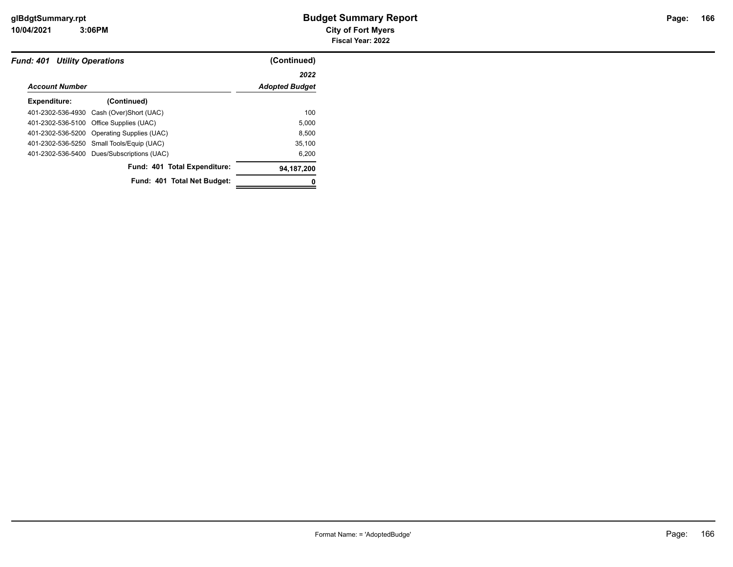## Fund: 401 Utility Operations (Continued)

| Account Number | | 2022 Adopted Budget |
|---|---|---|
| **Expenditure:** | **(Continued)** | |
| 401-2302-536-4930 | Cash (Over)Short (UAC) | 100 |
| 401-2302-536-5100 | Office Supplies (UAC) | 5,000 |
| 401-2302-536-5200 | Operating Supplies (UAC) | 8,500 |
| 401-2302-536-5250 | Small Tools/Equip (UAC) | 35,100 |
| 401-2302-536-5400 | Dues/Subscriptions (UAC) | 6,200 |
| | **Fund: 401 Total Expenditure:** | **94,187,200** |
| | **Fund: 401 Total Net Budget:** | **0** |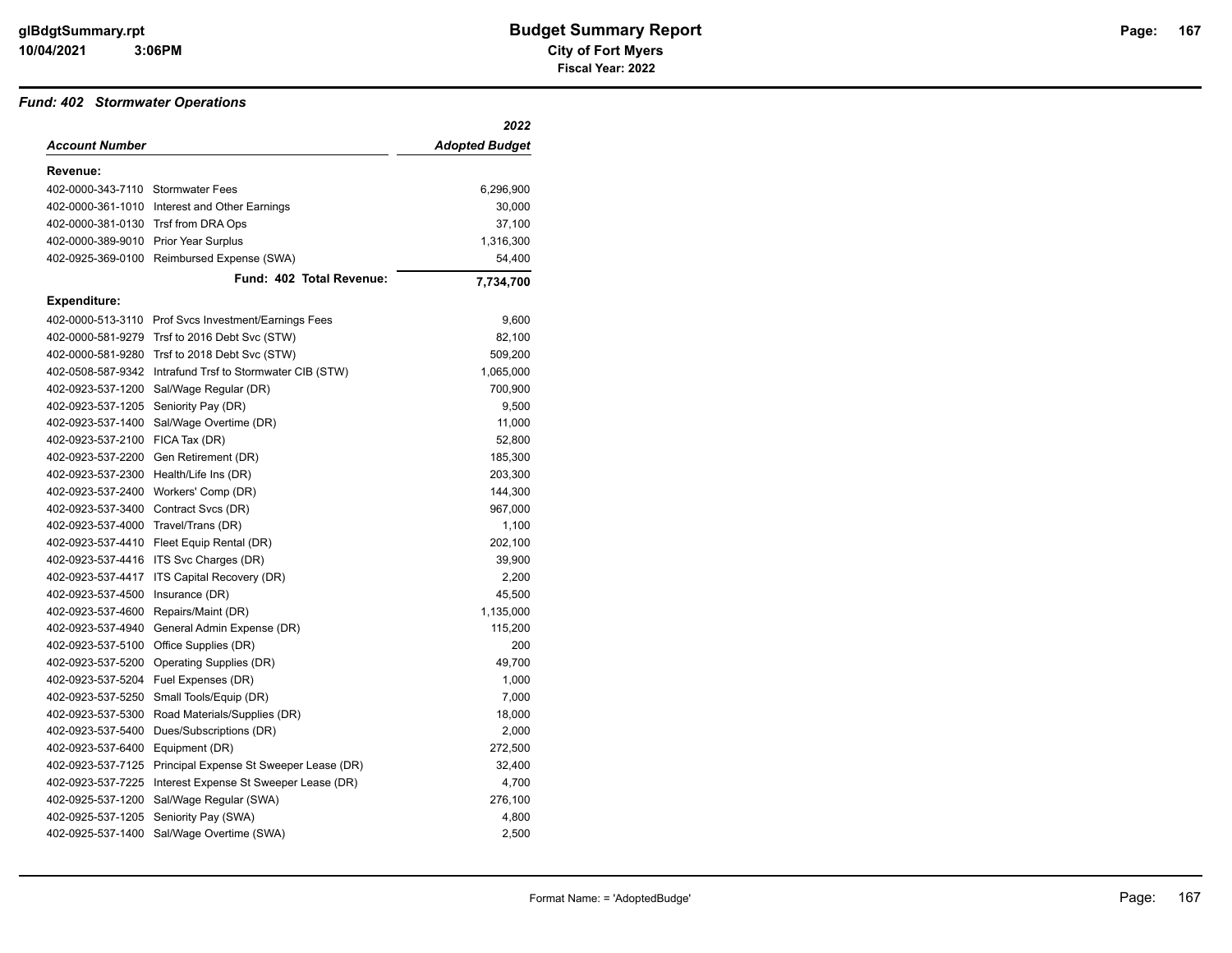# Budget Summary Report

**City of Fort Myers**

**Fiscal Year: 2022**

### *Fund: 402 Stormwater Operations*

| *Account Number* | | *2022 Adopted Budget* |
|---|---|---|
| **Revenue:** | | |
| 402-0000-343-7110 | Stormwater Fees | 6,296,900 |
| 402-0000-361-1010 | Interest and Other Earnings | 30,000 |
| 402-0000-381-0130 | Trsf from DRA Ops | 37,100 |
| 402-0000-389-9010 | Prior Year Surplus | 1,316,300 |
| 402-0925-369-0100 | Reimbursed Expense (SWA) | 54,400 |
| | **Fund: 402 Total Revenue:** | **7,734,700** |
| **Expenditure:** | | |
| 402-0000-513-3110 | Prof Svcs Investment/Earnings Fees | 9,600 |
| 402-0000-581-9279 | Trsf to 2016 Debt Svc (STW) | 82,100 |
| 402-0000-581-9280 | Trsf to 2018 Debt Svc (STW) | 509,200 |
| 402-0508-587-9342 | Intrafund Trsf to Stormwater CIB (STW) | 1,065,000 |
| 402-0923-537-1200 | Sal/Wage Regular (DR) | 700,900 |
| 402-0923-537-1205 | Seniority Pay (DR) | 9,500 |
| 402-0923-537-1400 | Sal/Wage Overtime (DR) | 11,000 |
| 402-0923-537-2100 | FICA Tax (DR) | 52,800 |
| 402-0923-537-2200 | Gen Retirement (DR) | 185,300 |
| 402-0923-537-2300 | Health/Life Ins (DR) | 203,300 |
| 402-0923-537-2400 | Workers' Comp (DR) | 144,300 |
| 402-0923-537-3400 | Contract Svcs (DR) | 967,000 |
| 402-0923-537-4000 | Travel/Trans (DR) | 1,100 |
| 402-0923-537-4410 | Fleet Equip Rental (DR) | 202,100 |
| 402-0923-537-4416 | ITS Svc Charges (DR) | 39,900 |
| 402-0923-537-4417 | ITS Capital Recovery (DR) | 2,200 |
| 402-0923-537-4500 | Insurance (DR) | 45,500 |
| 402-0923-537-4600 | Repairs/Maint (DR) | 1,135,000 |
| 402-0923-537-4940 | General Admin Expense (DR) | 115,200 |
| 402-0923-537-5100 | Office Supplies (DR) | 200 |
| 402-0923-537-5200 | Operating Supplies (DR) | 49,700 |
| 402-0923-537-5204 | Fuel Expenses (DR) | 1,000 |
| 402-0923-537-5250 | Small Tools/Equip (DR) | 7,000 |
| 402-0923-537-5300 | Road Materials/Supplies (DR) | 18,000 |
| 402-0923-537-5400 | Dues/Subscriptions (DR) | 2,000 |
| 402-0923-537-6400 | Equipment (DR) | 272,500 |
| 402-0923-537-7125 | Principal Expense St Sweeper Lease (DR) | 32,400 |
| 402-0923-537-7225 | Interest Expense St Sweeper Lease (DR) | 4,700 |
| 402-0925-537-1200 | Sal/Wage Regular (SWA) | 276,100 |
| 402-0925-537-1205 | Seniority Pay (SWA) | 4,800 |
| 402-0925-537-1400 | Sal/Wage Overtime (SWA) | 2,500 |

Format Name: = 'AdoptedBudge'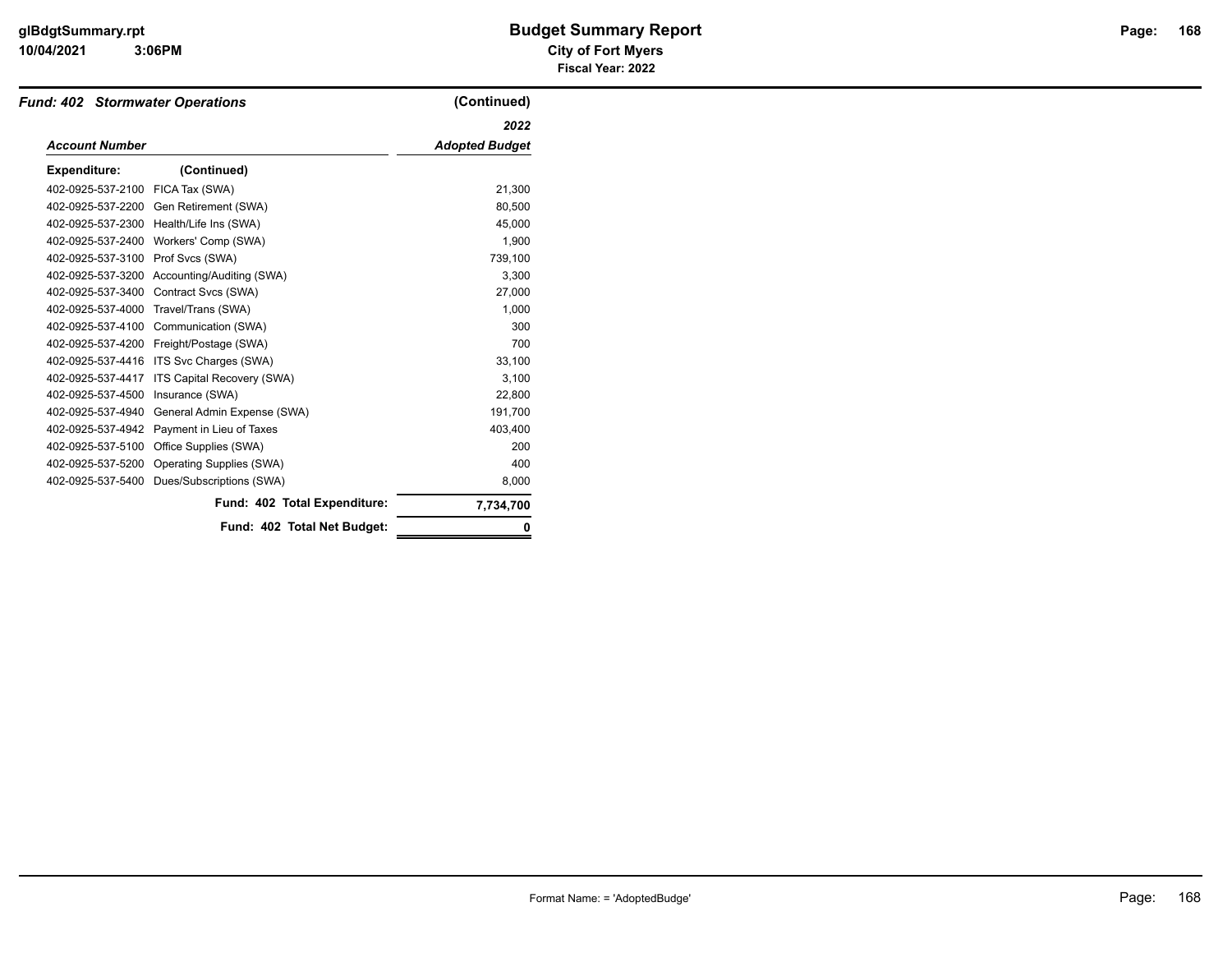**Fund: 402 Stormwater Operations** (Continued)

| Account Number | | 2022 Adopted Budget |
|---|---|---|
| **Expenditure:** | (Continued) | |
| 402-0925-537-2100 | FICA Tax (SWA) | 21,300 |
| 402-0925-537-2200 | Gen Retirement (SWA) | 80,500 |
| 402-0925-537-2300 | Health/Life Ins (SWA) | 45,000 |
| 402-0925-537-2400 | Workers' Comp (SWA) | 1,900 |
| 402-0925-537-3100 | Prof Svcs (SWA) | 739,100 |
| 402-0925-537-3200 | Accounting/Auditing (SWA) | 3,300 |
| 402-0925-537-3400 | Contract Svcs (SWA) | 27,000 |
| 402-0925-537-4000 | Travel/Trans (SWA) | 1,000 |
| 402-0925-537-4100 | Communication (SWA) | 300 |
| 402-0925-537-4200 | Freight/Postage (SWA) | 700 |
| 402-0925-537-4416 | ITS Svc Charges (SWA) | 33,100 |
| 402-0925-537-4417 | ITS Capital Recovery (SWA) | 3,100 |
| 402-0925-537-4500 | Insurance (SWA) | 22,800 |
| 402-0925-537-4940 | General Admin Expense (SWA) | 191,700 |
| 402-0925-537-4942 | Payment in Lieu of Taxes | 403,400 |
| 402-0925-537-5100 | Office Supplies (SWA) | 200 |
| 402-0925-537-5200 | Operating Supplies (SWA) | 400 |
| 402-0925-537-5400 | Dues/Subscriptions (SWA) | 8,000 |
| | **Fund: 402 Total Expenditure:** | **7,734,700** |
| | **Fund: 402 Total Net Budget:** | **0** |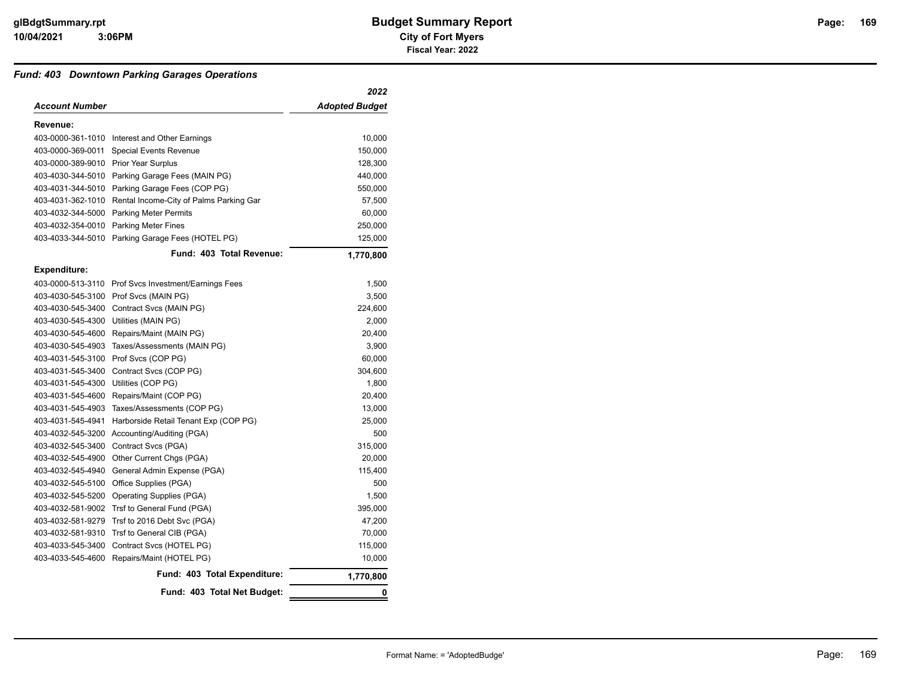# Budget Summary Report

**City of Fort Myers**

**Fiscal Year: 2022**

## *Fund: 403 Downtown Parking Garages Operations*

| *Account Number* | | *2022 Adopted Budget* |
|---|---|---:|
| **Revenue:** | | |
| 403-0000-361-1010 | Interest and Other Earnings | 10,000 |
| 403-0000-369-0011 | Special Events Revenue | 150,000 |
| 403-0000-389-9010 | Prior Year Surplus | 128,300 |
| 403-4030-344-5010 | Parking Garage Fees (MAIN PG) | 440,000 |
| 403-4031-344-5010 | Parking Garage Fees (COP PG) | 550,000 |
| 403-4031-362-1010 | Rental Income-City of Palms Parking Gar | 57,500 |
| 403-4032-344-5000 | Parking Meter Permits | 60,000 |
| 403-4032-354-0010 | Parking Meter Fines | 250,000 |
| 403-4033-344-5010 | Parking Garage Fees (HOTEL PG) | 125,000 |
| | **Fund: 403 Total Revenue:** | **1,770,800** |
| **Expenditure:** | | |
| 403-0000-513-3110 | Prof Svcs Investment/Earnings Fees | 1,500 |
| 403-4030-545-3100 | Prof Svcs (MAIN PG) | 3,500 |
| 403-4030-545-3400 | Contract Svcs (MAIN PG) | 224,600 |
| 403-4030-545-4300 | Utilities (MAIN PG) | 2,000 |
| 403-4030-545-4600 | Repairs/Maint (MAIN PG) | 20,400 |
| 403-4030-545-4903 | Taxes/Assessments (MAIN PG) | 3,900 |
| 403-4031-545-3100 | Prof Svcs (COP PG) | 60,000 |
| 403-4031-545-3400 | Contract Svcs (COP PG) | 304,600 |
| 403-4031-545-4300 | Utilities (COP PG) | 1,800 |
| 403-4031-545-4600 | Repairs/Maint (COP PG) | 20,400 |
| 403-4031-545-4903 | Taxes/Assessments (COP PG) | 13,000 |
| 403-4031-545-4941 | Harborside Retail Tenant Exp (COP PG) | 25,000 |
| 403-4032-545-3200 | Accounting/Auditing (PGA) | 500 |
| 403-4032-545-3400 | Contract Svcs (PGA) | 315,000 |
| 403-4032-545-4900 | Other Current Chgs (PGA) | 20,000 |
| 403-4032-545-4940 | General Admin Expense (PGA) | 115,400 |
| 403-4032-545-5100 | Office Supplies (PGA) | 500 |
| 403-4032-545-5200 | Operating Supplies (PGA) | 1,500 |
| 403-4032-581-9002 | Trsf to General Fund (PGA) | 395,000 |
| 403-4032-581-9279 | Trsf to 2016 Debt Svc (PGA) | 47,200 |
| 403-4032-581-9310 | Trsf to General CIB (PGA) | 70,000 |
| 403-4033-545-3400 | Contract Svcs (HOTEL PG) | 115,000 |
| 403-4033-545-4600 | Repairs/Maint (HOTEL PG) | 10,000 |
| | **Fund: 403 Total Expenditure:** | **1,770,800** |
| | **Fund: 403 Total Net Budget:** | **0** |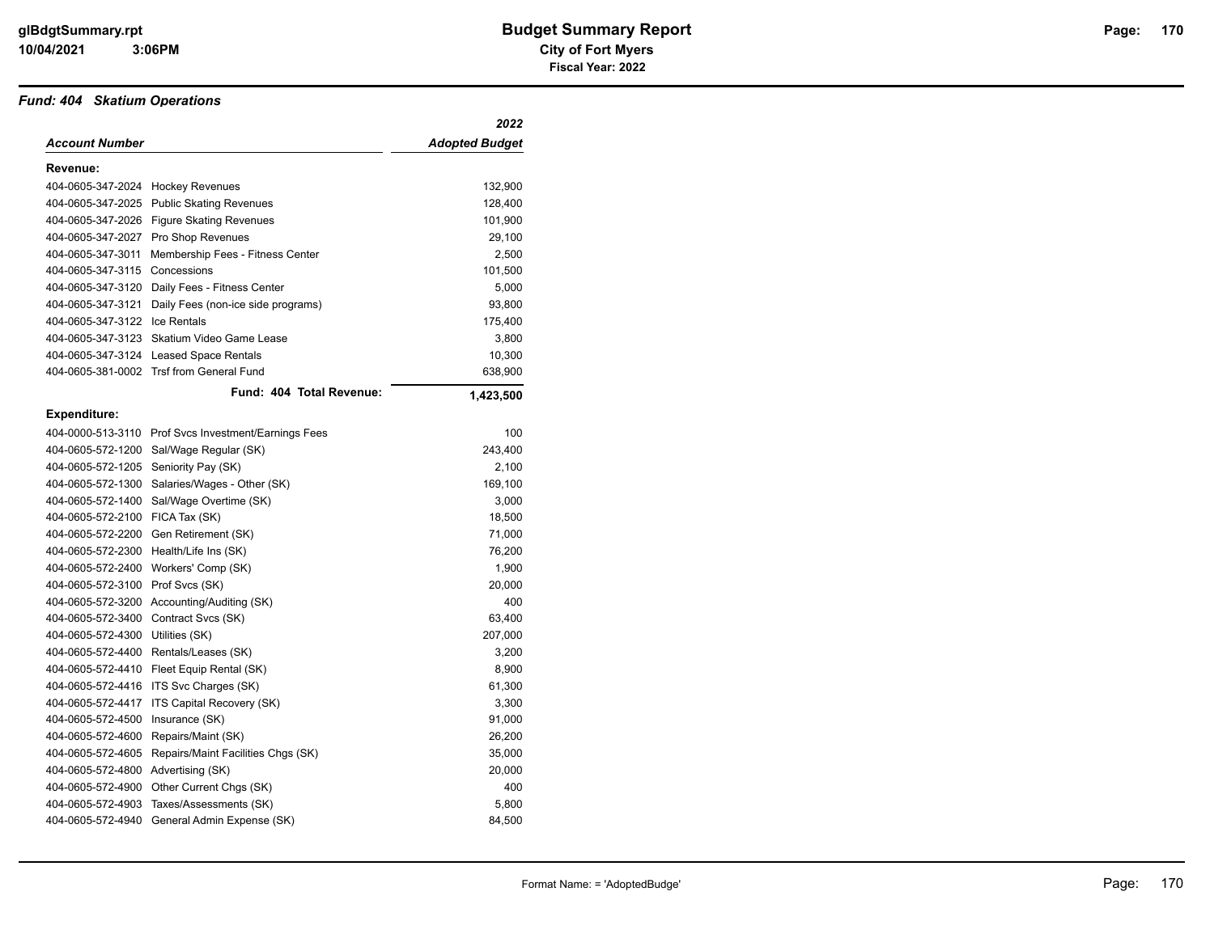# Budget Summary Report

**City of Fort Myers**

**Fiscal Year: 2022**

### *Fund: 404 Skatium Operations*

| *Account Number* | | *2022 Adopted Budget* |
|---|---|---|
| **Revenue:** | | |
| 404-0605-347-2024 | Hockey Revenues | 132,900 |
| 404-0605-347-2025 | Public Skating Revenues | 128,400 |
| 404-0605-347-2026 | Figure Skating Revenues | 101,900 |
| 404-0605-347-2027 | Pro Shop Revenues | 29,100 |
| 404-0605-347-3011 | Membership Fees - Fitness Center | 2,500 |
| 404-0605-347-3115 | Concessions | 101,500 |
| 404-0605-347-3120 | Daily Fees - Fitness Center | 5,000 |
| 404-0605-347-3121 | Daily Fees (non-ice side programs) | 93,800 |
| 404-0605-347-3122 | Ice Rentals | 175,400 |
| 404-0605-347-3123 | Skatium Video Game Lease | 3,800 |
| 404-0605-347-3124 | Leased Space Rentals | 10,300 |
| 404-0605-381-0002 | Trsf from General Fund | 638,900 |
| | **Fund: 404 Total Revenue:** | **1,423,500** |
| **Expenditure:** | | |
| 404-0000-513-3110 | Prof Svcs Investment/Earnings Fees | 100 |
| 404-0605-572-1200 | Sal/Wage Regular (SK) | 243,400 |
| 404-0605-572-1205 | Seniority Pay (SK) | 2,100 |
| 404-0605-572-1300 | Salaries/Wages - Other (SK) | 169,100 |
| 404-0605-572-1400 | Sal/Wage Overtime (SK) | 3,000 |
| 404-0605-572-2100 | FICA Tax (SK) | 18,500 |
| 404-0605-572-2200 | Gen Retirement (SK) | 71,000 |
| 404-0605-572-2300 | Health/Life Ins (SK) | 76,200 |
| 404-0605-572-2400 | Workers' Comp (SK) | 1,900 |
| 404-0605-572-3100 | Prof Svcs (SK) | 20,000 |
| 404-0605-572-3200 | Accounting/Auditing (SK) | 400 |
| 404-0605-572-3400 | Contract Svcs (SK) | 63,400 |
| 404-0605-572-4300 | Utilities (SK) | 207,000 |
| 404-0605-572-4400 | Rentals/Leases (SK) | 3,200 |
| 404-0605-572-4410 | Fleet Equip Rental (SK) | 8,900 |
| 404-0605-572-4416 | ITS Svc Charges (SK) | 61,300 |
| 404-0605-572-4417 | ITS Capital Recovery (SK) | 3,300 |
| 404-0605-572-4500 | Insurance (SK) | 91,000 |
| 404-0605-572-4600 | Repairs/Maint (SK) | 26,200 |
| 404-0605-572-4605 | Repairs/Maint Facilities Chgs (SK) | 35,000 |
| 404-0605-572-4800 | Advertising (SK) | 20,000 |
| 404-0605-572-4900 | Other Current Chgs (SK) | 400 |
| 404-0605-572-4903 | Taxes/Assessments (SK) | 5,800 |
| 404-0605-572-4940 | General Admin Expense (SK) | 84,500 |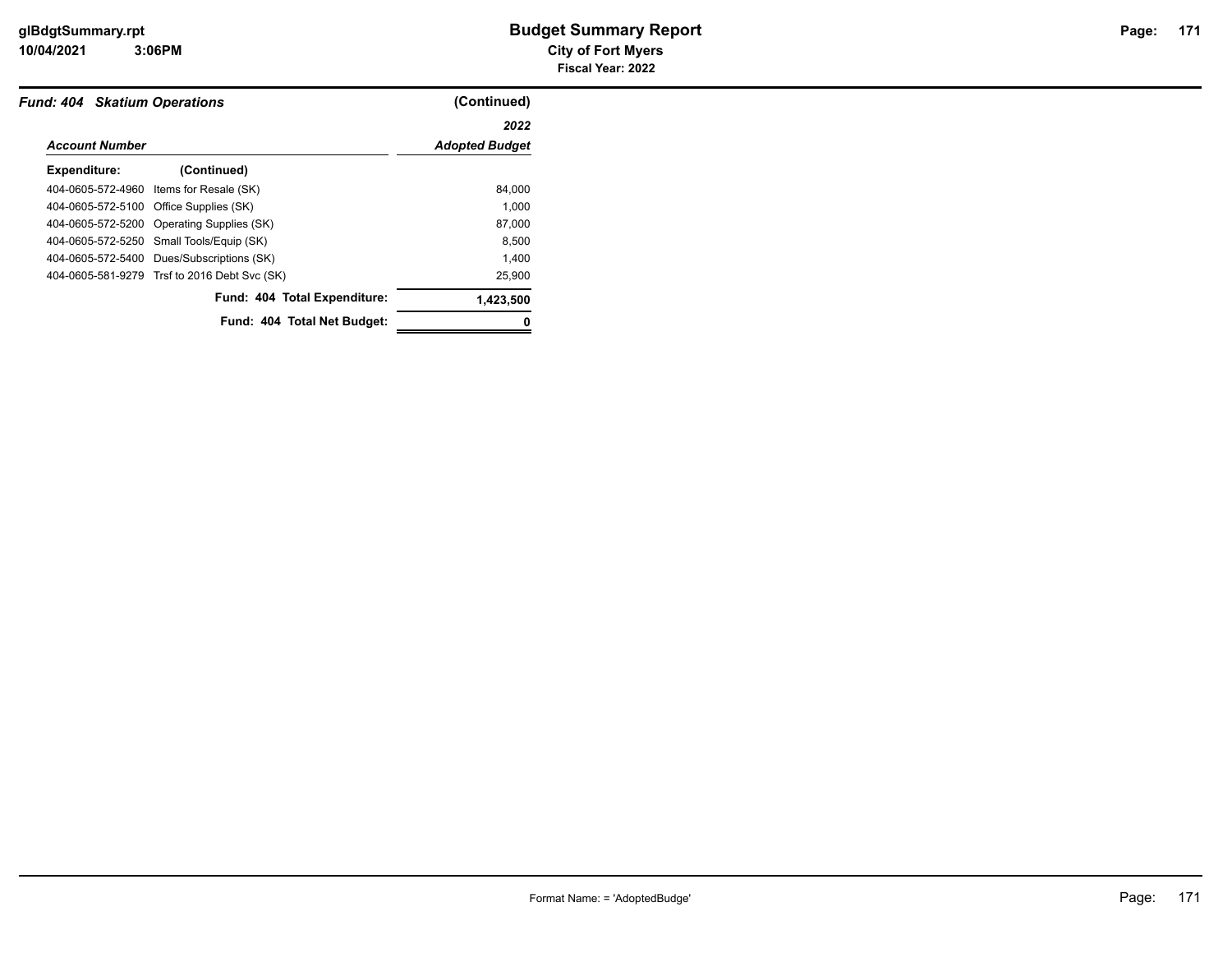# Budget Summary Report

**City of Fort Myers**

**Fiscal Year: 2022**

***Fund: 404 Skatium Operations*** **(Continued)**

| *Account Number* | | *2022 Adopted Budget* |
|---|---|---|
| **Expenditure:** | **(Continued)** | |
| 404-0605-572-4960 | Items for Resale (SK) | 84,000 |
| 404-0605-572-5100 | Office Supplies (SK) | 1,000 |
| 404-0605-572-5200 | Operating Supplies (SK) | 87,000 |
| 404-0605-572-5250 | Small Tools/Equip (SK) | 8,500 |
| 404-0605-572-5400 | Dues/Subscriptions (SK) | 1,400 |
| 404-0605-581-9279 | Trsf to 2016 Debt Svc (SK) | 25,900 |
| | **Fund: 404 Total Expenditure:** | **1,423,500** |
| | **Fund: 404 Total Net Budget:** | **0** |

Format Name: = 'AdoptedBudge'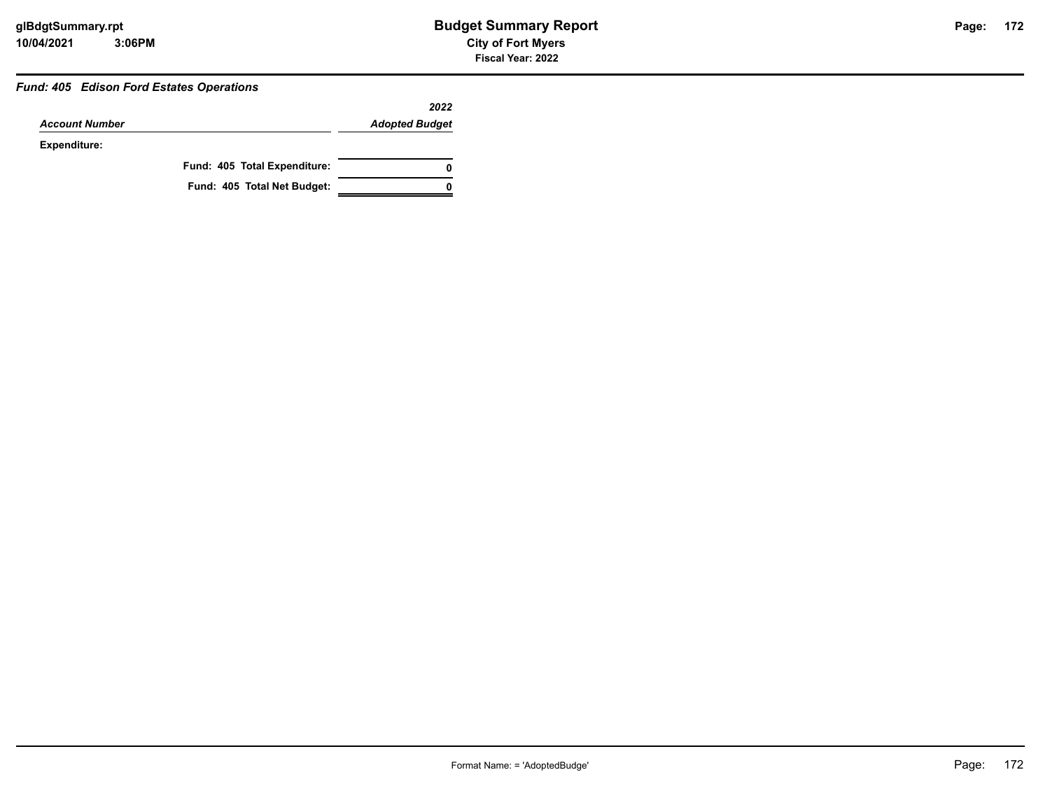### *Fund: 405 Edison Ford Estates Operations*

| *Account Number* | *2022 Adopted Budget* |
|---|---|
| **Expenditure:** | |
| **Fund: 405 Total Expenditure:** | **0** |
| **Fund: 405 Total Net Budget:** | **0** |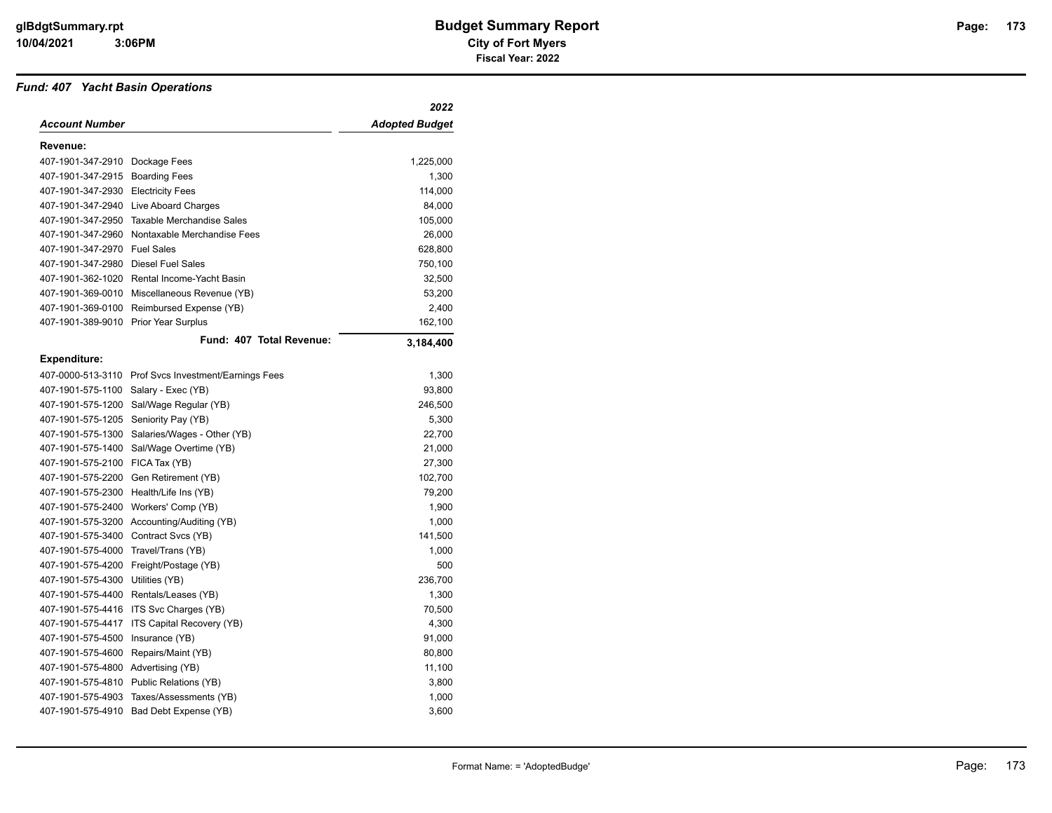# Budget Summary Report

## City of Fort Myers

### Fiscal Year: 2022

### *Fund: 407 Yacht Basin Operations*

| *Account Number* | | *2022 Adopted Budget* |
|---|---|---|
| **Revenue:** | | |
| 407-1901-347-2910 | Dockage Fees | 1,225,000 |
| 407-1901-347-2915 | Boarding Fees | 1,300 |
| 407-1901-347-2930 | Electricity Fees | 114,000 |
| 407-1901-347-2940 | Live Aboard Charges | 84,000 |
| 407-1901-347-2950 | Taxable Merchandise Sales | 105,000 |
| 407-1901-347-2960 | Nontaxable Merchandise Fees | 26,000 |
| 407-1901-347-2970 | Fuel Sales | 628,800 |
| 407-1901-347-2980 | Diesel Fuel Sales | 750,100 |
| 407-1901-362-1020 | Rental Income-Yacht Basin | 32,500 |
| 407-1901-369-0010 | Miscellaneous Revenue (YB) | 53,200 |
| 407-1901-369-0100 | Reimbursed Expense (YB) | 2,400 |
| 407-1901-389-9010 | Prior Year Surplus | 162,100 |
| | **Fund: 407 Total Revenue:** | **3,184,400** |
| **Expenditure:** | | |
| 407-0000-513-3110 | Prof Svcs Investment/Earnings Fees | 1,300 |
| 407-1901-575-1100 | Salary - Exec (YB) | 93,800 |
| 407-1901-575-1200 | Sal/Wage Regular (YB) | 246,500 |
| 407-1901-575-1205 | Seniority Pay (YB) | 5,300 |
| 407-1901-575-1300 | Salaries/Wages - Other (YB) | 22,700 |
| 407-1901-575-1400 | Sal/Wage Overtime (YB) | 21,000 |
| 407-1901-575-2100 | FICA Tax (YB) | 27,300 |
| 407-1901-575-2200 | Gen Retirement (YB) | 102,700 |
| 407-1901-575-2300 | Health/Life Ins (YB) | 79,200 |
| 407-1901-575-2400 | Workers' Comp (YB) | 1,900 |
| 407-1901-575-3200 | Accounting/Auditing (YB) | 1,000 |
| 407-1901-575-3400 | Contract Svcs (YB) | 141,500 |
| 407-1901-575-4000 | Travel/Trans (YB) | 1,000 |
| 407-1901-575-4200 | Freight/Postage (YB) | 500 |
| 407-1901-575-4300 | Utilities (YB) | 236,700 |
| 407-1901-575-4400 | Rentals/Leases (YB) | 1,300 |
| 407-1901-575-4416 | ITS Svc Charges (YB) | 70,500 |
| 407-1901-575-4417 | ITS Capital Recovery (YB) | 4,300 |
| 407-1901-575-4500 | Insurance (YB) | 91,000 |
| 407-1901-575-4600 | Repairs/Maint (YB) | 80,800 |
| 407-1901-575-4800 | Advertising (YB) | 11,100 |
| 407-1901-575-4810 | Public Relations (YB) | 3,800 |
| 407-1901-575-4903 | Taxes/Assessments (YB) | 1,000 |
| 407-1901-575-4910 | Bad Debt Expense (YB) | 3,600 |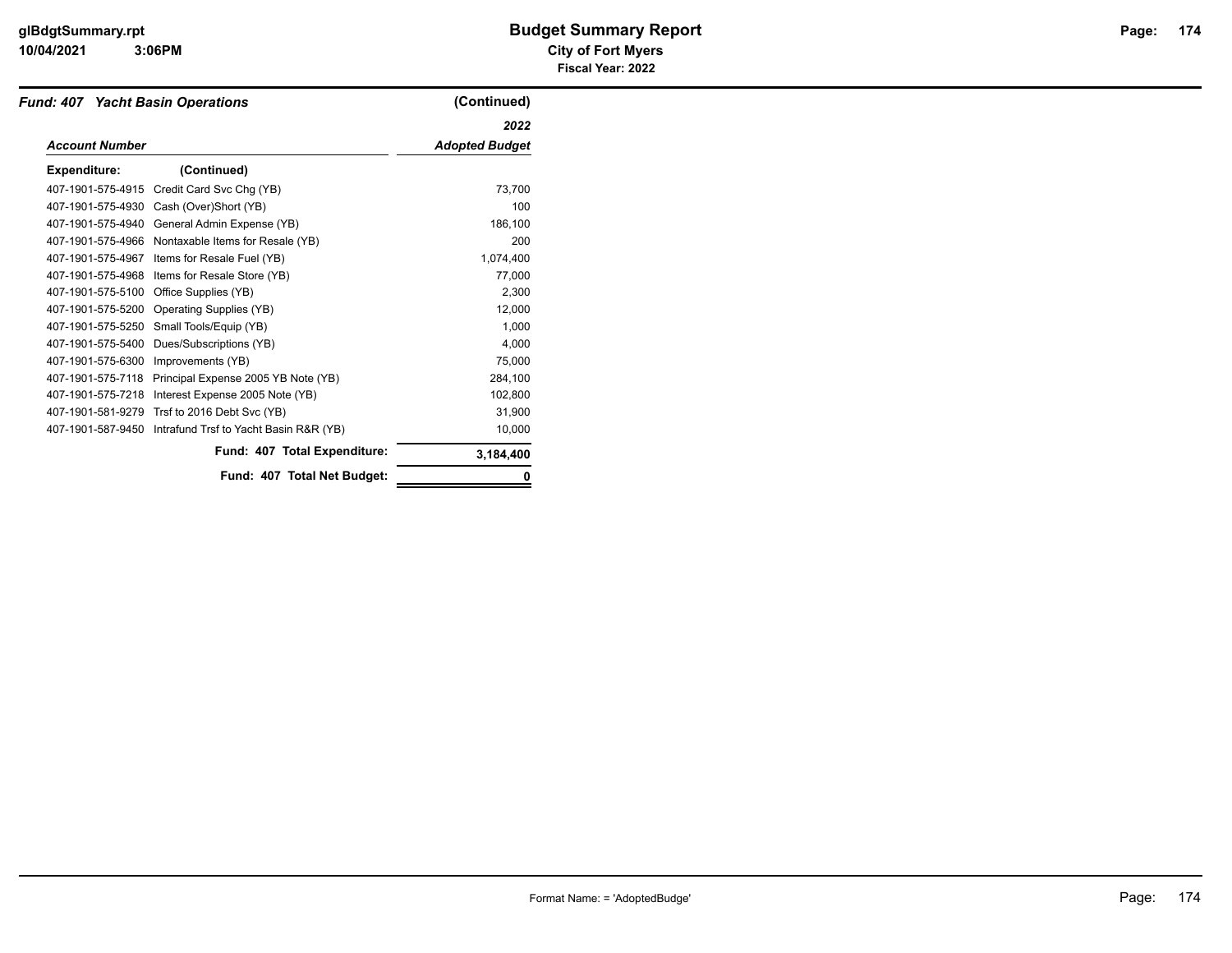## *Fund: 407 Yacht Basin Operations* (Continued)

| Account Number | | 2022 Adopted Budget |
|---|---|---|
| **Expenditure:** | **(Continued)** | |
| 407-1901-575-4915 | Credit Card Svc Chg (YB) | 73,700 |
| 407-1901-575-4930 | Cash (Over)Short (YB) | 100 |
| 407-1901-575-4940 | General Admin Expense (YB) | 186,100 |
| 407-1901-575-4966 | Nontaxable Items for Resale (YB) | 200 |
| 407-1901-575-4967 | Items for Resale Fuel (YB) | 1,074,400 |
| 407-1901-575-4968 | Items for Resale Store (YB) | 77,000 |
| 407-1901-575-5100 | Office Supplies (YB) | 2,300 |
| 407-1901-575-5200 | Operating Supplies (YB) | 12,000 |
| 407-1901-575-5250 | Small Tools/Equip (YB) | 1,000 |
| 407-1901-575-5400 | Dues/Subscriptions (YB) | 4,000 |
| 407-1901-575-6300 | Improvements (YB) | 75,000 |
| 407-1901-575-7118 | Principal Expense 2005 YB Note (YB) | 284,100 |
| 407-1901-575-7218 | Interest Expense 2005 Note (YB) | 102,800 |
| 407-1901-581-9279 | Trsf to 2016 Debt Svc (YB) | 31,900 |
| 407-1901-587-9450 | Intrafund Trsf to Yacht Basin R&R (YB) | 10,000 |
| | **Fund: 407 Total Expenditure:** | **3,184,400** |
| | **Fund: 407 Total Net Budget:** | **0** |

Format Name: = 'AdoptedBudge'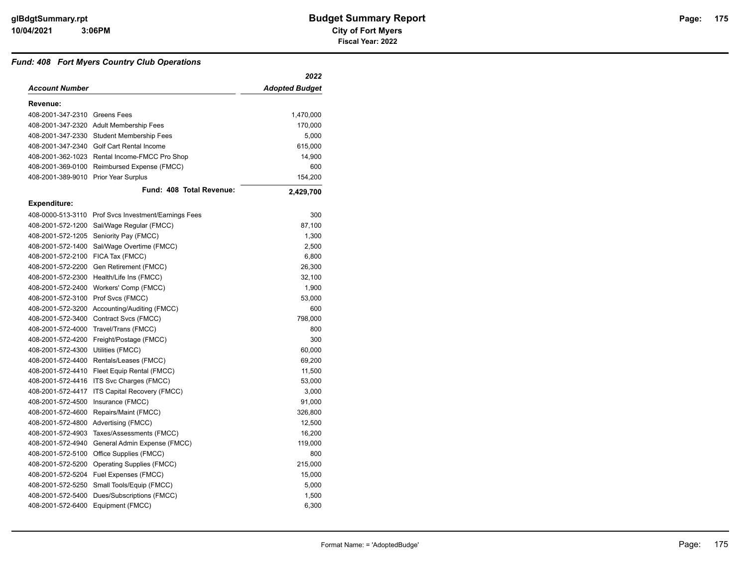# Budget Summary Report

**City of Fort Myers**

**Fiscal Year: 2022**

### *Fund: 408 Fort Myers Country Club Operations*

| *Account Number* | | *2022 Adopted Budget* |
|---|---|---:|
| **Revenue:** | | |
| 408-2001-347-2310 | Greens Fees | 1,470,000 |
| 408-2001-347-2320 | Adult Membership Fees | 170,000 |
| 408-2001-347-2330 | Student Membership Fees | 5,000 |
| 408-2001-347-2340 | Golf Cart Rental Income | 615,000 |
| 408-2001-362-1023 | Rental Income-FMCC Pro Shop | 14,900 |
| 408-2001-369-0100 | Reimbursed Expense (FMCC) | 600 |
| 408-2001-389-9010 | Prior Year Surplus | 154,200 |
| | **Fund: 408 Total Revenue:** | **2,429,700** |
| **Expenditure:** | | |
| 408-0000-513-3110 | Prof Svcs Investment/Earnings Fees | 300 |
| 408-2001-572-1200 | Sal/Wage Regular (FMCC) | 87,100 |
| 408-2001-572-1205 | Seniority Pay (FMCC) | 1,300 |
| 408-2001-572-1400 | Sal/Wage Overtime (FMCC) | 2,500 |
| 408-2001-572-2100 | FICA Tax (FMCC) | 6,800 |
| 408-2001-572-2200 | Gen Retirement (FMCC) | 26,300 |
| 408-2001-572-2300 | Health/Life Ins (FMCC) | 32,100 |
| 408-2001-572-2400 | Workers' Comp (FMCC) | 1,900 |
| 408-2001-572-3100 | Prof Svcs (FMCC) | 53,000 |
| 408-2001-572-3200 | Accounting/Auditing (FMCC) | 600 |
| 408-2001-572-3400 | Contract Svcs (FMCC) | 798,000 |
| 408-2001-572-4000 | Travel/Trans (FMCC) | 800 |
| 408-2001-572-4200 | Freight/Postage (FMCC) | 300 |
| 408-2001-572-4300 | Utilities (FMCC) | 60,000 |
| 408-2001-572-4400 | Rentals/Leases (FMCC) | 69,200 |
| 408-2001-572-4410 | Fleet Equip Rental (FMCC) | 11,500 |
| 408-2001-572-4416 | ITS Svc Charges (FMCC) | 53,000 |
| 408-2001-572-4417 | ITS Capital Recovery (FMCC) | 3,000 |
| 408-2001-572-4500 | Insurance (FMCC) | 91,000 |
| 408-2001-572-4600 | Repairs/Maint (FMCC) | 326,800 |
| 408-2001-572-4800 | Advertising (FMCC) | 12,500 |
| 408-2001-572-4903 | Taxes/Assessments (FMCC) | 16,200 |
| 408-2001-572-4940 | General Admin Expense (FMCC) | 119,000 |
| 408-2001-572-5100 | Office Supplies (FMCC) | 800 |
| 408-2001-572-5200 | Operating Supplies (FMCC) | 215,000 |
| 408-2001-572-5204 | Fuel Expenses (FMCC) | 15,000 |
| 408-2001-572-5250 | Small Tools/Equip (FMCC) | 5,000 |
| 408-2001-572-5400 | Dues/Subscriptions (FMCC) | 1,500 |
| 408-2001-572-6400 | Equipment (FMCC) | 6,300 |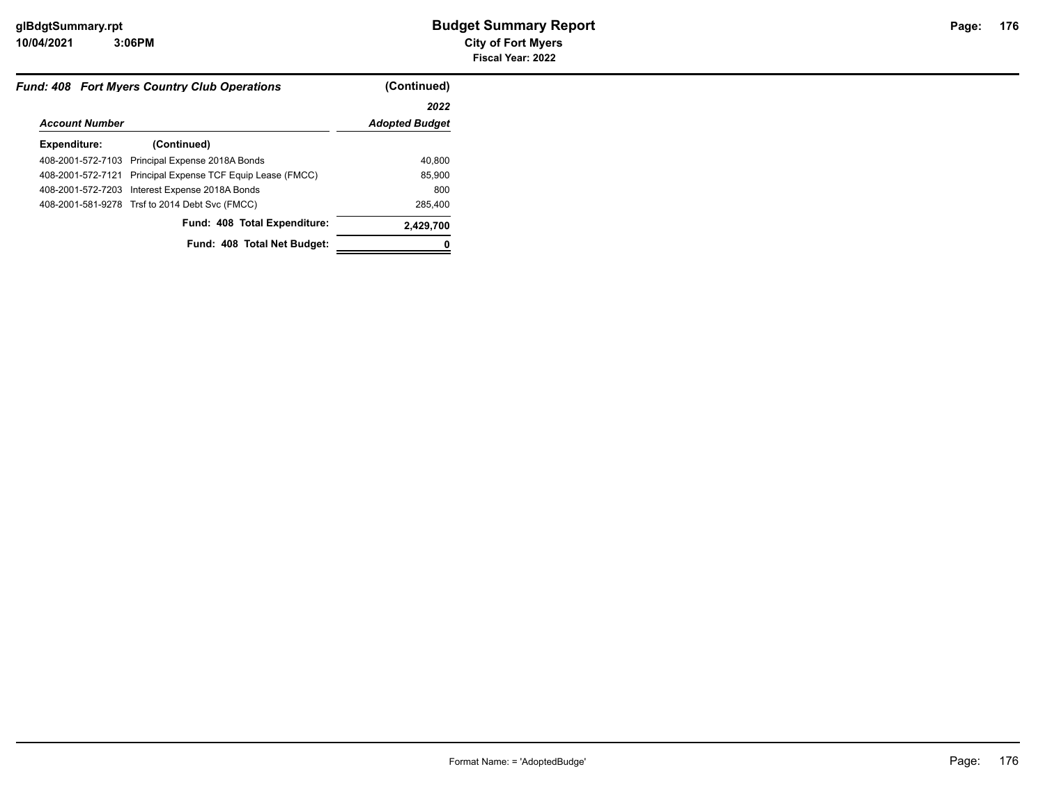### *Fund: 408 Fort Myers Country Club Operations* (Continued)

| *Account Number* | | *2022 Adopted Budget* |
|---|---|---|
| **Expenditure:** | **(Continued)** | |
| 408-2001-572-7103 | Principal Expense 2018A Bonds | 40,800 |
| 408-2001-572-7121 | Principal Expense TCF Equip Lease (FMCC) | 85,900 |
| 408-2001-572-7203 | Interest Expense 2018A Bonds | 800 |
| 408-2001-581-9278 | Trsf to 2014 Debt Svc (FMCC) | 285,400 |
| | **Fund: 408 Total Expenditure:** | **2,429,700** |
| | **Fund: 408 Total Net Budget:** | **0** |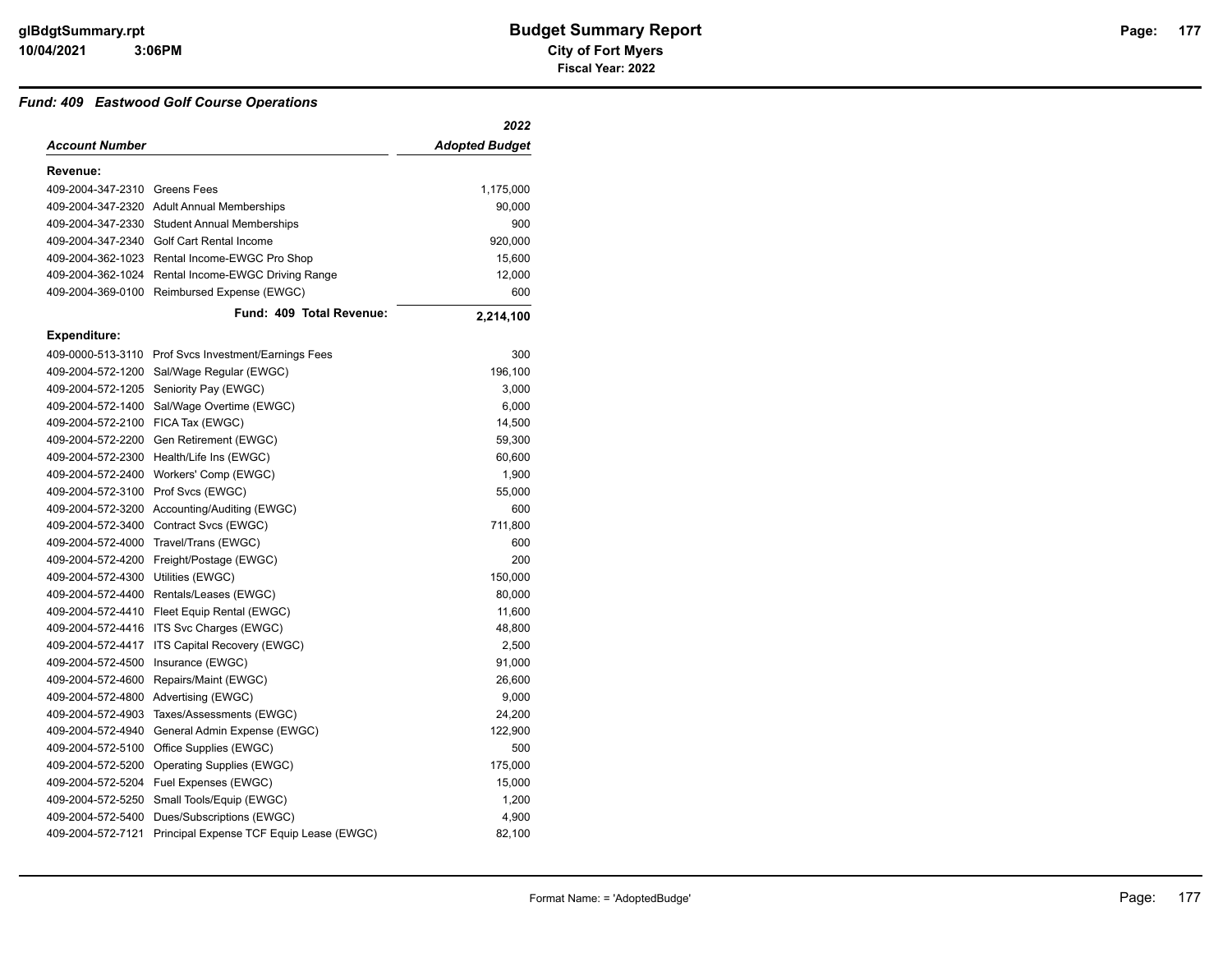# Budget Summary Report

**City of Fort Myers**

**Fiscal Year: 2022**

### *Fund: 409 Eastwood Golf Course Operations*

| *Account Number* | | *2022 Adopted Budget* |
|---|---|---|
| **Revenue:** | | |
| 409-2004-347-2310 | Greens Fees | 1,175,000 |
| 409-2004-347-2320 | Adult Annual Memberships | 90,000 |
| 409-2004-347-2330 | Student Annual Memberships | 900 |
| 409-2004-347-2340 | Golf Cart Rental Income | 920,000 |
| 409-2004-362-1023 | Rental Income-EWGC Pro Shop | 15,600 |
| 409-2004-362-1024 | Rental Income-EWGC Driving Range | 12,000 |
| 409-2004-369-0100 | Reimbursed Expense (EWGC) | 600 |
| | **Fund: 409 Total Revenue:** | **2,214,100** |
| **Expenditure:** | | |
| 409-0000-513-3110 | Prof Svcs Investment/Earnings Fees | 300 |
| 409-2004-572-1200 | Sal/Wage Regular (EWGC) | 196,100 |
| 409-2004-572-1205 | Seniority Pay (EWGC) | 3,000 |
| 409-2004-572-1400 | Sal/Wage Overtime (EWGC) | 6,000 |
| 409-2004-572-2100 | FICA Tax (EWGC) | 14,500 |
| 409-2004-572-2200 | Gen Retirement (EWGC) | 59,300 |
| 409-2004-572-2300 | Health/Life Ins (EWGC) | 60,600 |
| 409-2004-572-2400 | Workers' Comp (EWGC) | 1,900 |
| 409-2004-572-3100 | Prof Svcs (EWGC) | 55,000 |
| 409-2004-572-3200 | Accounting/Auditing (EWGC) | 600 |
| 409-2004-572-3400 | Contract Svcs (EWGC) | 711,800 |
| 409-2004-572-4000 | Travel/Trans (EWGC) | 600 |
| 409-2004-572-4200 | Freight/Postage (EWGC) | 200 |
| 409-2004-572-4300 | Utilities (EWGC) | 150,000 |
| 409-2004-572-4400 | Rentals/Leases (EWGC) | 80,000 |
| 409-2004-572-4410 | Fleet Equip Rental (EWGC) | 11,600 |
| 409-2004-572-4416 | ITS Svc Charges (EWGC) | 48,800 |
| 409-2004-572-4417 | ITS Capital Recovery (EWGC) | 2,500 |
| 409-2004-572-4500 | Insurance (EWGC) | 91,000 |
| 409-2004-572-4600 | Repairs/Maint (EWGC) | 26,600 |
| 409-2004-572-4800 | Advertising (EWGC) | 9,000 |
| 409-2004-572-4903 | Taxes/Assessments (EWGC) | 24,200 |
| 409-2004-572-4940 | General Admin Expense (EWGC) | 122,900 |
| 409-2004-572-5100 | Office Supplies (EWGC) | 500 |
| 409-2004-572-5200 | Operating Supplies (EWGC) | 175,000 |
| 409-2004-572-5204 | Fuel Expenses (EWGC) | 15,000 |
| 409-2004-572-5250 | Small Tools/Equip (EWGC) | 1,200 |
| 409-2004-572-5400 | Dues/Subscriptions (EWGC) | 4,900 |
| 409-2004-572-7121 | Principal Expense TCF Equip Lease (EWGC) | 82,100 |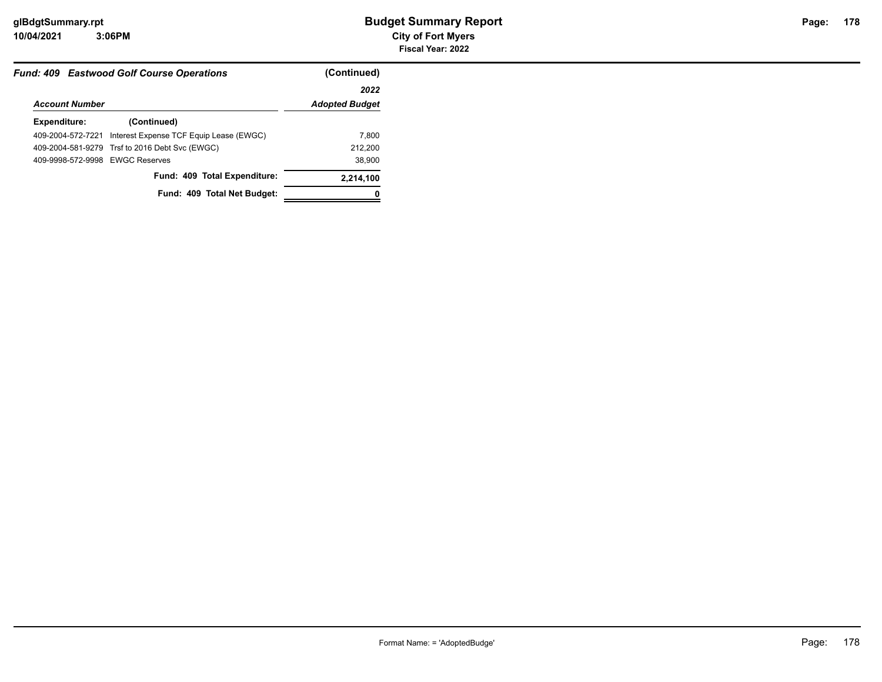# Budget Summary Report

**City of Fort Myers**

**Fiscal Year: 2022**

***Fund: 409 Eastwood Golf Course Operations*** **(Continued)**

| *Account Number* | | *2022 Adopted Budget* |
|---|---|---|
| **Expenditure:** | **(Continued)** | |
| 409-2004-572-7221 | Interest Expense TCF Equip Lease (EWGC) | 7,800 |
| 409-2004-581-9279 | Trsf to 2016 Debt Svc (EWGC) | 212,200 |
| 409-9998-572-9998 | EWGC Reserves | 38,900 |
| | **Fund: 409 Total Expenditure:** | **2,214,100** |
| | **Fund: 409 Total Net Budget:** | **0** |

Format Name: = 'AdoptedBudge'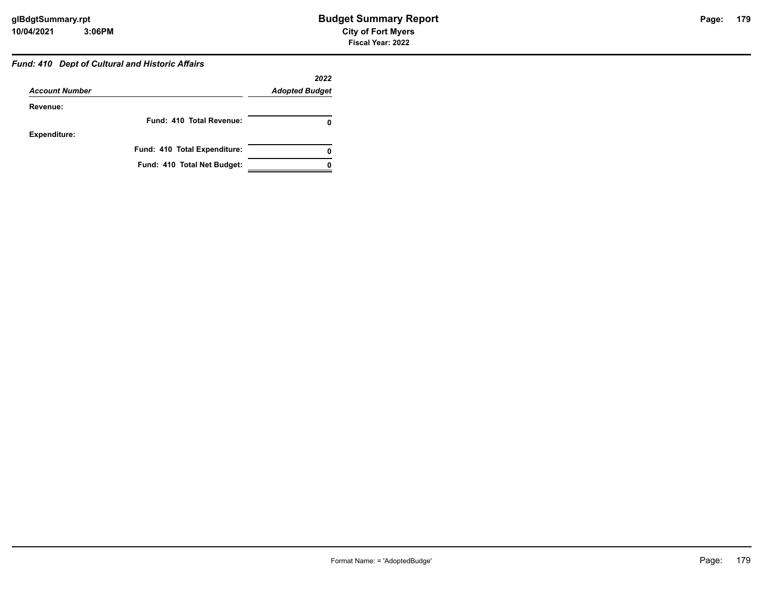### *Fund: 410 Dept of Cultural and Historic Affairs*

| *Account Number* | *2022 Adopted Budget* |
|---|---|
| **Revenue:** | |
| **Fund: 410 Total Revenue:** | **0** |
| **Expenditure:** | |
| **Fund: 410 Total Expenditure:** | **0** |
| **Fund: 410 Total Net Budget:** | **0** |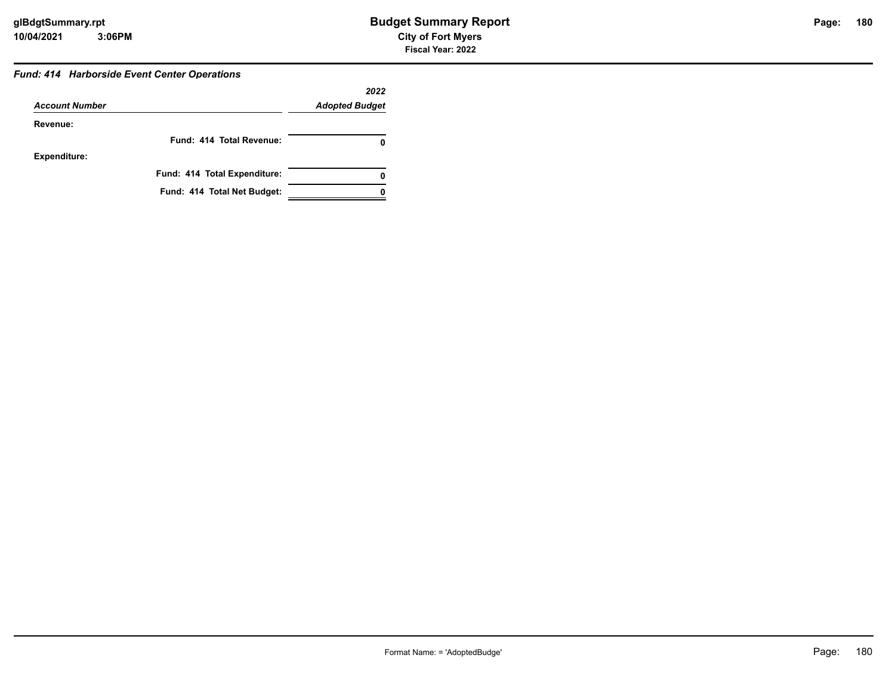### *Fund: 414 Harborside Event Center Operations*

| *Account Number* | *2022 Adopted Budget* |
|---|---|
| **Revenue:** | |
| **Fund: 414 Total Revenue:** | **0** |
| **Expenditure:** | |
| **Fund: 414 Total Expenditure:** | **0** |
| **Fund: 414 Total Net Budget:** | **0** |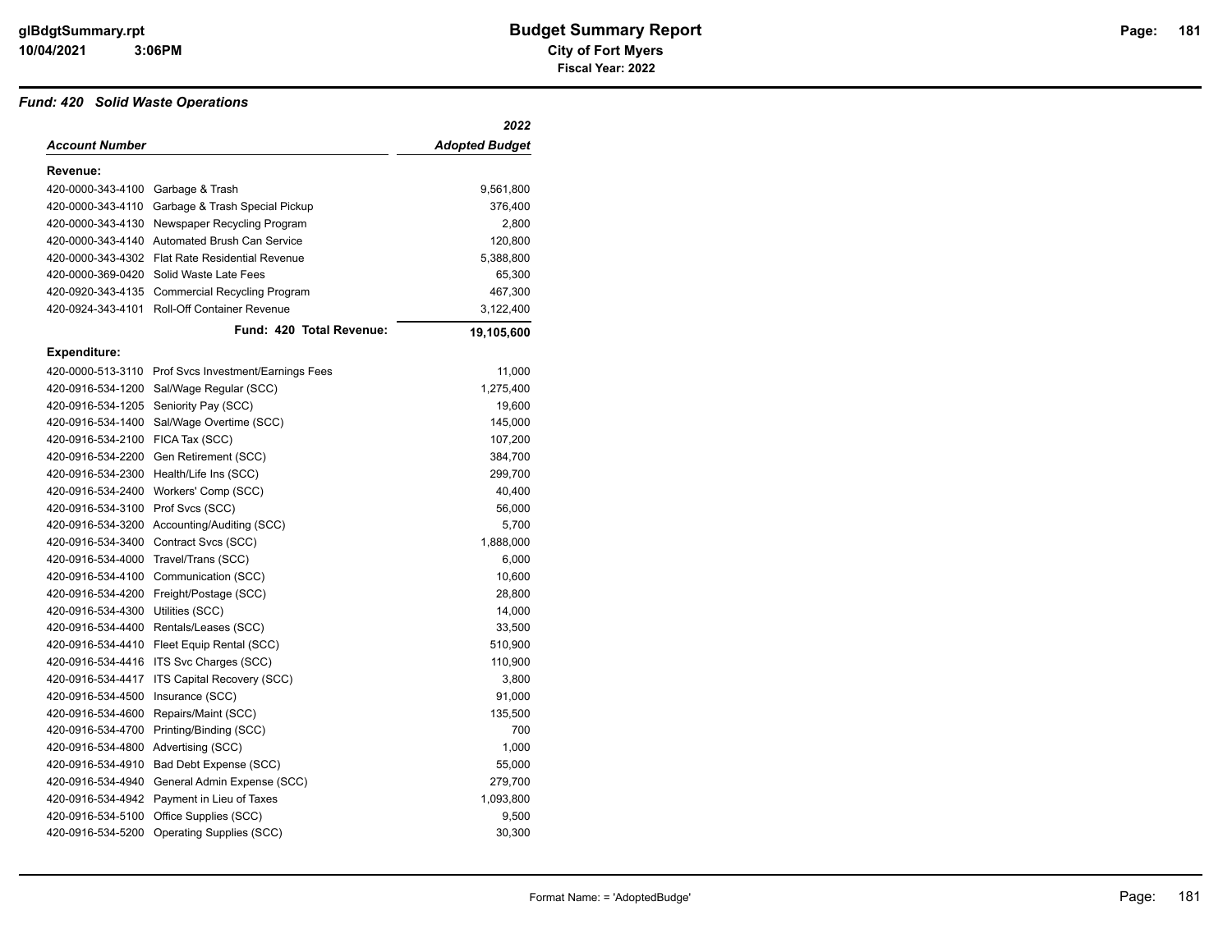# Budget Summary Report

**City of Fort Myers**

**Fiscal Year: 2022**

## *Fund: 420 Solid Waste Operations*

| *Account Number* | | *2022 Adopted Budget* |
|---|---|---|
| **Revenue:** | | |
| 420-0000-343-4100 | Garbage & Trash | 9,561,800 |
| 420-0000-343-4110 | Garbage & Trash Special Pickup | 376,400 |
| 420-0000-343-4130 | Newspaper Recycling Program | 2,800 |
| 420-0000-343-4140 | Automated Brush Can Service | 120,800 |
| 420-0000-343-4302 | Flat Rate Residential Revenue | 5,388,800 |
| 420-0000-369-0420 | Solid Waste Late Fees | 65,300 |
| 420-0920-343-4135 | Commercial Recycling Program | 467,300 |
| 420-0924-343-4101 | Roll-Off Container Revenue | 3,122,400 |
| | **Fund: 420 Total Revenue:** | **19,105,600** |
| **Expenditure:** | | |
| 420-0000-513-3110 | Prof Svcs Investment/Earnings Fees | 11,000 |
| 420-0916-534-1200 | Sal/Wage Regular (SCC) | 1,275,400 |
| 420-0916-534-1205 | Seniority Pay (SCC) | 19,600 |
| 420-0916-534-1400 | Sal/Wage Overtime (SCC) | 145,000 |
| 420-0916-534-2100 | FICA Tax (SCC) | 107,200 |
| 420-0916-534-2200 | Gen Retirement (SCC) | 384,700 |
| 420-0916-534-2300 | Health/Life Ins (SCC) | 299,700 |
| 420-0916-534-2400 | Workers' Comp (SCC) | 40,400 |
| 420-0916-534-3100 | Prof Svcs (SCC) | 56,000 |
| 420-0916-534-3200 | Accounting/Auditing (SCC) | 5,700 |
| 420-0916-534-3400 | Contract Svcs (SCC) | 1,888,000 |
| 420-0916-534-4000 | Travel/Trans (SCC) | 6,000 |
| 420-0916-534-4100 | Communication (SCC) | 10,600 |
| 420-0916-534-4200 | Freight/Postage (SCC) | 28,800 |
| 420-0916-534-4300 | Utilities (SCC) | 14,000 |
| 420-0916-534-4400 | Rentals/Leases (SCC) | 33,500 |
| 420-0916-534-4410 | Fleet Equip Rental (SCC) | 510,900 |
| 420-0916-534-4416 | ITS Svc Charges (SCC) | 110,900 |
| 420-0916-534-4417 | ITS Capital Recovery (SCC) | 3,800 |
| 420-0916-534-4500 | Insurance (SCC) | 91,000 |
| 420-0916-534-4600 | Repairs/Maint (SCC) | 135,500 |
| 420-0916-534-4700 | Printing/Binding (SCC) | 700 |
| 420-0916-534-4800 | Advertising (SCC) | 1,000 |
| 420-0916-534-4910 | Bad Debt Expense (SCC) | 55,000 |
| 420-0916-534-4940 | General Admin Expense (SCC) | 279,700 |
| 420-0916-534-4942 | Payment in Lieu of Taxes | 1,093,800 |
| 420-0916-534-5100 | Office Supplies (SCC) | 9,500 |
| 420-0916-534-5200 | Operating Supplies (SCC) | 30,300 |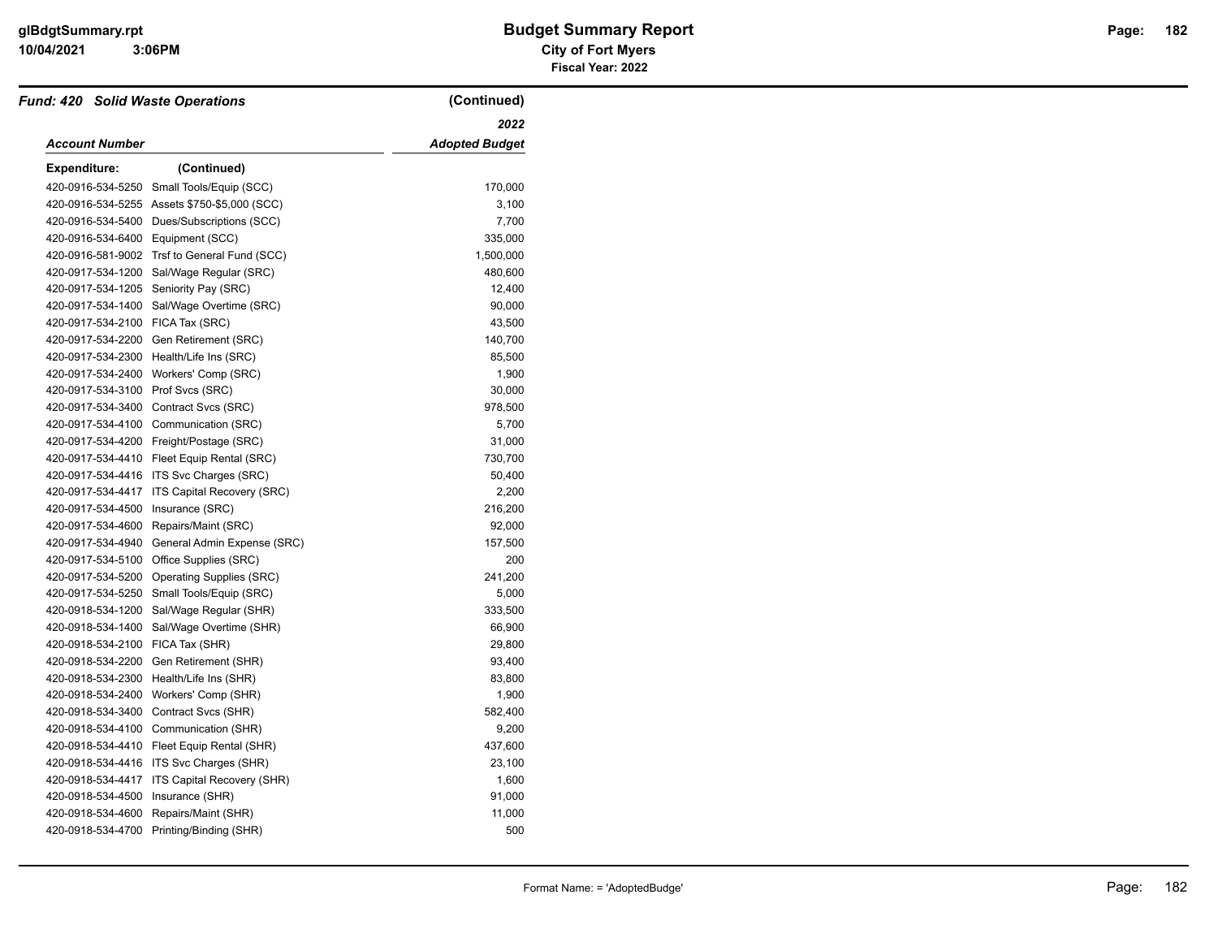## Fund: 420 Solid Waste Operations (Continued)

| Account Number | | 2022 Adopted Budget |
|---|---|---|
| **Expenditure:** | (Continued) | |
| 420-0916-534-5250 | Small Tools/Equip (SCC) | 170,000 |
| 420-0916-534-5255 | Assets $750-$5,000 (SCC) | 3,100 |
| 420-0916-534-5400 | Dues/Subscriptions (SCC) | 7,700 |
| 420-0916-534-6400 | Equipment (SCC) | 335,000 |
| 420-0916-581-9002 | Trsf to General Fund (SCC) | 1,500,000 |
| 420-0917-534-1200 | Sal/Wage Regular (SRC) | 480,600 |
| 420-0917-534-1205 | Seniority Pay (SRC) | 12,400 |
| 420-0917-534-1400 | Sal/Wage Overtime (SRC) | 90,000 |
| 420-0917-534-2100 | FICA Tax (SRC) | 43,500 |
| 420-0917-534-2200 | Gen Retirement (SRC) | 140,700 |
| 420-0917-534-2300 | Health/Life Ins (SRC) | 85,500 |
| 420-0917-534-2400 | Workers' Comp (SRC) | 1,900 |
| 420-0917-534-3100 | Prof Svcs (SRC) | 30,000 |
| 420-0917-534-3400 | Contract Svcs (SRC) | 978,500 |
| 420-0917-534-4100 | Communication (SRC) | 5,700 |
| 420-0917-534-4200 | Freight/Postage (SRC) | 31,000 |
| 420-0917-534-4410 | Fleet Equip Rental (SRC) | 730,700 |
| 420-0917-534-4416 | ITS Svc Charges (SRC) | 50,400 |
| 420-0917-534-4417 | ITS Capital Recovery (SRC) | 2,200 |
| 420-0917-534-4500 | Insurance (SRC) | 216,200 |
| 420-0917-534-4600 | Repairs/Maint (SRC) | 92,000 |
| 420-0917-534-4940 | General Admin Expense (SRC) | 157,500 |
| 420-0917-534-5100 | Office Supplies (SRC) | 200 |
| 420-0917-534-5200 | Operating Supplies (SRC) | 241,200 |
| 420-0917-534-5250 | Small Tools/Equip (SRC) | 5,000 |
| 420-0918-534-1200 | Sal/Wage Regular (SHR) | 333,500 |
| 420-0918-534-1400 | Sal/Wage Overtime (SHR) | 66,900 |
| 420-0918-534-2100 | FICA Tax (SHR) | 29,800 |
| 420-0918-534-2200 | Gen Retirement (SHR) | 93,400 |
| 420-0918-534-2300 | Health/Life Ins (SHR) | 83,800 |
| 420-0918-534-2400 | Workers' Comp (SHR) | 1,900 |
| 420-0918-534-3400 | Contract Svcs (SHR) | 582,400 |
| 420-0918-534-4100 | Communication (SHR) | 9,200 |
| 420-0918-534-4410 | Fleet Equip Rental (SHR) | 437,600 |
| 420-0918-534-4416 | ITS Svc Charges (SHR) | 23,100 |
| 420-0918-534-4417 | ITS Capital Recovery (SHR) | 1,600 |
| 420-0918-534-4500 | Insurance (SHR) | 91,000 |
| 420-0918-534-4600 | Repairs/Maint (SHR) | 11,000 |
| 420-0918-534-4700 | Printing/Binding (SHR) | 500 |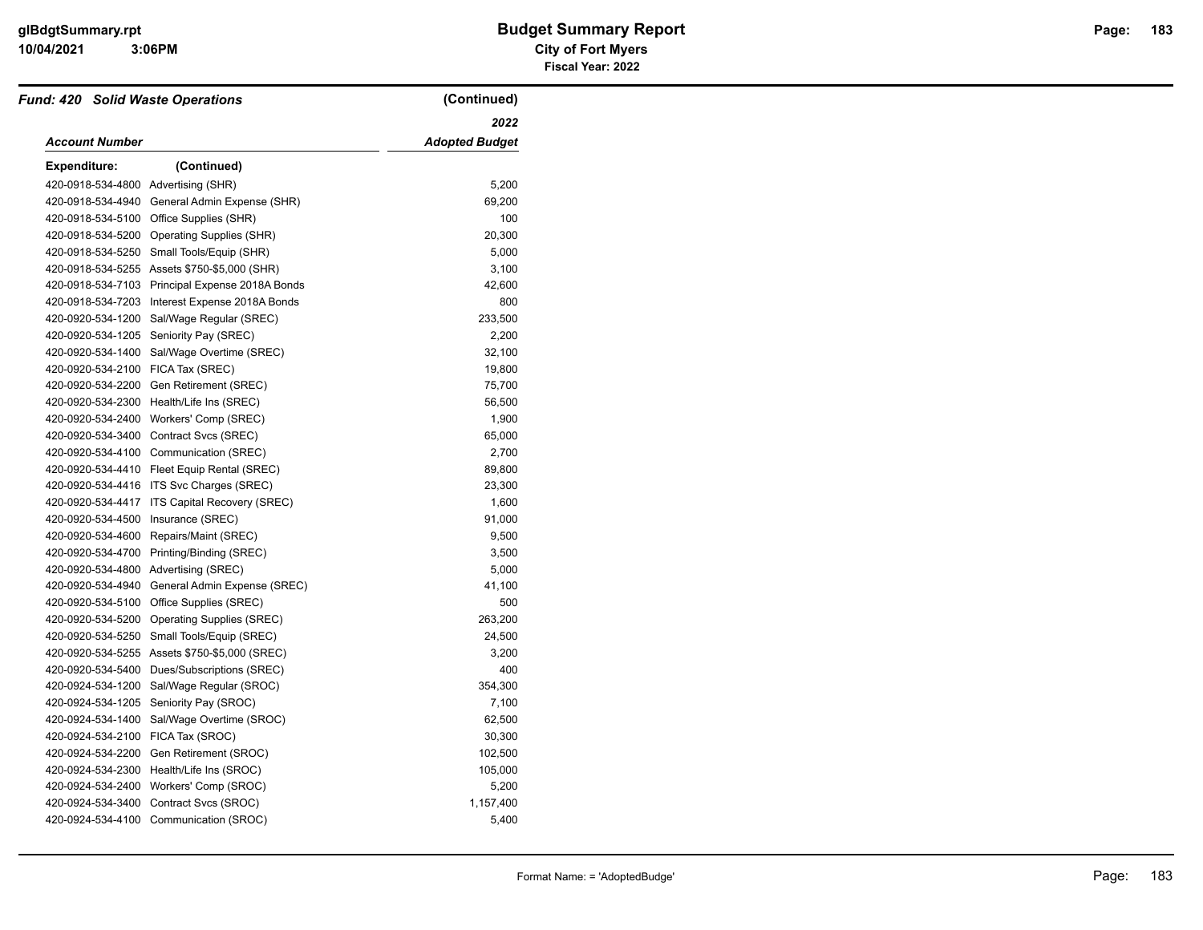# Budget Summary Report

**City of Fort Myers**

**Fiscal Year: 2022**

## *Fund: 420 Solid Waste Operations* (Continued)

| *Account Number* | | *2022 Adopted Budget* |
|---|---|---|
| **Expenditure:** | **(Continued)** | |
| 420-0918-534-4800 | Advertising (SHR) | 5,200 |
| 420-0918-534-4940 | General Admin Expense (SHR) | 69,200 |
| 420-0918-534-5100 | Office Supplies (SHR) | 100 |
| 420-0918-534-5200 | Operating Supplies (SHR) | 20,300 |
| 420-0918-534-5250 | Small Tools/Equip (SHR) | 5,000 |
| 420-0918-534-5255 | Assets $750-$5,000 (SHR) | 3,100 |
| 420-0918-534-7103 | Principal Expense 2018A Bonds | 42,600 |
| 420-0918-534-7203 | Interest Expense 2018A Bonds | 800 |
| 420-0920-534-1200 | Sal/Wage Regular (SREC) | 233,500 |
| 420-0920-534-1205 | Seniority Pay (SREC) | 2,200 |
| 420-0920-534-1400 | Sal/Wage Overtime (SREC) | 32,100 |
| 420-0920-534-2100 | FICA Tax (SREC) | 19,800 |
| 420-0920-534-2200 | Gen Retirement (SREC) | 75,700 |
| 420-0920-534-2300 | Health/Life Ins (SREC) | 56,500 |
| 420-0920-534-2400 | Workers' Comp (SREC) | 1,900 |
| 420-0920-534-3400 | Contract Svcs (SREC) | 65,000 |
| 420-0920-534-4100 | Communication (SREC) | 2,700 |
| 420-0920-534-4410 | Fleet Equip Rental (SREC) | 89,800 |
| 420-0920-534-4416 | ITS Svc Charges (SREC) | 23,300 |
| 420-0920-534-4417 | ITS Capital Recovery (SREC) | 1,600 |
| 420-0920-534-4500 | Insurance (SREC) | 91,000 |
| 420-0920-534-4600 | Repairs/Maint (SREC) | 9,500 |
| 420-0920-534-4700 | Printing/Binding (SREC) | 3,500 |
| 420-0920-534-4800 | Advertising (SREC) | 5,000 |
| 420-0920-534-4940 | General Admin Expense (SREC) | 41,100 |
| 420-0920-534-5100 | Office Supplies (SREC) | 500 |
| 420-0920-534-5200 | Operating Supplies (SREC) | 263,200 |
| 420-0920-534-5250 | Small Tools/Equip (SREC) | 24,500 |
| 420-0920-534-5255 | Assets $750-$5,000 (SREC) | 3,200 |
| 420-0920-534-5400 | Dues/Subscriptions (SREC) | 400 |
| 420-0924-534-1200 | Sal/Wage Regular (SROC) | 354,300 |
| 420-0924-534-1205 | Seniority Pay (SROC) | 7,100 |
| 420-0924-534-1400 | Sal/Wage Overtime (SROC) | 62,500 |
| 420-0924-534-2100 | FICA Tax (SROC) | 30,300 |
| 420-0924-534-2200 | Gen Retirement (SROC) | 102,500 |
| 420-0924-534-2300 | Health/Life Ins (SROC) | 105,000 |
| 420-0924-534-2400 | Workers' Comp (SROC) | 5,200 |
| 420-0924-534-3400 | Contract Svcs (SROC) | 1,157,400 |
| 420-0924-534-4100 | Communication (SROC) | 5,400 |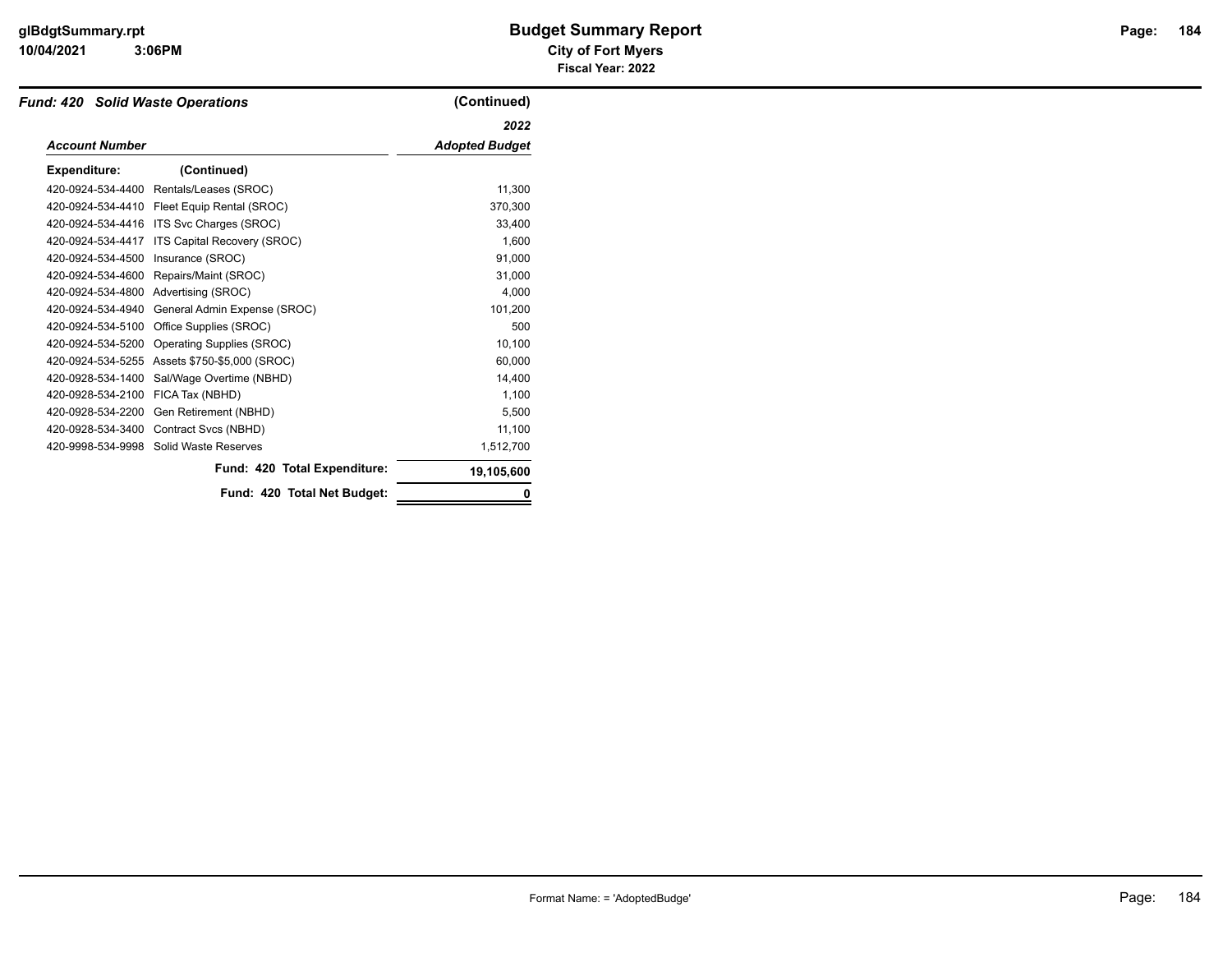## Fund: 420 Solid Waste Operations (Continued)

| Account Number | | 2022 Adopted Budget |
|---|---|---|
| **Expenditure:** (Continued) | | |
| 420-0924-534-4400 | Rentals/Leases (SROC) | 11,300 |
| 420-0924-534-4410 | Fleet Equip Rental (SROC) | 370,300 |
| 420-0924-534-4416 | ITS Svc Charges (SROC) | 33,400 |
| 420-0924-534-4417 | ITS Capital Recovery (SROC) | 1,600 |
| 420-0924-534-4500 | Insurance (SROC) | 91,000 |
| 420-0924-534-4600 | Repairs/Maint (SROC) | 31,000 |
| 420-0924-534-4800 | Advertising (SROC) | 4,000 |
| 420-0924-534-4940 | General Admin Expense (SROC) | 101,200 |
| 420-0924-534-5100 | Office Supplies (SROC) | 500 |
| 420-0924-534-5200 | Operating Supplies (SROC) | 10,100 |
| 420-0924-534-5255 | Assets $750-$5,000 (SROC) | 60,000 |
| 420-0928-534-1400 | Sal/Wage Overtime (NBHD) | 14,400 |
| 420-0928-534-2100 | FICA Tax (NBHD) | 1,100 |
| 420-0928-534-2200 | Gen Retirement (NBHD) | 5,500 |
| 420-0928-534-3400 | Contract Svcs (NBHD) | 11,100 |
| 420-9998-534-9998 | Solid Waste Reserves | 1,512,700 |
| | **Fund: 420 Total Expenditure:** | **19,105,600** |
| | **Fund: 420 Total Net Budget:** | **0** |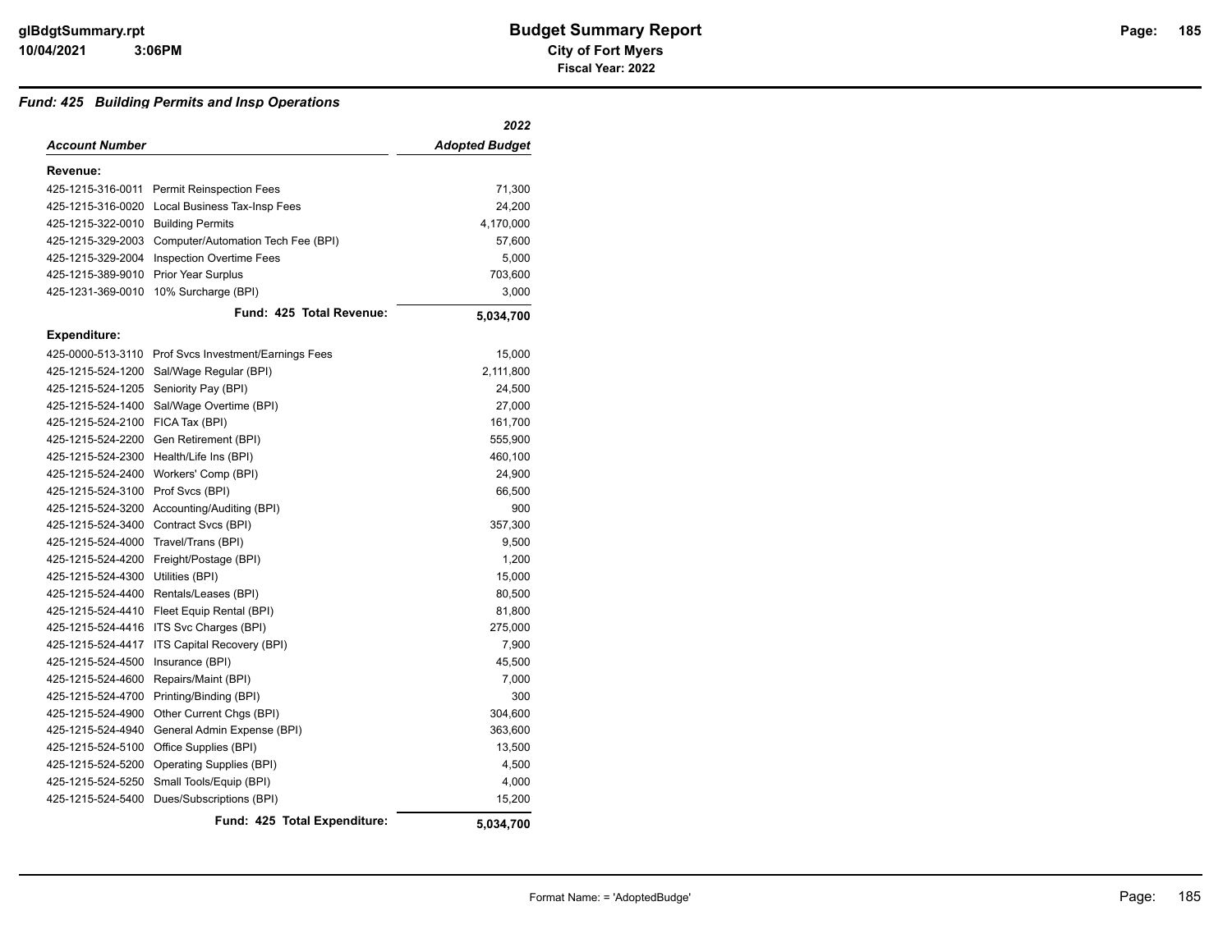# Budget Summary Report

**City of Fort Myers**

**Fiscal Year: 2022**

### *Fund: 425 Building Permits and Insp Operations*

| *Account Number* | | *2022 Adopted Budget* |
|---|---|---|
| **Revenue:** | | |
| 425-1215-316-0011 | Permit Reinspection Fees | 71,300 |
| 425-1215-316-0020 | Local Business Tax-Insp Fees | 24,200 |
| 425-1215-322-0010 | Building Permits | 4,170,000 |
| 425-1215-329-2003 | Computer/Automation Tech Fee (BPI) | 57,600 |
| 425-1215-329-2004 | Inspection Overtime Fees | 5,000 |
| 425-1215-389-9010 | Prior Year Surplus | 703,600 |
| 425-1231-369-0010 | 10% Surcharge (BPI) | 3,000 |
| | **Fund: 425 Total Revenue:** | **5,034,700** |
| **Expenditure:** | | |
| 425-0000-513-3110 | Prof Svcs Investment/Earnings Fees | 15,000 |
| 425-1215-524-1200 | Sal/Wage Regular (BPI) | 2,111,800 |
| 425-1215-524-1205 | Seniority Pay (BPI) | 24,500 |
| 425-1215-524-1400 | Sal/Wage Overtime (BPI) | 27,000 |
| 425-1215-524-2100 | FICA Tax (BPI) | 161,700 |
| 425-1215-524-2200 | Gen Retirement (BPI) | 555,900 |
| 425-1215-524-2300 | Health/Life Ins (BPI) | 460,100 |
| 425-1215-524-2400 | Workers' Comp (BPI) | 24,900 |
| 425-1215-524-3100 | Prof Svcs (BPI) | 66,500 |
| 425-1215-524-3200 | Accounting/Auditing (BPI) | 900 |
| 425-1215-524-3400 | Contract Svcs (BPI) | 357,300 |
| 425-1215-524-4000 | Travel/Trans (BPI) | 9,500 |
| 425-1215-524-4200 | Freight/Postage (BPI) | 1,200 |
| 425-1215-524-4300 | Utilities (BPI) | 15,000 |
| 425-1215-524-4400 | Rentals/Leases (BPI) | 80,500 |
| 425-1215-524-4410 | Fleet Equip Rental (BPI) | 81,800 |
| 425-1215-524-4416 | ITS Svc Charges (BPI) | 275,000 |
| 425-1215-524-4417 | ITS Capital Recovery (BPI) | 7,900 |
| 425-1215-524-4500 | Insurance (BPI) | 45,500 |
| 425-1215-524-4600 | Repairs/Maint (BPI) | 7,000 |
| 425-1215-524-4700 | Printing/Binding (BPI) | 300 |
| 425-1215-524-4900 | Other Current Chgs (BPI) | 304,600 |
| 425-1215-524-4940 | General Admin Expense (BPI) | 363,600 |
| 425-1215-524-5100 | Office Supplies (BPI) | 13,500 |
| 425-1215-524-5200 | Operating Supplies (BPI) | 4,500 |
| 425-1215-524-5250 | Small Tools/Equip (BPI) | 4,000 |
| 425-1215-524-5400 | Dues/Subscriptions (BPI) | 15,200 |
| | **Fund: 425 Total Expenditure:** | **5,034,700** |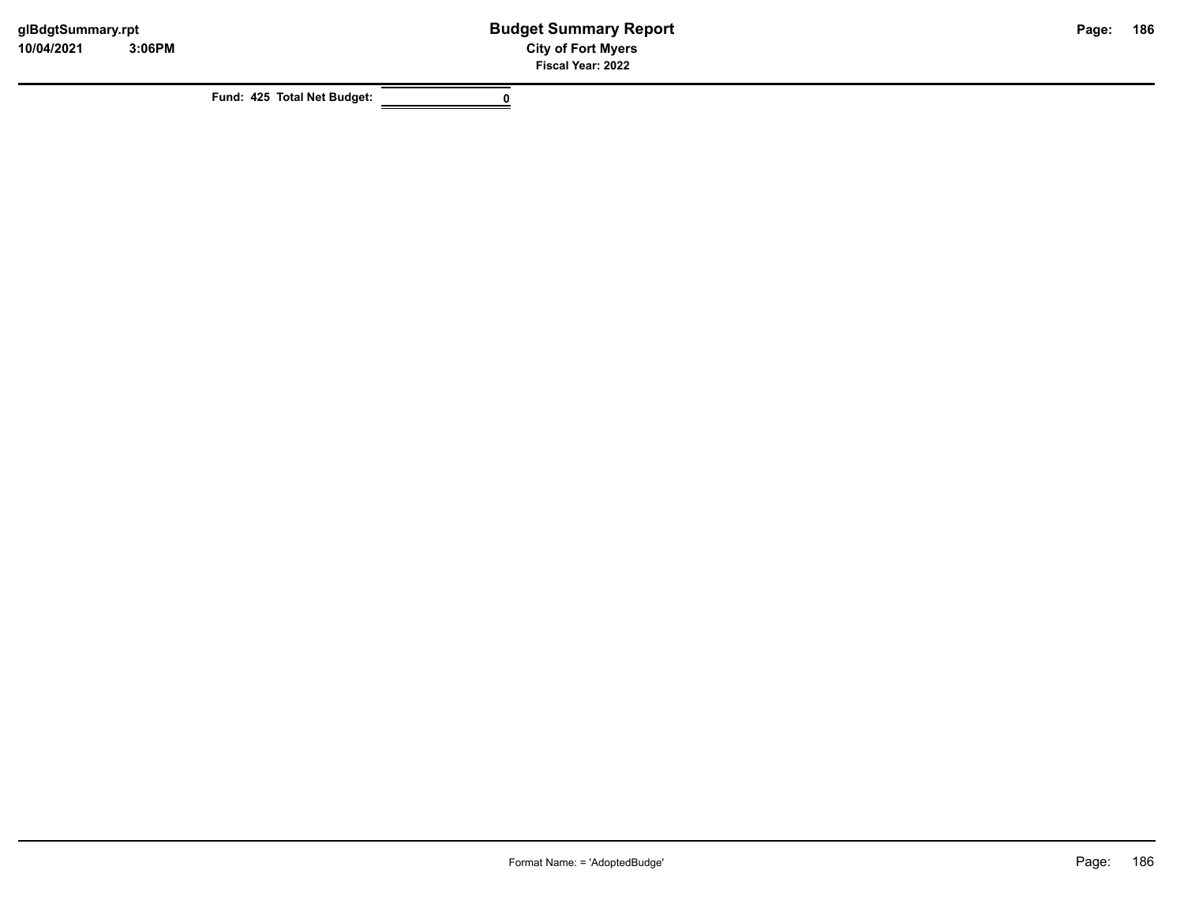Fund: 425 Total Net Budget: 0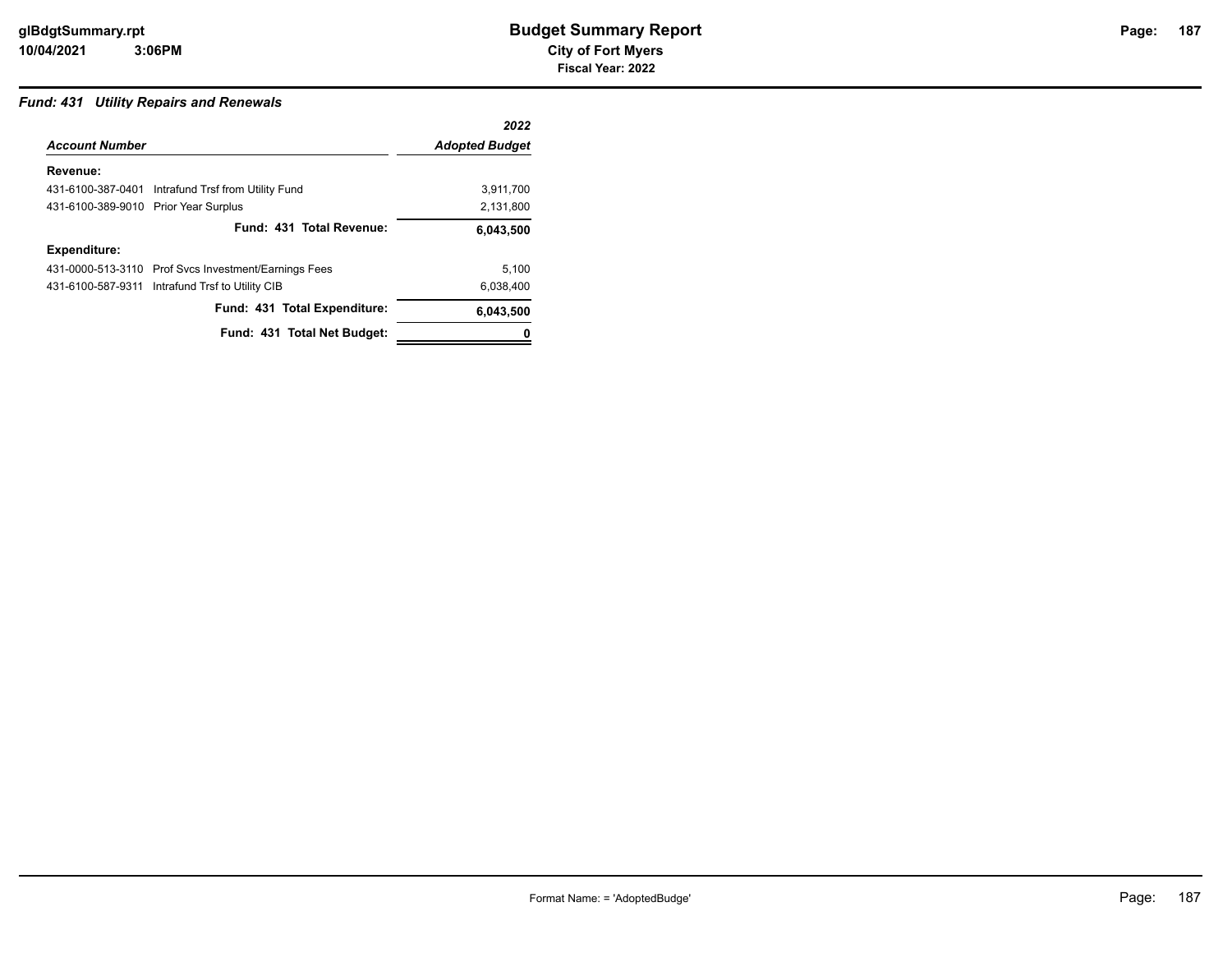### *Fund: 431 Utility Repairs and Renewals*

| *Account Number* | | *2022 Adopted Budget* |
|---|---|---|
| **Revenue:** | | |
| 431-6100-387-0401 | Intrafund Trsf from Utility Fund | 3,911,700 |
| 431-6100-389-9010 | Prior Year Surplus | 2,131,800 |
| | **Fund: 431 Total Revenue:** | **6,043,500** |
| **Expenditure:** | | |
| 431-0000-513-3110 | Prof Svcs Investment/Earnings Fees | 5,100 |
| 431-6100-587-9311 | Intrafund Trsf to Utility CIB | 6,038,400 |
| | **Fund: 431 Total Expenditure:** | **6,043,500** |
| | **Fund: 431 Total Net Budget:** | **0** |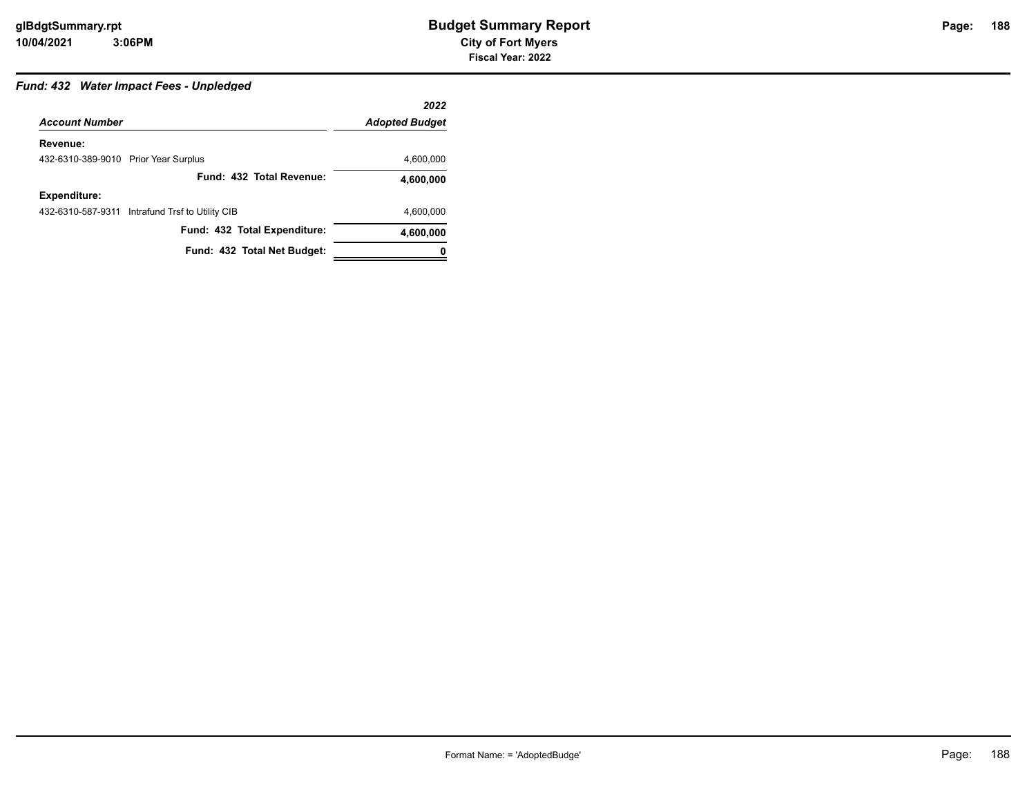# Budget Summary Report

**City of Fort Myers**

**Fiscal Year: 2022**

### *Fund: 432 Water Impact Fees - Unpledged*

| *Account Number* | *2022 Adopted Budget* |
|---|---|
| **Revenue:** | |
| 432-6310-389-9010 Prior Year Surplus | 4,600,000 |
| **Fund: 432 Total Revenue:** | **4,600,000** |
| **Expenditure:** | |
| 432-6310-587-9311 Intrafund Trsf to Utility CIB | 4,600,000 |
| **Fund: 432 Total Expenditure:** | **4,600,000** |
| **Fund: 432 Total Net Budget:** | **0** |

Format Name: = 'AdoptedBudge'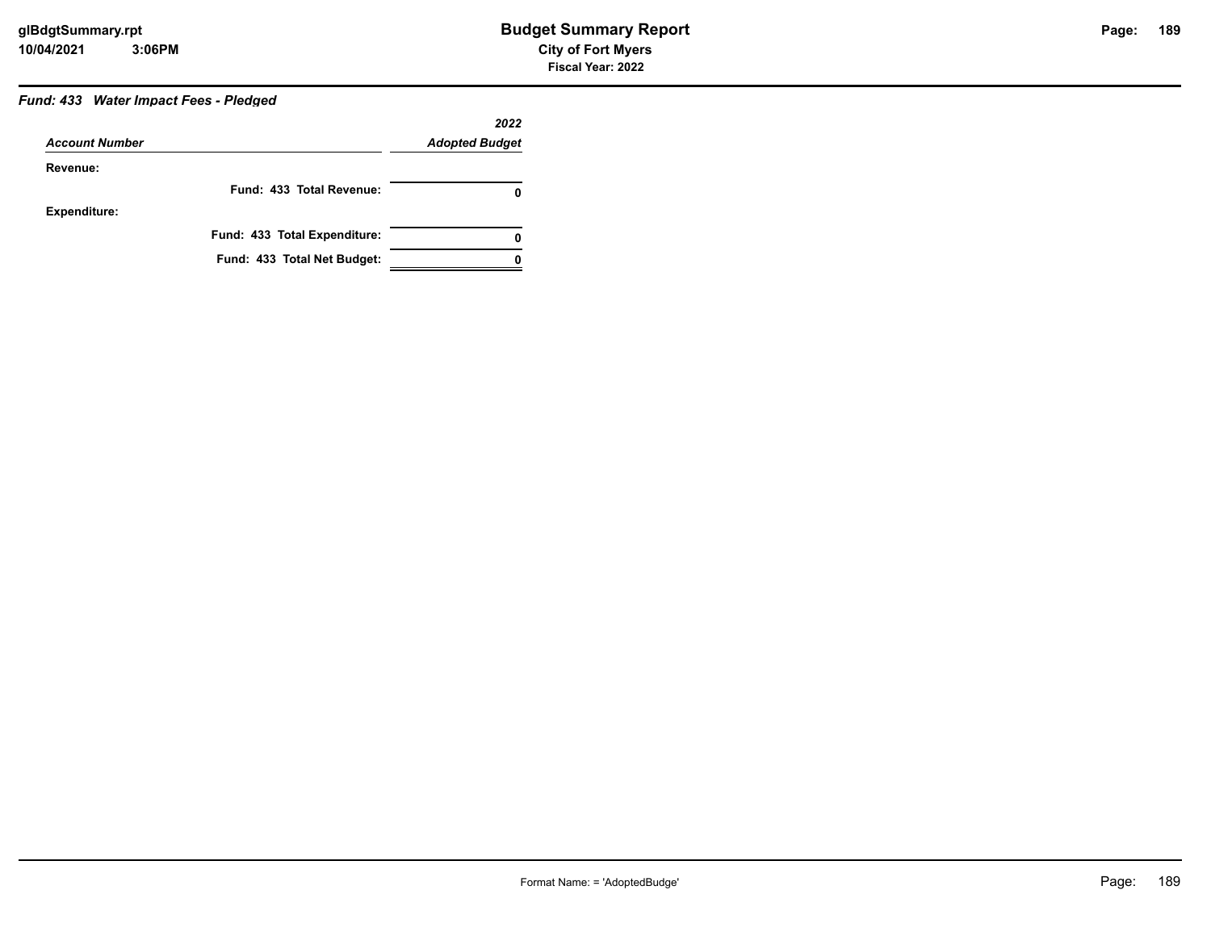### *Fund: 433 Water Impact Fees - Pledged*

| *Account Number* | *2022 Adopted Budget* |
|---|---|
| **Revenue:** | |
| **Fund: 433 Total Revenue:** | **0** |
| **Expenditure:** | |
| **Fund: 433 Total Expenditure:** | **0** |
| **Fund: 433 Total Net Budget:** | **0** |

Format Name: = 'AdoptedBudge'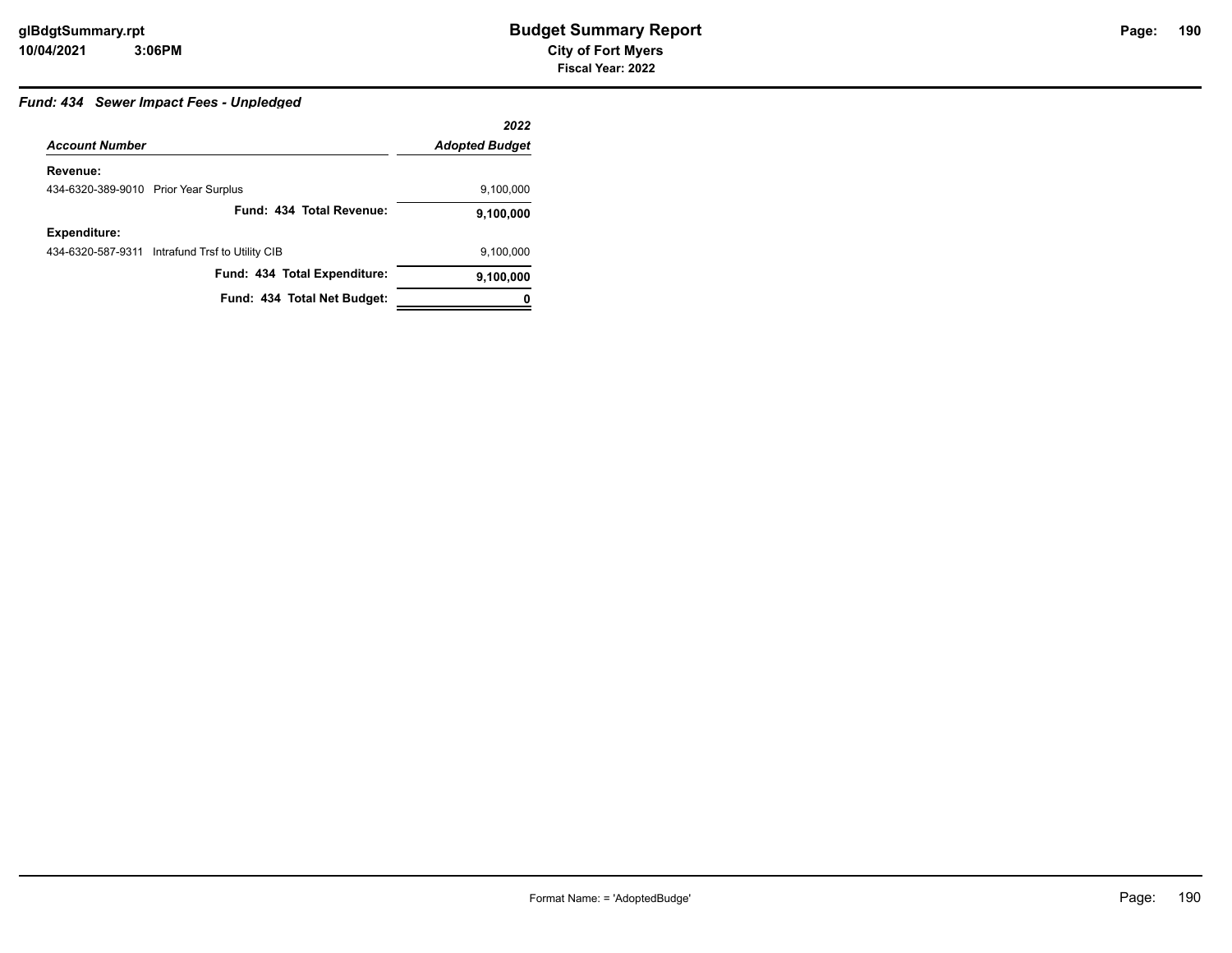## *Fund: 434 Sewer Impact Fees - Unpledged*

| *Account Number* | *2022 Adopted Budget* |
|---|---|
| **Revenue:** | |
| 434-6320-389-9010 Prior Year Surplus | 9,100,000 |
| **Fund: 434 Total Revenue:** | **9,100,000** |
| **Expenditure:** | |
| 434-6320-587-9311 Intrafund Trsf to Utility CIB | 9,100,000 |
| **Fund: 434 Total Expenditure:** | **9,100,000** |
| **Fund: 434 Total Net Budget:** | **0** |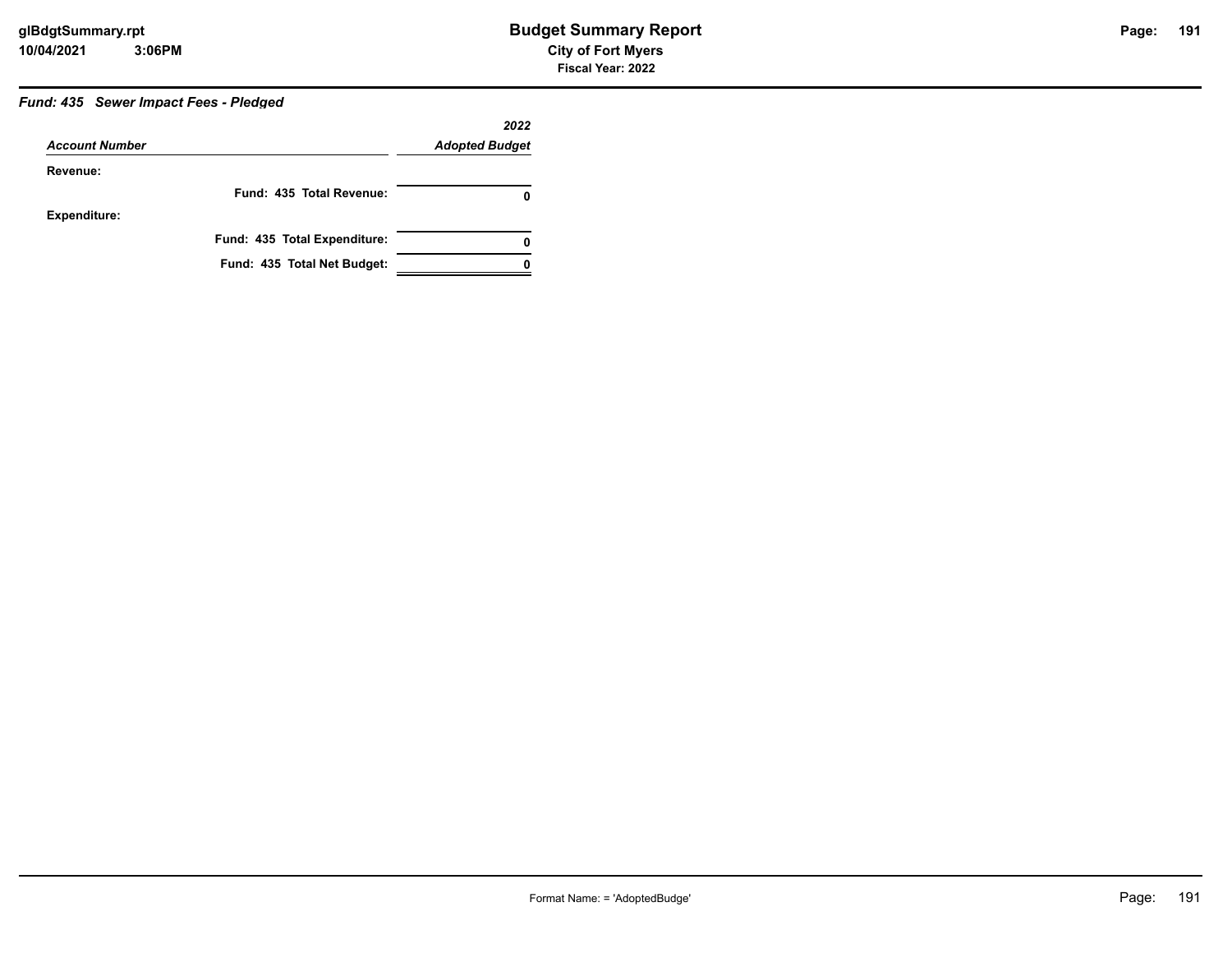### *Fund: 435 Sewer Impact Fees - Pledged*

| *Account Number* | *2022 Adopted Budget* |
|---|---|
| **Revenue:** | |
| **Fund: 435 Total Revenue:** | **0** |
| **Expenditure:** | |
| **Fund: 435 Total Expenditure:** | **0** |
| **Fund: 435 Total Net Budget:** | **0** |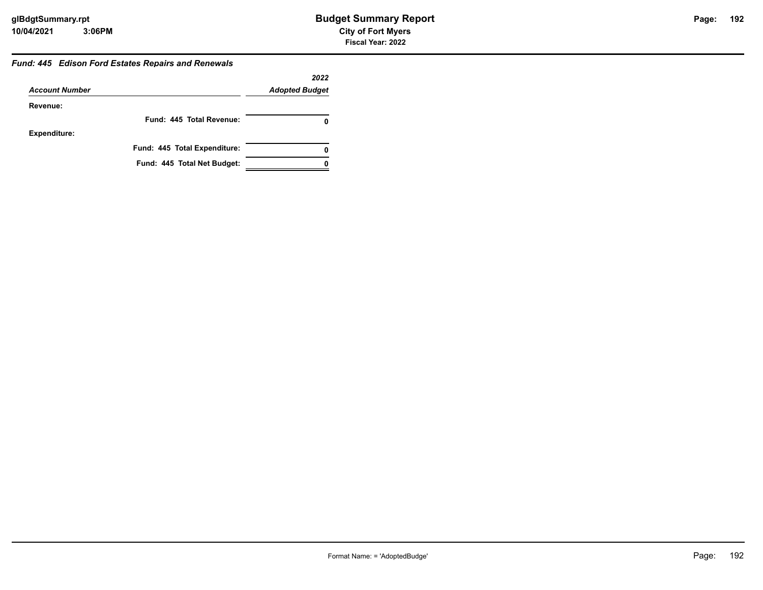### *Fund: 445 Edison Ford Estates Repairs and Renewals*

| *Account Number* | *2022 Adopted Budget* |
|---|---|
| **Revenue:** | |
| **Fund: 445 Total Revenue:** | **0** |
| **Expenditure:** | |
| **Fund: 445 Total Expenditure:** | **0** |
| **Fund: 445 Total Net Budget:** | **0** |

Format Name: = 'AdoptedBudge'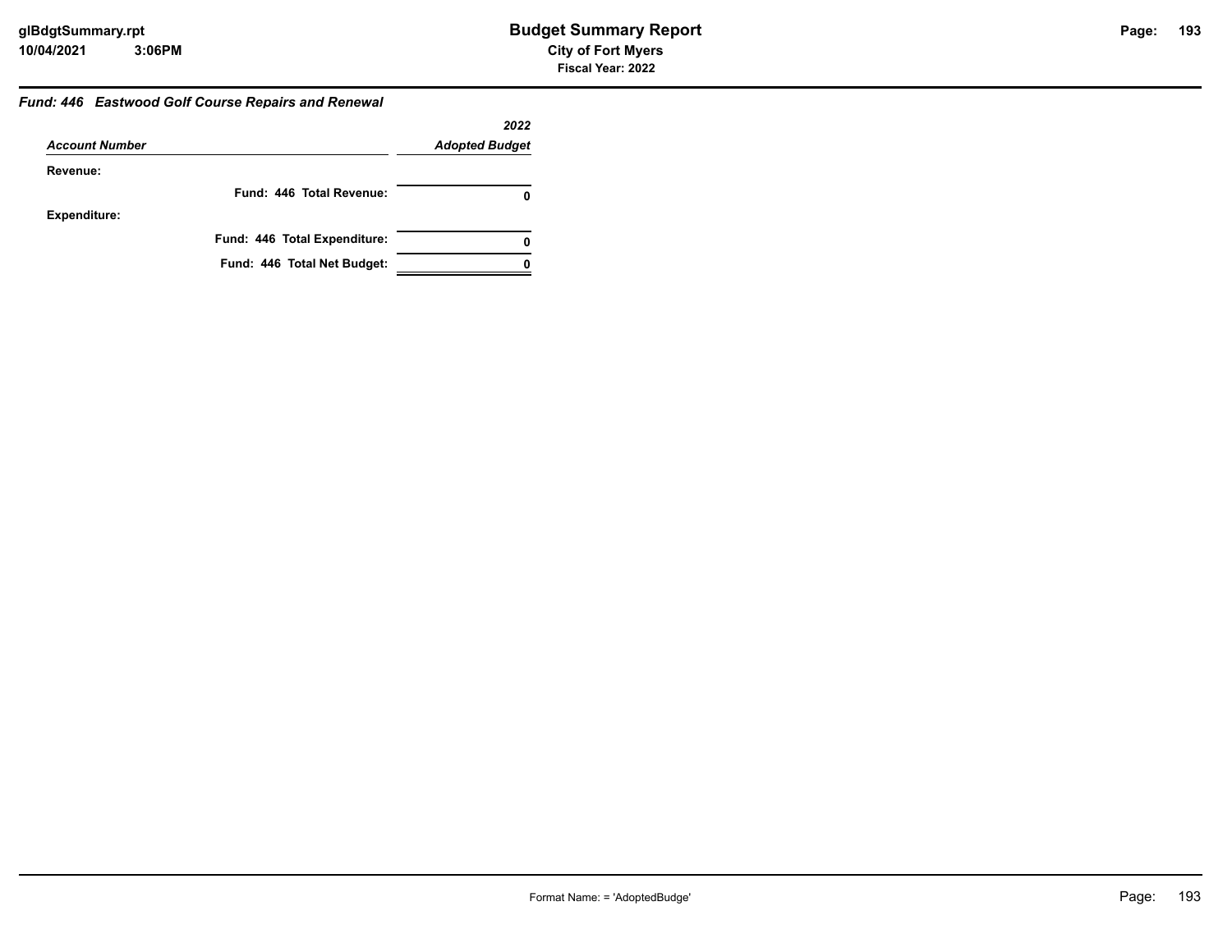### *Fund: 446 Eastwood Golf Course Repairs and Renewal*

| *Account Number* | *2022 Adopted Budget* |
|---|---|
| **Revenue:** | |
| **Fund: 446 Total Revenue:** | **0** |
| **Expenditure:** | |
| **Fund: 446 Total Expenditure:** | **0** |
| **Fund: 446 Total Net Budget:** | **0** |

Format Name: = 'AdoptedBudge'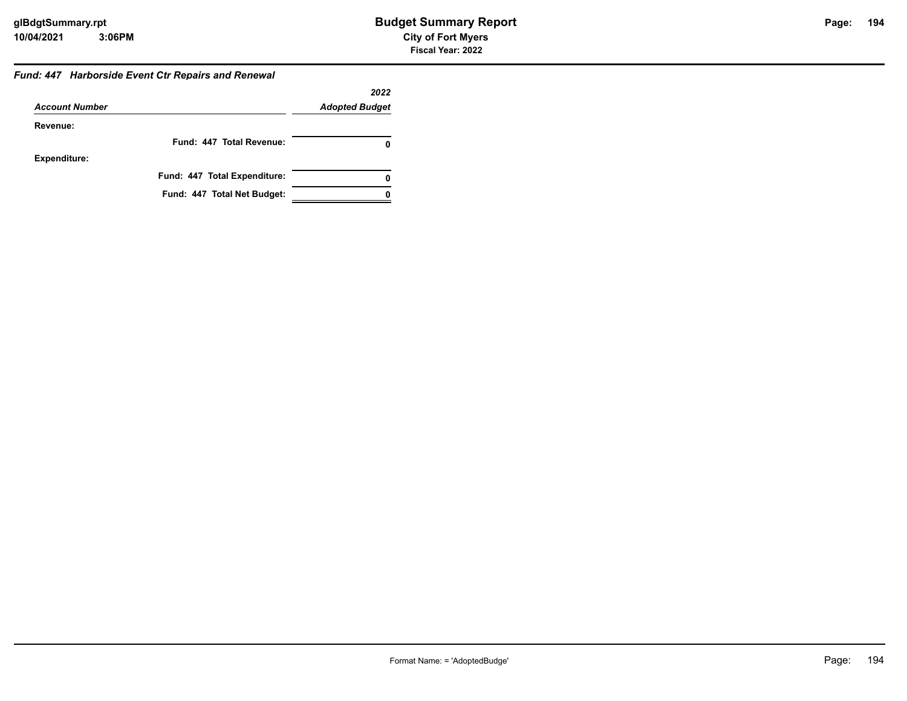### *Fund: 447 Harborside Event Ctr Repairs and Renewal*

| *Account Number* | *2022 Adopted Budget* |
|---|---|
| **Revenue:** | |
| **Fund: 447 Total Revenue:** | **0** |
| **Expenditure:** | |
| **Fund: 447 Total Expenditure:** | **0** |
| **Fund: 447 Total Net Budget:** | **0** |

Format Name: = 'AdoptedBudge'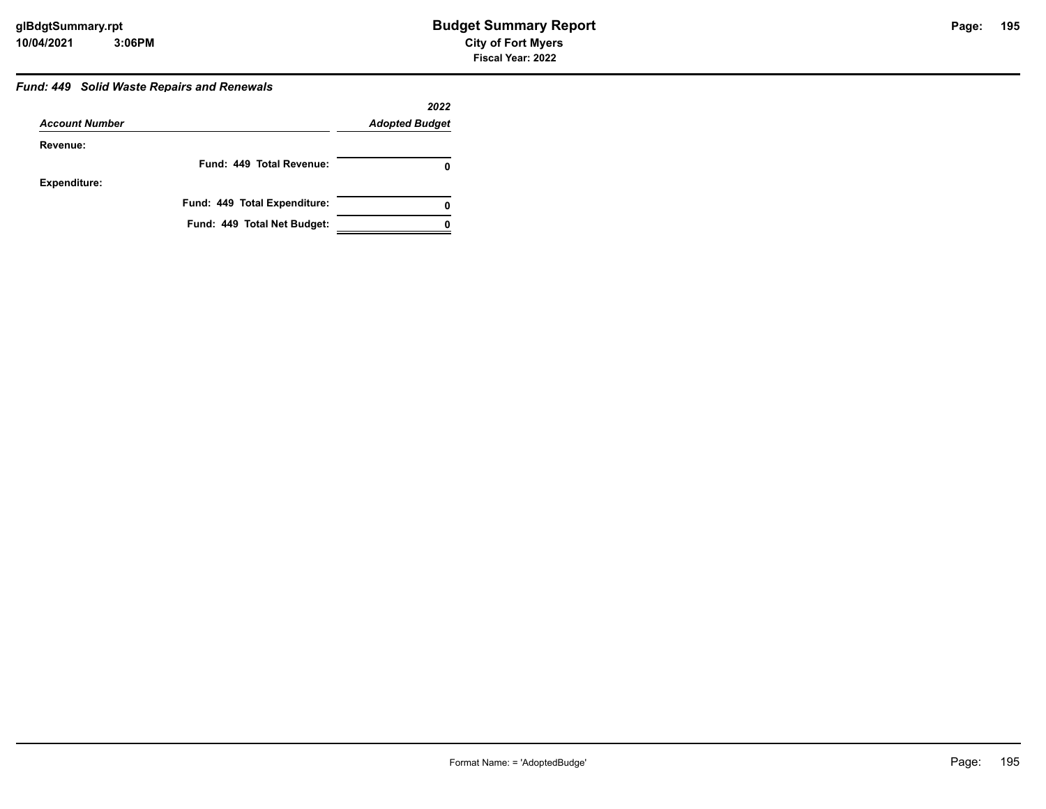### *Fund: 449 Solid Waste Repairs and Renewals*

| *Account Number* | *2022 Adopted Budget* |
|---|---|
| **Revenue:** | |
| **Fund: 449 Total Revenue:** | **0** |
| **Expenditure:** | |
| **Fund: 449 Total Expenditure:** | **0** |
| **Fund: 449 Total Net Budget:** | **0** |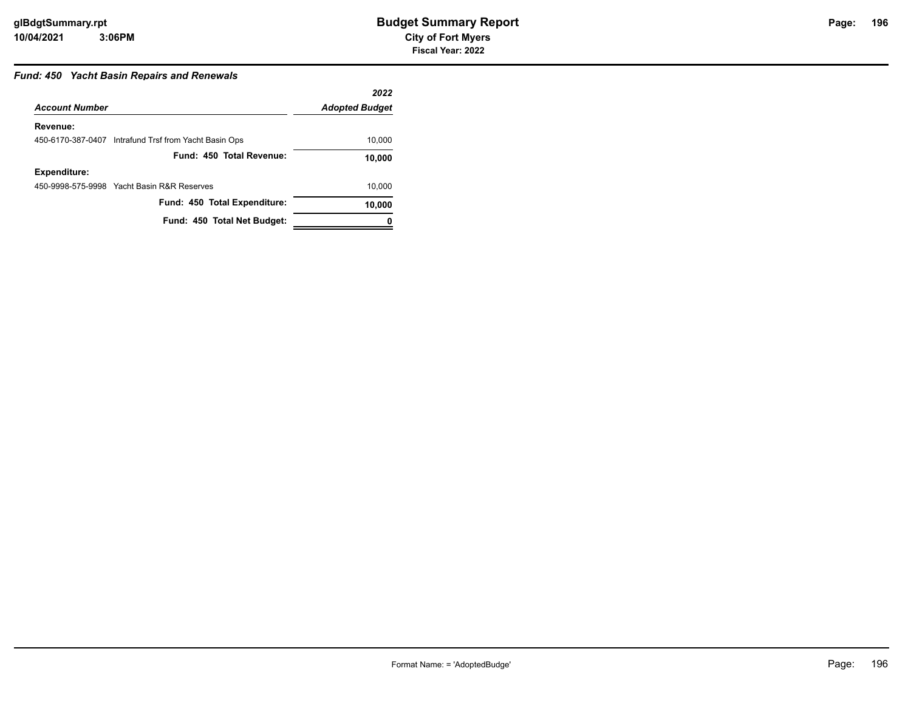### *Fund: 450 Yacht Basin Repairs and Renewals*

| *Account Number* | *2022 Adopted Budget* |
|---|---|
| **Revenue:** | |
| 450-6170-387-0407 Intrafund Trsf from Yacht Basin Ops | 10,000 |
| **Fund: 450 Total Revenue:** | **10,000** |
| **Expenditure:** | |
| 450-9998-575-9998 Yacht Basin R&R Reserves | 10,000 |
| **Fund: 450 Total Expenditure:** | **10,000** |
| **Fund: 450 Total Net Budget:** | **0** |

Format Name: = 'AdoptedBudge'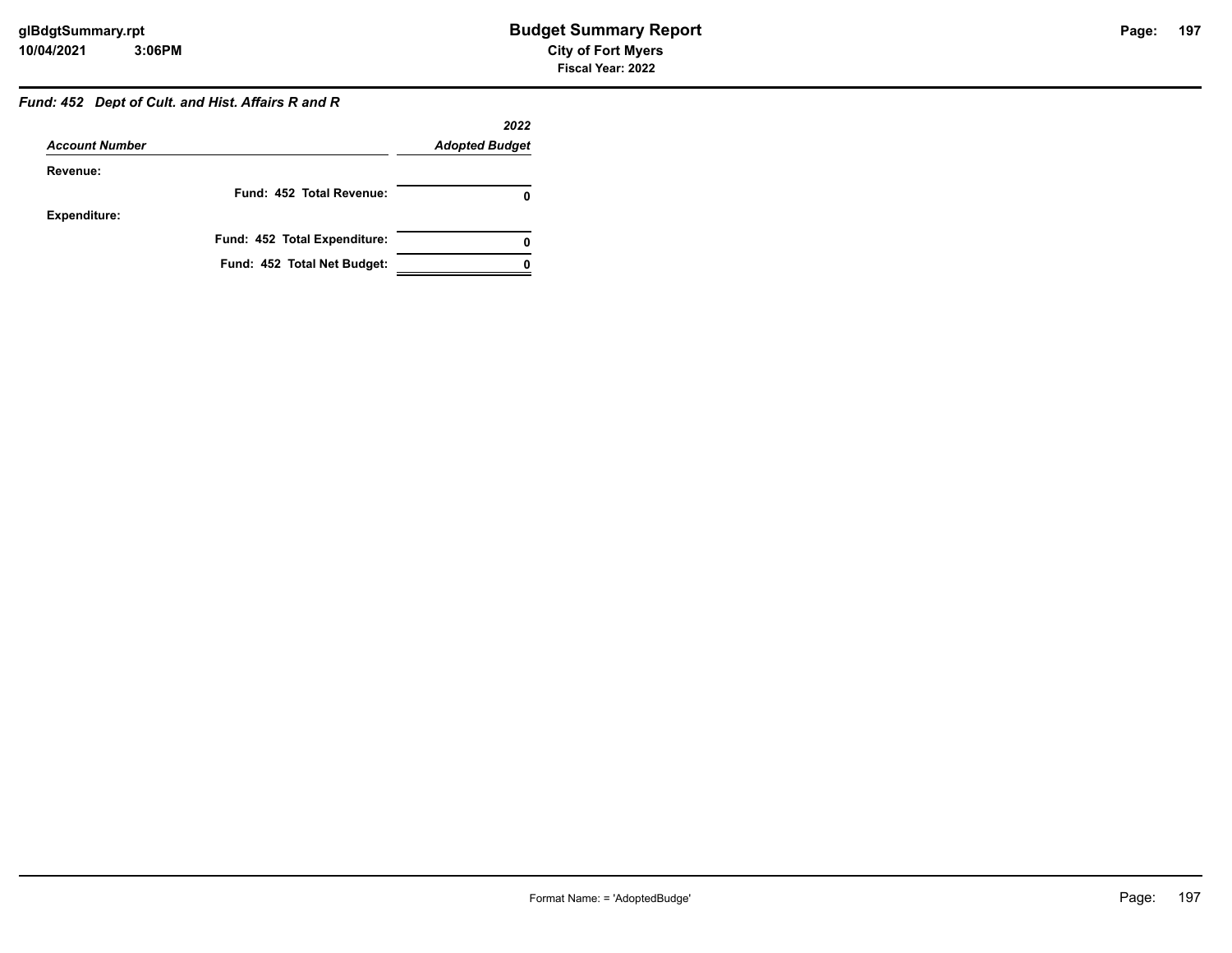### *Fund: 452 Dept of Cult. and Hist. Affairs R and R*

| *Account Number* | *2022 Adopted Budget* |
|---|---|
| **Revenue:** | |
| **Fund: 452 Total Revenue:** | **0** |
| **Expenditure:** | |
| **Fund: 452 Total Expenditure:** | **0** |
| **Fund: 452 Total Net Budget:** | **0** |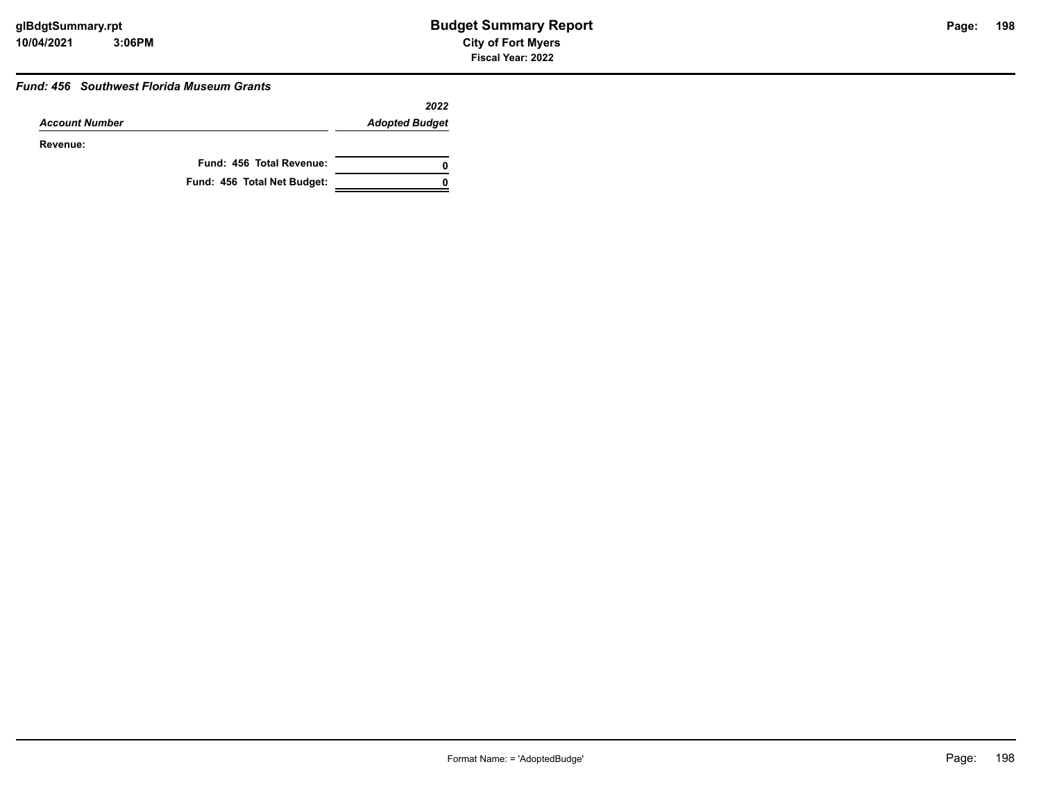### *Fund: 456 Southwest Florida Museum Grants*

| *Account Number* | *2022 Adopted Budget* |
|---|---|
| **Revenue:** | |
| **Fund: 456 Total Revenue:** | **0** |
| **Fund: 456 Total Net Budget:** | **0** |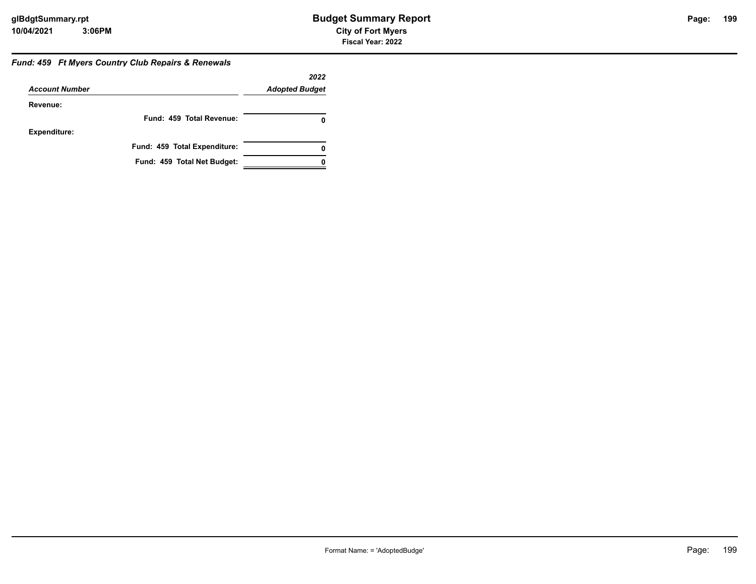### *Fund: 459 Ft Myers Country Club Repairs & Renewals*

| *Account Number* | *2022 Adopted Budget* |
|---|---|
| **Revenue:** | |
| **Fund: 459 Total Revenue:** | **0** |
| **Expenditure:** | |
| **Fund: 459 Total Expenditure:** | **0** |
| **Fund: 459 Total Net Budget:** | **0** |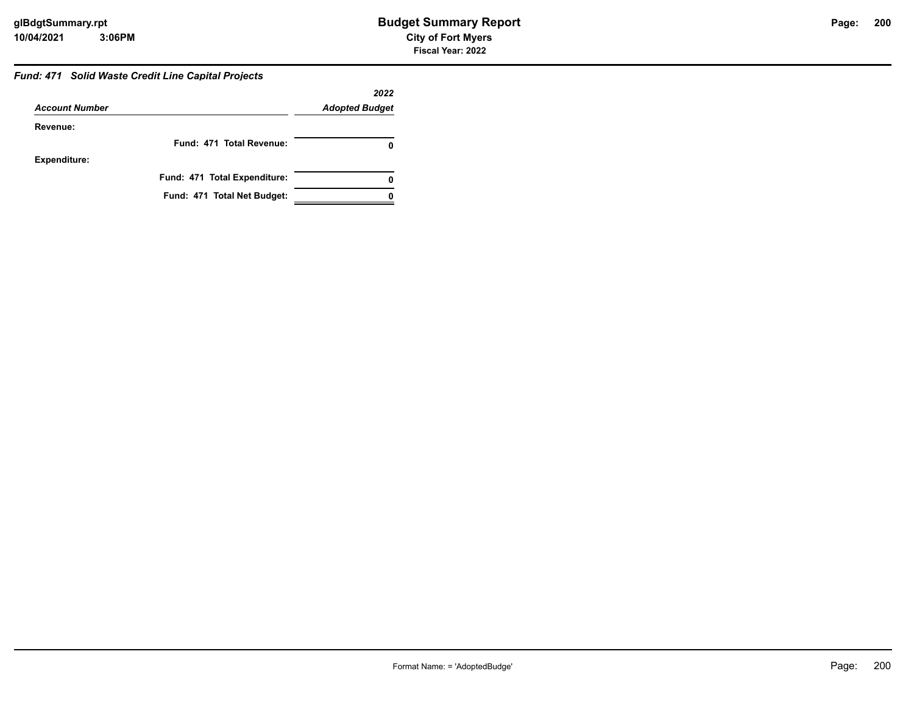### *Fund: 471 Solid Waste Credit Line Capital Projects*

| *Account Number* | *2022 Adopted Budget* |
|---|---|
| **Revenue:** | |
| **Fund: 471 Total Revenue:** | **0** |
| **Expenditure:** | |
| **Fund: 471 Total Expenditure:** | **0** |
| **Fund: 471 Total Net Budget:** | **0** |

Format Name: = 'AdoptedBudge'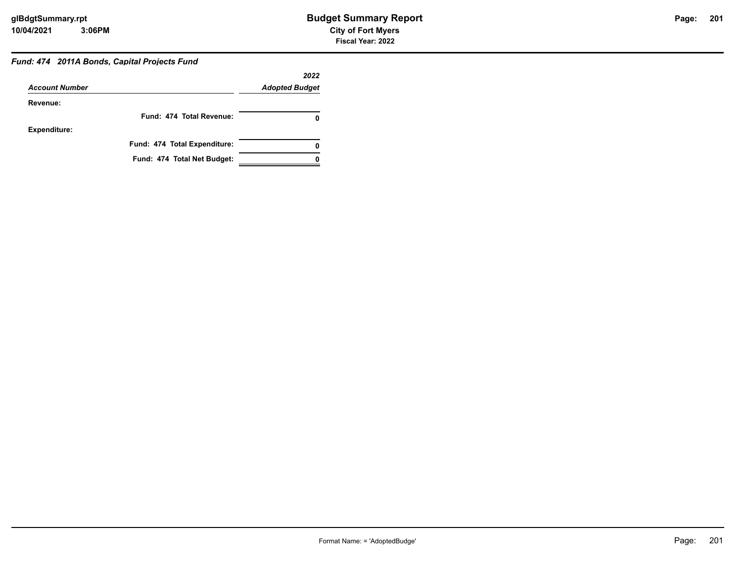### *Fund: 474 2011A Bonds, Capital Projects Fund*

| *Account Number* | *2022 Adopted Budget* |
|---|---|
| **Revenue:** | |
| **Fund: 474 Total Revenue:** | **0** |
| **Expenditure:** | |
| **Fund: 474 Total Expenditure:** | **0** |
| **Fund: 474 Total Net Budget:** | **0** |

Format Name: = 'AdoptedBudge'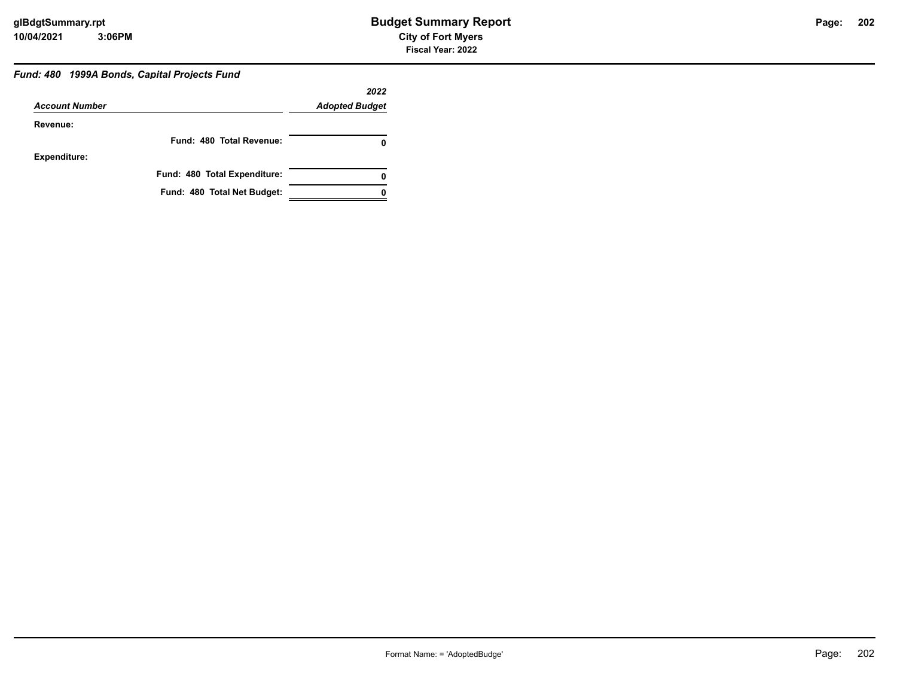## *Fund: 480 1999A Bonds, Capital Projects Fund*

| *Account Number* | *2022 Adopted Budget* |
|---|---|
| **Revenue:** | |
| **Fund: 480 Total Revenue:** | **0** |
| **Expenditure:** | |
| **Fund: 480 Total Expenditure:** | **0** |
| **Fund: 480 Total Net Budget:** | **0** |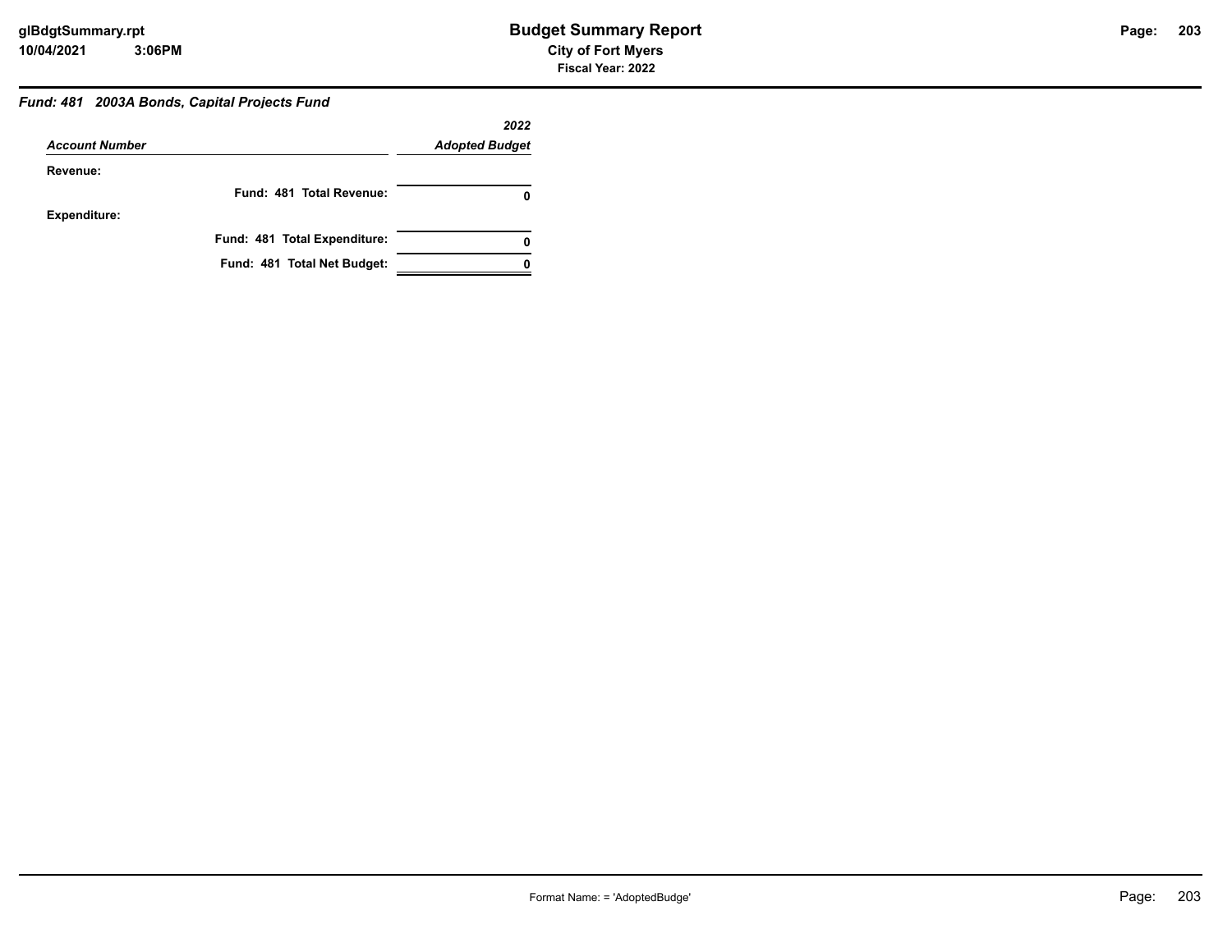### *Fund: 481 2003A Bonds, Capital Projects Fund*

| *Account Number* | *2022 Adopted Budget* |
|---|---|
| **Revenue:** | |
| **Fund: 481 Total Revenue:** | **0** |
| **Expenditure:** | |
| **Fund: 481 Total Expenditure:** | **0** |
| **Fund: 481 Total Net Budget:** | **0** |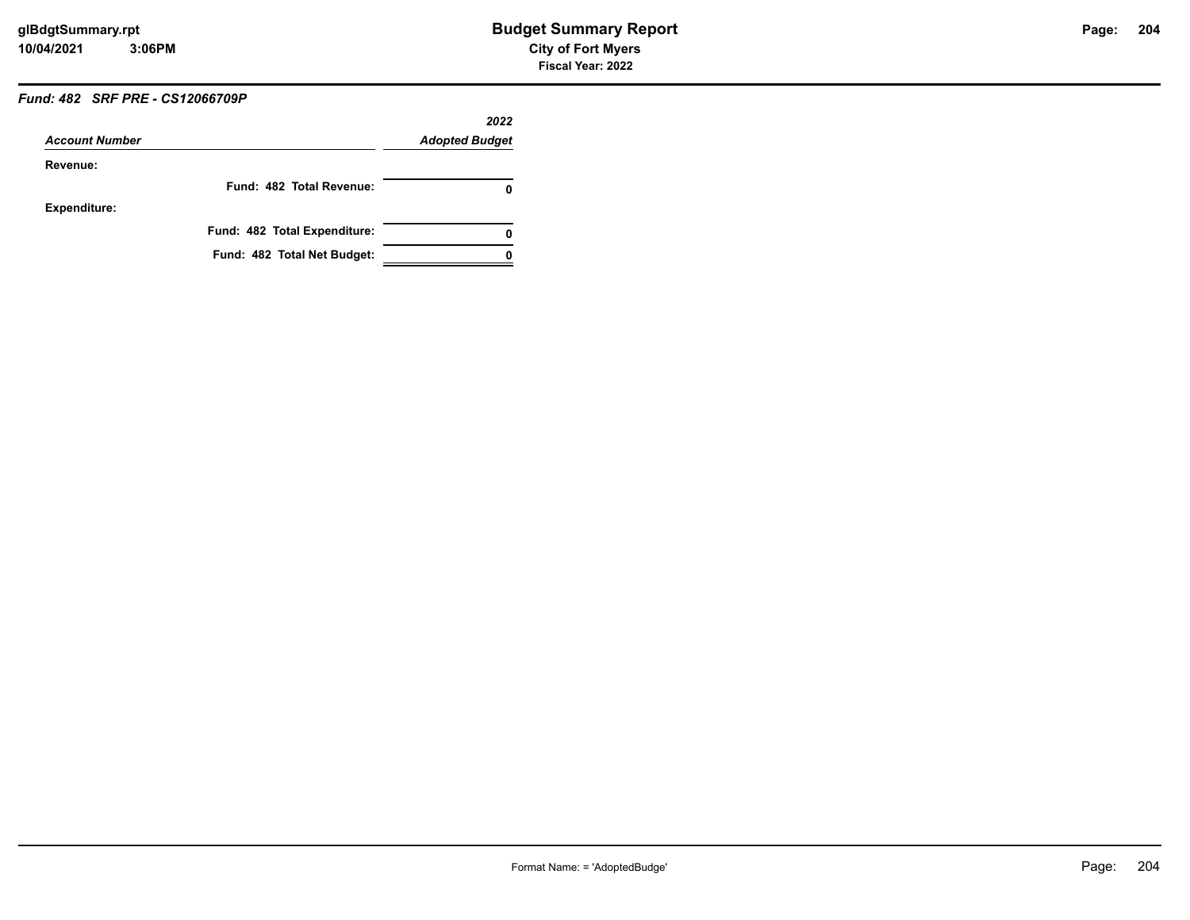### *Fund: 482 SRF PRE - CS12066709P*

| *Account Number* | *2022 Adopted Budget* |
|---|---|
| **Revenue:** | |
| **Fund: 482 Total Revenue:** | **0** |
| **Expenditure:** | |
| **Fund: 482 Total Expenditure:** | **0** |
| **Fund: 482 Total Net Budget:** | **0** |

Format Name: = 'AdoptedBudge'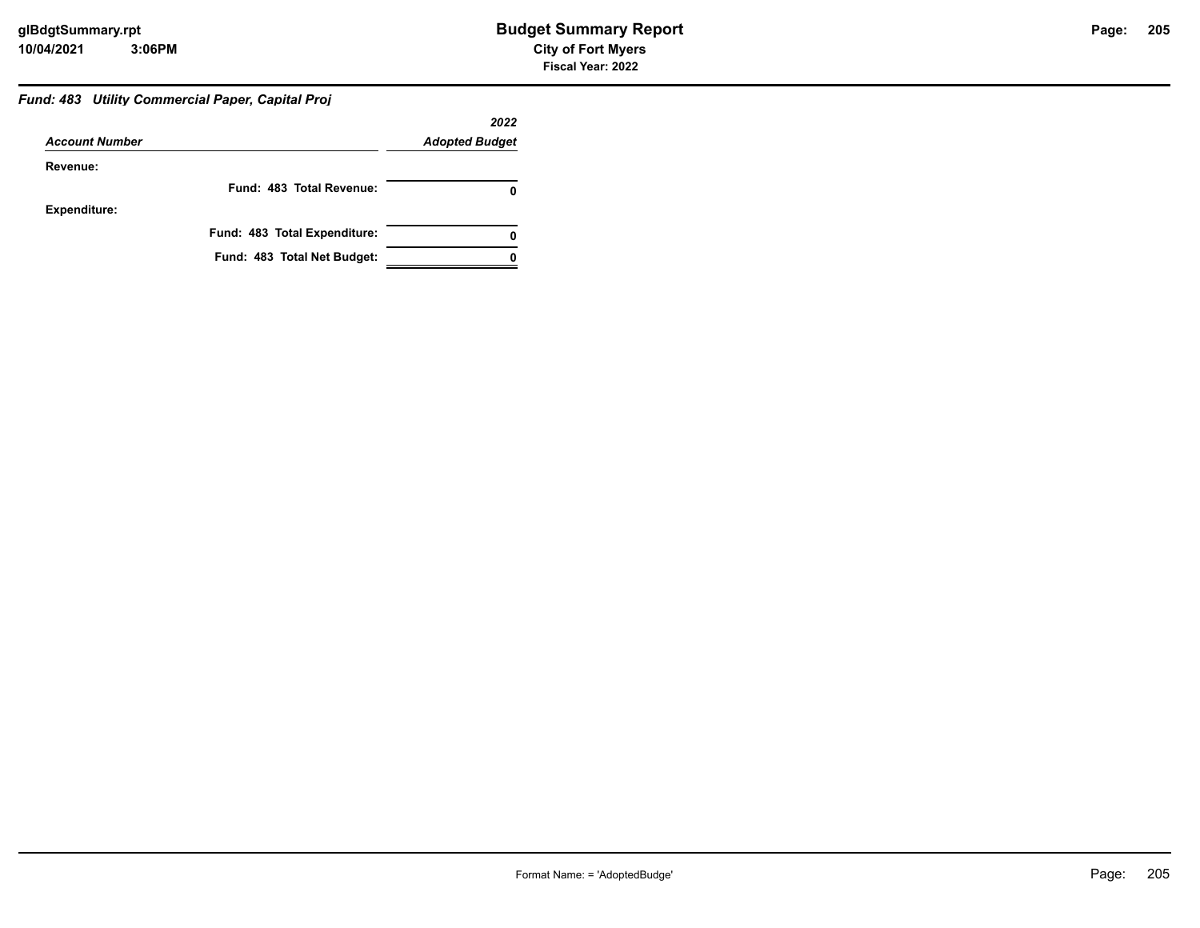### Fund: 483 Utility Commercial Paper, Capital Proj

| Account Number | 2022 Adopted Budget |
|---|---|
| **Revenue:** | |
| **Fund: 483 Total Revenue:** | **0** |
| **Expenditure:** | |
| **Fund: 483 Total Expenditure:** | **0** |
| **Fund: 483 Total Net Budget:** | **0** |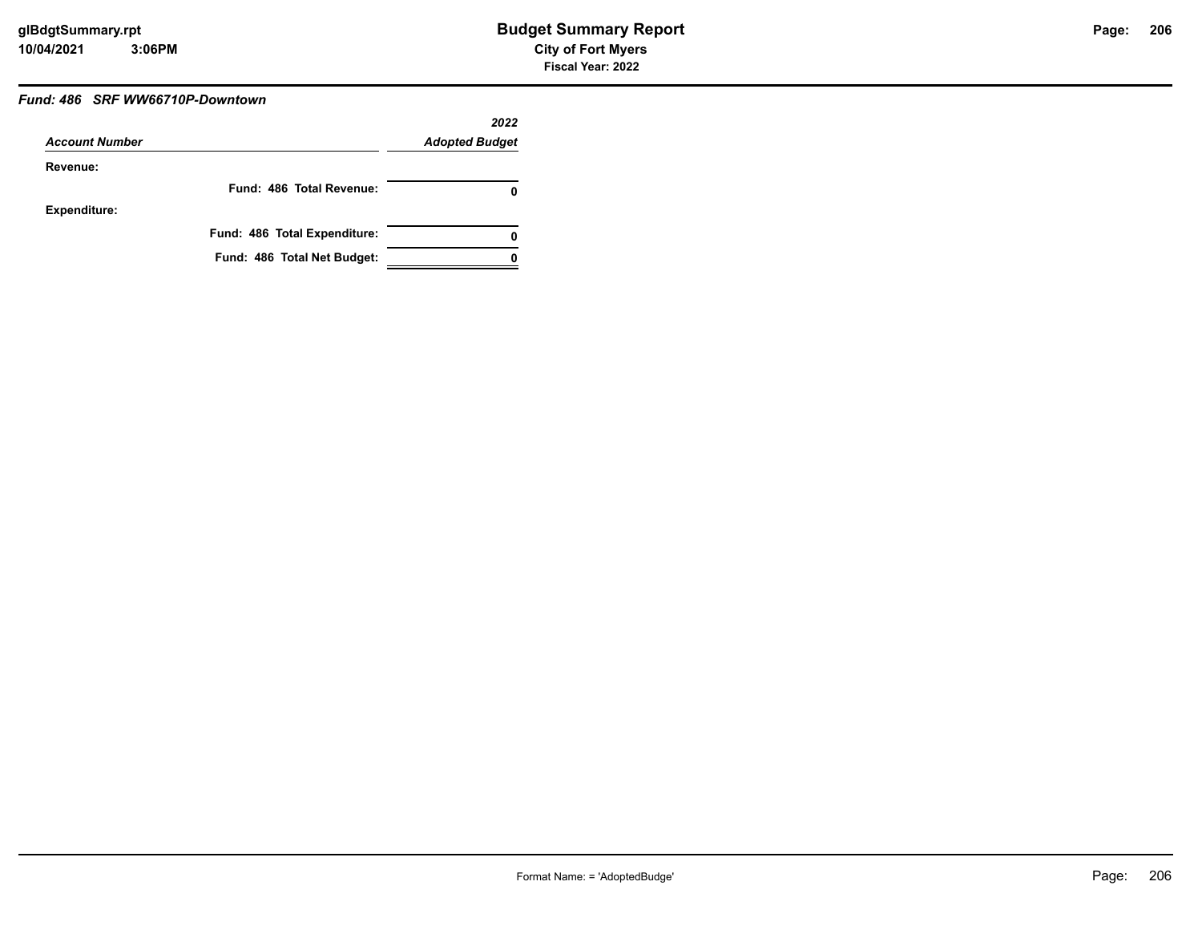### *Fund: 486 SRF WW66710P-Downtown*

| *Account Number* | *2022 Adopted Budget* |
|---|---|
| **Revenue:** | |
| **Fund: 486 Total Revenue:** | **0** |
| **Expenditure:** | |
| **Fund: 486 Total Expenditure:** | **0** |
| **Fund: 486 Total Net Budget:** | **0** |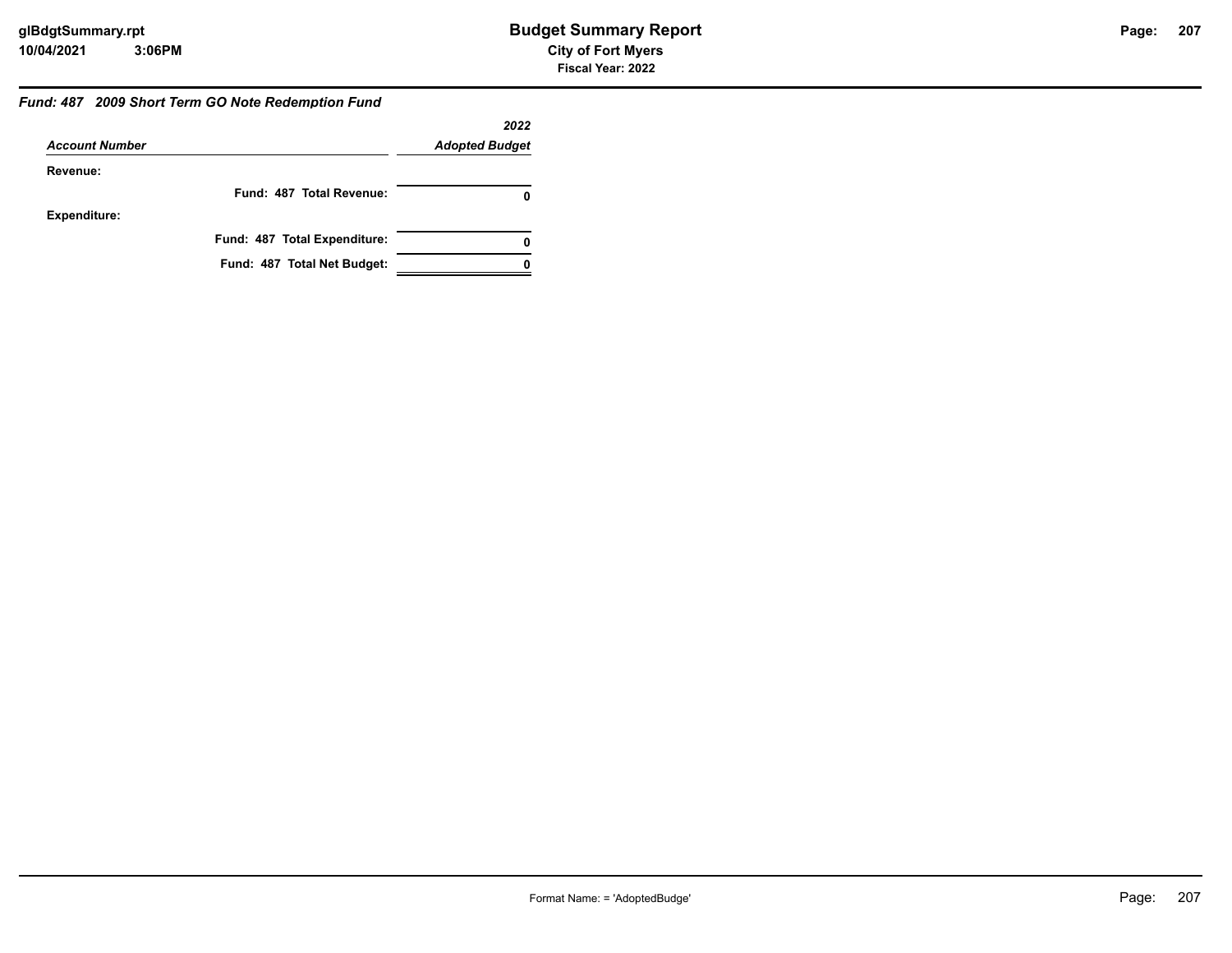### *Fund: 487 2009 Short Term GO Note Redemption Fund*

| *Account Number* | *2022 Adopted Budget* |
|---|---|
| **Revenue:** | |
| **Fund: 487 Total Revenue:** | **0** |
| **Expenditure:** | |
| **Fund: 487 Total Expenditure:** | **0** |
| **Fund: 487 Total Net Budget:** | **0** |

Format Name: = 'AdoptedBudge'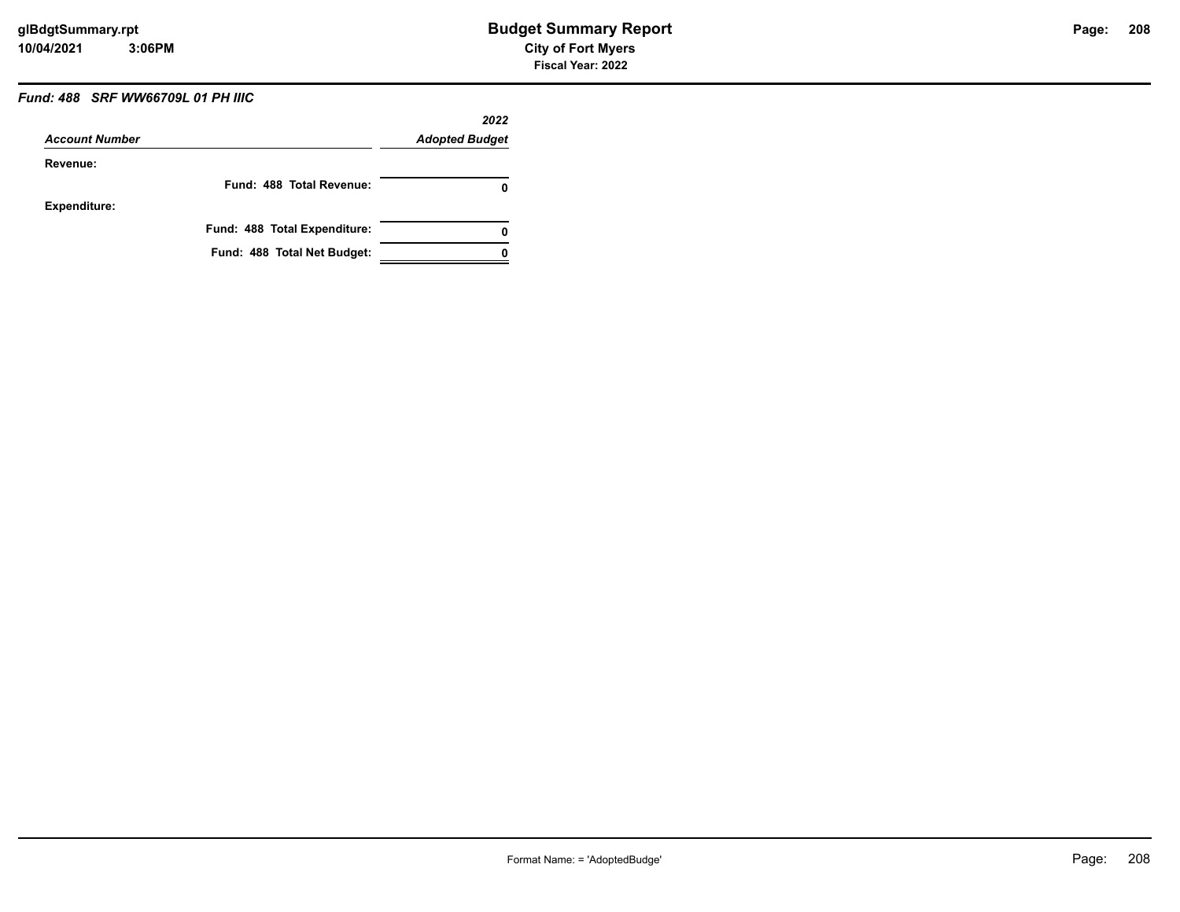### *Fund: 488 SRF WW66709L 01 PH IIIC*

| *Account Number* | *2022 Adopted Budget* |
|---|---|
| **Revenue:** | |
| **Fund: 488 Total Revenue:** | **0** |
| **Expenditure:** | |
| **Fund: 488 Total Expenditure:** | **0** |
| **Fund: 488 Total Net Budget:** | **0** |

Format Name: = 'AdoptedBudge'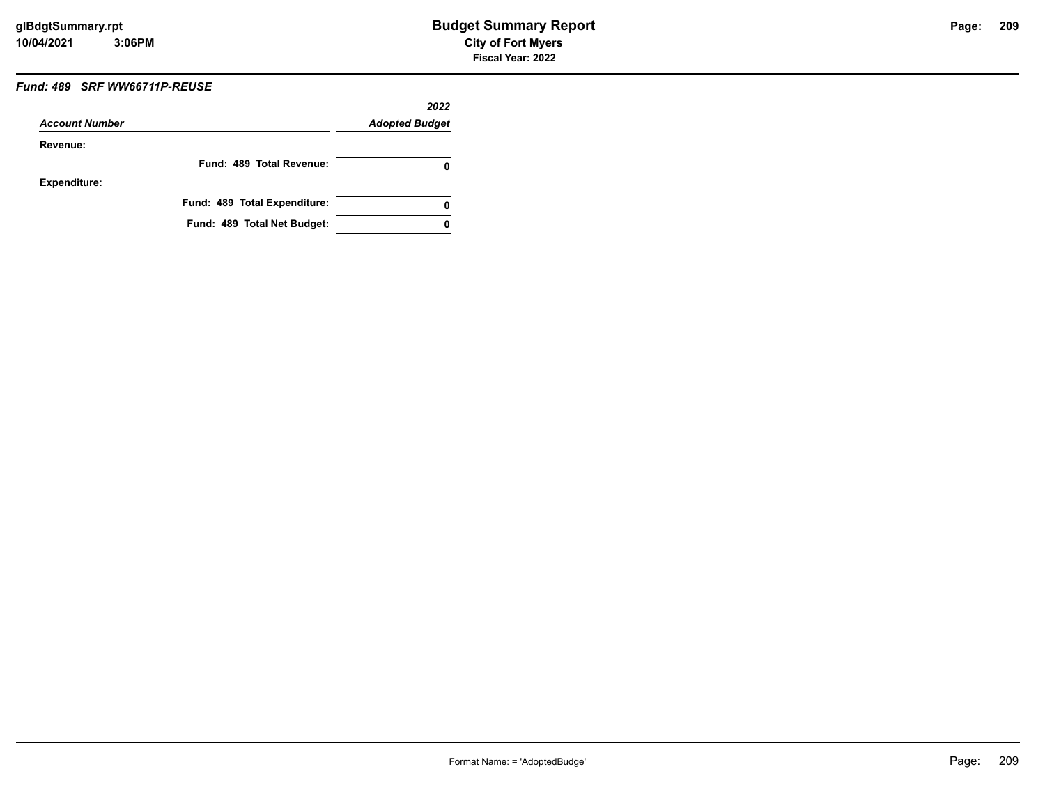### Fund: 489 SRF WW66711P-REUSE

| Account Number | 2022 Adopted Budget |
|---|---|
| **Revenue:** | |
| Fund: 489 Total Revenue: | 0 |
| **Expenditure:** | |
| Fund: 489 Total Expenditure: | 0 |
| Fund: 489 Total Net Budget: | 0 |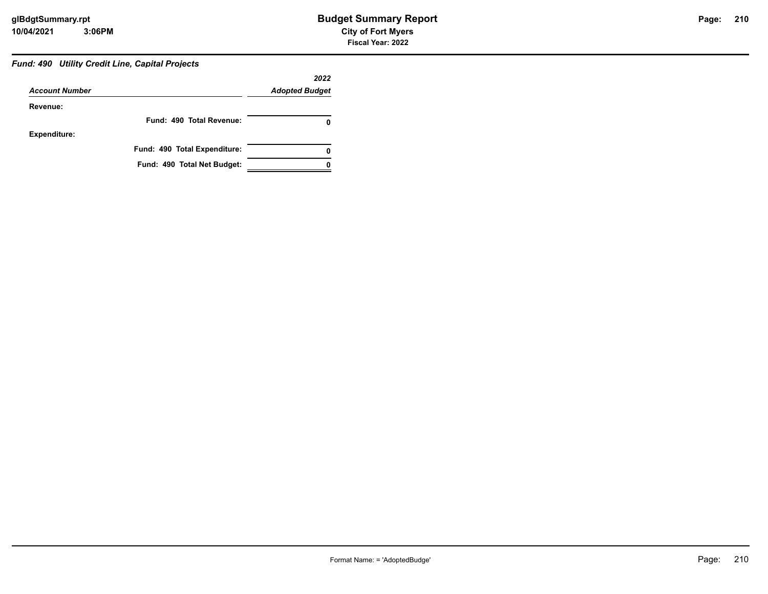### *Fund: 490 Utility Credit Line, Capital Projects*

| *Account Number* | *2022 Adopted Budget* |
|---|---|
| **Revenue:** | |
| **Fund: 490 Total Revenue:** | **0** |
| **Expenditure:** | |
| **Fund: 490 Total Expenditure:** | **0** |
| **Fund: 490 Total Net Budget:** | **0** |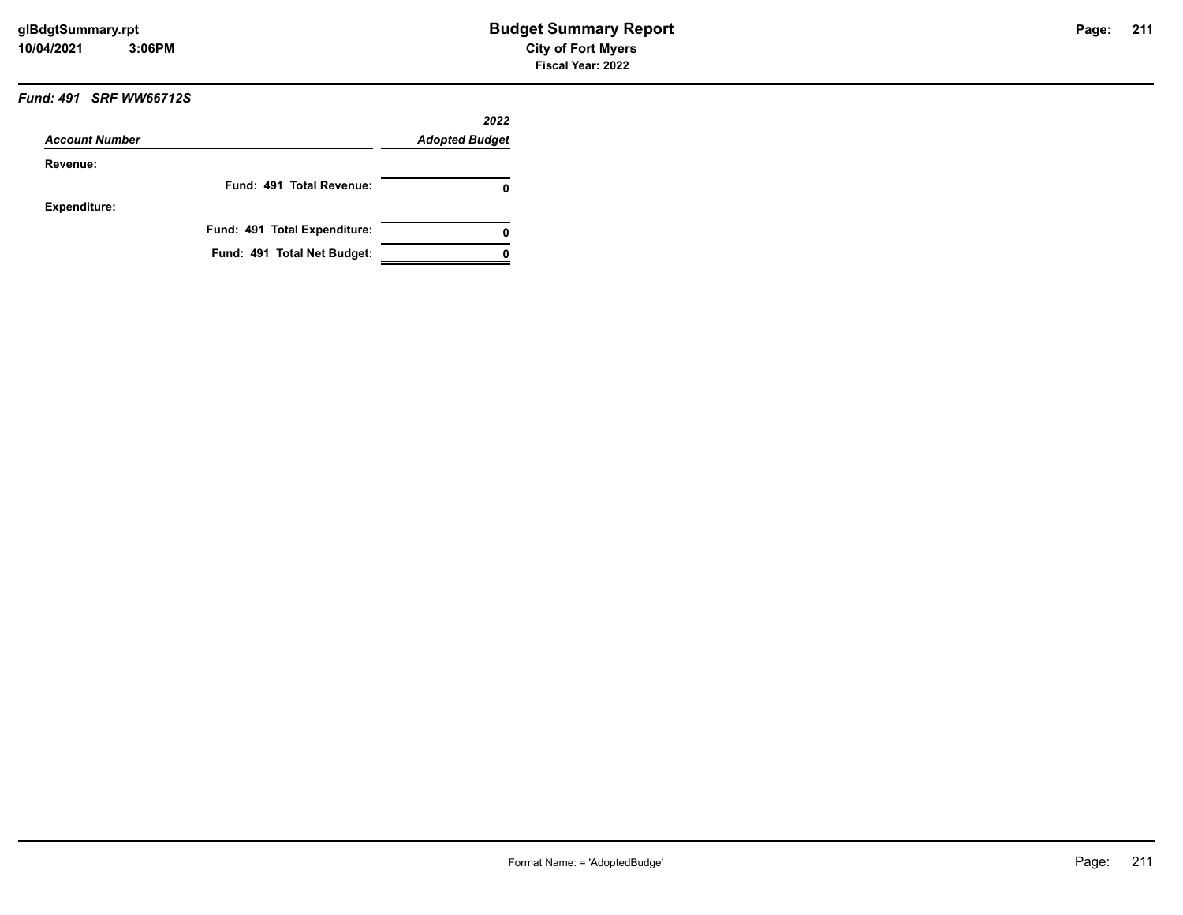### *Fund: 491 SRF WW66712S*

| *Account Number* | *2022 Adopted Budget* |
|---|---|
| **Revenue:** | |
| **Fund: 491 Total Revenue:** | **0** |
| **Expenditure:** | |
| **Fund: 491 Total Expenditure:** | **0** |
| **Fund: 491 Total Net Budget:** | **0** |

Format Name: = 'AdoptedBudge'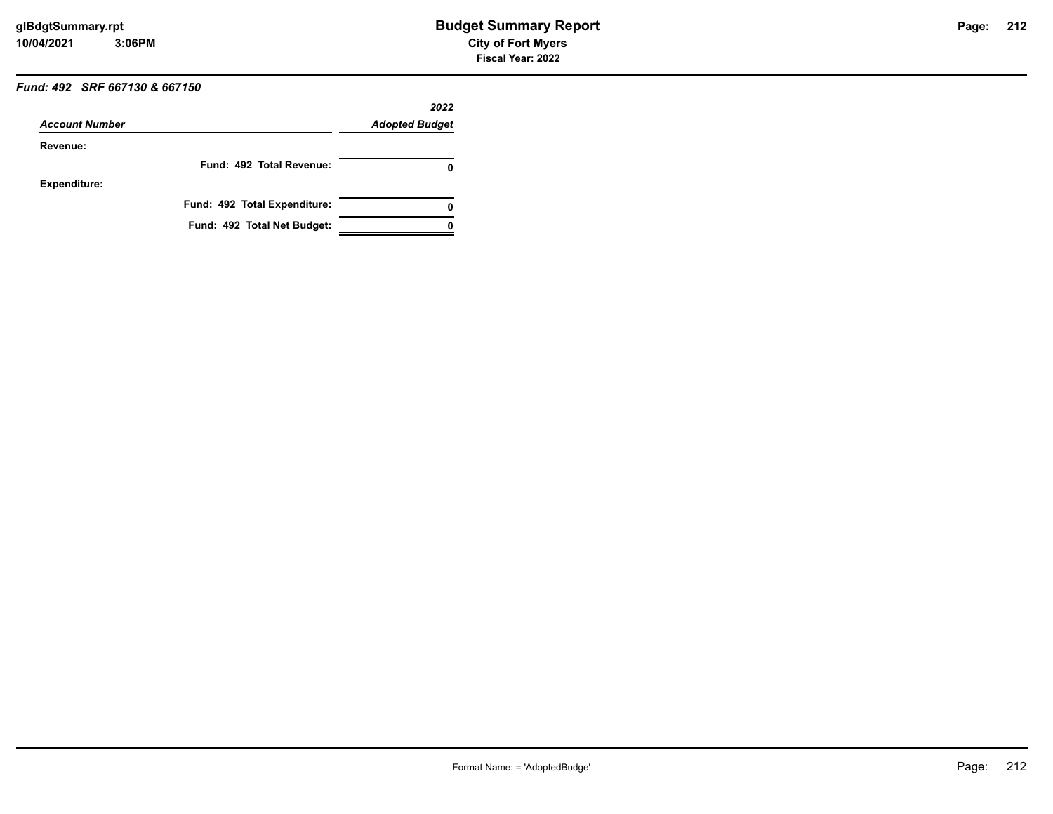### *Fund: 492 SRF 667130 & 667150*

| *Account Number* | *2022 Adopted Budget* |
|---|---|
| **Revenue:** | |
| **Fund: 492 Total Revenue:** | **0** |
| **Expenditure:** | |
| **Fund: 492 Total Expenditure:** | **0** |
| **Fund: 492 Total Net Budget:** | **0** |

Format Name: = 'AdoptedBudge'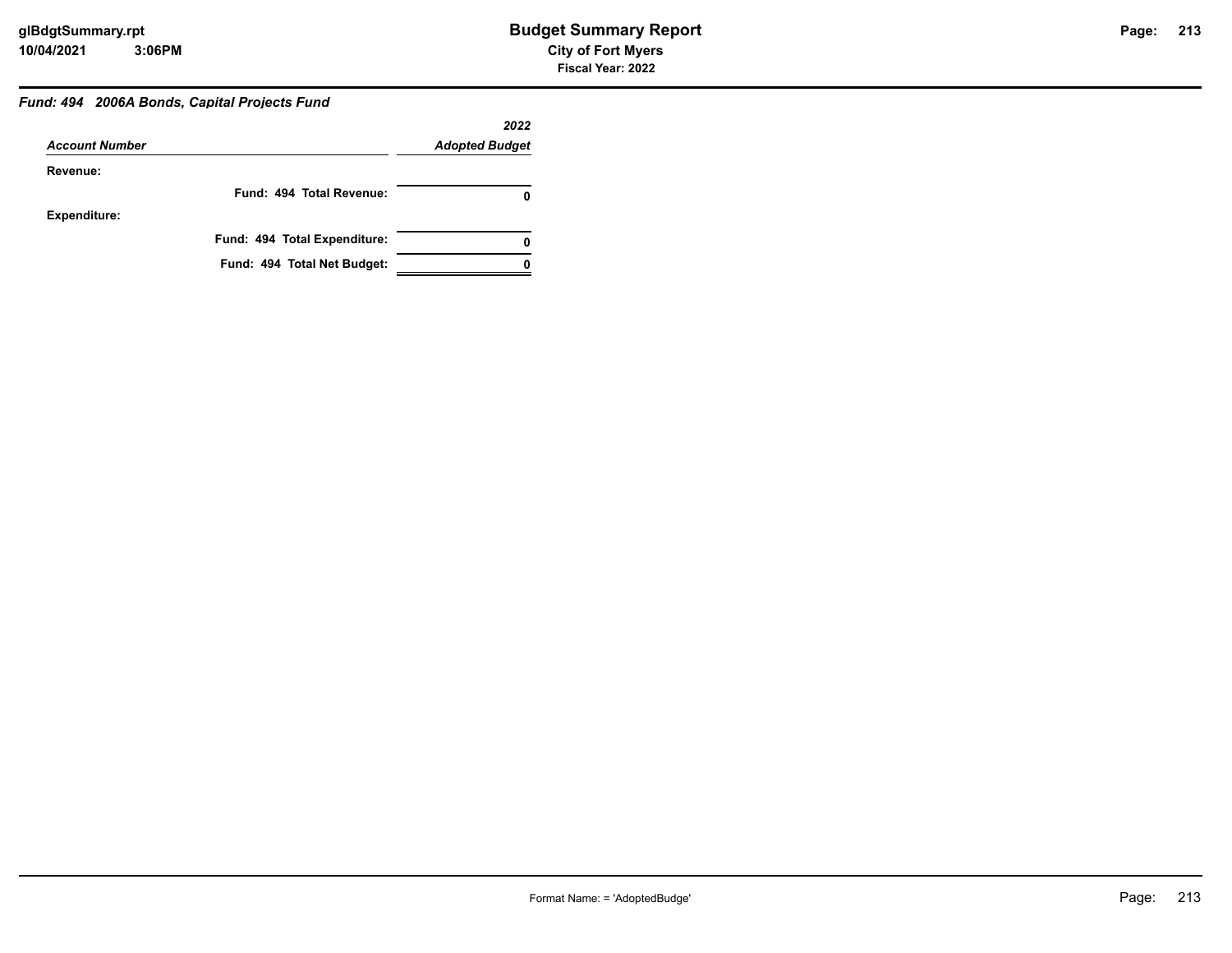## *Fund: 494 2006A Bonds, Capital Projects Fund*

| *Account Number* | *2022 Adopted Budget* |
|---|---|
| **Revenue:** | |
| **Fund: 494 Total Revenue:** | **0** |
| **Expenditure:** | |
| **Fund: 494 Total Expenditure:** | **0** |
| **Fund: 494 Total Net Budget:** | **0** |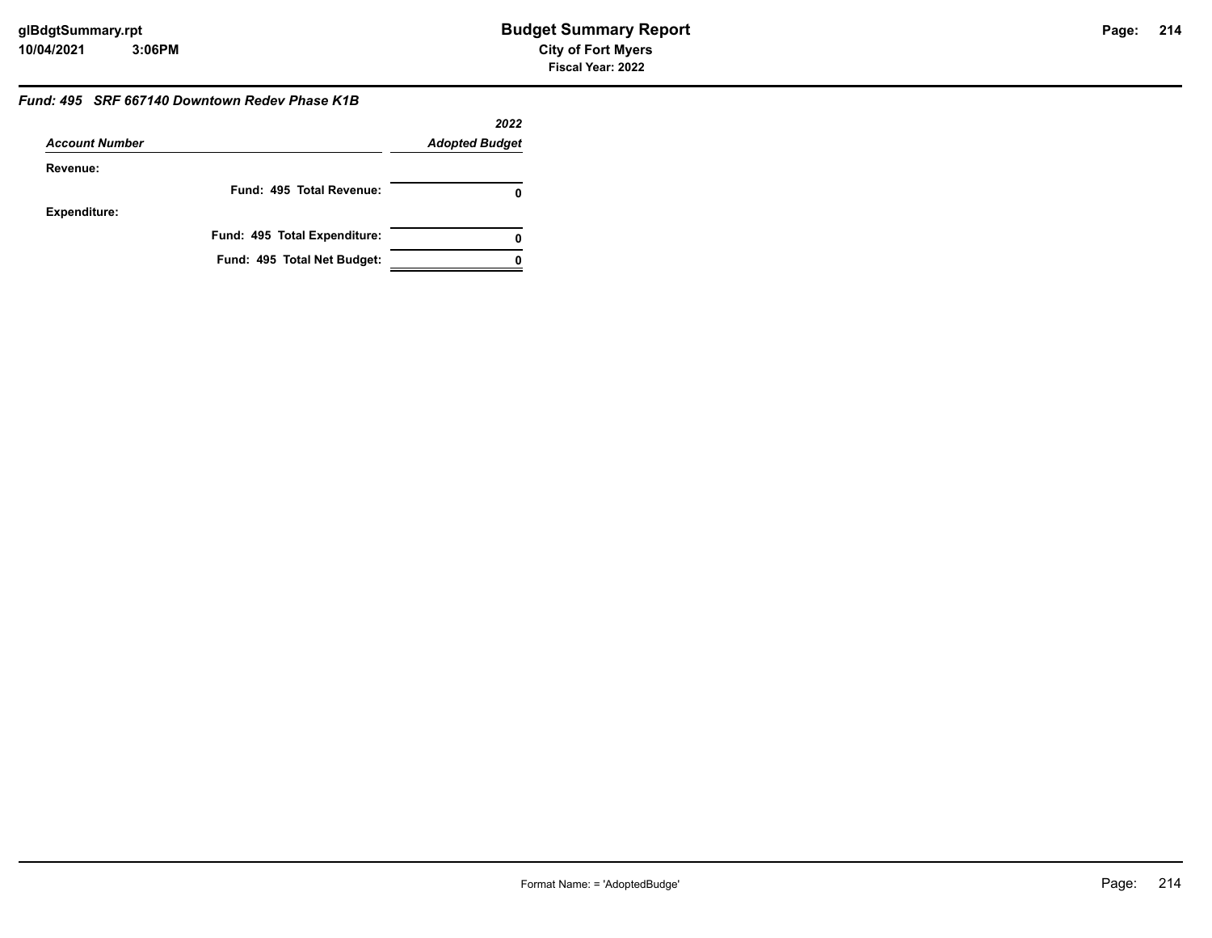### *Fund: 495 SRF 667140 Downtown Redev Phase K1B*

| *Account Number* | *2022 Adopted Budget* |
|---|---|
| **Revenue:** | |
| **Fund: 495 Total Revenue:** | **0** |
| **Expenditure:** | |
| **Fund: 495 Total Expenditure:** | **0** |
| **Fund: 495 Total Net Budget:** | **0** |

Format Name: = 'AdoptedBudge'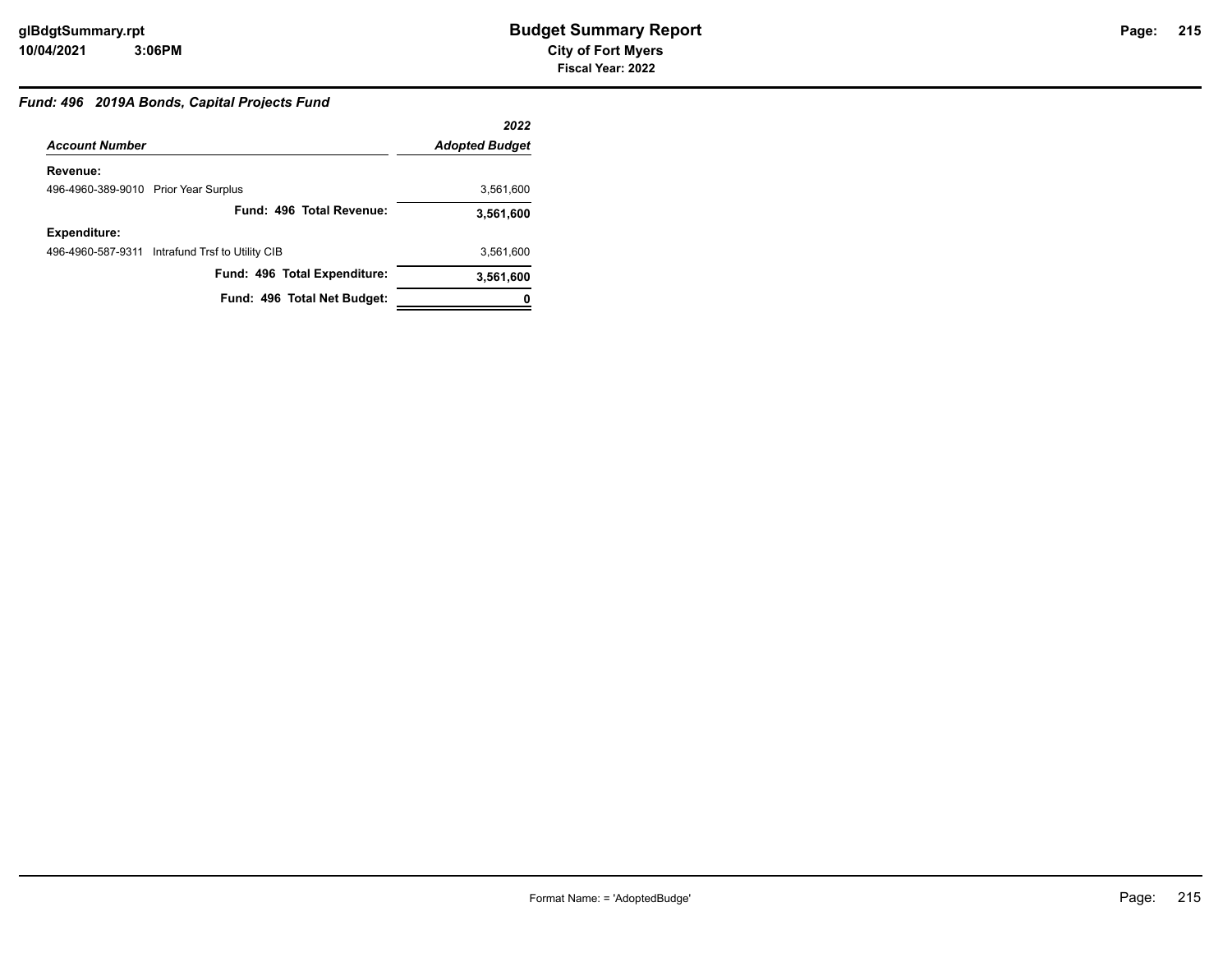# Budget Summary Report

**City of Fort Myers**

**Fiscal Year: 2022**

### *Fund: 496 2019A Bonds, Capital Projects Fund*

| *Account Number* | *2022 Adopted Budget* |
|---|---|
| **Revenue:** | |
| 496-4960-389-9010 Prior Year Surplus | 3,561,600 |
| **Fund: 496 Total Revenue:** | **3,561,600** |
| **Expenditure:** | |
| 496-4960-587-9311 Intrafund Trsf to Utility CIB | 3,561,600 |
| **Fund: 496 Total Expenditure:** | **3,561,600** |
| **Fund: 496 Total Net Budget:** | **0** |

Format Name: = 'AdoptedBudge'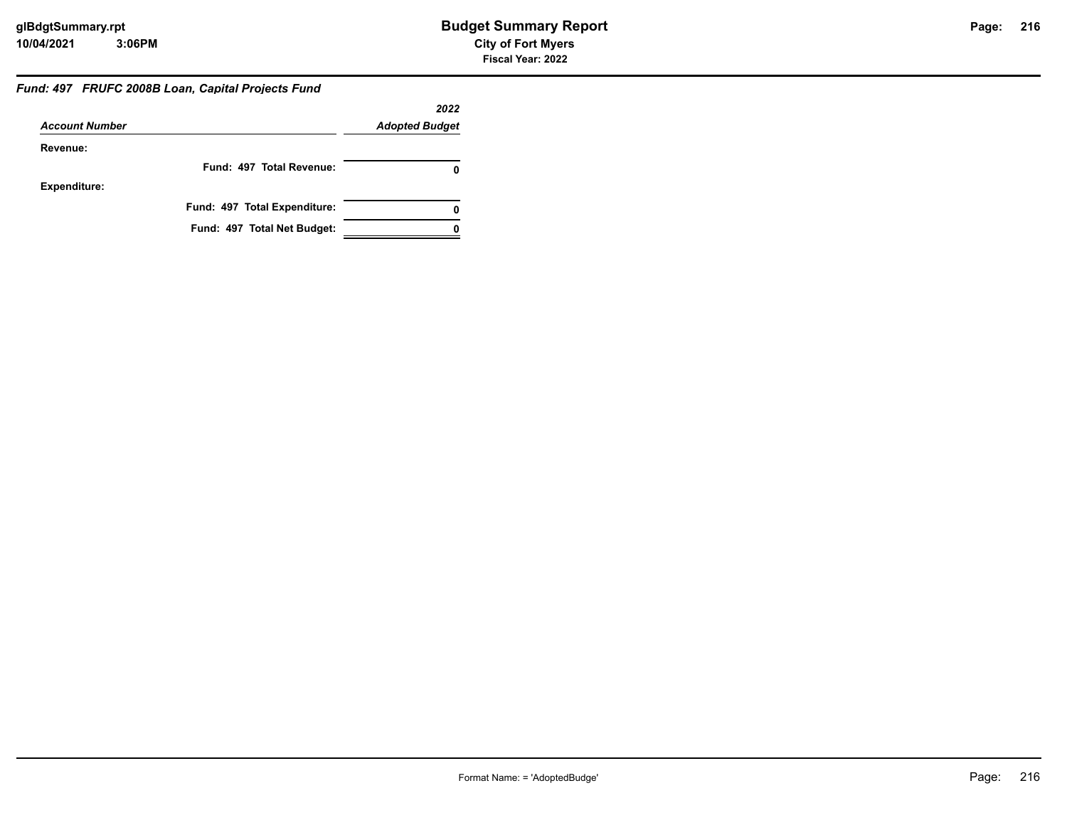### *Fund: 497 FRUFC 2008B Loan, Capital Projects Fund*

| *Account Number* | *2022 Adopted Budget* |
|---|---|
| **Revenue:** | |
| **Fund: 497 Total Revenue:** | **0** |
| **Expenditure:** | |
| **Fund: 497 Total Expenditure:** | **0** |
| **Fund: 497 Total Net Budget:** | **0** |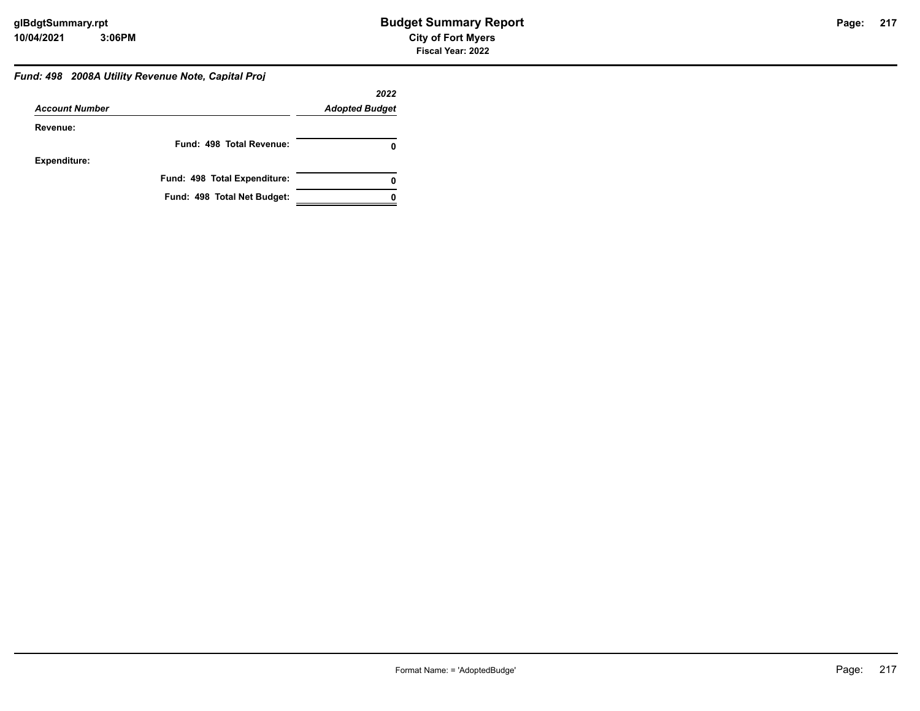### *Fund: 498   2008A Utility Revenue Note, Capital Proj*

| *Account Number* | *2022 Adopted Budget* |
|---|---|
| **Revenue:** | |
| **Fund: 498 Total Revenue:** | **0** |
| **Expenditure:** | |
| **Fund: 498 Total Expenditure:** | **0** |
| **Fund: 498 Total Net Budget:** | **0** |

Format Name: = 'AdoptedBudge'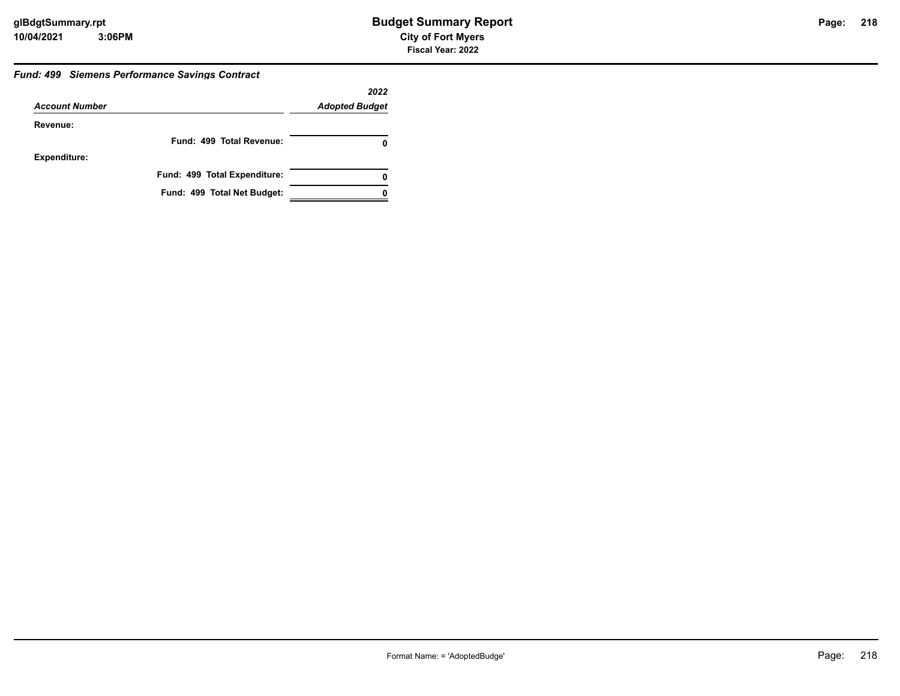### *Fund: 499 Siemens Performance Savings Contract*

| *Account Number* | *2022 Adopted Budget* |
|---|---|
| **Revenue:** | |
| **Fund: 499 Total Revenue:** | **0** |
| **Expenditure:** | |
| **Fund: 499 Total Expenditure:** | **0** |
| **Fund: 499 Total Net Budget:** | **0** |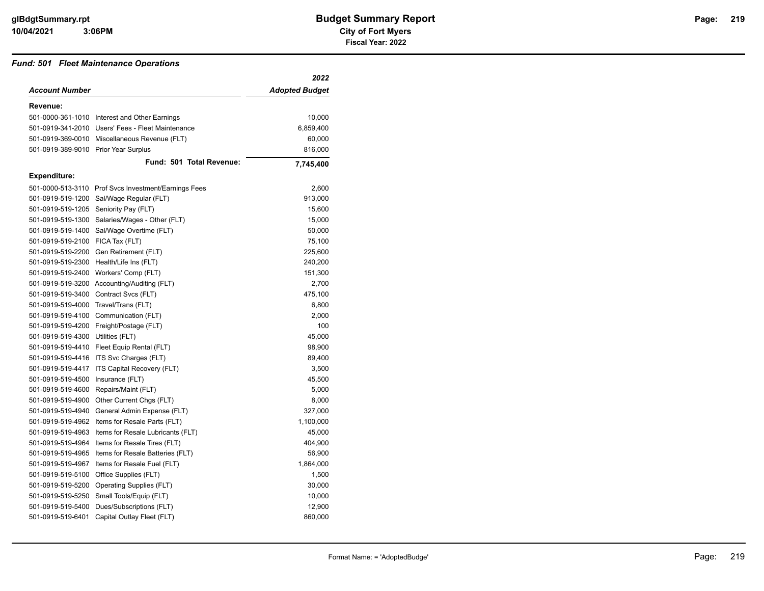# Budget Summary Report

**City of Fort Myers**

**Fiscal Year: 2022**

### *Fund: 501 Fleet Maintenance Operations*

| *Account Number* | | *2022 Adopted Budget* |
|---|---|---|
| **Revenue:** | | |
| 501-0000-361-1010 | Interest and Other Earnings | 10,000 |
| 501-0919-341-2010 | Users' Fees - Fleet Maintenance | 6,859,400 |
| 501-0919-369-0010 | Miscellaneous Revenue (FLT) | 60,000 |
| 501-0919-389-9010 | Prior Year Surplus | 816,000 |
| | **Fund: 501 Total Revenue:** | **7,745,400** |
| **Expenditure:** | | |
| 501-0000-513-3110 | Prof Svcs Investment/Earnings Fees | 2,600 |
| 501-0919-519-1200 | Sal/Wage Regular (FLT) | 913,000 |
| 501-0919-519-1205 | Seniority Pay (FLT) | 15,600 |
| 501-0919-519-1300 | Salaries/Wages - Other (FLT) | 15,000 |
| 501-0919-519-1400 | Sal/Wage Overtime (FLT) | 50,000 |
| 501-0919-519-2100 | FICA Tax (FLT) | 75,100 |
| 501-0919-519-2200 | Gen Retirement (FLT) | 225,600 |
| 501-0919-519-2300 | Health/Life Ins (FLT) | 240,200 |
| 501-0919-519-2400 | Workers' Comp (FLT) | 151,300 |
| 501-0919-519-3200 | Accounting/Auditing (FLT) | 2,700 |
| 501-0919-519-3400 | Contract Svcs (FLT) | 475,100 |
| 501-0919-519-4000 | Travel/Trans (FLT) | 6,800 |
| 501-0919-519-4100 | Communication (FLT) | 2,000 |
| 501-0919-519-4200 | Freight/Postage (FLT) | 100 |
| 501-0919-519-4300 | Utilities (FLT) | 45,000 |
| 501-0919-519-4410 | Fleet Equip Rental (FLT) | 98,900 |
| 501-0919-519-4416 | ITS Svc Charges (FLT) | 89,400 |
| 501-0919-519-4417 | ITS Capital Recovery (FLT) | 3,500 |
| 501-0919-519-4500 | Insurance (FLT) | 45,500 |
| 501-0919-519-4600 | Repairs/Maint (FLT) | 5,000 |
| 501-0919-519-4900 | Other Current Chgs (FLT) | 8,000 |
| 501-0919-519-4940 | General Admin Expense (FLT) | 327,000 |
| 501-0919-519-4962 | Items for Resale Parts (FLT) | 1,100,000 |
| 501-0919-519-4963 | Items for Resale Lubricants (FLT) | 45,000 |
| 501-0919-519-4964 | Items for Resale Tires (FLT) | 404,900 |
| 501-0919-519-4965 | Items for Resale Batteries (FLT) | 56,900 |
| 501-0919-519-4967 | Items for Resale Fuel (FLT) | 1,864,000 |
| 501-0919-519-5100 | Office Supplies (FLT) | 1,500 |
| 501-0919-519-5200 | Operating Supplies (FLT) | 30,000 |
| 501-0919-519-5250 | Small Tools/Equip (FLT) | 10,000 |
| 501-0919-519-5400 | Dues/Subscriptions (FLT) | 12,900 |
| 501-0919-519-6401 | Capital Outlay Fleet (FLT) | 860,000 |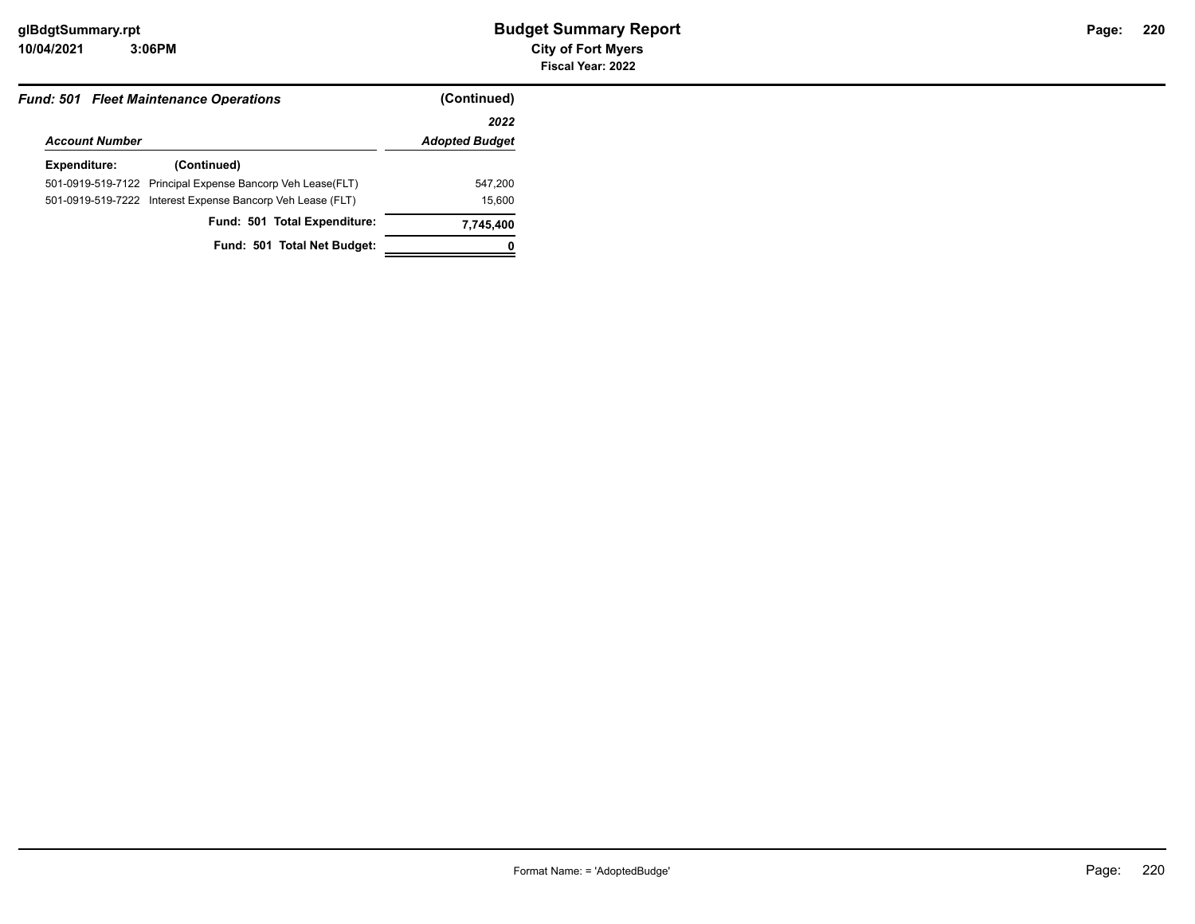***Fund: 501 Fleet Maintenance Operations*** **(Continued)**

| *Account Number* | | *2022 Adopted Budget* |
|---|---|---|
| **Expenditure:** | **(Continued)** | |
| 501-0919-519-7122 | Principal Expense Bancorp Veh Lease(FLT) | 547,200 |
| 501-0919-519-7222 | Interest Expense Bancorp Veh Lease (FLT) | 15,600 |
| | **Fund: 501 Total Expenditure:** | **7,745,400** |
| | **Fund: 501 Total Net Budget:** | **0** |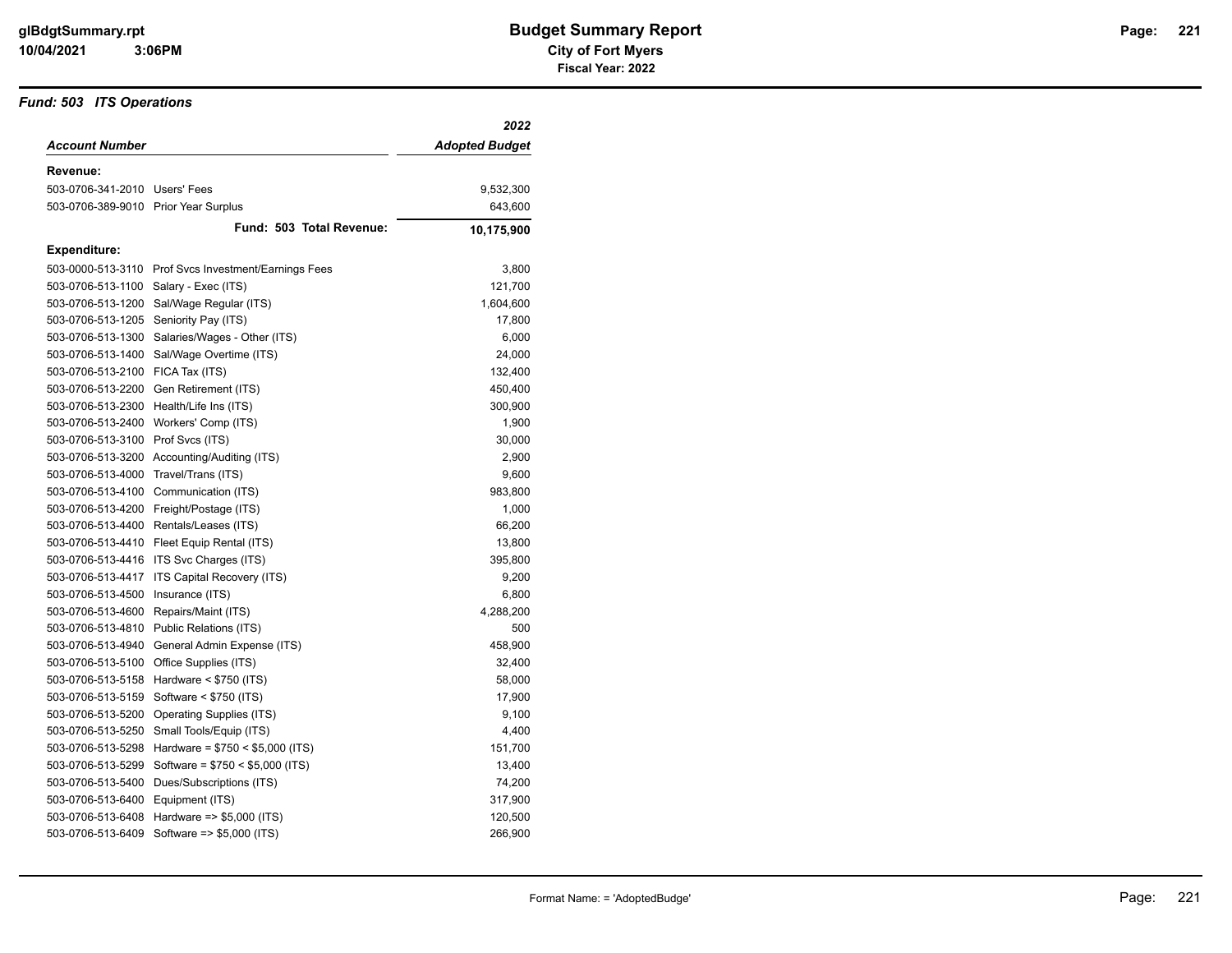## Budget Summary Report

### City of Fort Myers

**Fiscal Year: 2022**

### *Fund: 503 ITS Operations*

| *Account Number* | | *2022 Adopted Budget* |
|---|---|---|
| **Revenue:** | | |
| 503-0706-341-2010 | Users' Fees | 9,532,300 |
| 503-0706-389-9010 | Prior Year Surplus | 643,600 |
| | **Fund: 503 Total Revenue:** | **10,175,900** |
| **Expenditure:** | | |
| 503-0000-513-3110 | Prof Svcs Investment/Earnings Fees | 3,800 |
| 503-0706-513-1100 | Salary - Exec (ITS) | 121,700 |
| 503-0706-513-1200 | Sal/Wage Regular (ITS) | 1,604,600 |
| 503-0706-513-1205 | Seniority Pay (ITS) | 17,800 |
| 503-0706-513-1300 | Salaries/Wages - Other (ITS) | 6,000 |
| 503-0706-513-1400 | Sal/Wage Overtime (ITS) | 24,000 |
| 503-0706-513-2100 | FICA Tax (ITS) | 132,400 |
| 503-0706-513-2200 | Gen Retirement (ITS) | 450,400 |
| 503-0706-513-2300 | Health/Life Ins (ITS) | 300,900 |
| 503-0706-513-2400 | Workers' Comp (ITS) | 1,900 |
| 503-0706-513-3100 | Prof Svcs (ITS) | 30,000 |
| 503-0706-513-3200 | Accounting/Auditing (ITS) | 2,900 |
| 503-0706-513-4000 | Travel/Trans (ITS) | 9,600 |
| 503-0706-513-4100 | Communication (ITS) | 983,800 |
| 503-0706-513-4200 | Freight/Postage (ITS) | 1,000 |
| 503-0706-513-4400 | Rentals/Leases (ITS) | 66,200 |
| 503-0706-513-4410 | Fleet Equip Rental (ITS) | 13,800 |
| 503-0706-513-4416 | ITS Svc Charges (ITS) | 395,800 |
| 503-0706-513-4417 | ITS Capital Recovery (ITS) | 9,200 |
| 503-0706-513-4500 | Insurance (ITS) | 6,800 |
| 503-0706-513-4600 | Repairs/Maint (ITS) | 4,288,200 |
| 503-0706-513-4810 | Public Relations (ITS) | 500 |
| 503-0706-513-4940 | General Admin Expense (ITS) | 458,900 |
| 503-0706-513-5100 | Office Supplies (ITS) | 32,400 |
| 503-0706-513-5158 | Hardware < $750 (ITS) | 58,000 |
| 503-0706-513-5159 | Software < $750 (ITS) | 17,900 |
| 503-0706-513-5200 | Operating Supplies (ITS) | 9,100 |
| 503-0706-513-5250 | Small Tools/Equip (ITS) | 4,400 |
| 503-0706-513-5298 | Hardware = $750 < $5,000 (ITS) | 151,700 |
| 503-0706-513-5299 | Software = $750 < $5,000 (ITS) | 13,400 |
| 503-0706-513-5400 | Dues/Subscriptions (ITS) | 74,200 |
| 503-0706-513-6400 | Equipment (ITS) | 317,900 |
| 503-0706-513-6408 | Hardware => $5,000 (ITS) | 120,500 |
| 503-0706-513-6409 | Software => $5,000 (ITS) | 266,900 |

Format Name: = 'AdoptedBudge'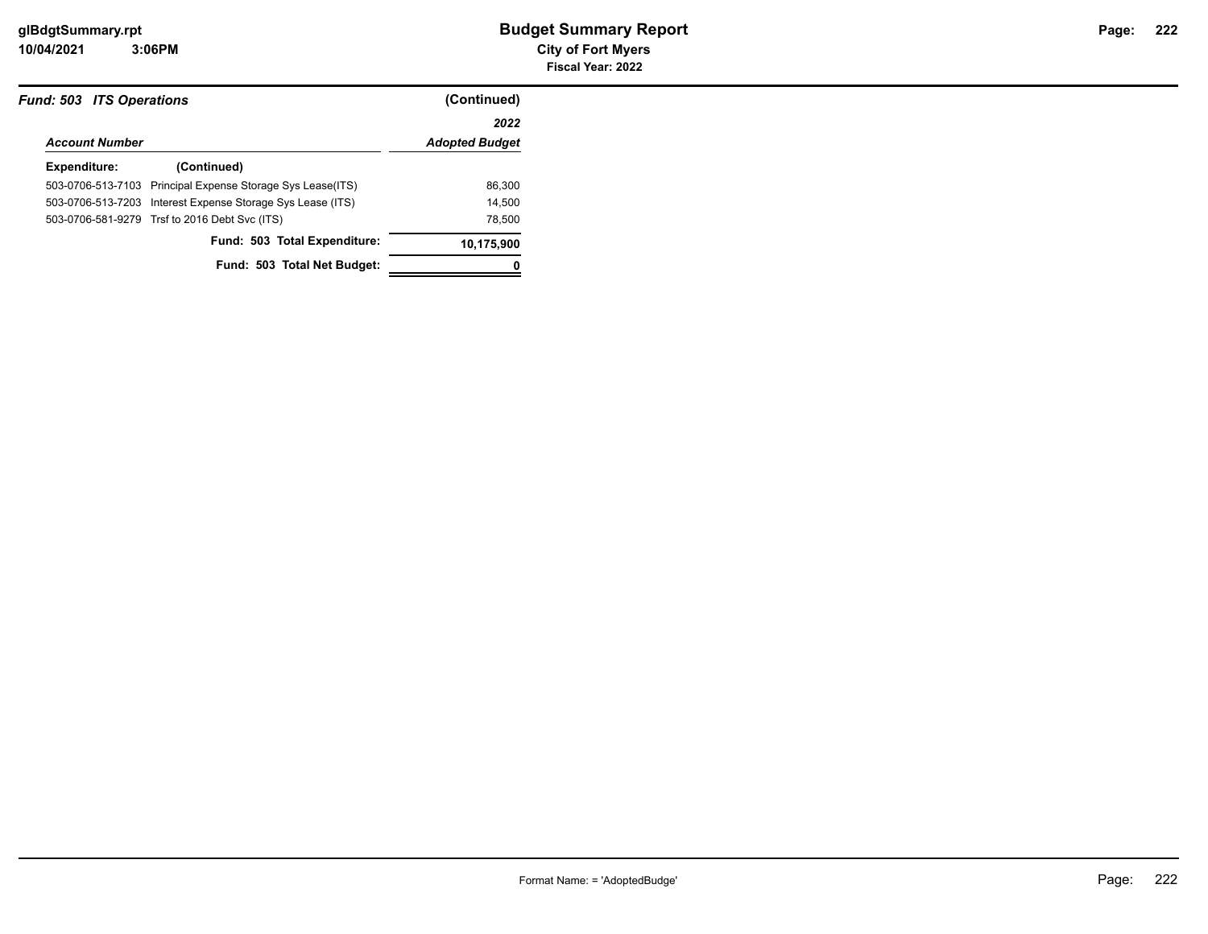## *Fund: 503 ITS Operations* (Continued)

| *Account Number* | | *2022 Adopted Budget* |
|---|---|---|
| **Expenditure:** | **(Continued)** | |
| 503-0706-513-7103 | Principal Expense Storage Sys Lease(ITS) | 86,300 |
| 503-0706-513-7203 | Interest Expense Storage Sys Lease (ITS) | 14,500 |
| 503-0706-581-9279 | Trsf to 2016 Debt Svc (ITS) | 78,500 |
| | **Fund: 503 Total Expenditure:** | **10,175,900** |
| | **Fund: 503 Total Net Budget:** | **0** |

Format Name: = 'AdoptedBudge'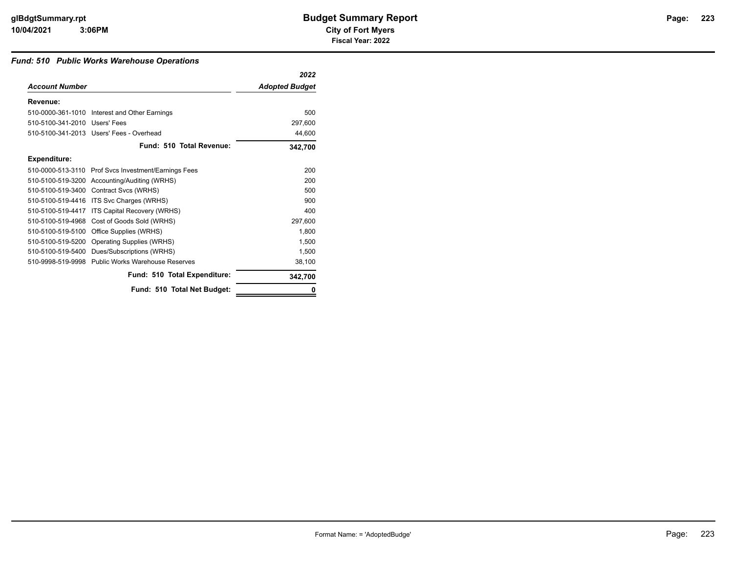# Budget Summary Report

**City of Fort Myers**

**Fiscal Year: 2022**

### *Fund: 510 Public Works Warehouse Operations*

| *Account Number* | | *2022 Adopted Budget* |
|---|---|---|
| **Revenue:** | | |
| 510-0000-361-1010 | Interest and Other Earnings | 500 |
| 510-5100-341-2010 | Users' Fees | 297,600 |
| 510-5100-341-2013 | Users' Fees - Overhead | 44,600 |
| | **Fund: 510 Total Revenue:** | **342,700** |
| **Expenditure:** | | |
| 510-0000-513-3110 | Prof Svcs Investment/Earnings Fees | 200 |
| 510-5100-519-3200 | Accounting/Auditing (WRHS) | 200 |
| 510-5100-519-3400 | Contract Svcs (WRHS) | 500 |
| 510-5100-519-4416 | ITS Svc Charges (WRHS) | 900 |
| 510-5100-519-4417 | ITS Capital Recovery (WRHS) | 400 |
| 510-5100-519-4968 | Cost of Goods Sold (WRHS) | 297,600 |
| 510-5100-519-5100 | Office Supplies (WRHS) | 1,800 |
| 510-5100-519-5200 | Operating Supplies (WRHS) | 1,500 |
| 510-5100-519-5400 | Dues/Subscriptions (WRHS) | 1,500 |
| 510-9998-519-9998 | Public Works Warehouse Reserves | 38,100 |
| | **Fund: 510 Total Expenditure:** | **342,700** |
| | **Fund: 510 Total Net Budget:** | **0** |

Format Name: = 'AdoptedBudge'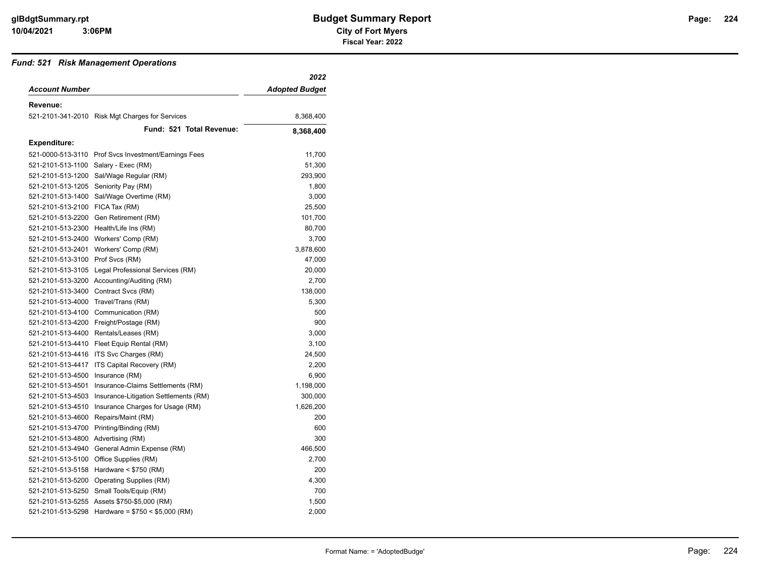# Budget Summary Report

**City of Fort Myers**

**Fiscal Year: 2022**

### *Fund: 521 Risk Management Operations*

| *Account Number* | | *2022 Adopted Budget* |
|---|---|---|
| **Revenue:** | | |
| 521-2101-341-2010 | Risk Mgt Charges for Services | 8,368,400 |
| | **Fund: 521 Total Revenue:** | **8,368,400** |
| **Expenditure:** | | |
| 521-0000-513-3110 | Prof Svcs Investment/Earnings Fees | 11,700 |
| 521-2101-513-1100 | Salary - Exec (RM) | 51,300 |
| 521-2101-513-1200 | Sal/Wage Regular (RM) | 293,900 |
| 521-2101-513-1205 | Seniority Pay (RM) | 1,800 |
| 521-2101-513-1400 | Sal/Wage Overtime (RM) | 3,000 |
| 521-2101-513-2100 | FICA Tax (RM) | 25,500 |
| 521-2101-513-2200 | Gen Retirement (RM) | 101,700 |
| 521-2101-513-2300 | Health/Life Ins (RM) | 80,700 |
| 521-2101-513-2400 | Workers' Comp (RM) | 3,700 |
| 521-2101-513-2401 | Workers' Comp (RM) | 3,878,600 |
| 521-2101-513-3100 | Prof Svcs (RM) | 47,000 |
| 521-2101-513-3105 | Legal Professional Services (RM) | 20,000 |
| 521-2101-513-3200 | Accounting/Auditing (RM) | 2,700 |
| 521-2101-513-3400 | Contract Svcs (RM) | 138,000 |
| 521-2101-513-4000 | Travel/Trans (RM) | 5,300 |
| 521-2101-513-4100 | Communication (RM) | 500 |
| 521-2101-513-4200 | Freight/Postage (RM) | 900 |
| 521-2101-513-4400 | Rentals/Leases (RM) | 3,000 |
| 521-2101-513-4410 | Fleet Equip Rental (RM) | 3,100 |
| 521-2101-513-4416 | ITS Svc Charges (RM) | 24,500 |
| 521-2101-513-4417 | ITS Capital Recovery (RM) | 2,200 |
| 521-2101-513-4500 | Insurance (RM) | 6,900 |
| 521-2101-513-4501 | Insurance-Claims Settlements (RM) | 1,198,000 |
| 521-2101-513-4503 | Insurance-Litigation Settlements (RM) | 300,000 |
| 521-2101-513-4510 | Insurance Charges for Usage (RM) | 1,626,200 |
| 521-2101-513-4600 | Repairs/Maint (RM) | 200 |
| 521-2101-513-4700 | Printing/Binding (RM) | 600 |
| 521-2101-513-4800 | Advertising (RM) | 300 |
| 521-2101-513-4940 | General Admin Expense (RM) | 466,500 |
| 521-2101-513-5100 | Office Supplies (RM) | 2,700 |
| 521-2101-513-5158 | Hardware < $750 (RM) | 200 |
| 521-2101-513-5200 | Operating Supplies (RM) | 4,300 |
| 521-2101-513-5250 | Small Tools/Equip (RM) | 700 |
| 521-2101-513-5255 | Assets $750-$5,000 (RM) | 1,500 |
| 521-2101-513-5298 | Hardware = $750 < $5,000 (RM) | 2,000 |

Format Name: = 'AdoptedBudge'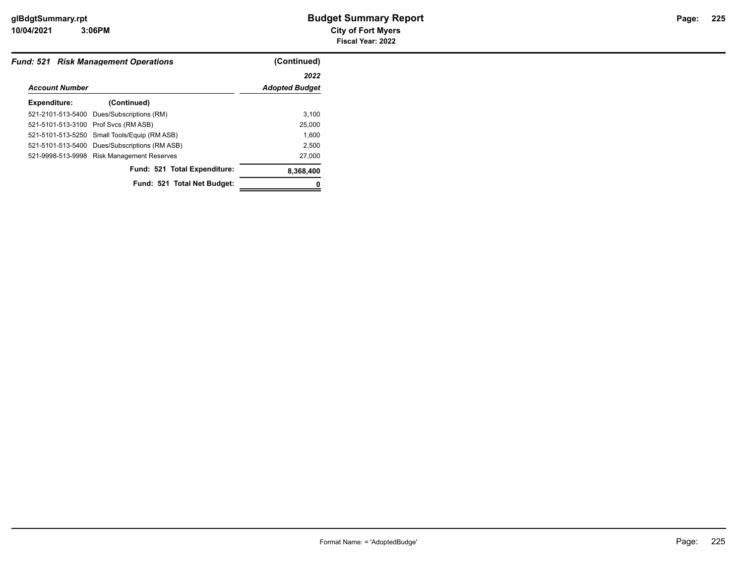## Fund: 521 Risk Management Operations (Continued)

| Account Number | | 2022 Adopted Budget |
|---|---|---|
| **Expenditure:** | **(Continued)** | |
| 521-2101-513-5400 | Dues/Subscriptions (RM) | 3,100 |
| 521-5101-513-3100 | Prof Svcs (RM ASB) | 25,000 |
| 521-5101-513-5250 | Small Tools/Equip (RM ASB) | 1,600 |
| 521-5101-513-5400 | Dues/Subscriptions (RM ASB) | 2,500 |
| 521-9998-513-9998 | Risk Management Reserves | 27,000 |
| | **Fund: 521 Total Expenditure:** | **8,368,400** |
| | **Fund: 521 Total Net Budget:** | **0** |

Format Name: = 'AdoptedBudge'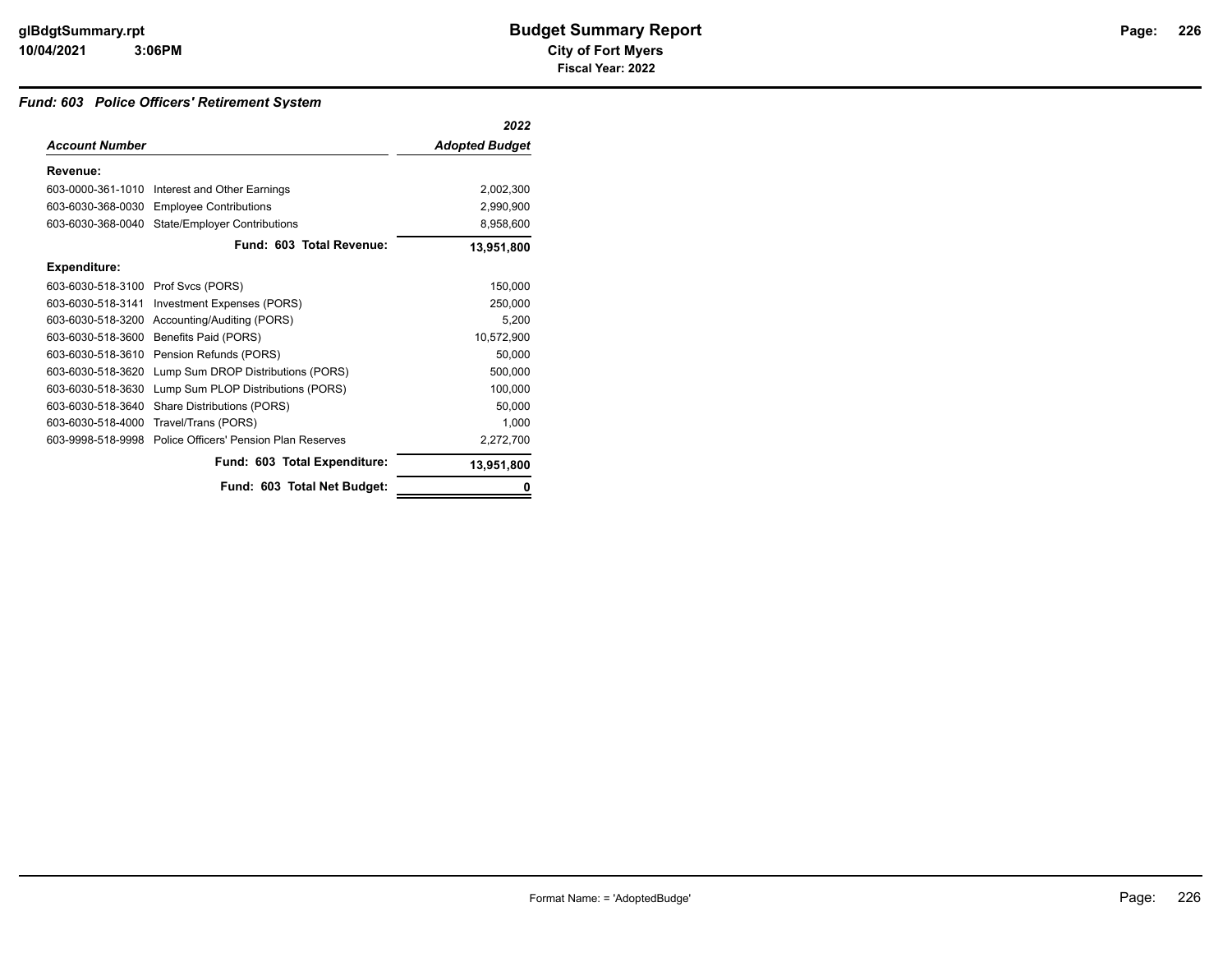# Budget Summary Report

**City of Fort Myers**

**Fiscal Year: 2022**

## *Fund: 603 Police Officers' Retirement System*

| *Account Number* | | *2022 Adopted Budget* |
|---|---|---|
| **Revenue:** | | |
| 603-0000-361-1010 | Interest and Other Earnings | 2,002,300 |
| 603-6030-368-0030 | Employee Contributions | 2,990,900 |
| 603-6030-368-0040 | State/Employer Contributions | 8,958,600 |
| | **Fund: 603 Total Revenue:** | **13,951,800** |
| **Expenditure:** | | |
| 603-6030-518-3100 | Prof Svcs (PORS) | 150,000 |
| 603-6030-518-3141 | Investment Expenses (PORS) | 250,000 |
| 603-6030-518-3200 | Accounting/Auditing (PORS) | 5,200 |
| 603-6030-518-3600 | Benefits Paid (PORS) | 10,572,900 |
| 603-6030-518-3610 | Pension Refunds (PORS) | 50,000 |
| 603-6030-518-3620 | Lump Sum DROP Distributions (PORS) | 500,000 |
| 603-6030-518-3630 | Lump Sum PLOP Distributions (PORS) | 100,000 |
| 603-6030-518-3640 | Share Distributions (PORS) | 50,000 |
| 603-6030-518-4000 | Travel/Trans (PORS) | 1,000 |
| 603-9998-518-9998 | Police Officers' Pension Plan Reserves | 2,272,700 |
| | **Fund: 603 Total Expenditure:** | **13,951,800** |
| | **Fund: 603 Total Net Budget:** | **0** |

Format Name: = 'AdoptedBudge'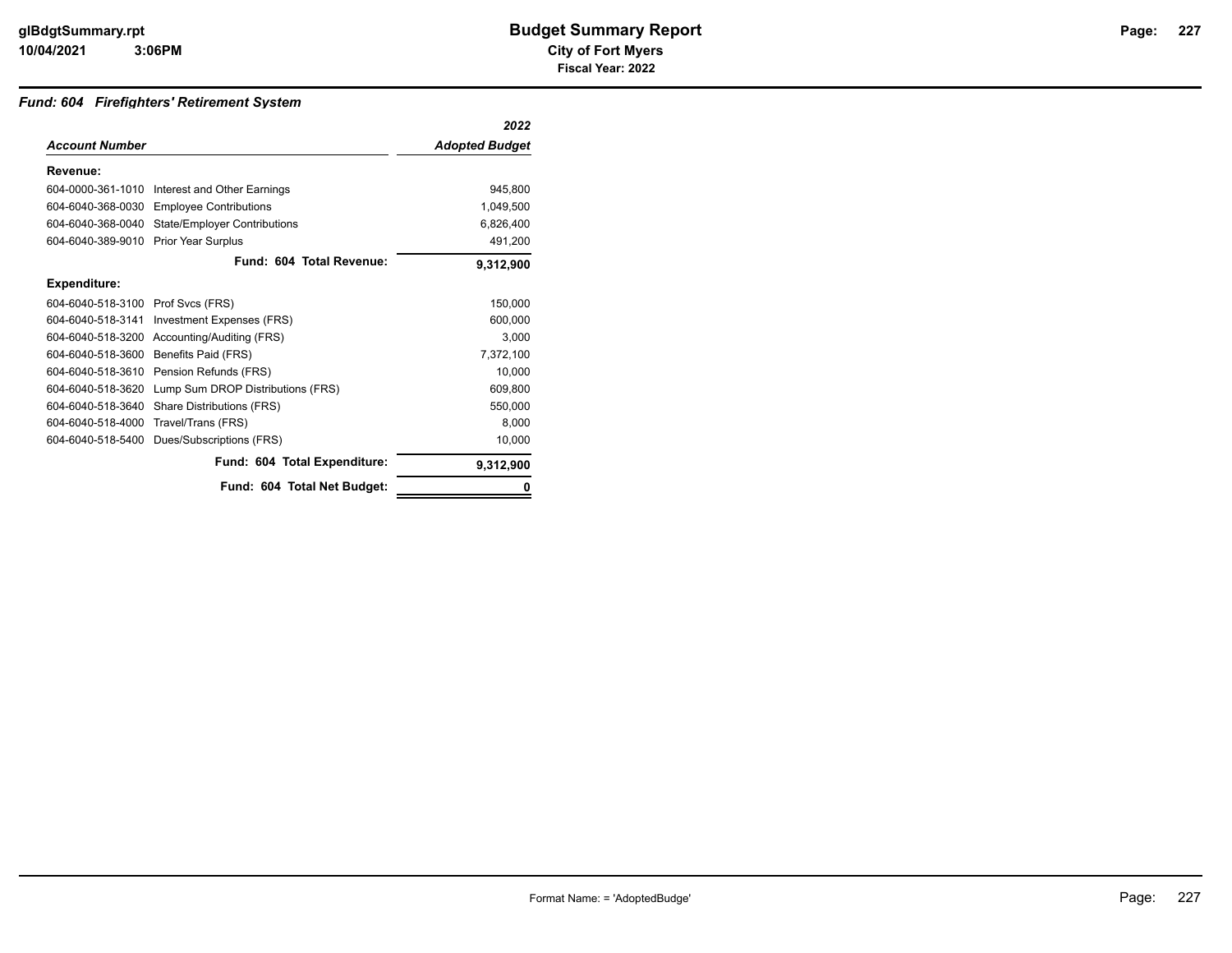# Budget Summary Report

**City of Fort Myers**

**Fiscal Year: 2022**

### *Fund: 604 Firefighters' Retirement System*

| *Account Number* | | *2022 Adopted Budget* |
|---|---|---|
| **Revenue:** | | |
| 604-0000-361-1010 | Interest and Other Earnings | 945,800 |
| 604-6040-368-0030 | Employee Contributions | 1,049,500 |
| 604-6040-368-0040 | State/Employer Contributions | 6,826,400 |
| 604-6040-389-9010 | Prior Year Surplus | 491,200 |
| | **Fund: 604 Total Revenue:** | **9,312,900** |
| **Expenditure:** | | |
| 604-6040-518-3100 | Prof Svcs (FRS) | 150,000 |
| 604-6040-518-3141 | Investment Expenses (FRS) | 600,000 |
| 604-6040-518-3200 | Accounting/Auditing (FRS) | 3,000 |
| 604-6040-518-3600 | Benefits Paid (FRS) | 7,372,100 |
| 604-6040-518-3610 | Pension Refunds (FRS) | 10,000 |
| 604-6040-518-3620 | Lump Sum DROP Distributions (FRS) | 609,800 |
| 604-6040-518-3640 | Share Distributions (FRS) | 550,000 |
| 604-6040-518-4000 | Travel/Trans (FRS) | 8,000 |
| 604-6040-518-5400 | Dues/Subscriptions (FRS) | 10,000 |
| | **Fund: 604 Total Expenditure:** | **9,312,900** |
| | **Fund: 604 Total Net Budget:** | **0** |

Format Name: = 'AdoptedBudge'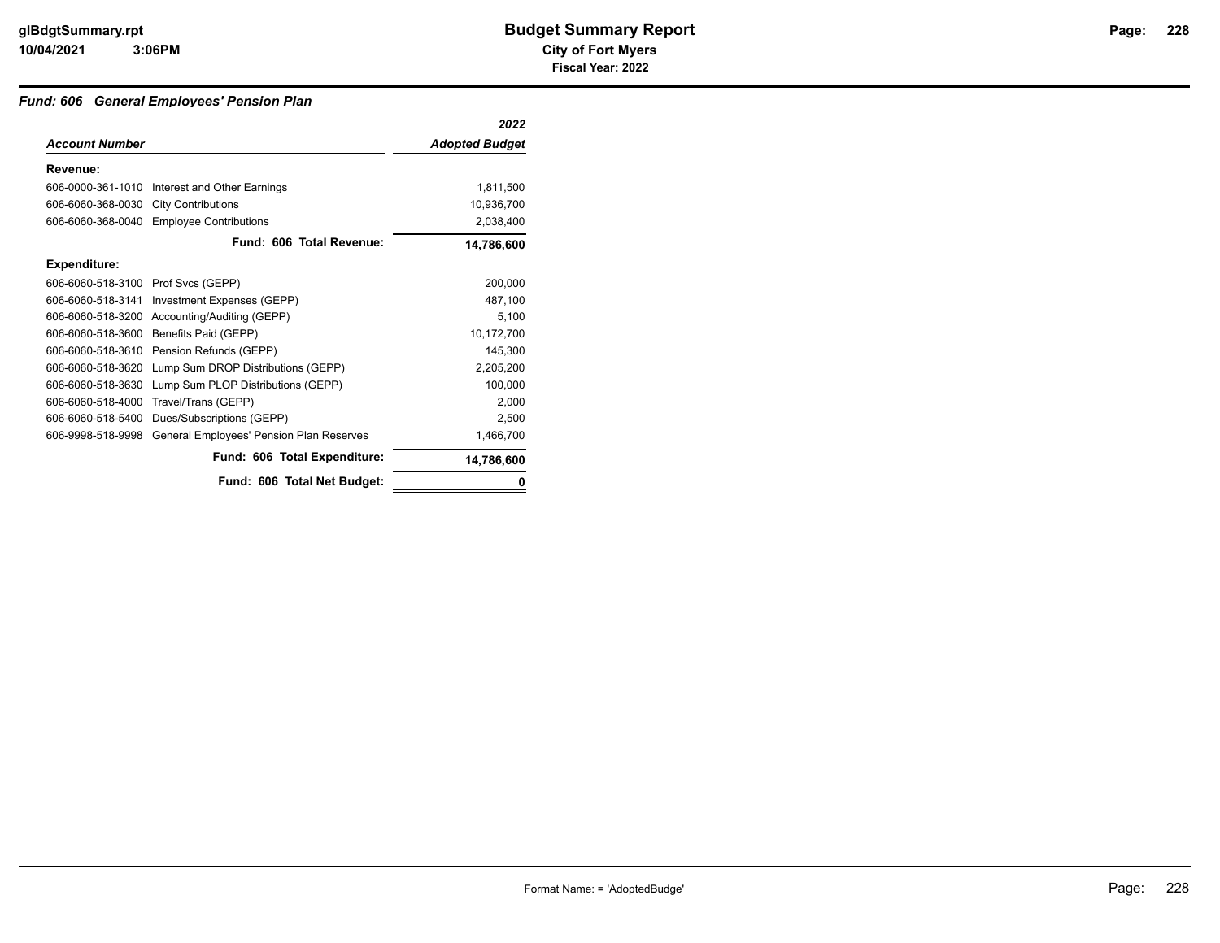# Budget Summary Report

**City of Fort Myers**

**Fiscal Year: 2022**

### *Fund: 606 General Employees' Pension Plan*

| *Account Number* | | *2022 Adopted Budget* |
|---|---|---|
| **Revenue:** | | |
| 606-0000-361-1010 | Interest and Other Earnings | 1,811,500 |
| 606-6060-368-0030 | City Contributions | 10,936,700 |
| 606-6060-368-0040 | Employee Contributions | 2,038,400 |
| | **Fund: 606 Total Revenue:** | **14,786,600** |
| **Expenditure:** | | |
| 606-6060-518-3100 | Prof Svcs (GEPP) | 200,000 |
| 606-6060-518-3141 | Investment Expenses (GEPP) | 487,100 |
| 606-6060-518-3200 | Accounting/Auditing (GEPP) | 5,100 |
| 606-6060-518-3600 | Benefits Paid (GEPP) | 10,172,700 |
| 606-6060-518-3610 | Pension Refunds (GEPP) | 145,300 |
| 606-6060-518-3620 | Lump Sum DROP Distributions (GEPP) | 2,205,200 |
| 606-6060-518-3630 | Lump Sum PLOP Distributions (GEPP) | 100,000 |
| 606-6060-518-4000 | Travel/Trans (GEPP) | 2,000 |
| 606-6060-518-5400 | Dues/Subscriptions (GEPP) | 2,500 |
| 606-9998-518-9998 | General Employees' Pension Plan Reserves | 1,466,700 |
| | **Fund: 606 Total Expenditure:** | **14,786,600** |
| | **Fund: 606 Total Net Budget:** | **0** |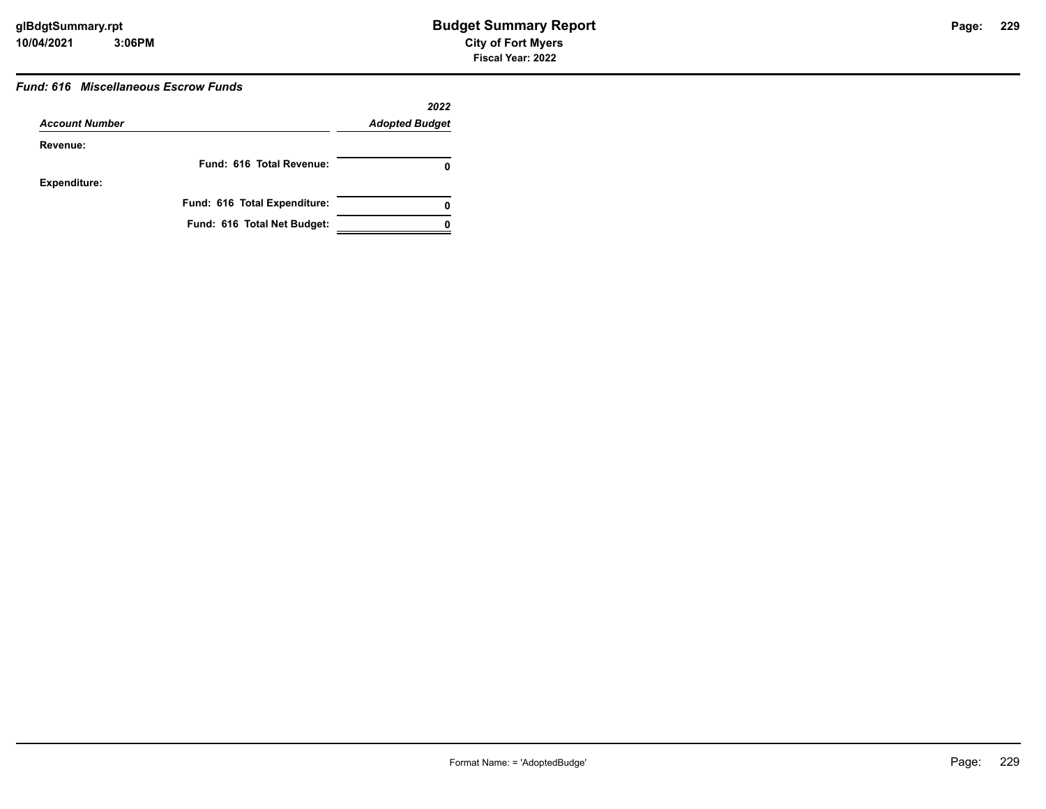### *Fund: 616 Miscellaneous Escrow Funds*

| *Account Number* | *2022 Adopted Budget* |
|---|---|
| **Revenue:** | |
| **Fund: 616 Total Revenue:** | **0** |
| **Expenditure:** | |
| **Fund: 616 Total Expenditure:** | **0** |
| **Fund: 616 Total Net Budget:** | **0** |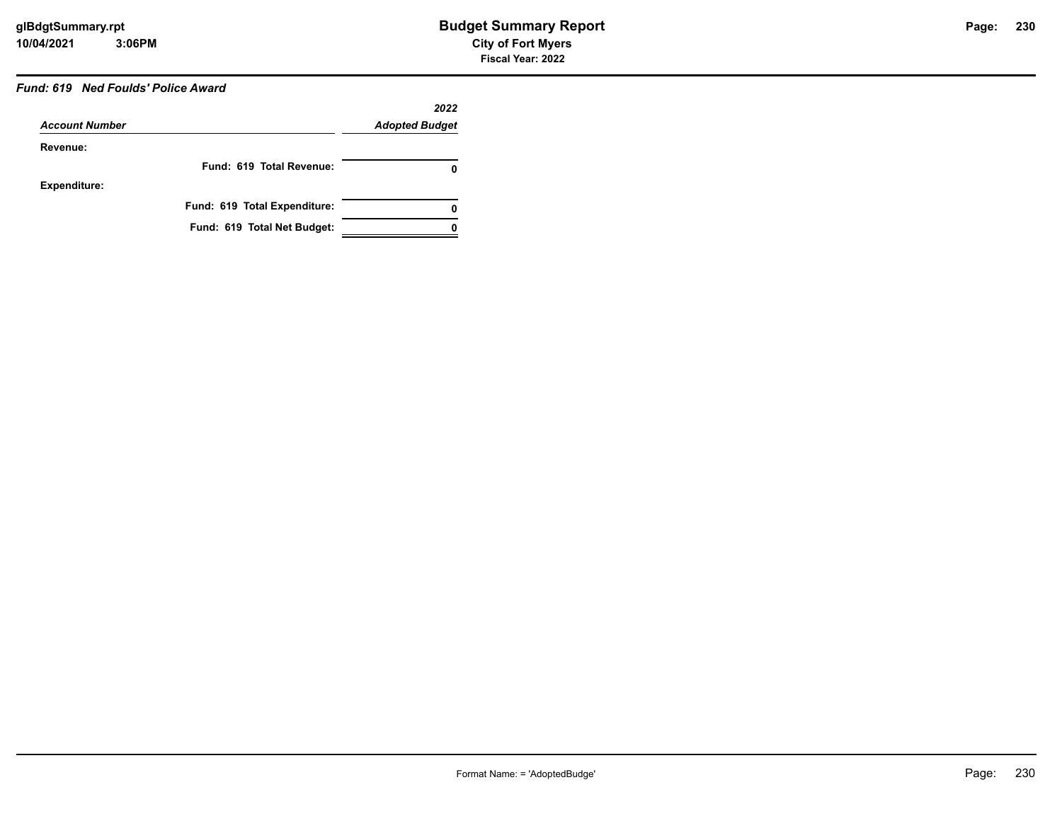### Fund: 619 Ned Foulds' Police Award

| Account Number | 2022 Adopted Budget |
|---|---|
| **Revenue:** | |
| **Fund: 619 Total Revenue:** | **0** |
| **Expenditure:** | |
| **Fund: 619 Total Expenditure:** | **0** |
| **Fund: 619 Total Net Budget:** | **0** |

Format Name: = 'AdoptedBudge'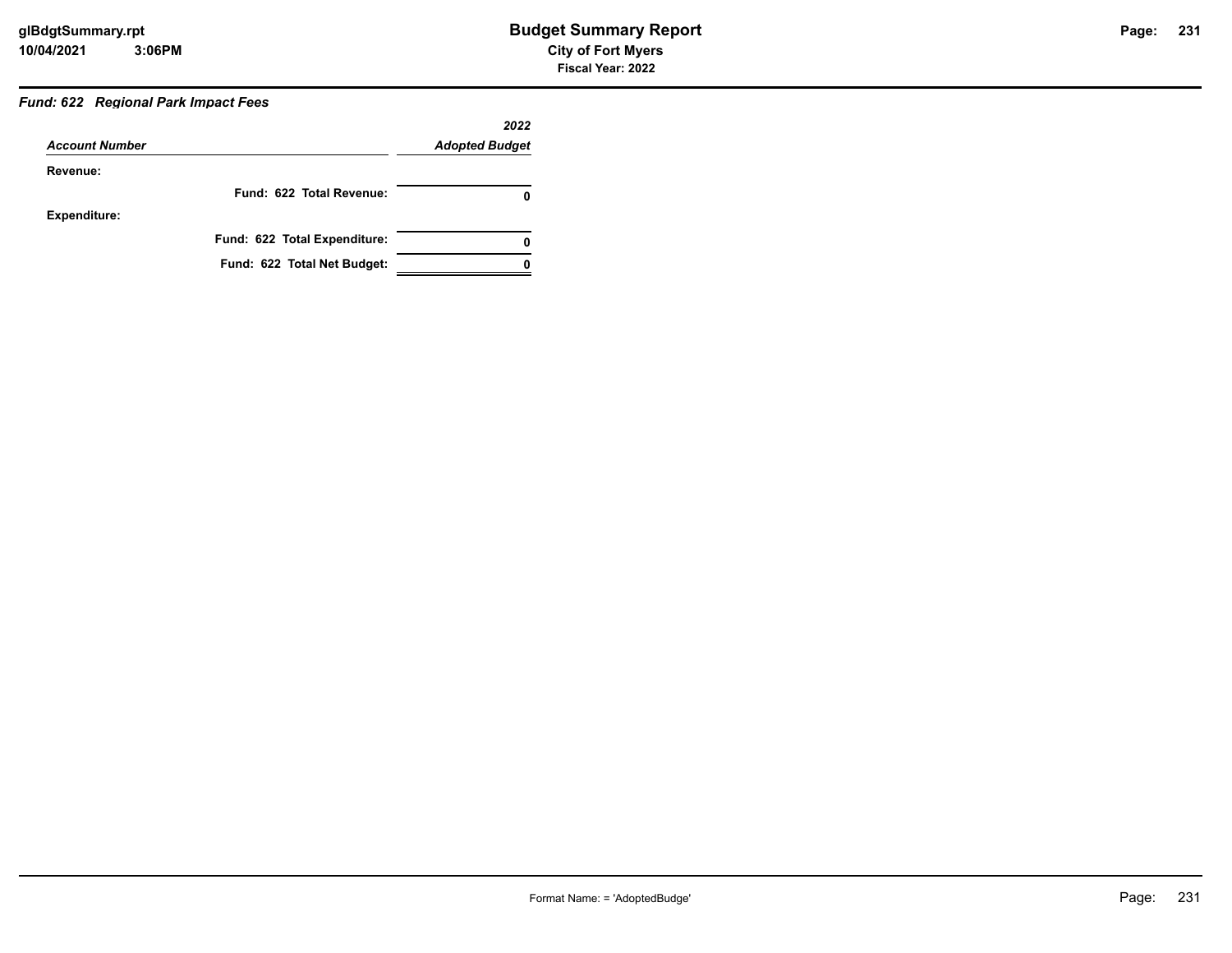### *Fund: 622 Regional Park Impact Fees*

| *Account Number* | *2022 Adopted Budget* |
|---|---|
| **Revenue:** | |
| **Fund: 622 Total Revenue:** | **0** |
| **Expenditure:** | |
| **Fund: 622 Total Expenditure:** | **0** |
| **Fund: 622 Total Net Budget:** | **0** |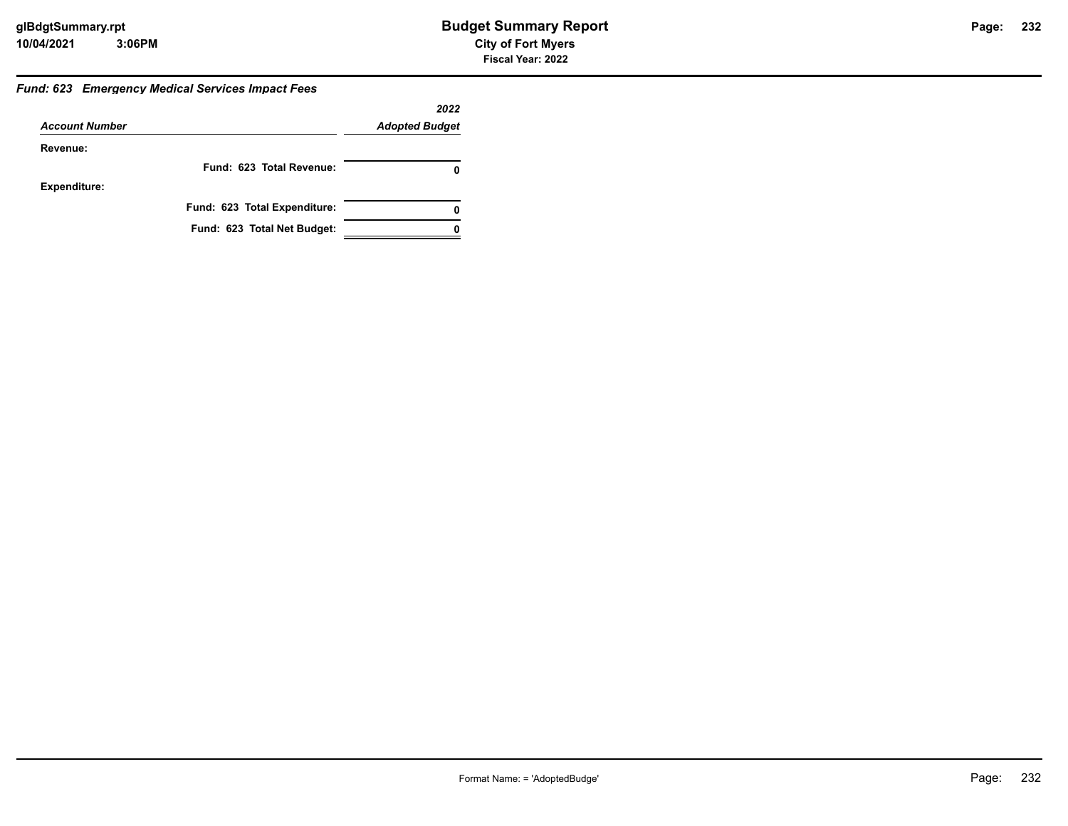### *Fund: 623 Emergency Medical Services Impact Fees*

| *Account Number* | *2022 Adopted Budget* |
|---|---|
| **Revenue:** | |
| **Fund: 623 Total Revenue:** | **0** |
| **Expenditure:** | |
| **Fund: 623 Total Expenditure:** | **0** |
| **Fund: 623 Total Net Budget:** | **0** |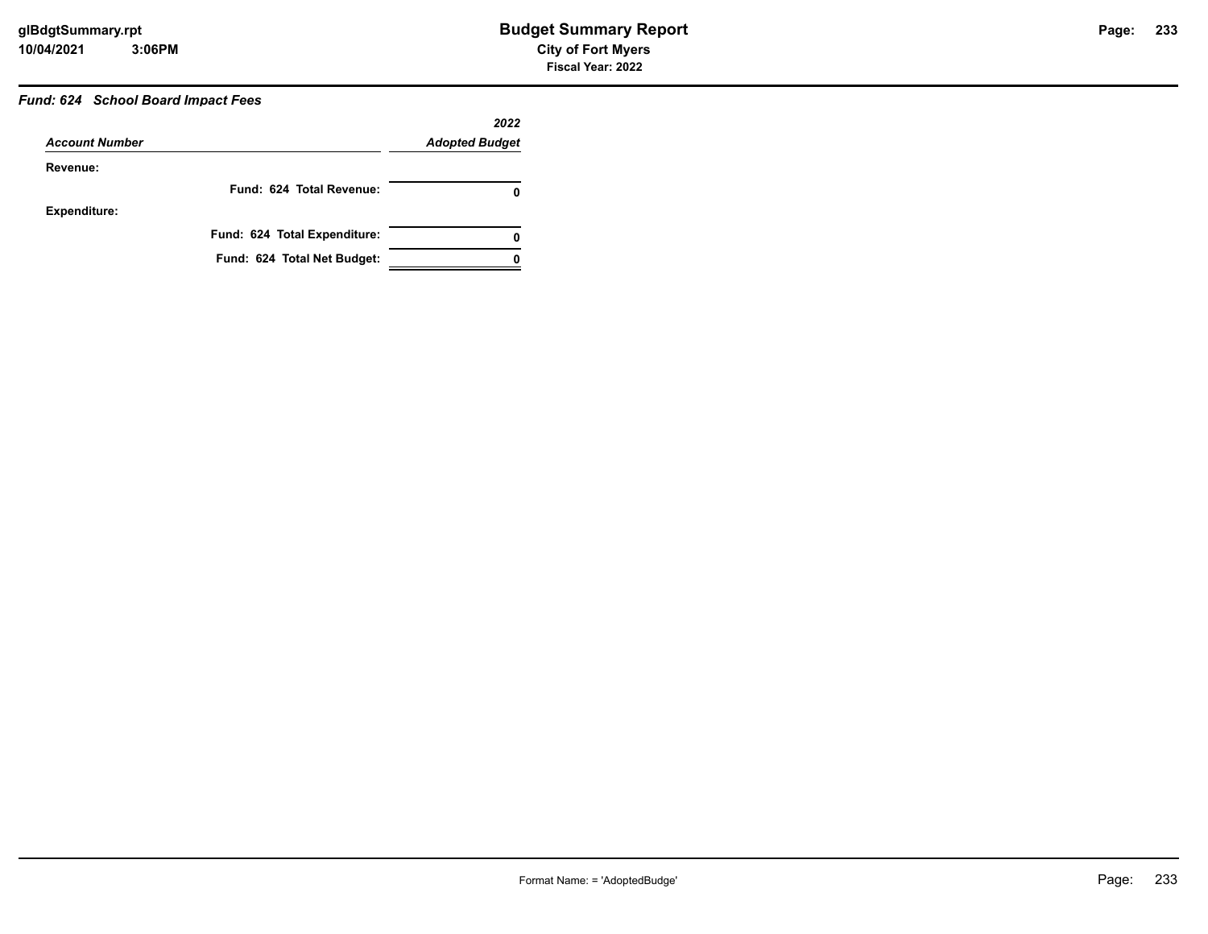### *Fund: 624 School Board Impact Fees*

| *Account Number* | *2022 Adopted Budget* |
|---|---|
| **Revenue:** | |
| **Fund: 624 Total Revenue:** | **0** |
| **Expenditure:** | |
| **Fund: 624 Total Expenditure:** | **0** |
| **Fund: 624 Total Net Budget:** | **0** |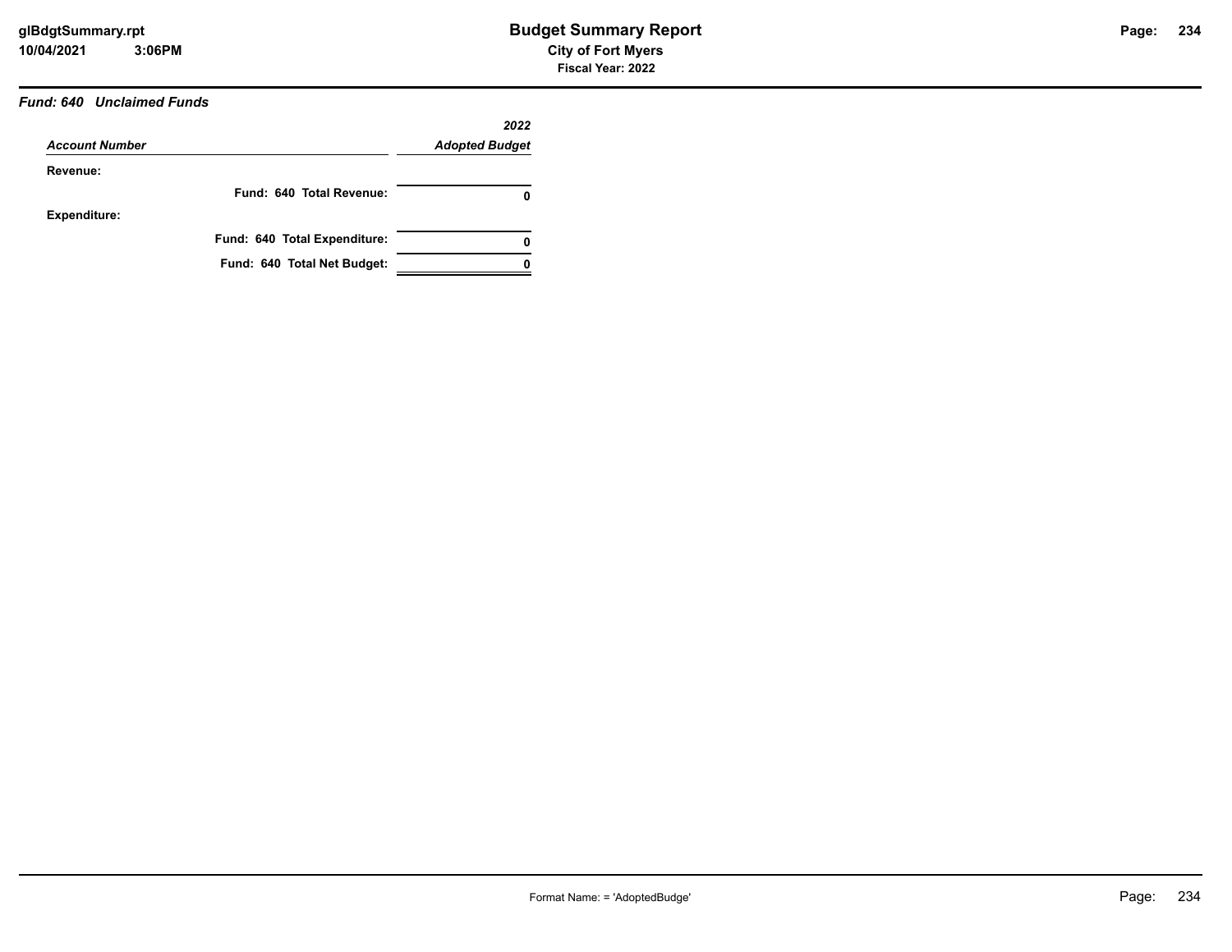### *Fund: 640 Unclaimed Funds*

| *Account Number* | *2022 Adopted Budget* |
|---|---|
| **Revenue:** | |
| **Fund: 640 Total Revenue:** | **0** |
| **Expenditure:** | |
| **Fund: 640 Total Expenditure:** | **0** |
| **Fund: 640 Total Net Budget:** | **0** |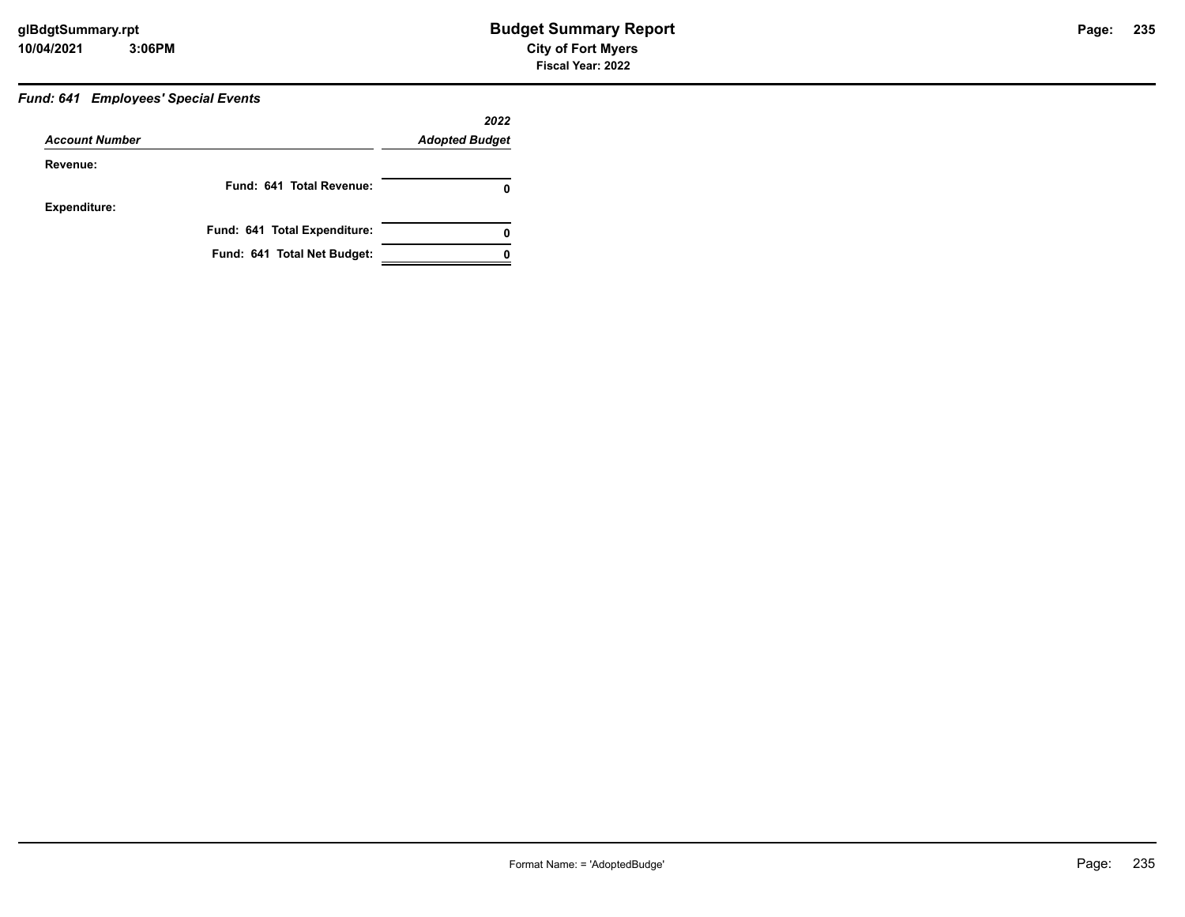### *Fund: 641 Employees' Special Events*

| *Account Number* | *2022 Adopted Budget* |
|---|---|
| **Revenue:** | |
| **Fund: 641 Total Revenue:** | **0** |
| **Expenditure:** | |
| **Fund: 641 Total Expenditure:** | **0** |
| **Fund: 641 Total Net Budget:** | **0** |

Format Name: = 'AdoptedBudge'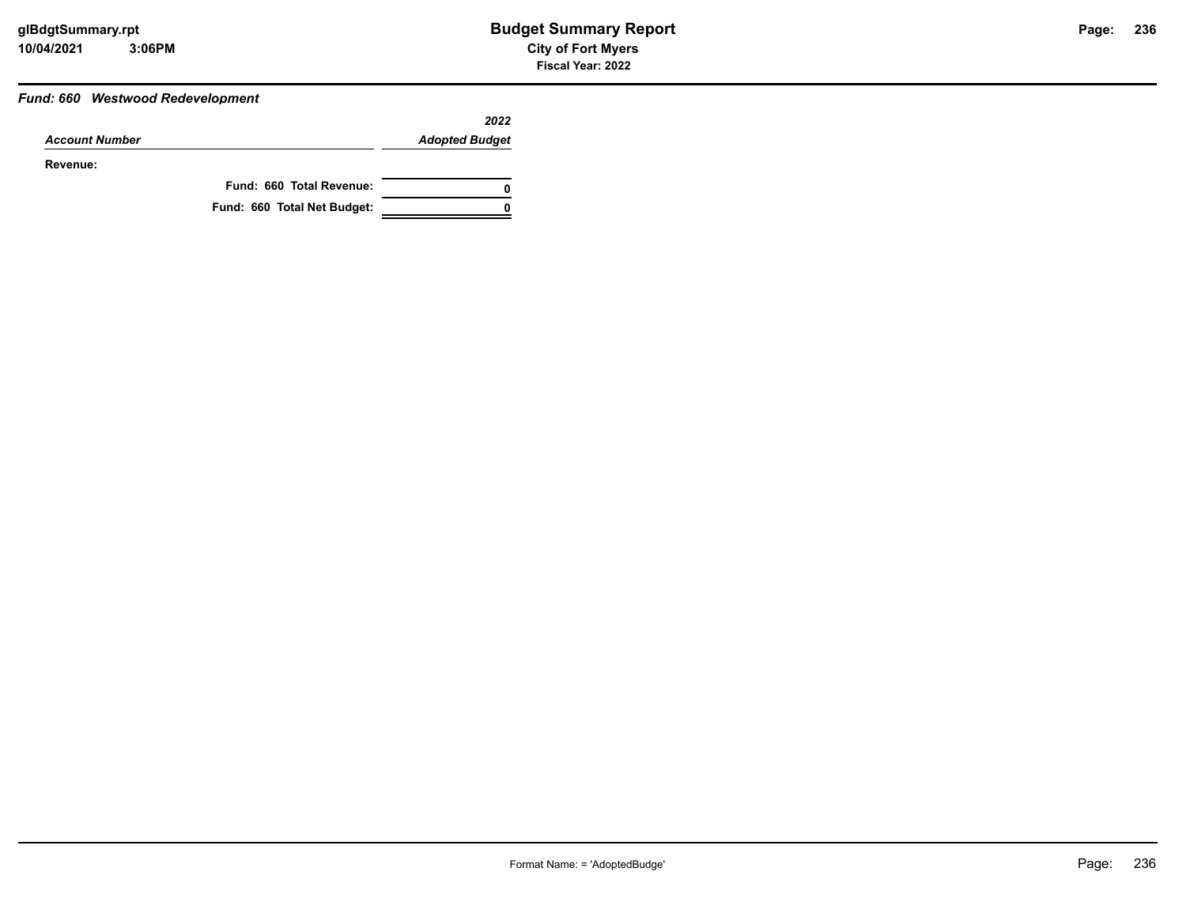### *Fund: 660 Westwood Redevelopment*

| *Account Number* | *2022 Adopted Budget* |
|---|---|
| **Revenue:** | |
| **Fund: 660 Total Revenue:** | **0** |
| **Fund: 660 Total Net Budget:** | **0** |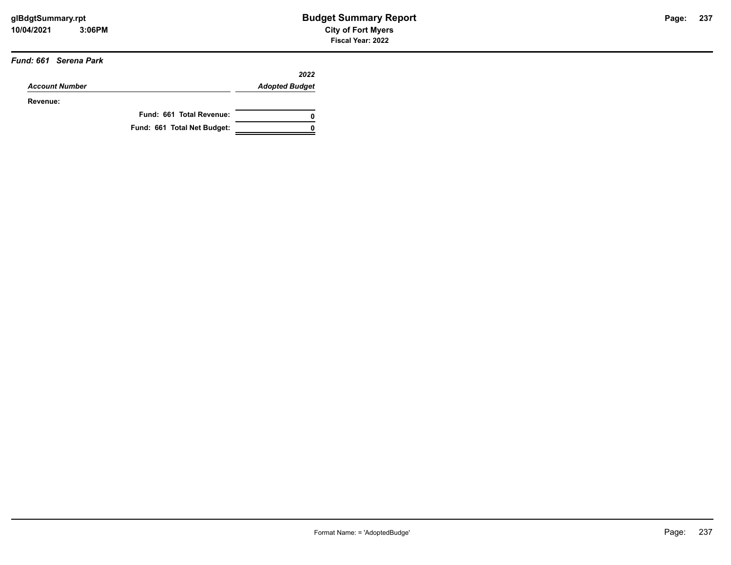## Budget Summary Report

**City of Fort Myers**

**Fiscal Year: 2022**

***Fund: 661 Serena Park***

| *Account Number* | *2022 Adopted Budget* |
|---|---|
| **Revenue:** | |
| **Fund: 661 Total Revenue:** | **0** |
| **Fund: 661 Total Net Budget:** | **0** |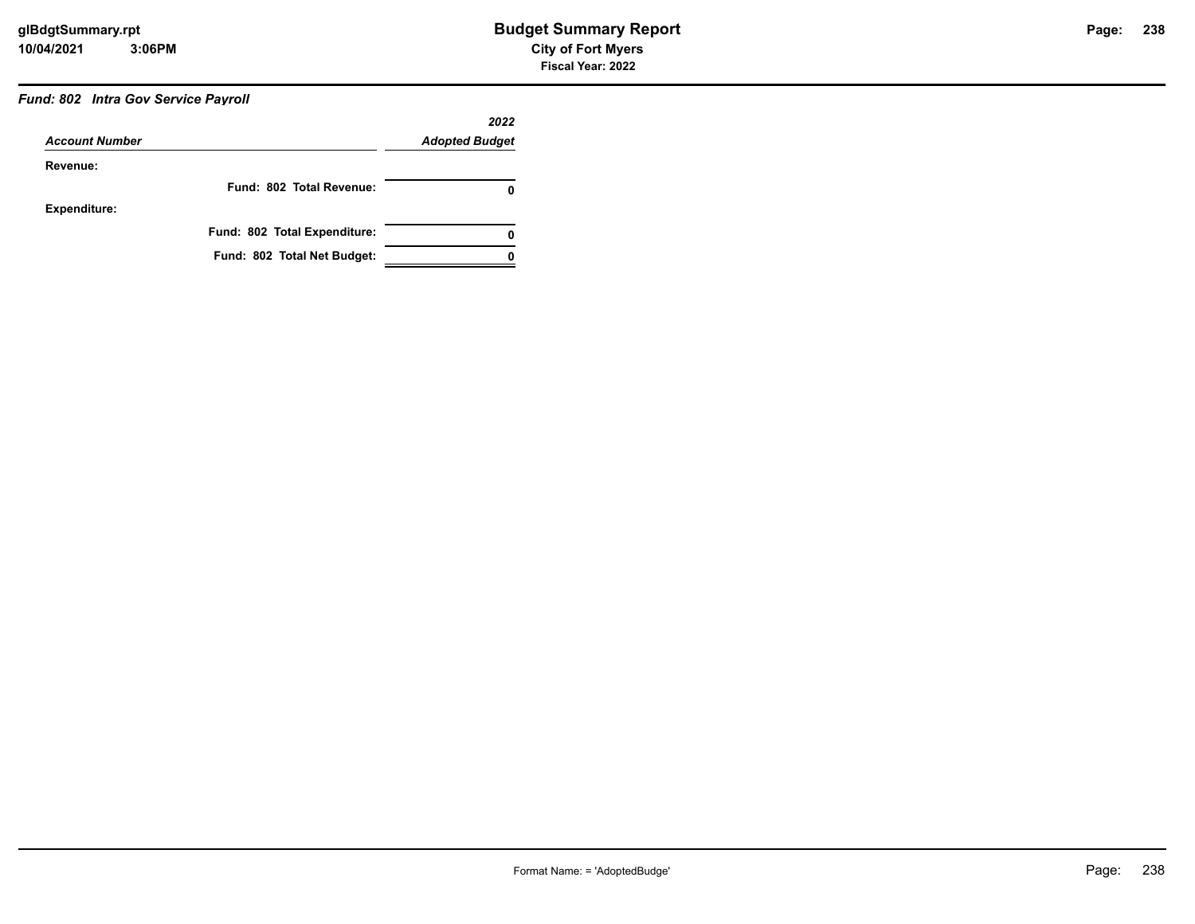### *Fund: 802 Intra Gov Service Payroll*

| *Account Number* | *2022 Adopted Budget* |
|---|---|
| **Revenue:** | |
| **Fund: 802 Total Revenue:** | **0** |
| **Expenditure:** | |
| **Fund: 802 Total Expenditure:** | **0** |
| **Fund: 802 Total Net Budget:** | **0** |

Format Name: = 'AdoptedBudge'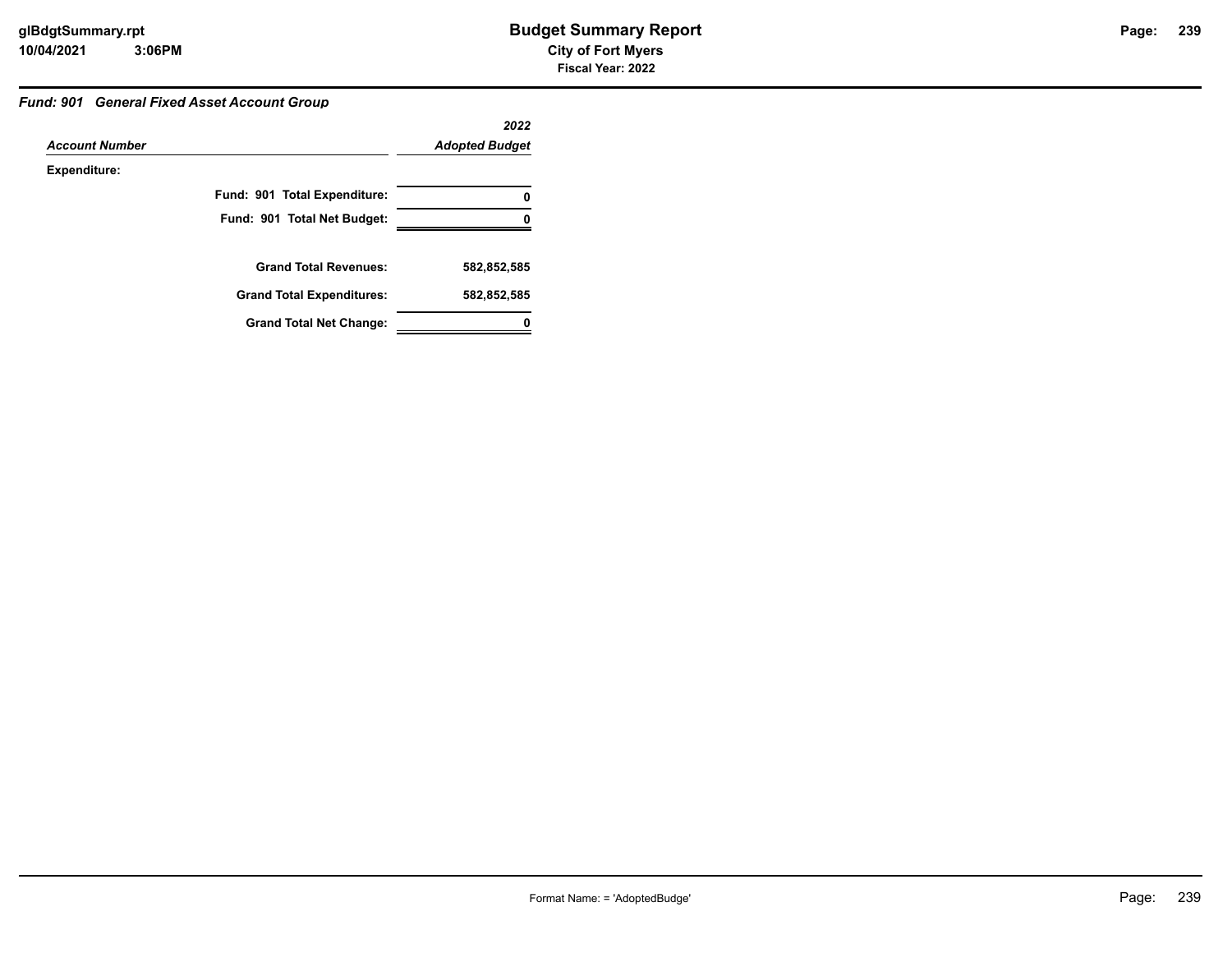### *Fund: 901 General Fixed Asset Account Group*

| *Account Number* | *2022 Adopted Budget* |
|---|---|
| **Expenditure:** | |
| **Fund: 901 Total Expenditure:** | **0** |
| **Fund: 901 Total Net Budget:** | **0** |
| **Grand Total Revenues:** | **582,852,585** |
| **Grand Total Expenditures:** | **582,852,585** |
| **Grand Total Net Change:** | **0** |

Format Name: = 'AdoptedBudge'